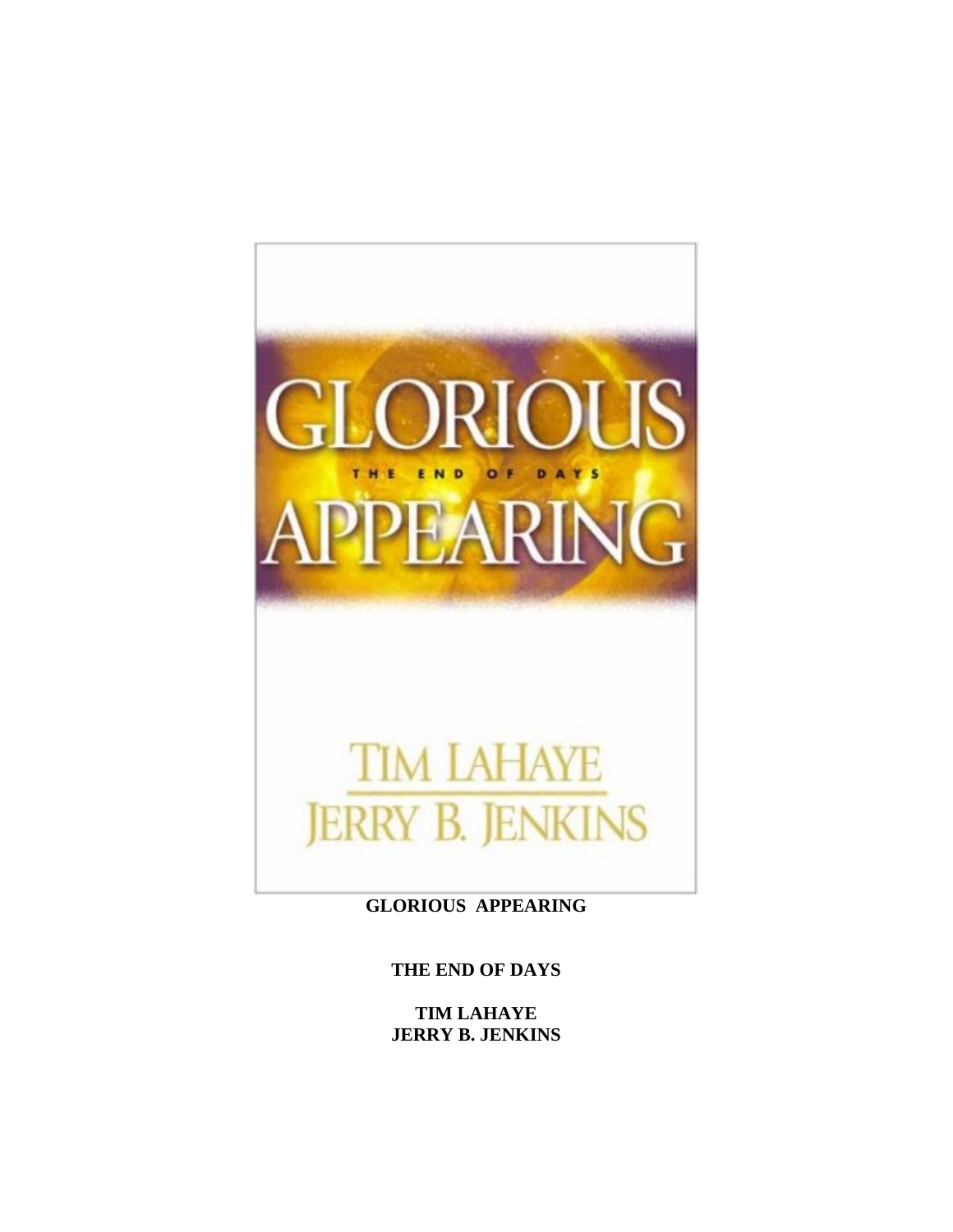# GLORIOUS APPEARING

**THE END OF DAYS**

**TIM LAHAYE**
**JERRY B. JENKINS**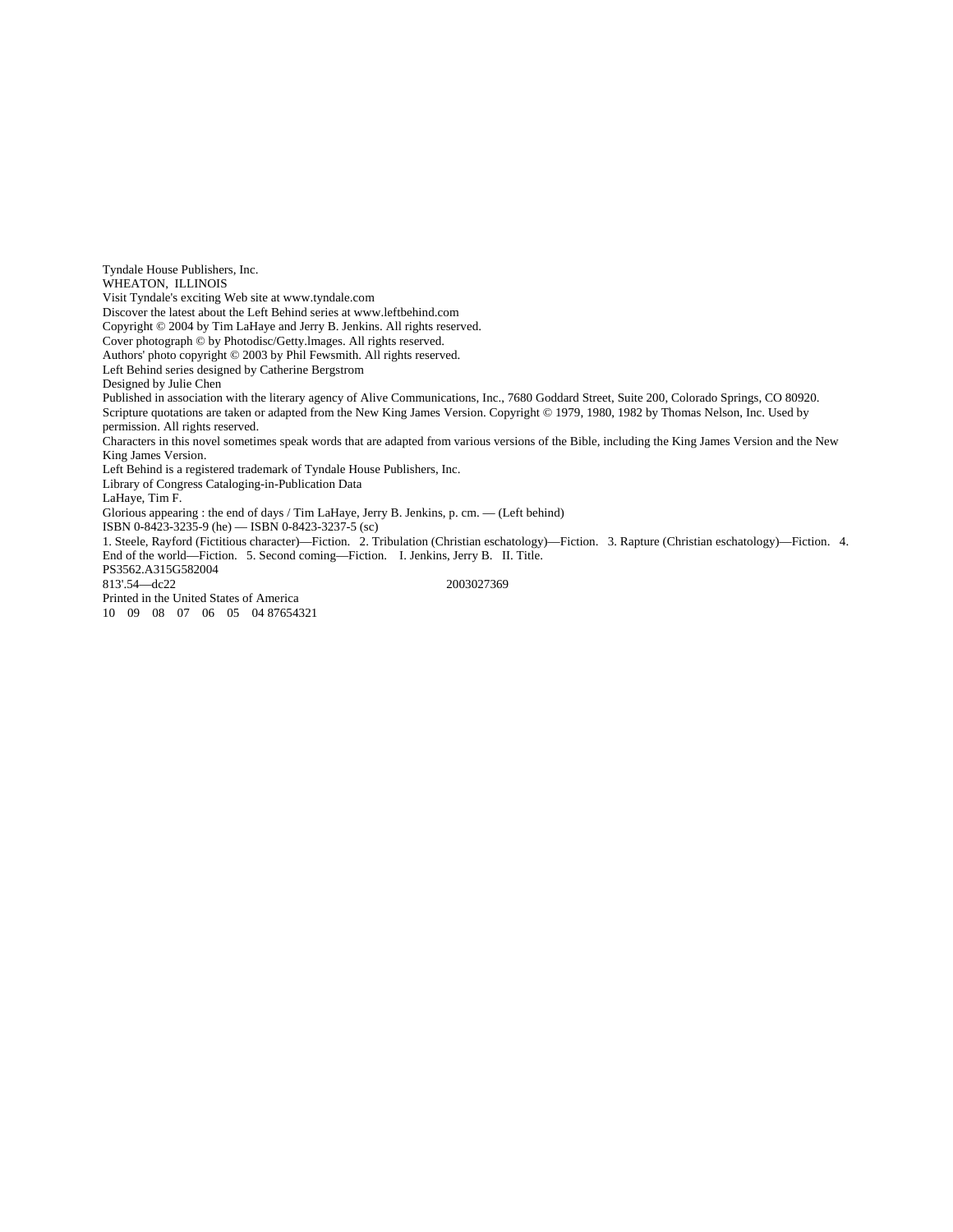Tyndale House Publishers, Inc.
WHEATON, ILLINOIS
Visit Tyndale's exciting Web site at www.tyndale.com
Discover the latest about the Left Behind series at www.leftbehind.com
Copyright © 2004 by Tim LaHaye and Jerry B. Jenkins. All rights reserved.
Cover photograph © by Photodisc/Getty.lmages. All rights reserved.
Authors' photo copyright © 2003 by Phil Fewsmith. All rights reserved.
Left Behind series designed by Catherine Bergstrom
Designed by Julie Chen
Published in association with the literary agency of Alive Communications, Inc., 7680 Goddard Street, Suite 200, Colorado Springs, CO 80920.
Scripture quotations are taken or adapted from the New King James Version. Copyright © 1979, 1980, 1982 by Thomas Nelson, Inc. Used by permission. All rights reserved.
Characters in this novel sometimes speak words that are adapted from various versions of the Bible, including the King James Version and the New King James Version.
Left Behind is a registered trademark of Tyndale House Publishers, Inc.
Library of Congress Cataloging-in-Publication Data
LaHaye, Tim F.
Glorious appearing : the end of days / Tim LaHaye, Jerry B. Jenkins, p. cm. — (Left behind)
ISBN 0-8423-3235-9 (he) — ISBN 0-8423-3237-5 (sc)
1. Steele, Rayford (Fictitious character)—Fiction. 2. Tribulation (Christian eschatology)—Fiction. 3. Rapture (Christian eschatology)—Fiction. 4. End of the world—Fiction. 5. Second coming—Fiction. I. Jenkins, Jerry B. II. Title.
PS3562.A315G582004
813'.54—dc22 2003027369
Printed in the United States of America
10 09 08 07 06 05 04 87654321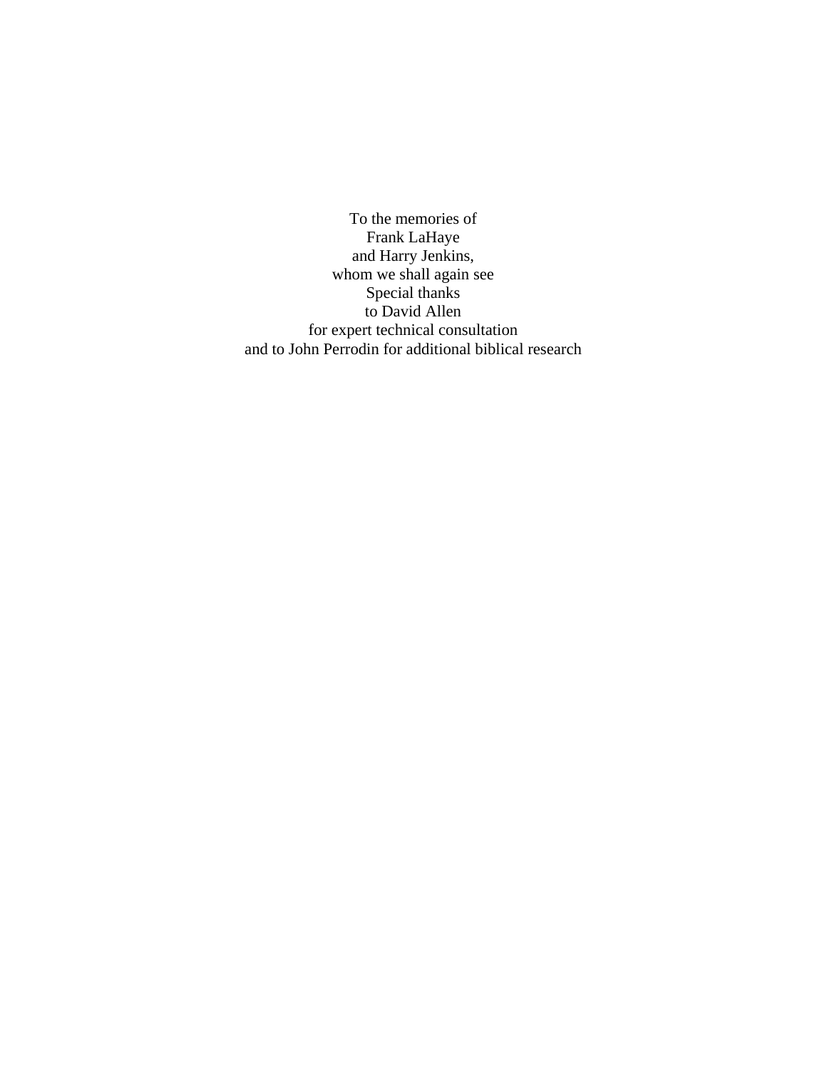To the memories of
Frank LaHaye
and Harry Jenkins,
whom we shall again see

Special thanks
to David Allen
for expert technical consultation
and to John Perrodin for additional biblical research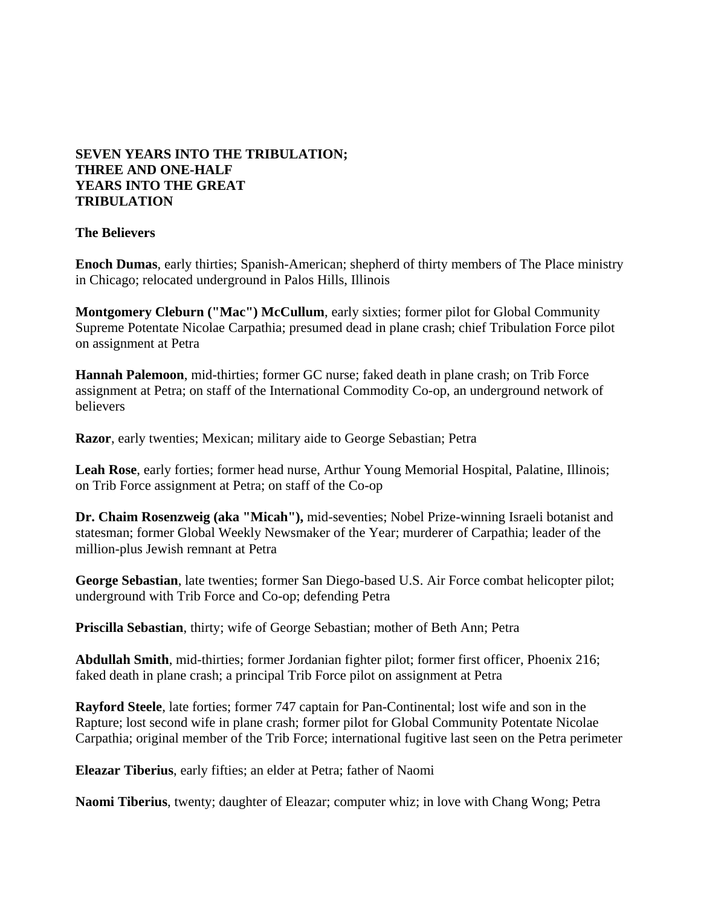**SEVEN YEARS INTO THE TRIBULATION; THREE AND ONE-HALF YEARS INTO THE GREAT TRIBULATION**

**The Believers**

**Enoch Dumas**, early thirties; Spanish-American; shepherd of thirty members of The Place ministry in Chicago; relocated underground in Palos Hills, Illinois

**Montgomery Cleburn ("Mac") McCullum**, early sixties; former pilot for Global Community Supreme Potentate Nicolae Carpathia; presumed dead in plane crash; chief Tribulation Force pilot on assignment at Petra

**Hannah Palemoon**, mid-thirties; former GC nurse; faked death in plane crash; on Trib Force assignment at Petra; on staff of the International Commodity Co-op, an underground network of believers

**Razor**, early twenties; Mexican; military aide to George Sebastian; Petra

**Leah Rose**, early forties; former head nurse, Arthur Young Memorial Hospital, Palatine, Illinois; on Trib Force assignment at Petra; on staff of the Co-op

**Dr. Chaim Rosenzweig (aka "Micah"),** mid-seventies; Nobel Prize-winning Israeli botanist and statesman; former Global Weekly Newsmaker of the Year; murderer of Carpathia; leader of the million-plus Jewish remnant at Petra

**George Sebastian**, late twenties; former San Diego-based U.S. Air Force combat helicopter pilot; underground with Trib Force and Co-op; defending Petra

**Priscilla Sebastian**, thirty; wife of George Sebastian; mother of Beth Ann; Petra

**Abdullah Smith**, mid-thirties; former Jordanian fighter pilot; former first officer, Phoenix 216; faked death in plane crash; a principal Trib Force pilot on assignment at Petra

**Rayford Steele**, late forties; former 747 captain for Pan-Continental; lost wife and son in the Rapture; lost second wife in plane crash; former pilot for Global Community Potentate Nicolae Carpathia; original member of the Trib Force; international fugitive last seen on the Petra perimeter

**Eleazar Tiberius**, early fifties; an elder at Petra; father of Naomi

**Naomi Tiberius**, twenty; daughter of Eleazar; computer whiz; in love with Chang Wong; Petra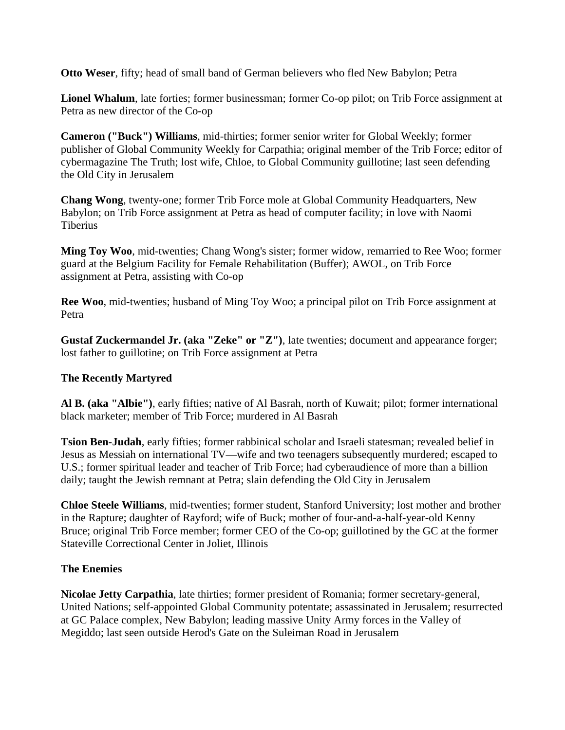**Otto Weser**, fifty; head of small band of German believers who fled New Babylon; Petra

**Lionel Whalum**, late forties; former businessman; former Co-op pilot; on Trib Force assignment at Petra as new director of the Co-op

**Cameron ("Buck") Williams**, mid-thirties; former senior writer for Global Weekly; former publisher of Global Community Weekly for Carpathia; original member of the Trib Force; editor of cybermagazine The Truth; lost wife, Chloe, to Global Community guillotine; last seen defending the Old City in Jerusalem

**Chang Wong**, twenty-one; former Trib Force mole at Global Community Headquarters, New Babylon; on Trib Force assignment at Petra as head of computer facility; in love with Naomi Tiberius

**Ming Toy Woo**, mid-twenties; Chang Wong's sister; former widow, remarried to Ree Woo; former guard at the Belgium Facility for Female Rehabilitation (Buffer); AWOL, on Trib Force assignment at Petra, assisting with Co-op

**Ree Woo**, mid-twenties; husband of Ming Toy Woo; a principal pilot on Trib Force assignment at Petra

**Gustaf Zuckermandel Jr. (aka "Zeke" or "Z")**, late twenties; document and appearance forger; lost father to guillotine; on Trib Force assignment at Petra

### The Recently Martyred

**Al B. (aka "Albie")**, early fifties; native of Al Basrah, north of Kuwait; pilot; former international black marketer; member of Trib Force; murdered in Al Basrah

**Tsion Ben-Judah**, early fifties; former rabbinical scholar and Israeli statesman; revealed belief in Jesus as Messiah on international TV—wife and two teenagers subsequently murdered; escaped to U.S.; former spiritual leader and teacher of Trib Force; had cyberaudience of more than a billion daily; taught the Jewish remnant at Petra; slain defending the Old City in Jerusalem

**Chloe Steele Williams**, mid-twenties; former student, Stanford University; lost mother and brother in the Rapture; daughter of Rayford; wife of Buck; mother of four-and-a-half-year-old Kenny Bruce; original Trib Force member; former CEO of the Co-op; guillotined by the GC at the former Stateville Correctional Center in Joliet, Illinois

### The Enemies

**Nicolae Jetty Carpathia**, late thirties; former president of Romania; former secretary-general, United Nations; self-appointed Global Community potentate; assassinated in Jerusalem; resurrected at GC Palace complex, New Babylon; leading massive Unity Army forces in the Valley of Megiddo; last seen outside Herod's Gate on the Suleiman Road in Jerusalem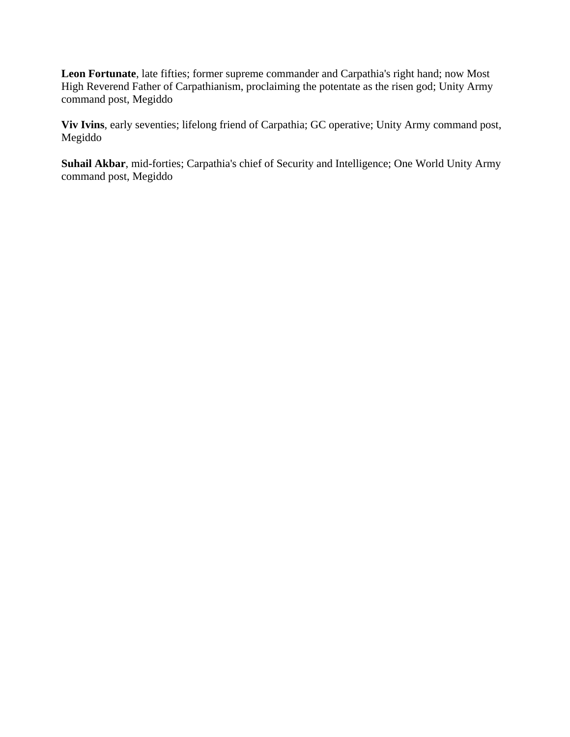**Leon Fortunate**, late fifties; former supreme commander and Carpathia's right hand; now Most High Reverend Father of Carpathianism, proclaiming the potentate as the risen god; Unity Army command post, Megiddo

**Viv Ivins**, early seventies; lifelong friend of Carpathia; GC operative; Unity Army command post, Megiddo

**Suhail Akbar**, mid-forties; Carpathia's chief of Security and Intelligence; One World Unity Army command post, Megiddo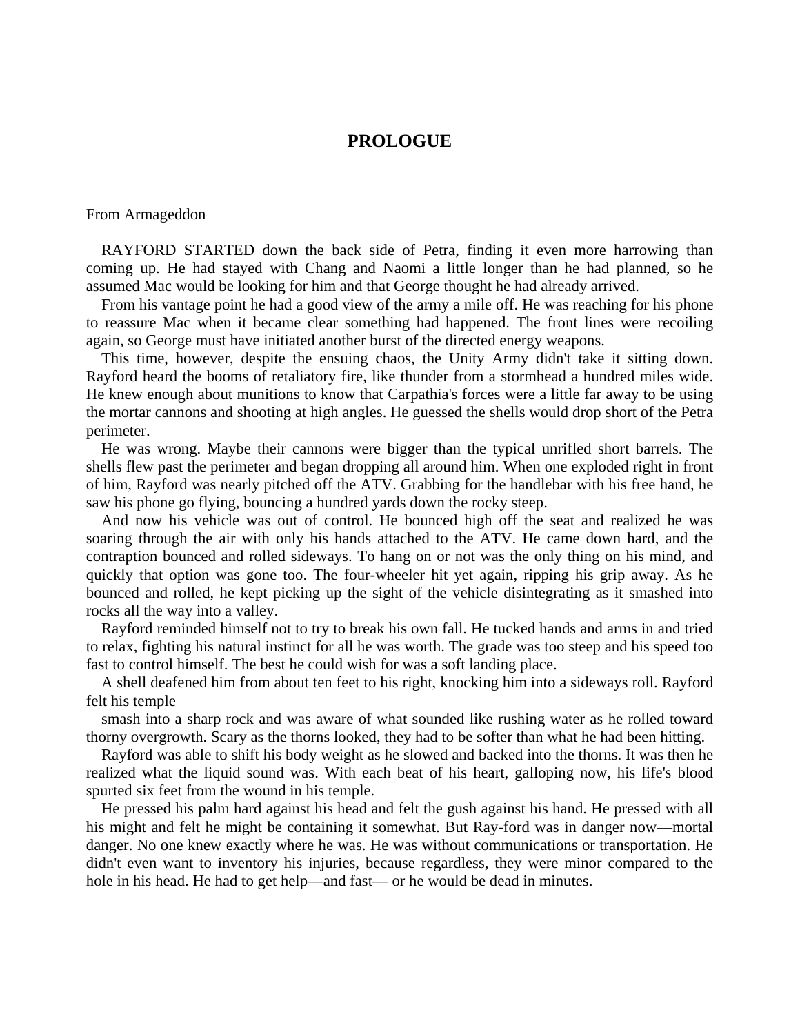# PROLOGUE

From Armageddon

RAYFORD STARTED down the back side of Petra, finding it even more harrowing than coming up. He had stayed with Chang and Naomi a little longer than he had planned, so he assumed Mac would be looking for him and that George thought he had already arrived.

From his vantage point he had a good view of the army a mile off. He was reaching for his phone to reassure Mac when it became clear something had happened. The front lines were recoiling again, so George must have initiated another burst of the directed energy weapons.

This time, however, despite the ensuing chaos, the Unity Army didn't take it sitting down. Rayford heard the booms of retaliatory fire, like thunder from a stormhead a hundred miles wide. He knew enough about munitions to know that Carpathia's forces were a little far away to be using the mortar cannons and shooting at high angles. He guessed the shells would drop short of the Petra perimeter.

He was wrong. Maybe their cannons were bigger than the typical unrifled short barrels. The shells flew past the perimeter and began dropping all around him. When one exploded right in front of him, Rayford was nearly pitched off the ATV. Grabbing for the handlebar with his free hand, he saw his phone go flying, bouncing a hundred yards down the rocky steep.

And now his vehicle was out of control. He bounced high off the seat and realized he was soaring through the air with only his hands attached to the ATV. He came down hard, and the contraption bounced and rolled sideways. To hang on or not was the only thing on his mind, and quickly that option was gone too. The four-wheeler hit yet again, ripping his grip away. As he bounced and rolled, he kept picking up the sight of the vehicle disintegrating as it smashed into rocks all the way into a valley.

Rayford reminded himself not to try to break his own fall. He tucked hands and arms in and tried to relax, fighting his natural instinct for all he was worth. The grade was too steep and his speed too fast to control himself. The best he could wish for was a soft landing place.

A shell deafened him from about ten feet to his right, knocking him into a sideways roll. Rayford felt his temple smash into a sharp rock and was aware of what sounded like rushing water as he rolled toward thorny overgrowth. Scary as the thorns looked, they had to be softer than what he had been hitting.

Rayford was able to shift his body weight as he slowed and backed into the thorns. It was then he realized what the liquid sound was. With each beat of his heart, galloping now, his life's blood spurted six feet from the wound in his temple.

He pressed his palm hard against his head and felt the gush against his hand. He pressed with all his might and felt he might be containing it somewhat. But Ray-ford was in danger now—mortal danger. No one knew exactly where he was. He was without communications or transportation. He didn't even want to inventory his injuries, because regardless, they were minor compared to the hole in his head. He had to get help—and fast— or he would be dead in minutes.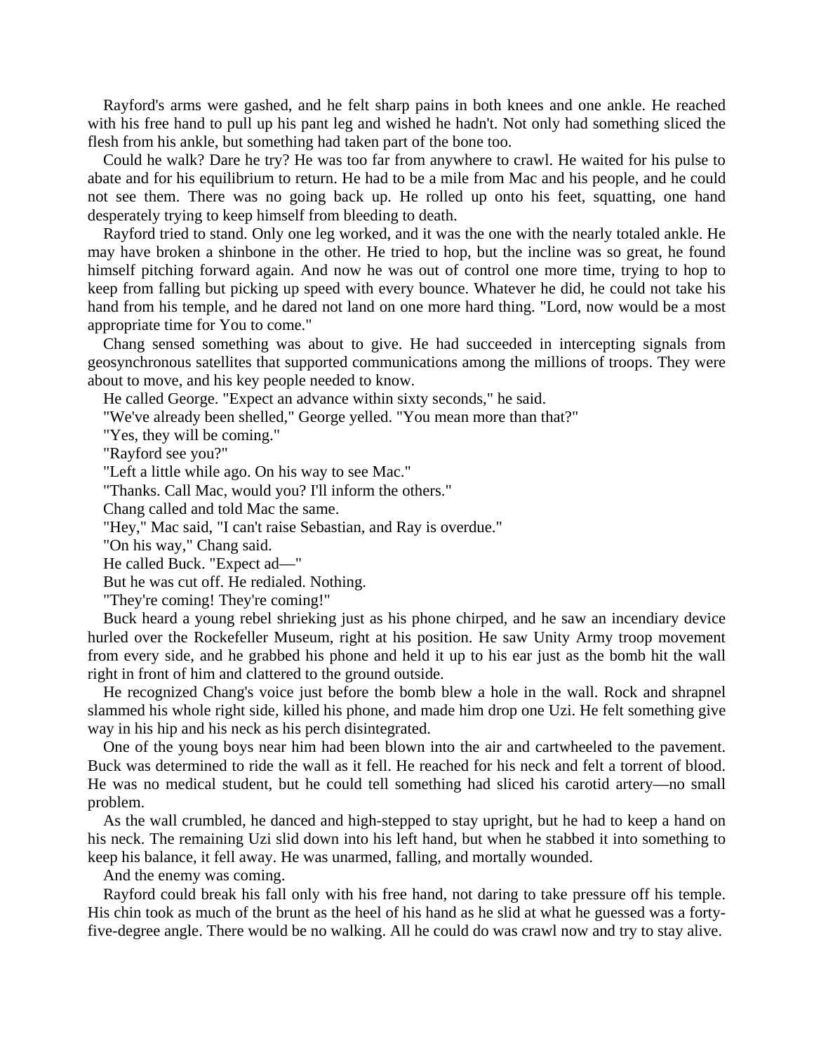Rayford's arms were gashed, and he felt sharp pains in both knees and one ankle. He reached with his free hand to pull up his pant leg and wished he hadn't. Not only had something sliced the flesh from his ankle, but something had taken part of the bone too.

Could he walk? Dare he try? He was too far from anywhere to crawl. He waited for his pulse to abate and for his equilibrium to return. He had to be a mile from Mac and his people, and he could not see them. There was no going back up. He rolled up onto his feet, squatting, one hand desperately trying to keep himself from bleeding to death.

Rayford tried to stand. Only one leg worked, and it was the one with the nearly totaled ankle. He may have broken a shinbone in the other. He tried to hop, but the incline was so great, he found himself pitching forward again. And now he was out of control one more time, trying to hop to keep from falling but picking up speed with every bounce. Whatever he did, he could not take his hand from his temple, and he dared not land on one more hard thing. "Lord, now would be a most appropriate time for You to come."

Chang sensed something was about to give. He had succeeded in intercepting signals from geosynchronous satellites that supported communications among the millions of troops. They were about to move, and his key people needed to know.

He called George. "Expect an advance within sixty seconds," he said.

"We've already been shelled," George yelled. "You mean more than that?"

"Yes, they will be coming."

"Rayford see you?"

"Left a little while ago. On his way to see Mac."

"Thanks. Call Mac, would you? I'll inform the others."

Chang called and told Mac the same.

"Hey," Mac said, "I can't raise Sebastian, and Ray is overdue."

"On his way," Chang said.

He called Buck. "Expect ad—"

But he was cut off. He redialed. Nothing.

"They're coming! They're coming!"

Buck heard a young rebel shrieking just as his phone chirped, and he saw an incendiary device hurled over the Rockefeller Museum, right at his position. He saw Unity Army troop movement from every side, and he grabbed his phone and held it up to his ear just as the bomb hit the wall right in front of him and clattered to the ground outside.

He recognized Chang's voice just before the bomb blew a hole in the wall. Rock and shrapnel slammed his whole right side, killed his phone, and made him drop one Uzi. He felt something give way in his hip and his neck as his perch disintegrated.

One of the young boys near him had been blown into the air and cartwheeled to the pavement. Buck was determined to ride the wall as it fell. He reached for his neck and felt a torrent of blood. He was no medical student, but he could tell something had sliced his carotid artery—no small problem.

As the wall crumbled, he danced and high-stepped to stay upright, but he had to keep a hand on his neck. The remaining Uzi slid down into his left hand, but when he stabbed it into something to keep his balance, it fell away. He was unarmed, falling, and mortally wounded.

And the enemy was coming.

Rayford could break his fall only with his free hand, not daring to take pressure off his temple. His chin took as much of the brunt as the heel of his hand as he slid at what he guessed was a forty-five-degree angle. There would be no walking. All he could do was crawl now and try to stay alive.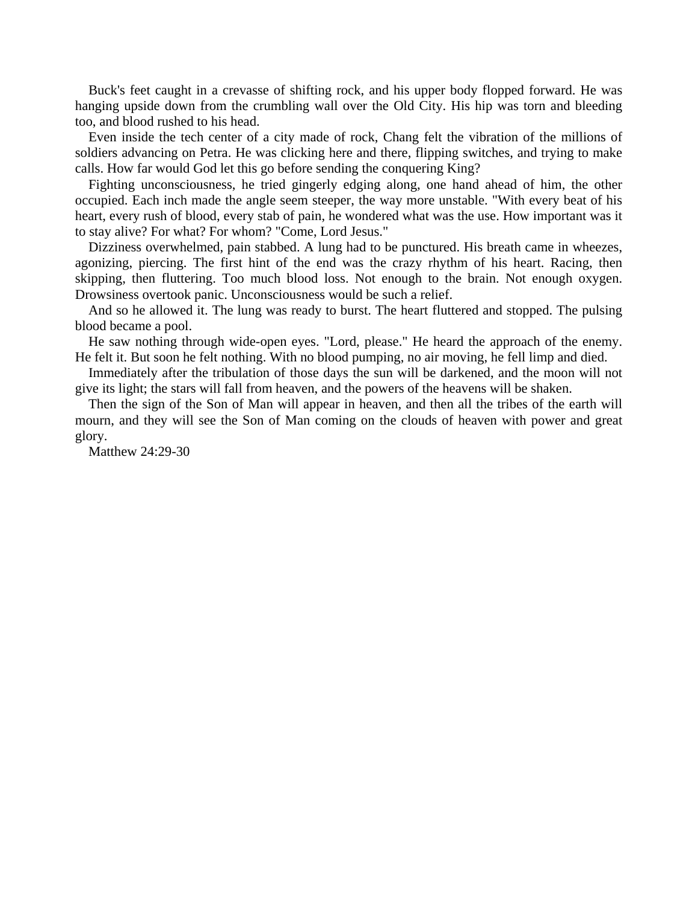Buck's feet caught in a crevasse of shifting rock, and his upper body flopped forward. He was hanging upside down from the crumbling wall over the Old City. His hip was torn and bleeding too, and blood rushed to his head.

Even inside the tech center of a city made of rock, Chang felt the vibration of the millions of soldiers advancing on Petra. He was clicking here and there, flipping switches, and trying to make calls. How far would God let this go before sending the conquering King?

Fighting unconsciousness, he tried gingerly edging along, one hand ahead of him, the other occupied. Each inch made the angle seem steeper, the way more unstable. "With every beat of his heart, every rush of blood, every stab of pain, he wondered what was the use. How important was it to stay alive? For what? For whom? "Come, Lord Jesus."

Dizziness overwhelmed, pain stabbed. A lung had to be punctured. His breath came in wheezes, agonizing, piercing. The first hint of the end was the crazy rhythm of his heart. Racing, then skipping, then fluttering. Too much blood loss. Not enough to the brain. Not enough oxygen. Drowsiness overtook panic. Unconsciousness would be such a relief.

And so he allowed it. The lung was ready to burst. The heart fluttered and stopped. The pulsing blood became a pool.

He saw nothing through wide-open eyes. "Lord, please." He heard the approach of the enemy. He felt it. But soon he felt nothing. With no blood pumping, no air moving, he fell limp and died.

Immediately after the tribulation of those days the sun will be darkened, and the moon will not give its light; the stars will fall from heaven, and the powers of the heavens will be shaken.

Then the sign of the Son of Man will appear in heaven, and then all the tribes of the earth will mourn, and they will see the Son of Man coming on the clouds of heaven with power and great glory.

Matthew 24:29-30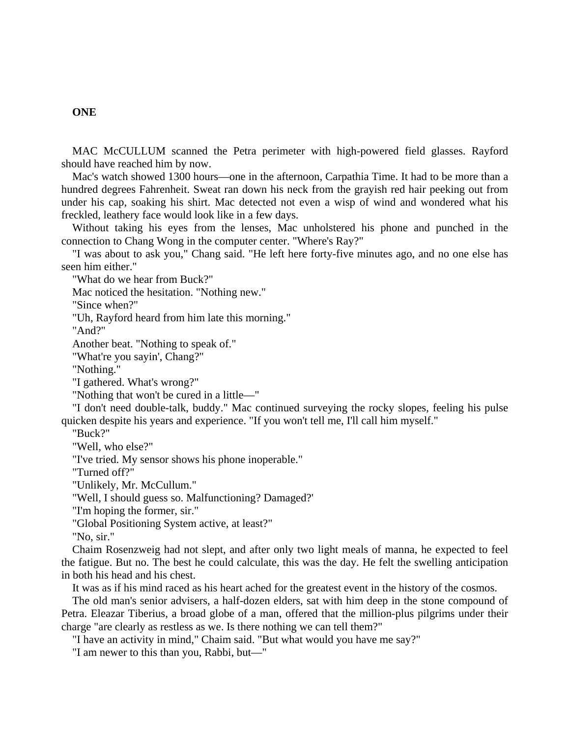# ONE

MAC McCULLUM scanned the Petra perimeter with high-powered field glasses. Rayford should have reached him by now.

Mac's watch showed 1300 hours—one in the afternoon, Carpathia Time. It had to be more than a hundred degrees Fahrenheit. Sweat ran down his neck from the grayish red hair peeking out from under his cap, soaking his shirt. Mac detected not even a wisp of wind and wondered what his freckled, leathery face would look like in a few days.

Without taking his eyes from the lenses, Mac unholstered his phone and punched in the connection to Chang Wong in the computer center. "Where's Ray?"

"I was about to ask you," Chang said. "He left here forty-five minutes ago, and no one else has seen him either."

"What do we hear from Buck?"

Mac noticed the hesitation. "Nothing new."

"Since when?"

"Uh, Rayford heard from him late this morning."

"And?"

Another beat. "Nothing to speak of."

"What're you sayin', Chang?"

"Nothing."

"I gathered. What's wrong?"

"Nothing that won't be cured in a little—"

"I don't need double-talk, buddy." Mac continued surveying the rocky slopes, feeling his pulse quicken despite his years and experience. "If you won't tell me, I'll call him myself."

"Buck?"

"Well, who else?"

"I've tried. My sensor shows his phone inoperable."

"Turned off?"

"Unlikely, Mr. McCullum."

"Well, I should guess so. Malfunctioning? Damaged?'

"I'm hoping the former, sir."

"Global Positioning System active, at least?"

"No, sir."

Chaim Rosenzweig had not slept, and after only two light meals of manna, he expected to feel the fatigue. But no. The best he could calculate, this was the day. He felt the swelling anticipation in both his head and his chest.

It was as if his mind raced as his heart ached for the greatest event in the history of the cosmos.

The old man's senior advisers, a half-dozen elders, sat with him deep in the stone compound of Petra. Eleazar Tiberius, a broad globe of a man, offered that the million-plus pilgrims under their charge "are clearly as restless as we. Is there nothing we can tell them?"

"I have an activity in mind," Chaim said. "But what would you have me say?"

"I am newer to this than you, Rabbi, but—"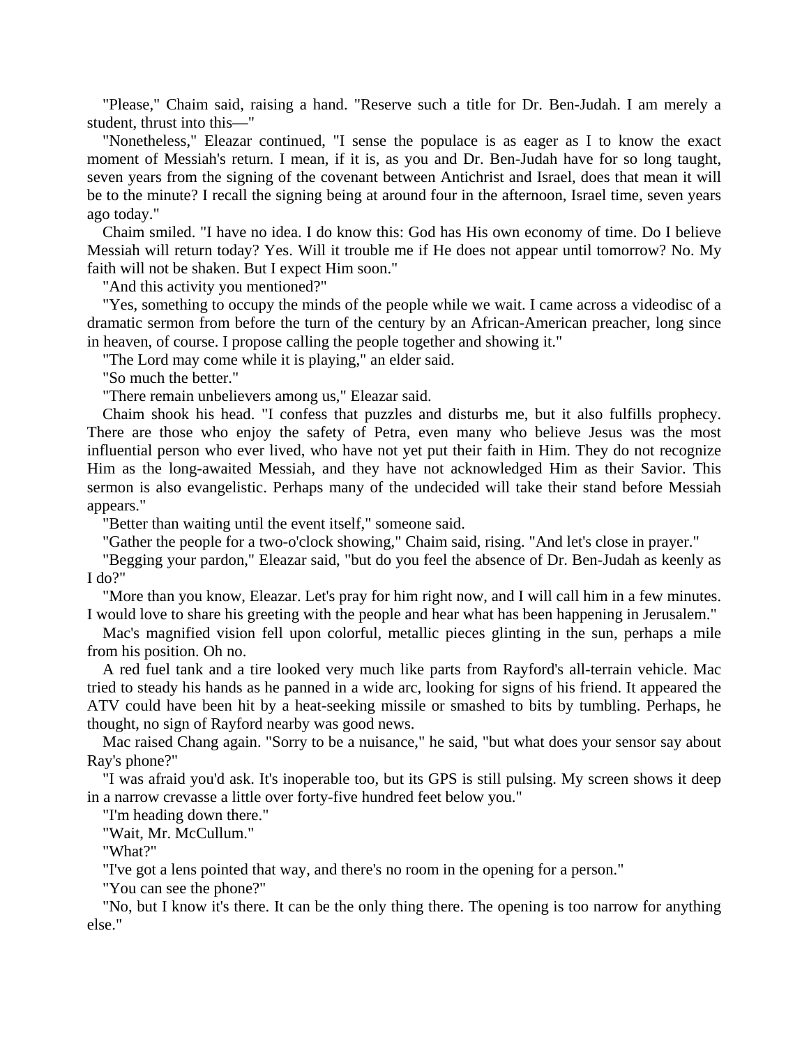"Please," Chaim said, raising a hand. "Reserve such a title for Dr. Ben-Judah. I am merely a student, thrust into this—"

"Nonetheless," Eleazar continued, "I sense the populace is as eager as I to know the exact moment of Messiah's return. I mean, if it is, as you and Dr. Ben-Judah have for so long taught, seven years from the signing of the covenant between Antichrist and Israel, does that mean it will be to the minute? I recall the signing being at around four in the afternoon, Israel time, seven years ago today."

Chaim smiled. "I have no idea. I do know this: God has His own economy of time. Do I believe Messiah will return today? Yes. Will it trouble me if He does not appear until tomorrow? No. My faith will not be shaken. But I expect Him soon."

"And this activity you mentioned?"

"Yes, something to occupy the minds of the people while we wait. I came across a videodisc of a dramatic sermon from before the turn of the century by an African-American preacher, long since in heaven, of course. I propose calling the people together and showing it."

"The Lord may come while it is playing," an elder said.

"So much the better."

"There remain unbelievers among us," Eleazar said.

Chaim shook his head. "I confess that puzzles and disturbs me, but it also fulfills prophecy. There are those who enjoy the safety of Petra, even many who believe Jesus was the most influential person who ever lived, who have not yet put their faith in Him. They do not recognize Him as the long-awaited Messiah, and they have not acknowledged Him as their Savior. This sermon is also evangelistic. Perhaps many of the undecided will take their stand before Messiah appears."

"Better than waiting until the event itself," someone said.

"Gather the people for a two-o'clock showing," Chaim said, rising. "And let's close in prayer."

"Begging your pardon," Eleazar said, "but do you feel the absence of Dr. Ben-Judah as keenly as I do?"

"More than you know, Eleazar. Let's pray for him right now, and I will call him in a few minutes. I would love to share his greeting with the people and hear what has been happening in Jerusalem."

Mac's magnified vision fell upon colorful, metallic pieces glinting in the sun, perhaps a mile from his position. Oh no.

A red fuel tank and a tire looked very much like parts from Rayford's all-terrain vehicle. Mac tried to steady his hands as he panned in a wide arc, looking for signs of his friend. It appeared the ATV could have been hit by a heat-seeking missile or smashed to bits by tumbling. Perhaps, he thought, no sign of Rayford nearby was good news.

Mac raised Chang again. "Sorry to be a nuisance," he said, "but what does your sensor say about Ray's phone?"

"I was afraid you'd ask. It's inoperable too, but its GPS is still pulsing. My screen shows it deep in a narrow crevasse a little over forty-five hundred feet below you."

"I'm heading down there."

"Wait, Mr. McCullum."

"What?"

"I've got a lens pointed that way, and there's no room in the opening for a person."

"You can see the phone?"

"No, but I know it's there. It can be the only thing there. The opening is too narrow for anything else."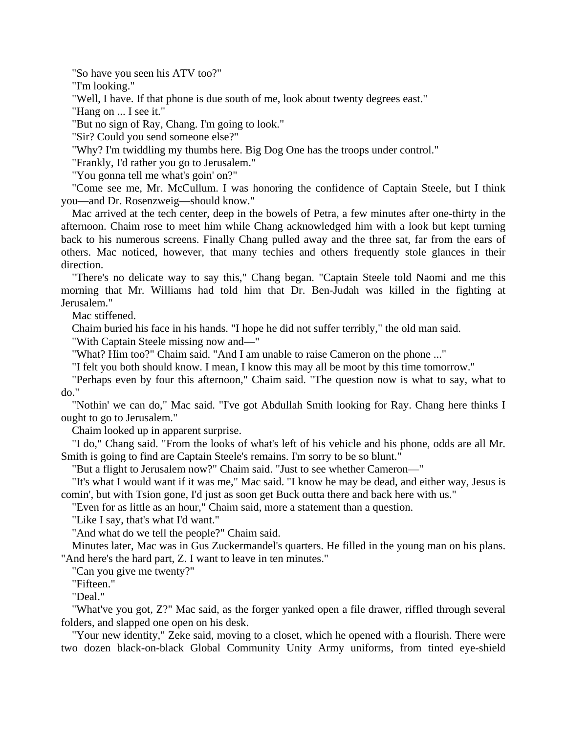"So have you seen his ATV too?"

"I'm looking."

"Well, I have. If that phone is due south of me, look about twenty degrees east."

"Hang on ... I see it."

"But no sign of Ray, Chang. I'm going to look."

"Sir? Could you send someone else?"

"Why? I'm twiddling my thumbs here. Big Dog One has the troops under control."

"Frankly, I'd rather you go to Jerusalem."

"You gonna tell me what's goin' on?"

"Come see me, Mr. McCullum. I was honoring the confidence of Captain Steele, but I think you—and Dr. Rosenzweig—should know."

Mac arrived at the tech center, deep in the bowels of Petra, a few minutes after one-thirty in the afternoon. Chaim rose to meet him while Chang acknowledged him with a look but kept turning back to his numerous screens. Finally Chang pulled away and the three sat, far from the ears of others. Mac noticed, however, that many techies and others frequently stole glances in their direction.

"There's no delicate way to say this," Chang began. "Captain Steele told Naomi and me this morning that Mr. Williams had told him that Dr. Ben-Judah was killed in the fighting at Jerusalem."

Mac stiffened.

Chaim buried his face in his hands. "I hope he did not suffer terribly," the old man said.

"With Captain Steele missing now and—"

"What? Him too?" Chaim said. "And I am unable to raise Cameron on the phone ..."

"I felt you both should know. I mean, I know this may all be moot by this time tomorrow."

"Perhaps even by four this afternoon," Chaim said. "The question now is what to say, what to do."

"Nothin' we can do," Mac said. "I've got Abdullah Smith looking for Ray. Chang here thinks I ought to go to Jerusalem."

Chaim looked up in apparent surprise.

"I do," Chang said. "From the looks of what's left of his vehicle and his phone, odds are all Mr. Smith is going to find are Captain Steele's remains. I'm sorry to be so blunt."

"But a flight to Jerusalem now?" Chaim said. "Just to see whether Cameron—"

"It's what I would want if it was me," Mac said. "I know he may be dead, and either way, Jesus is comin', but with Tsion gone, I'd just as soon get Buck outta there and back here with us."

"Even for as little as an hour," Chaim said, more a statement than a question.

"Like I say, that's what I'd want."

"And what do we tell the people?" Chaim said.

Minutes later, Mac was in Gus Zuckermandel's quarters. He filled in the young man on his plans. "And here's the hard part, Z. I want to leave in ten minutes."

"Can you give me twenty?"

"Fifteen."

"Deal."

"What've you got, Z?" Mac said, as the forger yanked open a file drawer, riffled through several folders, and slapped one open on his desk.

"Your new identity," Zeke said, moving to a closet, which he opened with a flourish. There were two dozen black-on-black Global Community Unity Army uniforms, from tinted eye-shield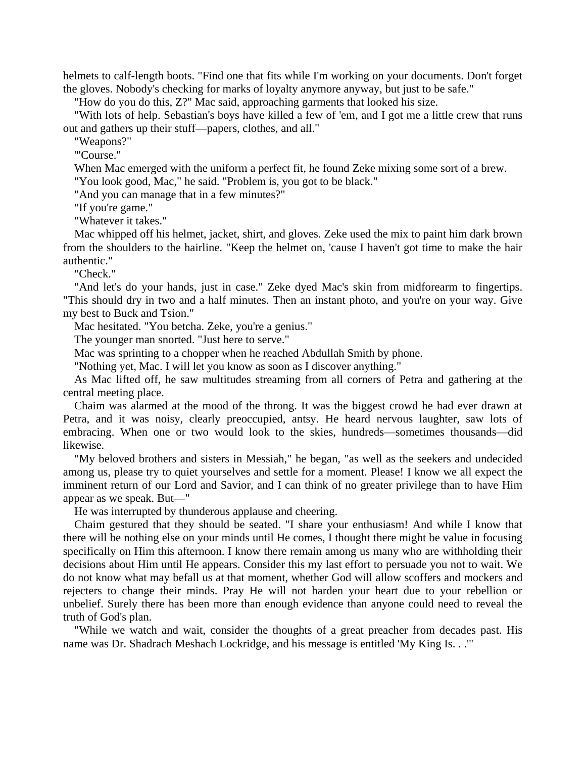helmets to calf-length boots. "Find one that fits while I'm working on your documents. Don't forget the gloves. Nobody's checking for marks of loyalty anymore anyway, but just to be safe."

"How do you do this, Z?" Mac said, approaching garments that looked his size.

"With lots of help. Sebastian's boys have killed a few of 'em, and I got me a little crew that runs out and gathers up their stuff—papers, clothes, and all."

"Weapons?"

"'Course."

When Mac emerged with the uniform a perfect fit, he found Zeke mixing some sort of a brew.

"You look good, Mac," he said. "Problem is, you got to be black."

"And you can manage that in a few minutes?"

"If you're game."

"Whatever it takes."

Mac whipped off his helmet, jacket, shirt, and gloves. Zeke used the mix to paint him dark brown from the shoulders to the hairline. "Keep the helmet on, 'cause I haven't got time to make the hair authentic."

"Check."

"And let's do your hands, just in case." Zeke dyed Mac's skin from midforearm to fingertips. "This should dry in two and a half minutes. Then an instant photo, and you're on your way. Give my best to Buck and Tsion."

Mac hesitated. "You betcha. Zeke, you're a genius."

The younger man snorted. "Just here to serve."

Mac was sprinting to a chopper when he reached Abdullah Smith by phone.

"Nothing yet, Mac. I will let you know as soon as I discover anything."

As Mac lifted off, he saw multitudes streaming from all corners of Petra and gathering at the central meeting place.

Chaim was alarmed at the mood of the throng. It was the biggest crowd he had ever drawn at Petra, and it was noisy, clearly preoccupied, antsy. He heard nervous laughter, saw lots of embracing. When one or two would look to the skies, hundreds—sometimes thousands—did likewise.

"My beloved brothers and sisters in Messiah," he began, "as well as the seekers and undecided among us, please try to quiet yourselves and settle for a moment. Please! I know we all expect the imminent return of our Lord and Savior, and I can think of no greater privilege than to have Him appear as we speak. But—"

He was interrupted by thunderous applause and cheering.

Chaim gestured that they should be seated. "I share your enthusiasm! And while I know that there will be nothing else on your minds until He comes, I thought there might be value in focusing specifically on Him this afternoon. I know there remain among us many who are withholding their decisions about Him until He appears. Consider this my last effort to persuade you not to wait. We do not know what may befall us at that moment, whether God will allow scoffers and mockers and rejecters to change their minds. Pray He will not harden your heart due to your rebellion or unbelief. Surely there has been more than enough evidence than anyone could need to reveal the truth of God's plan.

"While we watch and wait, consider the thoughts of a great preacher from decades past. His name was Dr. Shadrach Meshach Lockridge, and his message is entitled 'My King Is. . .'"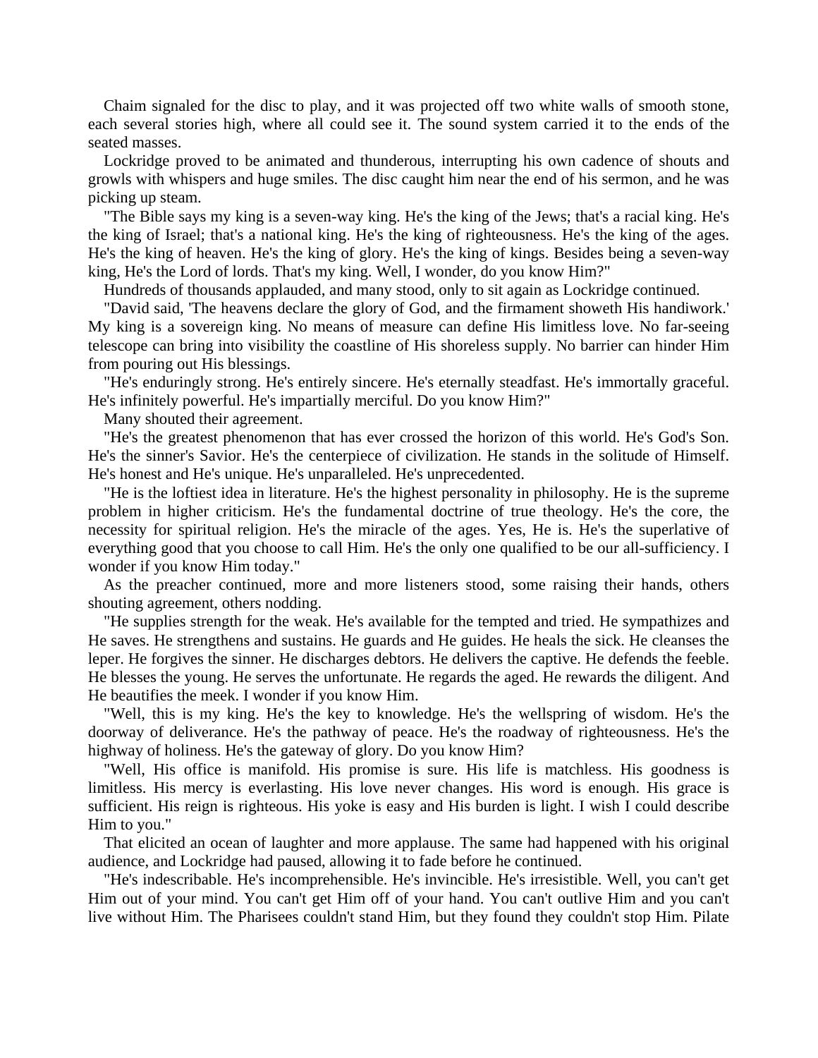Chaim signaled for the disc to play, and it was projected off two white walls of smooth stone, each several stories high, where all could see it. The sound system carried it to the ends of the seated masses.

Lockridge proved to be animated and thunderous, interrupting his own cadence of shouts and growls with whispers and huge smiles. The disc caught him near the end of his sermon, and he was picking up steam.

"The Bible says my king is a seven-way king. He's the king of the Jews; that's a racial king. He's the king of Israel; that's a national king. He's the king of righteousness. He's the king of the ages. He's the king of heaven. He's the king of glory. He's the king of kings. Besides being a seven-way king, He's the Lord of lords. That's my king. Well, I wonder, do you know Him?"

Hundreds of thousands applauded, and many stood, only to sit again as Lockridge continued.

"David said, 'The heavens declare the glory of God, and the firmament showeth His handiwork.' My king is a sovereign king. No means of measure can define His limitless love. No far-seeing telescope can bring into visibility the coastline of His shoreless supply. No barrier can hinder Him from pouring out His blessings.

"He's enduringly strong. He's entirely sincere. He's eternally steadfast. He's immortally graceful. He's infinitely powerful. He's impartially merciful. Do you know Him?"

Many shouted their agreement.

"He's the greatest phenomenon that has ever crossed the horizon of this world. He's God's Son. He's the sinner's Savior. He's the centerpiece of civilization. He stands in the solitude of Himself. He's honest and He's unique. He's unparalleled. He's unprecedented.

"He is the loftiest idea in literature. He's the highest personality in philosophy. He is the supreme problem in higher criticism. He's the fundamental doctrine of true theology. He's the core, the necessity for spiritual religion. He's the miracle of the ages. Yes, He is. He's the superlative of everything good that you choose to call Him. He's the only one qualified to be our all-sufficiency. I wonder if you know Him today."

As the preacher continued, more and more listeners stood, some raising their hands, others shouting agreement, others nodding.

"He supplies strength for the weak. He's available for the tempted and tried. He sympathizes and He saves. He strengthens and sustains. He guards and He guides. He heals the sick. He cleanses the leper. He forgives the sinner. He discharges debtors. He delivers the captive. He defends the feeble. He blesses the young. He serves the unfortunate. He regards the aged. He rewards the diligent. And He beautifies the meek. I wonder if you know Him.

"Well, this is my king. He's the key to knowledge. He's the wellspring of wisdom. He's the doorway of deliverance. He's the pathway of peace. He's the roadway of righteousness. He's the highway of holiness. He's the gateway of glory. Do you know Him?

"Well, His office is manifold. His promise is sure. His life is matchless. His goodness is limitless. His mercy is everlasting. His love never changes. His word is enough. His grace is sufficient. His reign is righteous. His yoke is easy and His burden is light. I wish I could describe Him to you."

That elicited an ocean of laughter and more applause. The same had happened with his original audience, and Lockridge had paused, allowing it to fade before he continued.

"He's indescribable. He's incomprehensible. He's invincible. He's irresistible. Well, you can't get Him out of your mind. You can't get Him off of your hand. You can't outlive Him and you can't live without Him. The Pharisees couldn't stand Him, but they found they couldn't stop Him. Pilate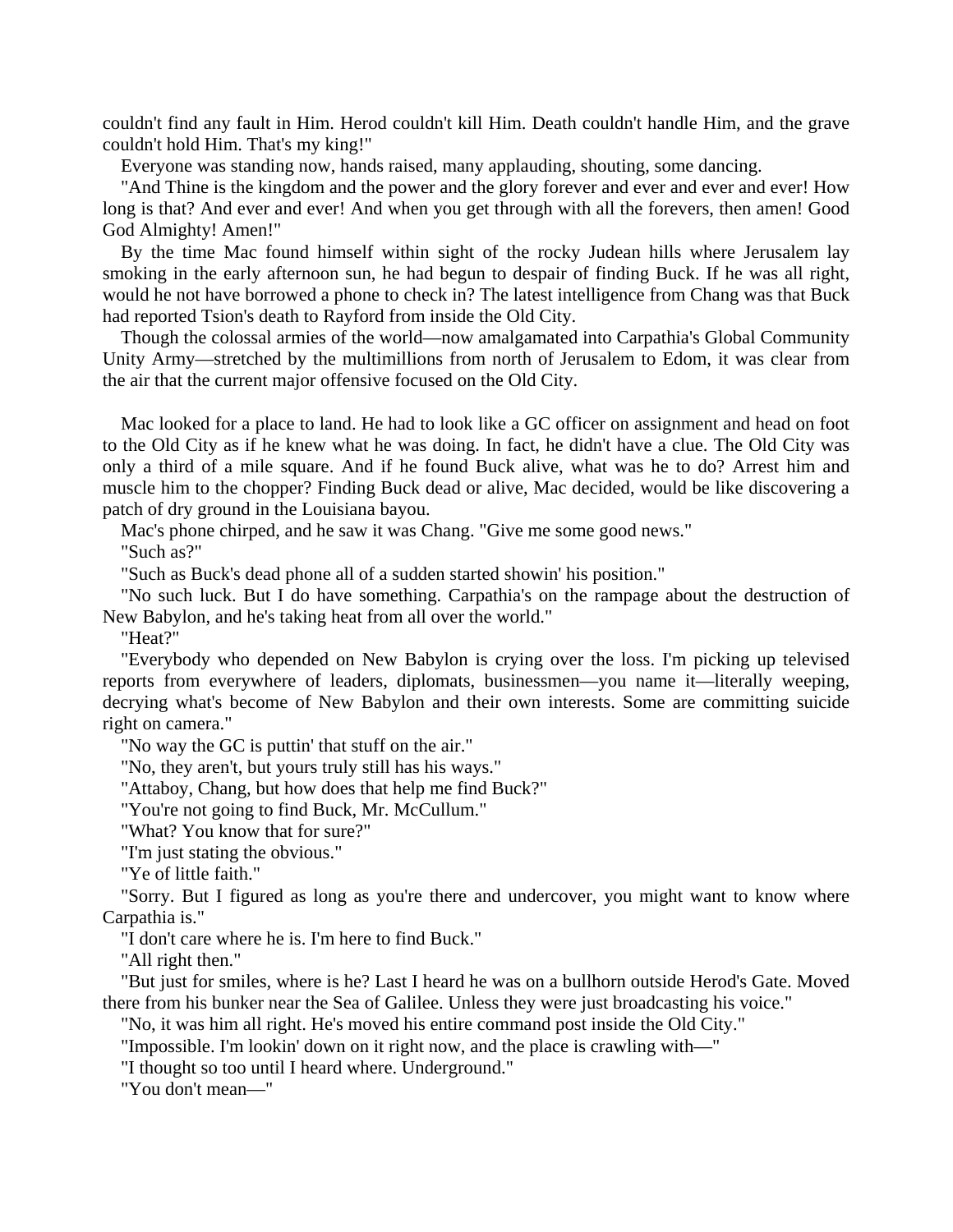couldn't find any fault in Him. Herod couldn't kill Him. Death couldn't handle Him, and the grave couldn't hold Him. That's my king!"

Everyone was standing now, hands raised, many applauding, shouting, some dancing.

"And Thine is the kingdom and the power and the glory forever and ever and ever and ever! How long is that? And ever and ever! And when you get through with all the forevers, then amen! Good God Almighty! Amen!"

By the time Mac found himself within sight of the rocky Judean hills where Jerusalem lay smoking in the early afternoon sun, he had begun to despair of finding Buck. If he was all right, would he not have borrowed a phone to check in? The latest intelligence from Chang was that Buck had reported Tsion's death to Rayford from inside the Old City.

Though the colossal armies of the world—now amalgamated into Carpathia's Global Community Unity Army—stretched by the multimillions from north of Jerusalem to Edom, it was clear from the air that the current major offensive focused on the Old City.

Mac looked for a place to land. He had to look like a GC officer on assignment and head on foot to the Old City as if he knew what he was doing. In fact, he didn't have a clue. The Old City was only a third of a mile square. And if he found Buck alive, what was he to do? Arrest him and muscle him to the chopper? Finding Buck dead or alive, Mac decided, would be like discovering a patch of dry ground in the Louisiana bayou.

Mac's phone chirped, and he saw it was Chang. "Give me some good news."

"Such as?"

"Such as Buck's dead phone all of a sudden started showin' his position."

"No such luck. But I do have something. Carpathia's on the rampage about the destruction of New Babylon, and he's taking heat from all over the world."

"Heat?"

"Everybody who depended on New Babylon is crying over the loss. I'm picking up televised reports from everywhere of leaders, diplomats, businessmen—you name it—literally weeping, decrying what's become of New Babylon and their own interests. Some are committing suicide right on camera."

"No way the GC is puttin' that stuff on the air."

"No, they aren't, but yours truly still has his ways."

"Attaboy, Chang, but how does that help me find Buck?"

"You're not going to find Buck, Mr. McCullum."

"What? You know that for sure?"

"I'm just stating the obvious."

"Ye of little faith."

"Sorry. But I figured as long as you're there and undercover, you might want to know where Carpathia is."

"I don't care where he is. I'm here to find Buck."

"All right then."

"But just for smiles, where is he? Last I heard he was on a bullhorn outside Herod's Gate. Moved there from his bunker near the Sea of Galilee. Unless they were just broadcasting his voice."

"No, it was him all right. He's moved his entire command post inside the Old City."

"Impossible. I'm lookin' down on it right now, and the place is crawling with—"

"I thought so too until I heard where. Underground."

"You don't mean—"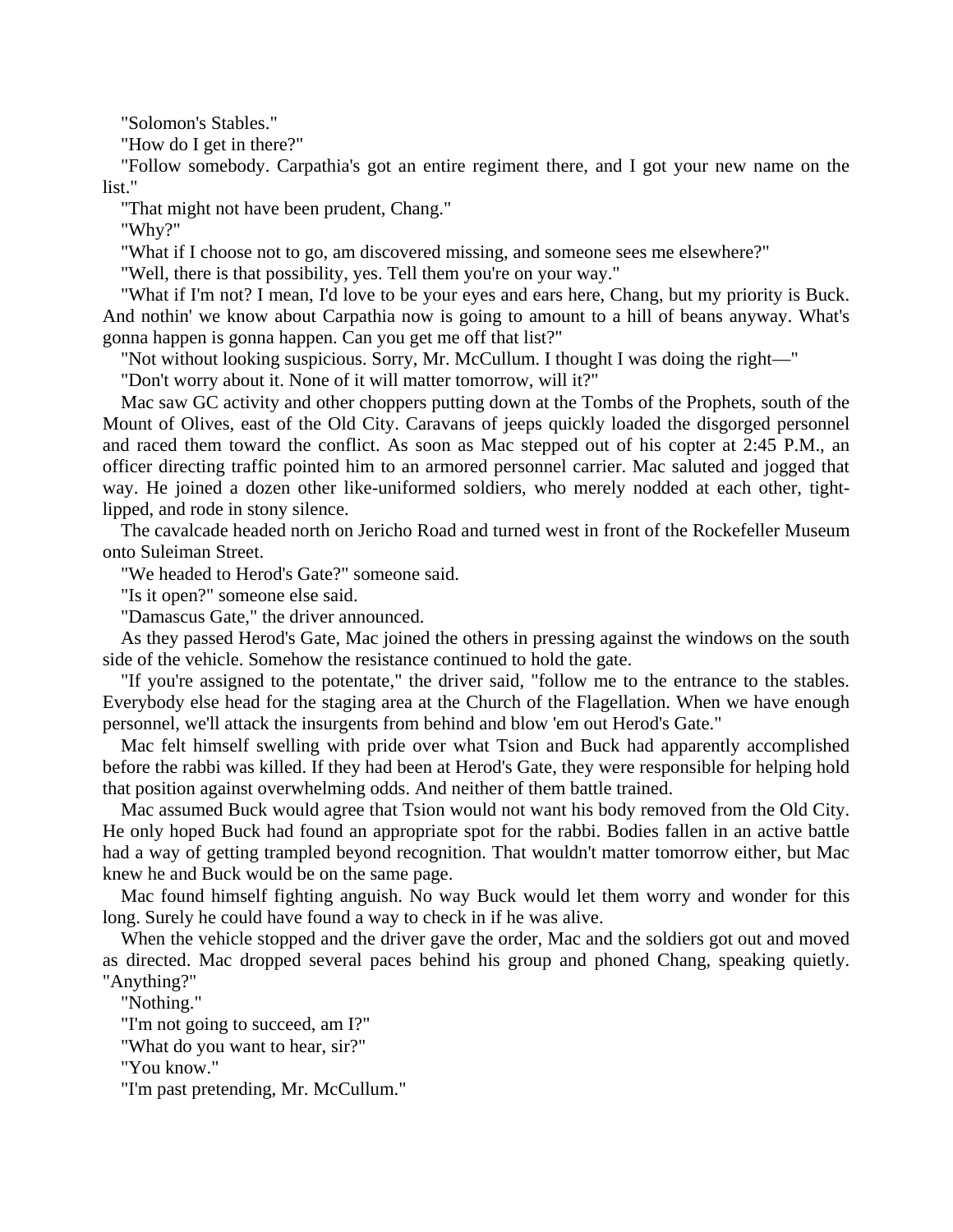"Solomon's Stables."

"How do I get in there?"

"Follow somebody. Carpathia's got an entire regiment there, and I got your new name on the list."

"That might not have been prudent, Chang."

"Why?"

"What if I choose not to go, am discovered missing, and someone sees me elsewhere?"

"Well, there is that possibility, yes. Tell them you're on your way."

"What if I'm not? I mean, I'd love to be your eyes and ears here, Chang, but my priority is Buck. And nothin' we know about Carpathia now is going to amount to a hill of beans anyway. What's gonna happen is gonna happen. Can you get me off that list?"

"Not without looking suspicious. Sorry, Mr. McCullum. I thought I was doing the right—"

"Don't worry about it. None of it will matter tomorrow, will it?"

Mac saw GC activity and other choppers putting down at the Tombs of the Prophets, south of the Mount of Olives, east of the Old City. Caravans of jeeps quickly loaded the disgorged personnel and raced them toward the conflict. As soon as Mac stepped out of his copter at 2:45 P.M., an officer directing traffic pointed him to an armored personnel carrier. Mac saluted and jogged that way. He joined a dozen other like-uniformed soldiers, who merely nodded at each other, tight-lipped, and rode in stony silence.

The cavalcade headed north on Jericho Road and turned west in front of the Rockefeller Museum onto Suleiman Street.

"We headed to Herod's Gate?" someone said.

"Is it open?" someone else said.

"Damascus Gate," the driver announced.

As they passed Herod's Gate, Mac joined the others in pressing against the windows on the south side of the vehicle. Somehow the resistance continued to hold the gate.

"If you're assigned to the potentate," the driver said, "follow me to the entrance to the stables. Everybody else head for the staging area at the Church of the Flagellation. When we have enough personnel, we'll attack the insurgents from behind and blow 'em out Herod's Gate."

Mac felt himself swelling with pride over what Tsion and Buck had apparently accomplished before the rabbi was killed. If they had been at Herod's Gate, they were responsible for helping hold that position against overwhelming odds. And neither of them battle trained.

Mac assumed Buck would agree that Tsion would not want his body removed from the Old City. He only hoped Buck had found an appropriate spot for the rabbi. Bodies fallen in an active battle had a way of getting trampled beyond recognition. That wouldn't matter tomorrow either, but Mac knew he and Buck would be on the same page.

Mac found himself fighting anguish. No way Buck would let them worry and wonder for this long. Surely he could have found a way to check in if he was alive.

When the vehicle stopped and the driver gave the order, Mac and the soldiers got out and moved as directed. Mac dropped several paces behind his group and phoned Chang, speaking quietly. "Anything?"

"Nothing."

"I'm not going to succeed, am I?"

"What do you want to hear, sir?"

"You know."

"I'm past pretending, Mr. McCullum."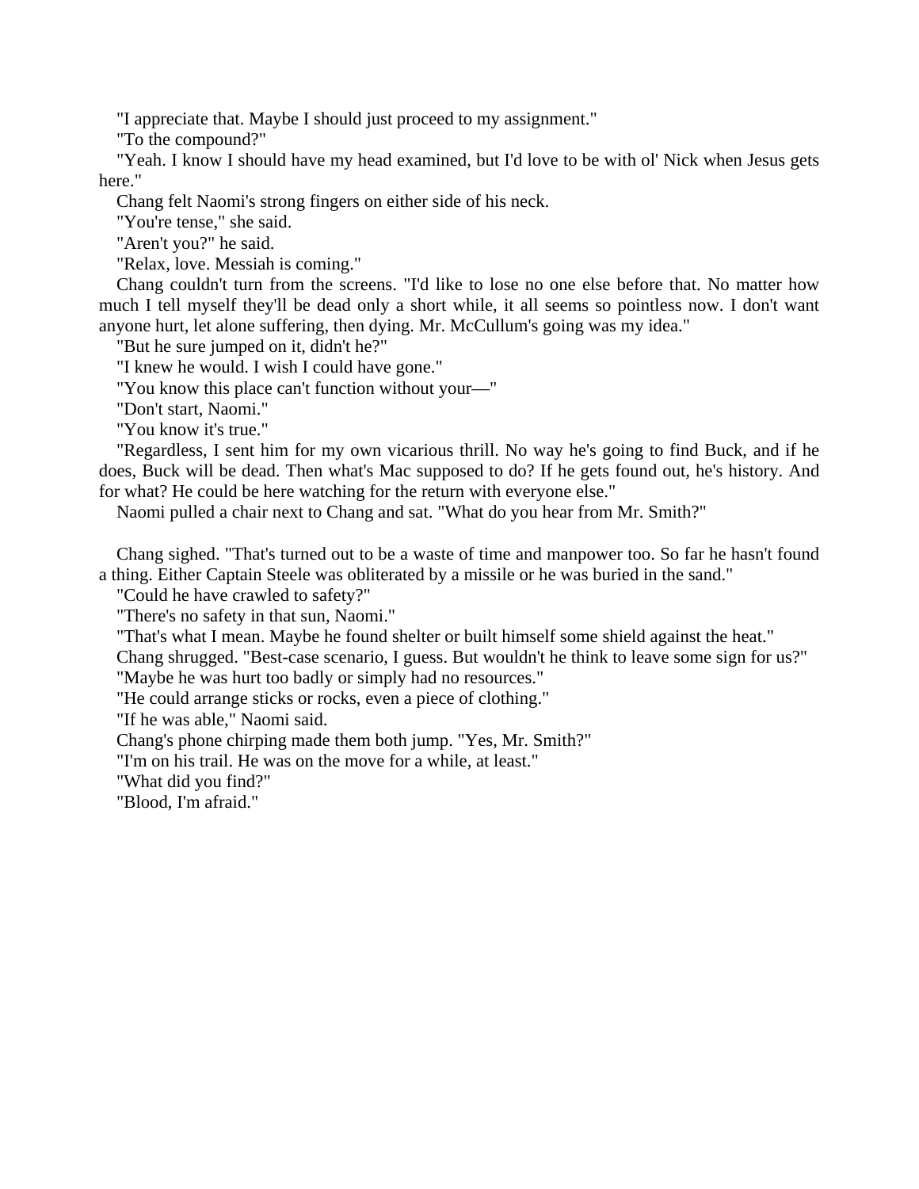"I appreciate that. Maybe I should just proceed to my assignment."

"To the compound?"

"Yeah. I know I should have my head examined, but I'd love to be with ol' Nick when Jesus gets here."

Chang felt Naomi's strong fingers on either side of his neck.

"You're tense," she said.

"Aren't you?" he said.

"Relax, love. Messiah is coming."

Chang couldn't turn from the screens. "I'd like to lose no one else before that. No matter how much I tell myself they'll be dead only a short while, it all seems so pointless now. I don't want anyone hurt, let alone suffering, then dying. Mr. McCullum's going was my idea."

"But he sure jumped on it, didn't he?"

"I knew he would. I wish I could have gone."

"You know this place can't function without your—"

"Don't start, Naomi."

"You know it's true."

"Regardless, I sent him for my own vicarious thrill. No way he's going to find Buck, and if he does, Buck will be dead. Then what's Mac supposed to do? If he gets found out, he's history. And for what? He could be here watching for the return with everyone else."

Naomi pulled a chair next to Chang and sat. "What do you hear from Mr. Smith?"

Chang sighed. "That's turned out to be a waste of time and manpower too. So far he hasn't found a thing. Either Captain Steele was obliterated by a missile or he was buried in the sand."

"Could he have crawled to safety?"

"There's no safety in that sun, Naomi."

"That's what I mean. Maybe he found shelter or built himself some shield against the heat."

Chang shrugged. "Best-case scenario, I guess. But wouldn't he think to leave some sign for us?"

"Maybe he was hurt too badly or simply had no resources."

"He could arrange sticks or rocks, even a piece of clothing."

"If he was able," Naomi said.

Chang's phone chirping made them both jump. "Yes, Mr. Smith?"

"I'm on his trail. He was on the move for a while, at least."

"What did you find?"

"Blood, I'm afraid."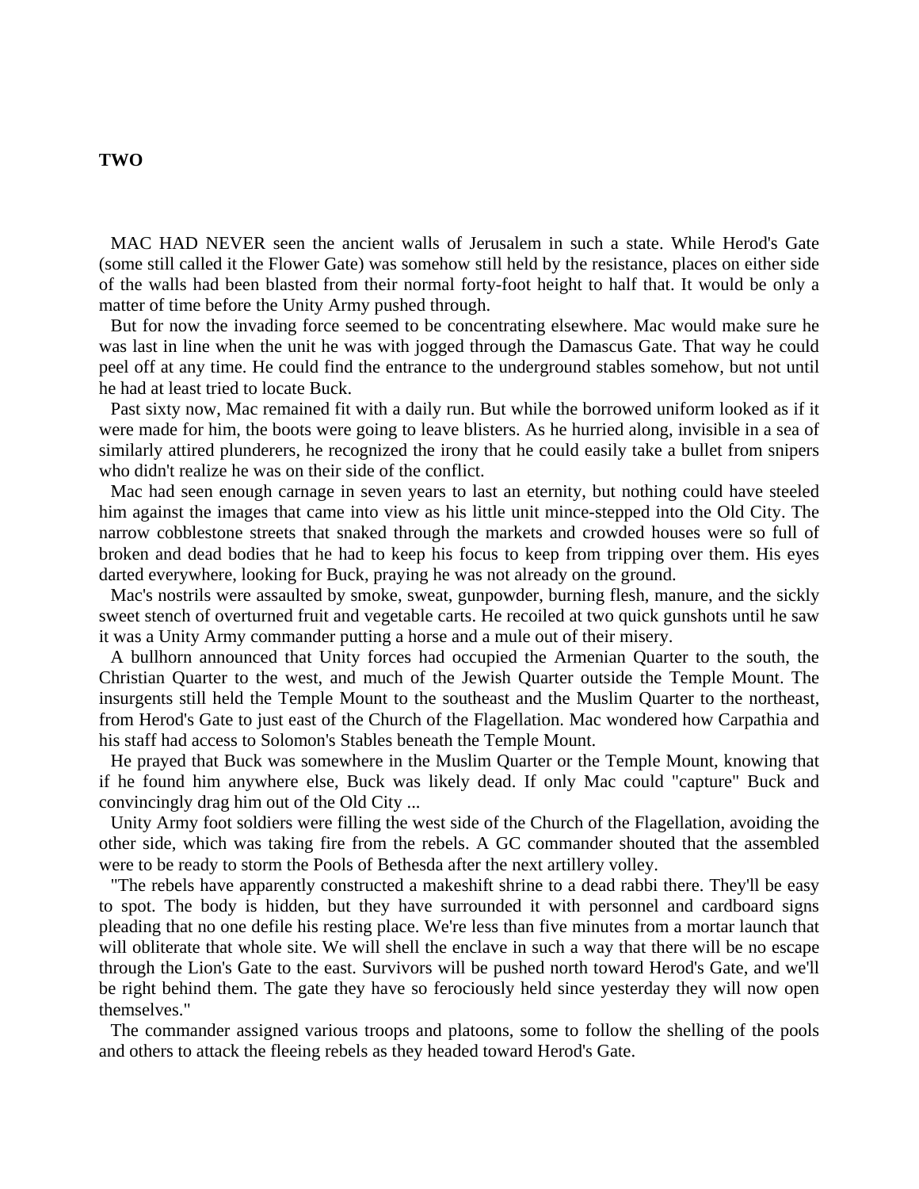**TWO**

MAC HAD NEVER seen the ancient walls of Jerusalem in such a state. While Herod's Gate (some still called it the Flower Gate) was somehow still held by the resistance, places on either side of the walls had been blasted from their normal forty-foot height to half that. It would be only a matter of time before the Unity Army pushed through.

But for now the invading force seemed to be concentrating elsewhere. Mac would make sure he was last in line when the unit he was with jogged through the Damascus Gate. That way he could peel off at any time. He could find the entrance to the underground stables somehow, but not until he had at least tried to locate Buck.

Past sixty now, Mac remained fit with a daily run. But while the borrowed uniform looked as if it were made for him, the boots were going to leave blisters. As he hurried along, invisible in a sea of similarly attired plunderers, he recognized the irony that he could easily take a bullet from snipers who didn't realize he was on their side of the conflict.

Mac had seen enough carnage in seven years to last an eternity, but nothing could have steeled him against the images that came into view as his little unit mince-stepped into the Old City. The narrow cobblestone streets that snaked through the markets and crowded houses were so full of broken and dead bodies that he had to keep his focus to keep from tripping over them. His eyes darted everywhere, looking for Buck, praying he was not already on the ground.

Mac's nostrils were assaulted by smoke, sweat, gunpowder, burning flesh, manure, and the sickly sweet stench of overturned fruit and vegetable carts. He recoiled at two quick gunshots until he saw it was a Unity Army commander putting a horse and a mule out of their misery.

A bullhorn announced that Unity forces had occupied the Armenian Quarter to the south, the Christian Quarter to the west, and much of the Jewish Quarter outside the Temple Mount. The insurgents still held the Temple Mount to the southeast and the Muslim Quarter to the northeast, from Herod's Gate to just east of the Church of the Flagellation. Mac wondered how Carpathia and his staff had access to Solomon's Stables beneath the Temple Mount.

He prayed that Buck was somewhere in the Muslim Quarter or the Temple Mount, knowing that if he found him anywhere else, Buck was likely dead. If only Mac could "capture" Buck and convincingly drag him out of the Old City ...

Unity Army foot soldiers were filling the west side of the Church of the Flagellation, avoiding the other side, which was taking fire from the rebels. A GC commander shouted that the assembled were to be ready to storm the Pools of Bethesda after the next artillery volley.

"The rebels have apparently constructed a makeshift shrine to a dead rabbi there. They'll be easy to spot. The body is hidden, but they have surrounded it with personnel and cardboard signs pleading that no one defile his resting place. We're less than five minutes from a mortar launch that will obliterate that whole site. We will shell the enclave in such a way that there will be no escape through the Lion's Gate to the east. Survivors will be pushed north toward Herod's Gate, and we'll be right behind them. The gate they have so ferociously held since yesterday they will now open themselves."

The commander assigned various troops and platoons, some to follow the shelling of the pools and others to attack the fleeing rebels as they headed toward Herod's Gate.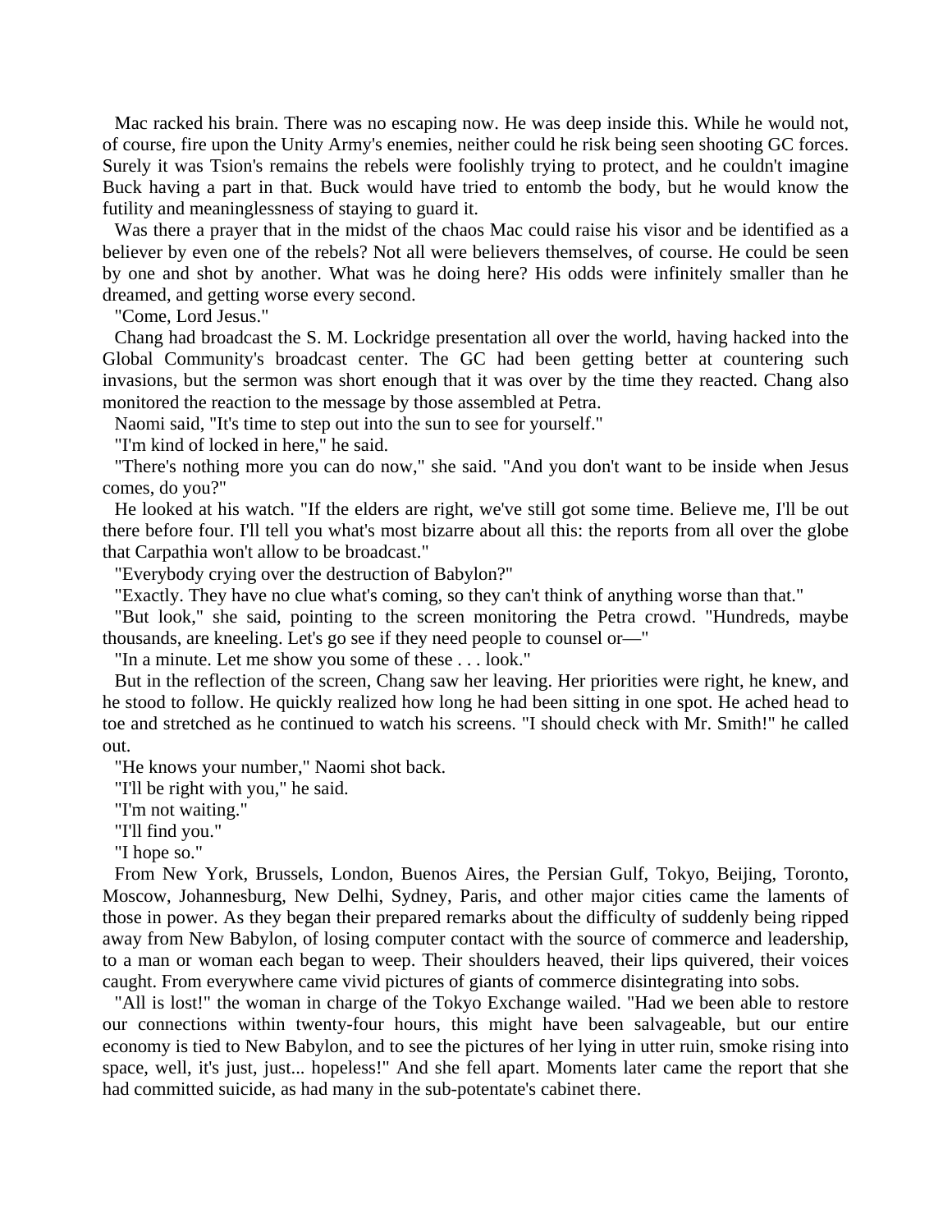Mac racked his brain. There was no escaping now. He was deep inside this. While he would not, of course, fire upon the Unity Army's enemies, neither could he risk being seen shooting GC forces. Surely it was Tsion's remains the rebels were foolishly trying to protect, and he couldn't imagine Buck having a part in that. Buck would have tried to entomb the body, but he would know the futility and meaninglessness of staying to guard it.

Was there a prayer that in the midst of the chaos Mac could raise his visor and be identified as a believer by even one of the rebels? Not all were believers themselves, of course. He could be seen by one and shot by another. What was he doing here? His odds were infinitely smaller than he dreamed, and getting worse every second.

"Come, Lord Jesus."

Chang had broadcast the S. M. Lockridge presentation all over the world, having hacked into the Global Community's broadcast center. The GC had been getting better at countering such invasions, but the sermon was short enough that it was over by the time they reacted. Chang also monitored the reaction to the message by those assembled at Petra.

Naomi said, "It's time to step out into the sun to see for yourself."

"I'm kind of locked in here," he said.

"There's nothing more you can do now," she said. "And you don't want to be inside when Jesus comes, do you?"

He looked at his watch. "If the elders are right, we've still got some time. Believe me, I'll be out there before four. I'll tell you what's most bizarre about all this: the reports from all over the globe that Carpathia won't allow to be broadcast."

"Everybody crying over the destruction of Babylon?"

"Exactly. They have no clue what's coming, so they can't think of anything worse than that."

"But look," she said, pointing to the screen monitoring the Petra crowd. "Hundreds, maybe thousands, are kneeling. Let's go see if they need people to counsel or—"

"In a minute. Let me show you some of these . . . look."

But in the reflection of the screen, Chang saw her leaving. Her priorities were right, he knew, and he stood to follow. He quickly realized how long he had been sitting in one spot. He ached head to toe and stretched as he continued to watch his screens. "I should check with Mr. Smith!" he called out.

"He knows your number," Naomi shot back.

"I'll be right with you," he said.

"I'm not waiting."

"I'll find you."

"I hope so."

From New York, Brussels, London, Buenos Aires, the Persian Gulf, Tokyo, Beijing, Toronto, Moscow, Johannesburg, New Delhi, Sydney, Paris, and other major cities came the laments of those in power. As they began their prepared remarks about the difficulty of suddenly being ripped away from New Babylon, of losing computer contact with the source of commerce and leadership, to a man or woman each began to weep. Their shoulders heaved, their lips quivered, their voices caught. From everywhere came vivid pictures of giants of commerce disintegrating into sobs.

"All is lost!" the woman in charge of the Tokyo Exchange wailed. "Had we been able to restore our connections within twenty-four hours, this might have been salvageable, but our entire economy is tied to New Babylon, and to see the pictures of her lying in utter ruin, smoke rising into space, well, it's just, just... hopeless!" And she fell apart. Moments later came the report that she had committed suicide, as had many in the sub-potentate's cabinet there.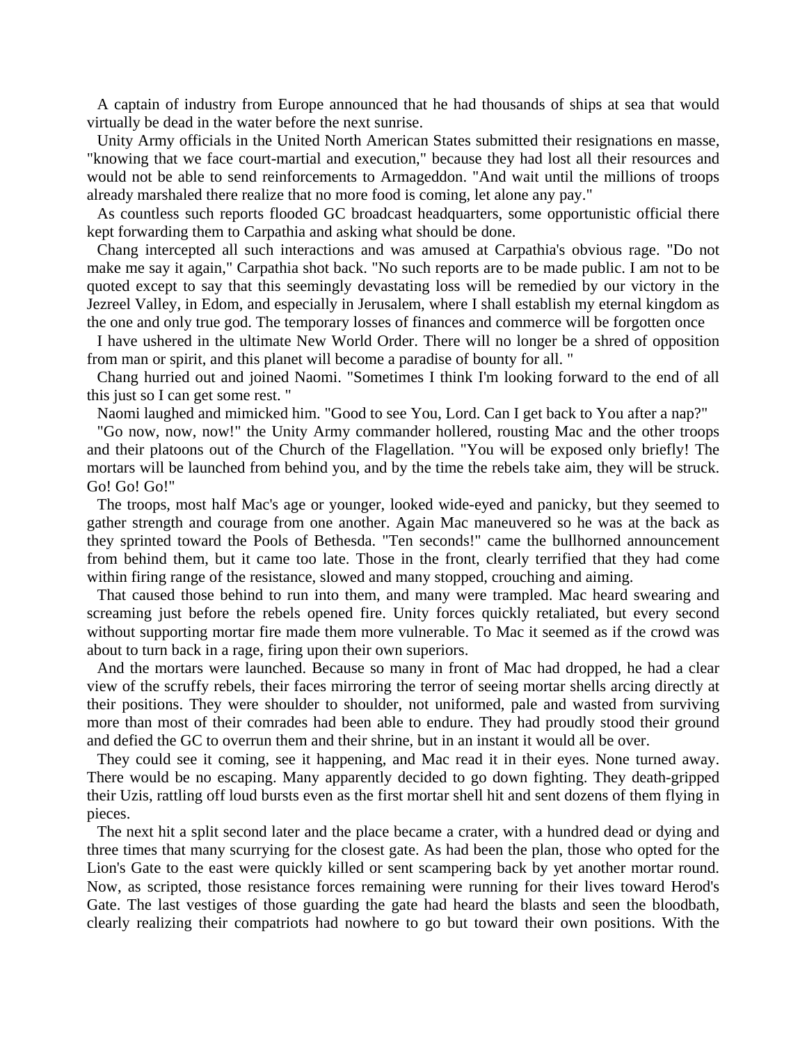A captain of industry from Europe announced that he had thousands of ships at sea that would virtually be dead in the water before the next sunrise.

Unity Army officials in the United North American States submitted their resignations en masse, "knowing that we face court-martial and execution," because they had lost all their resources and would not be able to send reinforcements to Armageddon. "And wait until the millions of troops already marshaled there realize that no more food is coming, let alone any pay."

As countless such reports flooded GC broadcast headquarters, some opportunistic official there kept forwarding them to Carpathia and asking what should be done.

Chang intercepted all such interactions and was amused at Carpathia's obvious rage. "Do not make me say it again," Carpathia shot back. "No such reports are to be made public. I am not to be quoted except to say that this seemingly devastating loss will be remedied by our victory in the Jezreel Valley, in Edom, and especially in Jerusalem, where I shall establish my eternal kingdom as the one and only true god. The temporary losses of finances and commerce will be forgotten once I have ushered in the ultimate New World Order. There will no longer be a shred of opposition from man or spirit, and this planet will become a paradise of bounty for all. "

Chang hurried out and joined Naomi. "Sometimes I think I'm looking forward to the end of all this just so I can get some rest. "

Naomi laughed and mimicked him. "Good to see You, Lord. Can I get back to You after a nap?"

"Go now, now, now!" the Unity Army commander hollered, rousting Mac and the other troops and their platoons out of the Church of the Flagellation. "You will be exposed only briefly! The mortars will be launched from behind you, and by the time the rebels take aim, they will be struck. Go! Go! Go!"

The troops, most half Mac's age or younger, looked wide-eyed and panicky, but they seemed to gather strength and courage from one another. Again Mac maneuvered so he was at the back as they sprinted toward the Pools of Bethesda. "Ten seconds!" came the bullhorned announcement from behind them, but it came too late. Those in the front, clearly terrified that they had come within firing range of the resistance, slowed and many stopped, crouching and aiming.

That caused those behind to run into them, and many were trampled. Mac heard swearing and screaming just before the rebels opened fire. Unity forces quickly retaliated, but every second without supporting mortar fire made them more vulnerable. To Mac it seemed as if the crowd was about to turn back in a rage, firing upon their own superiors.

And the mortars were launched. Because so many in front of Mac had dropped, he had a clear view of the scruffy rebels, their faces mirroring the terror of seeing mortar shells arcing directly at their positions. They were shoulder to shoulder, not uniformed, pale and wasted from surviving more than most of their comrades had been able to endure. They had proudly stood their ground and defied the GC to overrun them and their shrine, but in an instant it would all be over.

They could see it coming, see it happening, and Mac read it in their eyes. None turned away. There would be no escaping. Many apparently decided to go down fighting. They death-gripped their Uzis, rattling off loud bursts even as the first mortar shell hit and sent dozens of them flying in pieces.

The next hit a split second later and the place became a crater, with a hundred dead or dying and three times that many scurrying for the closest gate. As had been the plan, those who opted for the Lion's Gate to the east were quickly killed or sent scampering back by yet another mortar round. Now, as scripted, those resistance forces remaining were running for their lives toward Herod's Gate. The last vestiges of those guarding the gate had heard the blasts and seen the bloodbath, clearly realizing their compatriots had nowhere to go but toward their own positions. With the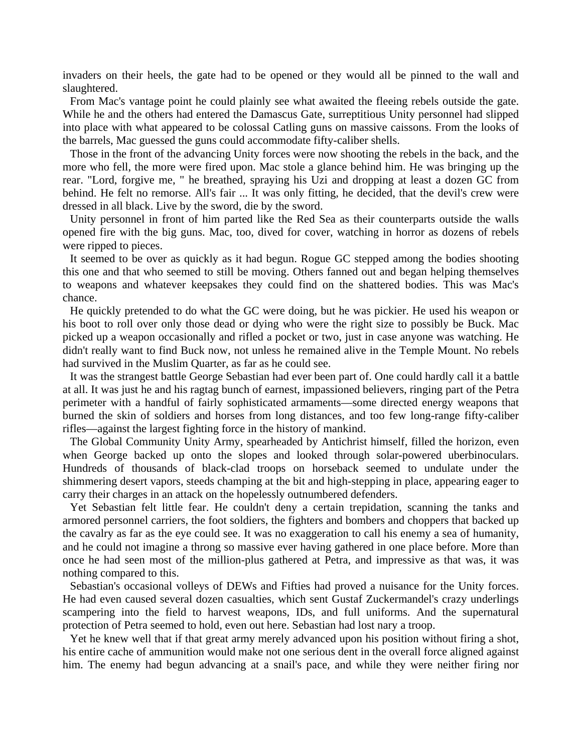invaders on their heels, the gate had to be opened or they would all be pinned to the wall and slaughtered.

From Mac's vantage point he could plainly see what awaited the fleeing rebels outside the gate. While he and the others had entered the Damascus Gate, surreptitious Unity personnel had slipped into place with what appeared to be colossal Catling guns on massive caissons. From the looks of the barrels, Mac guessed the guns could accommodate fifty-caliber shells.

Those in the front of the advancing Unity forces were now shooting the rebels in the back, and the more who fell, the more were fired upon. Mac stole a glance behind him. He was bringing up the rear. "Lord, forgive me, " he breathed, spraying his Uzi and dropping at least a dozen GC from behind. He felt no remorse. All's fair ... It was only fitting, he decided, that the devil's crew were dressed in all black. Live by the sword, die by the sword.

Unity personnel in front of him parted like the Red Sea as their counterparts outside the walls opened fire with the big guns. Mac, too, dived for cover, watching in horror as dozens of rebels were ripped to pieces.

It seemed to be over as quickly as it had begun. Rogue GC stepped among the bodies shooting this one and that who seemed to still be moving. Others fanned out and began helping themselves to weapons and whatever keepsakes they could find on the shattered bodies. This was Mac's chance.

He quickly pretended to do what the GC were doing, but he was pickier. He used his weapon or his boot to roll over only those dead or dying who were the right size to possibly be Buck. Mac picked up a weapon occasionally and rifled a pocket or two, just in case anyone was watching. He didn't really want to find Buck now, not unless he remained alive in the Temple Mount. No rebels had survived in the Muslim Quarter, as far as he could see.

It was the strangest battle George Sebastian had ever been part of. One could hardly call it a battle at all. It was just he and his ragtag bunch of earnest, impassioned believers, ringing part of the Petra perimeter with a handful of fairly sophisticated armaments—some directed energy weapons that burned the skin of soldiers and horses from long distances, and too few long-range fifty-caliber rifles—against the largest fighting force in the history of mankind.

The Global Community Unity Army, spearheaded by Antichrist himself, filled the horizon, even when George backed up onto the slopes and looked through solar-powered uberbinoculars. Hundreds of thousands of black-clad troops on horseback seemed to undulate under the shimmering desert vapors, steeds champing at the bit and high-stepping in place, appearing eager to carry their charges in an attack on the hopelessly outnumbered defenders.

Yet Sebastian felt little fear. He couldn't deny a certain trepidation, scanning the tanks and armored personnel carriers, the foot soldiers, the fighters and bombers and choppers that backed up the cavalry as far as the eye could see. It was no exaggeration to call his enemy a sea of humanity, and he could not imagine a throng so massive ever having gathered in one place before. More than once he had seen most of the million-plus gathered at Petra, and impressive as that was, it was nothing compared to this.

Sebastian's occasional volleys of DEWs and Fifties had proved a nuisance for the Unity forces. He had even caused several dozen casualties, which sent Gustaf Zuckermandel's crazy underlings scampering into the field to harvest weapons, IDs, and full uniforms. And the supernatural protection of Petra seemed to hold, even out here. Sebastian had lost nary a troop.

Yet he knew well that if that great army merely advanced upon his position without firing a shot, his entire cache of ammunition would make not one serious dent in the overall force aligned against him. The enemy had begun advancing at a snail's pace, and while they were neither firing nor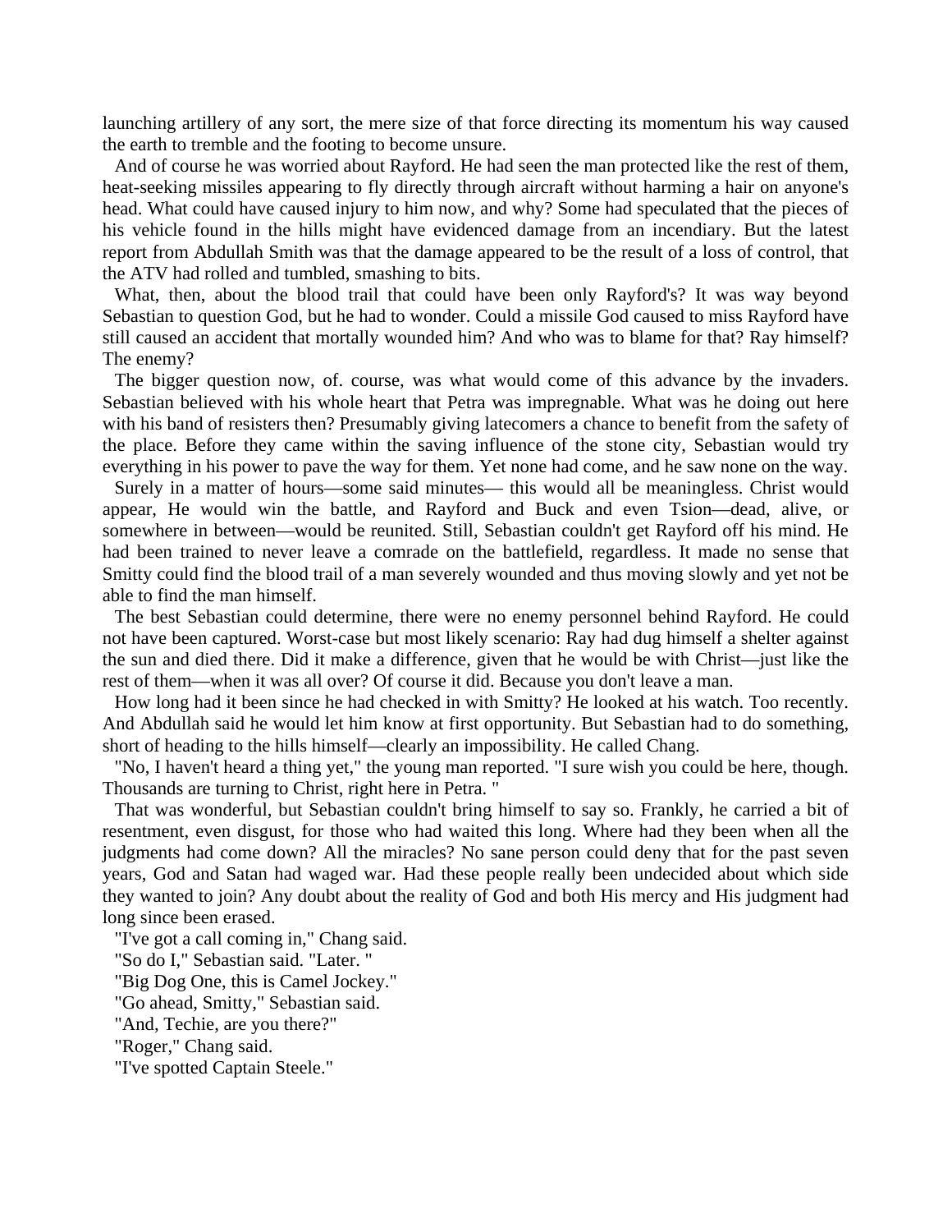launching artillery of any sort, the mere size of that force directing its momentum his way caused the earth to tremble and the footing to become unsure.

And of course he was worried about Rayford. He had seen the man protected like the rest of them, heat-seeking missiles appearing to fly directly through aircraft without harming a hair on anyone's head. What could have caused injury to him now, and why? Some had speculated that the pieces of his vehicle found in the hills might have evidenced damage from an incendiary. But the latest report from Abdullah Smith was that the damage appeared to be the result of a loss of control, that the ATV had rolled and tumbled, smashing to bits.

What, then, about the blood trail that could have been only Rayford's? It was way beyond Sebastian to question God, but he had to wonder. Could a missile God caused to miss Rayford have still caused an accident that mortally wounded him? And who was to blame for that? Ray himself? The enemy?

The bigger question now, of. course, was what would come of this advance by the invaders. Sebastian believed with his whole heart that Petra was impregnable. What was he doing out here with his band of resisters then? Presumably giving latecomers a chance to benefit from the safety of the place. Before they came within the saving influence of the stone city, Sebastian would try everything in his power to pave the way for them. Yet none had come, and he saw none on the way.

Surely in a matter of hours—some said minutes— this would all be meaningless. Christ would appear, He would win the battle, and Rayford and Buck and even Tsion—dead, alive, or somewhere in between—would be reunited. Still, Sebastian couldn't get Rayford off his mind. He had been trained to never leave a comrade on the battlefield, regardless. It made no sense that Smitty could find the blood trail of a man severely wounded and thus moving slowly and yet not be able to find the man himself.

The best Sebastian could determine, there were no enemy personnel behind Rayford. He could not have been captured. Worst-case but most likely scenario: Ray had dug himself a shelter against the sun and died there. Did it make a difference, given that he would be with Christ—just like the rest of them—when it was all over? Of course it did. Because you don't leave a man.

How long had it been since he had checked in with Smitty? He looked at his watch. Too recently. And Abdullah said he would let him know at first opportunity. But Sebastian had to do something, short of heading to the hills himself—clearly an impossibility. He called Chang.

"No, I haven't heard a thing yet," the young man reported. "I sure wish you could be here, though. Thousands are turning to Christ, right here in Petra. "

That was wonderful, but Sebastian couldn't bring himself to say so. Frankly, he carried a bit of resentment, even disgust, for those who had waited this long. Where had they been when all the judgments had come down? All the miracles? No sane person could deny that for the past seven years, God and Satan had waged war. Had these people really been undecided about which side they wanted to join? Any doubt about the reality of God and both His mercy and His judgment had long since been erased.

"I've got a call coming in," Chang said.

"So do I," Sebastian said. "Later. "

"Big Dog One, this is Camel Jockey."

"Go ahead, Smitty," Sebastian said.

"And, Techie, are you there?"

"Roger," Chang said.

"I've spotted Captain Steele."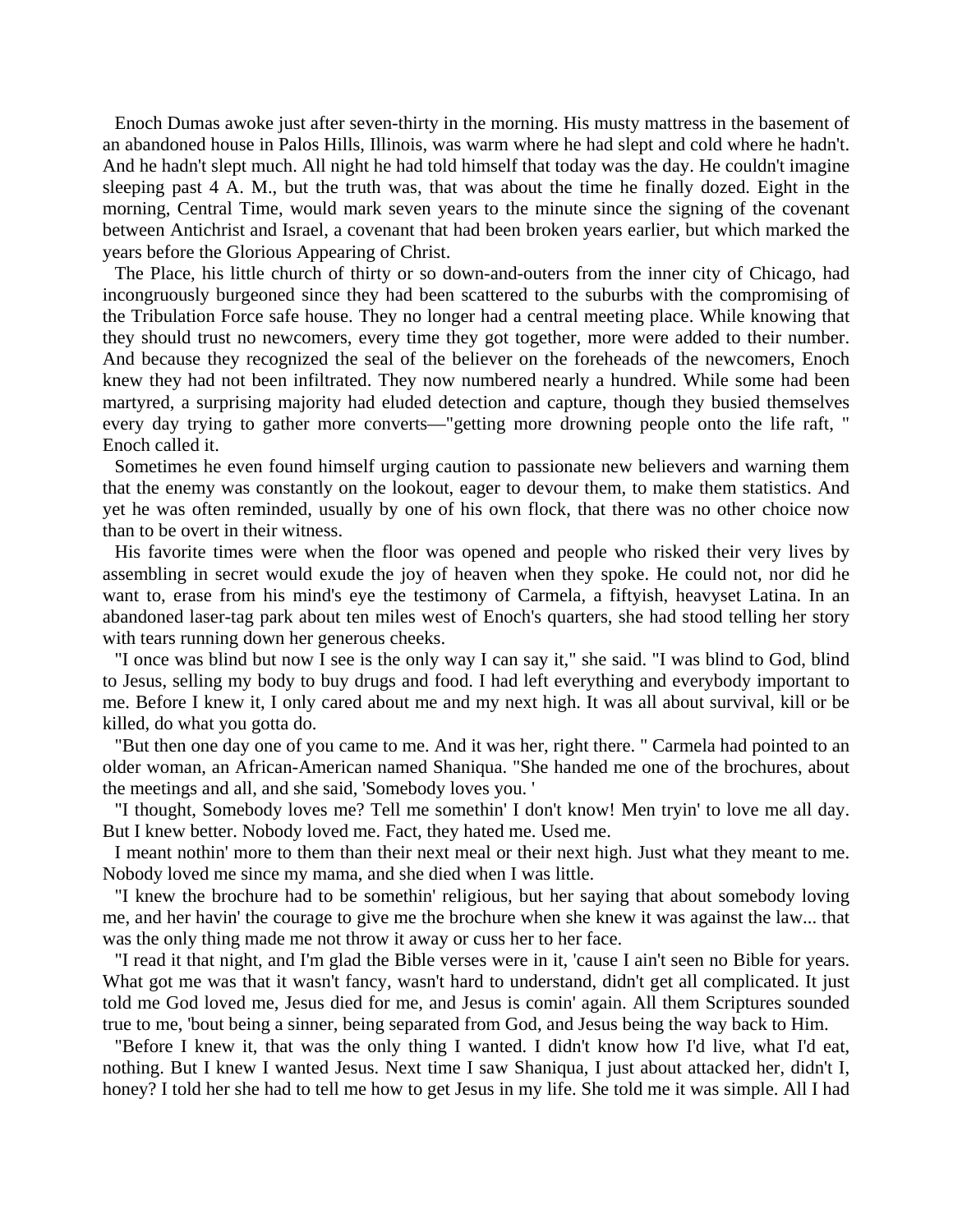Enoch Dumas awoke just after seven-thirty in the morning. His musty mattress in the basement of an abandoned house in Palos Hills, Illinois, was warm where he had slept and cold where he hadn't. And he hadn't slept much. All night he had told himself that today was the day. He couldn't imagine sleeping past 4 A. M., but the truth was, that was about the time he finally dozed. Eight in the morning, Central Time, would mark seven years to the minute since the signing of the covenant between Antichrist and Israel, a covenant that had been broken years earlier, but which marked the years before the Glorious Appearing of Christ.

The Place, his little church of thirty or so down-and-outers from the inner city of Chicago, had incongruously burgeoned since they had been scattered to the suburbs with the compromising of the Tribulation Force safe house. They no longer had a central meeting place. While knowing that they should trust no newcomers, every time they got together, more were added to their number. And because they recognized the seal of the believer on the foreheads of the newcomers, Enoch knew they had not been infiltrated. They now numbered nearly a hundred. While some had been martyred, a surprising majority had eluded detection and capture, though they busied themselves every day trying to gather more converts—"getting more drowning people onto the life raft, " Enoch called it.

Sometimes he even found himself urging caution to passionate new believers and warning them that the enemy was constantly on the lookout, eager to devour them, to make them statistics. And yet he was often reminded, usually by one of his own flock, that there was no other choice now than to be overt in their witness.

His favorite times were when the floor was opened and people who risked their very lives by assembling in secret would exude the joy of heaven when they spoke. He could not, nor did he want to, erase from his mind's eye the testimony of Carmela, a fiftyish, heavyset Latina. In an abandoned laser-tag park about ten miles west of Enoch's quarters, she had stood telling her story with tears running down her generous cheeks.

"I once was blind but now I see is the only way I can say it," she said. "I was blind to God, blind to Jesus, selling my body to buy drugs and food. I had left everything and everybody important to me. Before I knew it, I only cared about me and my next high. It was all about survival, kill or be killed, do what you gotta do.

"But then one day one of you came to me. And it was her, right there. " Carmela had pointed to an older woman, an African-American named Shaniqua. "She handed me one of the brochures, about the meetings and all, and she said, 'Somebody loves you. '

"I thought, Somebody loves me? Tell me somethin' I don't know! Men tryin' to love me all day. But I knew better. Nobody loved me. Fact, they hated me. Used me.

I meant nothin' more to them than their next meal or their next high. Just what they meant to me. Nobody loved me since my mama, and she died when I was little.

"I knew the brochure had to be somethin' religious, but her saying that about somebody loving me, and her havin' the courage to give me the brochure when she knew it was against the law... that was the only thing made me not throw it away or cuss her to her face.

"I read it that night, and I'm glad the Bible verses were in it, 'cause I ain't seen no Bible for years. What got me was that it wasn't fancy, wasn't hard to understand, didn't get all complicated. It just told me God loved me, Jesus died for me, and Jesus is comin' again. All them Scriptures sounded true to me, 'bout being a sinner, being separated from God, and Jesus being the way back to Him.

"Before I knew it, that was the only thing I wanted. I didn't know how I'd live, what I'd eat, nothing. But I knew I wanted Jesus. Next time I saw Shaniqua, I just about attacked her, didn't I, honey? I told her she had to tell me how to get Jesus in my life. She told me it was simple. All I had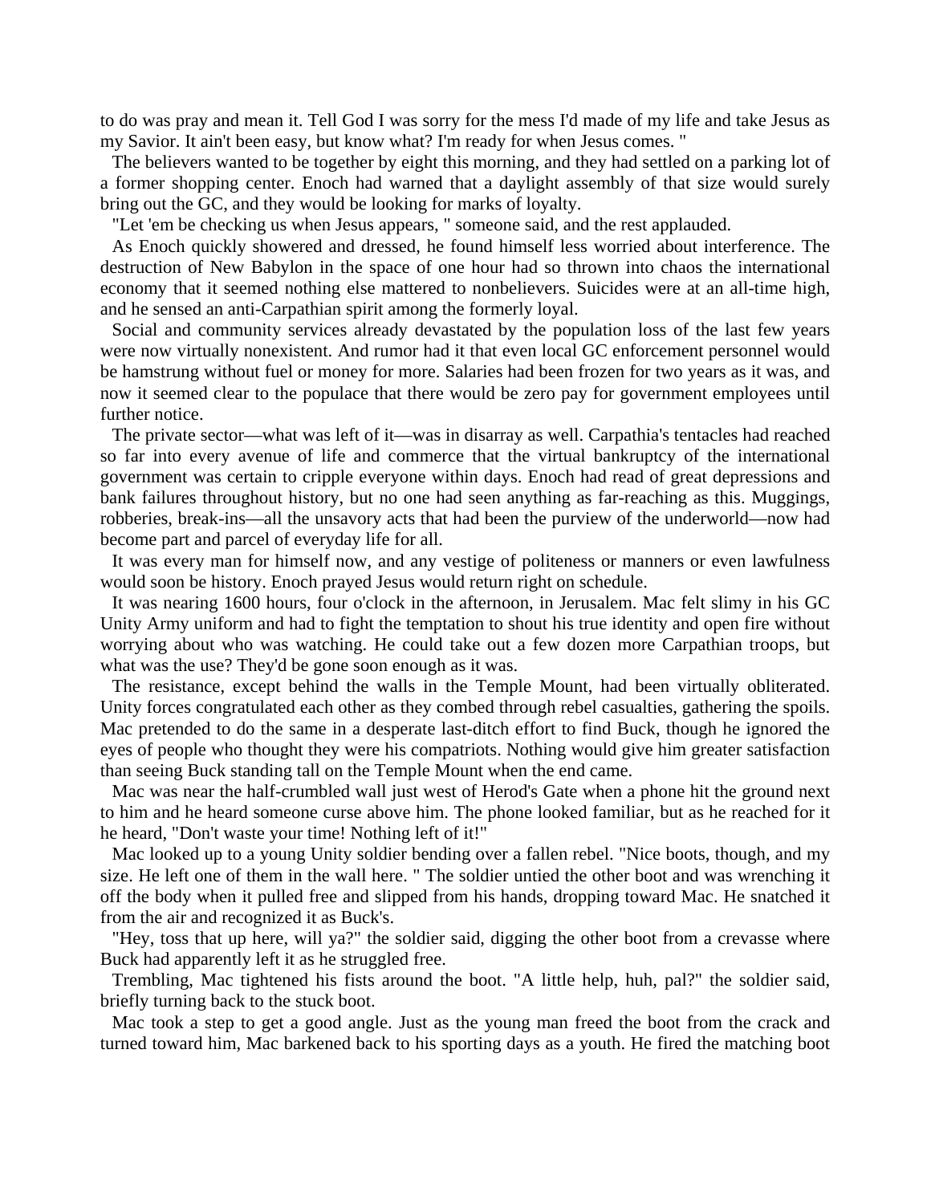to do was pray and mean it. Tell God I was sorry for the mess I'd made of my life and take Jesus as my Savior. It ain't been easy, but know what? I'm ready for when Jesus comes. "

The believers wanted to be together by eight this morning, and they had settled on a parking lot of a former shopping center. Enoch had warned that a daylight assembly of that size would surely bring out the GC, and they would be looking for marks of loyalty.

"Let 'em be checking us when Jesus appears, " someone said, and the rest applauded.

As Enoch quickly showered and dressed, he found himself less worried about interference. The destruction of New Babylon in the space of one hour had so thrown into chaos the international economy that it seemed nothing else mattered to nonbelievers. Suicides were at an all-time high, and he sensed an anti-Carpathian spirit among the formerly loyal.

Social and community services already devastated by the population loss of the last few years were now virtually nonexistent. And rumor had it that even local GC enforcement personnel would be hamstrung without fuel or money for more. Salaries had been frozen for two years as it was, and now it seemed clear to the populace that there would be zero pay for government employees until further notice.

The private sector—what was left of it—was in disarray as well. Carpathia's tentacles had reached so far into every avenue of life and commerce that the virtual bankruptcy of the international government was certain to cripple everyone within days. Enoch had read of great depressions and bank failures throughout history, but no one had seen anything as far-reaching as this. Muggings, robberies, break-ins—all the unsavory acts that had been the purview of the underworld—now had become part and parcel of everyday life for all.

It was every man for himself now, and any vestige of politeness or manners or even lawfulness would soon be history. Enoch prayed Jesus would return right on schedule.

It was nearing 1600 hours, four o'clock in the afternoon, in Jerusalem. Mac felt slimy in his GC Unity Army uniform and had to fight the temptation to shout his true identity and open fire without worrying about who was watching. He could take out a few dozen more Carpathian troops, but what was the use? They'd be gone soon enough as it was.

The resistance, except behind the walls in the Temple Mount, had been virtually obliterated. Unity forces congratulated each other as they combed through rebel casualties, gathering the spoils. Mac pretended to do the same in a desperate last-ditch effort to find Buck, though he ignored the eyes of people who thought they were his compatriots. Nothing would give him greater satisfaction than seeing Buck standing tall on the Temple Mount when the end came.

Mac was near the half-crumbled wall just west of Herod's Gate when a phone hit the ground next to him and he heard someone curse above him. The phone looked familiar, but as he reached for it he heard, "Don't waste your time! Nothing left of it!"

Mac looked up to a young Unity soldier bending over a fallen rebel. "Nice boots, though, and my size. He left one of them in the wall here. " The soldier untied the other boot and was wrenching it off the body when it pulled free and slipped from his hands, dropping toward Mac. He snatched it from the air and recognized it as Buck's.

"Hey, toss that up here, will ya?" the soldier said, digging the other boot from a crevasse where Buck had apparently left it as he struggled free.

Trembling, Mac tightened his fists around the boot. "A little help, huh, pal?" the soldier said, briefly turning back to the stuck boot.

Mac took a step to get a good angle. Just as the young man freed the boot from the crack and turned toward him, Mac barkened back to his sporting days as a youth. He fired the matching boot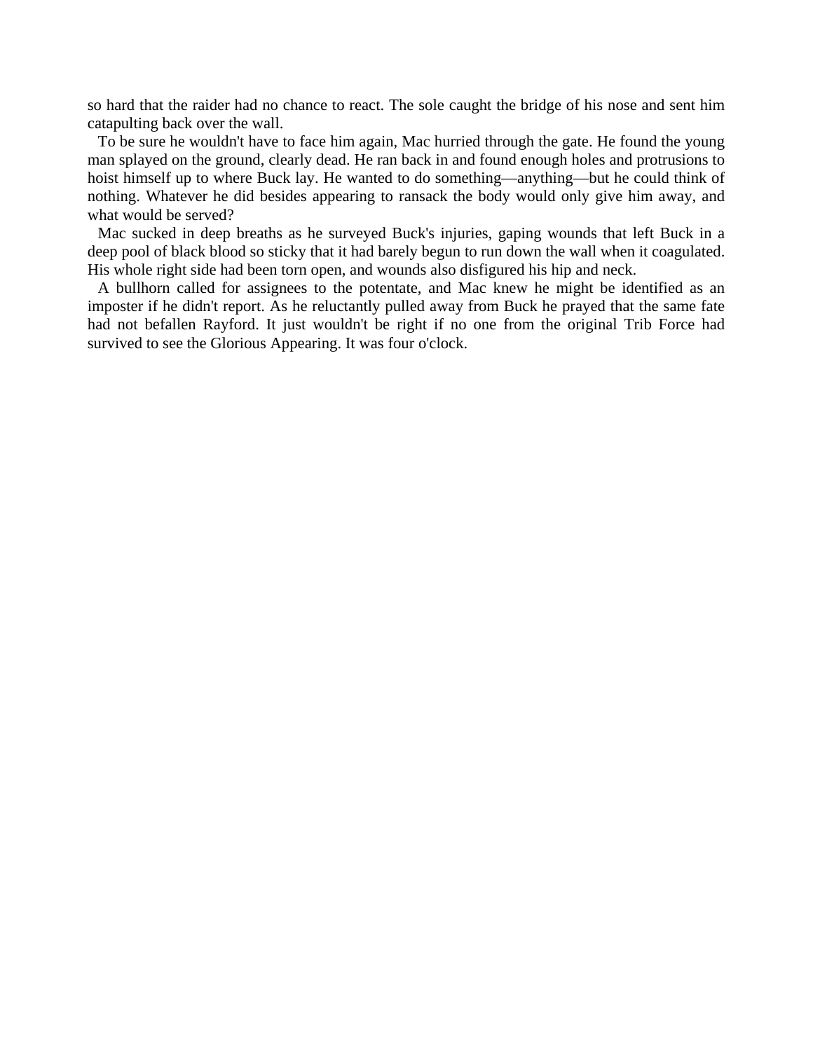so hard that the raider had no chance to react. The sole caught the bridge of his nose and sent him catapulting back over the wall.

To be sure he wouldn't have to face him again, Mac hurried through the gate. He found the young man splayed on the ground, clearly dead. He ran back in and found enough holes and protrusions to hoist himself up to where Buck lay. He wanted to do something—anything—but he could think of nothing. Whatever he did besides appearing to ransack the body would only give him away, and what would be served?

Mac sucked in deep breaths as he surveyed Buck's injuries, gaping wounds that left Buck in a deep pool of black blood so sticky that it had barely begun to run down the wall when it coagulated. His whole right side had been torn open, and wounds also disfigured his hip and neck.

A bullhorn called for assignees to the potentate, and Mac knew he might be identified as an imposter if he didn't report. As he reluctantly pulled away from Buck he prayed that the same fate had not befallen Rayford. It just wouldn't be right if no one from the original Trib Force had survived to see the Glorious Appearing. It was four o'clock.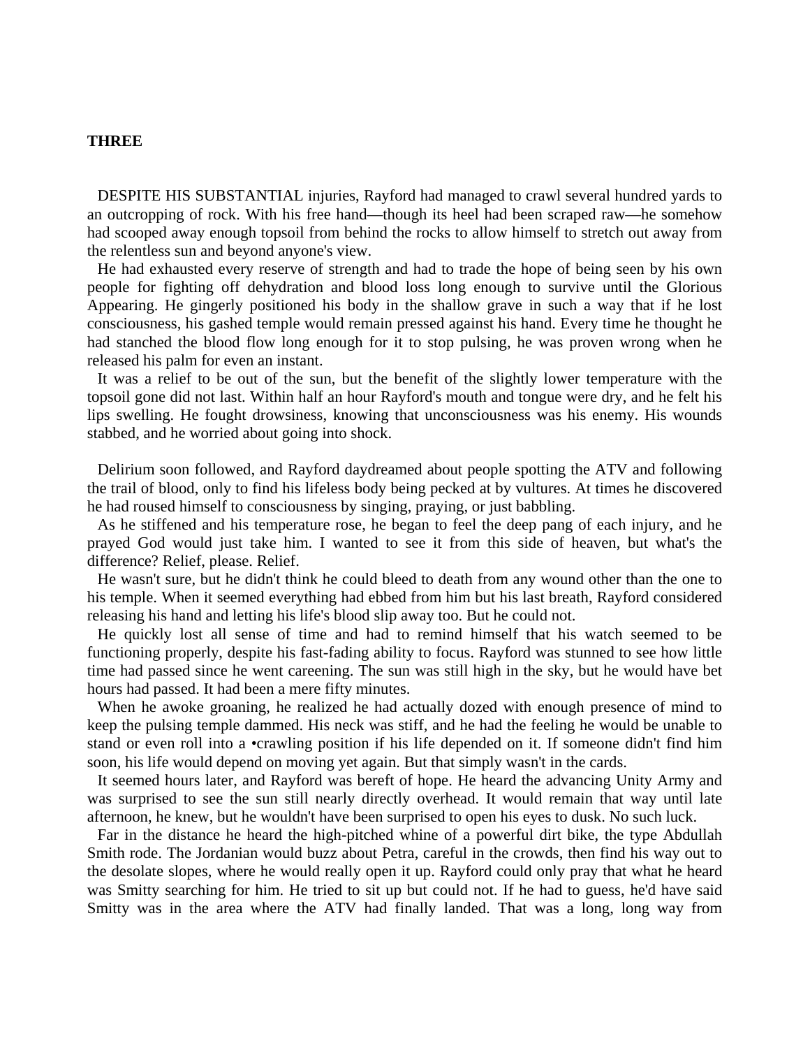**THREE**

DESPITE HIS SUBSTANTIAL injuries, Rayford had managed to crawl several hundred yards to an outcropping of rock. With his free hand—though its heel had been scraped raw—he somehow had scooped away enough topsoil from behind the rocks to allow himself to stretch out away from the relentless sun and beyond anyone's view.

He had exhausted every reserve of strength and had to trade the hope of being seen by his own people for fighting off dehydration and blood loss long enough to survive until the Glorious Appearing. He gingerly positioned his body in the shallow grave in such a way that if he lost consciousness, his gashed temple would remain pressed against his hand. Every time he thought he had stanched the blood flow long enough for it to stop pulsing, he was proven wrong when he released his palm for even an instant.

It was a relief to be out of the sun, but the benefit of the slightly lower temperature with the topsoil gone did not last. Within half an hour Rayford's mouth and tongue were dry, and he felt his lips swelling. He fought drowsiness, knowing that unconsciousness was his enemy. His wounds stabbed, and he worried about going into shock.

Delirium soon followed, and Rayford daydreamed about people spotting the ATV and following the trail of blood, only to find his lifeless body being pecked at by vultures. At times he discovered he had roused himself to consciousness by singing, praying, or just babbling.

As he stiffened and his temperature rose, he began to feel the deep pang of each injury, and he prayed God would just take him. I wanted to see it from this side of heaven, but what's the difference? Relief, please. Relief.

He wasn't sure, but he didn't think he could bleed to death from any wound other than the one to his temple. When it seemed everything had ebbed from him but his last breath, Rayford considered releasing his hand and letting his life's blood slip away too. But he could not.

He quickly lost all sense of time and had to remind himself that his watch seemed to be functioning properly, despite his fast-fading ability to focus. Rayford was stunned to see how little time had passed since he went careening. The sun was still high in the sky, but he would have bet hours had passed. It had been a mere fifty minutes.

When he awoke groaning, he realized he had actually dozed with enough presence of mind to keep the pulsing temple dammed. His neck was stiff, and he had the feeling he would be unable to stand or even roll into a •crawling position if his life depended on it. If someone didn't find him soon, his life would depend on moving yet again. But that simply wasn't in the cards.

It seemed hours later, and Rayford was bereft of hope. He heard the advancing Unity Army and was surprised to see the sun still nearly directly overhead. It would remain that way until late afternoon, he knew, but he wouldn't have been surprised to open his eyes to dusk. No such luck.

Far in the distance he heard the high-pitched whine of a powerful dirt bike, the type Abdullah Smith rode. The Jordanian would buzz about Petra, careful in the crowds, then find his way out to the desolate slopes, where he would really open it up. Rayford could only pray that what he heard was Smitty searching for him. He tried to sit up but could not. If he had to guess, he'd have said Smitty was in the area where the ATV had finally landed. That was a long, long way from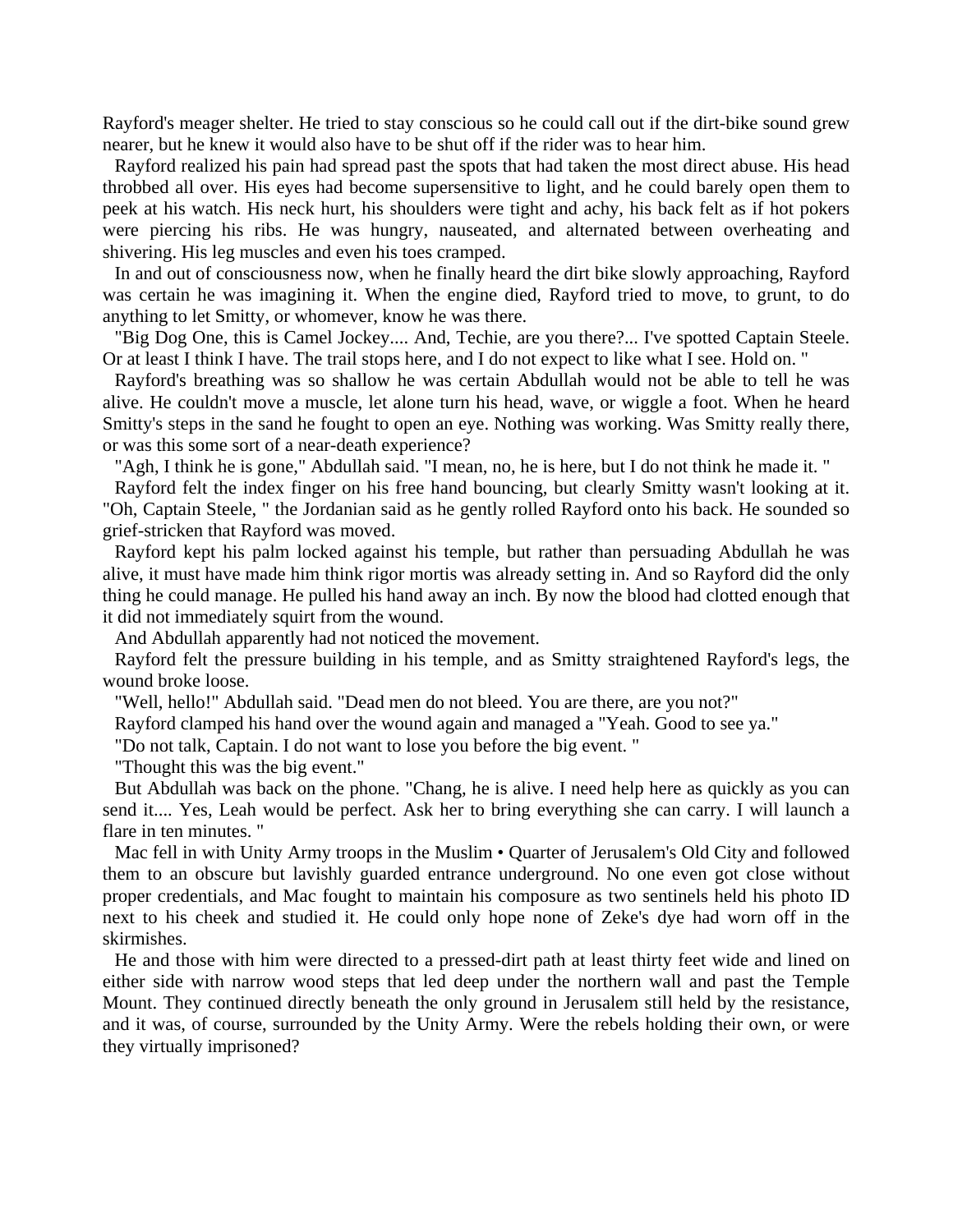Rayford's meager shelter. He tried to stay conscious so he could call out if the dirt-bike sound grew nearer, but he knew it would also have to be shut off if the rider was to hear him.

Rayford realized his pain had spread past the spots that had taken the most direct abuse. His head throbbed all over. His eyes had become supersensitive to light, and he could barely open them to peek at his watch. His neck hurt, his shoulders were tight and achy, his back felt as if hot pokers were piercing his ribs. He was hungry, nauseated, and alternated between overheating and shivering. His leg muscles and even his toes cramped.

In and out of consciousness now, when he finally heard the dirt bike slowly approaching, Rayford was certain he was imagining it. When the engine died, Rayford tried to move, to grunt, to do anything to let Smitty, or whomever, know he was there.

"Big Dog One, this is Camel Jockey.... And, Techie, are you there?... I've spotted Captain Steele. Or at least I think I have. The trail stops here, and I do not expect to like what I see. Hold on. "

Rayford's breathing was so shallow he was certain Abdullah would not be able to tell he was alive. He couldn't move a muscle, let alone turn his head, wave, or wiggle a foot. When he heard Smitty's steps in the sand he fought to open an eye. Nothing was working. Was Smitty really there, or was this some sort of a near-death experience?

"Agh, I think he is gone," Abdullah said. "I mean, no, he is here, but I do not think he made it. "

Rayford felt the index finger on his free hand bouncing, but clearly Smitty wasn't looking at it. "Oh, Captain Steele, " the Jordanian said as he gently rolled Rayford onto his back. He sounded so grief-stricken that Rayford was moved.

Rayford kept his palm locked against his temple, but rather than persuading Abdullah he was alive, it must have made him think rigor mortis was already setting in. And so Rayford did the only thing he could manage. He pulled his hand away an inch. By now the blood had clotted enough that it did not immediately squirt from the wound.

And Abdullah apparently had not noticed the movement.

Rayford felt the pressure building in his temple, and as Smitty straightened Rayford's legs, the wound broke loose.

"Well, hello!" Abdullah said. "Dead men do not bleed. You are there, are you not?"

Rayford clamped his hand over the wound again and managed a "Yeah. Good to see ya."

"Do not talk, Captain. I do not want to lose you before the big event. "

"Thought this was the big event."

But Abdullah was back on the phone. "Chang, he is alive. I need help here as quickly as you can send it.... Yes, Leah would be perfect. Ask her to bring everything she can carry. I will launch a flare in ten minutes. "

Mac fell in with Unity Army troops in the Muslim • Quarter of Jerusalem's Old City and followed them to an obscure but lavishly guarded entrance underground. No one even got close without proper credentials, and Mac fought to maintain his composure as two sentinels held his photo ID next to his cheek and studied it. He could only hope none of Zeke's dye had worn off in the skirmishes.

He and those with him were directed to a pressed-dirt path at least thirty feet wide and lined on either side with narrow wood steps that led deep under the northern wall and past the Temple Mount. They continued directly beneath the only ground in Jerusalem still held by the resistance, and it was, of course, surrounded by the Unity Army. Were the rebels holding their own, or were they virtually imprisoned?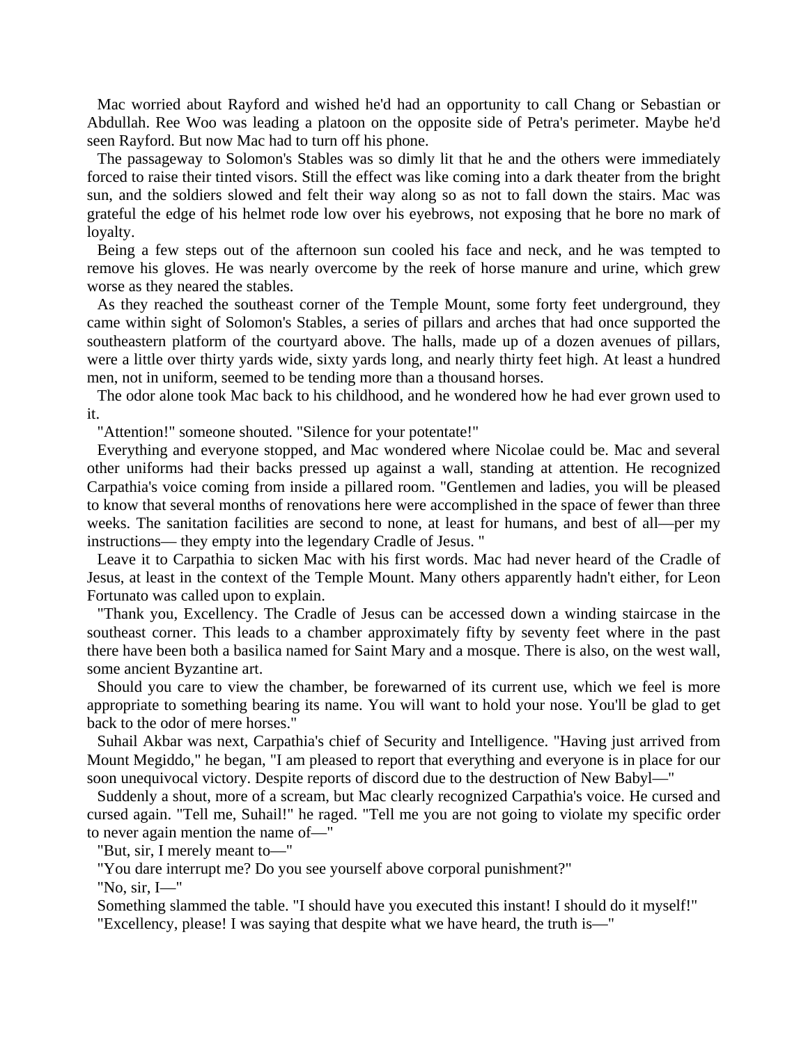Mac worried about Rayford and wished he'd had an opportunity to call Chang or Sebastian or Abdullah. Ree Woo was leading a platoon on the opposite side of Petra's perimeter. Maybe he'd seen Rayford. But now Mac had to turn off his phone.

The passageway to Solomon's Stables was so dimly lit that he and the others were immediately forced to raise their tinted visors. Still the effect was like coming into a dark theater from the bright sun, and the soldiers slowed and felt their way along so as not to fall down the stairs. Mac was grateful the edge of his helmet rode low over his eyebrows, not exposing that he bore no mark of loyalty.

Being a few steps out of the afternoon sun cooled his face and neck, and he was tempted to remove his gloves. He was nearly overcome by the reek of horse manure and urine, which grew worse as they neared the stables.

As they reached the southeast corner of the Temple Mount, some forty feet underground, they came within sight of Solomon's Stables, a series of pillars and arches that had once supported the southeastern platform of the courtyard above. The halls, made up of a dozen avenues of pillars, were a little over thirty yards wide, sixty yards long, and nearly thirty feet high. At least a hundred men, not in uniform, seemed to be tending more than a thousand horses.

The odor alone took Mac back to his childhood, and he wondered how he had ever grown used to it.

"Attention!" someone shouted. "Silence for your potentate!"

Everything and everyone stopped, and Mac wondered where Nicolae could be. Mac and several other uniforms had their backs pressed up against a wall, standing at attention. He recognized Carpathia's voice coming from inside a pillared room. "Gentlemen and ladies, you will be pleased to know that several months of renovations here were accomplished in the space of fewer than three weeks. The sanitation facilities are second to none, at least for humans, and best of all—per my instructions— they empty into the legendary Cradle of Jesus. "

Leave it to Carpathia to sicken Mac with his first words. Mac had never heard of the Cradle of Jesus, at least in the context of the Temple Mount. Many others apparently hadn't either, for Leon Fortunato was called upon to explain.

"Thank you, Excellency. The Cradle of Jesus can be accessed down a winding staircase in the southeast corner. This leads to a chamber approximately fifty by seventy feet where in the past there have been both a basilica named for Saint Mary and a mosque. There is also, on the west wall, some ancient Byzantine art.

Should you care to view the chamber, be forewarned of its current use, which we feel is more appropriate to something bearing its name. You will want to hold your nose. You'll be glad to get back to the odor of mere horses."

Suhail Akbar was next, Carpathia's chief of Security and Intelligence. "Having just arrived from Mount Megiddo," he began, "I am pleased to report that everything and everyone is in place for our soon unequivocal victory. Despite reports of discord due to the destruction of New Babyl—"

Suddenly a shout, more of a scream, but Mac clearly recognized Carpathia's voice. He cursed and cursed again. "Tell me, Suhail!" he raged. "Tell me you are not going to violate my specific order to never again mention the name of—"

"But, sir, I merely meant to—"

"You dare interrupt me? Do you see yourself above corporal punishment?"

"No, sir, I—"

Something slammed the table. "I should have you executed this instant! I should do it myself!"

"Excellency, please! I was saying that despite what we have heard, the truth is—"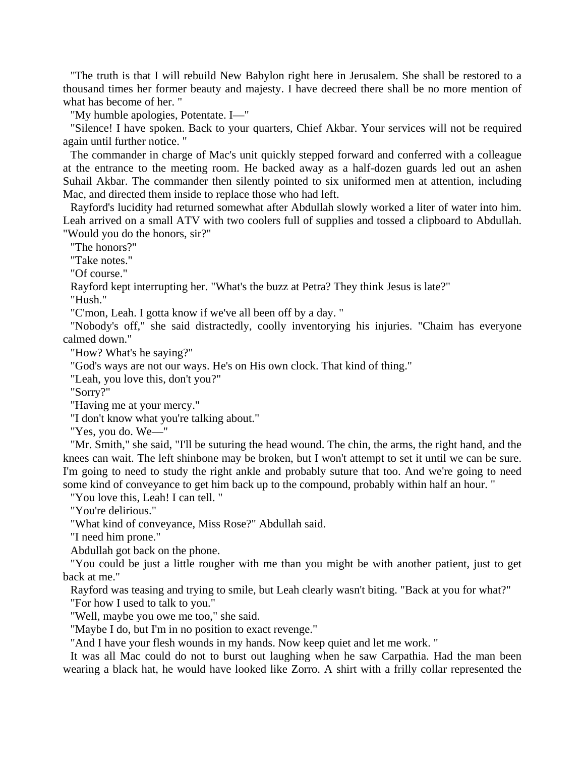"The truth is that I will rebuild New Babylon right here in Jerusalem. She shall be restored to a thousand times her former beauty and majesty. I have decreed there shall be no more mention of what has become of her. "

"My humble apologies, Potentate. I—"

"Silence! I have spoken. Back to your quarters, Chief Akbar. Your services will not be required again until further notice. "

The commander in charge of Mac's unit quickly stepped forward and conferred with a colleague at the entrance to the meeting room. He backed away as a half-dozen guards led out an ashen Suhail Akbar. The commander then silently pointed to six uniformed men at attention, including Mac, and directed them inside to replace those who had left.

Rayford's lucidity had returned somewhat after Abdullah slowly worked a liter of water into him. Leah arrived on a small ATV with two coolers full of supplies and tossed a clipboard to Abdullah. "Would you do the honors, sir?"

"The honors?"

"Take notes."

"Of course."

Rayford kept interrupting her. "What's the buzz at Petra? They think Jesus is late?"

"Hush."

"C'mon, Leah. I gotta know if we've all been off by a day. "

"Nobody's off," she said distractedly, coolly inventorying his injuries. "Chaim has everyone calmed down."

"How? What's he saying?"

"God's ways are not our ways. He's on His own clock. That kind of thing."

"Leah, you love this, don't you?"

"Sorry?"

"Having me at your mercy."

"I don't know what you're talking about."

"Yes, you do. We—"

"Mr. Smith," she said, "I'll be suturing the head wound. The chin, the arms, the right hand, and the knees can wait. The left shinbone may be broken, but I won't attempt to set it until we can be sure. I'm going to need to study the right ankle and probably suture that too. And we're going to need some kind of conveyance to get him back up to the compound, probably within half an hour. "

"You love this, Leah! I can tell. "

"You're delirious."

"What kind of conveyance, Miss Rose?" Abdullah said.

"I need him prone."

Abdullah got back on the phone.

"You could be just a little rougher with me than you might be with another patient, just to get back at me."

Rayford was teasing and trying to smile, but Leah clearly wasn't biting. "Back at you for what?"

"For how I used to talk to you."

"Well, maybe you owe me too," she said.

"Maybe I do, but I'm in no position to exact revenge."

"And I have your flesh wounds in my hands. Now keep quiet and let me work. "

It was all Mac could do not to burst out laughing when he saw Carpathia. Had the man been wearing a black hat, he would have looked like Zorro. A shirt with a frilly collar represented the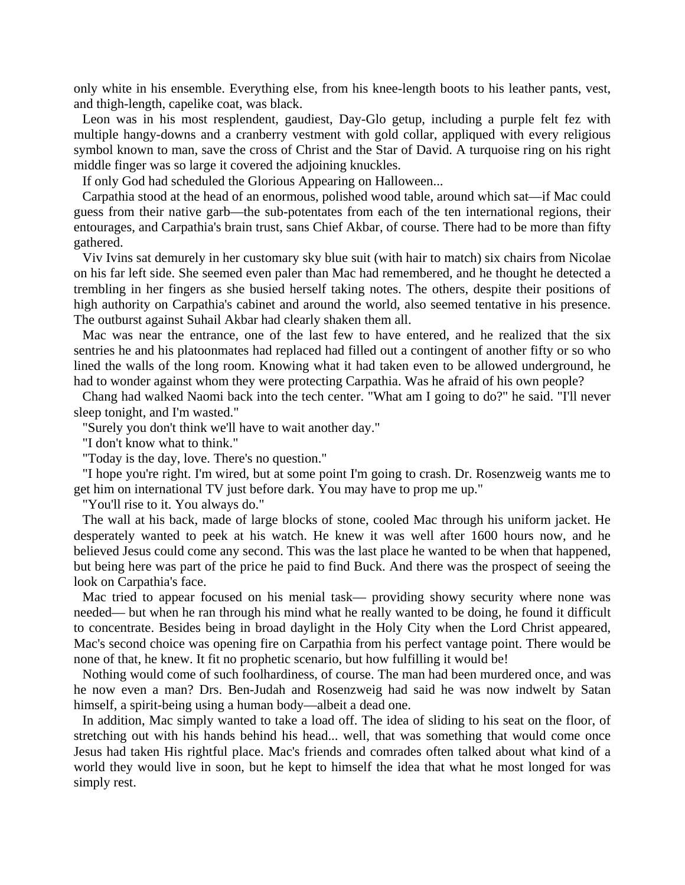only white in his ensemble. Everything else, from his knee-length boots to his leather pants, vest, and thigh-length, capelike coat, was black.

Leon was in his most resplendent, gaudiest, Day-Glo getup, including a purple felt fez with multiple hangy-downs and a cranberry vestment with gold collar, appliqued with every religious symbol known to man, save the cross of Christ and the Star of David. A turquoise ring on his right middle finger was so large it covered the adjoining knuckles.

If only God had scheduled the Glorious Appearing on Halloween...

Carpathia stood at the head of an enormous, polished wood table, around which sat—if Mac could guess from their native garb—the sub-potentates from each of the ten international regions, their entourages, and Carpathia's brain trust, sans Chief Akbar, of course. There had to be more than fifty gathered.

Viv Ivins sat demurely in her customary sky blue suit (with hair to match) six chairs from Nicolae on his far left side. She seemed even paler than Mac had remembered, and he thought he detected a trembling in her fingers as she busied herself taking notes. The others, despite their positions of high authority on Carpathia's cabinet and around the world, also seemed tentative in his presence. The outburst against Suhail Akbar had clearly shaken them all.

Mac was near the entrance, one of the last few to have entered, and he realized that the six sentries he and his platoonmates had replaced had filled out a contingent of another fifty or so who lined the walls of the long room. Knowing what it had taken even to be allowed underground, he had to wonder against whom they were protecting Carpathia. Was he afraid of his own people?

Chang had walked Naomi back into the tech center. "What am I going to do?" he said. "I'll never sleep tonight, and I'm wasted."

"Surely you don't think we'll have to wait another day."

"I don't know what to think."

"Today is the day, love. There's no question."

"I hope you're right. I'm wired, but at some point I'm going to crash. Dr. Rosenzweig wants me to get him on international TV just before dark. You may have to prop me up."

"You'll rise to it. You always do."

The wall at his back, made of large blocks of stone, cooled Mac through his uniform jacket. He desperately wanted to peek at his watch. He knew it was well after 1600 hours now, and he believed Jesus could come any second. This was the last place he wanted to be when that happened, but being here was part of the price he paid to find Buck. And there was the prospect of seeing the look on Carpathia's face.

Mac tried to appear focused on his menial task— providing showy security where none was needed— but when he ran through his mind what he really wanted to be doing, he found it difficult to concentrate. Besides being in broad daylight in the Holy City when the Lord Christ appeared, Mac's second choice was opening fire on Carpathia from his perfect vantage point. There would be none of that, he knew. It fit no prophetic scenario, but how fulfilling it would be!

Nothing would come of such foolhardiness, of course. The man had been murdered once, and was he now even a man? Drs. Ben-Judah and Rosenzweig had said he was now indwelt by Satan himself, a spirit-being using a human body—albeit a dead one.

In addition, Mac simply wanted to take a load off. The idea of sliding to his seat on the floor, of stretching out with his hands behind his head... well, that was something that would come once Jesus had taken His rightful place. Mac's friends and comrades often talked about what kind of a world they would live in soon, but he kept to himself the idea that what he most longed for was simply rest.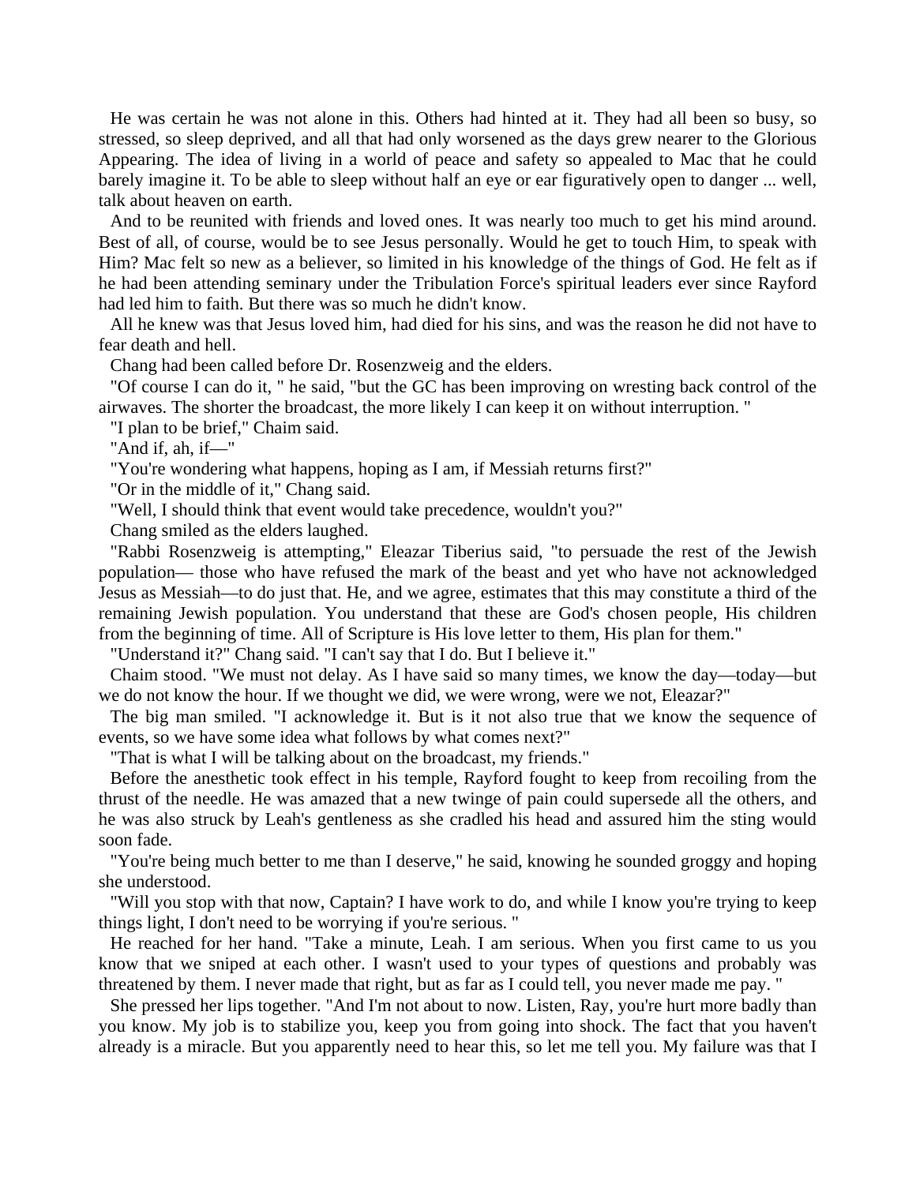He was certain he was not alone in this. Others had hinted at it. They had all been so busy, so stressed, so sleep deprived, and all that had only worsened as the days grew nearer to the Glorious Appearing. The idea of living in a world of peace and safety so appealed to Mac that he could barely imagine it. To be able to sleep without half an eye or ear figuratively open to danger ... well, talk about heaven on earth.

And to be reunited with friends and loved ones. It was nearly too much to get his mind around. Best of all, of course, would be to see Jesus personally. Would he get to touch Him, to speak with Him? Mac felt so new as a believer, so limited in his knowledge of the things of God. He felt as if he had been attending seminary under the Tribulation Force's spiritual leaders ever since Rayford had led him to faith. But there was so much he didn't know.

All he knew was that Jesus loved him, had died for his sins, and was the reason he did not have to fear death and hell.

Chang had been called before Dr. Rosenzweig and the elders.

"Of course I can do it, " he said, "but the GC has been improving on wresting back control of the airwaves. The shorter the broadcast, the more likely I can keep it on without interruption. "

"I plan to be brief," Chaim said.

"And if, ah, if—"

"You're wondering what happens, hoping as I am, if Messiah returns first?"

"Or in the middle of it," Chang said.

"Well, I should think that event would take precedence, wouldn't you?"

Chang smiled as the elders laughed.

"Rabbi Rosenzweig is attempting," Eleazar Tiberius said, "to persuade the rest of the Jewish population— those who have refused the mark of the beast and yet who have not acknowledged Jesus as Messiah—to do just that. He, and we agree, estimates that this may constitute a third of the remaining Jewish population. You understand that these are God's chosen people, His children from the beginning of time. All of Scripture is His love letter to them, His plan for them."

"Understand it?" Chang said. "I can't say that I do. But I believe it."

Chaim stood. "We must not delay. As I have said so many times, we know the day—today—but we do not know the hour. If we thought we did, we were wrong, were we not, Eleazar?"

The big man smiled. "I acknowledge it. But is it not also true that we know the sequence of events, so we have some idea what follows by what comes next?"

"That is what I will be talking about on the broadcast, my friends."

Before the anesthetic took effect in his temple, Rayford fought to keep from recoiling from the thrust of the needle. He was amazed that a new twinge of pain could supersede all the others, and he was also struck by Leah's gentleness as she cradled his head and assured him the sting would soon fade.

"You're being much better to me than I deserve," he said, knowing he sounded groggy and hoping she understood.

"Will you stop with that now, Captain? I have work to do, and while I know you're trying to keep things light, I don't need to be worrying if you're serious. "

He reached for her hand. "Take a minute, Leah. I am serious. When you first came to us you know that we sniped at each other. I wasn't used to your types of questions and probably was threatened by them. I never made that right, but as far as I could tell, you never made me pay. "

She pressed her lips together. "And I'm not about to now. Listen, Ray, you're hurt more badly than you know. My job is to stabilize you, keep you from going into shock. The fact that you haven't already is a miracle. But you apparently need to hear this, so let me tell you. My failure was that I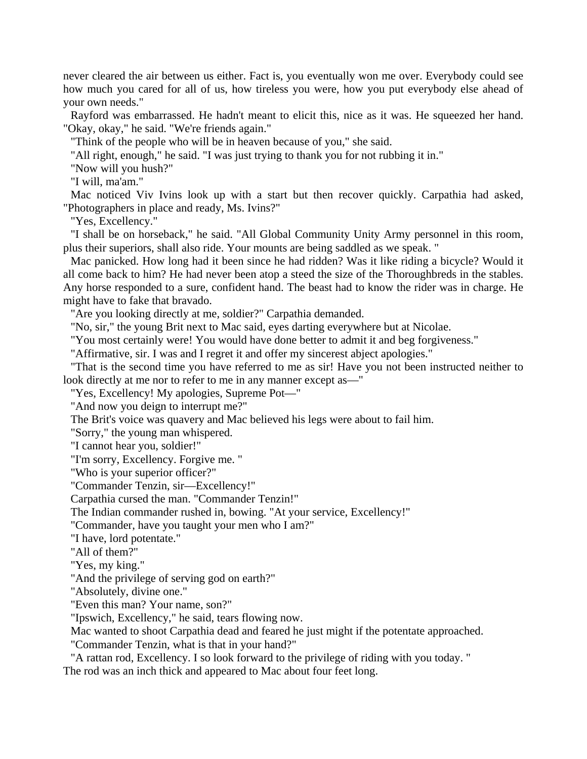never cleared the air between us either. Fact is, you eventually won me over. Everybody could see how much you cared for all of us, how tireless you were, how you put everybody else ahead of your own needs."

Rayford was embarrassed. He hadn't meant to elicit this, nice as it was. He squeezed her hand. "Okay, okay," he said. "We're friends again."

"Think of the people who will be in heaven because of you," she said.

"All right, enough," he said. "I was just trying to thank you for not rubbing it in."

"Now will you hush?"

"I will, ma'am."

Mac noticed Viv Ivins look up with a start but then recover quickly. Carpathia had asked, "Photographers in place and ready, Ms. Ivins?"

"Yes, Excellency."

"I shall be on horseback," he said. "All Global Community Unity Army personnel in this room, plus their superiors, shall also ride. Your mounts are being saddled as we speak. "

Mac panicked. How long had it been since he had ridden? Was it like riding a bicycle? Would it all come back to him? He had never been atop a steed the size of the Thoroughbreds in the stables. Any horse responded to a sure, confident hand. The beast had to know the rider was in charge. He might have to fake that bravado.

"Are you looking directly at me, soldier?" Carpathia demanded.

"No, sir," the young Brit next to Mac said, eyes darting everywhere but at Nicolae.

"You most certainly were! You would have done better to admit it and beg forgiveness."

"Affirmative, sir. I was and I regret it and offer my sincerest abject apologies."

"That is the second time you have referred to me as sir! Have you not been instructed neither to look directly at me nor to refer to me in any manner except as—"

"Yes, Excellency! My apologies, Supreme Pot—"

"And now you deign to interrupt me?"

The Brit's voice was quavery and Mac believed his legs were about to fail him.

"Sorry," the young man whispered.

"I cannot hear you, soldier!"

"I'm sorry, Excellency. Forgive me. "

"Who is your superior officer?"

"Commander Tenzin, sir—Excellency!"

Carpathia cursed the man. "Commander Tenzin!"

The Indian commander rushed in, bowing. "At your service, Excellency!"

"Commander, have you taught your men who I am?"

"I have, lord potentate."

"All of them?"

"Yes, my king."

"And the privilege of serving god on earth?"

"Absolutely, divine one."

"Even this man? Your name, son?"

"Ipswich, Excellency," he said, tears flowing now.

Mac wanted to shoot Carpathia dead and feared he just might if the potentate approached.

"Commander Tenzin, what is that in your hand?"

"A rattan rod, Excellency. I so look forward to the privilege of riding with you today. "

The rod was an inch thick and appeared to Mac about four feet long.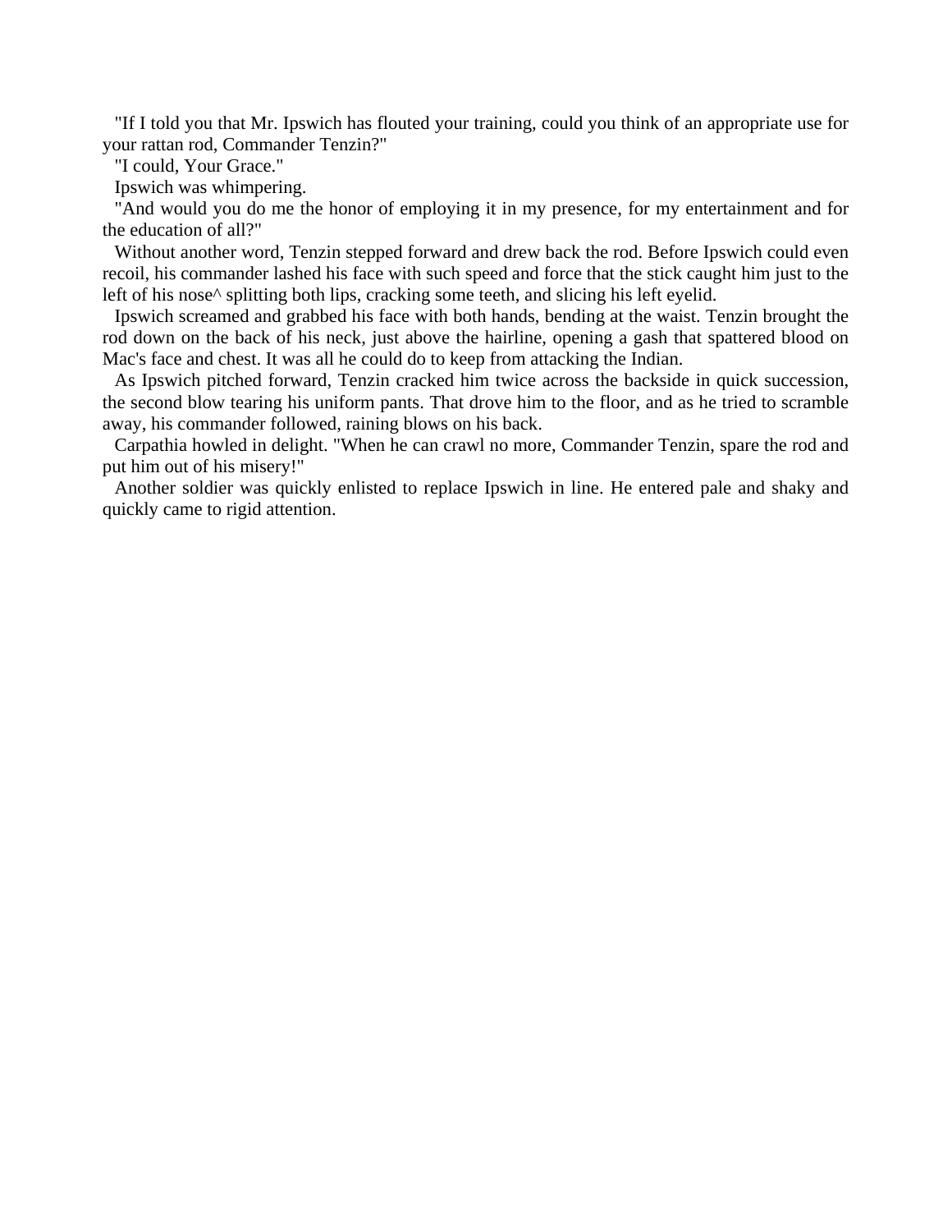"If I told you that Mr. Ipswich has flouted your training, could you think of an appropriate use for your rattan rod, Commander Tenzin?"

"I could, Your Grace."

Ipswich was whimpering.

"And would you do me the honor of employing it in my presence, for my entertainment and for the education of all?"

Without another word, Tenzin stepped forward and drew back the rod. Before Ipswich could even recoil, his commander lashed his face with such speed and force that the stick caught him just to the left of his nose^ splitting both lips, cracking some teeth, and slicing his left eyelid.

Ipswich screamed and grabbed his face with both hands, bending at the waist. Tenzin brought the rod down on the back of his neck, just above the hairline, opening a gash that spattered blood on Mac's face and chest. It was all he could do to keep from attacking the Indian.

As Ipswich pitched forward, Tenzin cracked him twice across the backside in quick succession, the second blow tearing his uniform pants. That drove him to the floor, and as he tried to scramble away, his commander followed, raining blows on his back.

Carpathia howled in delight. "When he can crawl no more, Commander Tenzin, spare the rod and put him out of his misery!"

Another soldier was quickly enlisted to replace Ipswich in line. He entered pale and shaky and quickly came to rigid attention.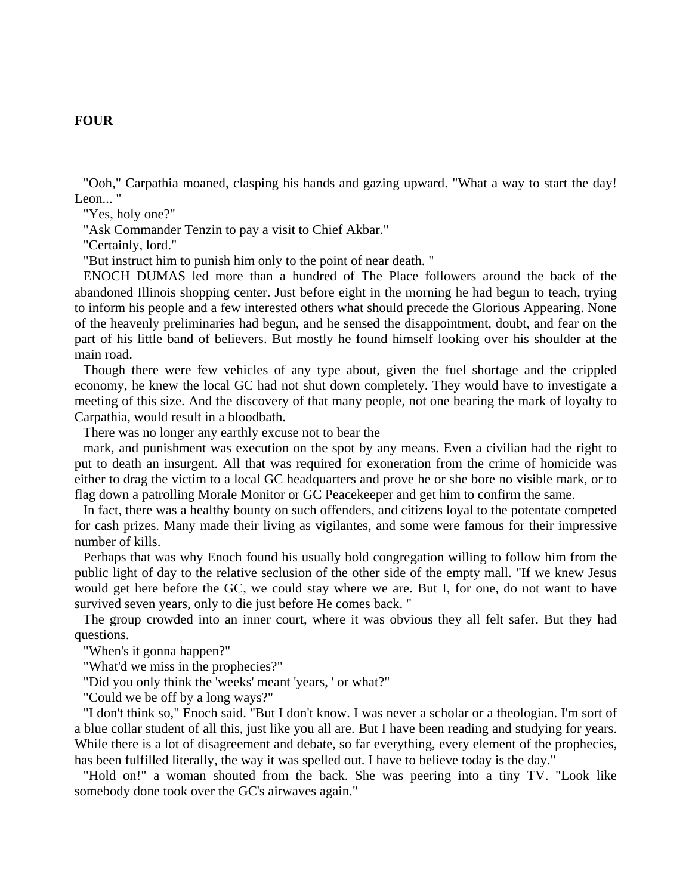**FOUR**

"Ooh," Carpathia moaned, clasping his hands and gazing upward. "What a way to start the day! Leon... "

"Yes, holy one?"

"Ask Commander Tenzin to pay a visit to Chief Akbar."

"Certainly, lord."

"But instruct him to punish him only to the point of near death. "

ENOCH DUMAS led more than a hundred of The Place followers around the back of the abandoned Illinois shopping center. Just before eight in the morning he had begun to teach, trying to inform his people and a few interested others what should precede the Glorious Appearing. None of the heavenly preliminaries had begun, and he sensed the disappointment, doubt, and fear on the part of his little band of believers. But mostly he found himself looking over his shoulder at the main road.

Though there were few vehicles of any type about, given the fuel shortage and the crippled economy, he knew the local GC had not shut down completely. They would have to investigate a meeting of this size. And the discovery of that many people, not one bearing the mark of loyalty to Carpathia, would result in a bloodbath.

There was no longer any earthly excuse not to bear the mark, and punishment was execution on the spot by any means. Even a civilian had the right to put to death an insurgent. All that was required for exoneration from the crime of homicide was either to drag the victim to a local GC headquarters and prove he or she bore no visible mark, or to flag down a patrolling Morale Monitor or GC Peacekeeper and get him to confirm the same.

In fact, there was a healthy bounty on such offenders, and citizens loyal to the potentate competed for cash prizes. Many made their living as vigilantes, and some were famous for their impressive number of kills.

Perhaps that was why Enoch found his usually bold congregation willing to follow him from the public light of day to the relative seclusion of the other side of the empty mall. "If we knew Jesus would get here before the GC, we could stay where we are. But I, for one, do not want to have survived seven years, only to die just before He comes back. "

The group crowded into an inner court, where it was obvious they all felt safer. But they had questions.

"When's it gonna happen?"

"What'd we miss in the prophecies?"

"Did you only think the 'weeks' meant 'years, ' or what?"

"Could we be off by a long ways?"

"I don't think so," Enoch said. "But I don't know. I was never a scholar or a theologian. I'm sort of a blue collar student of all this, just like you all are. But I have been reading and studying for years. While there is a lot of disagreement and debate, so far everything, every element of the prophecies, has been fulfilled literally, the way it was spelled out. I have to believe today is the day."

"Hold on!" a woman shouted from the back. She was peering into a tiny TV. "Look like somebody done took over the GC's airwaves again."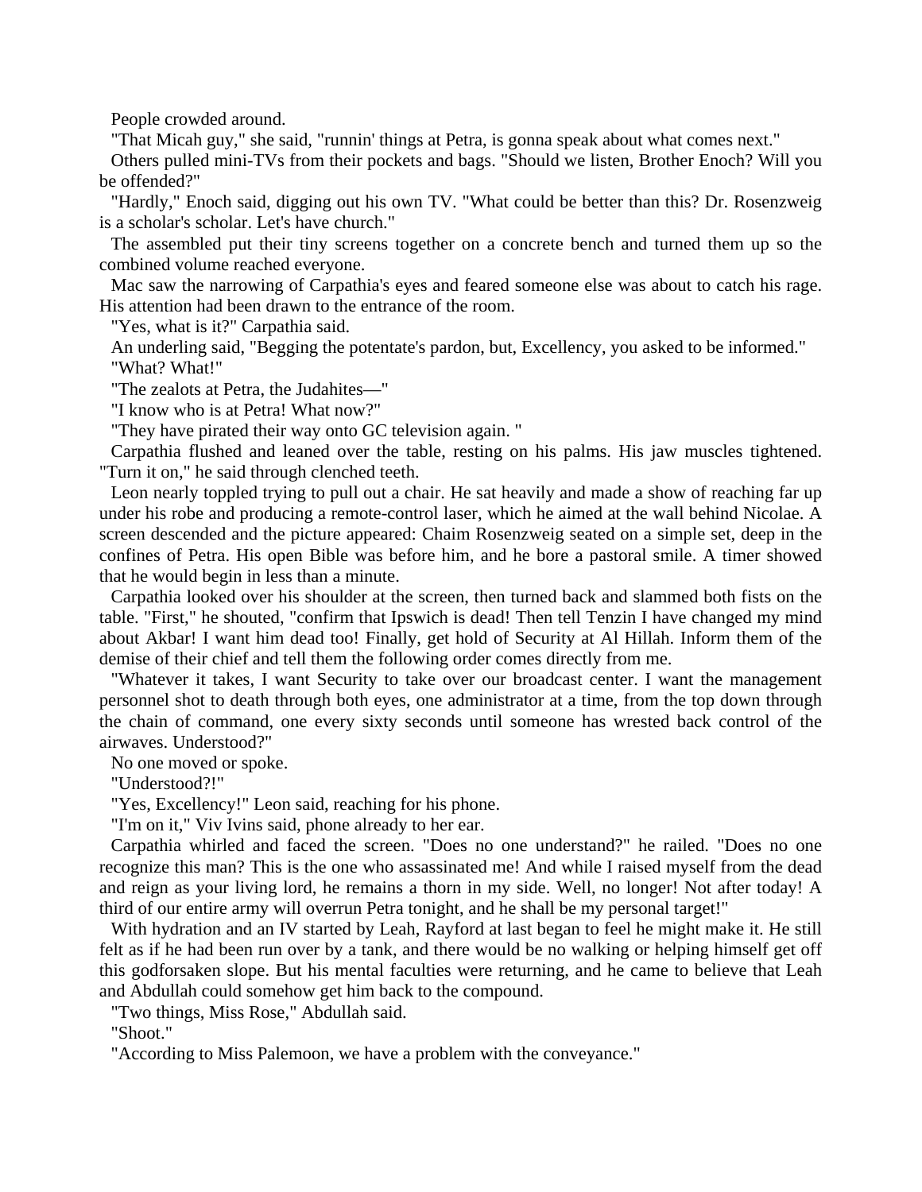People crowded around.

"That Micah guy," she said, "runnin' things at Petra, is gonna speak about what comes next."

Others pulled mini-TVs from their pockets and bags. "Should we listen, Brother Enoch? Will you be offended?"

"Hardly," Enoch said, digging out his own TV. "What could be better than this? Dr. Rosenzweig is a scholar's scholar. Let's have church."

The assembled put their tiny screens together on a concrete bench and turned them up so the combined volume reached everyone.

Mac saw the narrowing of Carpathia's eyes and feared someone else was about to catch his rage. His attention had been drawn to the entrance of the room.

"Yes, what is it?" Carpathia said.

An underling said, "Begging the potentate's pardon, but, Excellency, you asked to be informed."

"What? What!"

"The zealots at Petra, the Judahites—"

"I know who is at Petra! What now?"

"They have pirated their way onto GC television again. "

Carpathia flushed and leaned over the table, resting on his palms. His jaw muscles tightened. "Turn it on," he said through clenched teeth.

Leon nearly toppled trying to pull out a chair. He sat heavily and made a show of reaching far up under his robe and producing a remote-control laser, which he aimed at the wall behind Nicolae. A screen descended and the picture appeared: Chaim Rosenzweig seated on a simple set, deep in the confines of Petra. His open Bible was before him, and he bore a pastoral smile. A timer showed that he would begin in less than a minute.

Carpathia looked over his shoulder at the screen, then turned back and slammed both fists on the table. "First," he shouted, "confirm that Ipswich is dead! Then tell Tenzin I have changed my mind about Akbar! I want him dead too! Finally, get hold of Security at Al Hillah. Inform them of the demise of their chief and tell them the following order comes directly from me.

"Whatever it takes, I want Security to take over our broadcast center. I want the management personnel shot to death through both eyes, one administrator at a time, from the top down through the chain of command, one every sixty seconds until someone has wrested back control of the airwaves. Understood?"

No one moved or spoke.

"Understood?!"

"Yes, Excellency!" Leon said, reaching for his phone.

"I'm on it," Viv Ivins said, phone already to her ear.

Carpathia whirled and faced the screen. "Does no one understand?" he railed. "Does no one recognize this man? This is the one who assassinated me! And while I raised myself from the dead and reign as your living lord, he remains a thorn in my side. Well, no longer! Not after today! A third of our entire army will overrun Petra tonight, and he shall be my personal target!"

With hydration and an IV started by Leah, Rayford at last began to feel he might make it. He still felt as if he had been run over by a tank, and there would be no walking or helping himself get off this godforsaken slope. But his mental faculties were returning, and he came to believe that Leah and Abdullah could somehow get him back to the compound.

"Two things, Miss Rose," Abdullah said.

"Shoot."

"According to Miss Palemoon, we have a problem with the conveyance."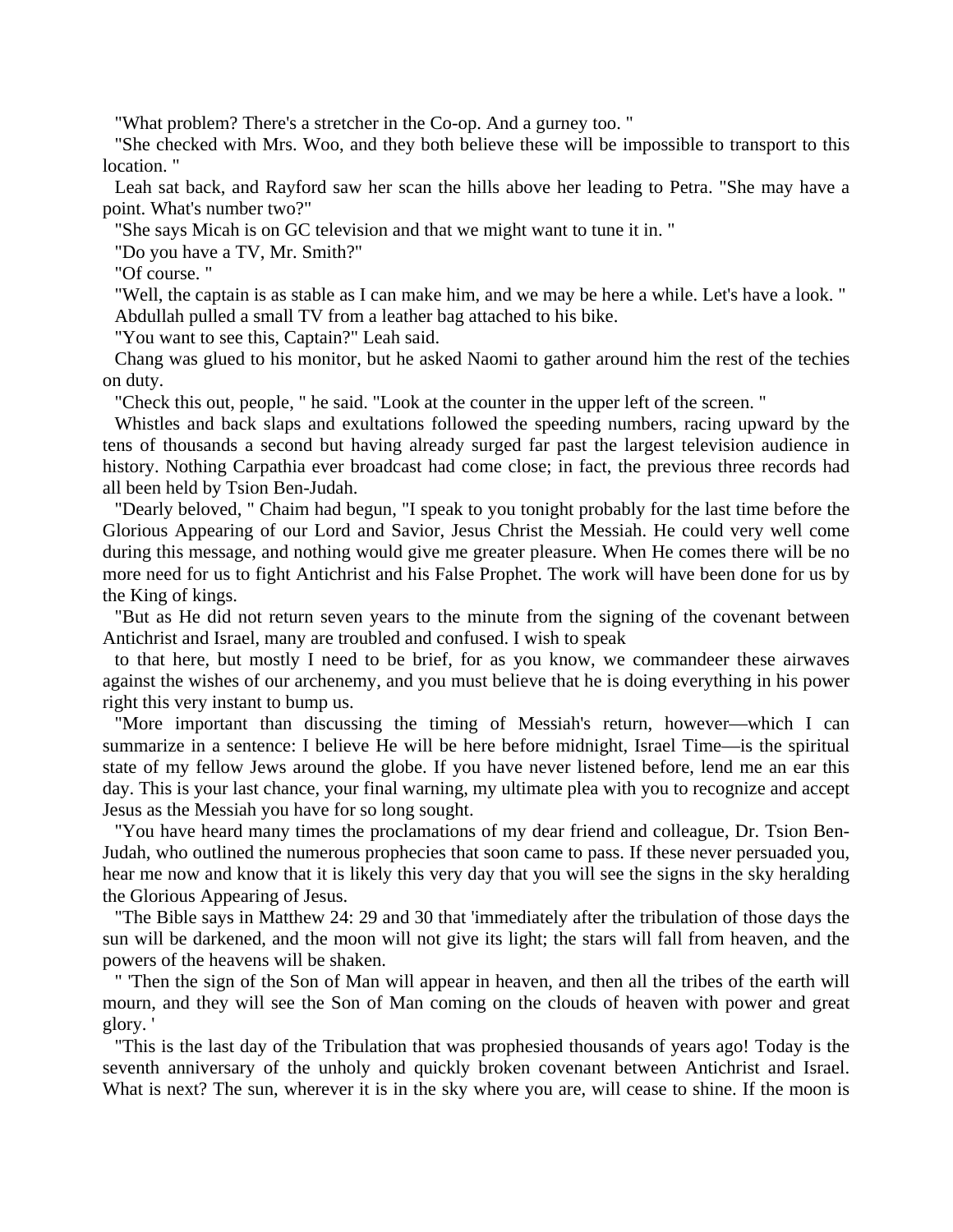"What problem? There's a stretcher in the Co-op. And a gurney too. "

"She checked with Mrs. Woo, and they both believe these will be impossible to transport to this location. "

Leah sat back, and Rayford saw her scan the hills above her leading to Petra. "She may have a point. What's number two?"

"She says Micah is on GC television and that we might want to tune it in. "

"Do you have a TV, Mr. Smith?"

"Of course. "

"Well, the captain is as stable as I can make him, and we may be here a while. Let's have a look. "

Abdullah pulled a small TV from a leather bag attached to his bike.

"You want to see this, Captain?" Leah said.

Chang was glued to his monitor, but he asked Naomi to gather around him the rest of the techies on duty.

"Check this out, people, " he said. "Look at the counter in the upper left of the screen. "

Whistles and back slaps and exultations followed the speeding numbers, racing upward by the tens of thousands a second but having already surged far past the largest television audience in history. Nothing Carpathia ever broadcast had come close; in fact, the previous three records had all been held by Tsion Ben-Judah.

"Dearly beloved, " Chaim had begun, "I speak to you tonight probably for the last time before the Glorious Appearing of our Lord and Savior, Jesus Christ the Messiah. He could very well come during this message, and nothing would give me greater pleasure. When He comes there will be no more need for us to fight Antichrist and his False Prophet. The work will have been done for us by the King of kings.

"But as He did not return seven years to the minute from the signing of the covenant between Antichrist and Israel, many are troubled and confused. I wish to speak to that here, but mostly I need to be brief, for as you know, we commandeer these airwaves against the wishes of our archenemy, and you must believe that he is doing everything in his power right this very instant to bump us.

"More important than discussing the timing of Messiah's return, however—which I can summarize in a sentence: I believe He will be here before midnight, Israel Time—is the spiritual state of my fellow Jews around the globe. If you have never listened before, lend me an ear this day. This is your last chance, your final warning, my ultimate plea with you to recognize and accept Jesus as the Messiah you have for so long sought.

"You have heard many times the proclamations of my dear friend and colleague, Dr. Tsion Ben-Judah, who outlined the numerous prophecies that soon came to pass. If these never persuaded you, hear me now and know that it is likely this very day that you will see the signs in the sky heralding the Glorious Appearing of Jesus.

"The Bible says in Matthew 24: 29 and 30 that 'immediately after the tribulation of those days the sun will be darkened, and the moon will not give its light; the stars will fall from heaven, and the powers of the heavens will be shaken.

" 'Then the sign of the Son of Man will appear in heaven, and then all the tribes of the earth will mourn, and they will see the Son of Man coming on the clouds of heaven with power and great glory. '

"This is the last day of the Tribulation that was prophesied thousands of years ago! Today is the seventh anniversary of the unholy and quickly broken covenant between Antichrist and Israel. What is next? The sun, wherever it is in the sky where you are, will cease to shine. If the moon is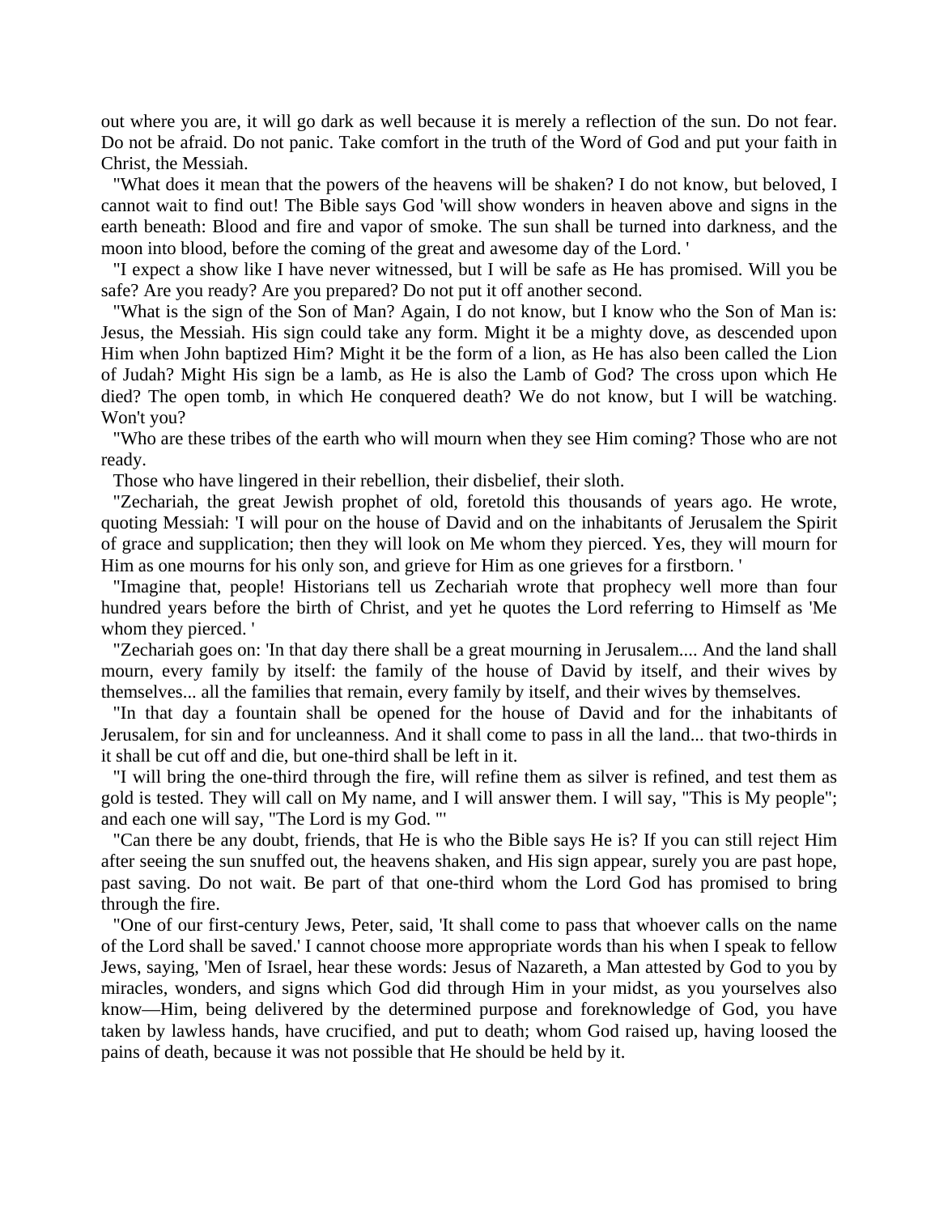out where you are, it will go dark as well because it is merely a reflection of the sun. Do not fear. Do not be afraid. Do not panic. Take comfort in the truth of the Word of God and put your faith in Christ, the Messiah.

"What does it mean that the powers of the heavens will be shaken? I do not know, but beloved, I cannot wait to find out! The Bible says God 'will show wonders in heaven above and signs in the earth beneath: Blood and fire and vapor of smoke. The sun shall be turned into darkness, and the moon into blood, before the coming of the great and awesome day of the Lord. '

"I expect a show like I have never witnessed, but I will be safe as He has promised. Will you be safe? Are you ready? Are you prepared? Do not put it off another second.

"What is the sign of the Son of Man? Again, I do not know, but I know who the Son of Man is: Jesus, the Messiah. His sign could take any form. Might it be a mighty dove, as descended upon Him when John baptized Him? Might it be the form of a lion, as He has also been called the Lion of Judah? Might His sign be a lamb, as He is also the Lamb of God? The cross upon which He died? The open tomb, in which He conquered death? We do not know, but I will be watching. Won't you?

"Who are these tribes of the earth who will mourn when they see Him coming? Those who are not ready.

Those who have lingered in their rebellion, their disbelief, their sloth.

"Zechariah, the great Jewish prophet of old, foretold this thousands of years ago. He wrote, quoting Messiah: 'I will pour on the house of David and on the inhabitants of Jerusalem the Spirit of grace and supplication; then they will look on Me whom they pierced. Yes, they will mourn for Him as one mourns for his only son, and grieve for Him as one grieves for a firstborn. '

"Imagine that, people! Historians tell us Zechariah wrote that prophecy well more than four hundred years before the birth of Christ, and yet he quotes the Lord referring to Himself as 'Me whom they pierced. '

"Zechariah goes on: 'In that day there shall be a great mourning in Jerusalem.... And the land shall mourn, every family by itself: the family of the house of David by itself, and their wives by themselves... all the families that remain, every family by itself, and their wives by themselves.

"In that day a fountain shall be opened for the house of David and for the inhabitants of Jerusalem, for sin and for uncleanness. And it shall come to pass in all the land... that two-thirds in it shall be cut off and die, but one-third shall be left in it.

"I will bring the one-third through the fire, will refine them as silver is refined, and test them as gold is tested. They will call on My name, and I will answer them. I will say, "This is My people"; and each one will say, "The Lord is my God. "'

"Can there be any doubt, friends, that He is who the Bible says He is? If you can still reject Him after seeing the sun snuffed out, the heavens shaken, and His sign appear, surely you are past hope, past saving. Do not wait. Be part of that one-third whom the Lord God has promised to bring through the fire.

"One of our first-century Jews, Peter, said, 'It shall come to pass that whoever calls on the name of the Lord shall be saved.' I cannot choose more appropriate words than his when I speak to fellow Jews, saying, 'Men of Israel, hear these words: Jesus of Nazareth, a Man attested by God to you by miracles, wonders, and signs which God did through Him in your midst, as you yourselves also know—Him, being delivered by the determined purpose and foreknowledge of God, you have taken by lawless hands, have crucified, and put to death; whom God raised up, having loosed the pains of death, because it was not possible that He should be held by it.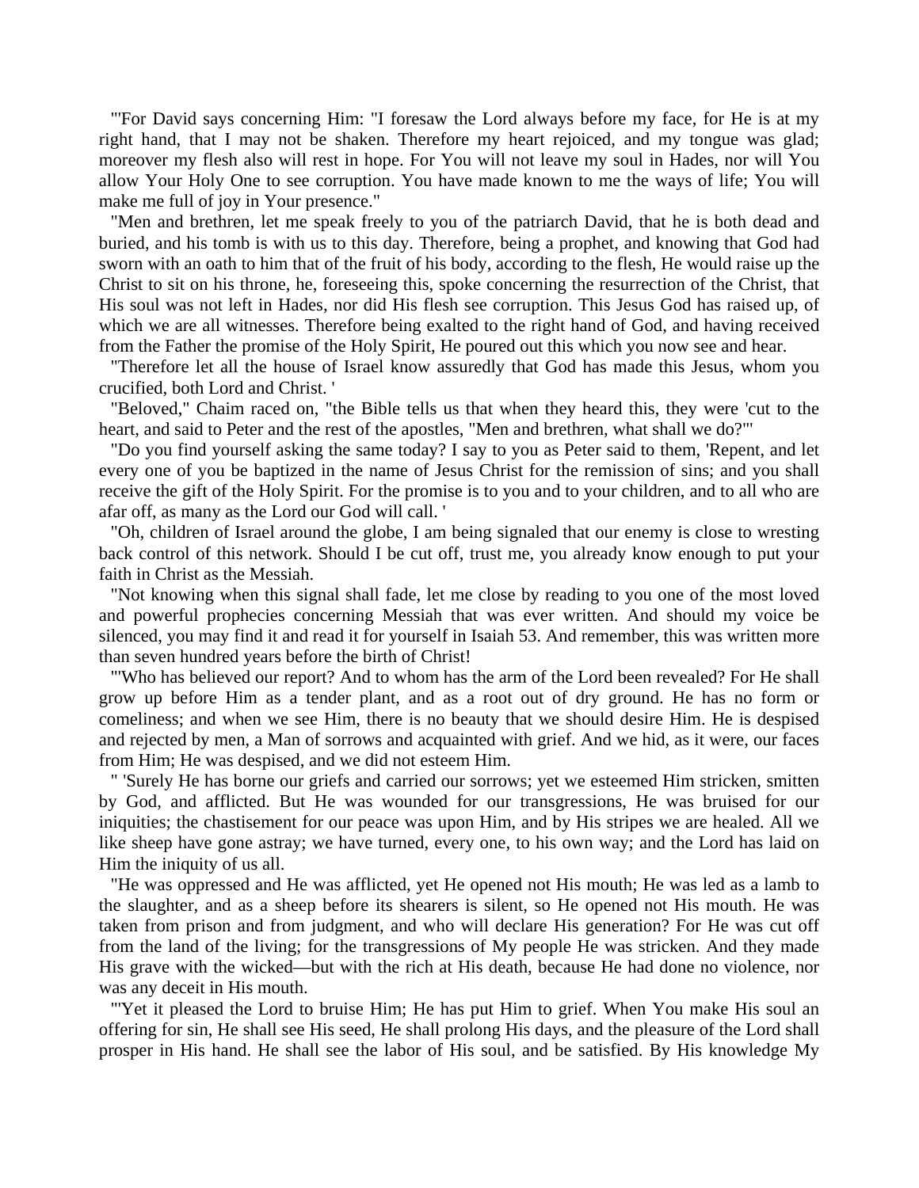"'For David says concerning Him: "I foresaw the Lord always before my face, for He is at my right hand, that I may not be shaken. Therefore my heart rejoiced, and my tongue was glad; moreover my flesh also will rest in hope. For You will not leave my soul in Hades, nor will You allow Your Holy One to see corruption. You have made known to me the ways of life; You will make me full of joy in Your presence."

"Men and brethren, let me speak freely to you of the patriarch David, that he is both dead and buried, and his tomb is with us to this day. Therefore, being a prophet, and knowing that God had sworn with an oath to him that of the fruit of his body, according to the flesh, He would raise up the Christ to sit on his throne, he, foreseeing this, spoke concerning the resurrection of the Christ, that His soul was not left in Hades, nor did His flesh see corruption. This Jesus God has raised up, of which we are all witnesses. Therefore being exalted to the right hand of God, and having received from the Father the promise of the Holy Spirit, He poured out this which you now see and hear.

"Therefore let all the house of Israel know assuredly that God has made this Jesus, whom you crucified, both Lord and Christ. '

"Beloved," Chaim raced on, "the Bible tells us that when they heard this, they were 'cut to the heart, and said to Peter and the rest of the apostles, "Men and brethren, what shall we do?"'

"Do you find yourself asking the same today? I say to you as Peter said to them, 'Repent, and let every one of you be baptized in the name of Jesus Christ for the remission of sins; and you shall receive the gift of the Holy Spirit. For the promise is to you and to your children, and to all who are afar off, as many as the Lord our God will call. '

"Oh, children of Israel around the globe, I am being signaled that our enemy is close to wresting back control of this network. Should I be cut off, trust me, you already know enough to put your faith in Christ as the Messiah.

"Not knowing when this signal shall fade, let me close by reading to you one of the most loved and powerful prophecies concerning Messiah that was ever written. And should my voice be silenced, you may find it and read it for yourself in Isaiah 53. And remember, this was written more than seven hundred years before the birth of Christ!

"'Who has believed our report? And to whom has the arm of the Lord been revealed? For He shall grow up before Him as a tender plant, and as a root out of dry ground. He has no form or comeliness; and when we see Him, there is no beauty that we should desire Him. He is despised and rejected by men, a Man of sorrows and acquainted with grief. And we hid, as it were, our faces from Him; He was despised, and we did not esteem Him.

" 'Surely He has borne our griefs and carried our sorrows; yet we esteemed Him stricken, smitten by God, and afflicted. But He was wounded for our transgressions, He was bruised for our iniquities; the chastisement for our peace was upon Him, and by His stripes we are healed. All we like sheep have gone astray; we have turned, every one, to his own way; and the Lord has laid on Him the iniquity of us all.

"He was oppressed and He was afflicted, yet He opened not His mouth; He was led as a lamb to the slaughter, and as a sheep before its shearers is silent, so He opened not His mouth. He was taken from prison and from judgment, and who will declare His generation? For He was cut off from the land of the living; for the transgressions of My people He was stricken. And they made His grave with the wicked—but with the rich at His death, because He had done no violence, nor was any deceit in His mouth.

"'Yet it pleased the Lord to bruise Him; He has put Him to grief. When You make His soul an offering for sin, He shall see His seed, He shall prolong His days, and the pleasure of the Lord shall prosper in His hand. He shall see the labor of His soul, and be satisfied. By His knowledge My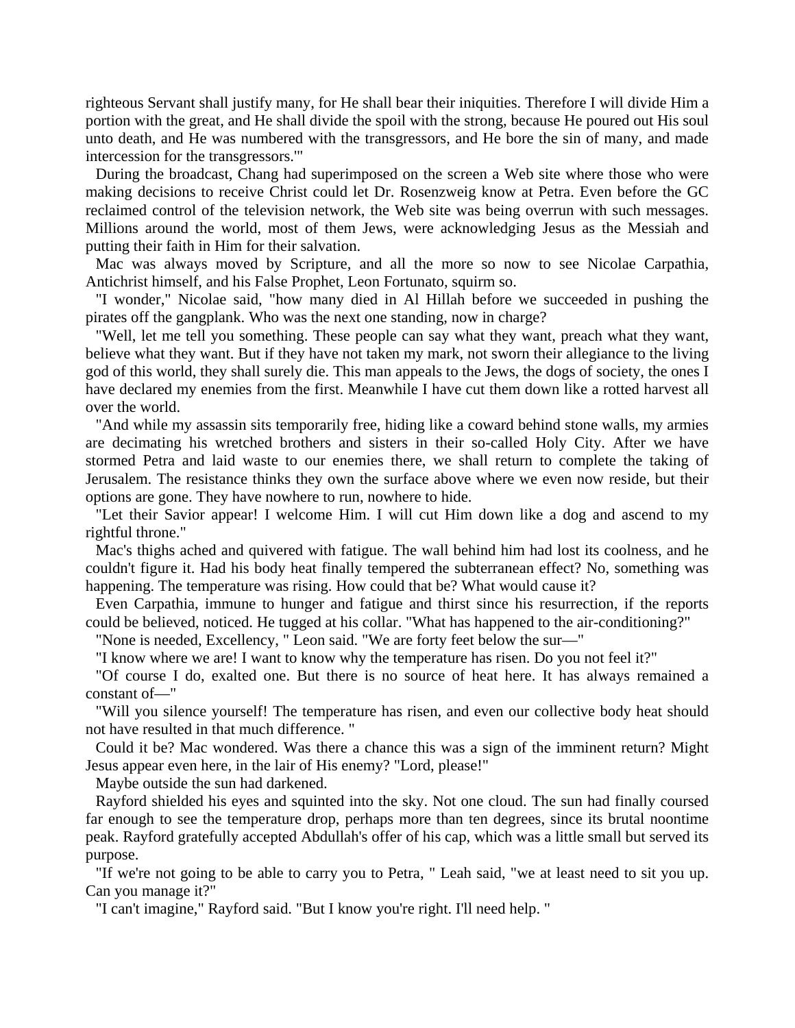righteous Servant shall justify many, for He shall bear their iniquities. Therefore I will divide Him a portion with the great, and He shall divide the spoil with the strong, because He poured out His soul unto death, and He was numbered with the transgressors, and He bore the sin of many, and made intercession for the transgressors.'"

During the broadcast, Chang had superimposed on the screen a Web site where those who were making decisions to receive Christ could let Dr. Rosenzweig know at Petra. Even before the GC reclaimed control of the television network, the Web site was being overrun with such messages. Millions around the world, most of them Jews, were acknowledging Jesus as the Messiah and putting their faith in Him for their salvation.

Mac was always moved by Scripture, and all the more so now to see Nicolae Carpathia, Antichrist himself, and his False Prophet, Leon Fortunato, squirm so.

"I wonder," Nicolae said, "how many died in Al Hillah before we succeeded in pushing the pirates off the gangplank. Who was the next one standing, now in charge?

"Well, let me tell you something. These people can say what they want, preach what they want, believe what they want. But if they have not taken my mark, not sworn their allegiance to the living god of this world, they shall surely die. This man appeals to the Jews, the dogs of society, the ones I have declared my enemies from the first. Meanwhile I have cut them down like a rotted harvest all over the world.

"And while my assassin sits temporarily free, hiding like a coward behind stone walls, my armies are decimating his wretched brothers and sisters in their so-called Holy City. After we have stormed Petra and laid waste to our enemies there, we shall return to complete the taking of Jerusalem. The resistance thinks they own the surface above where we even now reside, but their options are gone. They have nowhere to run, nowhere to hide.

"Let their Savior appear! I welcome Him. I will cut Him down like a dog and ascend to my rightful throne."

Mac's thighs ached and quivered with fatigue. The wall behind him had lost its coolness, and he couldn't figure it. Had his body heat finally tempered the subterranean effect? No, something was happening. The temperature was rising. How could that be? What would cause it?

Even Carpathia, immune to hunger and fatigue and thirst since his resurrection, if the reports could be believed, noticed. He tugged at his collar. "What has happened to the air-conditioning?"

"None is needed, Excellency, " Leon said. "We are forty feet below the sur—"

"I know where we are! I want to know why the temperature has risen. Do you not feel it?"

"Of course I do, exalted one. But there is no source of heat here. It has always remained a constant of—"

"Will you silence yourself! The temperature has risen, and even our collective body heat should not have resulted in that much difference. "

Could it be? Mac wondered. Was there a chance this was a sign of the imminent return? Might Jesus appear even here, in the lair of His enemy? "Lord, please!"

Maybe outside the sun had darkened.

Rayford shielded his eyes and squinted into the sky. Not one cloud. The sun had finally coursed far enough to see the temperature drop, perhaps more than ten degrees, since its brutal noontime peak. Rayford gratefully accepted Abdullah's offer of his cap, which was a little small but served its purpose.

"If we're not going to be able to carry you to Petra, " Leah said, "we at least need to sit you up. Can you manage it?"

"I can't imagine," Rayford said. "But I know you're right. I'll need help. "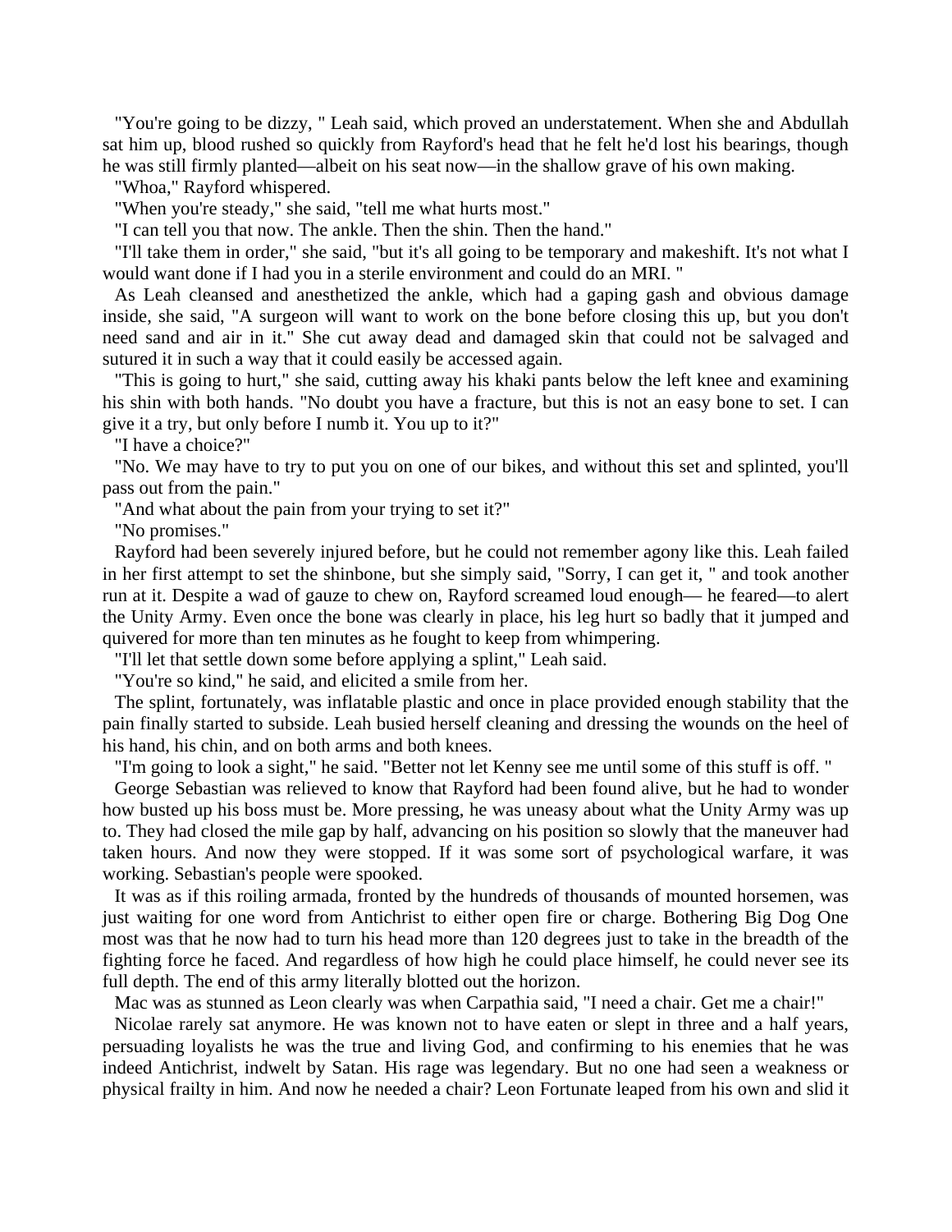"You're going to be dizzy, " Leah said, which proved an understatement. When she and Abdullah sat him up, blood rushed so quickly from Rayford's head that he felt he'd lost his bearings, though he was still firmly planted—albeit on his seat now—in the shallow grave of his own making.

"Whoa," Rayford whispered.

"When you're steady," she said, "tell me what hurts most."

"I can tell you that now. The ankle. Then the shin. Then the hand."

"I'll take them in order," she said, "but it's all going to be temporary and makeshift. It's not what I would want done if I had you in a sterile environment and could do an MRI. "

As Leah cleansed and anesthetized the ankle, which had a gaping gash and obvious damage inside, she said, "A surgeon will want to work on the bone before closing this up, but you don't need sand and air in it." She cut away dead and damaged skin that could not be salvaged and sutured it in such a way that it could easily be accessed again.

"This is going to hurt," she said, cutting away his khaki pants below the left knee and examining his shin with both hands. "No doubt you have a fracture, but this is not an easy bone to set. I can give it a try, but only before I numb it. You up to it?"

"I have a choice?"

"No. We may have to try to put you on one of our bikes, and without this set and splinted, you'll pass out from the pain."

"And what about the pain from your trying to set it?"

"No promises."

Rayford had been severely injured before, but he could not remember agony like this. Leah failed in her first attempt to set the shinbone, but she simply said, "Sorry, I can get it, " and took another run at it. Despite a wad of gauze to chew on, Rayford screamed loud enough— he feared—to alert the Unity Army. Even once the bone was clearly in place, his leg hurt so badly that it jumped and quivered for more than ten minutes as he fought to keep from whimpering.

"I'll let that settle down some before applying a splint," Leah said.

"You're so kind," he said, and elicited a smile from her.

The splint, fortunately, was inflatable plastic and once in place provided enough stability that the pain finally started to subside. Leah busied herself cleaning and dressing the wounds on the heel of his hand, his chin, and on both arms and both knees.

"I'm going to look a sight," he said. "Better not let Kenny see me until some of this stuff is off. "

George Sebastian was relieved to know that Rayford had been found alive, but he had to wonder how busted up his boss must be. More pressing, he was uneasy about what the Unity Army was up to. They had closed the mile gap by half, advancing on his position so slowly that the maneuver had taken hours. And now they were stopped. If it was some sort of psychological warfare, it was working. Sebastian's people were spooked.

It was as if this roiling armada, fronted by the hundreds of thousands of mounted horsemen, was just waiting for one word from Antichrist to either open fire or charge. Bothering Big Dog One most was that he now had to turn his head more than 120 degrees just to take in the breadth of the fighting force he faced. And regardless of how high he could place himself, he could never see its full depth. The end of this army literally blotted out the horizon.

Mac was as stunned as Leon clearly was when Carpathia said, "I need a chair. Get me a chair!"

Nicolae rarely sat anymore. He was known not to have eaten or slept in three and a half years, persuading loyalists he was the true and living God, and confirming to his enemies that he was indeed Antichrist, indwelt by Satan. His rage was legendary. But no one had seen a weakness or physical frailty in him. And now he needed a chair? Leon Fortunate leaped from his own and slid it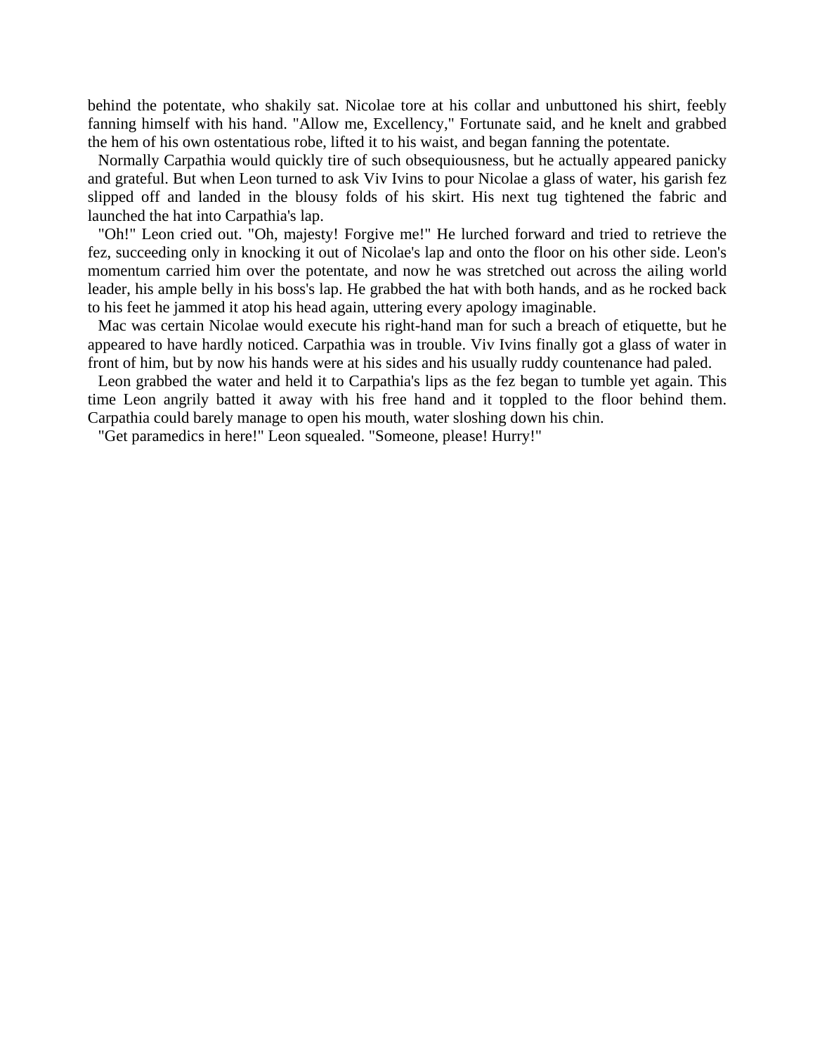behind the potentate, who shakily sat. Nicolae tore at his collar and unbuttoned his shirt, feebly fanning himself with his hand. "Allow me, Excellency," Fortunate said, and he knelt and grabbed the hem of his own ostentatious robe, lifted it to his waist, and began fanning the potentate.

Normally Carpathia would quickly tire of such obsequiousness, but he actually appeared panicky and grateful. But when Leon turned to ask Viv Ivins to pour Nicolae a glass of water, his garish fez slipped off and landed in the blousy folds of his skirt. His next tug tightened the fabric and launched the hat into Carpathia's lap.

"Oh!" Leon cried out. "Oh, majesty! Forgive me!" He lurched forward and tried to retrieve the fez, succeeding only in knocking it out of Nicolae's lap and onto the floor on his other side. Leon's momentum carried him over the potentate, and now he was stretched out across the ailing world leader, his ample belly in his boss's lap. He grabbed the hat with both hands, and as he rocked back to his feet he jammed it atop his head again, uttering every apology imaginable.

Mac was certain Nicolae would execute his right-hand man for such a breach of etiquette, but he appeared to have hardly noticed. Carpathia was in trouble. Viv Ivins finally got a glass of water in front of him, but by now his hands were at his sides and his usually ruddy countenance had paled.

Leon grabbed the water and held it to Carpathia's lips as the fez began to tumble yet again. This time Leon angrily batted it away with his free hand and it toppled to the floor behind them. Carpathia could barely manage to open his mouth, water sloshing down his chin.

"Get paramedics in here!" Leon squealed. "Someone, please! Hurry!"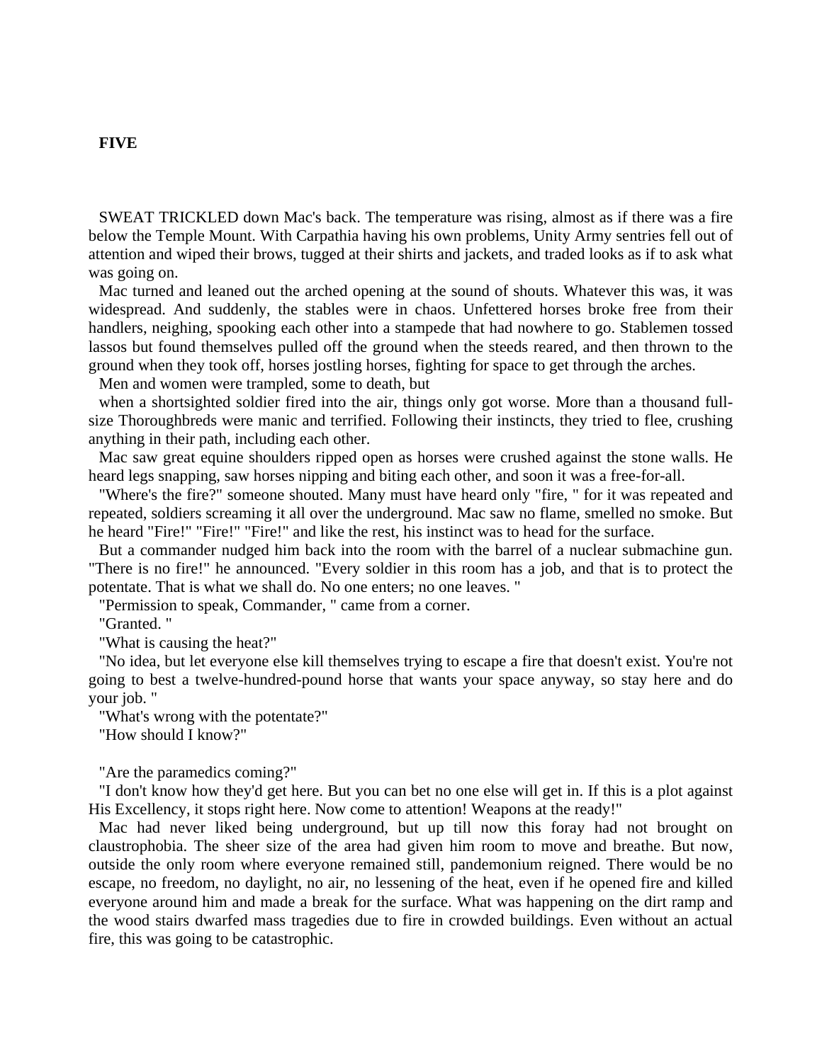**FIVE**

SWEAT TRICKLED down Mac's back. The temperature was rising, almost as if there was a fire below the Temple Mount. With Carpathia having his own problems, Unity Army sentries fell out of attention and wiped their brows, tugged at their shirts and jackets, and traded looks as if to ask what was going on.

Mac turned and leaned out the arched opening at the sound of shouts. Whatever this was, it was widespread. And suddenly, the stables were in chaos. Unfettered horses broke free from their handlers, neighing, spooking each other into a stampede that had nowhere to go. Stablemen tossed lassos but found themselves pulled off the ground when the steeds reared, and then thrown to the ground when they took off, horses jostling horses, fighting for space to get through the arches.

Men and women were trampled, some to death, but when a shortsighted soldier fired into the air, things only got worse. More than a thousand full-size Thoroughbreds were manic and terrified. Following their instincts, they tried to flee, crushing anything in their path, including each other.

Mac saw great equine shoulders ripped open as horses were crushed against the stone walls. He heard legs snapping, saw horses nipping and biting each other, and soon it was a free-for-all.

"Where's the fire?" someone shouted. Many must have heard only "fire, " for it was repeated and repeated, soldiers screaming it all over the underground. Mac saw no flame, smelled no smoke. But he heard "Fire!" "Fire!" "Fire!" and like the rest, his instinct was to head for the surface.

But a commander nudged him back into the room with the barrel of a nuclear submachine gun. "There is no fire!" he announced. "Every soldier in this room has a job, and that is to protect the potentate. That is what we shall do. No one enters; no one leaves. "

"Permission to speak, Commander, " came from a corner.

"Granted. "

"What is causing the heat?"

"No idea, but let everyone else kill themselves trying to escape a fire that doesn't exist. You're not going to best a twelve-hundred-pound horse that wants your space anyway, so stay here and do your job. "

"What's wrong with the potentate?"

"How should I know?"

"Are the paramedics coming?"

"I don't know how they'd get here. But you can bet no one else will get in. If this is a plot against His Excellency, it stops right here. Now come to attention! Weapons at the ready!"

Mac had never liked being underground, but up till now this foray had not brought on claustrophobia. The sheer size of the area had given him room to move and breathe. But now, outside the only room where everyone remained still, pandemonium reigned. There would be no escape, no freedom, no daylight, no air, no lessening of the heat, even if he opened fire and killed everyone around him and made a break for the surface. What was happening on the dirt ramp and the wood stairs dwarfed mass tragedies due to fire in crowded buildings. Even without an actual fire, this was going to be catastrophic.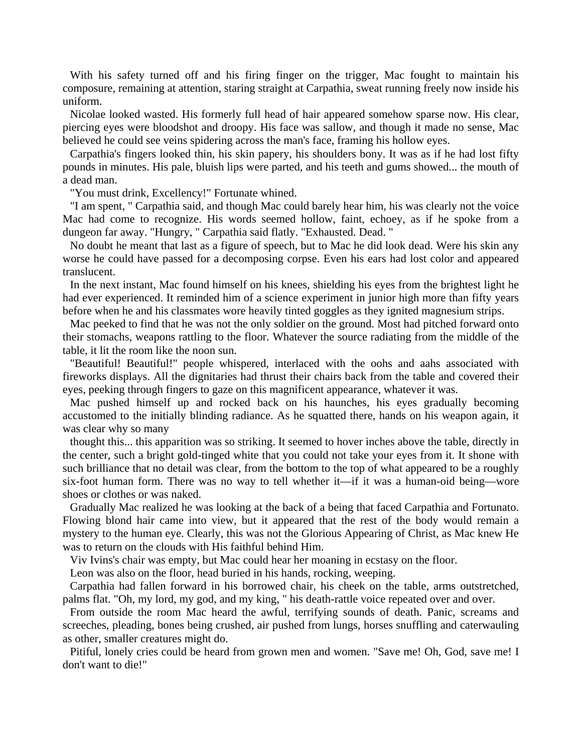With his safety turned off and his firing finger on the trigger, Mac fought to maintain his composure, remaining at attention, staring straight at Carpathia, sweat running freely now inside his uniform.

Nicolae looked wasted. His formerly full head of hair appeared somehow sparse now. His clear, piercing eyes were bloodshot and droopy. His face was sallow, and though it made no sense, Mac believed he could see veins spidering across the man's face, framing his hollow eyes.

Carpathia's fingers looked thin, his skin papery, his shoulders bony. It was as if he had lost fifty pounds in minutes. His pale, bluish lips were parted, and his teeth and gums showed... the mouth of a dead man.

"You must drink, Excellency!" Fortunate whined.

"I am spent, " Carpathia said, and though Mac could barely hear him, his was clearly not the voice Mac had come to recognize. His words seemed hollow, faint, echoey, as if he spoke from a dungeon far away. "Hungry, " Carpathia said flatly. "Exhausted. Dead. "

No doubt he meant that last as a figure of speech, but to Mac he did look dead. Were his skin any worse he could have passed for a decomposing corpse. Even his ears had lost color and appeared translucent.

In the next instant, Mac found himself on his knees, shielding his eyes from the brightest light he had ever experienced. It reminded him of a science experiment in junior high more than fifty years before when he and his classmates wore heavily tinted goggles as they ignited magnesium strips.

Mac peeked to find that he was not the only soldier on the ground. Most had pitched forward onto their stomachs, weapons rattling to the floor. Whatever the source radiating from the middle of the table, it lit the room like the noon sun.

"Beautiful! Beautiful!" people whispered, interlaced with the oohs and aahs associated with fireworks displays. All the dignitaries had thrust their chairs back from the table and covered their eyes, peeking through fingers to gaze on this magnificent appearance, whatever it was.

Mac pushed himself up and rocked back on his haunches, his eyes gradually becoming accustomed to the initially blinding radiance. As he squatted there, hands on his weapon again, it was clear why so many thought this... this apparition was so striking. It seemed to hover inches above the table, directly in the center, such a bright gold-tinged white that you could not take your eyes from it. It shone with such brilliance that no detail was clear, from the bottom to the top of what appeared to be a roughly six-foot human form. There was no way to tell whether it—if it was a human-oid being—wore shoes or clothes or was naked.

Gradually Mac realized he was looking at the back of a being that faced Carpathia and Fortunato. Flowing blond hair came into view, but it appeared that the rest of the body would remain a mystery to the human eye. Clearly, this was not the Glorious Appearing of Christ, as Mac knew He was to return on the clouds with His faithful behind Him.

Viv Ivins's chair was empty, but Mac could hear her moaning in ecstasy on the floor.

Leon was also on the floor, head buried in his hands, rocking, weeping.

Carpathia had fallen forward in his borrowed chair, his cheek on the table, arms outstretched, palms flat. "Oh, my lord, my god, and my king, " his death-rattle voice repeated over and over.

From outside the room Mac heard the awful, terrifying sounds of death. Panic, screams and screeches, pleading, bones being crushed, air pushed from lungs, horses snuffling and caterwauling as other, smaller creatures might do.

Pitiful, lonely cries could be heard from grown men and women. "Save me! Oh, God, save me! I don't want to die!"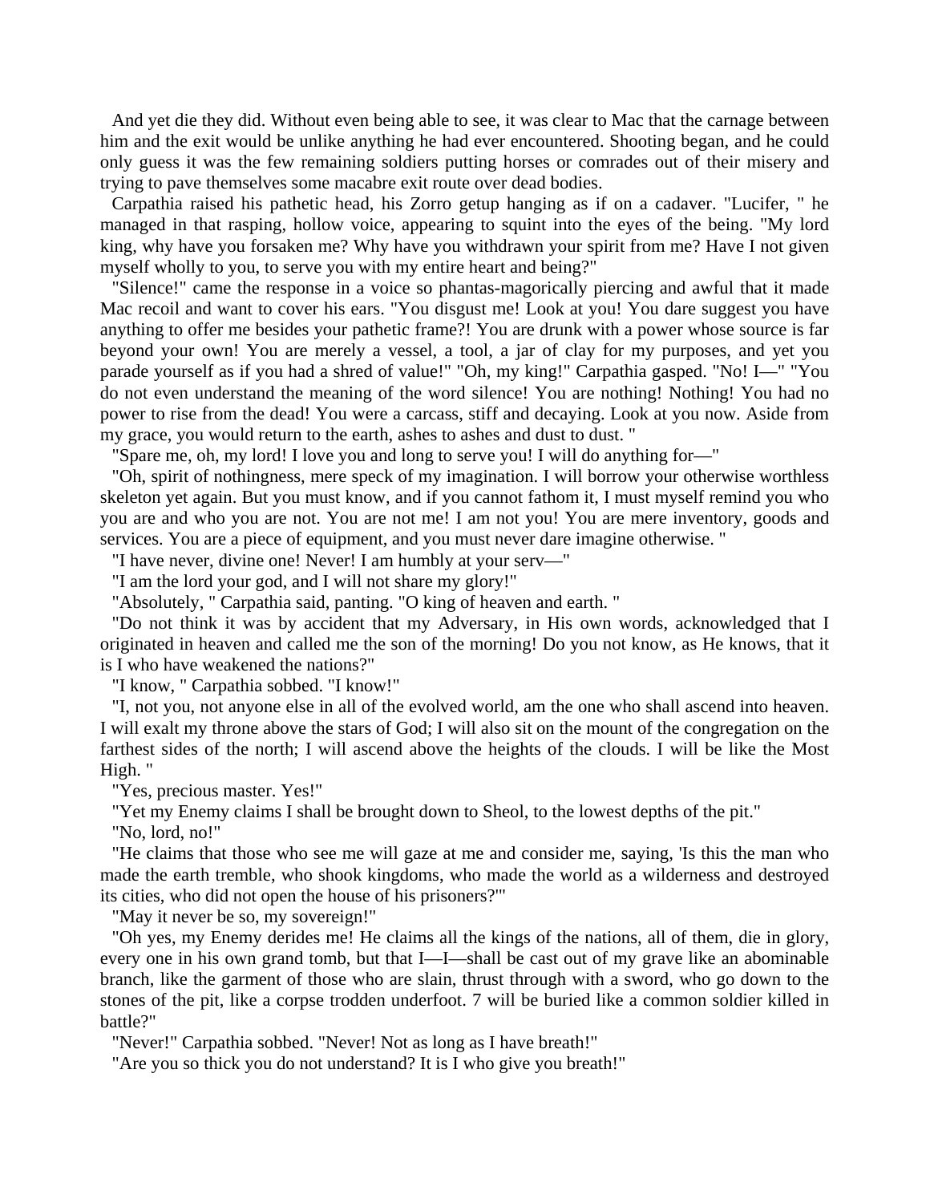And yet die they did. Without even being able to see, it was clear to Mac that the carnage between him and the exit would be unlike anything he had ever encountered. Shooting began, and he could only guess it was the few remaining soldiers putting horses or comrades out of their misery and trying to pave themselves some macabre exit route over dead bodies.

Carpathia raised his pathetic head, his Zorro getup hanging as if on a cadaver. "Lucifer, " he managed in that rasping, hollow voice, appearing to squint into the eyes of the being. "My lord king, why have you forsaken me? Why have you withdrawn your spirit from me? Have I not given myself wholly to you, to serve you with my entire heart and being?"

"Silence!" came the response in a voice so phantas-magorically piercing and awful that it made Mac recoil and want to cover his ears. "You disgust me! Look at you! You dare suggest you have anything to offer me besides your pathetic frame?! You are drunk with a power whose source is far beyond your own! You are merely a vessel, a tool, a jar of clay for my purposes, and yet you parade yourself as if you had a shred of value!" "Oh, my king!" Carpathia gasped. "No! I—" "You do not even understand the meaning of the word silence! You are nothing! Nothing! You had no power to rise from the dead! You were a carcass, stiff and decaying. Look at you now. Aside from my grace, you would return to the earth, ashes to ashes and dust to dust. "

"Spare me, oh, my lord! I love you and long to serve you! I will do anything for—"

"Oh, spirit of nothingness, mere speck of my imagination. I will borrow your otherwise worthless skeleton yet again. But you must know, and if you cannot fathom it, I must myself remind you who you are and who you are not. You are not me! I am not you! You are mere inventory, goods and services. You are a piece of equipment, and you must never dare imagine otherwise. "

"I have never, divine one! Never! I am humbly at your serv—"

"I am the lord your god, and I will not share my glory!"

"Absolutely, " Carpathia said, panting. "O king of heaven and earth. "

"Do not think it was by accident that my Adversary, in His own words, acknowledged that I originated in heaven and called me the son of the morning! Do you not know, as He knows, that it is I who have weakened the nations?"

"I know, " Carpathia sobbed. "I know!"

"I, not you, not anyone else in all of the evolved world, am the one who shall ascend into heaven. I will exalt my throne above the stars of God; I will also sit on the mount of the congregation on the farthest sides of the north; I will ascend above the heights of the clouds. I will be like the Most High. "

"Yes, precious master. Yes!"

"Yet my Enemy claims I shall be brought down to Sheol, to the lowest depths of the pit."

"No, lord, no!"

"He claims that those who see me will gaze at me and consider me, saying, 'Is this the man who made the earth tremble, who shook kingdoms, who made the world as a wilderness and destroyed its cities, who did not open the house of his prisoners?'"

"May it never be so, my sovereign!"

"Oh yes, my Enemy derides me! He claims all the kings of the nations, all of them, die in glory, every one in his own grand tomb, but that I—I—shall be cast out of my grave like an abominable branch, like the garment of those who are slain, thrust through with a sword, who go down to the stones of the pit, like a corpse trodden underfoot. 7 will be buried like a common soldier killed in battle?"

"Never!" Carpathia sobbed. "Never! Not as long as I have breath!"

"Are you so thick you do not understand? It is I who give you breath!"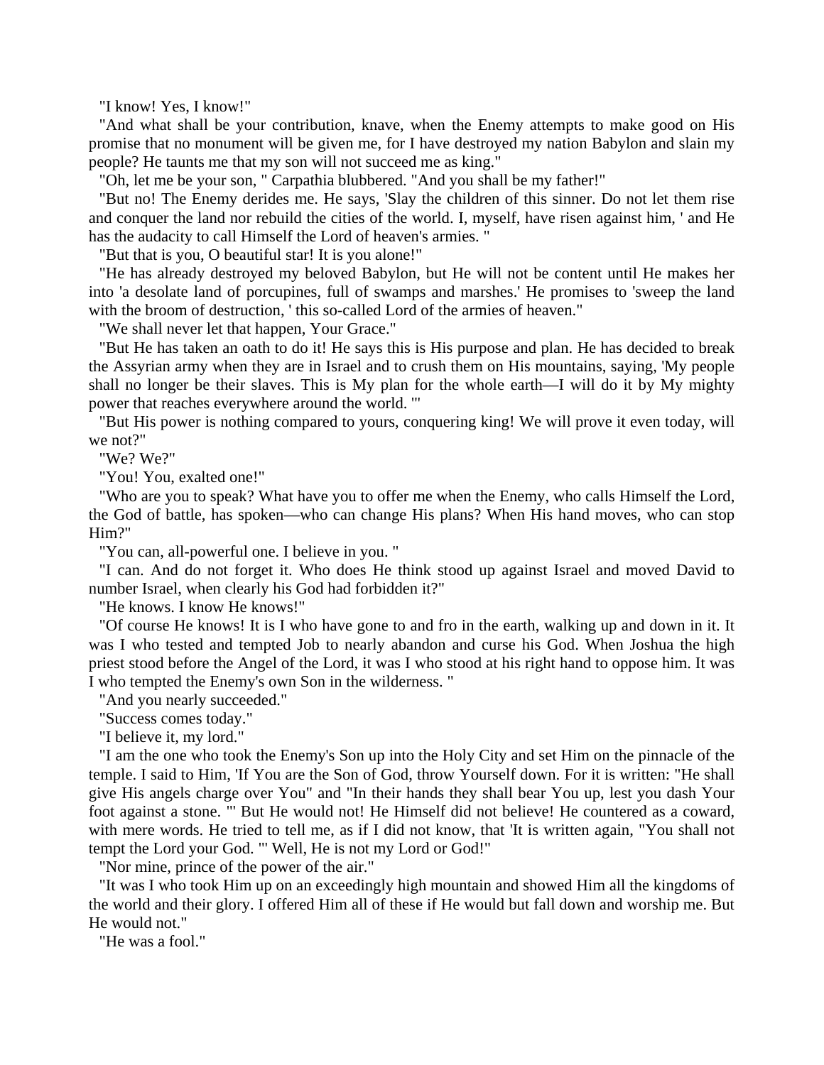"I know! Yes, I know!"

"And what shall be your contribution, knave, when the Enemy attempts to make good on His promise that no monument will be given me, for I have destroyed my nation Babylon and slain my people? He taunts me that my son will not succeed me as king."

"Oh, let me be your son, " Carpathia blubbered. "And you shall be my father!"

"But no! The Enemy derides me. He says, 'Slay the children of this sinner. Do not let them rise and conquer the land nor rebuild the cities of the world. I, myself, have risen against him, ' and He has the audacity to call Himself the Lord of heaven's armies. "

"But that is you, O beautiful star! It is you alone!"

"He has already destroyed my beloved Babylon, but He will not be content until He makes her into 'a desolate land of porcupines, full of swamps and marshes.' He promises to 'sweep the land with the broom of destruction, ' this so-called Lord of the armies of heaven."

"We shall never let that happen, Your Grace."

"But He has taken an oath to do it! He says this is His purpose and plan. He has decided to break the Assyrian army when they are in Israel and to crush them on His mountains, saying, 'My people shall no longer be their slaves. This is My plan for the whole earth—I will do it by My mighty power that reaches everywhere around the world. '"

"But His power is nothing compared to yours, conquering king! We will prove it even today, will we not?"

"We? We?"

"You! You, exalted one!"

"Who are you to speak? What have you to offer me when the Enemy, who calls Himself the Lord, the God of battle, has spoken—who can change His plans? When His hand moves, who can stop Him?"

"You can, all-powerful one. I believe in you. "

"I can. And do not forget it. Who does He think stood up against Israel and moved David to number Israel, when clearly his God had forbidden it?"

"He knows. I know He knows!"

"Of course He knows! It is I who have gone to and fro in the earth, walking up and down in it. It was I who tested and tempted Job to nearly abandon and curse his God. When Joshua the high priest stood before the Angel of the Lord, it was I who stood at his right hand to oppose him. It was I who tempted the Enemy's own Son in the wilderness. "

"And you nearly succeeded."

"Success comes today."

"I believe it, my lord."

"I am the one who took the Enemy's Son up into the Holy City and set Him on the pinnacle of the temple. I said to Him, 'If You are the Son of God, throw Yourself down. For it is written: "He shall give His angels charge over You" and "In their hands they shall bear You up, lest you dash Your foot against a stone. "' But He would not! He Himself did not believe! He countered as a coward, with mere words. He tried to tell me, as if I did not know, that 'It is written again, "You shall not tempt the Lord your God. "' Well, He is not my Lord or God!"

"Nor mine, prince of the power of the air."

"It was I who took Him up on an exceedingly high mountain and showed Him all the kingdoms of the world and their glory. I offered Him all of these if He would but fall down and worship me. But He would not."

"He was a fool."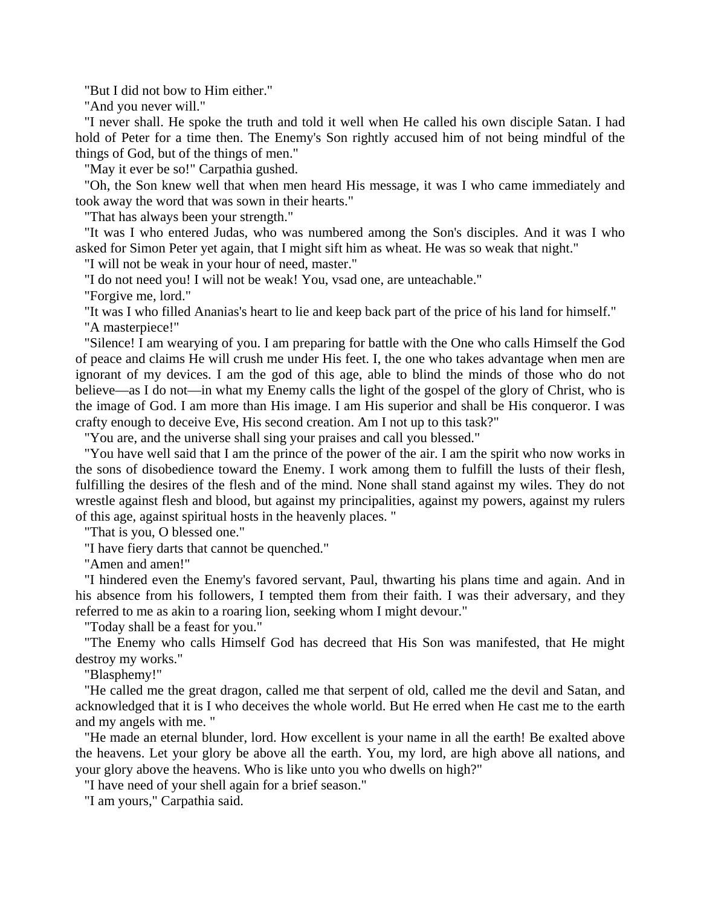"But I did not bow to Him either."

"And you never will."

"I never shall. He spoke the truth and told it well when He called his own disciple Satan. I had hold of Peter for a time then. The Enemy's Son rightly accused him of not being mindful of the things of God, but of the things of men."

"May it ever be so!" Carpathia gushed.

"Oh, the Son knew well that when men heard His message, it was I who came immediately and took away the word that was sown in their hearts."

"That has always been your strength."

"It was I who entered Judas, who was numbered among the Son's disciples. And it was I who asked for Simon Peter yet again, that I might sift him as wheat. He was so weak that night."

"I will not be weak in your hour of need, master."

"I do not need you! I will not be weak! You, vsad one, are unteachable."

"Forgive me, lord."

"It was I who filled Ananias's heart to lie and keep back part of the price of his land for himself."

"A masterpiece!"

"Silence! I am wearying of you. I am preparing for battle with the One who calls Himself the God of peace and claims He will crush me under His feet. I, the one who takes advantage when men are ignorant of my devices. I am the god of this age, able to blind the minds of those who do not believe—as I do not—in what my Enemy calls the light of the gospel of the glory of Christ, who is the image of God. I am more than His image. I am His superior and shall be His conqueror. I was crafty enough to deceive Eve, His second creation. Am I not up to this task?"

"You are, and the universe shall sing your praises and call you blessed."

"You have well said that I am the prince of the power of the air. I am the spirit who now works in the sons of disobedience toward the Enemy. I work among them to fulfill the lusts of their flesh, fulfilling the desires of the flesh and of the mind. None shall stand against my wiles. They do not wrestle against flesh and blood, but against my principalities, against my powers, against my rulers of this age, against spiritual hosts in the heavenly places. "

"That is you, O blessed one."

"I have fiery darts that cannot be quenched."

"Amen and amen!"

"I hindered even the Enemy's favored servant, Paul, thwarting his plans time and again. And in his absence from his followers, I tempted them from their faith. I was their adversary, and they referred to me as akin to a roaring lion, seeking whom I might devour."

"Today shall be a feast for you."

"The Enemy who calls Himself God has decreed that His Son was manifested, that He might destroy my works."

"Blasphemy!"

"He called me the great dragon, called me that serpent of old, called me the devil and Satan, and acknowledged that it is I who deceives the whole world. But He erred when He cast me to the earth and my angels with me. "

"He made an eternal blunder, lord. How excellent is your name in all the earth! Be exalted above the heavens. Let your glory be above all the earth. You, my lord, are high above all nations, and your glory above the heavens. Who is like unto you who dwells on high?"

"I have need of your shell again for a brief season."

"I am yours," Carpathia said.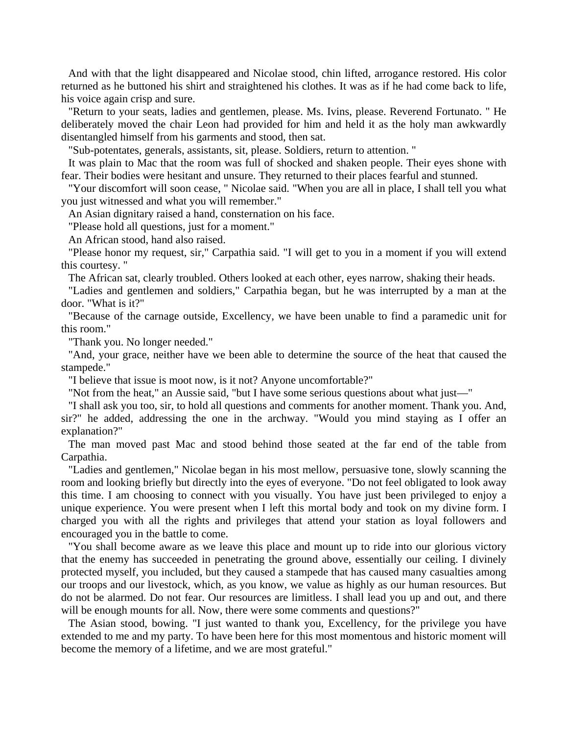And with that the light disappeared and Nicolae stood, chin lifted, arrogance restored. His color returned as he buttoned his shirt and straightened his clothes. It was as if he had come back to life, his voice again crisp and sure.

"Return to your seats, ladies and gentlemen, please. Ms. Ivins, please. Reverend Fortunato. " He deliberately moved the chair Leon had provided for him and held it as the holy man awkwardly disentangled himself from his garments and stood, then sat.

"Sub-potentates, generals, assistants, sit, please. Soldiers, return to attention. "

It was plain to Mac that the room was full of shocked and shaken people. Their eyes shone with fear. Their bodies were hesitant and unsure. They returned to their places fearful and stunned.

"Your discomfort will soon cease, " Nicolae said. "When you are all in place, I shall tell you what you just witnessed and what you will remember."

An Asian dignitary raised a hand, consternation on his face.

"Please hold all questions, just for a moment."

An African stood, hand also raised.

"Please honor my request, sir," Carpathia said. "I will get to you in a moment if you will extend this courtesy. "

The African sat, clearly troubled. Others looked at each other, eyes narrow, shaking their heads.

"Ladies and gentlemen and soldiers," Carpathia began, but he was interrupted by a man at the door. "What is it?"

"Because of the carnage outside, Excellency, we have been unable to find a paramedic unit for this room."

"Thank you. No longer needed."

"And, your grace, neither have we been able to determine the source of the heat that caused the stampede."

"I believe that issue is moot now, is it not? Anyone uncomfortable?"

"Not from the heat," an Aussie said, "but I have some serious questions about what just—"

"I shall ask you too, sir, to hold all questions and comments for another moment. Thank you. And, sir?" he added, addressing the one in the archway. "Would you mind staying as I offer an explanation?"

The man moved past Mac and stood behind those seated at the far end of the table from Carpathia.

"Ladies and gentlemen," Nicolae began in his most mellow, persuasive tone, slowly scanning the room and looking briefly but directly into the eyes of everyone. "Do not feel obligated to look away this time. I am choosing to connect with you visually. You have just been privileged to enjoy a unique experience. You were present when I left this mortal body and took on my divine form. I charged you with all the rights and privileges that attend your station as loyal followers and encouraged you in the battle to come.

"You shall become aware as we leave this place and mount up to ride into our glorious victory that the enemy has succeeded in penetrating the ground above, essentially our ceiling. I divinely protected myself, you included, but they caused a stampede that has caused many casualties among our troops and our livestock, which, as you know, we value as highly as our human resources. But do not be alarmed. Do not fear. Our resources are limitless. I shall lead you up and out, and there will be enough mounts for all. Now, there were some comments and questions?"

The Asian stood, bowing. "I just wanted to thank you, Excellency, for the privilege you have extended to me and my party. To have been here for this most momentous and historic moment will become the memory of a lifetime, and we are most grateful."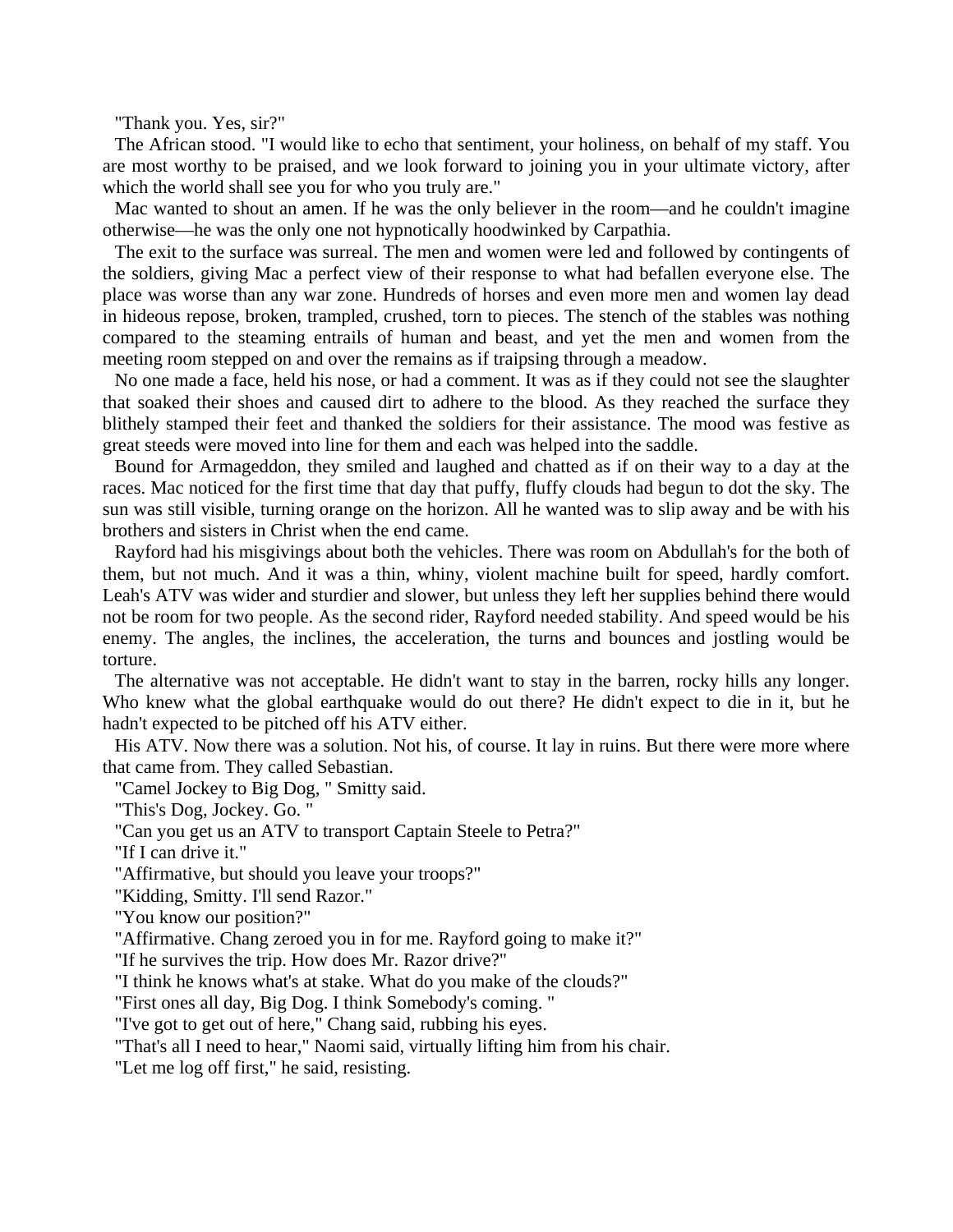"Thank you. Yes, sir?"

The African stood. "I would like to echo that sentiment, your holiness, on behalf of my staff. You are most worthy to be praised, and we look forward to joining you in your ultimate victory, after which the world shall see you for who you truly are."

Mac wanted to shout an amen. If he was the only believer in the room—and he couldn't imagine otherwise—he was the only one not hypnotically hoodwinked by Carpathia.

The exit to the surface was surreal. The men and women were led and followed by contingents of the soldiers, giving Mac a perfect view of their response to what had befallen everyone else. The place was worse than any war zone. Hundreds of horses and even more men and women lay dead in hideous repose, broken, trampled, crushed, torn to pieces. The stench of the stables was nothing compared to the steaming entrails of human and beast, and yet the men and women from the meeting room stepped on and over the remains as if traipsing through a meadow.

No one made a face, held his nose, or had a comment. It was as if they could not see the slaughter that soaked their shoes and caused dirt to adhere to the blood. As they reached the surface they blithely stamped their feet and thanked the soldiers for their assistance. The mood was festive as great steeds were moved into line for them and each was helped into the saddle.

Bound for Armageddon, they smiled and laughed and chatted as if on their way to a day at the races. Mac noticed for the first time that day that puffy, fluffy clouds had begun to dot the sky. The sun was still visible, turning orange on the horizon. All he wanted was to slip away and be with his brothers and sisters in Christ when the end came.

Rayford had his misgivings about both the vehicles. There was room on Abdullah's for the both of them, but not much. And it was a thin, whiny, violent machine built for speed, hardly comfort. Leah's ATV was wider and sturdier and slower, but unless they left her supplies behind there would not be room for two people. As the second rider, Rayford needed stability. And speed would be his enemy. The angles, the inclines, the acceleration, the turns and bounces and jostling would be torture.

The alternative was not acceptable. He didn't want to stay in the barren, rocky hills any longer. Who knew what the global earthquake would do out there? He didn't expect to die in it, but he hadn't expected to be pitched off his ATV either.

His ATV. Now there was a solution. Not his, of course. It lay in ruins. But there were more where that came from. They called Sebastian.

"Camel Jockey to Big Dog, " Smitty said.

"This's Dog, Jockey. Go. "

"Can you get us an ATV to transport Captain Steele to Petra?"

"If I can drive it."

"Affirmative, but should you leave your troops?"

"Kidding, Smitty. I'll send Razor."

"You know our position?"

"Affirmative. Chang zeroed you in for me. Rayford going to make it?"

"If he survives the trip. How does Mr. Razor drive?"

"I think he knows what's at stake. What do you make of the clouds?"

"First ones all day, Big Dog. I think Somebody's coming. "

"I've got to get out of here," Chang said, rubbing his eyes.

"That's all I need to hear," Naomi said, virtually lifting him from his chair.

"Let me log off first," he said, resisting.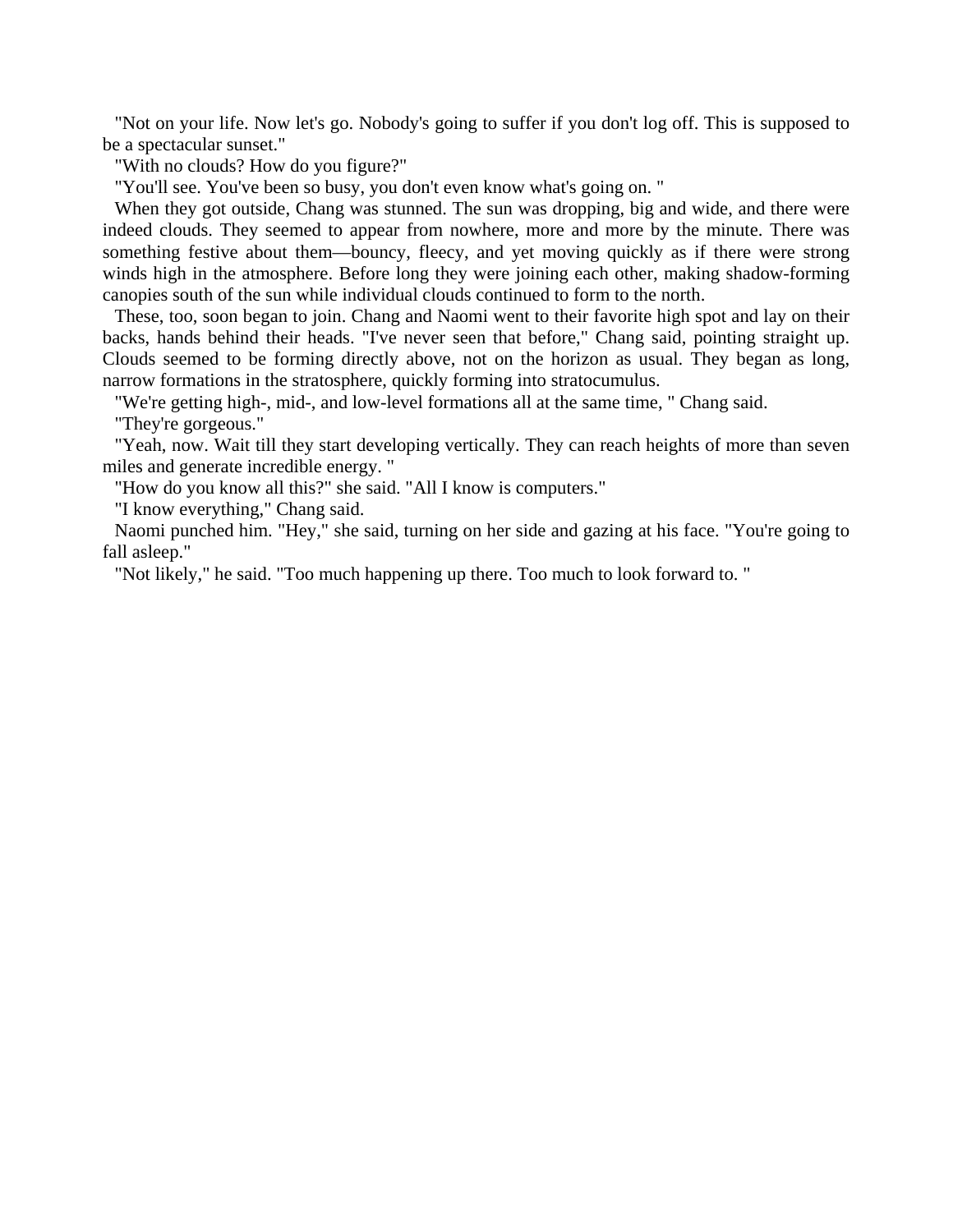"Not on your life. Now let's go. Nobody's going to suffer if you don't log off. This is supposed to be a spectacular sunset."

"With no clouds? How do you figure?"

"You'll see. You've been so busy, you don't even know what's going on. "

When they got outside, Chang was stunned. The sun was dropping, big and wide, and there were indeed clouds. They seemed to appear from nowhere, more and more by the minute. There was something festive about them—bouncy, fleecy, and yet moving quickly as if there were strong winds high in the atmosphere. Before long they were joining each other, making shadow-forming canopies south of the sun while individual clouds continued to form to the north.

These, too, soon began to join. Chang and Naomi went to their favorite high spot and lay on their backs, hands behind their heads. "I've never seen that before," Chang said, pointing straight up. Clouds seemed to be forming directly above, not on the horizon as usual. They began as long, narrow formations in the stratosphere, quickly forming into stratocumulus.

"We're getting high-, mid-, and low-level formations all at the same time, " Chang said.

"They're gorgeous."

"Yeah, now. Wait till they start developing vertically. They can reach heights of more than seven miles and generate incredible energy. "

"How do you know all this?" she said. "All I know is computers."

"I know everything," Chang said.

Naomi punched him. "Hey," she said, turning on her side and gazing at his face. "You're going to fall asleep."

"Not likely," he said. "Too much happening up there. Too much to look forward to. "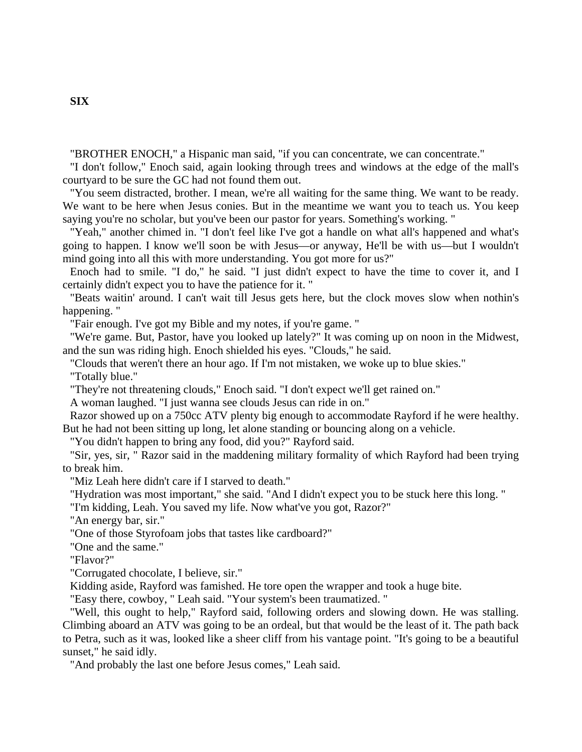# SIX

"BROTHER ENOCH," a Hispanic man said, "if you can concentrate, we can concentrate."

"I don't follow," Enoch said, again looking through trees and windows at the edge of the mall's courtyard to be sure the GC had not found them out.

"You seem distracted, brother. I mean, we're all waiting for the same thing. We want to be ready. We want to be here when Jesus conies. But in the meantime we want you to teach us. You keep saying you're no scholar, but you've been our pastor for years. Something's working. "

"Yeah," another chimed in. "I don't feel like I've got a handle on what all's happened and what's going to happen. I know we'll soon be with Jesus—or anyway, He'll be with us—but I wouldn't mind going into all this with more understanding. You got more for us?"

Enoch had to smile. "I do," he said. "I just didn't expect to have the time to cover it, and I certainly didn't expect you to have the patience for it. "

"Beats waitin' around. I can't wait till Jesus gets here, but the clock moves slow when nothin's happening. "

"Fair enough. I've got my Bible and my notes, if you're game. "

"We're game. But, Pastor, have you looked up lately?" It was coming up on noon in the Midwest, and the sun was riding high. Enoch shielded his eyes. "Clouds," he said.

"Clouds that weren't there an hour ago. If I'm not mistaken, we woke up to blue skies."

"Totally blue."

"They're not threatening clouds," Enoch said. "I don't expect we'll get rained on."

A woman laughed. "I just wanna see clouds Jesus can ride in on."

Razor showed up on a 750cc ATV plenty big enough to accommodate Rayford if he were healthy. But he had not been sitting up long, let alone standing or bouncing along on a vehicle.

"You didn't happen to bring any food, did you?" Rayford said.

"Sir, yes, sir, " Razor said in the maddening military formality of which Rayford had been trying to break him.

"Miz Leah here didn't care if I starved to death."

"Hydration was most important," she said. "And I didn't expect you to be stuck here this long. "

"I'm kidding, Leah. You saved my life. Now what've you got, Razor?"

"An energy bar, sir."

"One of those Styrofoam jobs that tastes like cardboard?"

"One and the same."

"Flavor?"

"Corrugated chocolate, I believe, sir."

Kidding aside, Rayford was famished. He tore open the wrapper and took a huge bite.

"Easy there, cowboy, " Leah said. "Your system's been traumatized. "

"Well, this ought to help," Rayford said, following orders and slowing down. He was stalling. Climbing aboard an ATV was going to be an ordeal, but that would be the least of it. The path back to Petra, such as it was, looked like a sheer cliff from his vantage point. "It's going to be a beautiful sunset," he said idly.

"And probably the last one before Jesus comes," Leah said.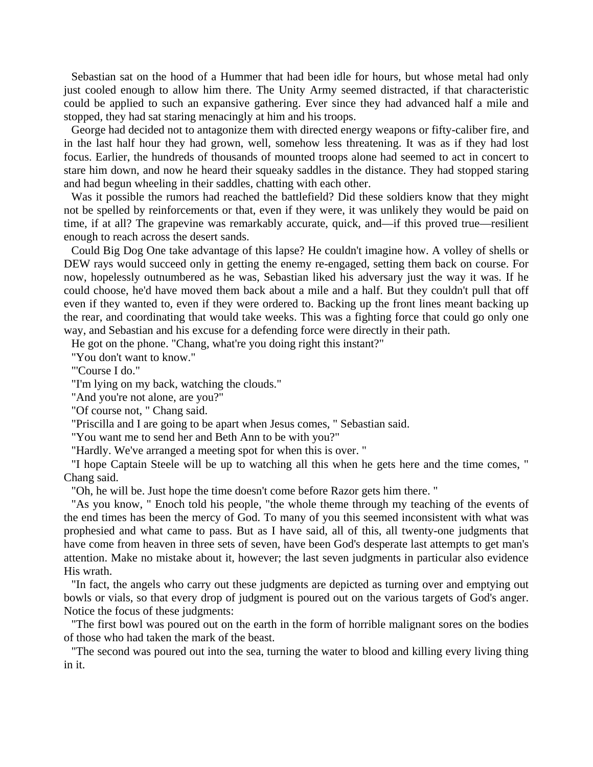Sebastian sat on the hood of a Hummer that had been idle for hours, but whose metal had only just cooled enough to allow him there. The Unity Army seemed distracted, if that characteristic could be applied to such an expansive gathering. Ever since they had advanced half a mile and stopped, they had sat staring menacingly at him and his troops.

George had decided not to antagonize them with directed energy weapons or fifty-caliber fire, and in the last half hour they had grown, well, somehow less threatening. It was as if they had lost focus. Earlier, the hundreds of thousands of mounted troops alone had seemed to act in concert to stare him down, and now he heard their squeaky saddles in the distance. They had stopped staring and had begun wheeling in their saddles, chatting with each other.

Was it possible the rumors had reached the battlefield? Did these soldiers know that they might not be spelled by reinforcements or that, even if they were, it was unlikely they would be paid on time, if at all? The grapevine was remarkably accurate, quick, and—if this proved true—resilient enough to reach across the desert sands.

Could Big Dog One take advantage of this lapse? He couldn't imagine how. A volley of shells or DEW rays would succeed only in getting the enemy re-engaged, setting them back on course. For now, hopelessly outnumbered as he was, Sebastian liked his adversary just the way it was. If he could choose, he'd have moved them back about a mile and a half. But they couldn't pull that off even if they wanted to, even if they were ordered to. Backing up the front lines meant backing up the rear, and coordinating that would take weeks. This was a fighting force that could go only one way, and Sebastian and his excuse for a defending force were directly in their path.

He got on the phone. "Chang, what're you doing right this instant?"

"You don't want to know."

"'Course I do."

"I'm lying on my back, watching the clouds."

"And you're not alone, are you?"

"Of course not, " Chang said.

"Priscilla and I are going to be apart when Jesus comes, " Sebastian said.

"You want me to send her and Beth Ann to be with you?"

"Hardly. We've arranged a meeting spot for when this is over. "

"I hope Captain Steele will be up to watching all this when he gets here and the time comes, " Chang said.

"Oh, he will be. Just hope the time doesn't come before Razor gets him there. "

"As you know, " Enoch told his people, "the whole theme through my teaching of the events of the end times has been the mercy of God. To many of you this seemed inconsistent with what was prophesied and what came to pass. But as I have said, all of this, all twenty-one judgments that have come from heaven in three sets of seven, have been God's desperate last attempts to get man's attention. Make no mistake about it, however; the last seven judgments in particular also evidence His wrath.

"In fact, the angels who carry out these judgments are depicted as turning over and emptying out bowls or vials, so that every drop of judgment is poured out on the various targets of God's anger. Notice the focus of these judgments:

"The first bowl was poured out on the earth in the form of horrible malignant sores on the bodies of those who had taken the mark of the beast.

"The second was poured out into the sea, turning the water to blood and killing every living thing in it.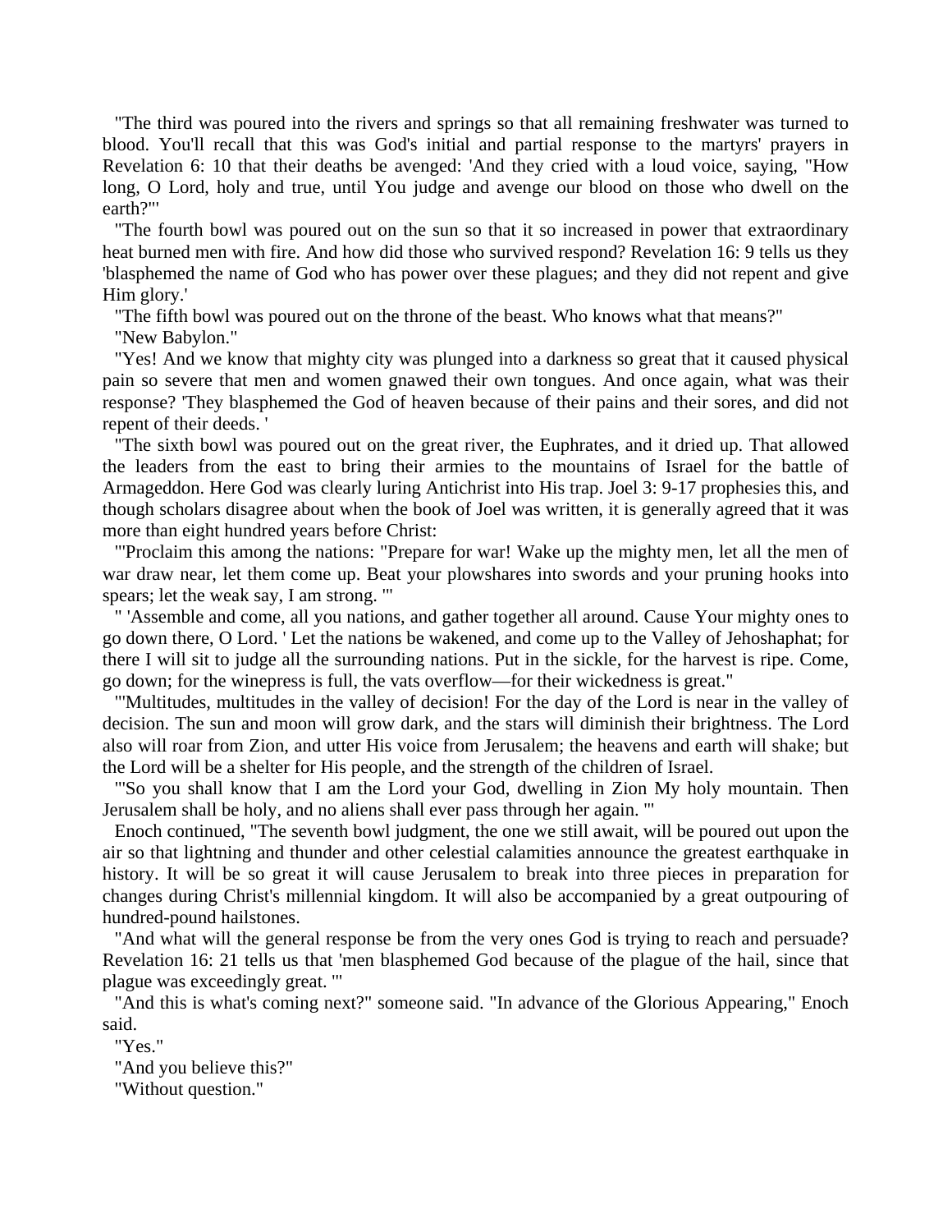"The third was poured into the rivers and springs so that all remaining freshwater was turned to blood. You'll recall that this was God's initial and partial response to the martyrs' prayers in Revelation 6: 10 that their deaths be avenged: 'And they cried with a loud voice, saying, "How long, O Lord, holy and true, until You judge and avenge our blood on those who dwell on the earth?"'

"The fourth bowl was poured out on the sun so that it so increased in power that extraordinary heat burned men with fire. And how did those who survived respond? Revelation 16: 9 tells us they 'blasphemed the name of God who has power over these plagues; and they did not repent and give Him glory.'

"The fifth bowl was poured out on the throne of the beast. Who knows what that means?"

"New Babylon."

"Yes! And we know that mighty city was plunged into a darkness so great that it caused physical pain so severe that men and women gnawed their own tongues. And once again, what was their response? 'They blasphemed the God of heaven because of their pains and their sores, and did not repent of their deeds. '

"The sixth bowl was poured out on the great river, the Euphrates, and it dried up. That allowed the leaders from the east to bring their armies to the mountains of Israel for the battle of Armageddon. Here God was clearly luring Antichrist into His trap. Joel 3: 9-17 prophesies this, and though scholars disagree about when the book of Joel was written, it is generally agreed that it was more than eight hundred years before Christ:

"'Proclaim this among the nations: "Prepare for war! Wake up the mighty men, let all the men of war draw near, let them come up. Beat your plowshares into swords and your pruning hooks into spears; let the weak say, I am strong. '"

" 'Assemble and come, all you nations, and gather together all around. Cause Your mighty ones to go down there, O Lord. ' Let the nations be wakened, and come up to the Valley of Jehoshaphat; for there I will sit to judge all the surrounding nations. Put in the sickle, for the harvest is ripe. Come, go down; for the winepress is full, the vats overflow—for their wickedness is great."

"'Multitudes, multitudes in the valley of decision! For the day of the Lord is near in the valley of decision. The sun and moon will grow dark, and the stars will diminish their brightness. The Lord also will roar from Zion, and utter His voice from Jerusalem; the heavens and earth will shake; but the Lord will be a shelter for His people, and the strength of the children of Israel.

"'So you shall know that I am the Lord your God, dwelling in Zion My holy mountain. Then Jerusalem shall be holy, and no aliens shall ever pass through her again. '"

Enoch continued, "The seventh bowl judgment, the one we still await, will be poured out upon the air so that lightning and thunder and other celestial calamities announce the greatest earthquake in history. It will be so great it will cause Jerusalem to break into three pieces in preparation for changes during Christ's millennial kingdom. It will also be accompanied by a great outpouring of hundred-pound hailstones.

"And what will the general response be from the very ones God is trying to reach and persuade? Revelation 16: 21 tells us that 'men blasphemed God because of the plague of the hail, since that plague was exceedingly great. '"

"And this is what's coming next?" someone said. "In advance of the Glorious Appearing," Enoch said.

"Yes."

"And you believe this?"

"Without question."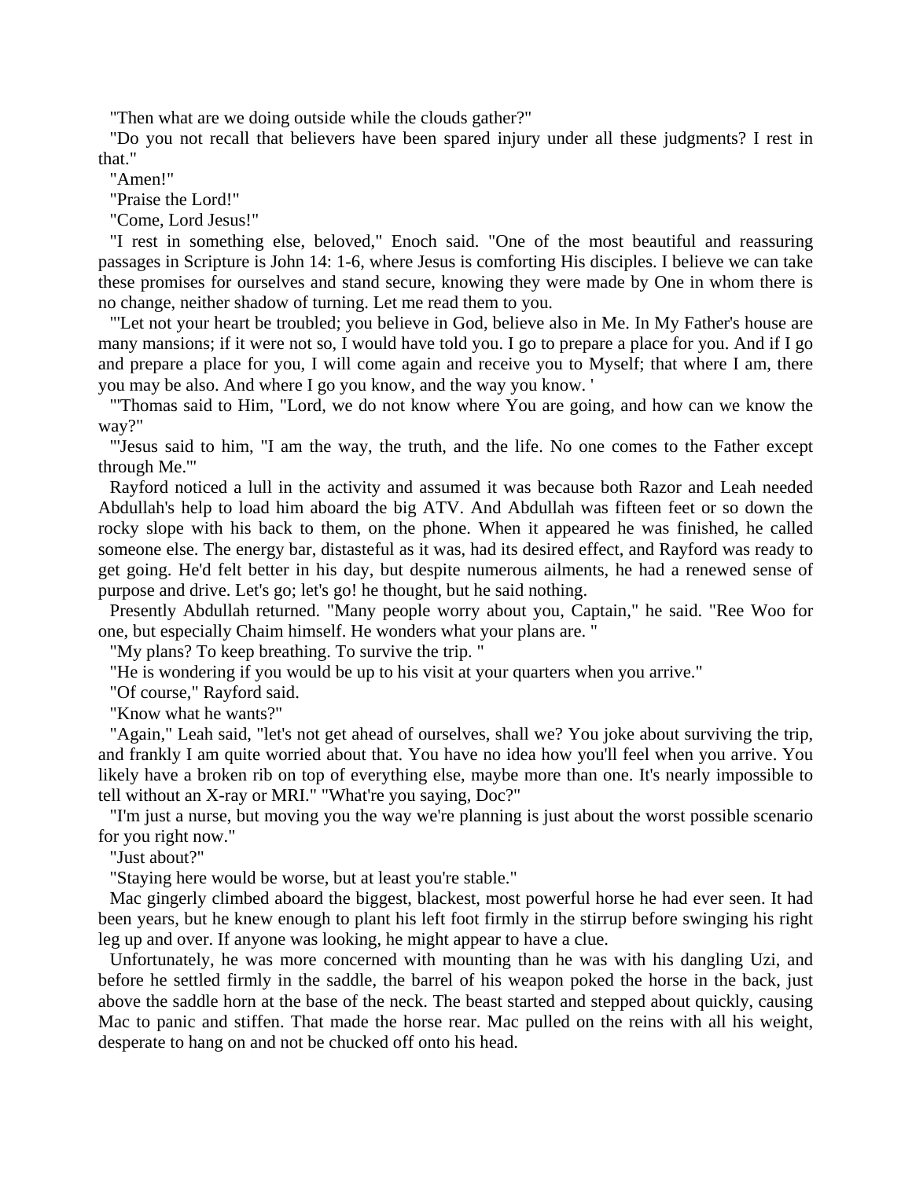"Then what are we doing outside while the clouds gather?"

"Do you not recall that believers have been spared injury under all these judgments? I rest in that."

"Amen!"

"Praise the Lord!"

"Come, Lord Jesus!"

"I rest in something else, beloved," Enoch said. "One of the most beautiful and reassuring passages in Scripture is John 14: 1-6, where Jesus is comforting His disciples. I believe we can take these promises for ourselves and stand secure, knowing they were made by One in whom there is no change, neither shadow of turning. Let me read them to you.

"'Let not your heart be troubled; you believe in God, believe also in Me. In My Father's house are many mansions; if it were not so, I would have told you. I go to prepare a place for you. And if I go and prepare a place for you, I will come again and receive you to Myself; that where I am, there you may be also. And where I go you know, and the way you know. '

"'Thomas said to Him, "Lord, we do not know where You are going, and how can we know the way?"

"'Jesus said to him, "I am the way, the truth, and the life. No one comes to the Father except through Me."'

Rayford noticed a lull in the activity and assumed it was because both Razor and Leah needed Abdullah's help to load him aboard the big ATV. And Abdullah was fifteen feet or so down the rocky slope with his back to them, on the phone. When it appeared he was finished, he called someone else. The energy bar, distasteful as it was, had its desired effect, and Rayford was ready to get going. He'd felt better in his day, but despite numerous ailments, he had a renewed sense of purpose and drive. Let's go; let's go! he thought, but he said nothing.

Presently Abdullah returned. "Many people worry about you, Captain," he said. "Ree Woo for one, but especially Chaim himself. He wonders what your plans are. "

"My plans? To keep breathing. To survive the trip. "

"He is wondering if you would be up to his visit at your quarters when you arrive."

"Of course," Rayford said.

"Know what he wants?"

"Again," Leah said, "let's not get ahead of ourselves, shall we? You joke about surviving the trip, and frankly I am quite worried about that. You have no idea how you'll feel when you arrive. You likely have a broken rib on top of everything else, maybe more than one. It's nearly impossible to tell without an X-ray or MRI." "What're you saying, Doc?"

"I'm just a nurse, but moving you the way we're planning is just about the worst possible scenario for you right now."

"Just about?"

"Staying here would be worse, but at least you're stable."

Mac gingerly climbed aboard the biggest, blackest, most powerful horse he had ever seen. It had been years, but he knew enough to plant his left foot firmly in the stirrup before swinging his right leg up and over. If anyone was looking, he might appear to have a clue.

Unfortunately, he was more concerned with mounting than he was with his dangling Uzi, and before he settled firmly in the saddle, the barrel of his weapon poked the horse in the back, just above the saddle horn at the base of the neck. The beast started and stepped about quickly, causing Mac to panic and stiffen. That made the horse rear. Mac pulled on the reins with all his weight, desperate to hang on and not be chucked off onto his head.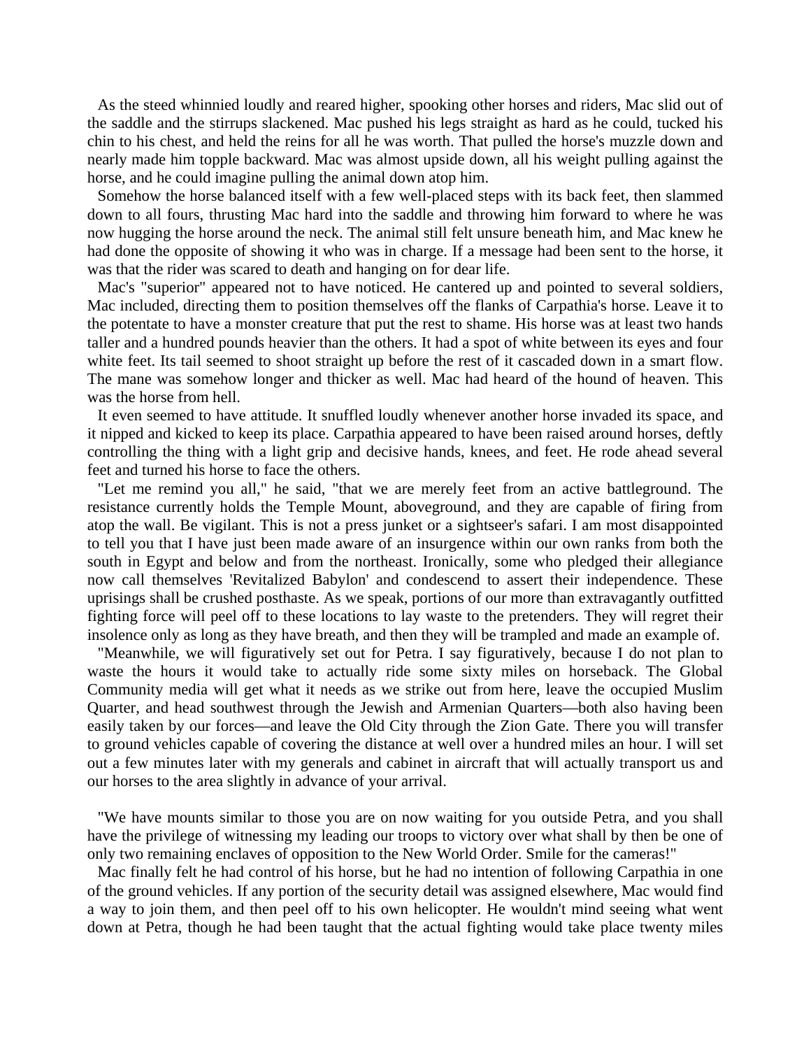As the steed whinnied loudly and reared higher, spooking other horses and riders, Mac slid out of the saddle and the stirrups slackened. Mac pushed his legs straight as hard as he could, tucked his chin to his chest, and held the reins for all he was worth. That pulled the horse's muzzle down and nearly made him topple backward. Mac was almost upside down, all his weight pulling against the horse, and he could imagine pulling the animal down atop him.

Somehow the horse balanced itself with a few well-placed steps with its back feet, then slammed down to all fours, thrusting Mac hard into the saddle and throwing him forward to where he was now hugging the horse around the neck. The animal still felt unsure beneath him, and Mac knew he had done the opposite of showing it who was in charge. If a message had been sent to the horse, it was that the rider was scared to death and hanging on for dear life.

Mac's "superior" appeared not to have noticed. He cantered up and pointed to several soldiers, Mac included, directing them to position themselves off the flanks of Carpathia's horse. Leave it to the potentate to have a monster creature that put the rest to shame. His horse was at least two hands taller and a hundred pounds heavier than the others. It had a spot of white between its eyes and four white feet. Its tail seemed to shoot straight up before the rest of it cascaded down in a smart flow. The mane was somehow longer and thicker as well. Mac had heard of the hound of heaven. This was the horse from hell.

It even seemed to have attitude. It snuffled loudly whenever another horse invaded its space, and it nipped and kicked to keep its place. Carpathia appeared to have been raised around horses, deftly controlling the thing with a light grip and decisive hands, knees, and feet. He rode ahead several feet and turned his horse to face the others.

"Let me remind you all," he said, "that we are merely feet from an active battleground. The resistance currently holds the Temple Mount, aboveground, and they are capable of firing from atop the wall. Be vigilant. This is not a press junket or a sightseer's safari. I am most disappointed to tell you that I have just been made aware of an insurgence within our own ranks from both the south in Egypt and below and from the northeast. Ironically, some who pledged their allegiance now call themselves 'Revitalized Babylon' and condescend to assert their independence. These uprisings shall be crushed posthaste. As we speak, portions of our more than extravagantly outfitted fighting force will peel off to these locations to lay waste to the pretenders. They will regret their insolence only as long as they have breath, and then they will be trampled and made an example of.

"Meanwhile, we will figuratively set out for Petra. I say figuratively, because I do not plan to waste the hours it would take to actually ride some sixty miles on horseback. The Global Community media will get what it needs as we strike out from here, leave the occupied Muslim Quarter, and head southwest through the Jewish and Armenian Quarters—both also having been easily taken by our forces—and leave the Old City through the Zion Gate. There you will transfer to ground vehicles capable of covering the distance at well over a hundred miles an hour. I will set out a few minutes later with my generals and cabinet in aircraft that will actually transport us and our horses to the area slightly in advance of your arrival.

"We have mounts similar to those you are on now waiting for you outside Petra, and you shall have the privilege of witnessing my leading our troops to victory over what shall by then be one of only two remaining enclaves of opposition to the New World Order. Smile for the cameras!"

Mac finally felt he had control of his horse, but he had no intention of following Carpathia in one of the ground vehicles. If any portion of the security detail was assigned elsewhere, Mac would find a way to join them, and then peel off to his own helicopter. He wouldn't mind seeing what went down at Petra, though he had been taught that the actual fighting would take place twenty miles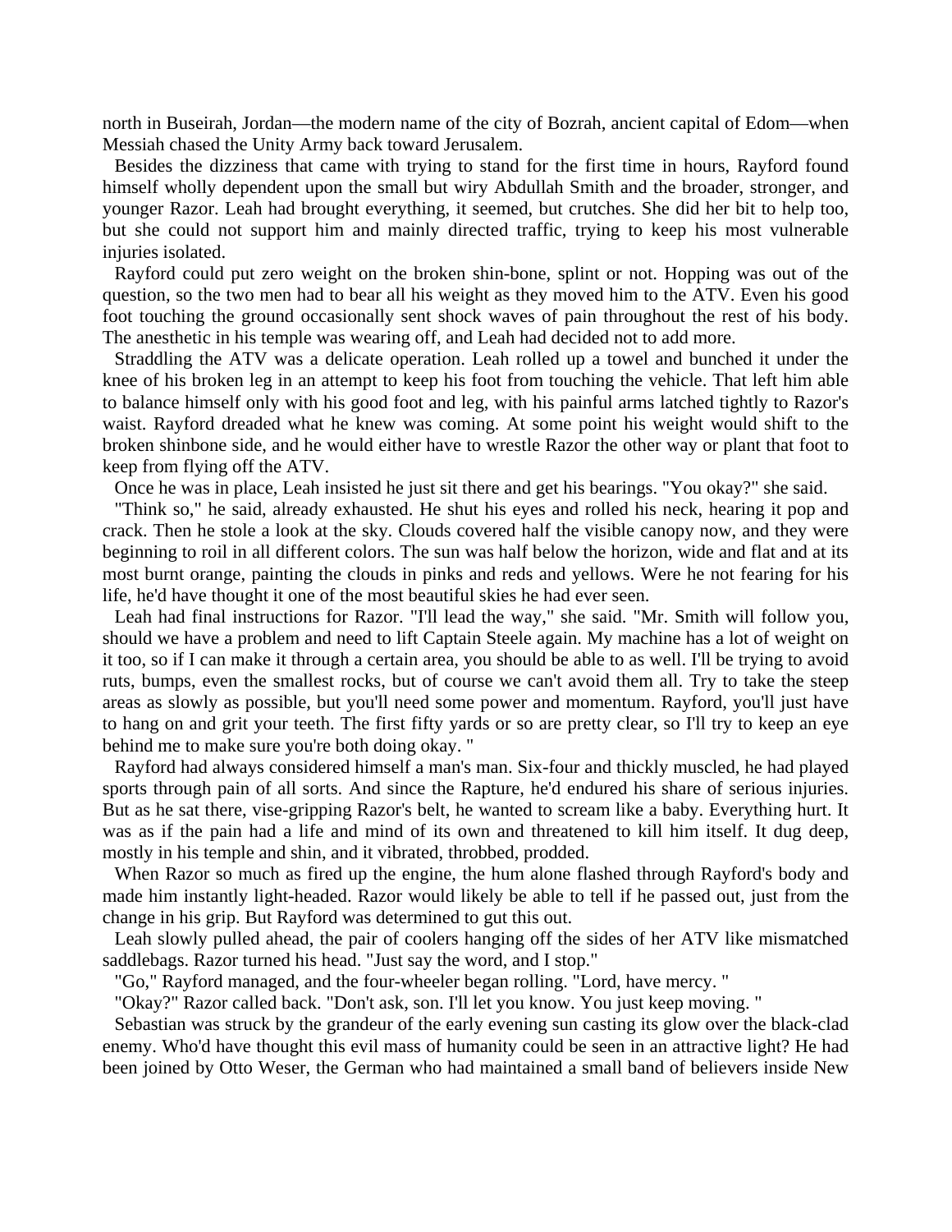north in Buseirah, Jordan—the modern name of the city of Bozrah, ancient capital of Edom—when Messiah chased the Unity Army back toward Jerusalem.

Besides the dizziness that came with trying to stand for the first time in hours, Rayford found himself wholly dependent upon the small but wiry Abdullah Smith and the broader, stronger, and younger Razor. Leah had brought everything, it seemed, but crutches. She did her bit to help too, but she could not support him and mainly directed traffic, trying to keep his most vulnerable injuries isolated.

Rayford could put zero weight on the broken shin-bone, splint or not. Hopping was out of the question, so the two men had to bear all his weight as they moved him to the ATV. Even his good foot touching the ground occasionally sent shock waves of pain throughout the rest of his body. The anesthetic in his temple was wearing off, and Leah had decided not to add more.

Straddling the ATV was a delicate operation. Leah rolled up a towel and bunched it under the knee of his broken leg in an attempt to keep his foot from touching the vehicle. That left him able to balance himself only with his good foot and leg, with his painful arms latched tightly to Razor's waist. Rayford dreaded what he knew was coming. At some point his weight would shift to the broken shinbone side, and he would either have to wrestle Razor the other way or plant that foot to keep from flying off the ATV.

Once he was in place, Leah insisted he just sit there and get his bearings. "You okay?" she said.

"Think so," he said, already exhausted. He shut his eyes and rolled his neck, hearing it pop and crack. Then he stole a look at the sky. Clouds covered half the visible canopy now, and they were beginning to roil in all different colors. The sun was half below the horizon, wide and flat and at its most burnt orange, painting the clouds in pinks and reds and yellows. Were he not fearing for his life, he'd have thought it one of the most beautiful skies he had ever seen.

Leah had final instructions for Razor. "I'll lead the way," she said. "Mr. Smith will follow you, should we have a problem and need to lift Captain Steele again. My machine has a lot of weight on it too, so if I can make it through a certain area, you should be able to as well. I'll be trying to avoid ruts, bumps, even the smallest rocks, but of course we can't avoid them all. Try to take the steep areas as slowly as possible, but you'll need some power and momentum. Rayford, you'll just have to hang on and grit your teeth. The first fifty yards or so are pretty clear, so I'll try to keep an eye behind me to make sure you're both doing okay. "

Rayford had always considered himself a man's man. Six-four and thickly muscled, he had played sports through pain of all sorts. And since the Rapture, he'd endured his share of serious injuries. But as he sat there, vise-gripping Razor's belt, he wanted to scream like a baby. Everything hurt. It was as if the pain had a life and mind of its own and threatened to kill him itself. It dug deep, mostly in his temple and shin, and it vibrated, throbbed, prodded.

When Razor so much as fired up the engine, the hum alone flashed through Rayford's body and made him instantly light-headed. Razor would likely be able to tell if he passed out, just from the change in his grip. But Rayford was determined to gut this out.

Leah slowly pulled ahead, the pair of coolers hanging off the sides of her ATV like mismatched saddlebags. Razor turned his head. "Just say the word, and I stop."

"Go," Rayford managed, and the four-wheeler began rolling. "Lord, have mercy. "

"Okay?" Razor called back. "Don't ask, son. I'll let you know. You just keep moving. "

Sebastian was struck by the grandeur of the early evening sun casting its glow over the black-clad enemy. Who'd have thought this evil mass of humanity could be seen in an attractive light? He had been joined by Otto Weser, the German who had maintained a small band of believers inside New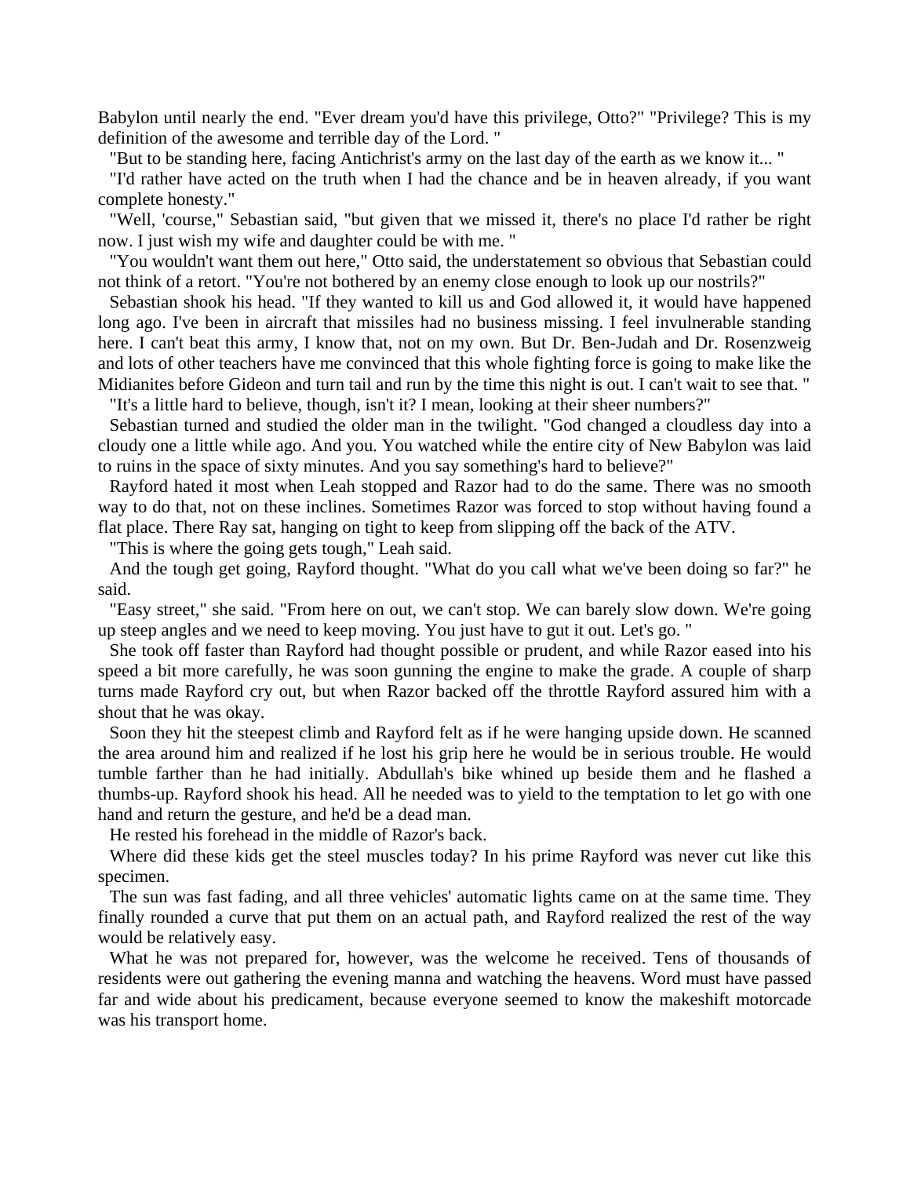Babylon until nearly the end. "Ever dream you'd have this privilege, Otto?" "Privilege? This is my definition of the awesome and terrible day of the Lord. "

"But to be standing here, facing Antichrist's army on the last day of the earth as we know it... "

"I'd rather have acted on the truth when I had the chance and be in heaven already, if you want complete honesty."

"Well, 'course," Sebastian said, "but given that we missed it, there's no place I'd rather be right now. I just wish my wife and daughter could be with me. "

"You wouldn't want them out here," Otto said, the understatement so obvious that Sebastian could not think of a retort. "You're not bothered by an enemy close enough to look up our nostrils?"

Sebastian shook his head. "If they wanted to kill us and God allowed it, it would have happened long ago. I've been in aircraft that missiles had no business missing. I feel invulnerable standing here. I can't beat this army, I know that, not on my own. But Dr. Ben-Judah and Dr. Rosenzweig and lots of other teachers have me convinced that this whole fighting force is going to make like the Midianites before Gideon and turn tail and run by the time this night is out. I can't wait to see that. "

"It's a little hard to believe, though, isn't it? I mean, looking at their sheer numbers?"

Sebastian turned and studied the older man in the twilight. "God changed a cloudless day into a cloudy one a little while ago. And you. You watched while the entire city of New Babylon was laid to ruins in the space of sixty minutes. And you say something's hard to believe?"

Rayford hated it most when Leah stopped and Razor had to do the same. There was no smooth way to do that, not on these inclines. Sometimes Razor was forced to stop without having found a flat place. There Ray sat, hanging on tight to keep from slipping off the back of the ATV.

"This is where the going gets tough," Leah said.

And the tough get going, Rayford thought. "What do you call what we've been doing so far?" he said.

"Easy street," she said. "From here on out, we can't stop. We can barely slow down. We're going up steep angles and we need to keep moving. You just have to gut it out. Let's go. "

She took off faster than Rayford had thought possible or prudent, and while Razor eased into his speed a bit more carefully, he was soon gunning the engine to make the grade. A couple of sharp turns made Rayford cry out, but when Razor backed off the throttle Rayford assured him with a shout that he was okay.

Soon they hit the steepest climb and Rayford felt as if he were hanging upside down. He scanned the area around him and realized if he lost his grip here he would be in serious trouble. He would tumble farther than he had initially. Abdullah's bike whined up beside them and he flashed a thumbs-up. Rayford shook his head. All he needed was to yield to the temptation to let go with one hand and return the gesture, and he'd be a dead man.

He rested his forehead in the middle of Razor's back.

Where did these kids get the steel muscles today? In his prime Rayford was never cut like this specimen.

The sun was fast fading, and all three vehicles' automatic lights came on at the same time. They finally rounded a curve that put them on an actual path, and Rayford realized the rest of the way would be relatively easy.

What he was not prepared for, however, was the welcome he received. Tens of thousands of residents were out gathering the evening manna and watching the heavens. Word must have passed far and wide about his predicament, because everyone seemed to know the makeshift motorcade was his transport home.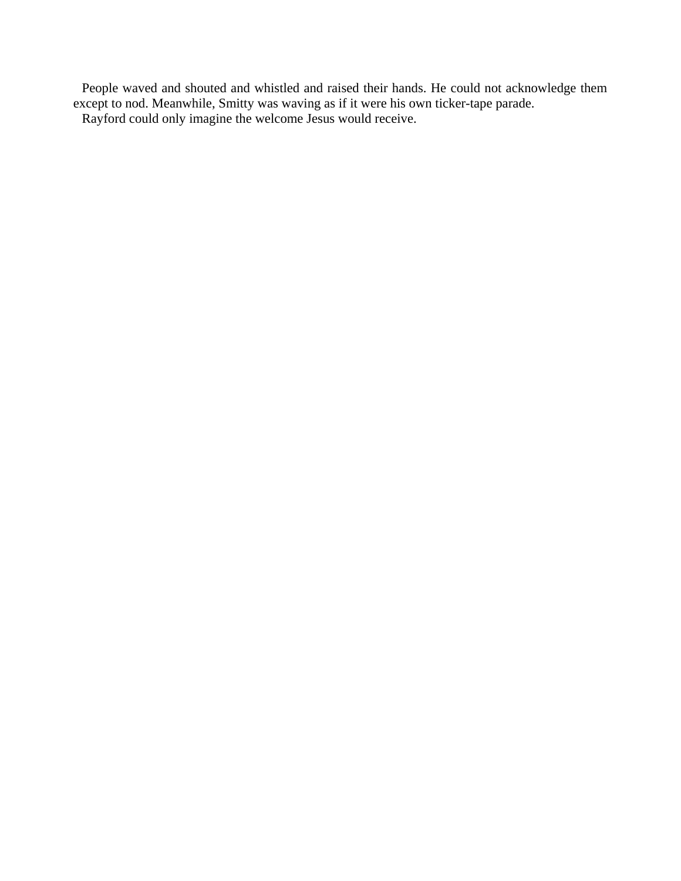People waved and shouted and whistled and raised their hands. He could not acknowledge them except to nod. Meanwhile, Smitty was waving as if it were his own ticker-tape parade.

Rayford could only imagine the welcome Jesus would receive.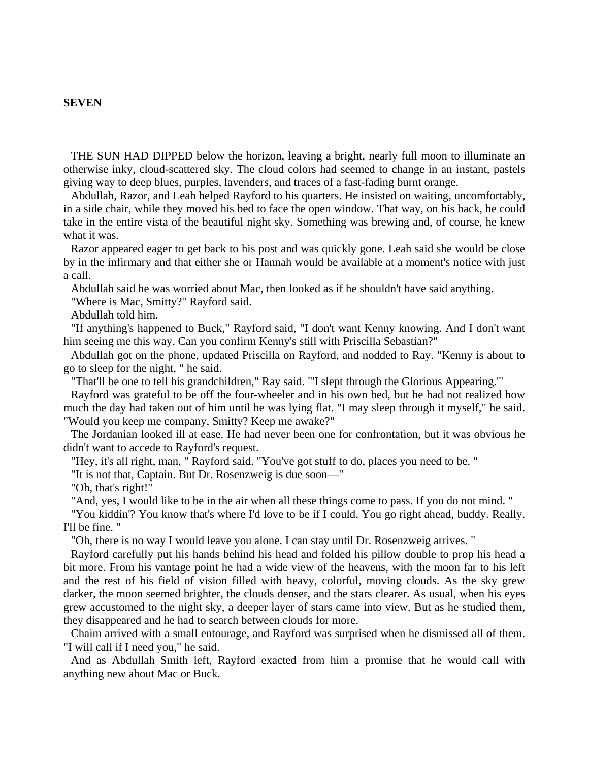**SEVEN**

THE SUN HAD DIPPED below the horizon, leaving a bright, nearly full moon to illuminate an otherwise inky, cloud-scattered sky. The cloud colors had seemed to change in an instant, pastels giving way to deep blues, purples, lavenders, and traces of a fast-fading burnt orange.

Abdullah, Razor, and Leah helped Rayford to his quarters. He insisted on waiting, uncomfortably, in a side chair, while they moved his bed to face the open window. That way, on his back, he could take in the entire vista of the beautiful night sky. Something was brewing and, of course, he knew what it was.

Razor appeared eager to get back to his post and was quickly gone. Leah said she would be close by in the infirmary and that either she or Hannah would be available at a moment's notice with just a call.

Abdullah said he was worried about Mac, then looked as if he shouldn't have said anything.

"Where is Mac, Smitty?" Rayford said.

Abdullah told him.

"If anything's happened to Buck," Rayford said, "I don't want Kenny knowing. And I don't want him seeing me this way. Can you confirm Kenny's still with Priscilla Sebastian?"

Abdullah got on the phone, updated Priscilla on Rayford, and nodded to Ray. "Kenny is about to go to sleep for the night, " he said.

"That'll be one to tell his grandchildren," Ray said. "'I slept through the Glorious Appearing.'"

Rayford was grateful to be off the four-wheeler and in his own bed, but he had not realized how much the day had taken out of him until he was lying flat. "I may sleep through it myself," he said. "Would you keep me company, Smitty? Keep me awake?"

The Jordanian looked ill at ease. He had never been one for confrontation, but it was obvious he didn't want to accede to Rayford's request.

"Hey, it's all right, man, " Rayford said. "You've got stuff to do, places you need to be. "

"It is not that, Captain. But Dr. Rosenzweig is due soon—"

"Oh, that's right!"

"And, yes, I would like to be in the air when all these things come to pass. If you do not mind. "

"You kiddin'? You know that's where I'd love to be if I could. You go right ahead, buddy. Really. I'll be fine. "

"Oh, there is no way I would leave you alone. I can stay until Dr. Rosenzweig arrives. "

Rayford carefully put his hands behind his head and folded his pillow double to prop his head a bit more. From his vantage point he had a wide view of the heavens, with the moon far to his left and the rest of his field of vision filled with heavy, colorful, moving clouds. As the sky grew darker, the moon seemed brighter, the clouds denser, and the stars clearer. As usual, when his eyes grew accustomed to the night sky, a deeper layer of stars came into view. But as he studied them, they disappeared and he had to search between clouds for more.

Chaim arrived with a small entourage, and Rayford was surprised when he dismissed all of them. "I will call if I need you," he said.

And as Abdullah Smith left, Rayford exacted from him a promise that he would call with anything new about Mac or Buck.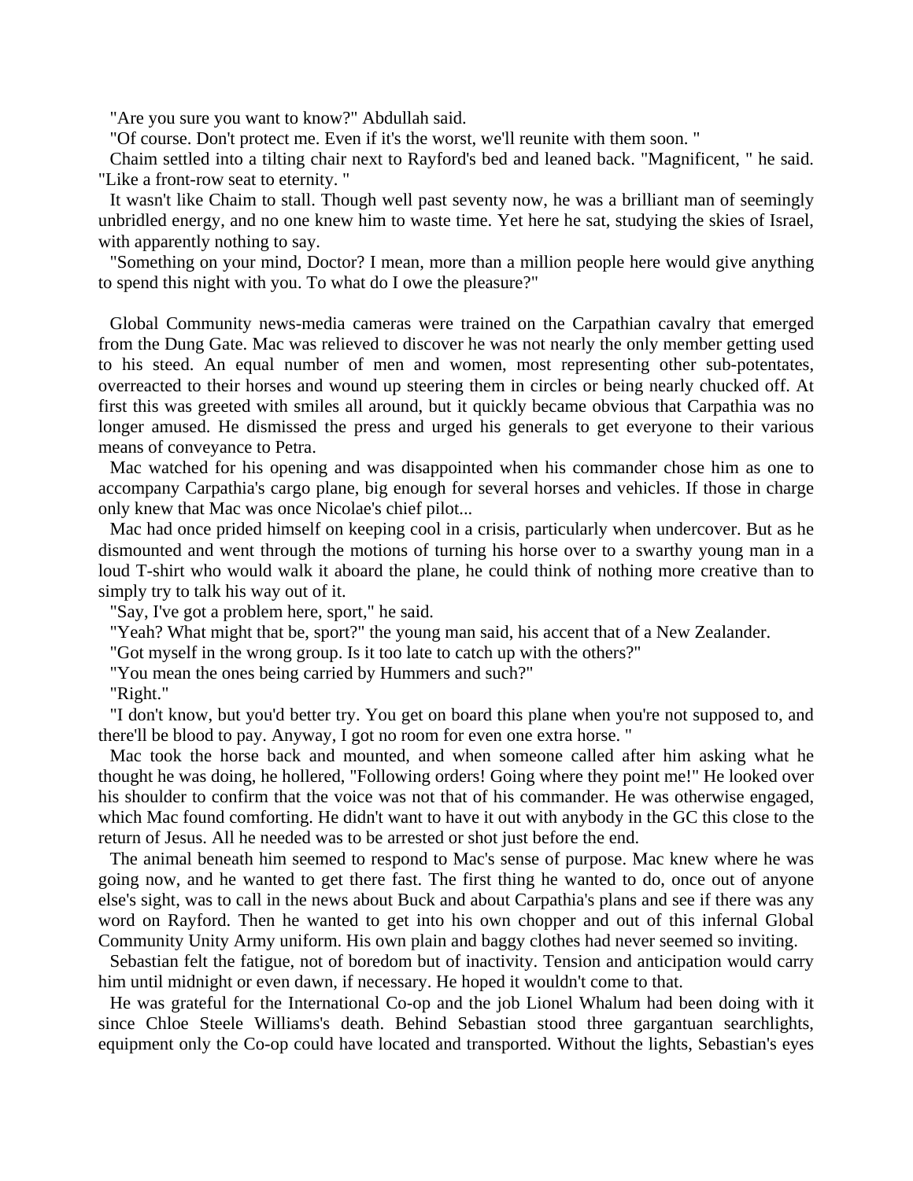"Are you sure you want to know?" Abdullah said.

"Of course. Don't protect me. Even if it's the worst, we'll reunite with them soon. "

Chaim settled into a tilting chair next to Rayford's bed and leaned back. "Magnificent, " he said. "Like a front-row seat to eternity. "

It wasn't like Chaim to stall. Though well past seventy now, he was a brilliant man of seemingly unbridled energy, and no one knew him to waste time. Yet here he sat, studying the skies of Israel, with apparently nothing to say.

"Something on your mind, Doctor? I mean, more than a million people here would give anything to spend this night with you. To what do I owe the pleasure?"

Global Community news-media cameras were trained on the Carpathian cavalry that emerged from the Dung Gate. Mac was relieved to discover he was not nearly the only member getting used to his steed. An equal number of men and women, most representing other sub-potentates, overreacted to their horses and wound up steering them in circles or being nearly chucked off. At first this was greeted with smiles all around, but it quickly became obvious that Carpathia was no longer amused. He dismissed the press and urged his generals to get everyone to their various means of conveyance to Petra.

Mac watched for his opening and was disappointed when his commander chose him as one to accompany Carpathia's cargo plane, big enough for several horses and vehicles. If those in charge only knew that Mac was once Nicolae's chief pilot...

Mac had once prided himself on keeping cool in a crisis, particularly when undercover. But as he dismounted and went through the motions of turning his horse over to a swarthy young man in a loud T-shirt who would walk it aboard the plane, he could think of nothing more creative than to simply try to talk his way out of it.

"Say, I've got a problem here, sport," he said.

"Yeah? What might that be, sport?" the young man said, his accent that of a New Zealander.

"Got myself in the wrong group. Is it too late to catch up with the others?"

"You mean the ones being carried by Hummers and such?"

"Right."

"I don't know, but you'd better try. You get on board this plane when you're not supposed to, and there'll be blood to pay. Anyway, I got no room for even one extra horse. "

Mac took the horse back and mounted, and when someone called after him asking what he thought he was doing, he hollered, "Following orders! Going where they point me!" He looked over his shoulder to confirm that the voice was not that of his commander. He was otherwise engaged, which Mac found comforting. He didn't want to have it out with anybody in the GC this close to the return of Jesus. All he needed was to be arrested or shot just before the end.

The animal beneath him seemed to respond to Mac's sense of purpose. Mac knew where he was going now, and he wanted to get there fast. The first thing he wanted to do, once out of anyone else's sight, was to call in the news about Buck and about Carpathia's plans and see if there was any word on Rayford. Then he wanted to get into his own chopper and out of this infernal Global Community Unity Army uniform. His own plain and baggy clothes had never seemed so inviting.

Sebastian felt the fatigue, not of boredom but of inactivity. Tension and anticipation would carry him until midnight or even dawn, if necessary. He hoped it wouldn't come to that.

He was grateful for the International Co-op and the job Lionel Whalum had been doing with it since Chloe Steele Williams's death. Behind Sebastian stood three gargantuan searchlights, equipment only the Co-op could have located and transported. Without the lights, Sebastian's eyes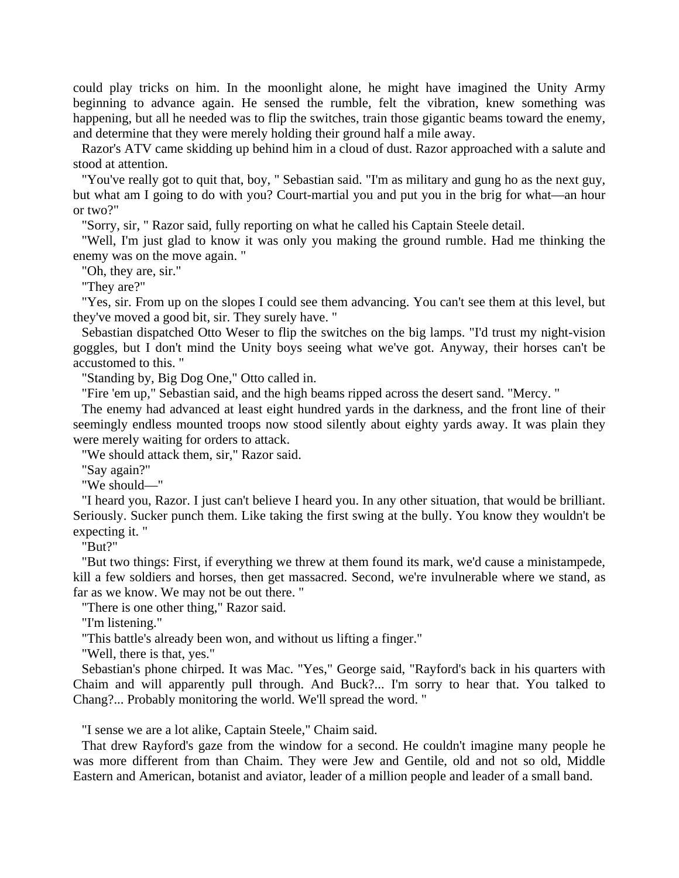could play tricks on him. In the moonlight alone, he might have imagined the Unity Army beginning to advance again. He sensed the rumble, felt the vibration, knew something was happening, but all he needed was to flip the switches, train those gigantic beams toward the enemy, and determine that they were merely holding their ground half a mile away.

Razor's ATV came skidding up behind him in a cloud of dust. Razor approached with a salute and stood at attention.

"You've really got to quit that, boy, " Sebastian said. "I'm as military and gung ho as the next guy, but what am I going to do with you? Court-martial you and put you in the brig for what—an hour or two?"

"Sorry, sir, " Razor said, fully reporting on what he called his Captain Steele detail.

"Well, I'm just glad to know it was only you making the ground rumble. Had me thinking the enemy was on the move again. "

"Oh, they are, sir."

"They are?"

"Yes, sir. From up on the slopes I could see them advancing. You can't see them at this level, but they've moved a good bit, sir. They surely have. "

Sebastian dispatched Otto Weser to flip the switches on the big lamps. "I'd trust my night-vision goggles, but I don't mind the Unity boys seeing what we've got. Anyway, their horses can't be accustomed to this. "

"Standing by, Big Dog One," Otto called in.

"Fire 'em up," Sebastian said, and the high beams ripped across the desert sand. "Mercy. "

The enemy had advanced at least eight hundred yards in the darkness, and the front line of their seemingly endless mounted troops now stood silently about eighty yards away. It was plain they were merely waiting for orders to attack.

"We should attack them, sir," Razor said.

"Say again?"

"We should—"

"I heard you, Razor. I just can't believe I heard you. In any other situation, that would be brilliant. Seriously. Sucker punch them. Like taking the first swing at the bully. You know they wouldn't be expecting it. "

"But?"

"But two things: First, if everything we threw at them found its mark, we'd cause a ministampede, kill a few soldiers and horses, then get massacred. Second, we're invulnerable where we stand, as far as we know. We may not be out there. "

"There is one other thing," Razor said.

"I'm listening."

"This battle's already been won, and without us lifting a finger."

"Well, there is that, yes."

Sebastian's phone chirped. It was Mac. "Yes," George said, "Rayford's back in his quarters with Chaim and will apparently pull through. And Buck?... I'm sorry to hear that. You talked to Chang?... Probably monitoring the world. We'll spread the word. "

"I sense we are a lot alike, Captain Steele," Chaim said.

That drew Rayford's gaze from the window for a second. He couldn't imagine many people he was more different from than Chaim. They were Jew and Gentile, old and not so old, Middle Eastern and American, botanist and aviator, leader of a million people and leader of a small band.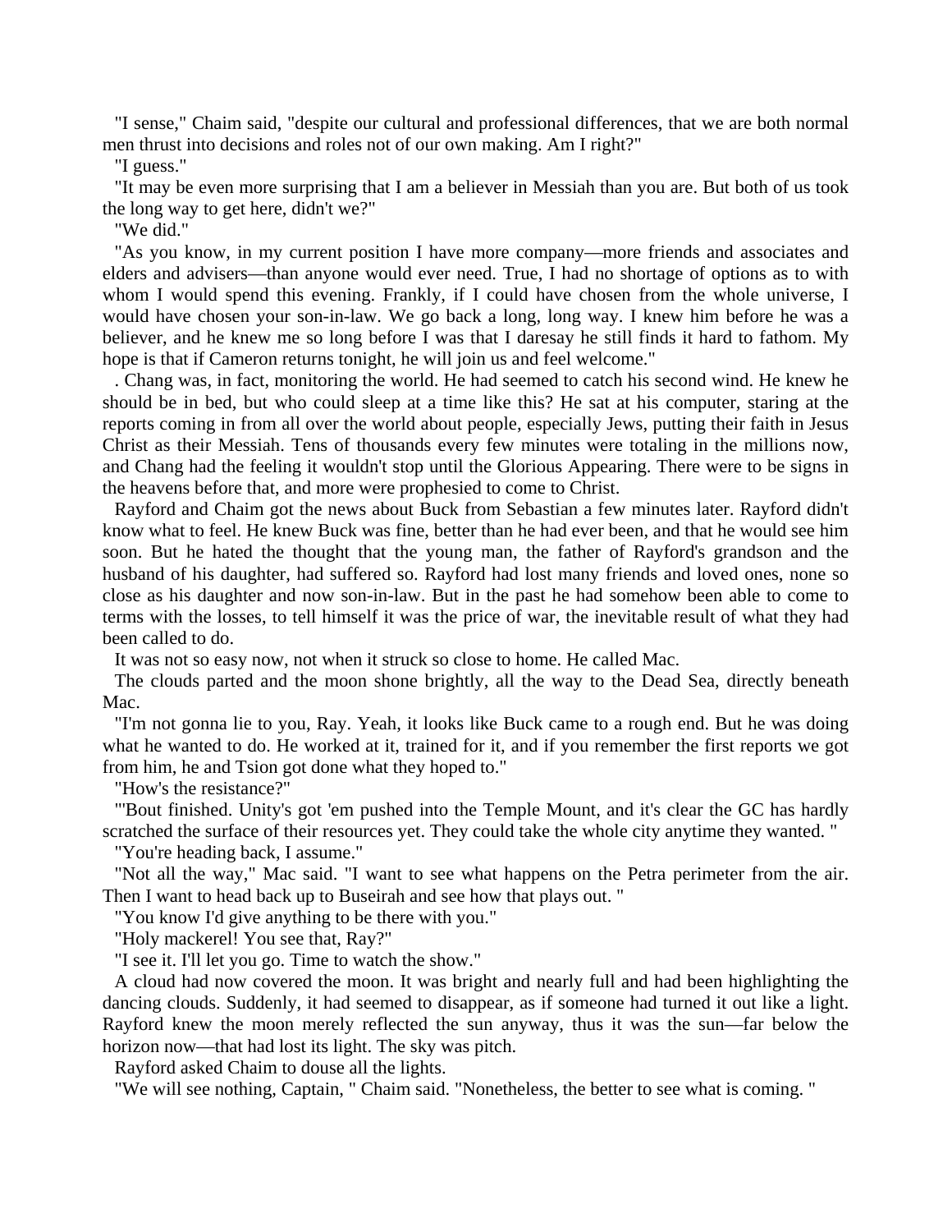"I sense," Chaim said, "despite our cultural and professional differences, that we are both normal men thrust into decisions and roles not of our own making. Am I right?"

"I guess."

"It may be even more surprising that I am a believer in Messiah than you are. But both of us took the long way to get here, didn't we?"

"We did."

"As you know, in my current position I have more company—more friends and associates and elders and advisers—than anyone would ever need. True, I had no shortage of options as to with whom I would spend this evening. Frankly, if I could have chosen from the whole universe, I would have chosen your son-in-law. We go back a long, long way. I knew him before he was a believer, and he knew me so long before I was that I daresay he still finds it hard to fathom. My hope is that if Cameron returns tonight, he will join us and feel welcome."

. Chang was, in fact, monitoring the world. He had seemed to catch his second wind. He knew he should be in bed, but who could sleep at a time like this? He sat at his computer, staring at the reports coming in from all over the world about people, especially Jews, putting their faith in Jesus Christ as their Messiah. Tens of thousands every few minutes were totaling in the millions now, and Chang had the feeling it wouldn't stop until the Glorious Appearing. There were to be signs in the heavens before that, and more were prophesied to come to Christ.

Rayford and Chaim got the news about Buck from Sebastian a few minutes later. Rayford didn't know what to feel. He knew Buck was fine, better than he had ever been, and that he would see him soon. But he hated the thought that the young man, the father of Rayford's grandson and the husband of his daughter, had suffered so. Rayford had lost many friends and loved ones, none so close as his daughter and now son-in-law. But in the past he had somehow been able to come to terms with the losses, to tell himself it was the price of war, the inevitable result of what they had been called to do.

It was not so easy now, not when it struck so close to home. He called Mac.

The clouds parted and the moon shone brightly, all the way to the Dead Sea, directly beneath Mac.

"I'm not gonna lie to you, Ray. Yeah, it looks like Buck came to a rough end. But he was doing what he wanted to do. He worked at it, trained for it, and if you remember the first reports we got from him, he and Tsion got done what they hoped to."

"How's the resistance?"

"'Bout finished. Unity's got 'em pushed into the Temple Mount, and it's clear the GC has hardly scratched the surface of their resources yet. They could take the whole city anytime they wanted. "

"You're heading back, I assume."

"Not all the way," Mac said. "I want to see what happens on the Petra perimeter from the air. Then I want to head back up to Buseirah and see how that plays out. "

"You know I'd give anything to be there with you."

"Holy mackerel! You see that, Ray?"

"I see it. I'll let you go. Time to watch the show."

A cloud had now covered the moon. It was bright and nearly full and had been highlighting the dancing clouds. Suddenly, it had seemed to disappear, as if someone had turned it out like a light. Rayford knew the moon merely reflected the sun anyway, thus it was the sun—far below the horizon now—that had lost its light. The sky was pitch.

Rayford asked Chaim to douse all the lights.

"We will see nothing, Captain, " Chaim said. "Nonetheless, the better to see what is coming. "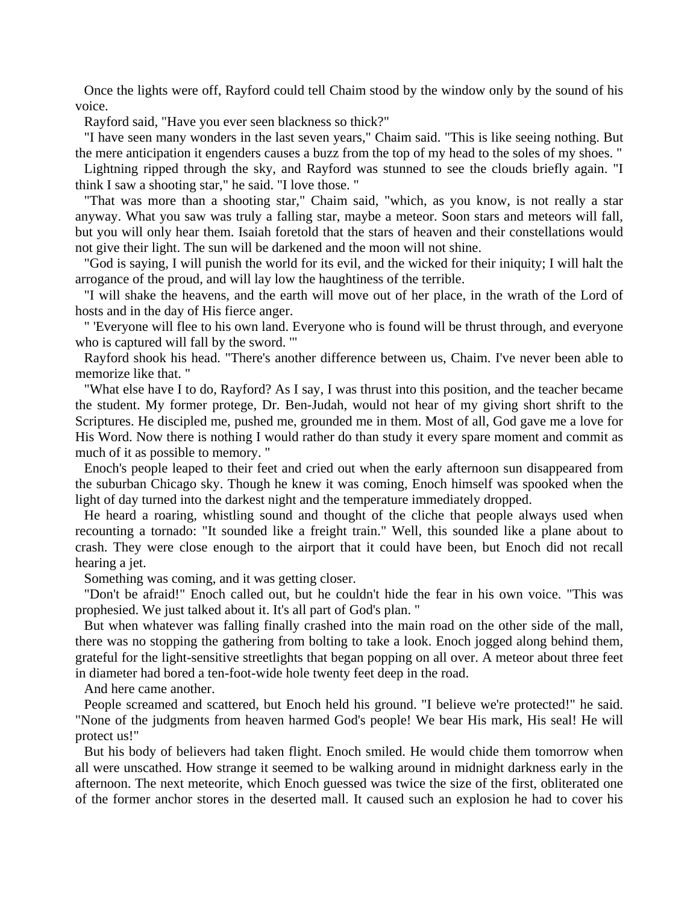Once the lights were off, Rayford could tell Chaim stood by the window only by the sound of his voice.

Rayford said, "Have you ever seen blackness so thick?"

"I have seen many wonders in the last seven years," Chaim said. "This is like seeing nothing. But the mere anticipation it engenders causes a buzz from the top of my head to the soles of my shoes. "

Lightning ripped through the sky, and Rayford was stunned to see the clouds briefly again. "I think I saw a shooting star," he said. "I love those. "

"That was more than a shooting star," Chaim said, "which, as you know, is not really a star anyway. What you saw was truly a falling star, maybe a meteor. Soon stars and meteors will fall, but you will only hear them. Isaiah foretold that the stars of heaven and their constellations would not give their light. The sun will be darkened and the moon will not shine.

"God is saying, I will punish the world for its evil, and the wicked for their iniquity; I will halt the arrogance of the proud, and will lay low the haughtiness of the terrible.

"I will shake the heavens, and the earth will move out of her place, in the wrath of the Lord of hosts and in the day of His fierce anger.

" 'Everyone will flee to his own land. Everyone who is found will be thrust through, and everyone who is captured will fall by the sword. '"

Rayford shook his head. "There's another difference between us, Chaim. I've never been able to memorize like that. "

"What else have I to do, Rayford? As I say, I was thrust into this position, and the teacher became the student. My former protege, Dr. Ben-Judah, would not hear of my giving short shrift to the Scriptures. He discipled me, pushed me, grounded me in them. Most of all, God gave me a love for His Word. Now there is nothing I would rather do than study it every spare moment and commit as much of it as possible to memory. "

Enoch's people leaped to their feet and cried out when the early afternoon sun disappeared from the suburban Chicago sky. Though he knew it was coming, Enoch himself was spooked when the light of day turned into the darkest night and the temperature immediately dropped.

He heard a roaring, whistling sound and thought of the cliche that people always used when recounting a tornado: "It sounded like a freight train." Well, this sounded like a plane about to crash. They were close enough to the airport that it could have been, but Enoch did not recall hearing a jet.

Something was coming, and it was getting closer.

"Don't be afraid!" Enoch called out, but he couldn't hide the fear in his own voice. "This was prophesied. We just talked about it. It's all part of God's plan. "

But when whatever was falling finally crashed into the main road on the other side of the mall, there was no stopping the gathering from bolting to take a look. Enoch jogged along behind them, grateful for the light-sensitive streetlights that began popping on all over. A meteor about three feet in diameter had bored a ten-foot-wide hole twenty feet deep in the road.

And here came another.

People screamed and scattered, but Enoch held his ground. "I believe we're protected!" he said. "None of the judgments from heaven harmed God's people! We bear His mark, His seal! He will protect us!"

But his body of believers had taken flight. Enoch smiled. He would chide them tomorrow when all were unscathed. How strange it seemed to be walking around in midnight darkness early in the afternoon. The next meteorite, which Enoch guessed was twice the size of the first, obliterated one of the former anchor stores in the deserted mall. It caused such an explosion he had to cover his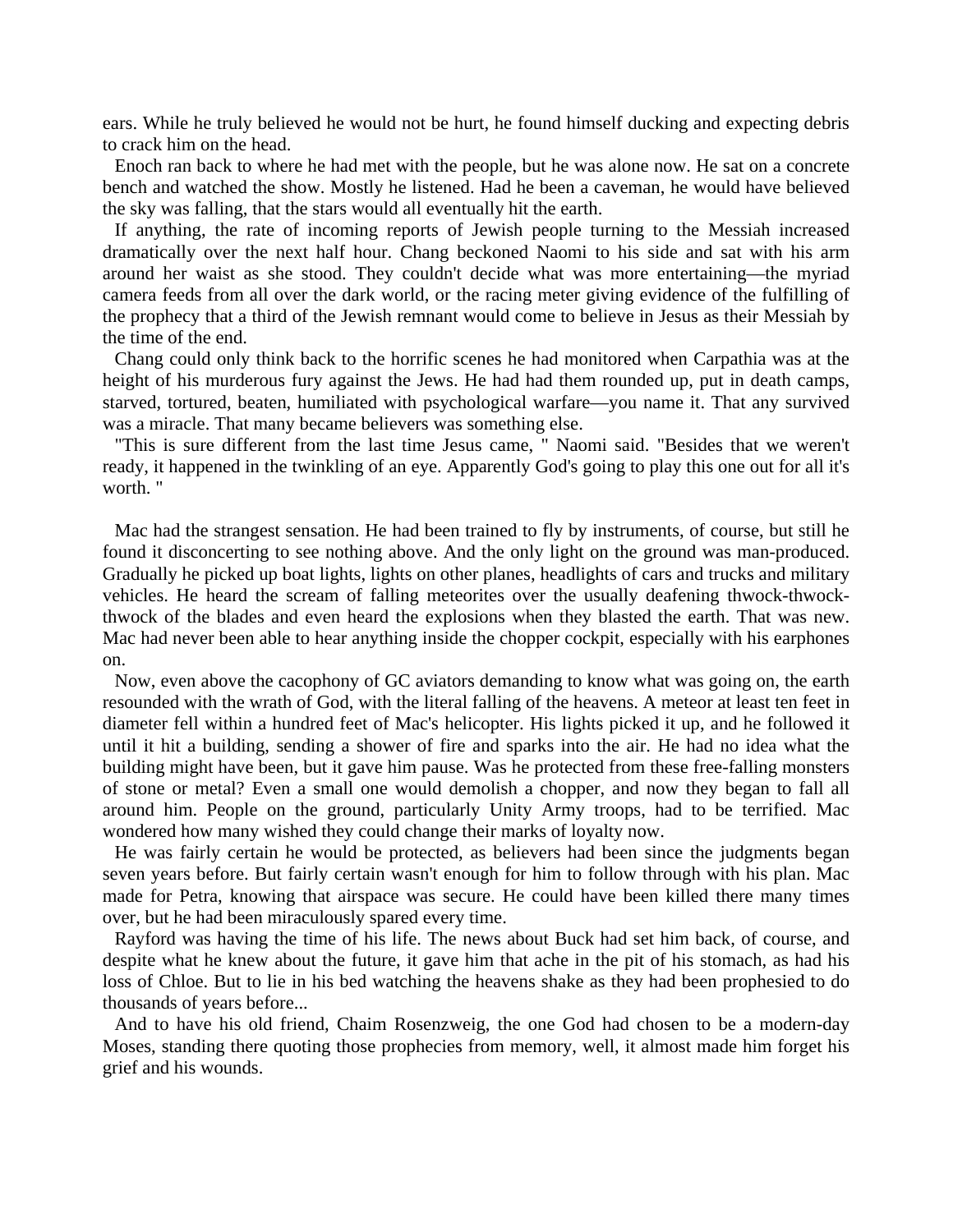ears. While he truly believed he would not be hurt, he found himself ducking and expecting debris to crack him on the head.

Enoch ran back to where he had met with the people, but he was alone now. He sat on a concrete bench and watched the show. Mostly he listened. Had he been a caveman, he would have believed the sky was falling, that the stars would all eventually hit the earth.

If anything, the rate of incoming reports of Jewish people turning to the Messiah increased dramatically over the next half hour. Chang beckoned Naomi to his side and sat with his arm around her waist as she stood. They couldn't decide what was more entertaining—the myriad camera feeds from all over the dark world, or the racing meter giving evidence of the fulfilling of the prophecy that a third of the Jewish remnant would come to believe in Jesus as their Messiah by the time of the end.

Chang could only think back to the horrific scenes he had monitored when Carpathia was at the height of his murderous fury against the Jews. He had had them rounded up, put in death camps, starved, tortured, beaten, humiliated with psychological warfare—you name it. That any survived was a miracle. That many became believers was something else.

"This is sure different from the last time Jesus came, " Naomi said. "Besides that we weren't ready, it happened in the twinkling of an eye. Apparently God's going to play this one out for all it's worth. "

Mac had the strangest sensation. He had been trained to fly by instruments, of course, but still he found it disconcerting to see nothing above. And the only light on the ground was man-produced. Gradually he picked up boat lights, lights on other planes, headlights of cars and trucks and military vehicles. He heard the scream of falling meteorites over the usually deafening thwock-thwock-thwock of the blades and even heard the explosions when they blasted the earth. That was new. Mac had never been able to hear anything inside the chopper cockpit, especially with his earphones on.

Now, even above the cacophony of GC aviators demanding to know what was going on, the earth resounded with the wrath of God, with the literal falling of the heavens. A meteor at least ten feet in diameter fell within a hundred feet of Mac's helicopter. His lights picked it up, and he followed it until it hit a building, sending a shower of fire and sparks into the air. He had no idea what the building might have been, but it gave him pause. Was he protected from these free-falling monsters of stone or metal? Even a small one would demolish a chopper, and now they began to fall all around him. People on the ground, particularly Unity Army troops, had to be terrified. Mac wondered how many wished they could change their marks of loyalty now.

He was fairly certain he would be protected, as believers had been since the judgments began seven years before. But fairly certain wasn't enough for him to follow through with his plan. Mac made for Petra, knowing that airspace was secure. He could have been killed there many times over, but he had been miraculously spared every time.

Rayford was having the time of his life. The news about Buck had set him back, of course, and despite what he knew about the future, it gave him that ache in the pit of his stomach, as had his loss of Chloe. But to lie in his bed watching the heavens shake as they had been prophesied to do thousands of years before...

And to have his old friend, Chaim Rosenzweig, the one God had chosen to be a modern-day Moses, standing there quoting those prophecies from memory, well, it almost made him forget his grief and his wounds.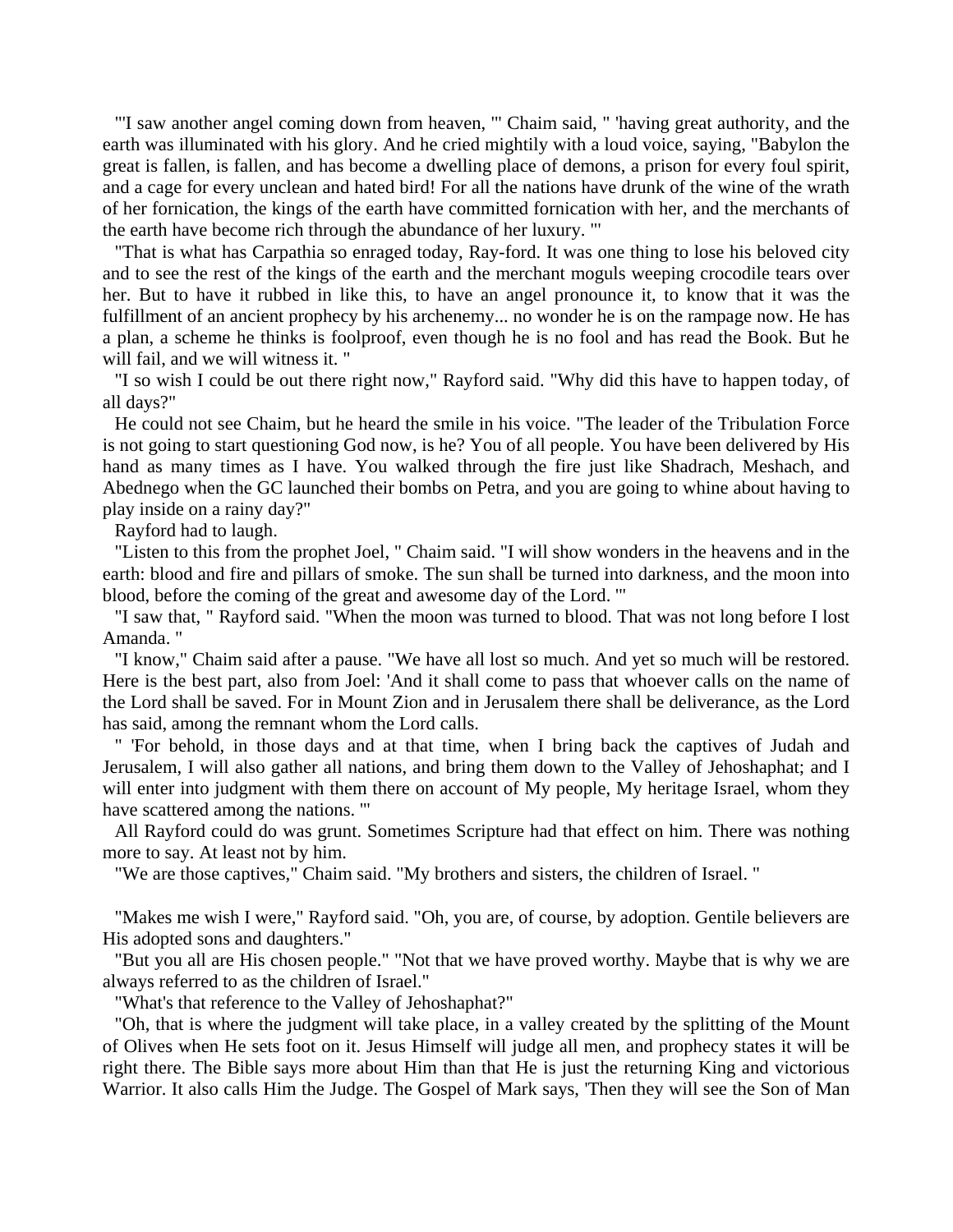"'I saw another angel coming down from heaven, '" Chaim said, " 'having great authority, and the earth was illuminated with his glory. And he cried mightily with a loud voice, saying, "Babylon the great is fallen, is fallen, and has become a dwelling place of demons, a prison for every foul spirit, and a cage for every unclean and hated bird! For all the nations have drunk of the wine of the wrath of her fornication, the kings of the earth have committed fornication with her, and the merchants of the earth have become rich through the abundance of her luxury. '"

"That is what has Carpathia so enraged today, Ray-ford. It was one thing to lose his beloved city and to see the rest of the kings of the earth and the merchant moguls weeping crocodile tears over her. But to have it rubbed in like this, to have an angel pronounce it, to know that it was the fulfillment of an ancient prophecy by his archenemy... no wonder he is on the rampage now. He has a plan, a scheme he thinks is foolproof, even though he is no fool and has read the Book. But he will fail, and we will witness it. "

"I so wish I could be out there right now," Rayford said. "Why did this have to happen today, of all days?"

He could not see Chaim, but he heard the smile in his voice. "The leader of the Tribulation Force is not going to start questioning God now, is he? You of all people. You have been delivered by His hand as many times as I have. You walked through the fire just like Shadrach, Meshach, and Abednego when the GC launched their bombs on Petra, and you are going to whine about having to play inside on a rainy day?"

Rayford had to laugh.

"Listen to this from the prophet Joel, " Chaim said. "I will show wonders in the heavens and in the earth: blood and fire and pillars of smoke. The sun shall be turned into darkness, and the moon into blood, before the coming of the great and awesome day of the Lord. '"

"I saw that, " Rayford said. "When the moon was turned to blood. That was not long before I lost Amanda. "

"I know," Chaim said after a pause. "We have all lost so much. And yet so much will be restored. Here is the best part, also from Joel: 'And it shall come to pass that whoever calls on the name of the Lord shall be saved. For in Mount Zion and in Jerusalem there shall be deliverance, as the Lord has said, among the remnant whom the Lord calls.

" 'For behold, in those days and at that time, when I bring back the captives of Judah and Jerusalem, I will also gather all nations, and bring them down to the Valley of Jehoshaphat; and I will enter into judgment with them there on account of My people, My heritage Israel, whom they have scattered among the nations. '"

All Rayford could do was grunt. Sometimes Scripture had that effect on him. There was nothing more to say. At least not by him.

"We are those captives," Chaim said. "My brothers and sisters, the children of Israel. "

"Makes me wish I were," Rayford said. "Oh, you are, of course, by adoption. Gentile believers are His adopted sons and daughters."

"But you all are His chosen people." "Not that we have proved worthy. Maybe that is why we are always referred to as the children of Israel."

"What's that reference to the Valley of Jehoshaphat?"

"Oh, that is where the judgment will take place, in a valley created by the splitting of the Mount of Olives when He sets foot on it. Jesus Himself will judge all men, and prophecy states it will be right there. The Bible says more about Him than that He is just the returning King and victorious Warrior. It also calls Him the Judge. The Gospel of Mark says, 'Then they will see the Son of Man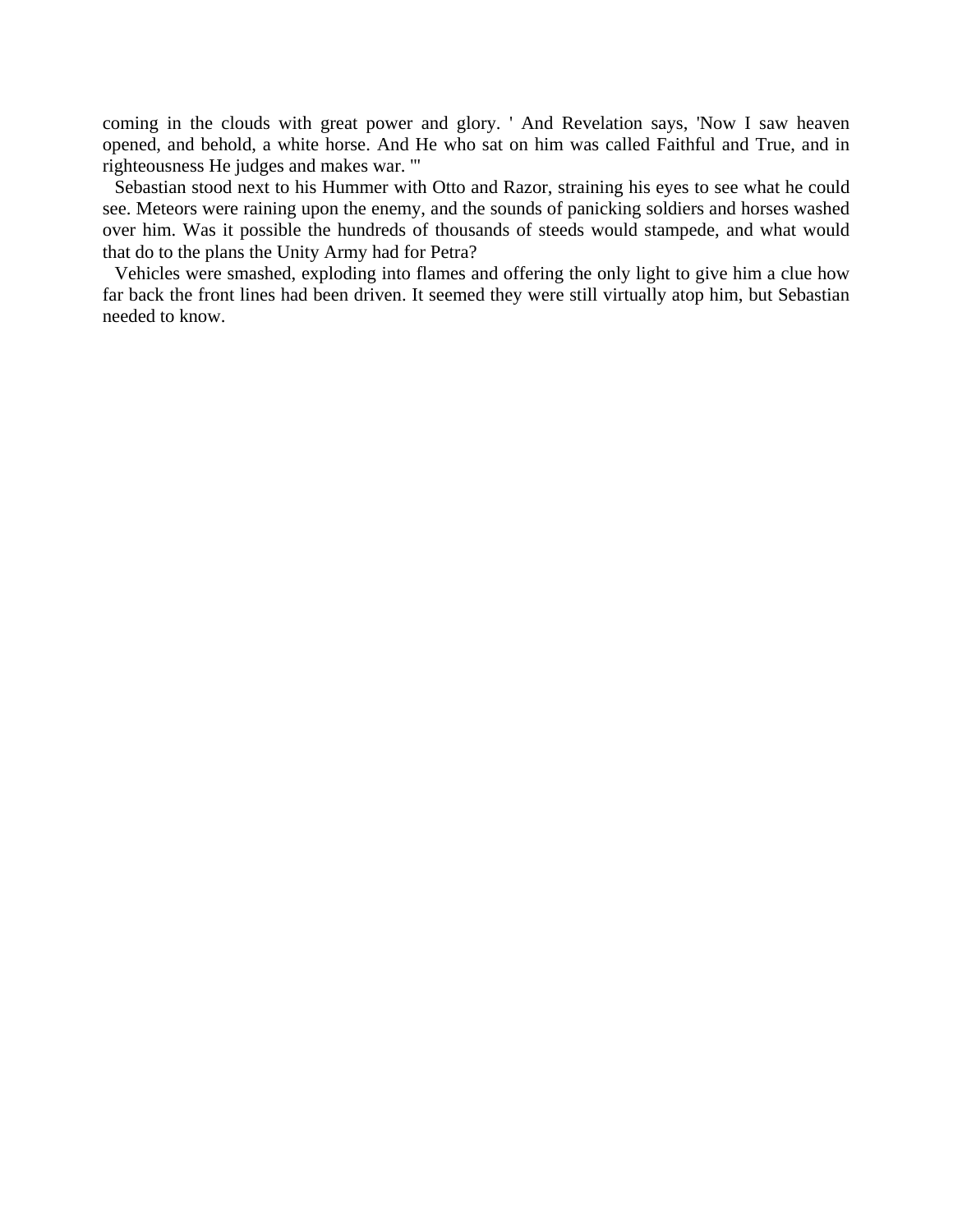coming in the clouds with great power and glory. ' And Revelation says, 'Now I saw heaven opened, and behold, a white horse. And He who sat on him was called Faithful and True, and in righteousness He judges and makes war. '"

Sebastian stood next to his Hummer with Otto and Razor, straining his eyes to see what he could see. Meteors were raining upon the enemy, and the sounds of panicking soldiers and horses washed over him. Was it possible the hundreds of thousands of steeds would stampede, and what would that do to the plans the Unity Army had for Petra?

Vehicles were smashed, exploding into flames and offering the only light to give him a clue how far back the front lines had been driven. It seemed they were still virtually atop him, but Sebastian needed to know.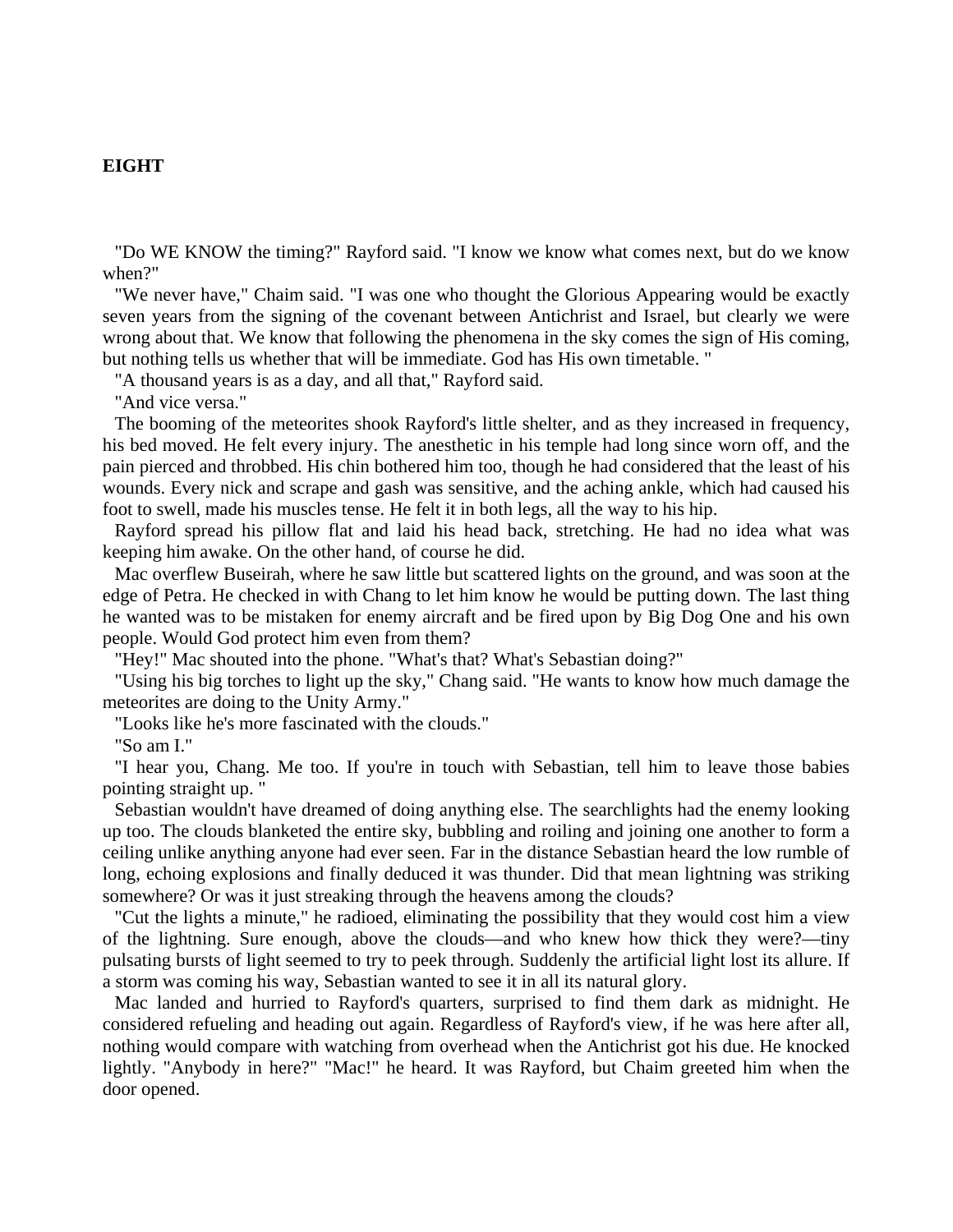**EIGHT**

"Do WE KNOW the timing?" Rayford said. "I know we know what comes next, but do we know when?"

"We never have," Chaim said. "I was one who thought the Glorious Appearing would be exactly seven years from the signing of the covenant between Antichrist and Israel, but clearly we were wrong about that. We know that following the phenomena in the sky comes the sign of His coming, but nothing tells us whether that will be immediate. God has His own timetable. "

"A thousand years is as a day, and all that," Rayford said.

"And vice versa."

The booming of the meteorites shook Rayford's little shelter, and as they increased in frequency, his bed moved. He felt every injury. The anesthetic in his temple had long since worn off, and the pain pierced and throbbed. His chin bothered him too, though he had considered that the least of his wounds. Every nick and scrape and gash was sensitive, and the aching ankle, which had caused his foot to swell, made his muscles tense. He felt it in both legs, all the way to his hip.

Rayford spread his pillow flat and laid his head back, stretching. He had no idea what was keeping him awake. On the other hand, of course he did.

Mac overflew Buseirah, where he saw little but scattered lights on the ground, and was soon at the edge of Petra. He checked in with Chang to let him know he would be putting down. The last thing he wanted was to be mistaken for enemy aircraft and be fired upon by Big Dog One and his own people. Would God protect him even from them?

"Hey!" Mac shouted into the phone. "What's that? What's Sebastian doing?"

"Using his big torches to light up the sky," Chang said. "He wants to know how much damage the meteorites are doing to the Unity Army."

"Looks like he's more fascinated with the clouds."

"So am I."

"I hear you, Chang. Me too. If you're in touch with Sebastian, tell him to leave those babies pointing straight up. "

Sebastian wouldn't have dreamed of doing anything else. The searchlights had the enemy looking up too. The clouds blanketed the entire sky, bubbling and roiling and joining one another to form a ceiling unlike anything anyone had ever seen. Far in the distance Sebastian heard the low rumble of long, echoing explosions and finally deduced it was thunder. Did that mean lightning was striking somewhere? Or was it just streaking through the heavens among the clouds?

"Cut the lights a minute," he radioed, eliminating the possibility that they would cost him a view of the lightning. Sure enough, above the clouds—and who knew how thick they were?—tiny pulsating bursts of light seemed to try to peek through. Suddenly the artificial light lost its allure. If a storm was coming his way, Sebastian wanted to see it in all its natural glory.

Mac landed and hurried to Rayford's quarters, surprised to find them dark as midnight. He considered refueling and heading out again. Regardless of Rayford's view, if he was here after all, nothing would compare with watching from overhead when the Antichrist got his due. He knocked lightly. "Anybody in here?" "Mac!" he heard. It was Rayford, but Chaim greeted him when the door opened.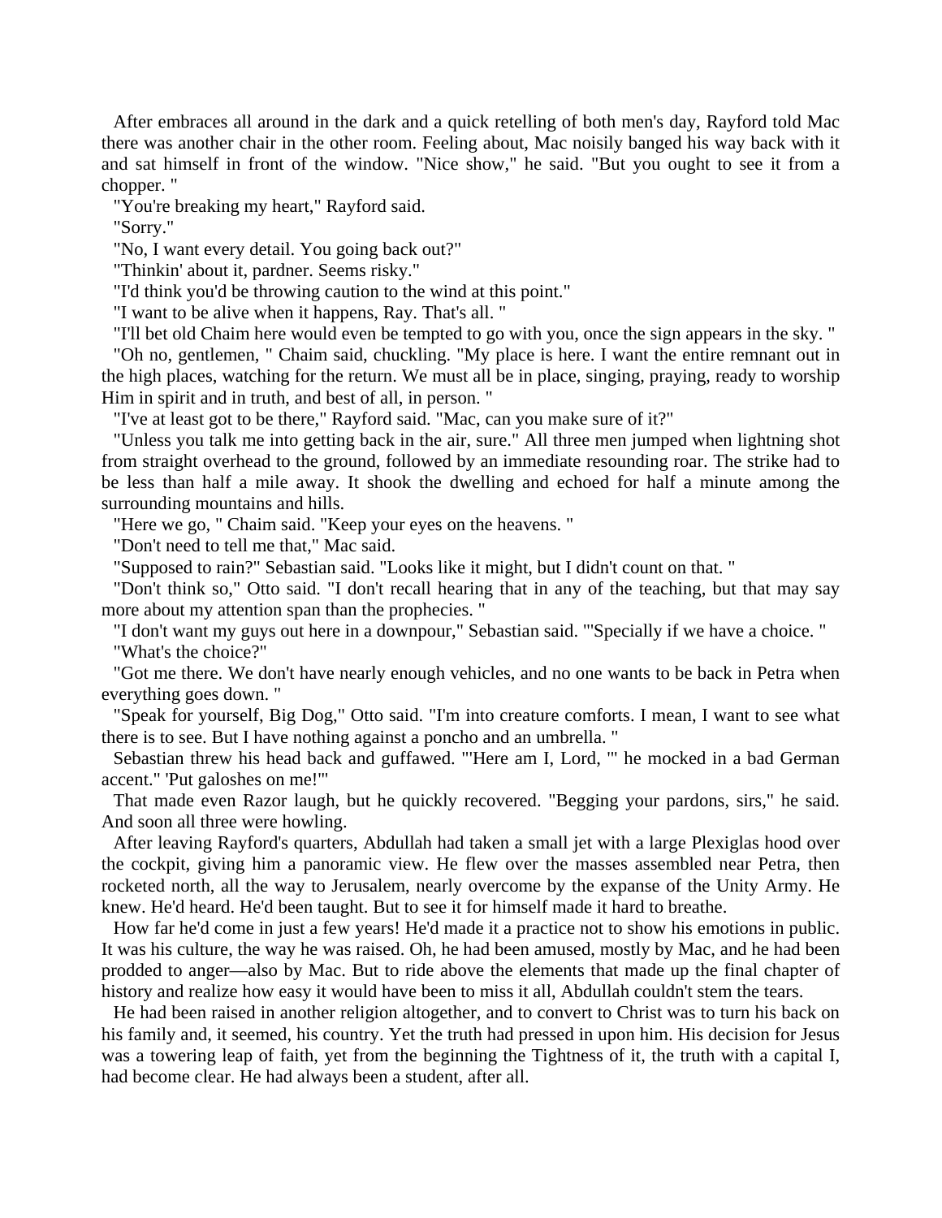After embraces all around in the dark and a quick retelling of both men's day, Rayford told Mac there was another chair in the other room. Feeling about, Mac noisily banged his way back with it and sat himself in front of the window. "Nice show," he said. "But you ought to see it from a chopper. "

"You're breaking my heart," Rayford said.

"Sorry."

"No, I want every detail. You going back out?"

"Thinkin' about it, pardner. Seems risky."

"I'd think you'd be throwing caution to the wind at this point."

"I want to be alive when it happens, Ray. That's all. "

"I'll bet old Chaim here would even be tempted to go with you, once the sign appears in the sky. "

"Oh no, gentlemen, " Chaim said, chuckling. "My place is here. I want the entire remnant out in the high places, watching for the return. We must all be in place, singing, praying, ready to worship Him in spirit and in truth, and best of all, in person. "

"I've at least got to be there," Rayford said. "Mac, can you make sure of it?"

"Unless you talk me into getting back in the air, sure." All three men jumped when lightning shot from straight overhead to the ground, followed by an immediate resounding roar. The strike had to be less than half a mile away. It shook the dwelling and echoed for half a minute among the surrounding mountains and hills.

"Here we go, " Chaim said. "Keep your eyes on the heavens. "

"Don't need to tell me that," Mac said.

"Supposed to rain?" Sebastian said. "Looks like it might, but I didn't count on that. "

"Don't think so," Otto said. "I don't recall hearing that in any of the teaching, but that may say more about my attention span than the prophecies. "

"I don't want my guys out here in a downpour," Sebastian said. "'Specially if we have a choice. "

"What's the choice?"

"Got me there. We don't have nearly enough vehicles, and no one wants to be back in Petra when everything goes down. "

"Speak for yourself, Big Dog," Otto said. "I'm into creature comforts. I mean, I want to see what there is to see. But I have nothing against a poncho and an umbrella. "

Sebastian threw his head back and guffawed. "'Here am I, Lord, '" he mocked in a bad German accent." 'Put galoshes on me!'"

That made even Razor laugh, but he quickly recovered. "Begging your pardons, sirs," he said. And soon all three were howling.

After leaving Rayford's quarters, Abdullah had taken a small jet with a large Plexiglas hood over the cockpit, giving him a panoramic view. He flew over the masses assembled near Petra, then rocketed north, all the way to Jerusalem, nearly overcome by the expanse of the Unity Army. He knew. He'd heard. He'd been taught. But to see it for himself made it hard to breathe.

How far he'd come in just a few years! He'd made it a practice not to show his emotions in public. It was his culture, the way he was raised. Oh, he had been amused, mostly by Mac, and he had been prodded to anger—also by Mac. But to ride above the elements that made up the final chapter of history and realize how easy it would have been to miss it all, Abdullah couldn't stem the tears.

He had been raised in another religion altogether, and to convert to Christ was to turn his back on his family and, it seemed, his country. Yet the truth had pressed in upon him. His decision for Jesus was a towering leap of faith, yet from the beginning the Tightness of it, the truth with a capital I, had become clear. He had always been a student, after all.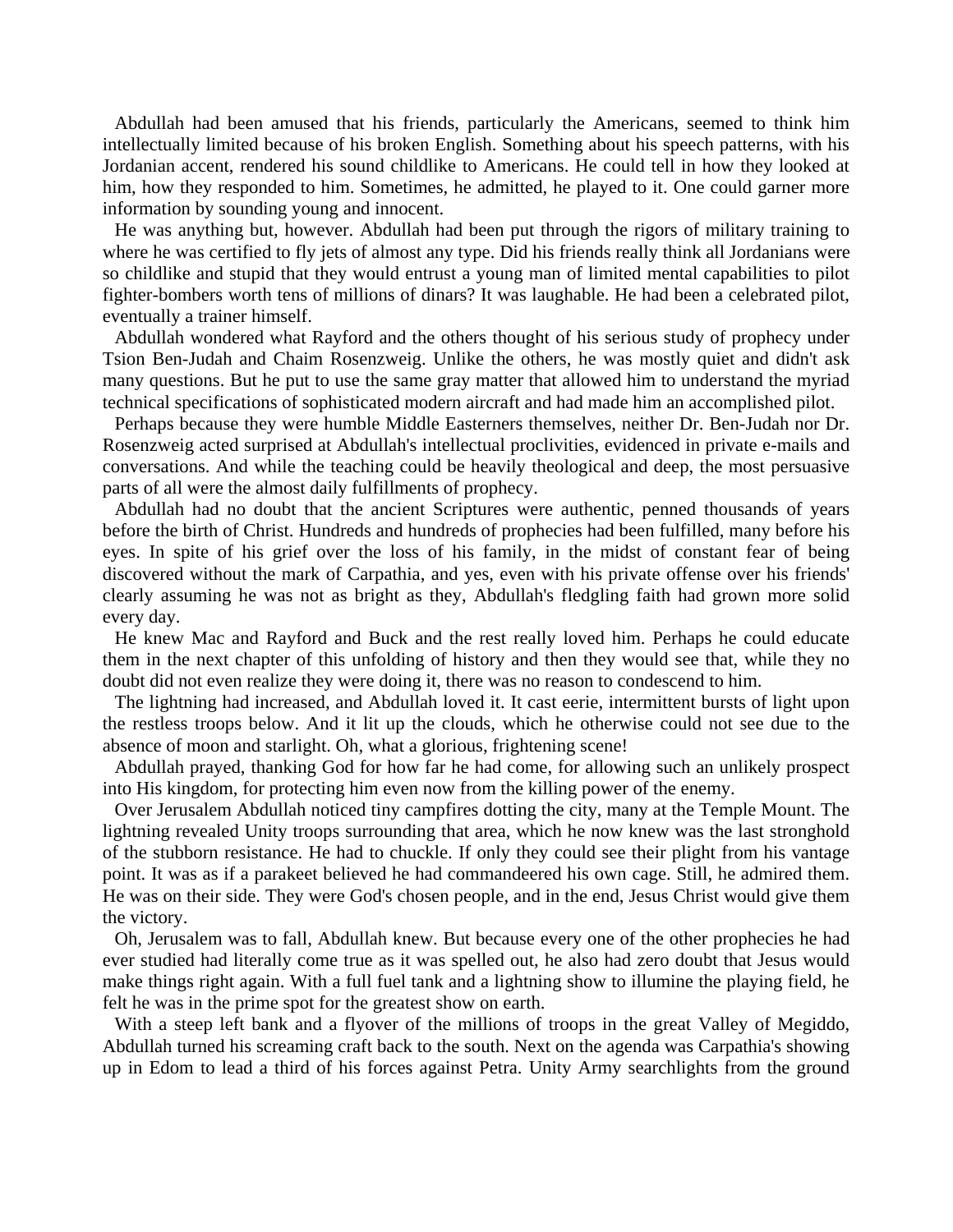Abdullah had been amused that his friends, particularly the Americans, seemed to think him intellectually limited because of his broken English. Something about his speech patterns, with his Jordanian accent, rendered his sound childlike to Americans. He could tell in how they looked at him, how they responded to him. Sometimes, he admitted, he played to it. One could garner more information by sounding young and innocent.

He was anything but, however. Abdullah had been put through the rigors of military training to where he was certified to fly jets of almost any type. Did his friends really think all Jordanians were so childlike and stupid that they would entrust a young man of limited mental capabilities to pilot fighter-bombers worth tens of millions of dinars? It was laughable. He had been a celebrated pilot, eventually a trainer himself.

Abdullah wondered what Rayford and the others thought of his serious study of prophecy under Tsion Ben-Judah and Chaim Rosenzweig. Unlike the others, he was mostly quiet and didn't ask many questions. But he put to use the same gray matter that allowed him to understand the myriad technical specifications of sophisticated modern aircraft and had made him an accomplished pilot.

Perhaps because they were humble Middle Easterners themselves, neither Dr. Ben-Judah nor Dr. Rosenzweig acted surprised at Abdullah's intellectual proclivities, evidenced in private e-mails and conversations. And while the teaching could be heavily theological and deep, the most persuasive parts of all were the almost daily fulfillments of prophecy.

Abdullah had no doubt that the ancient Scriptures were authentic, penned thousands of years before the birth of Christ. Hundreds and hundreds of prophecies had been fulfilled, many before his eyes. In spite of his grief over the loss of his family, in the midst of constant fear of being discovered without the mark of Carpathia, and yes, even with his private offense over his friends' clearly assuming he was not as bright as they, Abdullah's fledgling faith had grown more solid every day.

He knew Mac and Rayford and Buck and the rest really loved him. Perhaps he could educate them in the next chapter of this unfolding of history and then they would see that, while they no doubt did not even realize they were doing it, there was no reason to condescend to him.

The lightning had increased, and Abdullah loved it. It cast eerie, intermittent bursts of light upon the restless troops below. And it lit up the clouds, which he otherwise could not see due to the absence of moon and starlight. Oh, what a glorious, frightening scene!

Abdullah prayed, thanking God for how far he had come, for allowing such an unlikely prospect into His kingdom, for protecting him even now from the killing power of the enemy.

Over Jerusalem Abdullah noticed tiny campfires dotting the city, many at the Temple Mount. The lightning revealed Unity troops surrounding that area, which he now knew was the last stronghold of the stubborn resistance. He had to chuckle. If only they could see their plight from his vantage point. It was as if a parakeet believed he had commandeered his own cage. Still, he admired them. He was on their side. They were God's chosen people, and in the end, Jesus Christ would give them the victory.

Oh, Jerusalem was to fall, Abdullah knew. But because every one of the other prophecies he had ever studied had literally come true as it was spelled out, he also had zero doubt that Jesus would make things right again. With a full fuel tank and a lightning show to illumine the playing field, he felt he was in the prime spot for the greatest show on earth.

With a steep left bank and a flyover of the millions of troops in the great Valley of Megiddo, Abdullah turned his screaming craft back to the south. Next on the agenda was Carpathia's showing up in Edom to lead a third of his forces against Petra. Unity Army searchlights from the ground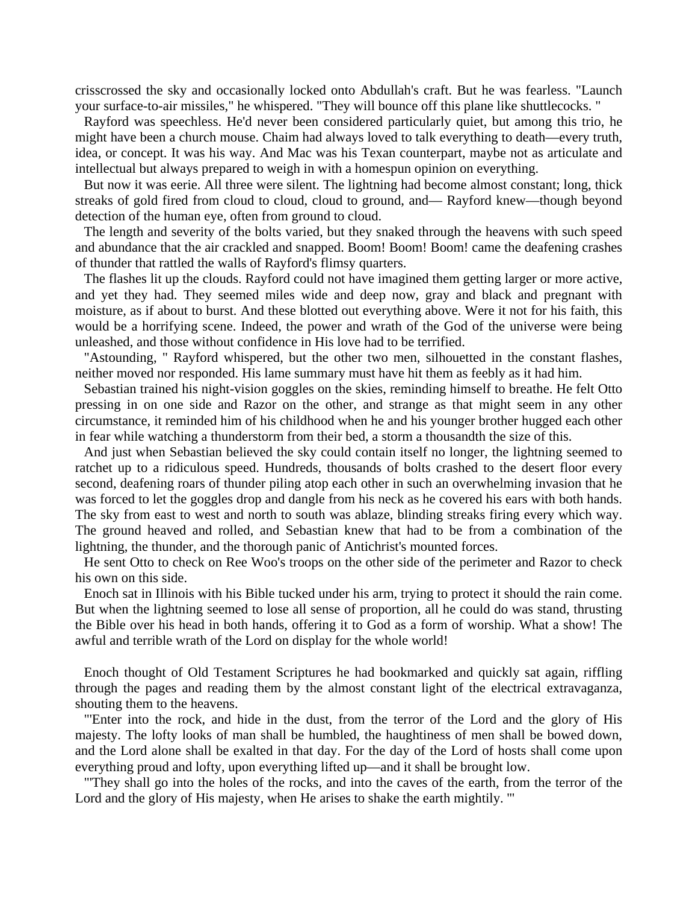crisscrossed the sky and occasionally locked onto Abdullah's craft. But he was fearless. "Launch your surface-to-air missiles," he whispered. "They will bounce off this plane like shuttlecocks. "

Rayford was speechless. He'd never been considered particularly quiet, but among this trio, he might have been a church mouse. Chaim had always loved to talk everything to death—every truth, idea, or concept. It was his way. And Mac was his Texan counterpart, maybe not as articulate and intellectual but always prepared to weigh in with a homespun opinion on everything.

But now it was eerie. All three were silent. The lightning had become almost constant; long, thick streaks of gold fired from cloud to cloud, cloud to ground, and— Rayford knew—though beyond detection of the human eye, often from ground to cloud.

The length and severity of the bolts varied, but they snaked through the heavens with such speed and abundance that the air crackled and snapped. Boom! Boom! Boom! came the deafening crashes of thunder that rattled the walls of Rayford's flimsy quarters.

The flashes lit up the clouds. Rayford could not have imagined them getting larger or more active, and yet they had. They seemed miles wide and deep now, gray and black and pregnant with moisture, as if about to burst. And these blotted out everything above. Were it not for his faith, this would be a horrifying scene. Indeed, the power and wrath of the God of the universe were being unleashed, and those without confidence in His love had to be terrified.

"Astounding, " Rayford whispered, but the other two men, silhouetted in the constant flashes, neither moved nor responded. His lame summary must have hit them as feebly as it had him.

Sebastian trained his night-vision goggles on the skies, reminding himself to breathe. He felt Otto pressing in on one side and Razor on the other, and strange as that might seem in any other circumstance, it reminded him of his childhood when he and his younger brother hugged each other in fear while watching a thunderstorm from their bed, a storm a thousandth the size of this.

And just when Sebastian believed the sky could contain itself no longer, the lightning seemed to ratchet up to a ridiculous speed. Hundreds, thousands of bolts crashed to the desert floor every second, deafening roars of thunder piling atop each other in such an overwhelming invasion that he was forced to let the goggles drop and dangle from his neck as he covered his ears with both hands. The sky from east to west and north to south was ablaze, blinding streaks firing every which way. The ground heaved and rolled, and Sebastian knew that had to be from a combination of the lightning, the thunder, and the thorough panic of Antichrist's mounted forces.

He sent Otto to check on Ree Woo's troops on the other side of the perimeter and Razor to check his own on this side.

Enoch sat in Illinois with his Bible tucked under his arm, trying to protect it should the rain come. But when the lightning seemed to lose all sense of proportion, all he could do was stand, thrusting the Bible over his head in both hands, offering it to God as a form of worship. What a show! The awful and terrible wrath of the Lord on display for the whole world!

Enoch thought of Old Testament Scriptures he had bookmarked and quickly sat again, riffling through the pages and reading them by the almost constant light of the electrical extravaganza, shouting them to the heavens.

"'Enter into the rock, and hide in the dust, from the terror of the Lord and the glory of His majesty. The lofty looks of man shall be humbled, the haughtiness of men shall be bowed down, and the Lord alone shall be exalted in that day. For the day of the Lord of hosts shall come upon everything proud and lofty, upon everything lifted up—and it shall be brought low.

"'They shall go into the holes of the rocks, and into the caves of the earth, from the terror of the Lord and the glory of His majesty, when He arises to shake the earth mightily. '"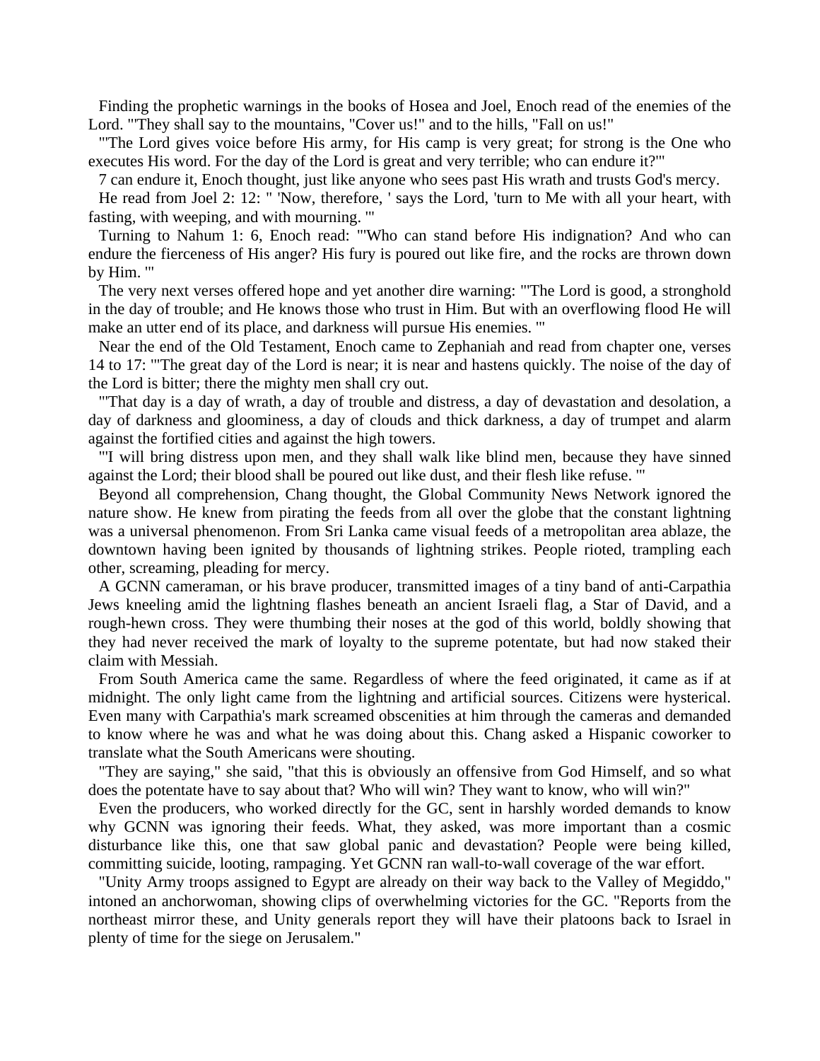Finding the prophetic warnings in the books of Hosea and Joel, Enoch read of the enemies of the Lord. "'They shall say to the mountains, "Cover us!" and to the hills, "Fall on us!"

"'The Lord gives voice before His army, for His camp is very great; for strong is the One who executes His word. For the day of the Lord is great and very terrible; who can endure it?'"

7 can endure it, Enoch thought, just like anyone who sees past His wrath and trusts God's mercy.

He read from Joel 2: 12: " 'Now, therefore, ' says the Lord, 'turn to Me with all your heart, with fasting, with weeping, and with mourning. '"

Turning to Nahum 1: 6, Enoch read: "'Who can stand before His indignation? And who can endure the fierceness of His anger? His fury is poured out like fire, and the rocks are thrown down by Him. '"

The very next verses offered hope and yet another dire warning: "'The Lord is good, a stronghold in the day of trouble; and He knows those who trust in Him. But with an overflowing flood He will make an utter end of its place, and darkness will pursue His enemies. '"

Near the end of the Old Testament, Enoch came to Zephaniah and read from chapter one, verses 14 to 17: "'The great day of the Lord is near; it is near and hastens quickly. The noise of the day of the Lord is bitter; there the mighty men shall cry out.

"'That day is a day of wrath, a day of trouble and distress, a day of devastation and desolation, a day of darkness and gloominess, a day of clouds and thick darkness, a day of trumpet and alarm against the fortified cities and against the high towers.

"'I will bring distress upon men, and they shall walk like blind men, because they have sinned against the Lord; their blood shall be poured out like dust, and their flesh like refuse. '"

Beyond all comprehension, Chang thought, the Global Community News Network ignored the nature show. He knew from pirating the feeds from all over the globe that the constant lightning was a universal phenomenon. From Sri Lanka came visual feeds of a metropolitan area ablaze, the downtown having been ignited by thousands of lightning strikes. People rioted, trampling each other, screaming, pleading for mercy.

A GCNN cameraman, or his brave producer, transmitted images of a tiny band of anti-Carpathia Jews kneeling amid the lightning flashes beneath an ancient Israeli flag, a Star of David, and a rough-hewn cross. They were thumbing their noses at the god of this world, boldly showing that they had never received the mark of loyalty to the supreme potentate, but had now staked their claim with Messiah.

From South America came the same. Regardless of where the feed originated, it came as if at midnight. The only light came from the lightning and artificial sources. Citizens were hysterical. Even many with Carpathia's mark screamed obscenities at him through the cameras and demanded to know where he was and what he was doing about this. Chang asked a Hispanic coworker to translate what the South Americans were shouting.

"They are saying," she said, "that this is obviously an offensive from God Himself, and so what does the potentate have to say about that? Who will win? They want to know, who will win?"

Even the producers, who worked directly for the GC, sent in harshly worded demands to know why GCNN was ignoring their feeds. What, they asked, was more important than a cosmic disturbance like this, one that saw global panic and devastation? People were being killed, committing suicide, looting, rampaging. Yet GCNN ran wall-to-wall coverage of the war effort.

"Unity Army troops assigned to Egypt are already on their way back to the Valley of Megiddo," intoned an anchorwoman, showing clips of overwhelming victories for the GC. "Reports from the northeast mirror these, and Unity generals report they will have their platoons back to Israel in plenty of time for the siege on Jerusalem."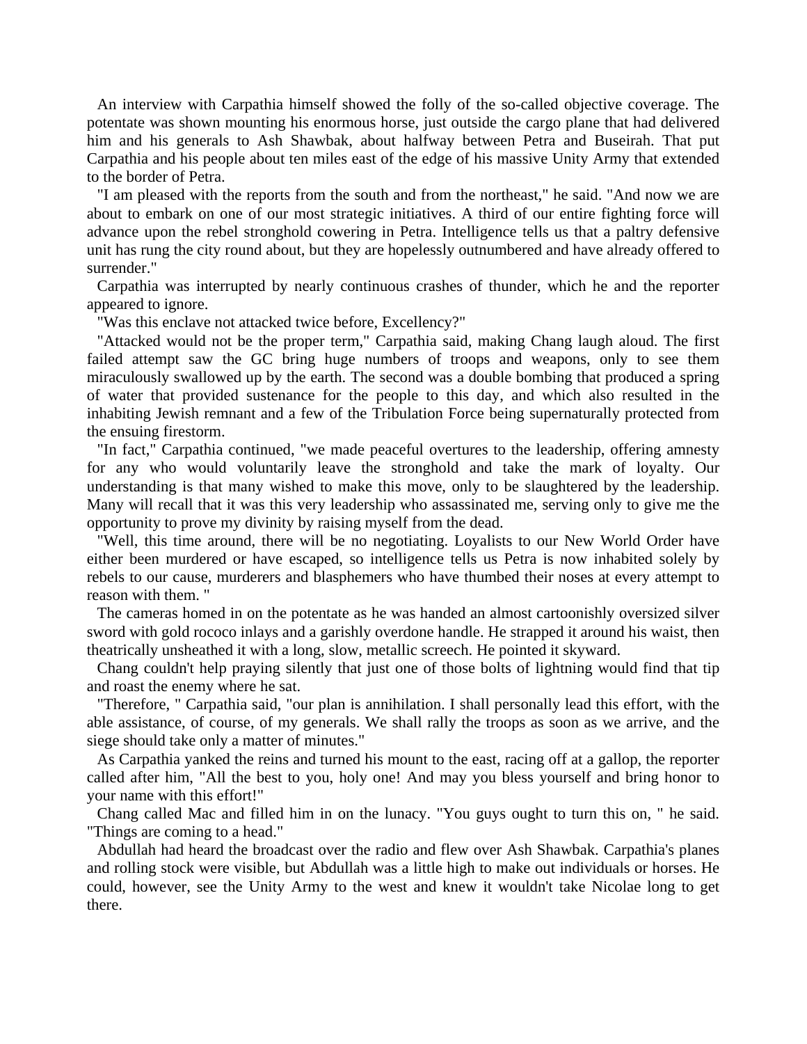An interview with Carpathia himself showed the folly of the so-called objective coverage. The potentate was shown mounting his enormous horse, just outside the cargo plane that had delivered him and his generals to Ash Shawbak, about halfway between Petra and Buseirah. That put Carpathia and his people about ten miles east of the edge of his massive Unity Army that extended to the border of Petra.

"I am pleased with the reports from the south and from the northeast," he said. "And now we are about to embark on one of our most strategic initiatives. A third of our entire fighting force will advance upon the rebel stronghold cowering in Petra. Intelligence tells us that a paltry defensive unit has rung the city round about, but they are hopelessly outnumbered and have already offered to surrender."

Carpathia was interrupted by nearly continuous crashes of thunder, which he and the reporter appeared to ignore.

"Was this enclave not attacked twice before, Excellency?"

"Attacked would not be the proper term," Carpathia said, making Chang laugh aloud. The first failed attempt saw the GC bring huge numbers of troops and weapons, only to see them miraculously swallowed up by the earth. The second was a double bombing that produced a spring of water that provided sustenance for the people to this day, and which also resulted in the inhabiting Jewish remnant and a few of the Tribulation Force being supernaturally protected from the ensuing firestorm.

"In fact," Carpathia continued, "we made peaceful overtures to the leadership, offering amnesty for any who would voluntarily leave the stronghold and take the mark of loyalty. Our understanding is that many wished to make this move, only to be slaughtered by the leadership. Many will recall that it was this very leadership who assassinated me, serving only to give me the opportunity to prove my divinity by raising myself from the dead.

"Well, this time around, there will be no negotiating. Loyalists to our New World Order have either been murdered or have escaped, so intelligence tells us Petra is now inhabited solely by rebels to our cause, murderers and blasphemers who have thumbed their noses at every attempt to reason with them. "

The cameras homed in on the potentate as he was handed an almost cartoonishly oversized silver sword with gold rococo inlays and a garishly overdone handle. He strapped it around his waist, then theatrically unsheathed it with a long, slow, metallic screech. He pointed it skyward.

Chang couldn't help praying silently that just one of those bolts of lightning would find that tip and roast the enemy where he sat.

"Therefore, " Carpathia said, "our plan is annihilation. I shall personally lead this effort, with the able assistance, of course, of my generals. We shall rally the troops as soon as we arrive, and the siege should take only a matter of minutes."

As Carpathia yanked the reins and turned his mount to the east, racing off at a gallop, the reporter called after him, "All the best to you, holy one! And may you bless yourself and bring honor to your name with this effort!"

Chang called Mac and filled him in on the lunacy. "You guys ought to turn this on, " he said. "Things are coming to a head."

Abdullah had heard the broadcast over the radio and flew over Ash Shawbak. Carpathia's planes and rolling stock were visible, but Abdullah was a little high to make out individuals or horses. He could, however, see the Unity Army to the west and knew it wouldn't take Nicolae long to get there.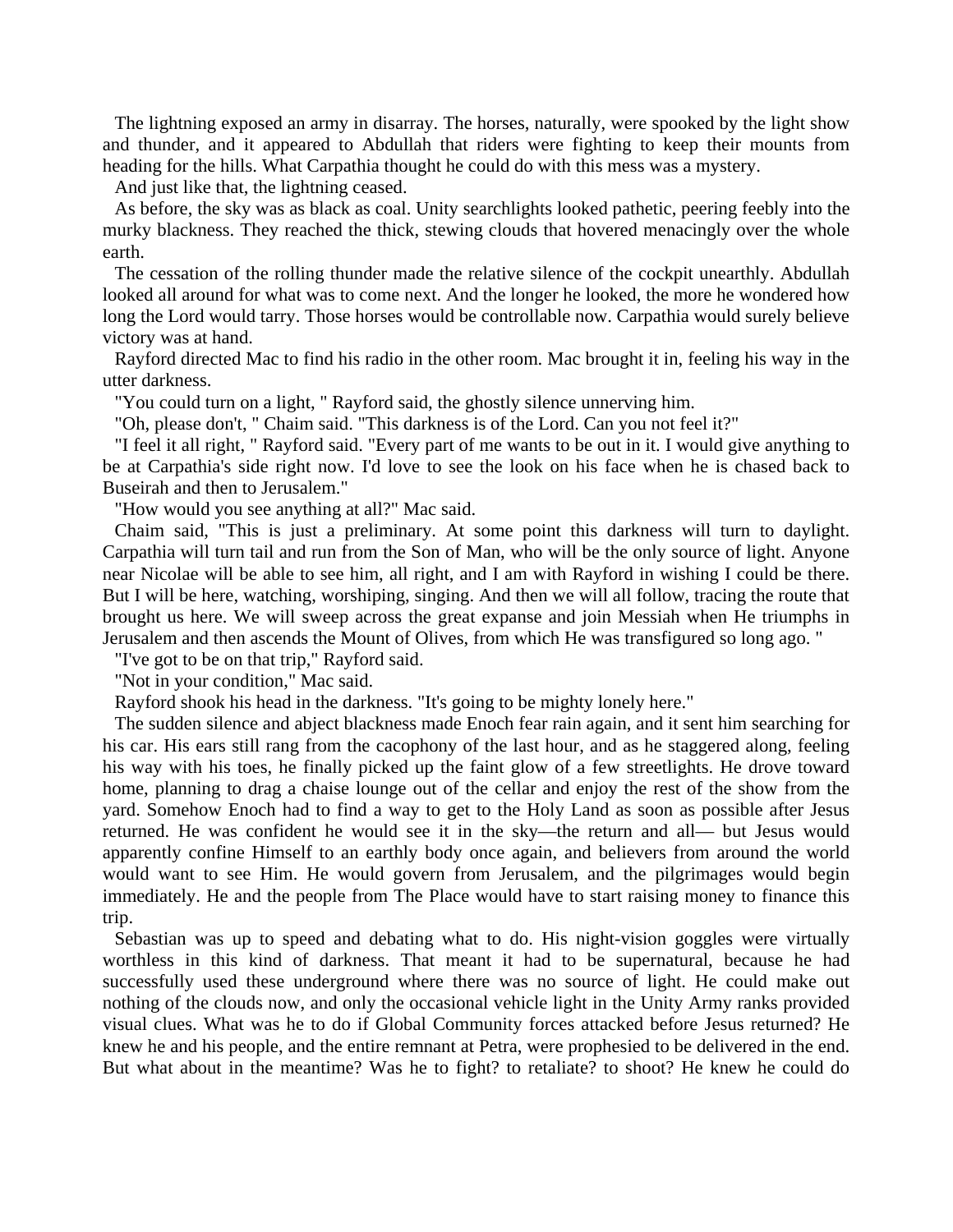The lightning exposed an army in disarray. The horses, naturally, were spooked by the light show and thunder, and it appeared to Abdullah that riders were fighting to keep their mounts from heading for the hills. What Carpathia thought he could do with this mess was a mystery.

And just like that, the lightning ceased.

As before, the sky was as black as coal. Unity searchlights looked pathetic, peering feebly into the murky blackness. They reached the thick, stewing clouds that hovered menacingly over the whole earth.

The cessation of the rolling thunder made the relative silence of the cockpit unearthly. Abdullah looked all around for what was to come next. And the longer he looked, the more he wondered how long the Lord would tarry. Those horses would be controllable now. Carpathia would surely believe victory was at hand.

Rayford directed Mac to find his radio in the other room. Mac brought it in, feeling his way in the utter darkness.

"You could turn on a light, " Rayford said, the ghostly silence unnerving him.

"Oh, please don't, " Chaim said. "This darkness is of the Lord. Can you not feel it?"

"I feel it all right, " Rayford said. "Every part of me wants to be out in it. I would give anything to be at Carpathia's side right now. I'd love to see the look on his face when he is chased back to Buseirah and then to Jerusalem."

"How would you see anything at all?" Mac said.

Chaim said, "This is just a preliminary. At some point this darkness will turn to daylight. Carpathia will turn tail and run from the Son of Man, who will be the only source of light. Anyone near Nicolae will be able to see him, all right, and I am with Rayford in wishing I could be there. But I will be here, watching, worshiping, singing. And then we will all follow, tracing the route that brought us here. We will sweep across the great expanse and join Messiah when He triumphs in Jerusalem and then ascends the Mount of Olives, from which He was transfigured so long ago. "

"I've got to be on that trip," Rayford said.

"Not in your condition," Mac said.

Rayford shook his head in the darkness. "It's going to be mighty lonely here."

The sudden silence and abject blackness made Enoch fear rain again, and it sent him searching for his car. His ears still rang from the cacophony of the last hour, and as he staggered along, feeling his way with his toes, he finally picked up the faint glow of a few streetlights. He drove toward home, planning to drag a chaise lounge out of the cellar and enjoy the rest of the show from the yard. Somehow Enoch had to find a way to get to the Holy Land as soon as possible after Jesus returned. He was confident he would see it in the sky—the return and all— but Jesus would apparently confine Himself to an earthly body once again, and believers from around the world would want to see Him. He would govern from Jerusalem, and the pilgrimages would begin immediately. He and the people from The Place would have to start raising money to finance this trip.

Sebastian was up to speed and debating what to do. His night-vision goggles were virtually worthless in this kind of darkness. That meant it had to be supernatural, because he had successfully used these underground where there was no source of light. He could make out nothing of the clouds now, and only the occasional vehicle light in the Unity Army ranks provided visual clues. What was he to do if Global Community forces attacked before Jesus returned? He knew he and his people, and the entire remnant at Petra, were prophesied to be delivered in the end. But what about in the meantime? Was he to fight? to retaliate? to shoot? He knew he could do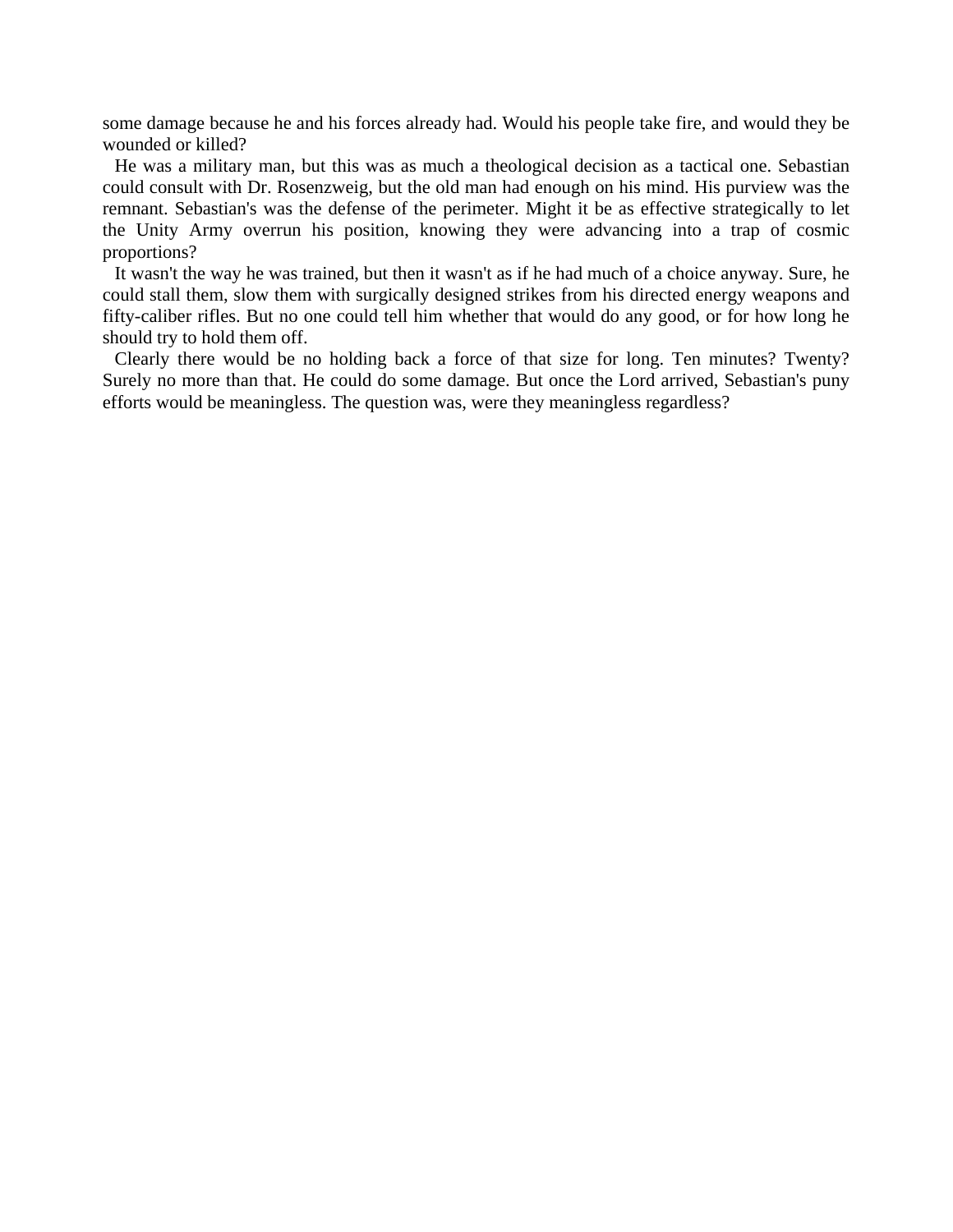some damage because he and his forces already had. Would his people take fire, and would they be wounded or killed?

He was a military man, but this was as much a theological decision as a tactical one. Sebastian could consult with Dr. Rosenzweig, but the old man had enough on his mind. His purview was the remnant. Sebastian's was the defense of the perimeter. Might it be as effective strategically to let the Unity Army overrun his position, knowing they were advancing into a trap of cosmic proportions?

It wasn't the way he was trained, but then it wasn't as if he had much of a choice anyway. Sure, he could stall them, slow them with surgically designed strikes from his directed energy weapons and fifty-caliber rifles. But no one could tell him whether that would do any good, or for how long he should try to hold them off.

Clearly there would be no holding back a force of that size for long. Ten minutes? Twenty? Surely no more than that. He could do some damage. But once the Lord arrived, Sebastian's puny efforts would be meaningless. The question was, were they meaningless regardless?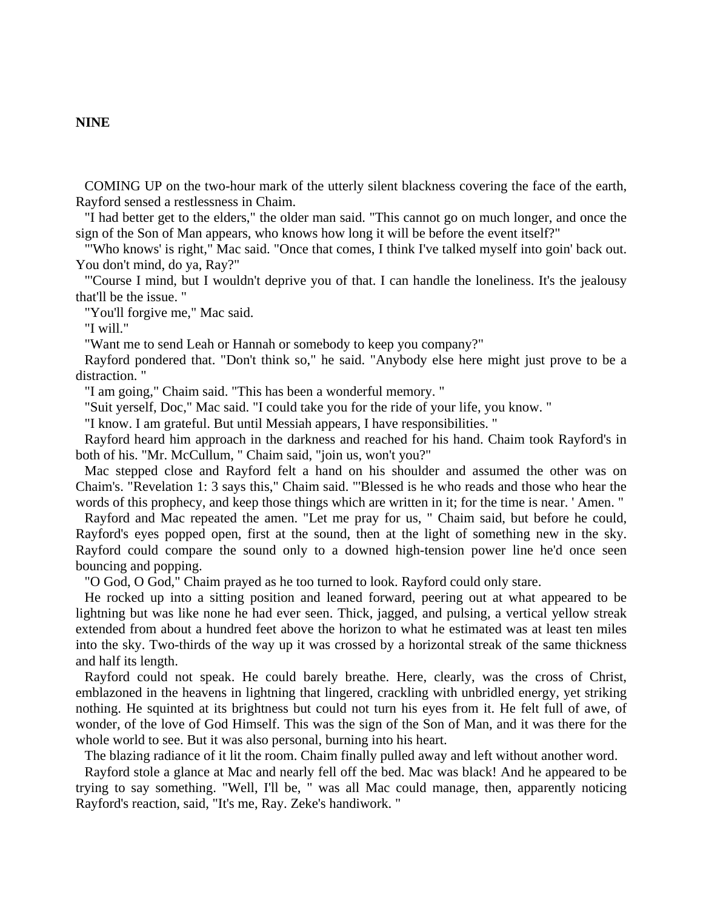**NINE**

COMING UP on the two-hour mark of the utterly silent blackness covering the face of the earth, Rayford sensed a restlessness in Chaim.

"I had better get to the elders," the older man said. "This cannot go on much longer, and once the sign of the Son of Man appears, who knows how long it will be before the event itself?"

"'Who knows' is right," Mac said. "Once that comes, I think I've talked myself into goin' back out. You don't mind, do ya, Ray?"

"'Course I mind, but I wouldn't deprive you of that. I can handle the loneliness. It's the jealousy that'll be the issue. "

"You'll forgive me," Mac said.

"I will."

"Want me to send Leah or Hannah or somebody to keep you company?"

Rayford pondered that. "Don't think so," he said. "Anybody else here might just prove to be a distraction. "

"I am going," Chaim said. "This has been a wonderful memory. "

"Suit yerself, Doc," Mac said. "I could take you for the ride of your life, you know. "

"I know. I am grateful. But until Messiah appears, I have responsibilities. "

Rayford heard him approach in the darkness and reached for his hand. Chaim took Rayford's in both of his. "Mr. McCullum, " Chaim said, "join us, won't you?"

Mac stepped close and Rayford felt a hand on his shoulder and assumed the other was on Chaim's. "Revelation 1: 3 says this," Chaim said. "'Blessed is he who reads and those who hear the words of this prophecy, and keep those things which are written in it; for the time is near. ' Amen. "

Rayford and Mac repeated the amen. "Let me pray for us, " Chaim said, but before he could, Rayford's eyes popped open, first at the sound, then at the light of something new in the sky. Rayford could compare the sound only to a downed high-tension power line he'd once seen bouncing and popping.

"O God, O God," Chaim prayed as he too turned to look. Rayford could only stare.

He rocked up into a sitting position and leaned forward, peering out at what appeared to be lightning but was like none he had ever seen. Thick, jagged, and pulsing, a vertical yellow streak extended from about a hundred feet above the horizon to what he estimated was at least ten miles into the sky. Two-thirds of the way up it was crossed by a horizontal streak of the same thickness and half its length.

Rayford could not speak. He could barely breathe. Here, clearly, was the cross of Christ, emblazoned in the heavens in lightning that lingered, crackling with unbridled energy, yet striking nothing. He squinted at its brightness but could not turn his eyes from it. He felt full of awe, of wonder, of the love of God Himself. This was the sign of the Son of Man, and it was there for the whole world to see. But it was also personal, burning into his heart.

The blazing radiance of it lit the room. Chaim finally pulled away and left without another word.

Rayford stole a glance at Mac and nearly fell off the bed. Mac was black! And he appeared to be trying to say something. "Well, I'll be, " was all Mac could manage, then, apparently noticing Rayford's reaction, said, "It's me, Ray. Zeke's handiwork. "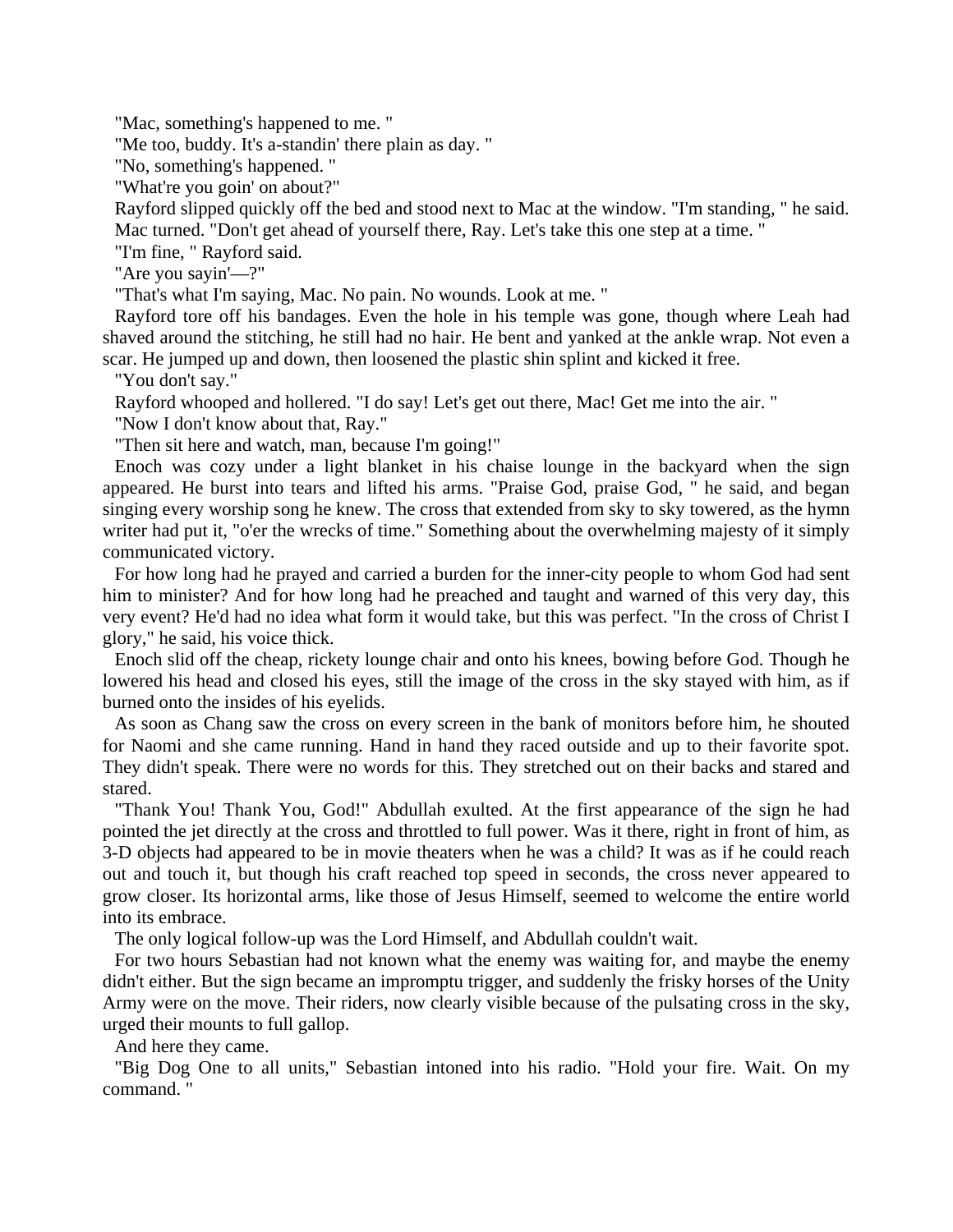"Mac, something's happened to me. "

"Me too, buddy. It's a-standin' there plain as day. "

"No, something's happened. "

"What're you goin' on about?"

Rayford slipped quickly off the bed and stood next to Mac at the window. "I'm standing, " he said.

Mac turned. "Don't get ahead of yourself there, Ray. Let's take this one step at a time. "

"I'm fine, " Rayford said.

"Are you sayin'—?"

"That's what I'm saying, Mac. No pain. No wounds. Look at me. "

Rayford tore off his bandages. Even the hole in his temple was gone, though where Leah had shaved around the stitching, he still had no hair. He bent and yanked at the ankle wrap. Not even a scar. He jumped up and down, then loosened the plastic shin splint and kicked it free.

"You don't say."

Rayford whooped and hollered. "I do say! Let's get out there, Mac! Get me into the air. "

"Now I don't know about that, Ray."

"Then sit here and watch, man, because I'm going!"

Enoch was cozy under a light blanket in his chaise lounge in the backyard when the sign appeared. He burst into tears and lifted his arms. "Praise God, praise God, " he said, and began singing every worship song he knew. The cross that extended from sky to sky towered, as the hymn writer had put it, "o'er the wrecks of time." Something about the overwhelming majesty of it simply communicated victory.

For how long had he prayed and carried a burden for the inner-city people to whom God had sent him to minister? And for how long had he preached and taught and warned of this very day, this very event? He'd had no idea what form it would take, but this was perfect. "In the cross of Christ I glory," he said, his voice thick.

Enoch slid off the cheap, rickety lounge chair and onto his knees, bowing before God. Though he lowered his head and closed his eyes, still the image of the cross in the sky stayed with him, as if burned onto the insides of his eyelids.

As soon as Chang saw the cross on every screen in the bank of monitors before him, he shouted for Naomi and she came running. Hand in hand they raced outside and up to their favorite spot. They didn't speak. There were no words for this. They stretched out on their backs and stared and stared.

"Thank You! Thank You, God!" Abdullah exulted. At the first appearance of the sign he had pointed the jet directly at the cross and throttled to full power. Was it there, right in front of him, as 3-D objects had appeared to be in movie theaters when he was a child? It was as if he could reach out and touch it, but though his craft reached top speed in seconds, the cross never appeared to grow closer. Its horizontal arms, like those of Jesus Himself, seemed to welcome the entire world into its embrace.

The only logical follow-up was the Lord Himself, and Abdullah couldn't wait.

For two hours Sebastian had not known what the enemy was waiting for, and maybe the enemy didn't either. But the sign became an impromptu trigger, and suddenly the frisky horses of the Unity Army were on the move. Their riders, now clearly visible because of the pulsating cross in the sky, urged their mounts to full gallop.

And here they came.

"Big Dog One to all units," Sebastian intoned into his radio. "Hold your fire. Wait. On my command. "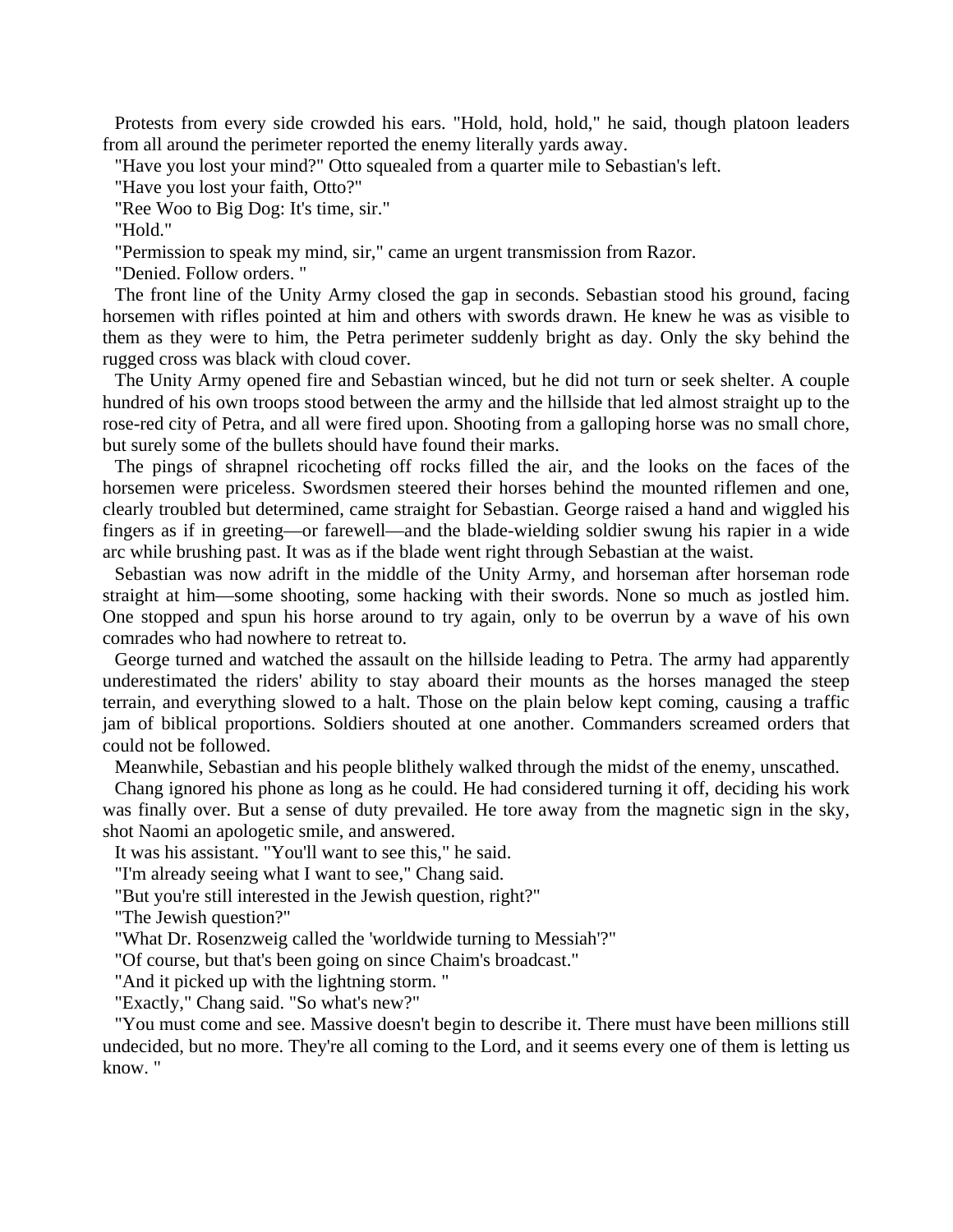Protests from every side crowded his ears. "Hold, hold, hold," he said, though platoon leaders from all around the perimeter reported the enemy literally yards away.

"Have you lost your mind?" Otto squealed from a quarter mile to Sebastian's left.

"Have you lost your faith, Otto?"

"Ree Woo to Big Dog: It's time, sir."

"Hold."

"Permission to speak my mind, sir," came an urgent transmission from Razor.

"Denied. Follow orders. "

The front line of the Unity Army closed the gap in seconds. Sebastian stood his ground, facing horsemen with rifles pointed at him and others with swords drawn. He knew he was as visible to them as they were to him, the Petra perimeter suddenly bright as day. Only the sky behind the rugged cross was black with cloud cover.

The Unity Army opened fire and Sebastian winced, but he did not turn or seek shelter. A couple hundred of his own troops stood between the army and the hillside that led almost straight up to the rose-red city of Petra, and all were fired upon. Shooting from a galloping horse was no small chore, but surely some of the bullets should have found their marks.

The pings of shrapnel ricocheting off rocks filled the air, and the looks on the faces of the horsemen were priceless. Swordsmen steered their horses behind the mounted riflemen and one, clearly troubled but determined, came straight for Sebastian. George raised a hand and wiggled his fingers as if in greeting—or farewell—and the blade-wielding soldier swung his rapier in a wide arc while brushing past. It was as if the blade went right through Sebastian at the waist.

Sebastian was now adrift in the middle of the Unity Army, and horseman after horseman rode straight at him—some shooting, some hacking with their swords. None so much as jostled him. One stopped and spun his horse around to try again, only to be overrun by a wave of his own comrades who had nowhere to retreat to.

George turned and watched the assault on the hillside leading to Petra. The army had apparently underestimated the riders' ability to stay aboard their mounts as the horses managed the steep terrain, and everything slowed to a halt. Those on the plain below kept coming, causing a traffic jam of biblical proportions. Soldiers shouted at one another. Commanders screamed orders that could not be followed.

Meanwhile, Sebastian and his people blithely walked through the midst of the enemy, unscathed.

Chang ignored his phone as long as he could. He had considered turning it off, deciding his work was finally over. But a sense of duty prevailed. He tore away from the magnetic sign in the sky, shot Naomi an apologetic smile, and answered.

It was his assistant. "You'll want to see this," he said.

"I'm already seeing what I want to see," Chang said.

"But you're still interested in the Jewish question, right?"

"The Jewish question?"

"What Dr. Rosenzweig called the 'worldwide turning to Messiah'?"

"Of course, but that's been going on since Chaim's broadcast."

"And it picked up with the lightning storm. "

"Exactly," Chang said. "So what's new?"

"You must come and see. Massive doesn't begin to describe it. There must have been millions still undecided, but no more. They're all coming to the Lord, and it seems every one of them is letting us know. "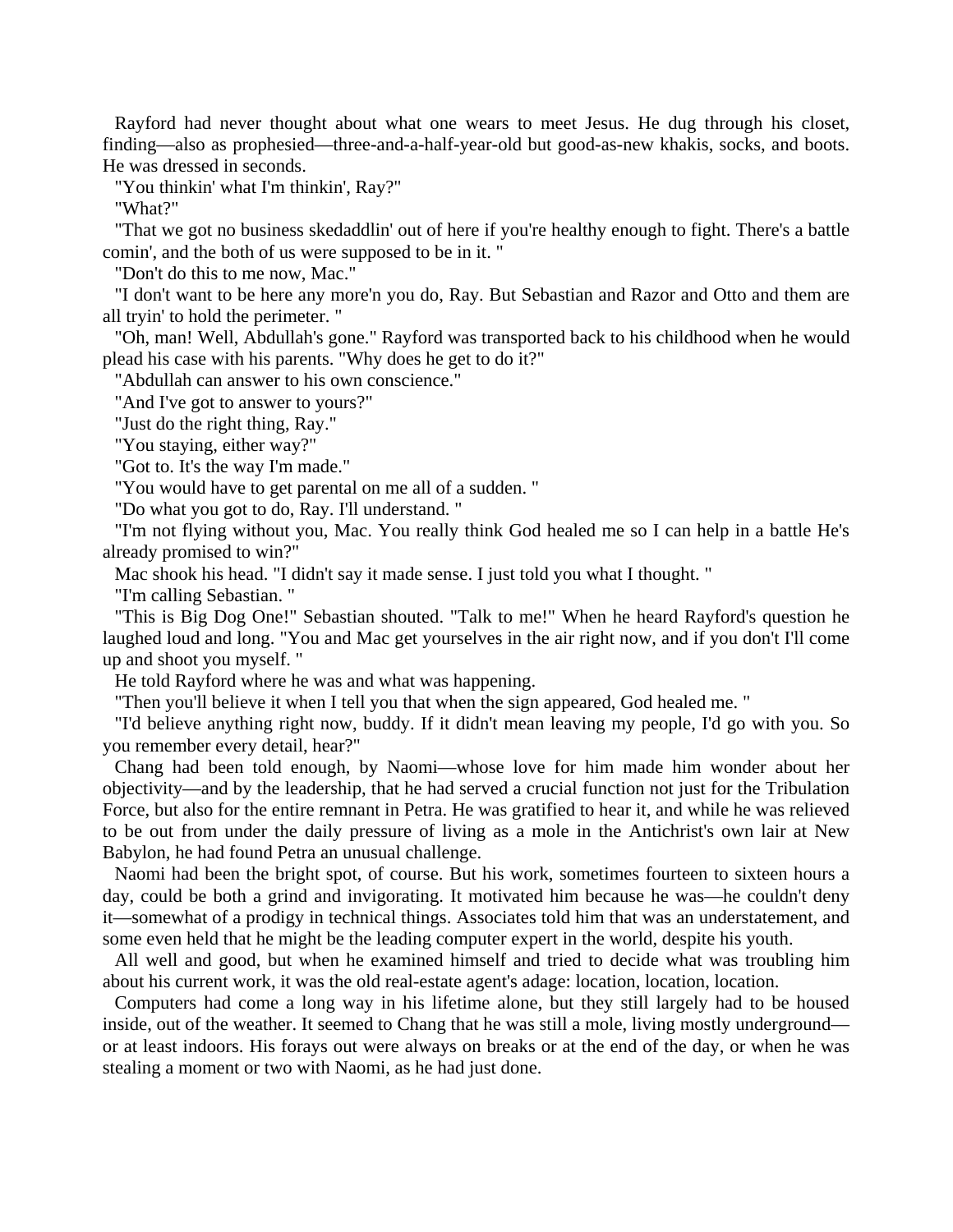Rayford had never thought about what one wears to meet Jesus. He dug through his closet, finding—also as prophesied—three-and-a-half-year-old but good-as-new khakis, socks, and boots. He was dressed in seconds.

"You thinkin' what I'm thinkin', Ray?"

"What?"

"That we got no business skedaddlin' out of here if you're healthy enough to fight. There's a battle comin', and the both of us were supposed to be in it. "

"Don't do this to me now, Mac."

"I don't want to be here any more'n you do, Ray. But Sebastian and Razor and Otto and them are all tryin' to hold the perimeter. "

"Oh, man! Well, Abdullah's gone." Rayford was transported back to his childhood when he would plead his case with his parents. "Why does he get to do it?"

"Abdullah can answer to his own conscience."

"And I've got to answer to yours?"

"Just do the right thing, Ray."

"You staying, either way?"

"Got to. It's the way I'm made."

"You would have to get parental on me all of a sudden. "

"Do what you got to do, Ray. I'll understand. "

"I'm not flying without you, Mac. You really think God healed me so I can help in a battle He's already promised to win?"

Mac shook his head. "I didn't say it made sense. I just told you what I thought. "

"I'm calling Sebastian. "

"This is Big Dog One!" Sebastian shouted. "Talk to me!" When he heard Rayford's question he laughed loud and long. "You and Mac get yourselves in the air right now, and if you don't I'll come up and shoot you myself. "

He told Rayford where he was and what was happening.

"Then you'll believe it when I tell you that when the sign appeared, God healed me. "

"I'd believe anything right now, buddy. If it didn't mean leaving my people, I'd go with you. So you remember every detail, hear?"

Chang had been told enough, by Naomi—whose love for him made him wonder about her objectivity—and by the leadership, that he had served a crucial function not just for the Tribulation Force, but also for the entire remnant in Petra. He was gratified to hear it, and while he was relieved to be out from under the daily pressure of living as a mole in the Antichrist's own lair at New Babylon, he had found Petra an unusual challenge.

Naomi had been the bright spot, of course. But his work, sometimes fourteen to sixteen hours a day, could be both a grind and invigorating. It motivated him because he was—he couldn't deny it—somewhat of a prodigy in technical things. Associates told him that was an understatement, and some even held that he might be the leading computer expert in the world, despite his youth.

All well and good, but when he examined himself and tried to decide what was troubling him about his current work, it was the old real-estate agent's adage: location, location, location.

Computers had come a long way in his lifetime alone, but they still largely had to be housed inside, out of the weather. It seemed to Chang that he was still a mole, living mostly underground—or at least indoors. His forays out were always on breaks or at the end of the day, or when he was stealing a moment or two with Naomi, as he had just done.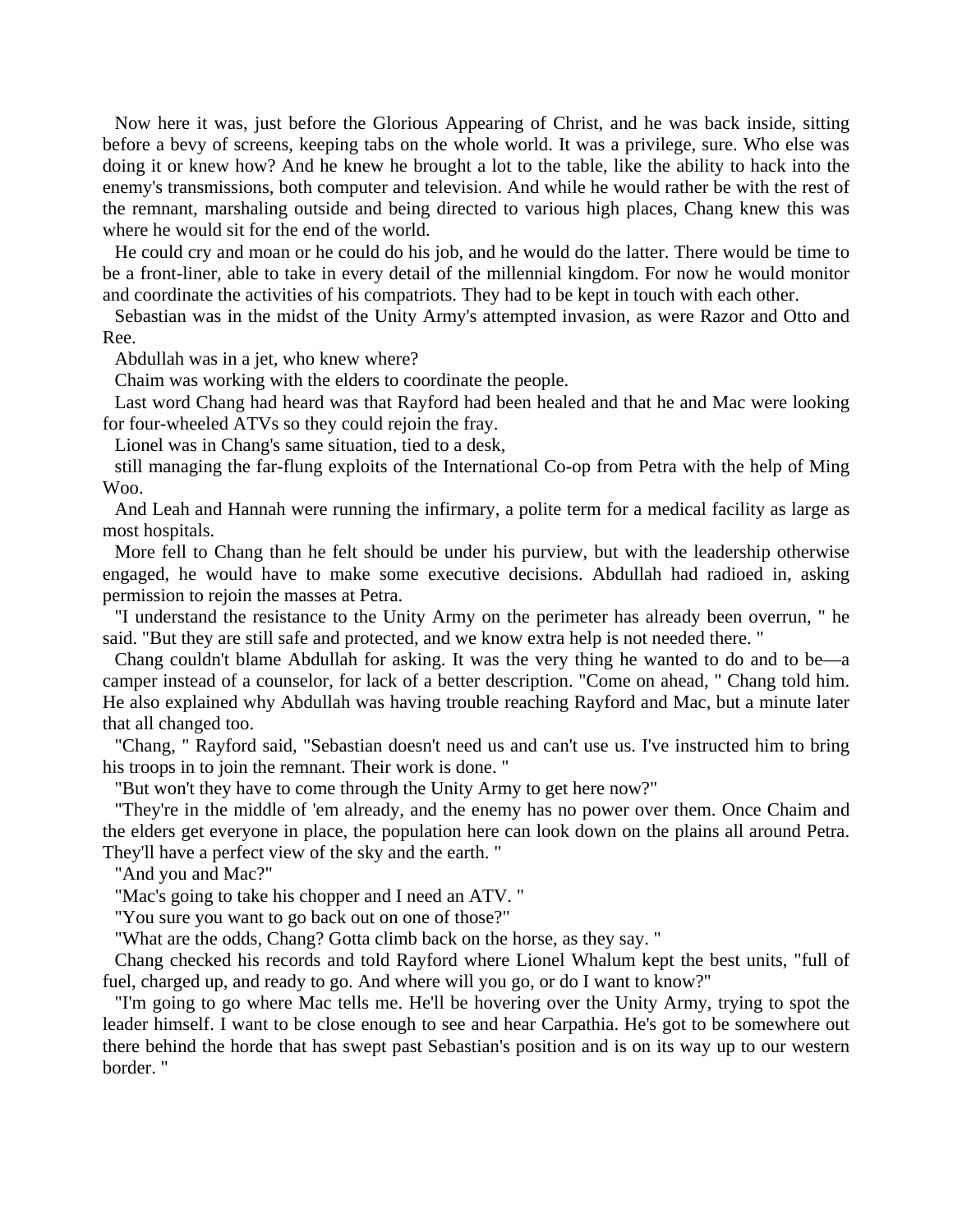Now here it was, just before the Glorious Appearing of Christ, and he was back inside, sitting before a bevy of screens, keeping tabs on the whole world. It was a privilege, sure. Who else was doing it or knew how? And he knew he brought a lot to the table, like the ability to hack into the enemy's transmissions, both computer and television. And while he would rather be with the rest of the remnant, marshaling outside and being directed to various high places, Chang knew this was where he would sit for the end of the world.

He could cry and moan or he could do his job, and he would do the latter. There would be time to be a front-liner, able to take in every detail of the millennial kingdom. For now he would monitor and coordinate the activities of his compatriots. They had to be kept in touch with each other.

Sebastian was in the midst of the Unity Army's attempted invasion, as were Razor and Otto and Ree.

Abdullah was in a jet, who knew where?

Chaim was working with the elders to coordinate the people.

Last word Chang had heard was that Rayford had been healed and that he and Mac were looking for four-wheeled ATVs so they could rejoin the fray.

Lionel was in Chang's same situation, tied to a desk,

still managing the far-flung exploits of the International Co-op from Petra with the help of Ming Woo.

And Leah and Hannah were running the infirmary, a polite term for a medical facility as large as most hospitals.

More fell to Chang than he felt should be under his purview, but with the leadership otherwise engaged, he would have to make some executive decisions. Abdullah had radioed in, asking permission to rejoin the masses at Petra.

"I understand the resistance to the Unity Army on the perimeter has already been overrun, " he said. "But they are still safe and protected, and we know extra help is not needed there. "

Chang couldn't blame Abdullah for asking. It was the very thing he wanted to do and to be—a camper instead of a counselor, for lack of a better description. "Come on ahead, " Chang told him. He also explained why Abdullah was having trouble reaching Rayford and Mac, but a minute later that all changed too.

"Chang, " Rayford said, "Sebastian doesn't need us and can't use us. I've instructed him to bring his troops in to join the remnant. Their work is done. "

"But won't they have to come through the Unity Army to get here now?"

"They're in the middle of 'em already, and the enemy has no power over them. Once Chaim and the elders get everyone in place, the population here can look down on the plains all around Petra. They'll have a perfect view of the sky and the earth. "

"And you and Mac?"

"Mac's going to take his chopper and I need an ATV. "

"You sure you want to go back out on one of those?"

"What are the odds, Chang? Gotta climb back on the horse, as they say. "

Chang checked his records and told Rayford where Lionel Whalum kept the best units, "full of fuel, charged up, and ready to go. And where will you go, or do I want to know?"

"I'm going to go where Mac tells me. He'll be hovering over the Unity Army, trying to spot the leader himself. I want to be close enough to see and hear Carpathia. He's got to be somewhere out there behind the horde that has swept past Sebastian's position and is on its way up to our western border. "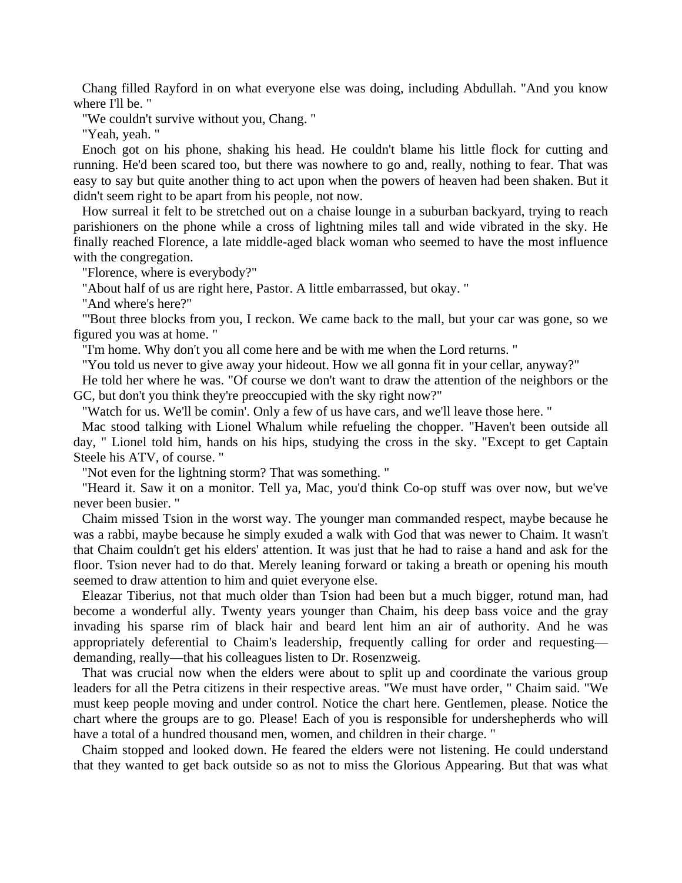Chang filled Rayford in on what everyone else was doing, including Abdullah. "And you know where I'll be. "

"We couldn't survive without you, Chang. "

"Yeah, yeah. "

Enoch got on his phone, shaking his head. He couldn't blame his little flock for cutting and running. He'd been scared too, but there was nowhere to go and, really, nothing to fear. That was easy to say but quite another thing to act upon when the powers of heaven had been shaken. But it didn't seem right to be apart from his people, not now.

How surreal it felt to be stretched out on a chaise lounge in a suburban backyard, trying to reach parishioners on the phone while a cross of lightning miles tall and wide vibrated in the sky. He finally reached Florence, a late middle-aged black woman who seemed to have the most influence with the congregation.

"Florence, where is everybody?"

"About half of us are right here, Pastor. A little embarrassed, but okay. "

"And where's here?"

"'Bout three blocks from you, I reckon. We came back to the mall, but your car was gone, so we figured you was at home. "

"I'm home. Why don't you all come here and be with me when the Lord returns. "

"You told us never to give away your hideout. How we all gonna fit in your cellar, anyway?"

He told her where he was. "Of course we don't want to draw the attention of the neighbors or the GC, but don't you think they're preoccupied with the sky right now?"

"Watch for us. We'll be comin'. Only a few of us have cars, and we'll leave those here. "

Mac stood talking with Lionel Whalum while refueling the chopper. "Haven't been outside all day, " Lionel told him, hands on his hips, studying the cross in the sky. "Except to get Captain Steele his ATV, of course. "

"Not even for the lightning storm? That was something. "

"Heard it. Saw it on a monitor. Tell ya, Mac, you'd think Co-op stuff was over now, but we've never been busier. "

Chaim missed Tsion in the worst way. The younger man commanded respect, maybe because he was a rabbi, maybe because he simply exuded a walk with God that was newer to Chaim. It wasn't that Chaim couldn't get his elders' attention. It was just that he had to raise a hand and ask for the floor. Tsion never had to do that. Merely leaning forward or taking a breath or opening his mouth seemed to draw attention to him and quiet everyone else.

Eleazar Tiberius, not that much older than Tsion had been but a much bigger, rotund man, had become a wonderful ally. Twenty years younger than Chaim, his deep bass voice and the gray invading his sparse rim of black hair and beard lent him an air of authority. And he was appropriately deferential to Chaim's leadership, frequently calling for order and requesting—demanding, really—that his colleagues listen to Dr. Rosenzweig.

That was crucial now when the elders were about to split up and coordinate the various group leaders for all the Petra citizens in their respective areas. "We must have order, " Chaim said. "We must keep people moving and under control. Notice the chart here. Gentlemen, please. Notice the chart where the groups are to go. Please! Each of you is responsible for undershepherds who will have a total of a hundred thousand men, women, and children in their charge. "

Chaim stopped and looked down. He feared the elders were not listening. He could understand that they wanted to get back outside so as not to miss the Glorious Appearing. But that was what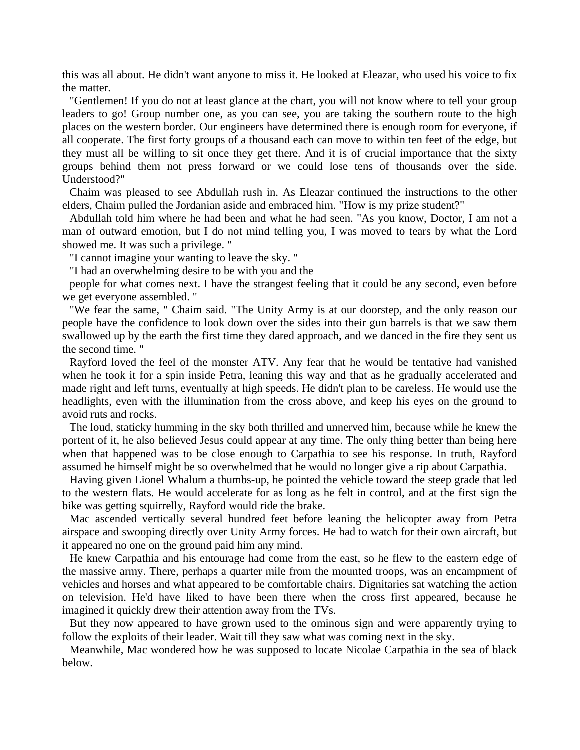this was all about. He didn't want anyone to miss it. He looked at Eleazar, who used his voice to fix the matter.

"Gentlemen! If you do not at least glance at the chart, you will not know where to tell your group leaders to go! Group number one, as you can see, you are taking the southern route to the high places on the western border. Our engineers have determined there is enough room for everyone, if all cooperate. The first forty groups of a thousand each can move to within ten feet of the edge, but they must all be willing to sit once they get there. And it is of crucial importance that the sixty groups behind them not press forward or we could lose tens of thousands over the side. Understood?"

Chaim was pleased to see Abdullah rush in. As Eleazar continued the instructions to the other elders, Chaim pulled the Jordanian aside and embraced him. "How is my prize student?"

Abdullah told him where he had been and what he had seen. "As you know, Doctor, I am not a man of outward emotion, but I do not mind telling you, I was moved to tears by what the Lord showed me. It was such a privilege. "

"I cannot imagine your wanting to leave the sky. "

"I had an overwhelming desire to be with you and the people for what comes next. I have the strangest feeling that it could be any second, even before we get everyone assembled. "

"We fear the same, " Chaim said. "The Unity Army is at our doorstep, and the only reason our people have the confidence to look down over the sides into their gun barrels is that we saw them swallowed up by the earth the first time they dared approach, and we danced in the fire they sent us the second time. "

Rayford loved the feel of the monster ATV. Any fear that he would be tentative had vanished when he took it for a spin inside Petra, leaning this way and that as he gradually accelerated and made right and left turns, eventually at high speeds. He didn't plan to be careless. He would use the headlights, even with the illumination from the cross above, and keep his eyes on the ground to avoid ruts and rocks.

The loud, staticky humming in the sky both thrilled and unnerved him, because while he knew the portent of it, he also believed Jesus could appear at any time. The only thing better than being here when that happened was to be close enough to Carpathia to see his response. In truth, Rayford assumed he himself might be so overwhelmed that he would no longer give a rip about Carpathia.

Having given Lionel Whalum a thumbs-up, he pointed the vehicle toward the steep grade that led to the western flats. He would accelerate for as long as he felt in control, and at the first sign the bike was getting squirrelly, Rayford would ride the brake.

Mac ascended vertically several hundred feet before leaning the helicopter away from Petra airspace and swooping directly over Unity Army forces. He had to watch for their own aircraft, but it appeared no one on the ground paid him any mind.

He knew Carpathia and his entourage had come from the east, so he flew to the eastern edge of the massive army. There, perhaps a quarter mile from the mounted troops, was an encampment of vehicles and horses and what appeared to be comfortable chairs. Dignitaries sat watching the action on television. He'd have liked to have been there when the cross first appeared, because he imagined it quickly drew their attention away from the TVs.

But they now appeared to have grown used to the ominous sign and were apparently trying to follow the exploits of their leader. Wait till they saw what was coming next in the sky.

Meanwhile, Mac wondered how he was supposed to locate Nicolae Carpathia in the sea of black below.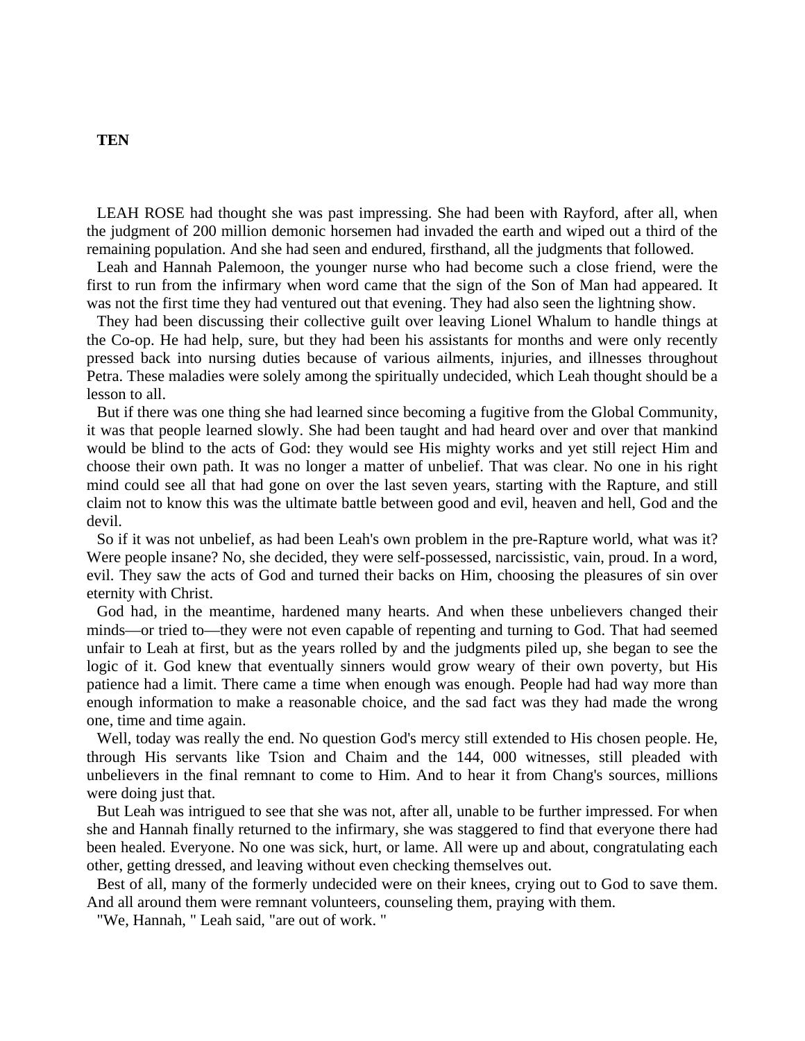# TEN

LEAH ROSE had thought she was past impressing. She had been with Rayford, after all, when the judgment of 200 million demonic horsemen had invaded the earth and wiped out a third of the remaining population. And she had seen and endured, firsthand, all the judgments that followed.

Leah and Hannah Palemoon, the younger nurse who had become such a close friend, were the first to run from the infirmary when word came that the sign of the Son of Man had appeared. It was not the first time they had ventured out that evening. They had also seen the lightning show.

They had been discussing their collective guilt over leaving Lionel Whalum to handle things at the Co-op. He had help, sure, but they had been his assistants for months and were only recently pressed back into nursing duties because of various ailments, injuries, and illnesses throughout Petra. These maladies were solely among the spiritually undecided, which Leah thought should be a lesson to all.

But if there was one thing she had learned since becoming a fugitive from the Global Community, it was that people learned slowly. She had been taught and had heard over and over that mankind would be blind to the acts of God: they would see His mighty works and yet still reject Him and choose their own path. It was no longer a matter of unbelief. That was clear. No one in his right mind could see all that had gone on over the last seven years, starting with the Rapture, and still claim not to know this was the ultimate battle between good and evil, heaven and hell, God and the devil.

So if it was not unbelief, as had been Leah's own problem in the pre-Rapture world, what was it? Were people insane? No, she decided, they were self-possessed, narcissistic, vain, proud. In a word, evil. They saw the acts of God and turned their backs on Him, choosing the pleasures of sin over eternity with Christ.

God had, in the meantime, hardened many hearts. And when these unbelievers changed their minds—or tried to—they were not even capable of repenting and turning to God. That had seemed unfair to Leah at first, but as the years rolled by and the judgments piled up, she began to see the logic of it. God knew that eventually sinners would grow weary of their own poverty, but His patience had a limit. There came a time when enough was enough. People had had way more than enough information to make a reasonable choice, and the sad fact was they had made the wrong one, time and time again.

Well, today was really the end. No question God's mercy still extended to His chosen people. He, through His servants like Tsion and Chaim and the 144, 000 witnesses, still pleaded with unbelievers in the final remnant to come to Him. And to hear it from Chang's sources, millions were doing just that.

But Leah was intrigued to see that she was not, after all, unable to be further impressed. For when she and Hannah finally returned to the infirmary, she was staggered to find that everyone there had been healed. Everyone. No one was sick, hurt, or lame. All were up and about, congratulating each other, getting dressed, and leaving without even checking themselves out.

Best of all, many of the formerly undecided were on their knees, crying out to God to save them. And all around them were remnant volunteers, counseling them, praying with them.

"We, Hannah, " Leah said, "are out of work. "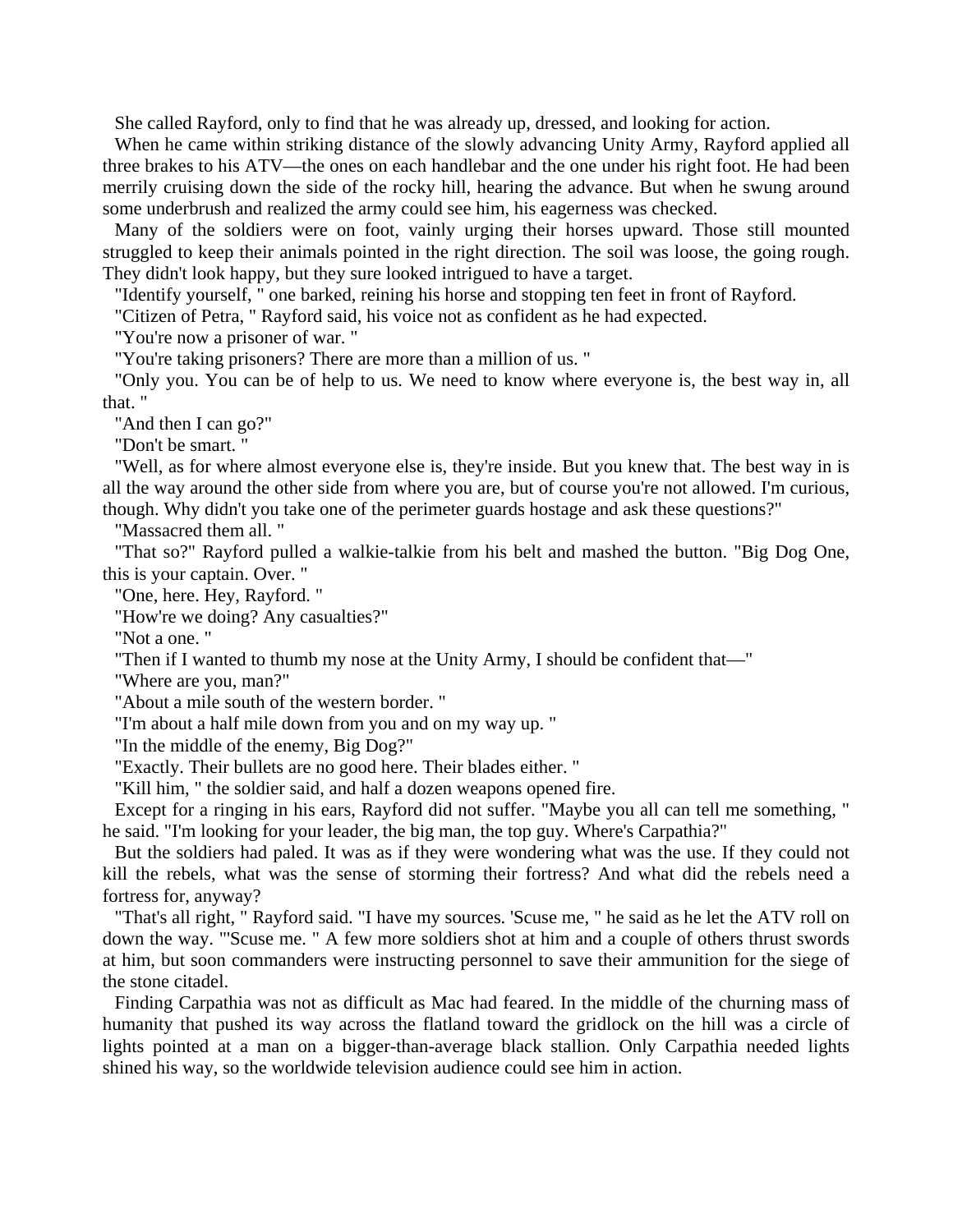She called Rayford, only to find that he was already up, dressed, and looking for action.

When he came within striking distance of the slowly advancing Unity Army, Rayford applied all three brakes to his ATV—the ones on each handlebar and the one under his right foot. He had been merrily cruising down the side of the rocky hill, hearing the advance. But when he swung around some underbrush and realized the army could see him, his eagerness was checked.

Many of the soldiers were on foot, vainly urging their horses upward. Those still mounted struggled to keep their animals pointed in the right direction. The soil was loose, the going rough. They didn't look happy, but they sure looked intrigued to have a target.

"Identify yourself, " one barked, reining his horse and stopping ten feet in front of Rayford.

"Citizen of Petra, " Rayford said, his voice not as confident as he had expected.

"You're now a prisoner of war. "

"You're taking prisoners? There are more than a million of us. "

"Only you. You can be of help to us. We need to know where everyone is, the best way in, all that. "

"And then I can go?"

"Don't be smart. "

"Well, as for where almost everyone else is, they're inside. But you knew that. The best way in is all the way around the other side from where you are, but of course you're not allowed. I'm curious, though. Why didn't you take one of the perimeter guards hostage and ask these questions?"

"Massacred them all. "

"That so?" Rayford pulled a walkie-talkie from his belt and mashed the button. "Big Dog One, this is your captain. Over. "

"One, here. Hey, Rayford. "

"How're we doing? Any casualties?"

"Not a one. "

"Then if I wanted to thumb my nose at the Unity Army, I should be confident that—"

"Where are you, man?"

"About a mile south of the western border. "

"I'm about a half mile down from you and on my way up. "

"In the middle of the enemy, Big Dog?"

"Exactly. Their bullets are no good here. Their blades either. "

"Kill him, " the soldier said, and half a dozen weapons opened fire.

Except for a ringing in his ears, Rayford did not suffer. "Maybe you all can tell me something, " he said. "I'm looking for your leader, the big man, the top guy. Where's Carpathia?"

But the soldiers had paled. It was as if they were wondering what was the use. If they could not kill the rebels, what was the sense of storming their fortress? And what did the rebels need a fortress for, anyway?

"That's all right, " Rayford said. "I have my sources. 'Scuse me, " he said as he let the ATV roll on down the way. "'Scuse me. " A few more soldiers shot at him and a couple of others thrust swords at him, but soon commanders were instructing personnel to save their ammunition for the siege of the stone citadel.

Finding Carpathia was not as difficult as Mac had feared. In the middle of the churning mass of humanity that pushed its way across the flatland toward the gridlock on the hill was a circle of lights pointed at a man on a bigger-than-average black stallion. Only Carpathia needed lights shined his way, so the worldwide television audience could see him in action.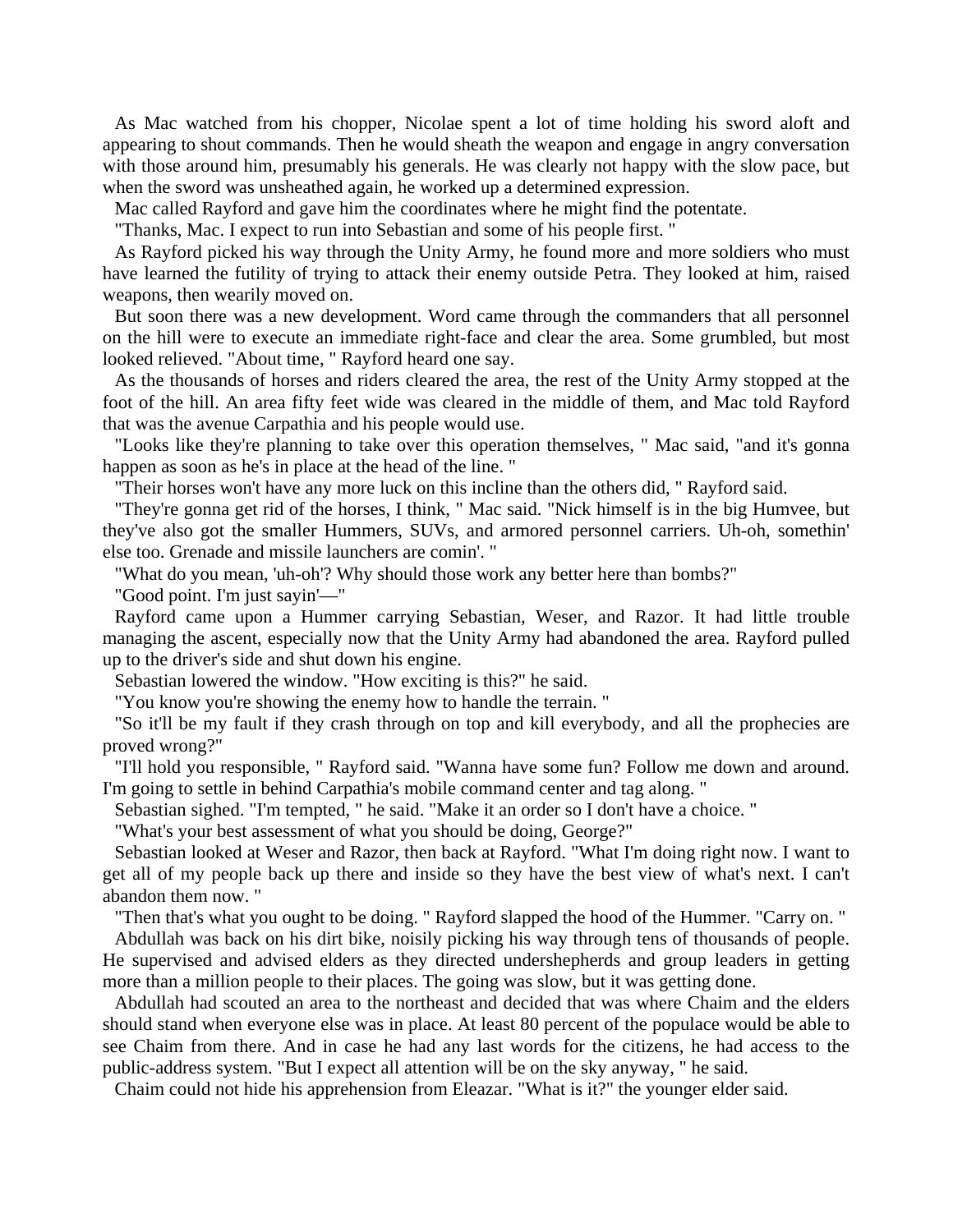As Mac watched from his chopper, Nicolae spent a lot of time holding his sword aloft and appearing to shout commands. Then he would sheath the weapon and engage in angry conversation with those around him, presumably his generals. He was clearly not happy with the slow pace, but when the sword was unsheathed again, he worked up a determined expression.

Mac called Rayford and gave him the coordinates where he might find the potentate.

"Thanks, Mac. I expect to run into Sebastian and some of his people first. "

As Rayford picked his way through the Unity Army, he found more and more soldiers who must have learned the futility of trying to attack their enemy outside Petra. They looked at him, raised weapons, then wearily moved on.

But soon there was a new development. Word came through the commanders that all personnel on the hill were to execute an immediate right-face and clear the area. Some grumbled, but most looked relieved. "About time, " Rayford heard one say.

As the thousands of horses and riders cleared the area, the rest of the Unity Army stopped at the foot of the hill. An area fifty feet wide was cleared in the middle of them, and Mac told Rayford that was the avenue Carpathia and his people would use.

"Looks like they're planning to take over this operation themselves, " Mac said, "and it's gonna happen as soon as he's in place at the head of the line. "

"Their horses won't have any more luck on this incline than the others did, " Rayford said.

"They're gonna get rid of the horses, I think, " Mac said. "Nick himself is in the big Humvee, but they've also got the smaller Hummers, SUVs, and armored personnel carriers. Uh-oh, somethin' else too. Grenade and missile launchers are comin'. "

"What do you mean, 'uh-oh'? Why should those work any better here than bombs?"

"Good point. I'm just sayin'—"

Rayford came upon a Hummer carrying Sebastian, Weser, and Razor. It had little trouble managing the ascent, especially now that the Unity Army had abandoned the area. Rayford pulled up to the driver's side and shut down his engine.

Sebastian lowered the window. "How exciting is this?" he said.

"You know you're showing the enemy how to handle the terrain. "

"So it'll be my fault if they crash through on top and kill everybody, and all the prophecies are proved wrong?"

"I'll hold you responsible, " Rayford said. "Wanna have some fun? Follow me down and around. I'm going to settle in behind Carpathia's mobile command center and tag along. "

Sebastian sighed. "I'm tempted, " he said. "Make it an order so I don't have a choice. "

"What's your best assessment of what you should be doing, George?"

Sebastian looked at Weser and Razor, then back at Rayford. "What I'm doing right now. I want to get all of my people back up there and inside so they have the best view of what's next. I can't abandon them now. "

"Then that's what you ought to be doing. " Rayford slapped the hood of the Hummer. "Carry on. "

Abdullah was back on his dirt bike, noisily picking his way through tens of thousands of people. He supervised and advised elders as they directed undershepherds and group leaders in getting more than a million people to their places. The going was slow, but it was getting done.

Abdullah had scouted an area to the northeast and decided that was where Chaim and the elders should stand when everyone else was in place. At least 80 percent of the populace would be able to see Chaim from there. And in case he had any last words for the citizens, he had access to the public-address system. "But I expect all attention will be on the sky anyway, " he said.

Chaim could not hide his apprehension from Eleazar. "What is it?" the younger elder said.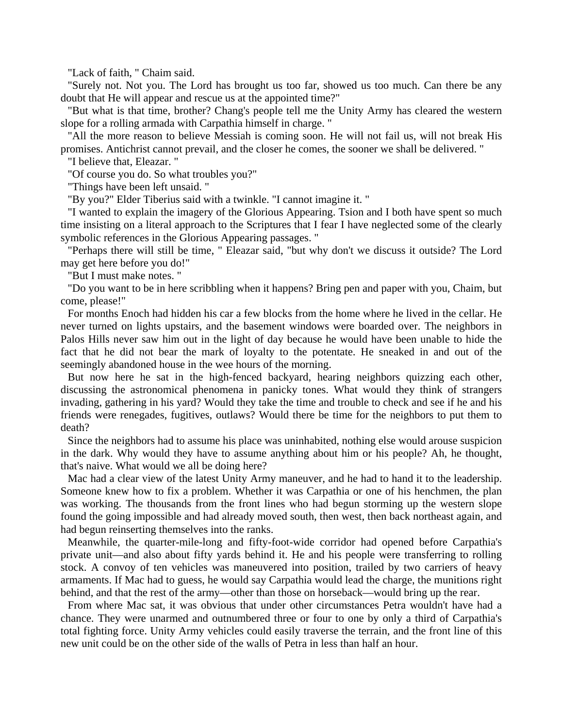"Lack of faith, " Chaim said.

"Surely not. Not you. The Lord has brought us too far, showed us too much. Can there be any doubt that He will appear and rescue us at the appointed time?"

"But what is that time, brother? Chang's people tell me the Unity Army has cleared the western slope for a rolling armada with Carpathia himself in charge. "

"All the more reason to believe Messiah is coming soon. He will not fail us, will not break His promises. Antichrist cannot prevail, and the closer he comes, the sooner we shall be delivered. "

"I believe that, Eleazar. "

"Of course you do. So what troubles you?"

"Things have been left unsaid. "

"By you?" Elder Tiberius said with a twinkle. "I cannot imagine it. "

"I wanted to explain the imagery of the Glorious Appearing. Tsion and I both have spent so much time insisting on a literal approach to the Scriptures that I fear I have neglected some of the clearly symbolic references in the Glorious Appearing passages. "

"Perhaps there will still be time, " Eleazar said, "but why don't we discuss it outside? The Lord may get here before you do!"

"But I must make notes. "

"Do you want to be in here scribbling when it happens? Bring pen and paper with you, Chaim, but come, please!"

For months Enoch had hidden his car a few blocks from the home where he lived in the cellar. He never turned on lights upstairs, and the basement windows were boarded over. The neighbors in Palos Hills never saw him out in the light of day because he would have been unable to hide the fact that he did not bear the mark of loyalty to the potentate. He sneaked in and out of the seemingly abandoned house in the wee hours of the morning.

But now here he sat in the high-fenced backyard, hearing neighbors quizzing each other, discussing the astronomical phenomena in panicky tones. What would they think of strangers invading, gathering in his yard? Would they take the time and trouble to check and see if he and his friends were renegades, fugitives, outlaws? Would there be time for the neighbors to put them to death?

Since the neighbors had to assume his place was uninhabited, nothing else would arouse suspicion in the dark. Why would they have to assume anything about him or his people? Ah, he thought, that's naive. What would we all be doing here?

Mac had a clear view of the latest Unity Army maneuver, and he had to hand it to the leadership. Someone knew how to fix a problem. Whether it was Carpathia or one of his henchmen, the plan was working. The thousands from the front lines who had begun storming up the western slope found the going impossible and had already moved south, then west, then back northeast again, and had begun reinserting themselves into the ranks.

Meanwhile, the quarter-mile-long and fifty-foot-wide corridor had opened before Carpathia's private unit—and also about fifty yards behind it. He and his people were transferring to rolling stock. A convoy of ten vehicles was maneuvered into position, trailed by two carriers of heavy armaments. If Mac had to guess, he would say Carpathia would lead the charge, the munitions right behind, and that the rest of the army—other than those on horseback—would bring up the rear.

From where Mac sat, it was obvious that under other circumstances Petra wouldn't have had a chance. They were unarmed and outnumbered three or four to one by only a third of Carpathia's total fighting force. Unity Army vehicles could easily traverse the terrain, and the front line of this new unit could be on the other side of the walls of Petra in less than half an hour.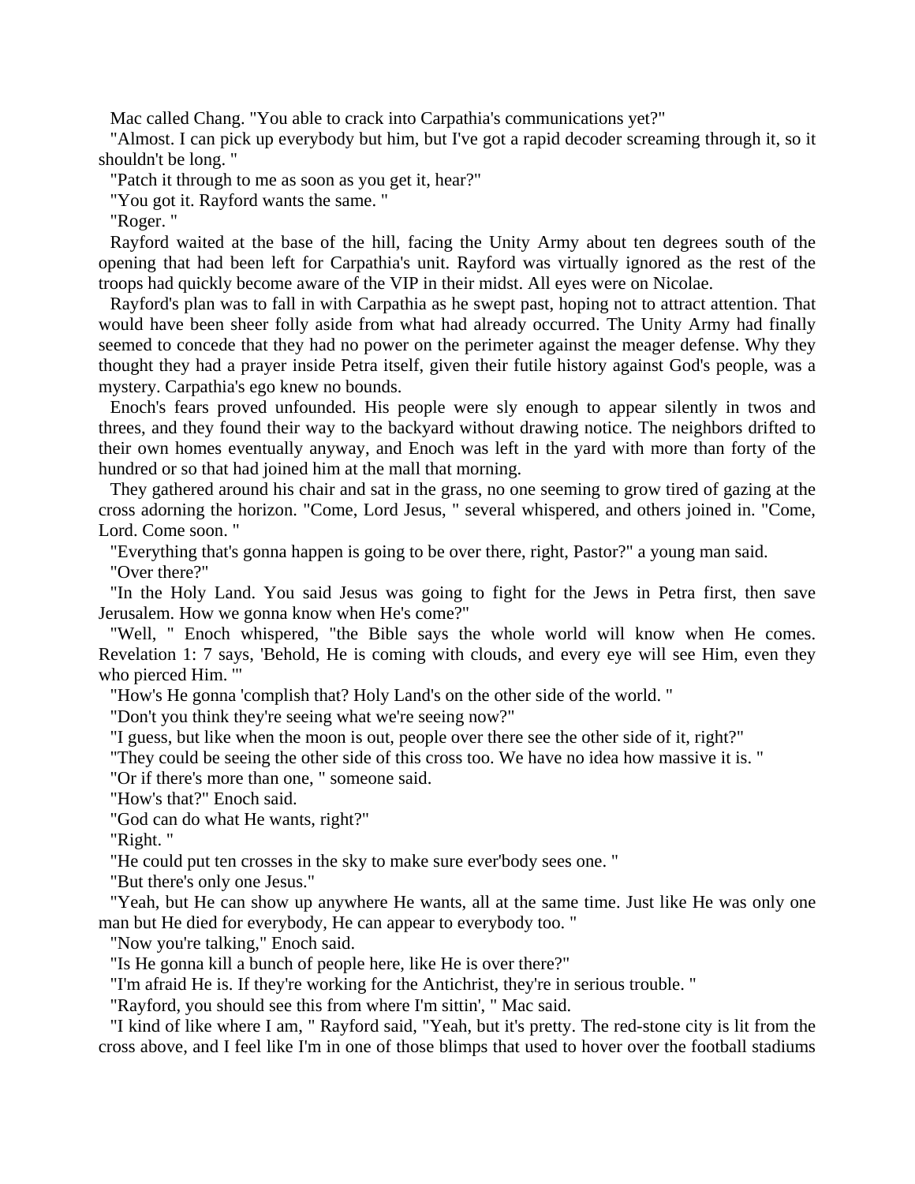Mac called Chang. "You able to crack into Carpathia's communications yet?"

"Almost. I can pick up everybody but him, but I've got a rapid decoder screaming through it, so it shouldn't be long. "

"Patch it through to me as soon as you get it, hear?"

"You got it. Rayford wants the same. "

"Roger. "

Rayford waited at the base of the hill, facing the Unity Army about ten degrees south of the opening that had been left for Carpathia's unit. Rayford was virtually ignored as the rest of the troops had quickly become aware of the VIP in their midst. All eyes were on Nicolae.

Rayford's plan was to fall in with Carpathia as he swept past, hoping not to attract attention. That would have been sheer folly aside from what had already occurred. The Unity Army had finally seemed to concede that they had no power on the perimeter against the meager defense. Why they thought they had a prayer inside Petra itself, given their futile history against God's people, was a mystery. Carpathia's ego knew no bounds.

Enoch's fears proved unfounded. His people were sly enough to appear silently in twos and threes, and they found their way to the backyard without drawing notice. The neighbors drifted to their own homes eventually anyway, and Enoch was left in the yard with more than forty of the hundred or so that had joined him at the mall that morning.

They gathered around his chair and sat in the grass, no one seeming to grow tired of gazing at the cross adorning the horizon. "Come, Lord Jesus, " several whispered, and others joined in. "Come, Lord. Come soon. "

"Everything that's gonna happen is going to be over there, right, Pastor?" a young man said.

"Over there?"

"In the Holy Land. You said Jesus was going to fight for the Jews in Petra first, then save Jerusalem. How we gonna know when He's come?"

"Well, " Enoch whispered, "the Bible says the whole world will know when He comes. Revelation 1: 7 says, 'Behold, He is coming with clouds, and every eye will see Him, even they who pierced Him. '"

"How's He gonna 'complish that? Holy Land's on the other side of the world. "

"Don't you think they're seeing what we're seeing now?"

"I guess, but like when the moon is out, people over there see the other side of it, right?"

"They could be seeing the other side of this cross too. We have no idea how massive it is. "

"Or if there's more than one, " someone said.

"How's that?" Enoch said.

"God can do what He wants, right?"

"Right. "

"He could put ten crosses in the sky to make sure ever'body sees one. "

"But there's only one Jesus."

"Yeah, but He can show up anywhere He wants, all at the same time. Just like He was only one man but He died for everybody, He can appear to everybody too. "

"Now you're talking," Enoch said.

"Is He gonna kill a bunch of people here, like He is over there?"

"I'm afraid He is. If they're working for the Antichrist, they're in serious trouble. "

"Rayford, you should see this from where I'm sittin', " Mac said.

"I kind of like where I am, " Rayford said, "Yeah, but it's pretty. The red-stone city is lit from the cross above, and I feel like I'm in one of those blimps that used to hover over the football stadiums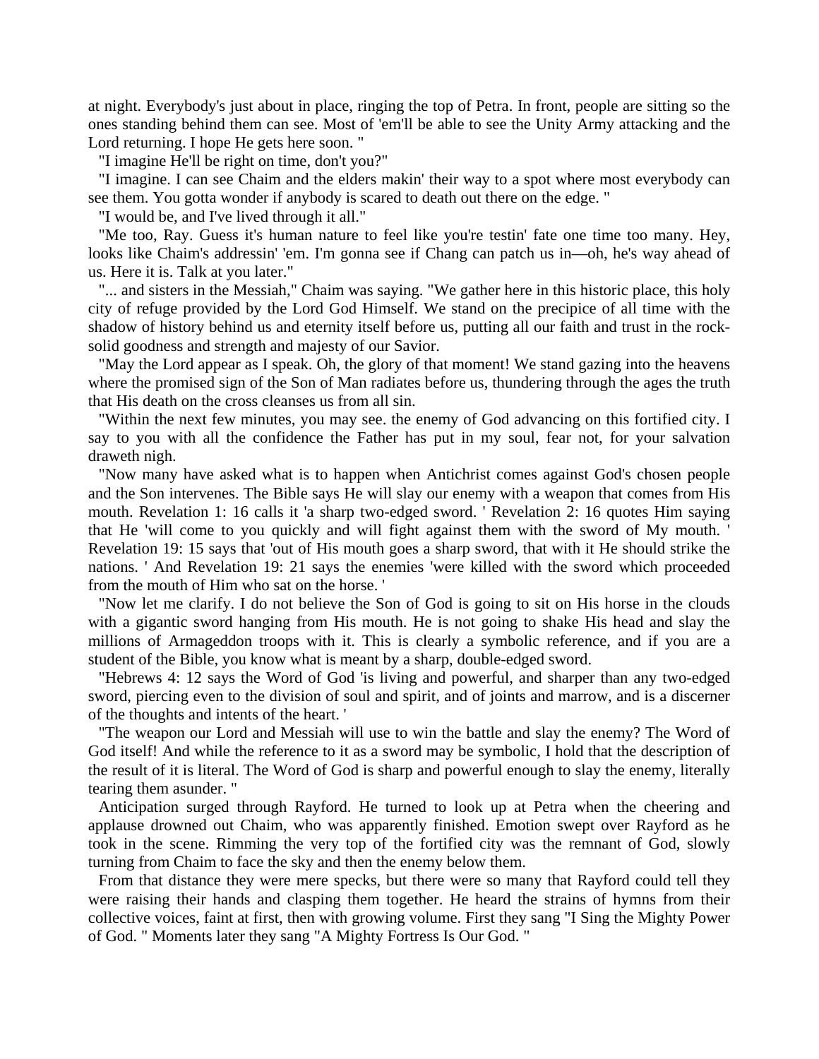at night. Everybody's just about in place, ringing the top of Petra. In front, people are sitting so the ones standing behind them can see. Most of 'em'll be able to see the Unity Army attacking and the Lord returning. I hope He gets here soon. "

"I imagine He'll be right on time, don't you?"

"I imagine. I can see Chaim and the elders makin' their way to a spot where most everybody can see them. You gotta wonder if anybody is scared to death out there on the edge. "

"I would be, and I've lived through it all."

"Me too, Ray. Guess it's human nature to feel like you're testin' fate one time too many. Hey, looks like Chaim's addressin' 'em. I'm gonna see if Chang can patch us in—oh, he's way ahead of us. Here it is. Talk at you later."

"... and sisters in the Messiah," Chaim was saying. "We gather here in this historic place, this holy city of refuge provided by the Lord God Himself. We stand on the precipice of all time with the shadow of history behind us and eternity itself before us, putting all our faith and trust in the rock-solid goodness and strength and majesty of our Savior.

"May the Lord appear as I speak. Oh, the glory of that moment! We stand gazing into the heavens where the promised sign of the Son of Man radiates before us, thundering through the ages the truth that His death on the cross cleanses us from all sin.

"Within the next few minutes, you may see. the enemy of God advancing on this fortified city. I say to you with all the confidence the Father has put in my soul, fear not, for your salvation draweth nigh.

"Now many have asked what is to happen when Antichrist comes against God's chosen people and the Son intervenes. The Bible says He will slay our enemy with a weapon that comes from His mouth. Revelation 1: 16 calls it 'a sharp two-edged sword. ' Revelation 2: 16 quotes Him saying that He 'will come to you quickly and will fight against them with the sword of My mouth. ' Revelation 19: 15 says that 'out of His mouth goes a sharp sword, that with it He should strike the nations. ' And Revelation 19: 21 says the enemies 'were killed with the sword which proceeded from the mouth of Him who sat on the horse. '

"Now let me clarify. I do not believe the Son of God is going to sit on His horse in the clouds with a gigantic sword hanging from His mouth. He is not going to shake His head and slay the millions of Armageddon troops with it. This is clearly a symbolic reference, and if you are a student of the Bible, you know what is meant by a sharp, double-edged sword.

"Hebrews 4: 12 says the Word of God 'is living and powerful, and sharper than any two-edged sword, piercing even to the division of soul and spirit, and of joints and marrow, and is a discerner of the thoughts and intents of the heart. '

"The weapon our Lord and Messiah will use to win the battle and slay the enemy? The Word of God itself! And while the reference to it as a sword may be symbolic, I hold that the description of the result of it is literal. The Word of God is sharp and powerful enough to slay the enemy, literally tearing them asunder. "

Anticipation surged through Rayford. He turned to look up at Petra when the cheering and applause drowned out Chaim, who was apparently finished. Emotion swept over Rayford as he took in the scene. Rimming the very top of the fortified city was the remnant of God, slowly turning from Chaim to face the sky and then the enemy below them.

From that distance they were mere specks, but there were so many that Rayford could tell they were raising their hands and clasping them together. He heard the strains of hymns from their collective voices, faint at first, then with growing volume. First they sang "I Sing the Mighty Power of God. " Moments later they sang "A Mighty Fortress Is Our God. "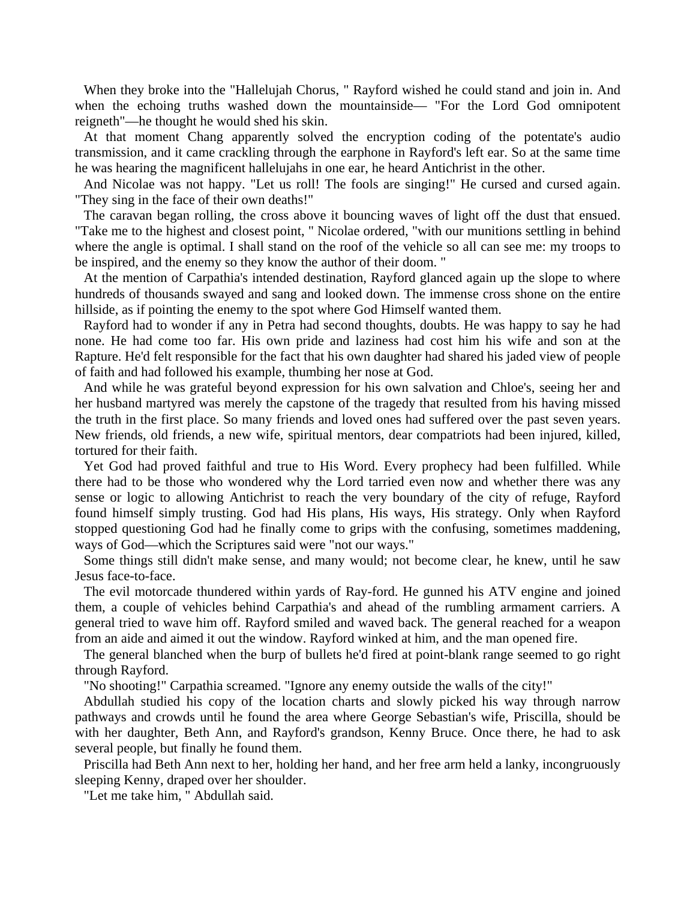When they broke into the "Hallelujah Chorus, " Rayford wished he could stand and join in. And when the echoing truths washed down the mountainside— "For the Lord God omnipotent reigneth"—he thought he would shed his skin.

At that moment Chang apparently solved the encryption coding of the potentate's audio transmission, and it came crackling through the earphone in Rayford's left ear. So at the same time he was hearing the magnificent hallelujahs in one ear, he heard Antichrist in the other.

And Nicolae was not happy. "Let us roll! The fools are singing!" He cursed and cursed again. "They sing in the face of their own deaths!"

The caravan began rolling, the cross above it bouncing waves of light off the dust that ensued. "Take me to the highest and closest point, " Nicolae ordered, "with our munitions settling in behind where the angle is optimal. I shall stand on the roof of the vehicle so all can see me: my troops to be inspired, and the enemy so they know the author of their doom. "

At the mention of Carpathia's intended destination, Rayford glanced again up the slope to where hundreds of thousands swayed and sang and looked down. The immense cross shone on the entire hillside, as if pointing the enemy to the spot where God Himself wanted them.

Rayford had to wonder if any in Petra had second thoughts, doubts. He was happy to say he had none. He had come too far. His own pride and laziness had cost him his wife and son at the Rapture. He'd felt responsible for the fact that his own daughter had shared his jaded view of people of faith and had followed his example, thumbing her nose at God.

And while he was grateful beyond expression for his own salvation and Chloe's, seeing her and her husband martyred was merely the capstone of the tragedy that resulted from his having missed the truth in the first place. So many friends and loved ones had suffered over the past seven years. New friends, old friends, a new wife, spiritual mentors, dear compatriots had been injured, killed, tortured for their faith.

Yet God had proved faithful and true to His Word. Every prophecy had been fulfilled. While there had to be those who wondered why the Lord tarried even now and whether there was any sense or logic to allowing Antichrist to reach the very boundary of the city of refuge, Rayford found himself simply trusting. God had His plans, His ways, His strategy. Only when Rayford stopped questioning God had he finally come to grips with the confusing, sometimes maddening, ways of God—which the Scriptures said were "not our ways."

Some things still didn't make sense, and many would; not become clear, he knew, until he saw Jesus face-to-face.

The evil motorcade thundered within yards of Ray-ford. He gunned his ATV engine and joined them, a couple of vehicles behind Carpathia's and ahead of the rumbling armament carriers. A general tried to wave him off. Rayford smiled and waved back. The general reached for a weapon from an aide and aimed it out the window. Rayford winked at him, and the man opened fire.

The general blanched when the burp of bullets he'd fired at point-blank range seemed to go right through Rayford.

"No shooting!" Carpathia screamed. "Ignore any enemy outside the walls of the city!"

Abdullah studied his copy of the location charts and slowly picked his way through narrow pathways and crowds until he found the area where George Sebastian's wife, Priscilla, should be with her daughter, Beth Ann, and Rayford's grandson, Kenny Bruce. Once there, he had to ask several people, but finally he found them.

Priscilla had Beth Ann next to her, holding her hand, and her free arm held a lanky, incongruously sleeping Kenny, draped over her shoulder.

"Let me take him, " Abdullah said.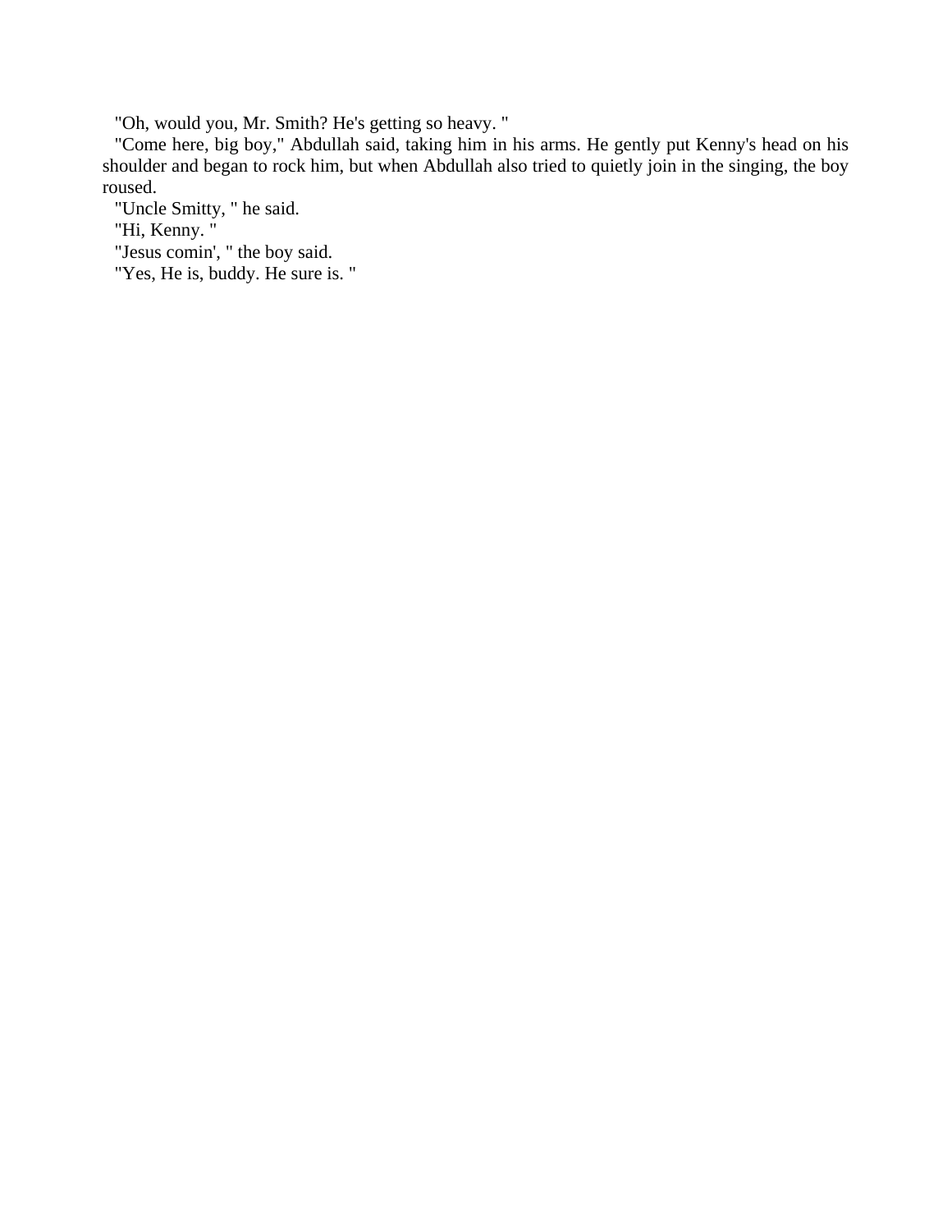"Oh, would you, Mr. Smith? He's getting so heavy. "

"Come here, big boy," Abdullah said, taking him in his arms. He gently put Kenny's head on his shoulder and began to rock him, but when Abdullah also tried to quietly join in the singing, the boy roused.

"Uncle Smitty, " he said.

"Hi, Kenny. "

"Jesus comin', " the boy said.

"Yes, He is, buddy. He sure is. "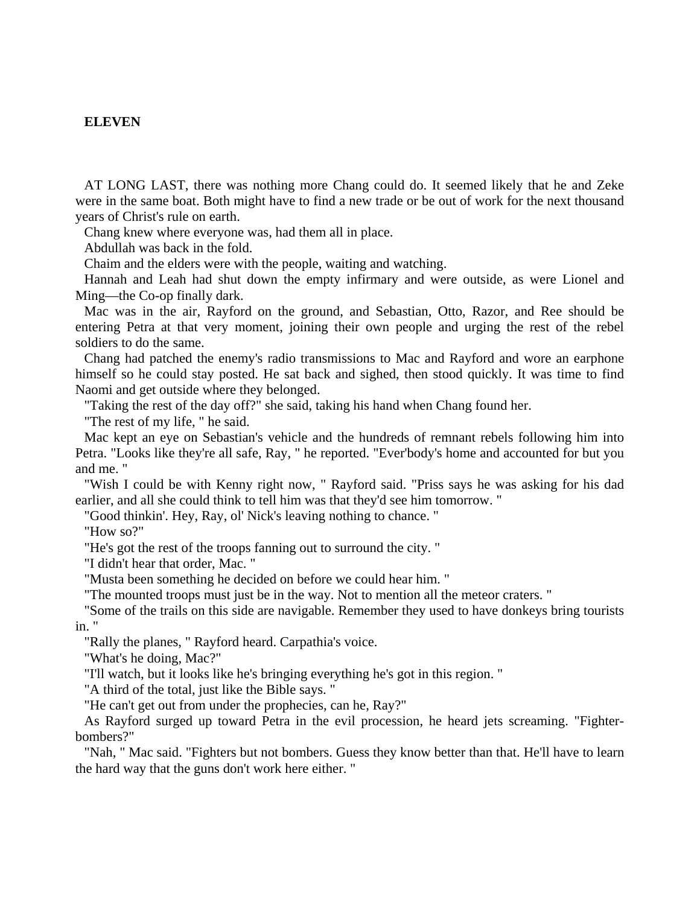## ELEVEN

AT LONG LAST, there was nothing more Chang could do. It seemed likely that he and Zeke were in the same boat. Both might have to find a new trade or be out of work for the next thousand years of Christ's rule on earth.

Chang knew where everyone was, had them all in place.

Abdullah was back in the fold.

Chaim and the elders were with the people, waiting and watching.

Hannah and Leah had shut down the empty infirmary and were outside, as were Lionel and Ming—the Co-op finally dark.

Mac was in the air, Rayford on the ground, and Sebastian, Otto, Razor, and Ree should be entering Petra at that very moment, joining their own people and urging the rest of the rebel soldiers to do the same.

Chang had patched the enemy's radio transmissions to Mac and Rayford and wore an earphone himself so he could stay posted. He sat back and sighed, then stood quickly. It was time to find Naomi and get outside where they belonged.

"Taking the rest of the day off?" she said, taking his hand when Chang found her.

"The rest of my life, " he said.

Mac kept an eye on Sebastian's vehicle and the hundreds of remnant rebels following him into Petra. "Looks like they're all safe, Ray, " he reported. "Ever'body's home and accounted for but you and me. "

"Wish I could be with Kenny right now, " Rayford said. "Priss says he was asking for his dad earlier, and all she could think to tell him was that they'd see him tomorrow. "

"Good thinkin'. Hey, Ray, ol' Nick's leaving nothing to chance. "

"How so?"

"He's got the rest of the troops fanning out to surround the city. "

"I didn't hear that order, Mac. "

"Musta been something he decided on before we could hear him. "

"The mounted troops must just be in the way. Not to mention all the meteor craters. "

"Some of the trails on this side are navigable. Remember they used to have donkeys bring tourists in. "

"Rally the planes, " Rayford heard. Carpathia's voice.

"What's he doing, Mac?"

"I'll watch, but it looks like he's bringing everything he's got in this region. "

"A third of the total, just like the Bible says. "

"He can't get out from under the prophecies, can he, Ray?"

As Rayford surged up toward Petra in the evil procession, he heard jets screaming. "Fighter-bombers?"

"Nah, " Mac said. "Fighters but not bombers. Guess they know better than that. He'll have to learn the hard way that the guns don't work here either. "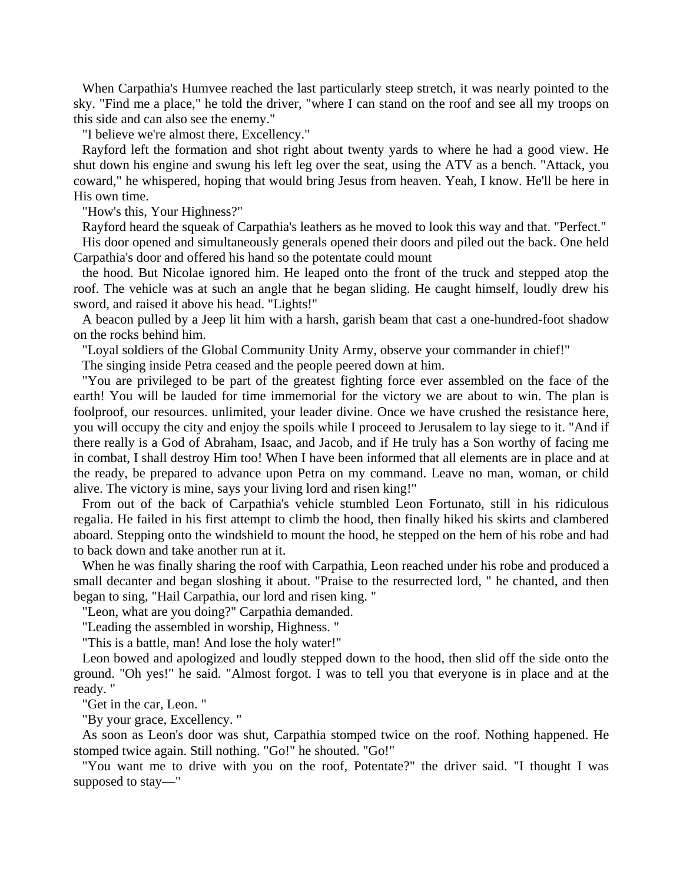When Carpathia's Humvee reached the last particularly steep stretch, it was nearly pointed to the sky. "Find me a place," he told the driver, "where I can stand on the roof and see all my troops on this side and can also see the enemy."

"I believe we're almost there, Excellency."

Rayford left the formation and shot right about twenty yards to where he had a good view. He shut down his engine and swung his left leg over the seat, using the ATV as a bench. "Attack, you coward," he whispered, hoping that would bring Jesus from heaven. Yeah, I know. He'll be here in His own time.

"How's this, Your Highness?"

Rayford heard the squeak of Carpathia's leathers as he moved to look this way and that. "Perfect."

His door opened and simultaneously generals opened their doors and piled out the back. One held Carpathia's door and offered his hand so the potentate could mount

the hood. But Nicolae ignored him. He leaped onto the front of the truck and stepped atop the roof. The vehicle was at such an angle that he began sliding. He caught himself, loudly drew his sword, and raised it above his head. "Lights!"

A beacon pulled by a Jeep lit him with a harsh, garish beam that cast a one-hundred-foot shadow on the rocks behind him.

"Loyal soldiers of the Global Community Unity Army, observe your commander in chief!"

The singing inside Petra ceased and the people peered down at him.

"You are privileged to be part of the greatest fighting force ever assembled on the face of the earth! You will be lauded for time immemorial for the victory we are about to win. The plan is foolproof, our resources. unlimited, your leader divine. Once we have crushed the resistance here, you will occupy the city and enjoy the spoils while I proceed to Jerusalem to lay siege to it. "And if there really is a God of Abraham, Isaac, and Jacob, and if He truly has a Son worthy of facing me in combat, I shall destroy Him too! When I have been informed that all elements are in place and at the ready, be prepared to advance upon Petra on my command. Leave no man, woman, or child alive. The victory is mine, says your living lord and risen king!"

From out of the back of Carpathia's vehicle stumbled Leon Fortunato, still in his ridiculous regalia. He failed in his first attempt to climb the hood, then finally hiked his skirts and clambered aboard. Stepping onto the windshield to mount the hood, he stepped on the hem of his robe and had to back down and take another run at it.

When he was finally sharing the roof with Carpathia, Leon reached under his robe and produced a small decanter and began sloshing it about. "Praise to the resurrected lord, " he chanted, and then began to sing, "Hail Carpathia, our lord and risen king. "

"Leon, what are you doing?" Carpathia demanded.

"Leading the assembled in worship, Highness. "

"This is a battle, man! And lose the holy water!"

Leon bowed and apologized and loudly stepped down to the hood, then slid off the side onto the ground. "Oh yes!" he said. "Almost forgot. I was to tell you that everyone is in place and at the ready. "

"Get in the car, Leon. "

"By your grace, Excellency. "

As soon as Leon's door was shut, Carpathia stomped twice on the roof. Nothing happened. He stomped twice again. Still nothing. "Go!" he shouted. "Go!"

"You want me to drive with you on the roof, Potentate?" the driver said. "I thought I was supposed to stay—"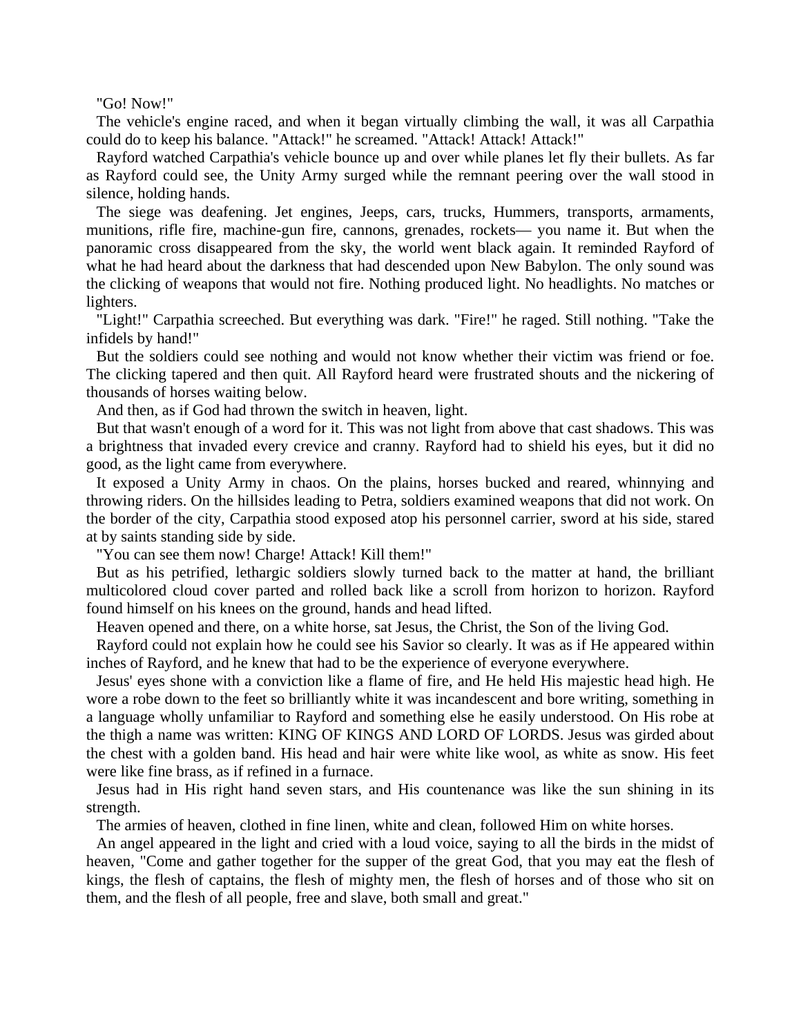"Go! Now!"

The vehicle's engine raced, and when it began virtually climbing the wall, it was all Carpathia could do to keep his balance. "Attack!" he screamed. "Attack! Attack! Attack!"

Rayford watched Carpathia's vehicle bounce up and over while planes let fly their bullets. As far as Rayford could see, the Unity Army surged while the remnant peering over the wall stood in silence, holding hands.

The siege was deafening. Jet engines, Jeeps, cars, trucks, Hummers, transports, armaments, munitions, rifle fire, machine-gun fire, cannons, grenades, rockets— you name it. But when the panoramic cross disappeared from the sky, the world went black again. It reminded Rayford of what he had heard about the darkness that had descended upon New Babylon. The only sound was the clicking of weapons that would not fire. Nothing produced light. No headlights. No matches or lighters.

"Light!" Carpathia screeched. But everything was dark. "Fire!" he raged. Still nothing. "Take the infidels by hand!"

But the soldiers could see nothing and would not know whether their victim was friend or foe. The clicking tapered and then quit. All Rayford heard were frustrated shouts and the nickering of thousands of horses waiting below.

And then, as if God had thrown the switch in heaven, light.

But that wasn't enough of a word for it. This was not light from above that cast shadows. This was a brightness that invaded every crevice and cranny. Rayford had to shield his eyes, but it did no good, as the light came from everywhere.

It exposed a Unity Army in chaos. On the plains, horses bucked and reared, whinnying and throwing riders. On the hillsides leading to Petra, soldiers examined weapons that did not work. On the border of the city, Carpathia stood exposed atop his personnel carrier, sword at his side, stared at by saints standing side by side.

"You can see them now! Charge! Attack! Kill them!"

But as his petrified, lethargic soldiers slowly turned back to the matter at hand, the brilliant multicolored cloud cover parted and rolled back like a scroll from horizon to horizon. Rayford found himself on his knees on the ground, hands and head lifted.

Heaven opened and there, on a white horse, sat Jesus, the Christ, the Son of the living God.

Rayford could not explain how he could see his Savior so clearly. It was as if He appeared within inches of Rayford, and he knew that had to be the experience of everyone everywhere.

Jesus' eyes shone with a conviction like a flame of fire, and He held His majestic head high. He wore a robe down to the feet so brilliantly white it was incandescent and bore writing, something in a language wholly unfamiliar to Rayford and something else he easily understood. On His robe at the thigh a name was written: KING OF KINGS AND LORD OF LORDS. Jesus was girded about the chest with a golden band. His head and hair were white like wool, as white as snow. His feet were like fine brass, as if refined in a furnace.

Jesus had in His right hand seven stars, and His countenance was like the sun shining in its strength.

The armies of heaven, clothed in fine linen, white and clean, followed Him on white horses.

An angel appeared in the light and cried with a loud voice, saying to all the birds in the midst of heaven, "Come and gather together for the supper of the great God, that you may eat the flesh of kings, the flesh of captains, the flesh of mighty men, the flesh of horses and of those who sit on them, and the flesh of all people, free and slave, both small and great."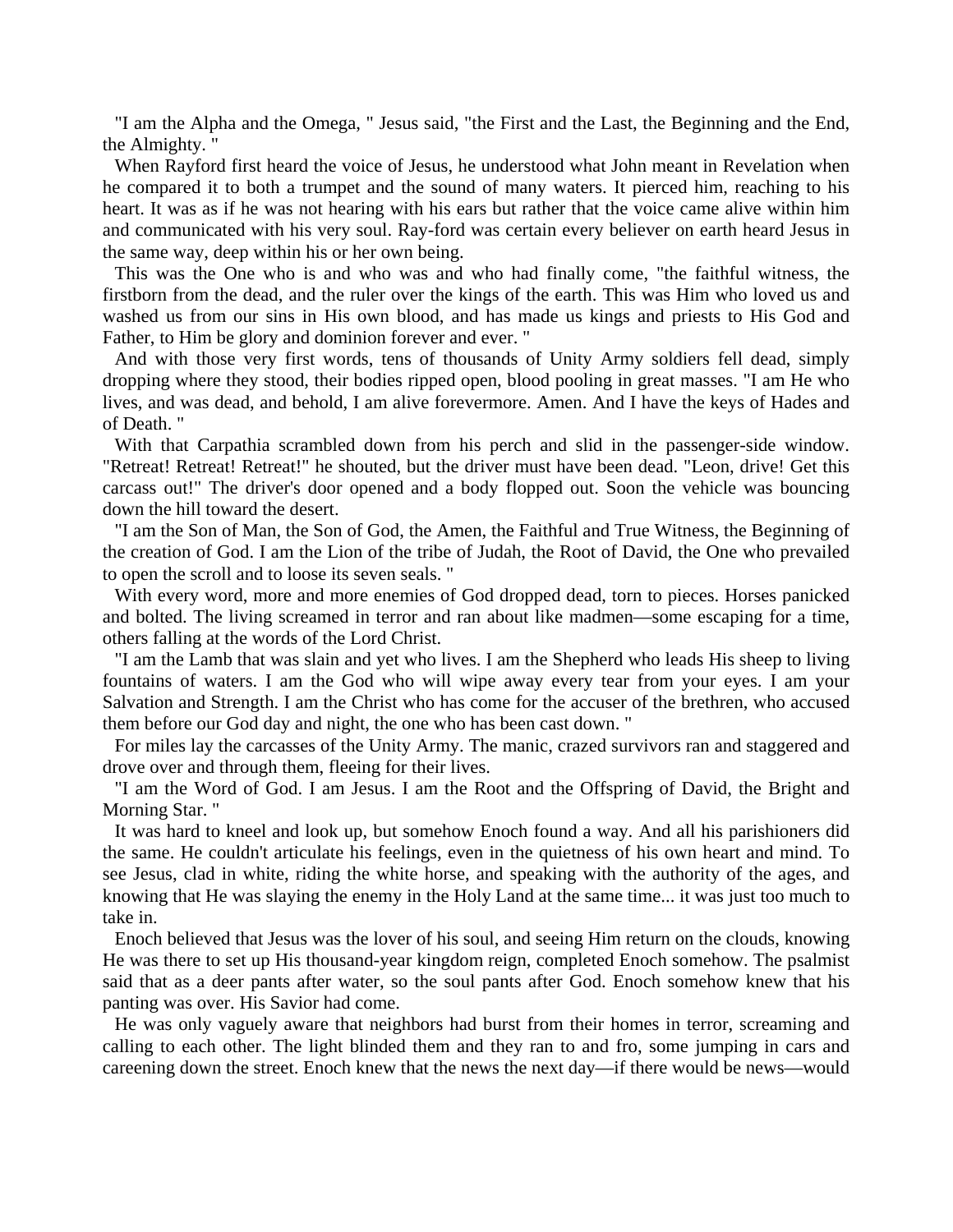"I am the Alpha and the Omega, " Jesus said, "the First and the Last, the Beginning and the End, the Almighty. "

When Rayford first heard the voice of Jesus, he understood what John meant in Revelation when he compared it to both a trumpet and the sound of many waters. It pierced him, reaching to his heart. It was as if he was not hearing with his ears but rather that the voice came alive within him and communicated with his very soul. Ray-ford was certain every believer on earth heard Jesus in the same way, deep within his or her own being.

This was the One who is and who was and who had finally come, "the faithful witness, the firstborn from the dead, and the ruler over the kings of the earth. This was Him who loved us and washed us from our sins in His own blood, and has made us kings and priests to His God and Father, to Him be glory and dominion forever and ever. "

And with those very first words, tens of thousands of Unity Army soldiers fell dead, simply dropping where they stood, their bodies ripped open, blood pooling in great masses. "I am He who lives, and was dead, and behold, I am alive forevermore. Amen. And I have the keys of Hades and of Death. "

With that Carpathia scrambled down from his perch and slid in the passenger-side window. "Retreat! Retreat! Retreat!" he shouted, but the driver must have been dead. "Leon, drive! Get this carcass out!" The driver's door opened and a body flopped out. Soon the vehicle was bouncing down the hill toward the desert.

"I am the Son of Man, the Son of God, the Amen, the Faithful and True Witness, the Beginning of the creation of God. I am the Lion of the tribe of Judah, the Root of David, the One who prevailed to open the scroll and to loose its seven seals. "

With every word, more and more enemies of God dropped dead, torn to pieces. Horses panicked and bolted. The living screamed in terror and ran about like madmen—some escaping for a time, others falling at the words of the Lord Christ.

"I am the Lamb that was slain and yet who lives. I am the Shepherd who leads His sheep to living fountains of waters. I am the God who will wipe away every tear from your eyes. I am your Salvation and Strength. I am the Christ who has come for the accuser of the brethren, who accused them before our God day and night, the one who has been cast down. "

For miles lay the carcasses of the Unity Army. The manic, crazed survivors ran and staggered and drove over and through them, fleeing for their lives.

"I am the Word of God. I am Jesus. I am the Root and the Offspring of David, the Bright and Morning Star. "

It was hard to kneel and look up, but somehow Enoch found a way. And all his parishioners did the same. He couldn't articulate his feelings, even in the quietness of his own heart and mind. To see Jesus, clad in white, riding the white horse, and speaking with the authority of the ages, and knowing that He was slaying the enemy in the Holy Land at the same time... it was just too much to take in.

Enoch believed that Jesus was the lover of his soul, and seeing Him return on the clouds, knowing He was there to set up His thousand-year kingdom reign, completed Enoch somehow. The psalmist said that as a deer pants after water, so the soul pants after God. Enoch somehow knew that his panting was over. His Savior had come.

He was only vaguely aware that neighbors had burst from their homes in terror, screaming and calling to each other. The light blinded them and they ran to and fro, some jumping in cars and careening down the street. Enoch knew that the news the next day—if there would be news—would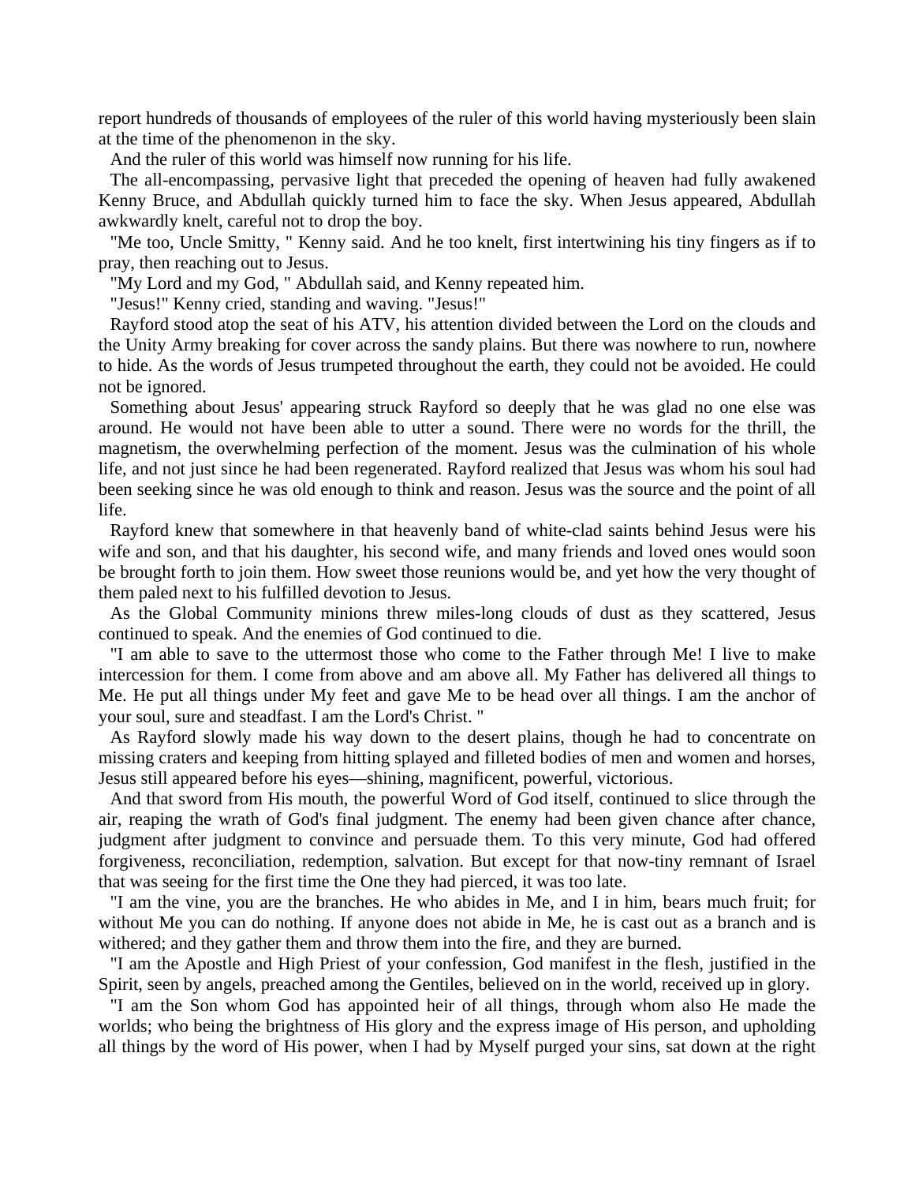report hundreds of thousands of employees of the ruler of this world having mysteriously been slain at the time of the phenomenon in the sky.

And the ruler of this world was himself now running for his life.

The all-encompassing, pervasive light that preceded the opening of heaven had fully awakened Kenny Bruce, and Abdullah quickly turned him to face the sky. When Jesus appeared, Abdullah awkwardly knelt, careful not to drop the boy.

"Me too, Uncle Smitty, " Kenny said. And he too knelt, first intertwining his tiny fingers as if to pray, then reaching out to Jesus.

"My Lord and my God, " Abdullah said, and Kenny repeated him.

"Jesus!" Kenny cried, standing and waving. "Jesus!"

Rayford stood atop the seat of his ATV, his attention divided between the Lord on the clouds and the Unity Army breaking for cover across the sandy plains. But there was nowhere to run, nowhere to hide. As the words of Jesus trumpeted throughout the earth, they could not be avoided. He could not be ignored.

Something about Jesus' appearing struck Rayford so deeply that he was glad no one else was around. He would not have been able to utter a sound. There were no words for the thrill, the magnetism, the overwhelming perfection of the moment. Jesus was the culmination of his whole life, and not just since he had been regenerated. Rayford realized that Jesus was whom his soul had been seeking since he was old enough to think and reason. Jesus was the source and the point of all life.

Rayford knew that somewhere in that heavenly band of white-clad saints behind Jesus were his wife and son, and that his daughter, his second wife, and many friends and loved ones would soon be brought forth to join them. How sweet those reunions would be, and yet how the very thought of them paled next to his fulfilled devotion to Jesus.

As the Global Community minions threw miles-long clouds of dust as they scattered, Jesus continued to speak. And the enemies of God continued to die.

"I am able to save to the uttermost those who come to the Father through Me! I live to make intercession for them. I come from above and am above all. My Father has delivered all things to Me. He put all things under My feet and gave Me to be head over all things. I am the anchor of your soul, sure and steadfast. I am the Lord's Christ. "

As Rayford slowly made his way down to the desert plains, though he had to concentrate on missing craters and keeping from hitting splayed and filleted bodies of men and women and horses, Jesus still appeared before his eyes—shining, magnificent, powerful, victorious.

And that sword from His mouth, the powerful Word of God itself, continued to slice through the air, reaping the wrath of God's final judgment. The enemy had been given chance after chance, judgment after judgment to convince and persuade them. To this very minute, God had offered forgiveness, reconciliation, redemption, salvation. But except for that now-tiny remnant of Israel that was seeing for the first time the One they had pierced, it was too late.

"I am the vine, you are the branches. He who abides in Me, and I in him, bears much fruit; for without Me you can do nothing. If anyone does not abide in Me, he is cast out as a branch and is withered; and they gather them and throw them into the fire, and they are burned.

"I am the Apostle and High Priest of your confession, God manifest in the flesh, justified in the Spirit, seen by angels, preached among the Gentiles, believed on in the world, received up in glory.

"I am the Son whom God has appointed heir of all things, through whom also He made the worlds; who being the brightness of His glory and the express image of His person, and upholding all things by the word of His power, when I had by Myself purged your sins, sat down at the right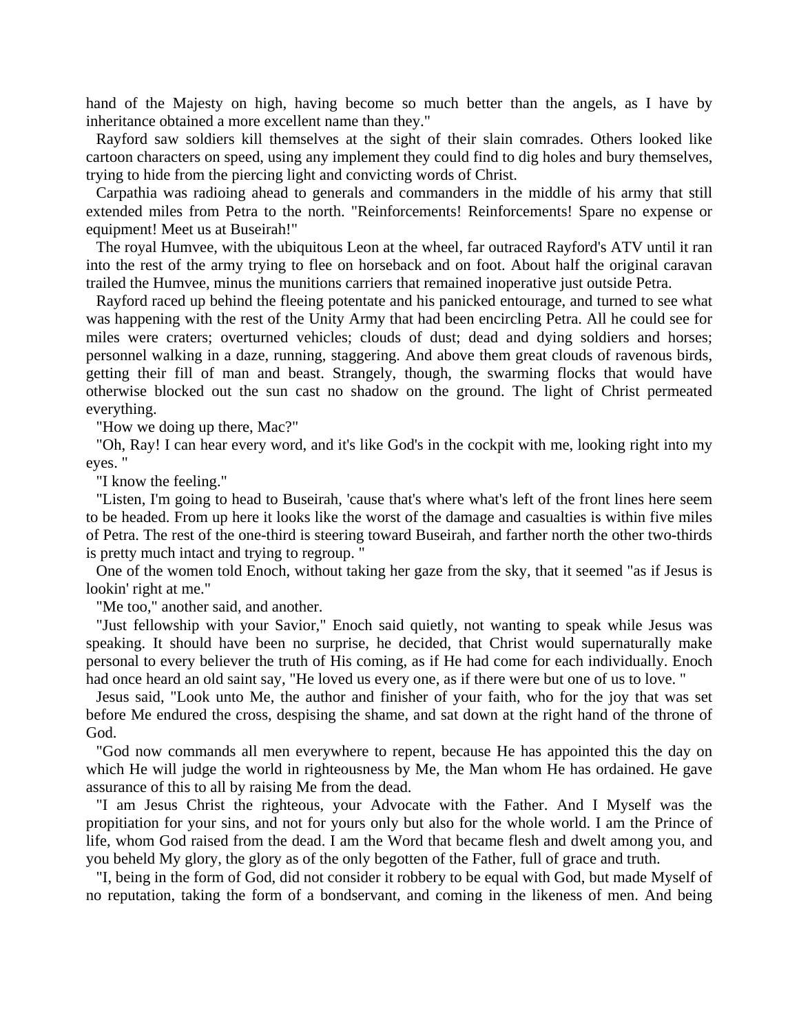hand of the Majesty on high, having become so much better than the angels, as I have by inheritance obtained a more excellent name than they."

Rayford saw soldiers kill themselves at the sight of their slain comrades. Others looked like cartoon characters on speed, using any implement they could find to dig holes and bury themselves, trying to hide from the piercing light and convicting words of Christ.

Carpathia was radioing ahead to generals and commanders in the middle of his army that still extended miles from Petra to the north. "Reinforcements! Reinforcements! Spare no expense or equipment! Meet us at Buseirah!"

The royal Humvee, with the ubiquitous Leon at the wheel, far outraced Rayford's ATV until it ran into the rest of the army trying to flee on horseback and on foot. About half the original caravan trailed the Humvee, minus the munitions carriers that remained inoperative just outside Petra.

Rayford raced up behind the fleeing potentate and his panicked entourage, and turned to see what was happening with the rest of the Unity Army that had been encircling Petra. All he could see for miles were craters; overturned vehicles; clouds of dust; dead and dying soldiers and horses; personnel walking in a daze, running, staggering. And above them great clouds of ravenous birds, getting their fill of man and beast. Strangely, though, the swarming flocks that would have otherwise blocked out the sun cast no shadow on the ground. The light of Christ permeated everything.

"How we doing up there, Mac?"

"Oh, Ray! I can hear every word, and it's like God's in the cockpit with me, looking right into my eyes. "

"I know the feeling."

"Listen, I'm going to head to Buseirah, 'cause that's where what's left of the front lines here seem to be headed. From up here it looks like the worst of the damage and casualties is within five miles of Petra. The rest of the one-third is steering toward Buseirah, and farther north the other two-thirds is pretty much intact and trying to regroup. "

One of the women told Enoch, without taking her gaze from the sky, that it seemed "as if Jesus is lookin' right at me."

"Me too," another said, and another.

"Just fellowship with your Savior," Enoch said quietly, not wanting to speak while Jesus was speaking. It should have been no surprise, he decided, that Christ would supernaturally make personal to every believer the truth of His coming, as if He had come for each individually. Enoch had once heard an old saint say, "He loved us every one, as if there were but one of us to love. "

Jesus said, "Look unto Me, the author and finisher of your faith, who for the joy that was set before Me endured the cross, despising the shame, and sat down at the right hand of the throne of God.

"God now commands all men everywhere to repent, because He has appointed this the day on which He will judge the world in righteousness by Me, the Man whom He has ordained. He gave assurance of this to all by raising Me from the dead.

"I am Jesus Christ the righteous, your Advocate with the Father. And I Myself was the propitiation for your sins, and not for yours only but also for the whole world. I am the Prince of life, whom God raised from the dead. I am the Word that became flesh and dwelt among you, and you beheld My glory, the glory as of the only begotten of the Father, full of grace and truth.

"I, being in the form of God, did not consider it robbery to be equal with God, but made Myself of no reputation, taking the form of a bondservant, and coming in the likeness of men. And being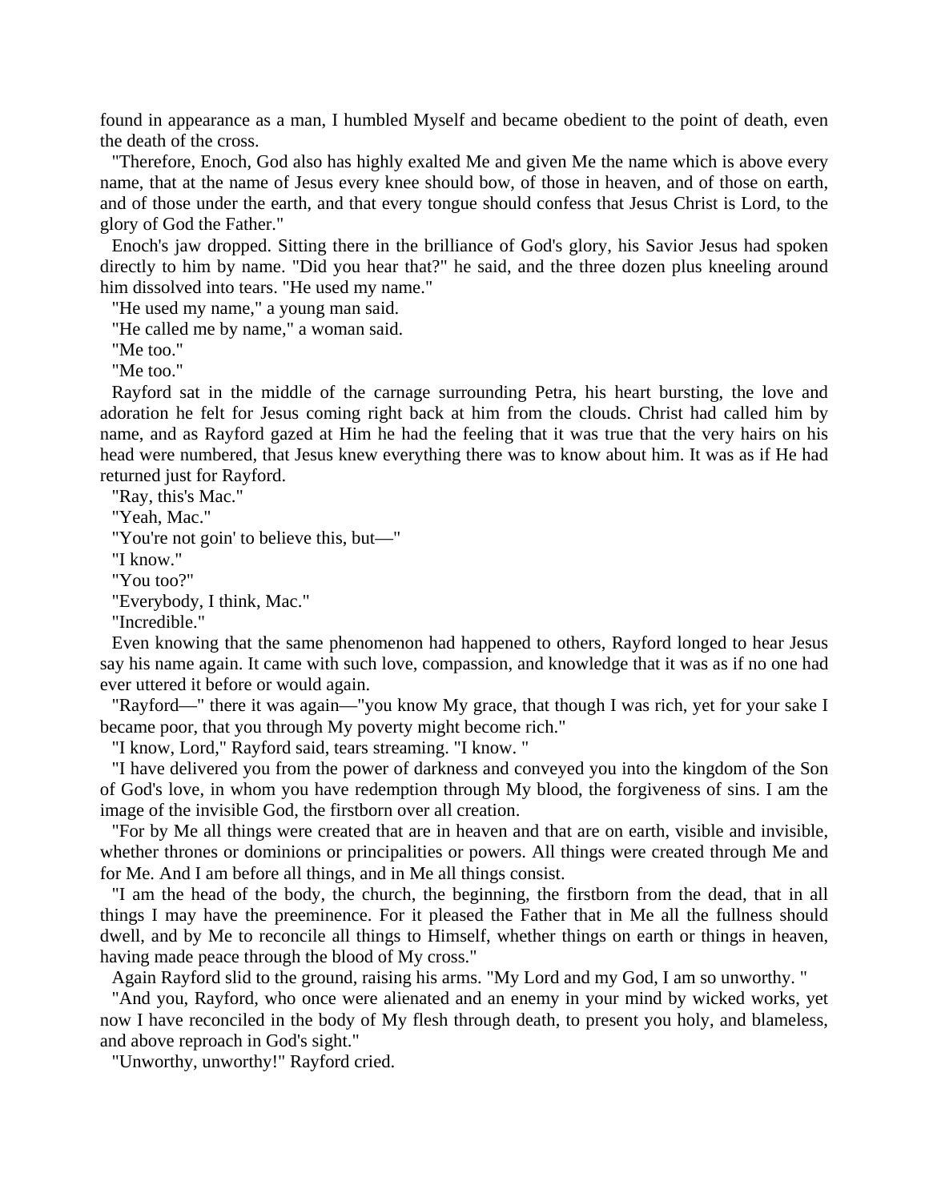found in appearance as a man, I humbled Myself and became obedient to the point of death, even the death of the cross.

"Therefore, Enoch, God also has highly exalted Me and given Me the name which is above every name, that at the name of Jesus every knee should bow, of those in heaven, and of those on earth, and of those under the earth, and that every tongue should confess that Jesus Christ is Lord, to the glory of God the Father."

Enoch's jaw dropped. Sitting there in the brilliance of God's glory, his Savior Jesus had spoken directly to him by name. "Did you hear that?" he said, and the three dozen plus kneeling around him dissolved into tears. "He used my name."

"He used my name," a young man said.

"He called me by name," a woman said.

"Me too."

"Me too."

Rayford sat in the middle of the carnage surrounding Petra, his heart bursting, the love and adoration he felt for Jesus coming right back at him from the clouds. Christ had called him by name, and as Rayford gazed at Him he had the feeling that it was true that the very hairs on his head were numbered, that Jesus knew everything there was to know about him. It was as if He had returned just for Rayford.

"Ray, this's Mac."

"Yeah, Mac."

"You're not goin' to believe this, but—"

"I know."

"You too?"

"Everybody, I think, Mac."

"Incredible."

Even knowing that the same phenomenon had happened to others, Rayford longed to hear Jesus say his name again. It came with such love, compassion, and knowledge that it was as if no one had ever uttered it before or would again.

"Rayford—" there it was again—"you know My grace, that though I was rich, yet for your sake I became poor, that you through My poverty might become rich."

"I know, Lord," Rayford said, tears streaming. "I know. "

"I have delivered you from the power of darkness and conveyed you into the kingdom of the Son of God's love, in whom you have redemption through My blood, the forgiveness of sins. I am the image of the invisible God, the firstborn over all creation.

"For by Me all things were created that are in heaven and that are on earth, visible and invisible, whether thrones or dominions or principalities or powers. All things were created through Me and for Me. And I am before all things, and in Me all things consist.

"I am the head of the body, the church, the beginning, the firstborn from the dead, that in all things I may have the preeminence. For it pleased the Father that in Me all the fullness should dwell, and by Me to reconcile all things to Himself, whether things on earth or things in heaven, having made peace through the blood of My cross."

Again Rayford slid to the ground, raising his arms. "My Lord and my God, I am so unworthy. "

"And you, Rayford, who once were alienated and an enemy in your mind by wicked works, yet now I have reconciled in the body of My flesh through death, to present you holy, and blameless, and above reproach in God's sight."

"Unworthy, unworthy!" Rayford cried.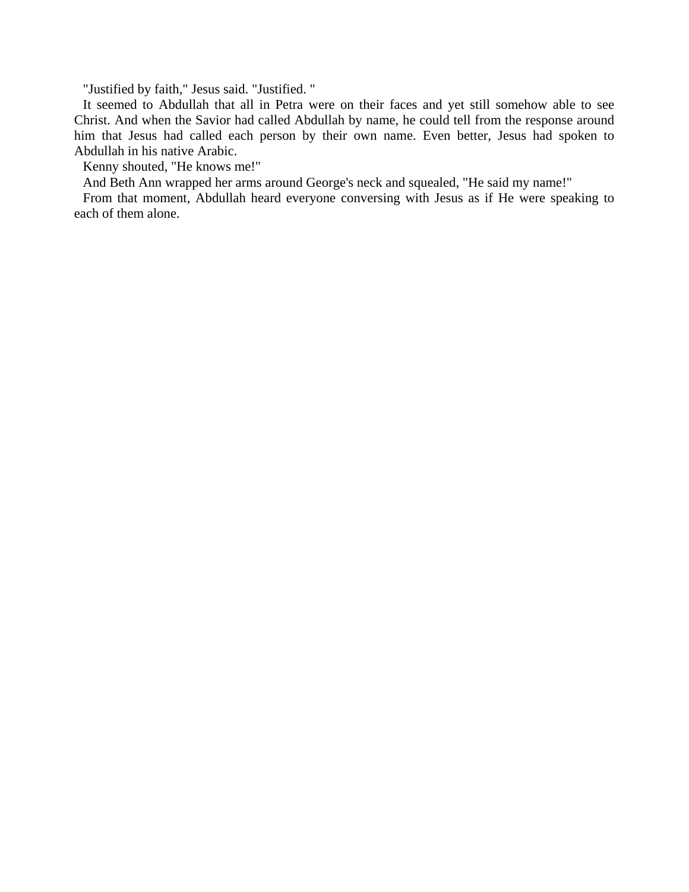"Justified by faith," Jesus said. "Justified. "

It seemed to Abdullah that all in Petra were on their faces and yet still somehow able to see Christ. And when the Savior had called Abdullah by name, he could tell from the response around him that Jesus had called each person by their own name. Even better, Jesus had spoken to Abdullah in his native Arabic.

Kenny shouted, "He knows me!"

And Beth Ann wrapped her arms around George's neck and squealed, "He said my name!"

From that moment, Abdullah heard everyone conversing with Jesus as if He were speaking to each of them alone.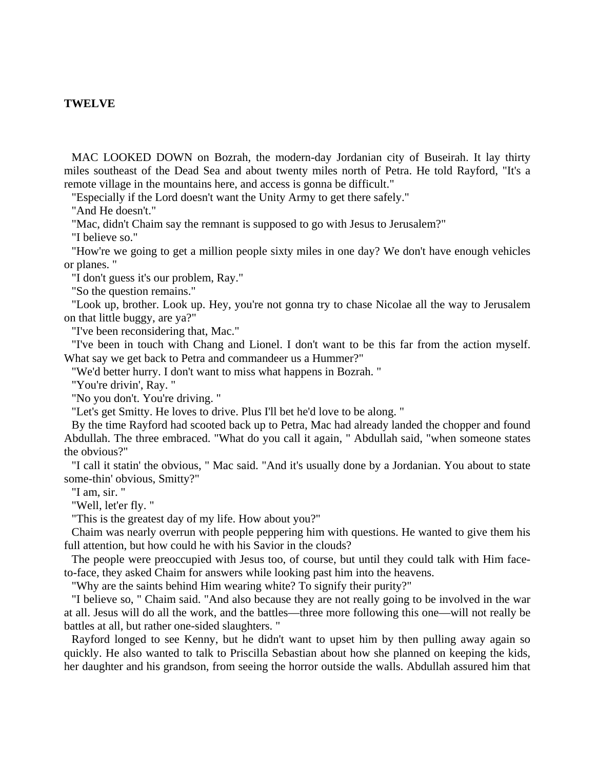**TWELVE**

MAC LOOKED DOWN on Bozrah, the modern-day Jordanian city of Buseirah. It lay thirty miles southeast of the Dead Sea and about twenty miles north of Petra. He told Rayford, "It's a remote village in the mountains here, and access is gonna be difficult."

"Especially if the Lord doesn't want the Unity Army to get there safely."

"And He doesn't."

"Mac, didn't Chaim say the remnant is supposed to go with Jesus to Jerusalem?"

"I believe so."

"How're we going to get a million people sixty miles in one day? We don't have enough vehicles or planes. "

"I don't guess it's our problem, Ray."

"So the question remains."

"Look up, brother. Look up. Hey, you're not gonna try to chase Nicolae all the way to Jerusalem on that little buggy, are ya?"

"I've been reconsidering that, Mac."

"I've been in touch with Chang and Lionel. I don't want to be this far from the action myself. What say we get back to Petra and commandeer us a Hummer?"

"We'd better hurry. I don't want to miss what happens in Bozrah. "

"You're drivin', Ray. "

"No you don't. You're driving. "

"Let's get Smitty. He loves to drive. Plus I'll bet he'd love to be along. "

By the time Rayford had scooted back up to Petra, Mac had already landed the chopper and found Abdullah. The three embraced. "What do you call it again, " Abdullah said, "when someone states the obvious?"

"I call it statin' the obvious, " Mac said. "And it's usually done by a Jordanian. You about to state some-thin' obvious, Smitty?"

"I am, sir. "

"Well, let'er fly. "

"This is the greatest day of my life. How about you?"

Chaim was nearly overrun with people peppering him with questions. He wanted to give them his full attention, but how could he with his Savior in the clouds?

The people were preoccupied with Jesus too, of course, but until they could talk with Him face-to-face, they asked Chaim for answers while looking past him into the heavens.

"Why are the saints behind Him wearing white? To signify their purity?"

"I believe so, " Chaim said. "And also because they are not really going to be involved in the war at all. Jesus will do all the work, and the battles—three more following this one—will not really be battles at all, but rather one-sided slaughters. "

Rayford longed to see Kenny, but he didn't want to upset him by then pulling away again so quickly. He also wanted to talk to Priscilla Sebastian about how she planned on keeping the kids, her daughter and his grandson, from seeing the horror outside the walls. Abdullah assured him that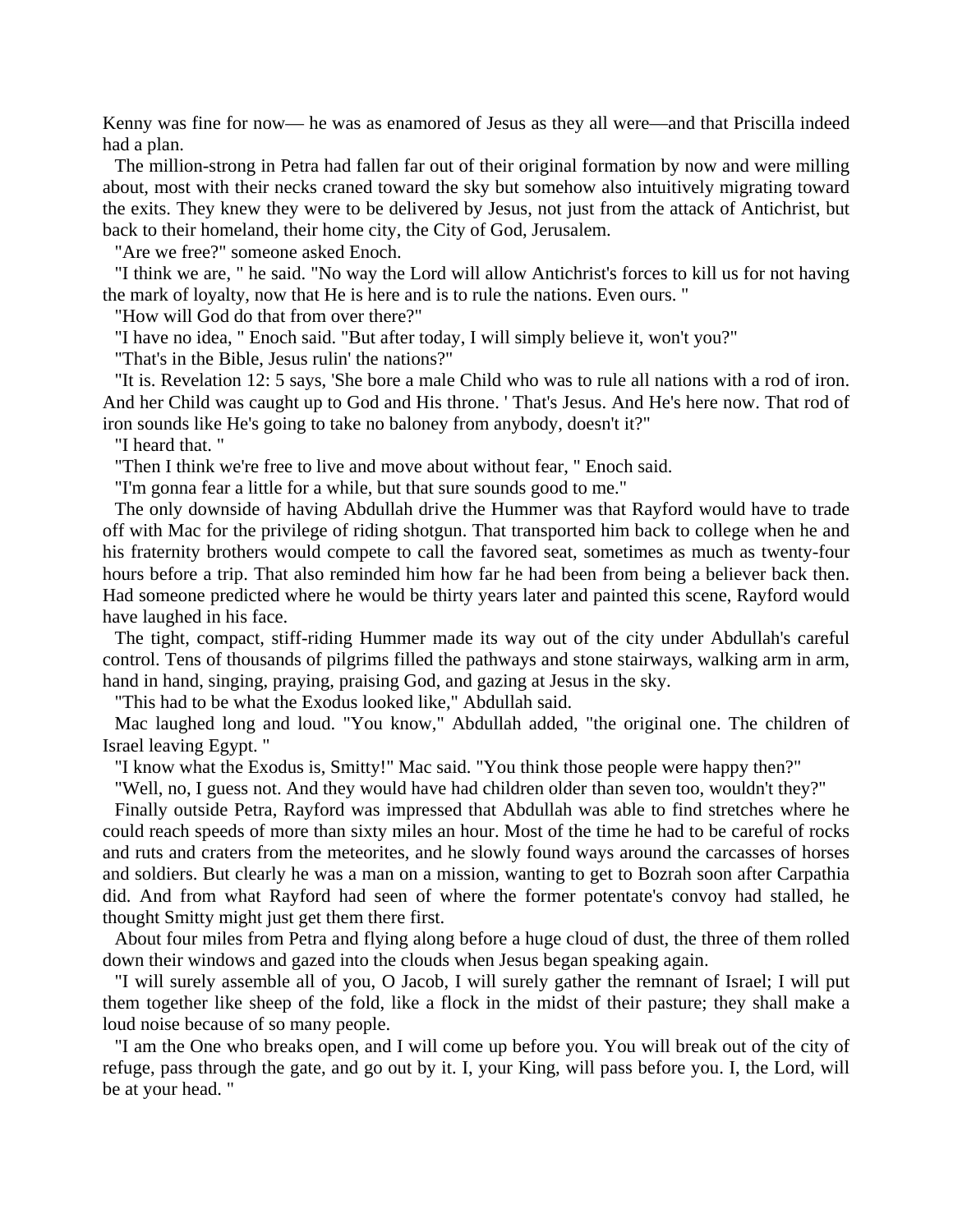Kenny was fine for now— he was as enamored of Jesus as they all were—and that Priscilla indeed had a plan.

The million-strong in Petra had fallen far out of their original formation by now and were milling about, most with their necks craned toward the sky but somehow also intuitively migrating toward the exits. They knew they were to be delivered by Jesus, not just from the attack of Antichrist, but back to their homeland, their home city, the City of God, Jerusalem.

"Are we free?" someone asked Enoch.

"I think we are, " he said. "No way the Lord will allow Antichrist's forces to kill us for not having the mark of loyalty, now that He is here and is to rule the nations. Even ours. "

"How will God do that from over there?"

"I have no idea, " Enoch said. "But after today, I will simply believe it, won't you?"

"That's in the Bible, Jesus rulin' the nations?"

"It is. Revelation 12: 5 says, 'She bore a male Child who was to rule all nations with a rod of iron. And her Child was caught up to God and His throne. ' That's Jesus. And He's here now. That rod of iron sounds like He's going to take no baloney from anybody, doesn't it?"

"I heard that. "

"Then I think we're free to live and move about without fear, " Enoch said.

"I'm gonna fear a little for a while, but that sure sounds good to me."

The only downside of having Abdullah drive the Hummer was that Rayford would have to trade off with Mac for the privilege of riding shotgun. That transported him back to college when he and his fraternity brothers would compete to call the favored seat, sometimes as much as twenty-four hours before a trip. That also reminded him how far he had been from being a believer back then. Had someone predicted where he would be thirty years later and painted this scene, Rayford would have laughed in his face.

The tight, compact, stiff-riding Hummer made its way out of the city under Abdullah's careful control. Tens of thousands of pilgrims filled the pathways and stone stairways, walking arm in arm, hand in hand, singing, praying, praising God, and gazing at Jesus in the sky.

"This had to be what the Exodus looked like," Abdullah said.

Mac laughed long and loud. "You know," Abdullah added, "the original one. The children of Israel leaving Egypt. "

"I know what the Exodus is, Smitty!" Mac said. "You think those people were happy then?"

"Well, no, I guess not. And they would have had children older than seven too, wouldn't they?"

Finally outside Petra, Rayford was impressed that Abdullah was able to find stretches where he could reach speeds of more than sixty miles an hour. Most of the time he had to be careful of rocks and ruts and craters from the meteorites, and he slowly found ways around the carcasses of horses and soldiers. But clearly he was a man on a mission, wanting to get to Bozrah soon after Carpathia did. And from what Rayford had seen of where the former potentate's convoy had stalled, he thought Smitty might just get them there first.

About four miles from Petra and flying along before a huge cloud of dust, the three of them rolled down their windows and gazed into the clouds when Jesus began speaking again.

"I will surely assemble all of you, O Jacob, I will surely gather the remnant of Israel; I will put them together like sheep of the fold, like a flock in the midst of their pasture; they shall make a loud noise because of so many people.

"I am the One who breaks open, and I will come up before you. You will break out of the city of refuge, pass through the gate, and go out by it. I, your King, will pass before you. I, the Lord, will be at your head. "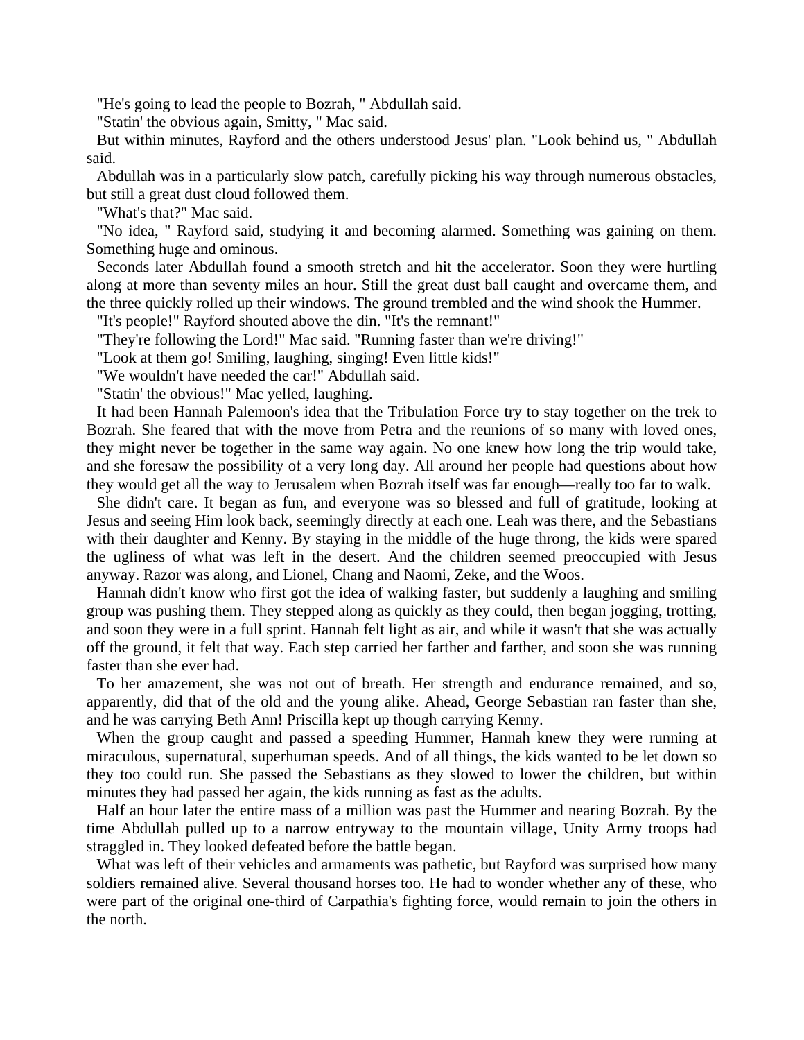"He's going to lead the people to Bozrah, " Abdullah said.

"Statin' the obvious again, Smitty, " Mac said.

But within minutes, Rayford and the others understood Jesus' plan. "Look behind us, " Abdullah said.

Abdullah was in a particularly slow patch, carefully picking his way through numerous obstacles, but still a great dust cloud followed them.

"What's that?" Mac said.

"No idea, " Rayford said, studying it and becoming alarmed. Something was gaining on them. Something huge and ominous.

Seconds later Abdullah found a smooth stretch and hit the accelerator. Soon they were hurtling along at more than seventy miles an hour. Still the great dust ball caught and overcame them, and the three quickly rolled up their windows. The ground trembled and the wind shook the Hummer.

"It's people!" Rayford shouted above the din. "It's the remnant!"

"They're following the Lord!" Mac said. "Running faster than we're driving!"

"Look at them go! Smiling, laughing, singing! Even little kids!"

"We wouldn't have needed the car!" Abdullah said.

"Statin' the obvious!" Mac yelled, laughing.

It had been Hannah Palemoon's idea that the Tribulation Force try to stay together on the trek to Bozrah. She feared that with the move from Petra and the reunions of so many with loved ones, they might never be together in the same way again. No one knew how long the trip would take, and she foresaw the possibility of a very long day. All around her people had questions about how they would get all the way to Jerusalem when Bozrah itself was far enough—really too far to walk.

She didn't care. It began as fun, and everyone was so blessed and full of gratitude, looking at Jesus and seeing Him look back, seemingly directly at each one. Leah was there, and the Sebastians with their daughter and Kenny. By staying in the middle of the huge throng, the kids were spared the ugliness of what was left in the desert. And the children seemed preoccupied with Jesus anyway. Razor was along, and Lionel, Chang and Naomi, Zeke, and the Woos.

Hannah didn't know who first got the idea of walking faster, but suddenly a laughing and smiling group was pushing them. They stepped along as quickly as they could, then began jogging, trotting, and soon they were in a full sprint. Hannah felt light as air, and while it wasn't that she was actually off the ground, it felt that way. Each step carried her farther and farther, and soon she was running faster than she ever had.

To her amazement, she was not out of breath. Her strength and endurance remained, and so, apparently, did that of the old and the young alike. Ahead, George Sebastian ran faster than she, and he was carrying Beth Ann! Priscilla kept up though carrying Kenny.

When the group caught and passed a speeding Hummer, Hannah knew they were running at miraculous, supernatural, superhuman speeds. And of all things, the kids wanted to be let down so they too could run. She passed the Sebastians as they slowed to lower the children, but within minutes they had passed her again, the kids running as fast as the adults.

Half an hour later the entire mass of a million was past the Hummer and nearing Bozrah. By the time Abdullah pulled up to a narrow entryway to the mountain village, Unity Army troops had straggled in. They looked defeated before the battle began.

What was left of their vehicles and armaments was pathetic, but Rayford was surprised how many soldiers remained alive. Several thousand horses too. He had to wonder whether any of these, who were part of the original one-third of Carpathia's fighting force, would remain to join the others in the north.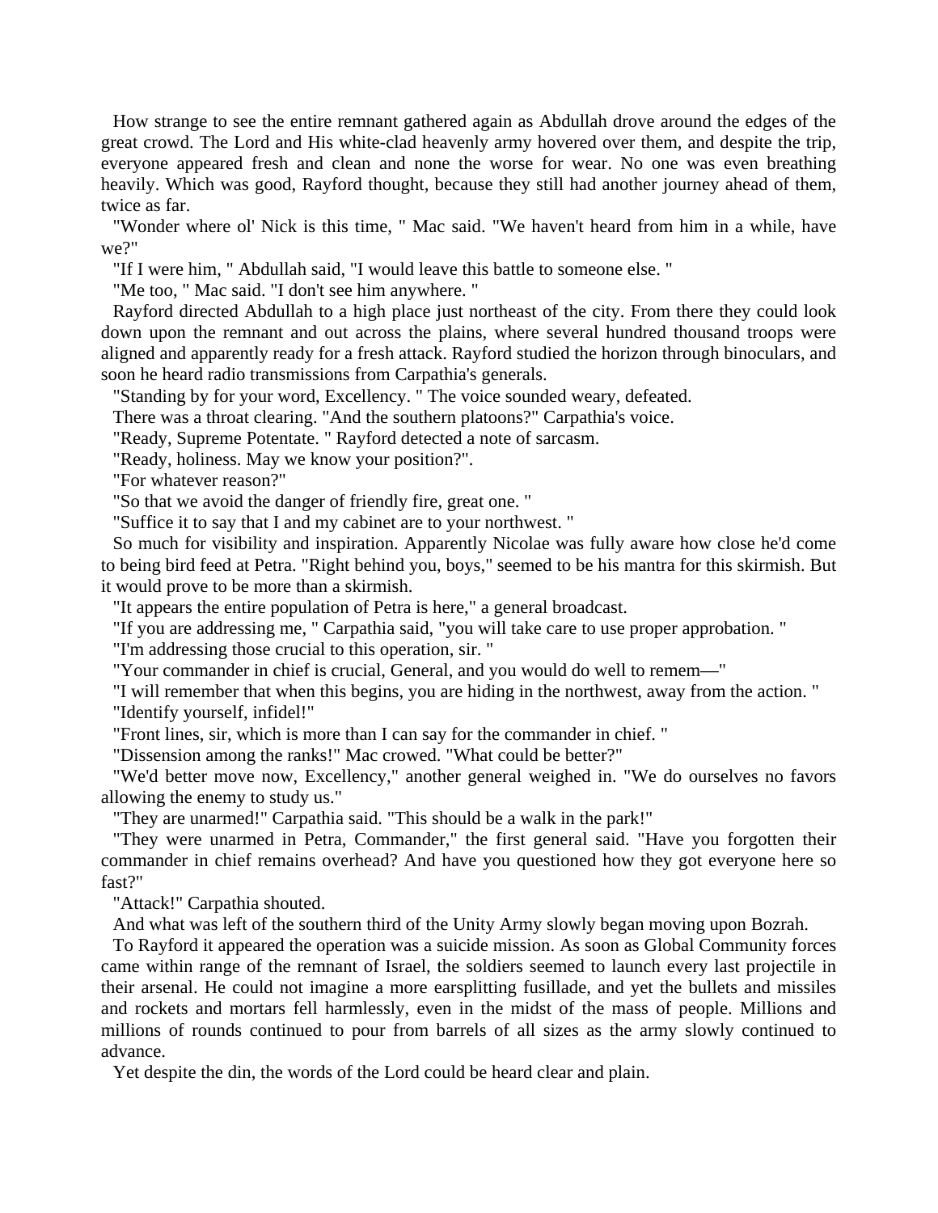How strange to see the entire remnant gathered again as Abdullah drove around the edges of the great crowd. The Lord and His white-clad heavenly army hovered over them, and despite the trip, everyone appeared fresh and clean and none the worse for wear. No one was even breathing heavily. Which was good, Rayford thought, because they still had another journey ahead of them, twice as far.

"Wonder where ol' Nick is this time, " Mac said. "We haven't heard from him in a while, have we?"

"If I were him, " Abdullah said, "I would leave this battle to someone else. "

"Me too, " Mac said. "I don't see him anywhere. "

Rayford directed Abdullah to a high place just northeast of the city. From there they could look down upon the remnant and out across the plains, where several hundred thousand troops were aligned and apparently ready for a fresh attack. Rayford studied the horizon through binoculars, and soon he heard radio transmissions from Carpathia's generals.

"Standing by for your word, Excellency. " The voice sounded weary, defeated.

There was a throat clearing. "And the southern platoons?" Carpathia's voice.

"Ready, Supreme Potentate. " Rayford detected a note of sarcasm.

"Ready, holiness. May we know your position?".

"For whatever reason?"

"So that we avoid the danger of friendly fire, great one. "

"Suffice it to say that I and my cabinet are to your northwest. "

So much for visibility and inspiration. Apparently Nicolae was fully aware how close he'd come to being bird feed at Petra. "Right behind you, boys," seemed to be his mantra for this skirmish. But it would prove to be more than a skirmish.

"It appears the entire population of Petra is here," a general broadcast.

"If you are addressing me, " Carpathia said, "you will take care to use proper approbation. "

"I'm addressing those crucial to this operation, sir. "

"Your commander in chief is crucial, General, and you would do well to remem—"

"I will remember that when this begins, you are hiding in the northwest, away from the action. "

"Identify yourself, infidel!"

"Front lines, sir, which is more than I can say for the commander in chief. "

"Dissension among the ranks!" Mac crowed. "What could be better?"

"We'd better move now, Excellency," another general weighed in. "We do ourselves no favors allowing the enemy to study us."

"They are unarmed!" Carpathia said. "This should be a walk in the park!"

"They were unarmed in Petra, Commander," the first general said. "Have you forgotten their commander in chief remains overhead? And have you questioned how they got everyone here so fast?"

"Attack!" Carpathia shouted.

And what was left of the southern third of the Unity Army slowly began moving upon Bozrah.

To Rayford it appeared the operation was a suicide mission. As soon as Global Community forces came within range of the remnant of Israel, the soldiers seemed to launch every last projectile in their arsenal. He could not imagine a more earsplitting fusillade, and yet the bullets and missiles and rockets and mortars fell harmlessly, even in the midst of the mass of people. Millions and millions of rounds continued to pour from barrels of all sizes as the army slowly continued to advance.

Yet despite the din, the words of the Lord could be heard clear and plain.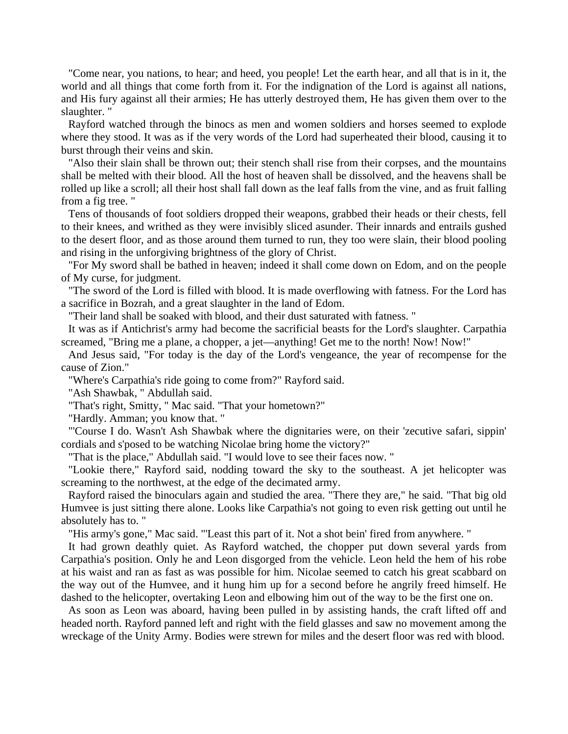"Come near, you nations, to hear; and heed, you people! Let the earth hear, and all that is in it, the world and all things that come forth from it. For the indignation of the Lord is against all nations, and His fury against all their armies; He has utterly destroyed them, He has given them over to the slaughter. "

Rayford watched through the binocs as men and women soldiers and horses seemed to explode where they stood. It was as if the very words of the Lord had superheated their blood, causing it to burst through their veins and skin.

"Also their slain shall be thrown out; their stench shall rise from their corpses, and the mountains shall be melted with their blood. All the host of heaven shall be dissolved, and the heavens shall be rolled up like a scroll; all their host shall fall down as the leaf falls from the vine, and as fruit falling from a fig tree. "

Tens of thousands of foot soldiers dropped their weapons, grabbed their heads or their chests, fell to their knees, and writhed as they were invisibly sliced asunder. Their innards and entrails gushed to the desert floor, and as those around them turned to run, they too were slain, their blood pooling and rising in the unforgiving brightness of the glory of Christ.

"For My sword shall be bathed in heaven; indeed it shall come down on Edom, and on the people of My curse, for judgment.

"The sword of the Lord is filled with blood. It is made overflowing with fatness. For the Lord has a sacrifice in Bozrah, and a great slaughter in the land of Edom.

"Their land shall be soaked with blood, and their dust saturated with fatness. "

It was as if Antichrist's army had become the sacrificial beasts for the Lord's slaughter. Carpathia screamed, "Bring me a plane, a chopper, a jet—anything! Get me to the north! Now! Now!"

And Jesus said, "For today is the day of the Lord's vengeance, the year of recompense for the cause of Zion."

"Where's Carpathia's ride going to come from?" Rayford said.

"Ash Shawbak, " Abdullah said.

"That's right, Smitty, " Mac said. "That your hometown?"

"Hardly. Amman; you know that. "

"'Course I do. Wasn't Ash Shawbak where the dignitaries were, on their 'zecutive safari, sippin' cordials and s'posed to be watching Nicolae bring home the victory?"

"That is the place," Abdullah said. "I would love to see their faces now. "

"Lookie there," Rayford said, nodding toward the sky to the southeast. A jet helicopter was screaming to the northwest, at the edge of the decimated army.

Rayford raised the binoculars again and studied the area. "There they are," he said. "That big old Humvee is just sitting there alone. Looks like Carpathia's not going to even risk getting out until he absolutely has to. "

"His army's gone," Mac said. "'Least this part of it. Not a shot bein' fired from anywhere. "

It had grown deathly quiet. As Rayford watched, the chopper put down several yards from Carpathia's position. Only he and Leon disgorged from the vehicle. Leon held the hem of his robe at his waist and ran as fast as was possible for him. Nicolae seemed to catch his great scabbard on the way out of the Humvee, and it hung him up for a second before he angrily freed himself. He dashed to the helicopter, overtaking Leon and elbowing him out of the way to be the first one on.

As soon as Leon was aboard, having been pulled in by assisting hands, the craft lifted off and headed north. Rayford panned left and right with the field glasses and saw no movement among the wreckage of the Unity Army. Bodies were strewn for miles and the desert floor was red with blood.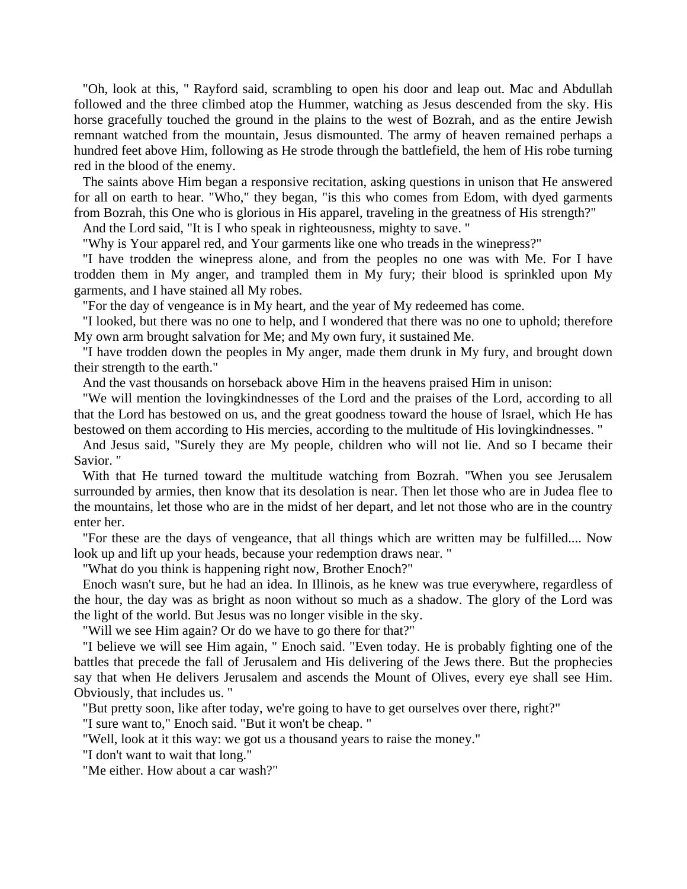"Oh, look at this, " Rayford said, scrambling to open his door and leap out. Mac and Abdullah followed and the three climbed atop the Hummer, watching as Jesus descended from the sky. His horse gracefully touched the ground in the plains to the west of Bozrah, and as the entire Jewish remnant watched from the mountain, Jesus dismounted. The army of heaven remained perhaps a hundred feet above Him, following as He strode through the battlefield, the hem of His robe turning red in the blood of the enemy.

The saints above Him began a responsive recitation, asking questions in unison that He answered for all on earth to hear. "Who," they began, "is this who comes from Edom, with dyed garments from Bozrah, this One who is glorious in His apparel, traveling in the greatness of His strength?"

And the Lord said, "It is I who speak in righteousness, mighty to save. "

"Why is Your apparel red, and Your garments like one who treads in the winepress?"

"I have trodden the winepress alone, and from the peoples no one was with Me. For I have trodden them in My anger, and trampled them in My fury; their blood is sprinkled upon My garments, and I have stained all My robes.

"For the day of vengeance is in My heart, and the year of My redeemed has come.

"I looked, but there was no one to help, and I wondered that there was no one to uphold; therefore My own arm brought salvation for Me; and My own fury, it sustained Me.

"I have trodden down the peoples in My anger, made them drunk in My fury, and brought down their strength to the earth."

And the vast thousands on horseback above Him in the heavens praised Him in unison:

"We will mention the lovingkindnesses of the Lord and the praises of the Lord, according to all that the Lord has bestowed on us, and the great goodness toward the house of Israel, which He has bestowed on them according to His mercies, according to the multitude of His lovingkindnesses. "

And Jesus said, "Surely they are My people, children who will not lie. And so I became their Savior. "

With that He turned toward the multitude watching from Bozrah. "When you see Jerusalem surrounded by armies, then know that its desolation is near. Then let those who are in Judea flee to the mountains, let those who are in the midst of her depart, and let not those who are in the country enter her.

"For these are the days of vengeance, that all things which are written may be fulfilled.... Now look up and lift up your heads, because your redemption draws near. "

"What do you think is happening right now, Brother Enoch?"

Enoch wasn't sure, but he had an idea. In Illinois, as he knew was true everywhere, regardless of the hour, the day was as bright as noon without so much as a shadow. The glory of the Lord was the light of the world. But Jesus was no longer visible in the sky.

"Will we see Him again? Or do we have to go there for that?"

"I believe we will see Him again, " Enoch said. "Even today. He is probably fighting one of the battles that precede the fall of Jerusalem and His delivering of the Jews there. But the prophecies say that when He delivers Jerusalem and ascends the Mount of Olives, every eye shall see Him. Obviously, that includes us. "

"But pretty soon, like after today, we're going to have to get ourselves over there, right?"

"I sure want to," Enoch said. "But it won't be cheap. "

"Well, look at it this way: we got us a thousand years to raise the money."

"I don't want to wait that long."

"Me either. How about a car wash?"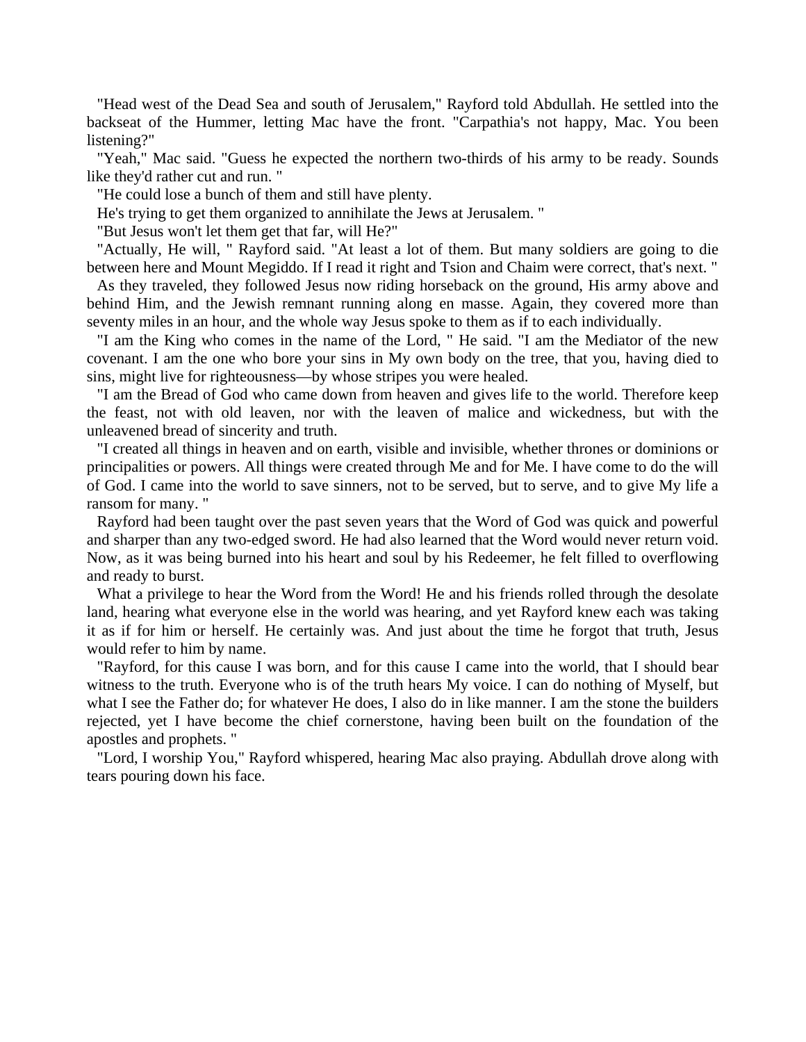"Head west of the Dead Sea and south of Jerusalem," Rayford told Abdullah. He settled into the backseat of the Hummer, letting Mac have the front. "Carpathia's not happy, Mac. You been listening?"

"Yeah," Mac said. "Guess he expected the northern two-thirds of his army to be ready. Sounds like they'd rather cut and run. "

"He could lose a bunch of them and still have plenty.

He's trying to get them organized to annihilate the Jews at Jerusalem. "

"But Jesus won't let them get that far, will He?"

"Actually, He will, " Rayford said. "At least a lot of them. But many soldiers are going to die between here and Mount Megiddo. If I read it right and Tsion and Chaim were correct, that's next. "

As they traveled, they followed Jesus now riding horseback on the ground, His army above and behind Him, and the Jewish remnant running along en masse. Again, they covered more than seventy miles in an hour, and the whole way Jesus spoke to them as if to each individually.

"I am the King who comes in the name of the Lord, " He said. "I am the Mediator of the new covenant. I am the one who bore your sins in My own body on the tree, that you, having died to sins, might live for righteousness—by whose stripes you were healed.

"I am the Bread of God who came down from heaven and gives life to the world. Therefore keep the feast, not with old leaven, nor with the leaven of malice and wickedness, but with the unleavened bread of sincerity and truth.

"I created all things in heaven and on earth, visible and invisible, whether thrones or dominions or principalities or powers. All things were created through Me and for Me. I have come to do the will of God. I came into the world to save sinners, not to be served, but to serve, and to give My life a ransom for many. "

Rayford had been taught over the past seven years that the Word of God was quick and powerful and sharper than any two-edged sword. He had also learned that the Word would never return void. Now, as it was being burned into his heart and soul by his Redeemer, he felt filled to overflowing and ready to burst.

What a privilege to hear the Word from the Word! He and his friends rolled through the desolate land, hearing what everyone else in the world was hearing, and yet Rayford knew each was taking it as if for him or herself. He certainly was. And just about the time he forgot that truth, Jesus would refer to him by name.

"Rayford, for this cause I was born, and for this cause I came into the world, that I should bear witness to the truth. Everyone who is of the truth hears My voice. I can do nothing of Myself, but what I see the Father do; for whatever He does, I also do in like manner. I am the stone the builders rejected, yet I have become the chief cornerstone, having been built on the foundation of the apostles and prophets. "

"Lord, I worship You," Rayford whispered, hearing Mac also praying. Abdullah drove along with tears pouring down his face.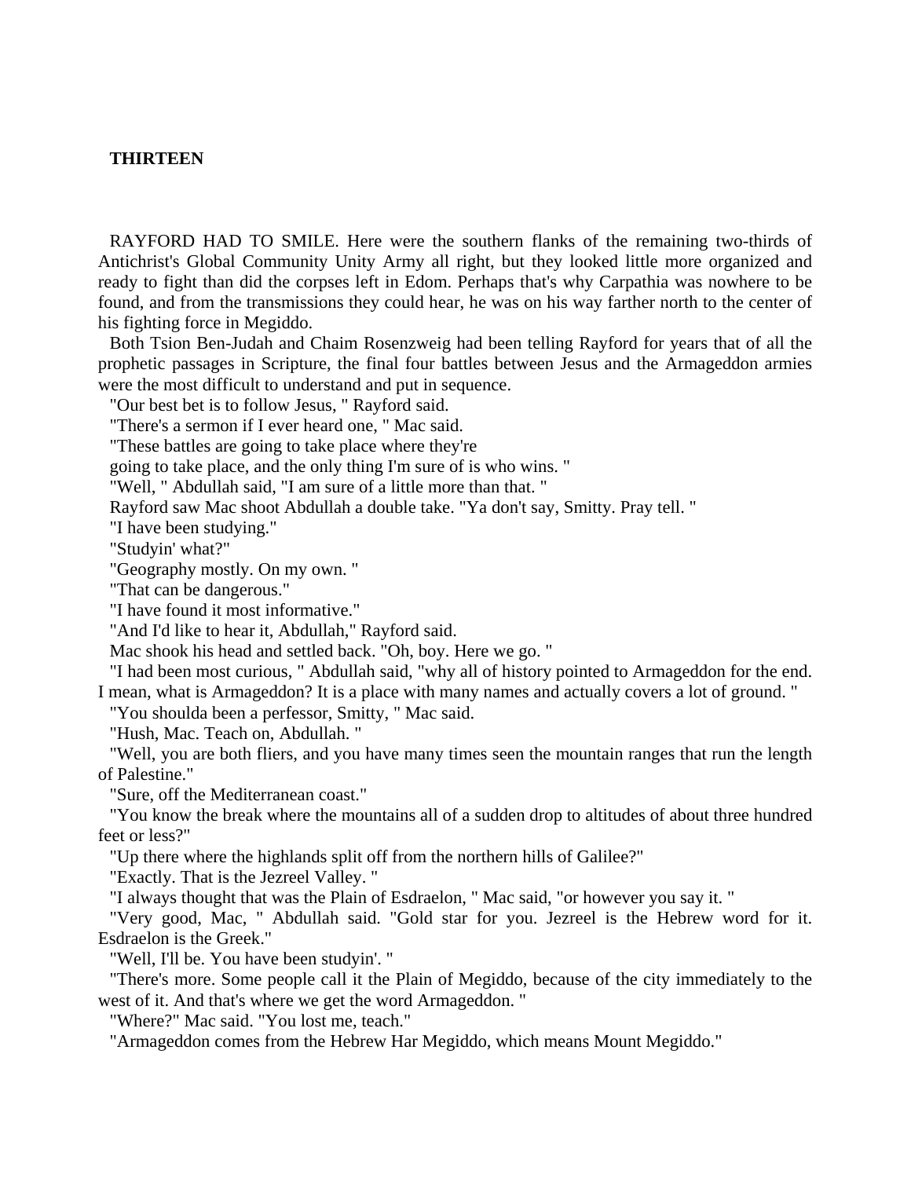**THIRTEEN**

RAYFORD HAD TO SMILE. Here were the southern flanks of the remaining two-thirds of Antichrist's Global Community Unity Army all right, but they looked little more organized and ready to fight than did the corpses left in Edom. Perhaps that's why Carpathia was nowhere to be found, and from the transmissions they could hear, he was on his way farther north to the center of his fighting force in Megiddo.

Both Tsion Ben-Judah and Chaim Rosenzweig had been telling Rayford for years that of all the prophetic passages in Scripture, the final four battles between Jesus and the Armageddon armies were the most difficult to understand and put in sequence.

"Our best bet is to follow Jesus, " Rayford said.

"There's a sermon if I ever heard one, " Mac said.

"These battles are going to take place where they're

going to take place, and the only thing I'm sure of is who wins. "

"Well, " Abdullah said, "I am sure of a little more than that. "

Rayford saw Mac shoot Abdullah a double take. "Ya don't say, Smitty. Pray tell. "

"I have been studying."

"Studyin' what?"

"Geography mostly. On my own. "

"That can be dangerous."

"I have found it most informative."

"And I'd like to hear it, Abdullah," Rayford said.

Mac shook his head and settled back. "Oh, boy. Here we go. "

"I had been most curious, " Abdullah said, "why all of history pointed to Armageddon for the end. I mean, what is Armageddon? It is a place with many names and actually covers a lot of ground. "

"You shoulda been a perfessor, Smitty, " Mac said.

"Hush, Mac. Teach on, Abdullah. "

"Well, you are both fliers, and you have many times seen the mountain ranges that run the length of Palestine."

"Sure, off the Mediterranean coast."

"You know the break where the mountains all of a sudden drop to altitudes of about three hundred feet or less?"

"Up there where the highlands split off from the northern hills of Galilee?"

"Exactly. That is the Jezreel Valley. "

"I always thought that was the Plain of Esdraelon, " Mac said, "or however you say it. "

"Very good, Mac, " Abdullah said. "Gold star for you. Jezreel is the Hebrew word for it. Esdraelon is the Greek."

"Well, I'll be. You have been studyin'. "

"There's more. Some people call it the Plain of Megiddo, because of the city immediately to the west of it. And that's where we get the word Armageddon. "

"Where?" Mac said. "You lost me, teach."

"Armageddon comes from the Hebrew Har Megiddo, which means Mount Megiddo."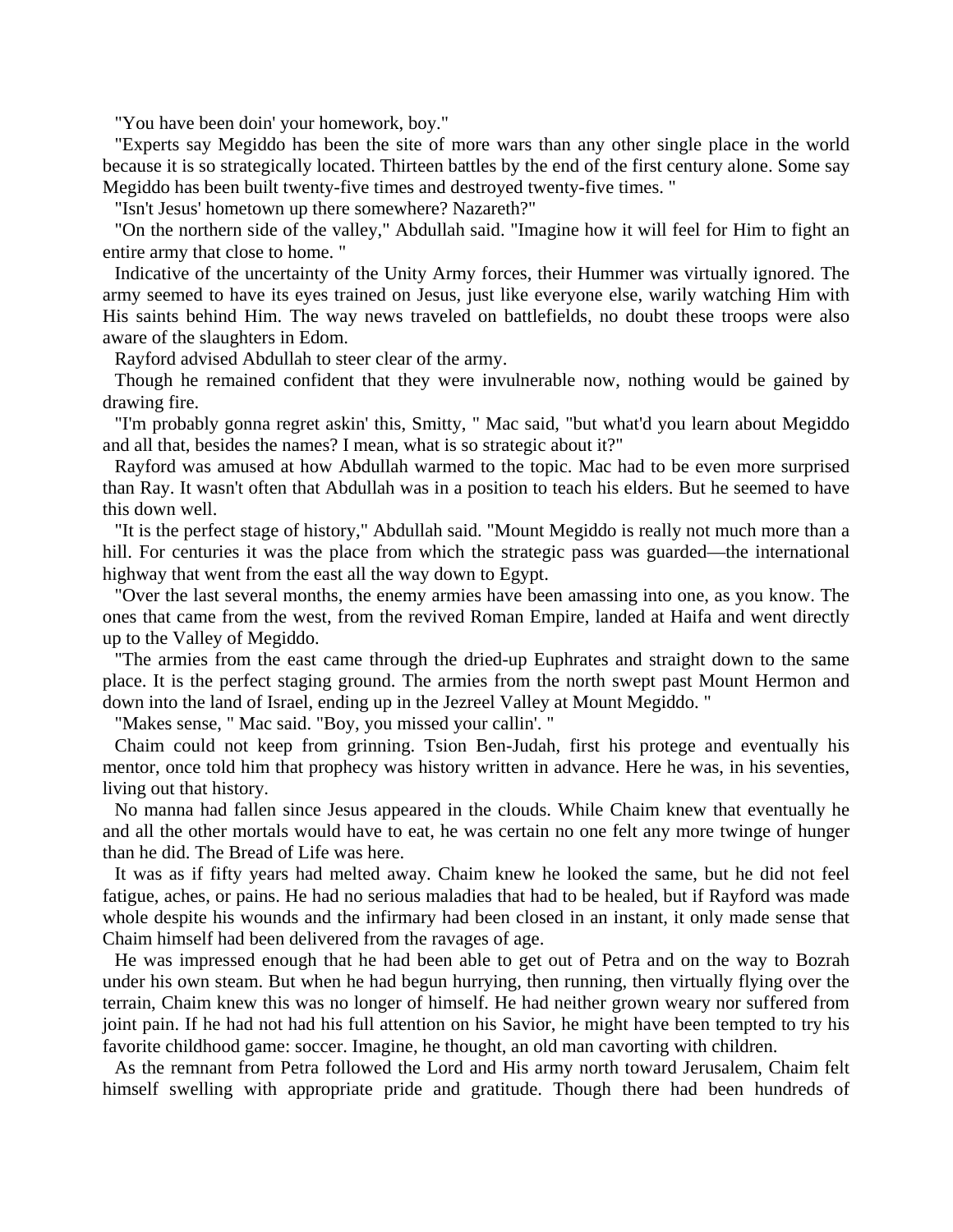"You have been doin' your homework, boy."

"Experts say Megiddo has been the site of more wars than any other single place in the world because it is so strategically located. Thirteen battles by the end of the first century alone. Some say Megiddo has been built twenty-five times and destroyed twenty-five times. "

"Isn't Jesus' hometown up there somewhere? Nazareth?"

"On the northern side of the valley," Abdullah said. "Imagine how it will feel for Him to fight an entire army that close to home. "

Indicative of the uncertainty of the Unity Army forces, their Hummer was virtually ignored. The army seemed to have its eyes trained on Jesus, just like everyone else, warily watching Him with His saints behind Him. The way news traveled on battlefields, no doubt these troops were also aware of the slaughters in Edom.

Rayford advised Abdullah to steer clear of the army.

Though he remained confident that they were invulnerable now, nothing would be gained by drawing fire.

"I'm probably gonna regret askin' this, Smitty, " Mac said, "but what'd you learn about Megiddo and all that, besides the names? I mean, what is so strategic about it?"

Rayford was amused at how Abdullah warmed to the topic. Mac had to be even more surprised than Ray. It wasn't often that Abdullah was in a position to teach his elders. But he seemed to have this down well.

"It is the perfect stage of history," Abdullah said. "Mount Megiddo is really not much more than a hill. For centuries it was the place from which the strategic pass was guarded—the international highway that went from the east all the way down to Egypt.

"Over the last several months, the enemy armies have been amassing into one, as you know. The ones that came from the west, from the revived Roman Empire, landed at Haifa and went directly up to the Valley of Megiddo.

"The armies from the east came through the dried-up Euphrates and straight down to the same place. It is the perfect staging ground. The armies from the north swept past Mount Hermon and down into the land of Israel, ending up in the Jezreel Valley at Mount Megiddo. "

"Makes sense, " Mac said. "Boy, you missed your callin'. "

Chaim could not keep from grinning. Tsion Ben-Judah, first his protege and eventually his mentor, once told him that prophecy was history written in advance. Here he was, in his seventies, living out that history.

No manna had fallen since Jesus appeared in the clouds. While Chaim knew that eventually he and all the other mortals would have to eat, he was certain no one felt any more twinge of hunger than he did. The Bread of Life was here.

It was as if fifty years had melted away. Chaim knew he looked the same, but he did not feel fatigue, aches, or pains. He had no serious maladies that had to be healed, but if Rayford was made whole despite his wounds and the infirmary had been closed in an instant, it only made sense that Chaim himself had been delivered from the ravages of age.

He was impressed enough that he had been able to get out of Petra and on the way to Bozrah under his own steam. But when he had begun hurrying, then running, then virtually flying over the terrain, Chaim knew this was no longer of himself. He had neither grown weary nor suffered from joint pain. If he had not had his full attention on his Savior, he might have been tempted to try his favorite childhood game: soccer. Imagine, he thought, an old man cavorting with children.

As the remnant from Petra followed the Lord and His army north toward Jerusalem, Chaim felt himself swelling with appropriate pride and gratitude. Though there had been hundreds of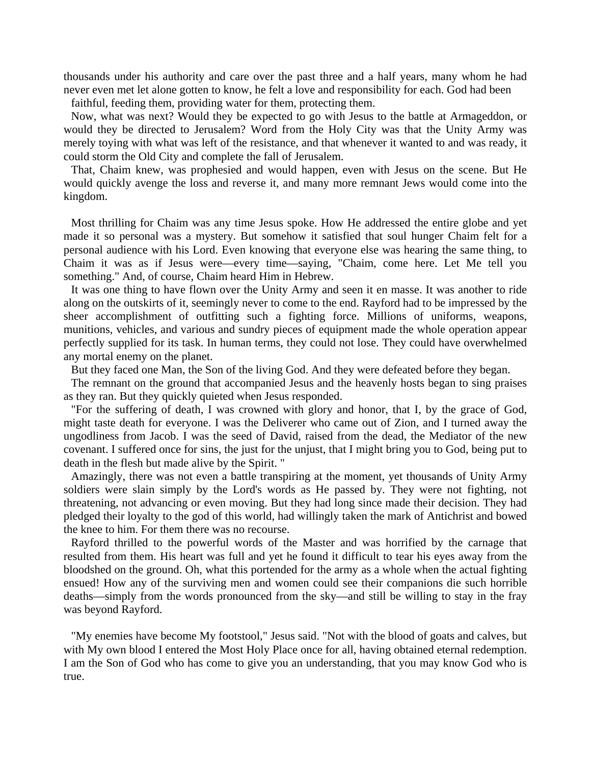thousands under his authority and care over the past three and a half years, many whom he had never even met let alone gotten to know, he felt a love and responsibility for each. God had been faithful, feeding them, providing water for them, protecting them.

Now, what was next? Would they be expected to go with Jesus to the battle at Armageddon, or would they be directed to Jerusalem? Word from the Holy City was that the Unity Army was merely toying with what was left of the resistance, and that whenever it wanted to and was ready, it could storm the Old City and complete the fall of Jerusalem.

That, Chaim knew, was prophesied and would happen, even with Jesus on the scene. But He would quickly avenge the loss and reverse it, and many more remnant Jews would come into the kingdom.

Most thrilling for Chaim was any time Jesus spoke. How He addressed the entire globe and yet made it so personal was a mystery. But somehow it satisfied that soul hunger Chaim felt for a personal audience with his Lord. Even knowing that everyone else was hearing the same thing, to Chaim it was as if Jesus were—every time—saying, "Chaim, come here. Let Me tell you something." And, of course, Chaim heard Him in Hebrew.

It was one thing to have flown over the Unity Army and seen it en masse. It was another to ride along on the outskirts of it, seemingly never to come to the end. Rayford had to be impressed by the sheer accomplishment of outfitting such a fighting force. Millions of uniforms, weapons, munitions, vehicles, and various and sundry pieces of equipment made the whole operation appear perfectly supplied for its task. In human terms, they could not lose. They could have overwhelmed any mortal enemy on the planet.

But they faced one Man, the Son of the living God. And they were defeated before they began.

The remnant on the ground that accompanied Jesus and the heavenly hosts began to sing praises as they ran. But they quickly quieted when Jesus responded.

"For the suffering of death, I was crowned with glory and honor, that I, by the grace of God, might taste death for everyone. I was the Deliverer who came out of Zion, and I turned away the ungodliness from Jacob. I was the seed of David, raised from the dead, the Mediator of the new covenant. I suffered once for sins, the just for the unjust, that I might bring you to God, being put to death in the flesh but made alive by the Spirit. "

Amazingly, there was not even a battle transpiring at the moment, yet thousands of Unity Army soldiers were slain simply by the Lord's words as He passed by. They were not fighting, not threatening, not advancing or even moving. But they had long since made their decision. They had pledged their loyalty to the god of this world, had willingly taken the mark of Antichrist and bowed the knee to him. For them there was no recourse.

Rayford thrilled to the powerful words of the Master and was horrified by the carnage that resulted from them. His heart was full and yet he found it difficult to tear his eyes away from the bloodshed on the ground. Oh, what this portended for the army as a whole when the actual fighting ensued! How any of the surviving men and women could see their companions die such horrible deaths—simply from the words pronounced from the sky—and still be willing to stay in the fray was beyond Rayford.

"My enemies have become My footstool," Jesus said. "Not with the blood of goats and calves, but with My own blood I entered the Most Holy Place once for all, having obtained eternal redemption. I am the Son of God who has come to give you an understanding, that you may know God who is true.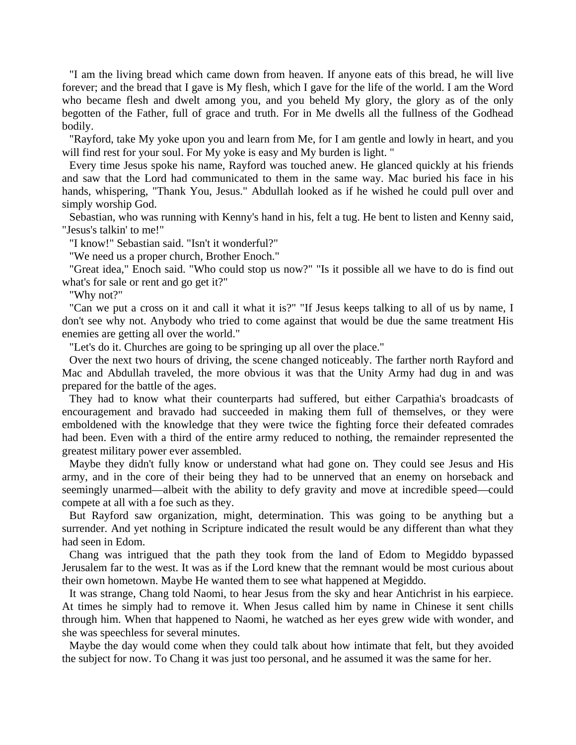"I am the living bread which came down from heaven. If anyone eats of this bread, he will live forever; and the bread that I gave is My flesh, which I gave for the life of the world. I am the Word who became flesh and dwelt among you, and you beheld My glory, the glory as of the only begotten of the Father, full of grace and truth. For in Me dwells all the fullness of the Godhead bodily.

"Rayford, take My yoke upon you and learn from Me, for I am gentle and lowly in heart, and you will find rest for your soul. For My yoke is easy and My burden is light. "

Every time Jesus spoke his name, Rayford was touched anew. He glanced quickly at his friends and saw that the Lord had communicated to them in the same way. Mac buried his face in his hands, whispering, "Thank You, Jesus." Abdullah looked as if he wished he could pull over and simply worship God.

Sebastian, who was running with Kenny's hand in his, felt a tug. He bent to listen and Kenny said, "Jesus's talkin' to me!"

"I know!" Sebastian said. "Isn't it wonderful?"

"We need us a proper church, Brother Enoch."

"Great idea," Enoch said. "Who could stop us now?" "Is it possible all we have to do is find out what's for sale or rent and go get it?"

"Why not?"

"Can we put a cross on it and call it what it is?" "If Jesus keeps talking to all of us by name, I don't see why not. Anybody who tried to come against that would be due the same treatment His enemies are getting all over the world."

"Let's do it. Churches are going to be springing up all over the place."

Over the next two hours of driving, the scene changed noticeably. The farther north Rayford and Mac and Abdullah traveled, the more obvious it was that the Unity Army had dug in and was prepared for the battle of the ages.

They had to know what their counterparts had suffered, but either Carpathia's broadcasts of encouragement and bravado had succeeded in making them full of themselves, or they were emboldened with the knowledge that they were twice the fighting force their defeated comrades had been. Even with a third of the entire army reduced to nothing, the remainder represented the greatest military power ever assembled.

Maybe they didn't fully know or understand what had gone on. They could see Jesus and His army, and in the core of their being they had to be unnerved that an enemy on horseback and seemingly unarmed—albeit with the ability to defy gravity and move at incredible speed—could compete at all with a foe such as they.

But Rayford saw organization, might, determination. This was going to be anything but a surrender. And yet nothing in Scripture indicated the result would be any different than what they had seen in Edom.

Chang was intrigued that the path they took from the land of Edom to Megiddo bypassed Jerusalem far to the west. It was as if the Lord knew that the remnant would be most curious about their own hometown. Maybe He wanted them to see what happened at Megiddo.

It was strange, Chang told Naomi, to hear Jesus from the sky and hear Antichrist in his earpiece. At times he simply had to remove it. When Jesus called him by name in Chinese it sent chills through him. When that happened to Naomi, he watched as her eyes grew wide with wonder, and she was speechless for several minutes.

Maybe the day would come when they could talk about how intimate that felt, but they avoided the subject for now. To Chang it was just too personal, and he assumed it was the same for her.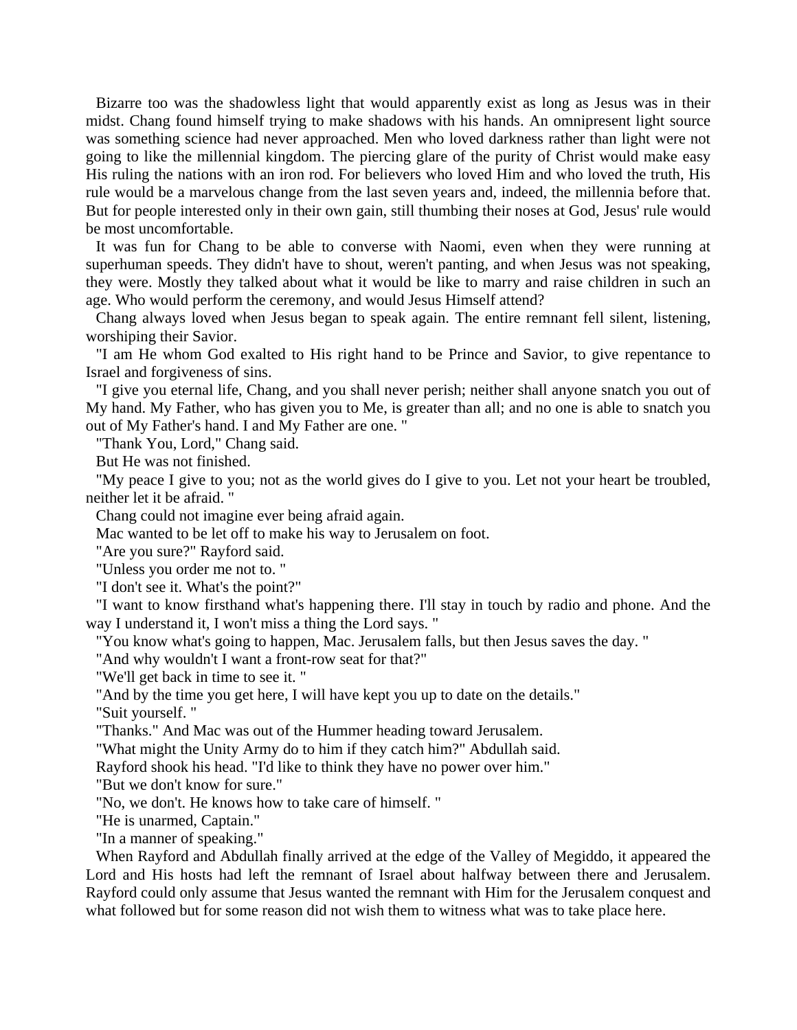Bizarre too was the shadowless light that would apparently exist as long as Jesus was in their midst. Chang found himself trying to make shadows with his hands. An omnipresent light source was something science had never approached. Men who loved darkness rather than light were not going to like the millennial kingdom. The piercing glare of the purity of Christ would make easy His ruling the nations with an iron rod. For believers who loved Him and who loved the truth, His rule would be a marvelous change from the last seven years and, indeed, the millennia before that. But for people interested only in their own gain, still thumbing their noses at God, Jesus' rule would be most uncomfortable.

It was fun for Chang to be able to converse with Naomi, even when they were running at superhuman speeds. They didn't have to shout, weren't panting, and when Jesus was not speaking, they were. Mostly they talked about what it would be like to marry and raise children in such an age. Who would perform the ceremony, and would Jesus Himself attend?

Chang always loved when Jesus began to speak again. The entire remnant fell silent, listening, worshiping their Savior.

"I am He whom God exalted to His right hand to be Prince and Savior, to give repentance to Israel and forgiveness of sins.

"I give you eternal life, Chang, and you shall never perish; neither shall anyone snatch you out of My hand. My Father, who has given you to Me, is greater than all; and no one is able to snatch you out of My Father's hand. I and My Father are one. "

"Thank You, Lord," Chang said.

But He was not finished.

"My peace I give to you; not as the world gives do I give to you. Let not your heart be troubled, neither let it be afraid. "

Chang could not imagine ever being afraid again.

Mac wanted to be let off to make his way to Jerusalem on foot.

"Are you sure?" Rayford said.

"Unless you order me not to. "

"I don't see it. What's the point?"

"I want to know firsthand what's happening there. I'll stay in touch by radio and phone. And the way I understand it, I won't miss a thing the Lord says. "

"You know what's going to happen, Mac. Jerusalem falls, but then Jesus saves the day. "

"And why wouldn't I want a front-row seat for that?"

"We'll get back in time to see it. "

"And by the time you get here, I will have kept you up to date on the details."

"Suit yourself. "

"Thanks." And Mac was out of the Hummer heading toward Jerusalem.

"What might the Unity Army do to him if they catch him?" Abdullah said.

Rayford shook his head. "I'd like to think they have no power over him."

"But we don't know for sure."

"No, we don't. He knows how to take care of himself. "

"He is unarmed, Captain."

"In a manner of speaking."

When Rayford and Abdullah finally arrived at the edge of the Valley of Megiddo, it appeared the Lord and His hosts had left the remnant of Israel about halfway between there and Jerusalem. Rayford could only assume that Jesus wanted the remnant with Him for the Jerusalem conquest and what followed but for some reason did not wish them to witness what was to take place here.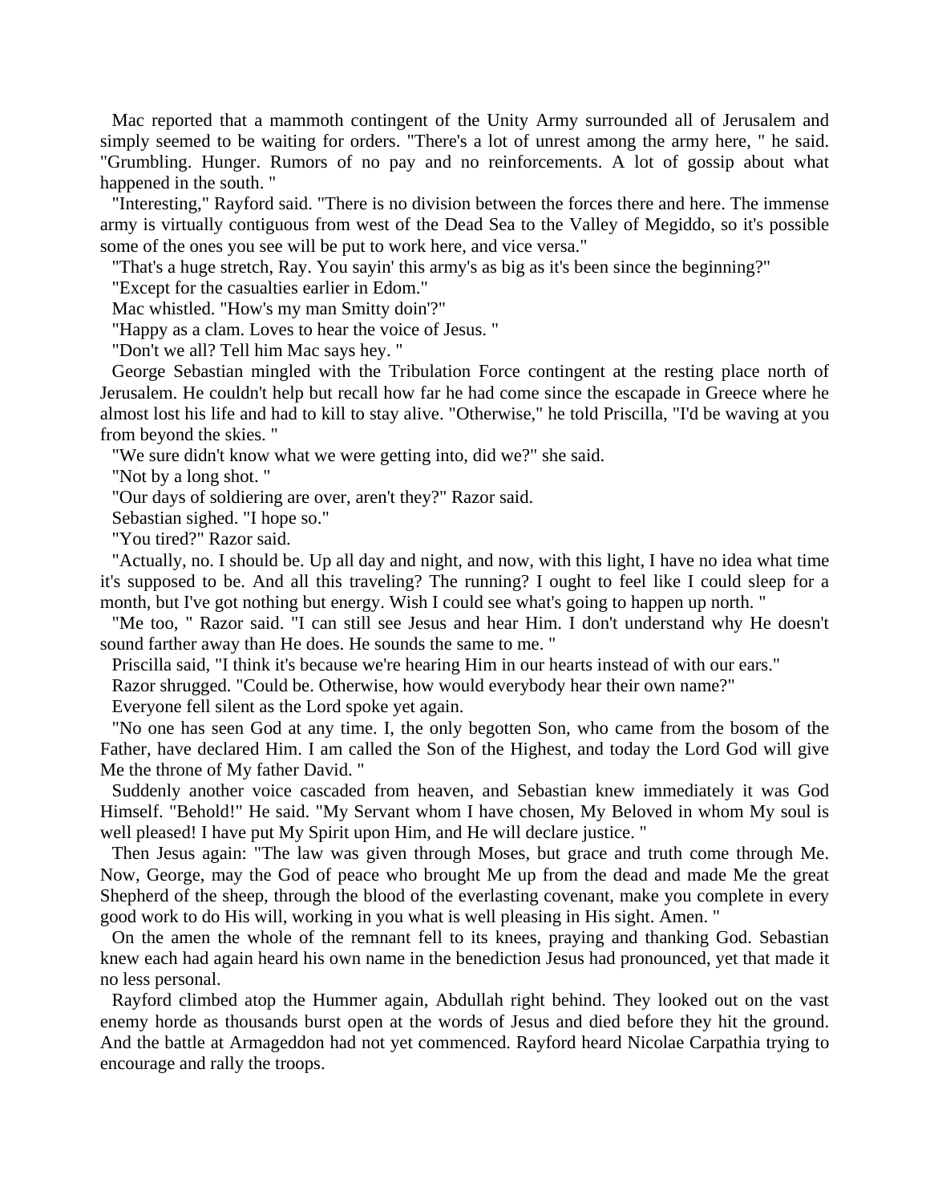Mac reported that a mammoth contingent of the Unity Army surrounded all of Jerusalem and simply seemed to be waiting for orders. "There's a lot of unrest among the army here, " he said. "Grumbling. Hunger. Rumors of no pay and no reinforcements. A lot of gossip about what happened in the south. "

"Interesting," Rayford said. "There is no division between the forces there and here. The immense army is virtually contiguous from west of the Dead Sea to the Valley of Megiddo, so it's possible some of the ones you see will be put to work here, and vice versa."

"That's a huge stretch, Ray. You sayin' this army's as big as it's been since the beginning?"

"Except for the casualties earlier in Edom."

Mac whistled. "How's my man Smitty doin'?"

"Happy as a clam. Loves to hear the voice of Jesus. "

"Don't we all? Tell him Mac says hey. "

George Sebastian mingled with the Tribulation Force contingent at the resting place north of Jerusalem. He couldn't help but recall how far he had come since the escapade in Greece where he almost lost his life and had to kill to stay alive. "Otherwise," he told Priscilla, "I'd be waving at you from beyond the skies. "

"We sure didn't know what we were getting into, did we?" she said.

"Not by a long shot. "

"Our days of soldiering are over, aren't they?" Razor said.

Sebastian sighed. "I hope so."

"You tired?" Razor said.

"Actually, no. I should be. Up all day and night, and now, with this light, I have no idea what time it's supposed to be. And all this traveling? The running? I ought to feel like I could sleep for a month, but I've got nothing but energy. Wish I could see what's going to happen up north. "

"Me too, " Razor said. "I can still see Jesus and hear Him. I don't understand why He doesn't sound farther away than He does. He sounds the same to me. "

Priscilla said, "I think it's because we're hearing Him in our hearts instead of with our ears."

Razor shrugged. "Could be. Otherwise, how would everybody hear their own name?"

Everyone fell silent as the Lord spoke yet again.

"No one has seen God at any time. I, the only begotten Son, who came from the bosom of the Father, have declared Him. I am called the Son of the Highest, and today the Lord God will give Me the throne of My father David. "

Suddenly another voice cascaded from heaven, and Sebastian knew immediately it was God Himself. "Behold!" He said. "My Servant whom I have chosen, My Beloved in whom My soul is well pleased! I have put My Spirit upon Him, and He will declare justice. "

Then Jesus again: "The law was given through Moses, but grace and truth come through Me. Now, George, may the God of peace who brought Me up from the dead and made Me the great Shepherd of the sheep, through the blood of the everlasting covenant, make you complete in every good work to do His will, working in you what is well pleasing in His sight. Amen. "

On the amen the whole of the remnant fell to its knees, praying and thanking God. Sebastian knew each had again heard his own name in the benediction Jesus had pronounced, yet that made it no less personal.

Rayford climbed atop the Hummer again, Abdullah right behind. They looked out on the vast enemy horde as thousands burst open at the words of Jesus and died before they hit the ground. And the battle at Armageddon had not yet commenced. Rayford heard Nicolae Carpathia trying to encourage and rally the troops.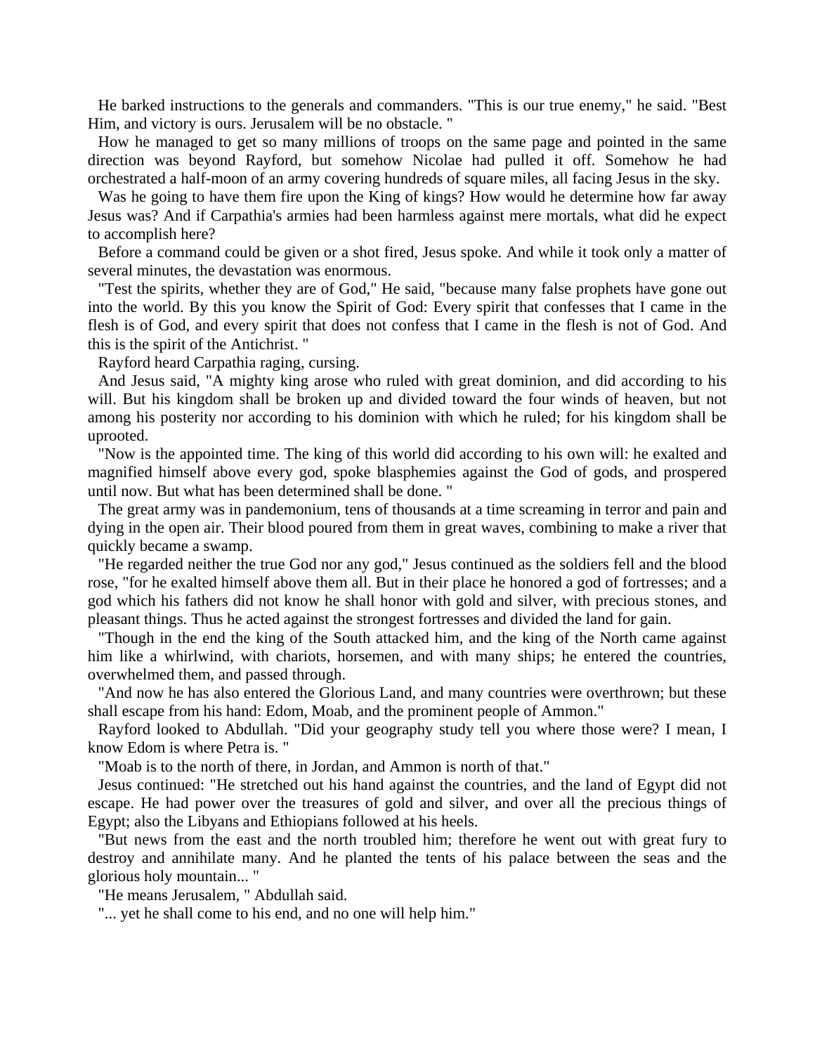He barked instructions to the generals and commanders. "This is our true enemy," he said. "Best Him, and victory is ours. Jerusalem will be no obstacle. "

How he managed to get so many millions of troops on the same page and pointed in the same direction was beyond Rayford, but somehow Nicolae had pulled it off. Somehow he had orchestrated a half-moon of an army covering hundreds of square miles, all facing Jesus in the sky.

Was he going to have them fire upon the King of kings? How would he determine how far away Jesus was? And if Carpathia's armies had been harmless against mere mortals, what did he expect to accomplish here?

Before a command could be given or a shot fired, Jesus spoke. And while it took only a matter of several minutes, the devastation was enormous.

"Test the spirits, whether they are of God," He said, "because many false prophets have gone out into the world. By this you know the Spirit of God: Every spirit that confesses that I came in the flesh is of God, and every spirit that does not confess that I came in the flesh is not of God. And this is the spirit of the Antichrist. "

Rayford heard Carpathia raging, cursing.

And Jesus said, "A mighty king arose who ruled with great dominion, and did according to his will. But his kingdom shall be broken up and divided toward the four winds of heaven, but not among his posterity nor according to his dominion with which he ruled; for his kingdom shall be uprooted.

"Now is the appointed time. The king of this world did according to his own will: he exalted and magnified himself above every god, spoke blasphemies against the God of gods, and prospered until now. But what has been determined shall be done. "

The great army was in pandemonium, tens of thousands at a time screaming in terror and pain and dying in the open air. Their blood poured from them in great waves, combining to make a river that quickly became a swamp.

"He regarded neither the true God nor any god," Jesus continued as the soldiers fell and the blood rose, "for he exalted himself above them all. But in their place he honored a god of fortresses; and a god which his fathers did not know he shall honor with gold and silver, with precious stones, and pleasant things. Thus he acted against the strongest fortresses and divided the land for gain.

"Though in the end the king of the South attacked him, and the king of the North came against him like a whirlwind, with chariots, horsemen, and with many ships; he entered the countries, overwhelmed them, and passed through.

"And now he has also entered the Glorious Land, and many countries were overthrown; but these shall escape from his hand: Edom, Moab, and the prominent people of Ammon."

Rayford looked to Abdullah. "Did your geography study tell you where those were? I mean, I know Edom is where Petra is. "

"Moab is to the north of there, in Jordan, and Ammon is north of that."

Jesus continued: "He stretched out his hand against the countries, and the land of Egypt did not escape. He had power over the treasures of gold and silver, and over all the precious things of Egypt; also the Libyans and Ethiopians followed at his heels.

"But news from the east and the north troubled him; therefore he went out with great fury to destroy and annihilate many. And he planted the tents of his palace between the seas and the glorious holy mountain... "

"He means Jerusalem, " Abdullah said.

"... yet he shall come to his end, and no one will help him."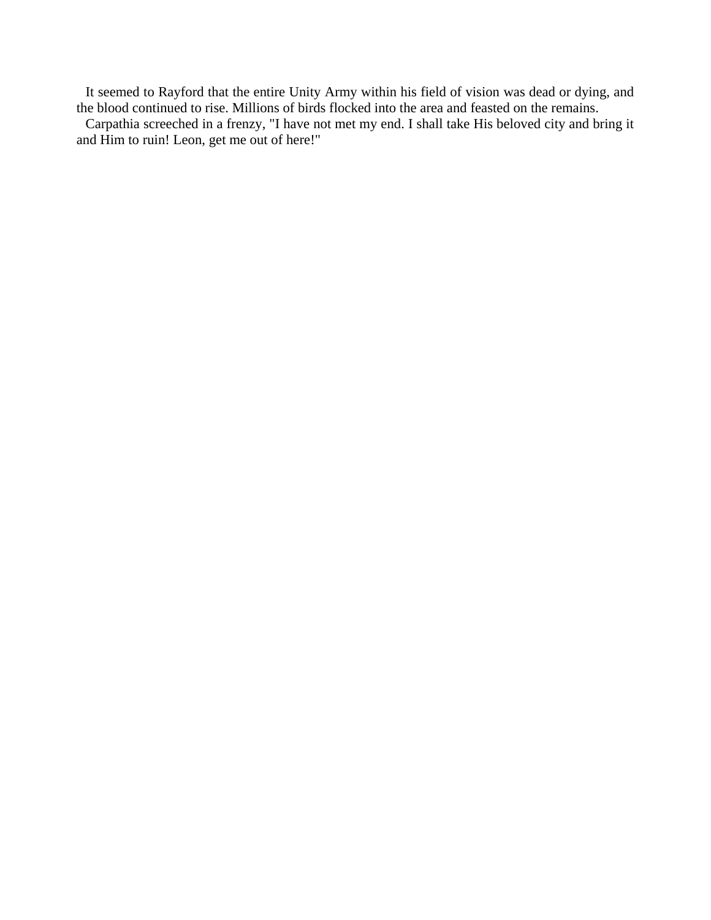It seemed to Rayford that the entire Unity Army within his field of vision was dead or dying, and the blood continued to rise. Millions of birds flocked into the area and feasted on the remains.

Carpathia screeched in a frenzy, "I have not met my end. I shall take His beloved city and bring it and Him to ruin! Leon, get me out of here!"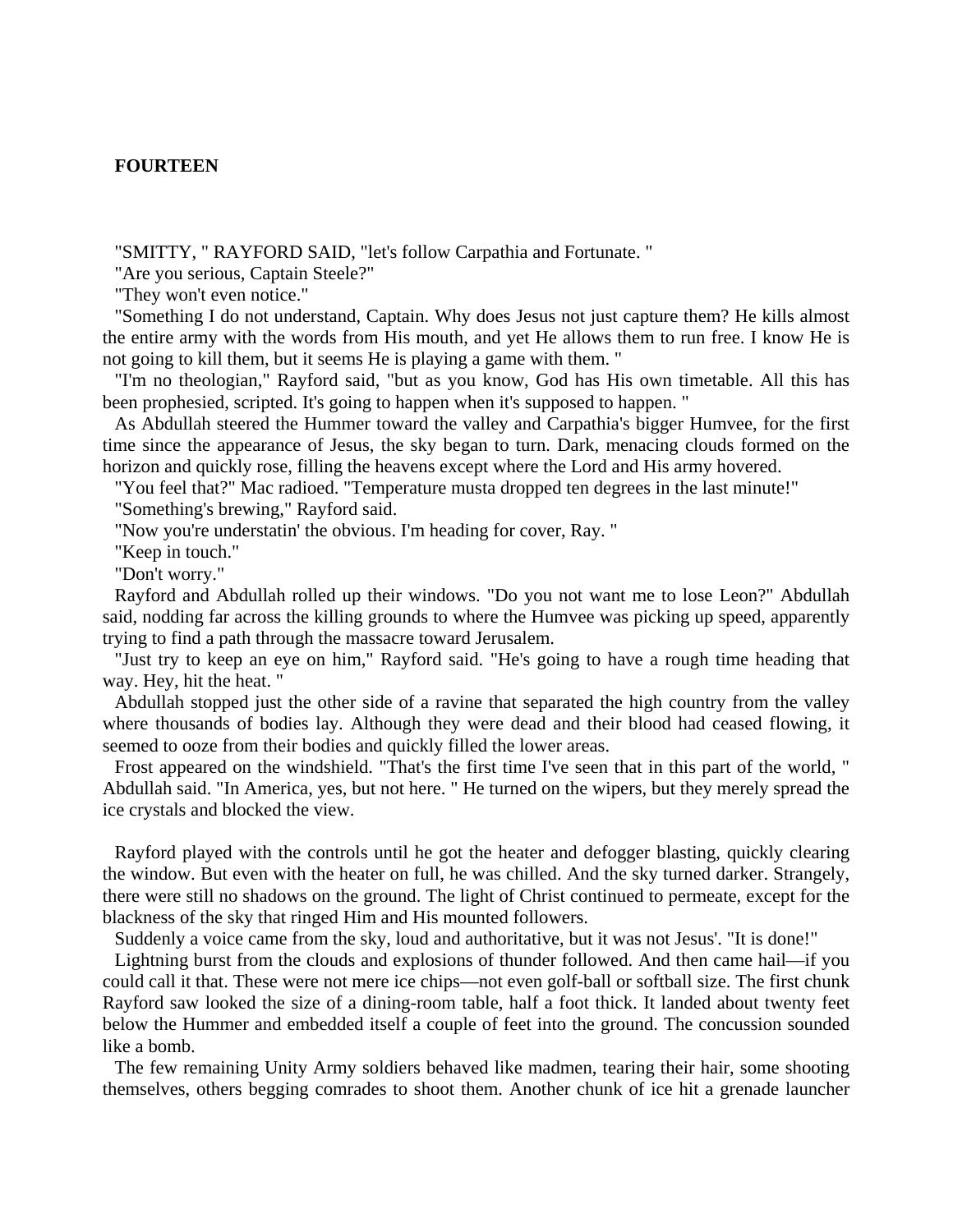**FOURTEEN**

"SMITTY, " RAYFORD SAID, "let's follow Carpathia and Fortunate. "

"Are you serious, Captain Steele?"

"They won't even notice."

"Something I do not understand, Captain. Why does Jesus not just capture them? He kills almost the entire army with the words from His mouth, and yet He allows them to run free. I know He is not going to kill them, but it seems He is playing a game with them. "

"I'm no theologian," Rayford said, "but as you know, God has His own timetable. All this has been prophesied, scripted. It's going to happen when it's supposed to happen. "

As Abdullah steered the Hummer toward the valley and Carpathia's bigger Humvee, for the first time since the appearance of Jesus, the sky began to turn. Dark, menacing clouds formed on the horizon and quickly rose, filling the heavens except where the Lord and His army hovered.

"You feel that?" Mac radioed. "Temperature musta dropped ten degrees in the last minute!"

"Something's brewing," Rayford said.

"Now you're understatin' the obvious. I'm heading for cover, Ray. "

"Keep in touch."

"Don't worry."

Rayford and Abdullah rolled up their windows. "Do you not want me to lose Leon?" Abdullah said, nodding far across the killing grounds to where the Humvee was picking up speed, apparently trying to find a path through the massacre toward Jerusalem.

"Just try to keep an eye on him," Rayford said. "He's going to have a rough time heading that way. Hey, hit the heat. "

Abdullah stopped just the other side of a ravine that separated the high country from the valley where thousands of bodies lay. Although they were dead and their blood had ceased flowing, it seemed to ooze from their bodies and quickly filled the lower areas.

Frost appeared on the windshield. "That's the first time I've seen that in this part of the world, " Abdullah said. "In America, yes, but not here. " He turned on the wipers, but they merely spread the ice crystals and blocked the view.

Rayford played with the controls until he got the heater and defogger blasting, quickly clearing the window. But even with the heater on full, he was chilled. And the sky turned darker. Strangely, there were still no shadows on the ground. The light of Christ continued to permeate, except for the blackness of the sky that ringed Him and His mounted followers.

Suddenly a voice came from the sky, loud and authoritative, but it was not Jesus'. "It is done!"

Lightning burst from the clouds and explosions of thunder followed. And then came hail—if you could call it that. These were not mere ice chips—not even golf-ball or softball size. The first chunk Rayford saw looked the size of a dining-room table, half a foot thick. It landed about twenty feet below the Hummer and embedded itself a couple of feet into the ground. The concussion sounded like a bomb.

The few remaining Unity Army soldiers behaved like madmen, tearing their hair, some shooting themselves, others begging comrades to shoot them. Another chunk of ice hit a grenade launcher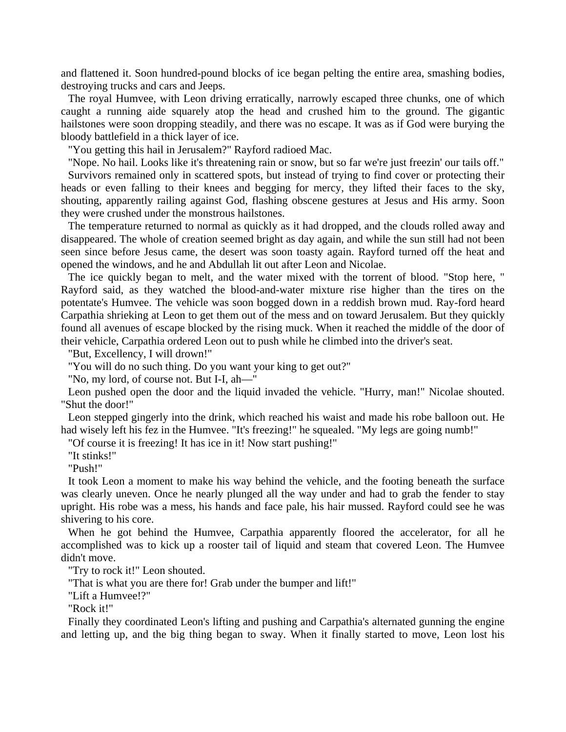and flattened it. Soon hundred-pound blocks of ice began pelting the entire area, smashing bodies, destroying trucks and cars and Jeeps.

The royal Humvee, with Leon driving erratically, narrowly escaped three chunks, one of which caught a running aide squarely atop the head and crushed him to the ground. The gigantic hailstones were soon dropping steadily, and there was no escape. It was as if God were burying the bloody battlefield in a thick layer of ice.

"You getting this hail in Jerusalem?" Rayford radioed Mac.

"Nope. No hail. Looks like it's threatening rain or snow, but so far we're just freezin' our tails off."

Survivors remained only in scattered spots, but instead of trying to find cover or protecting their heads or even falling to their knees and begging for mercy, they lifted their faces to the sky, shouting, apparently railing against God, flashing obscene gestures at Jesus and His army. Soon they were crushed under the monstrous hailstones.

The temperature returned to normal as quickly as it had dropped, and the clouds rolled away and disappeared. The whole of creation seemed bright as day again, and while the sun still had not been seen since before Jesus came, the desert was soon toasty again. Rayford turned off the heat and opened the windows, and he and Abdullah lit out after Leon and Nicolae.

The ice quickly began to melt, and the water mixed with the torrent of blood. "Stop here, " Rayford said, as they watched the blood-and-water mixture rise higher than the tires on the potentate's Humvee. The vehicle was soon bogged down in a reddish brown mud. Ray-ford heard Carpathia shrieking at Leon to get them out of the mess and on toward Jerusalem. But they quickly found all avenues of escape blocked by the rising muck. When it reached the middle of the door of their vehicle, Carpathia ordered Leon out to push while he climbed into the driver's seat.

"But, Excellency, I will drown!"

"You will do no such thing. Do you want your king to get out?"

"No, my lord, of course not. But I-I, ah—"

Leon pushed open the door and the liquid invaded the vehicle. "Hurry, man!" Nicolae shouted. "Shut the door!"

Leon stepped gingerly into the drink, which reached his waist and made his robe balloon out. He had wisely left his fez in the Humvee. "It's freezing!" he squealed. "My legs are going numb!"

"Of course it is freezing! It has ice in it! Now start pushing!"

"It stinks!"

"Push!"

It took Leon a moment to make his way behind the vehicle, and the footing beneath the surface was clearly uneven. Once he nearly plunged all the way under and had to grab the fender to stay upright. His robe was a mess, his hands and face pale, his hair mussed. Rayford could see he was shivering to his core.

When he got behind the Humvee, Carpathia apparently floored the accelerator, for all he accomplished was to kick up a rooster tail of liquid and steam that covered Leon. The Humvee didn't move.

"Try to rock it!" Leon shouted.

"That is what you are there for! Grab under the bumper and lift!"

"Lift a Humvee!?"

"Rock it!"

Finally they coordinated Leon's lifting and pushing and Carpathia's alternated gunning the engine and letting up, and the big thing began to sway. When it finally started to move, Leon lost his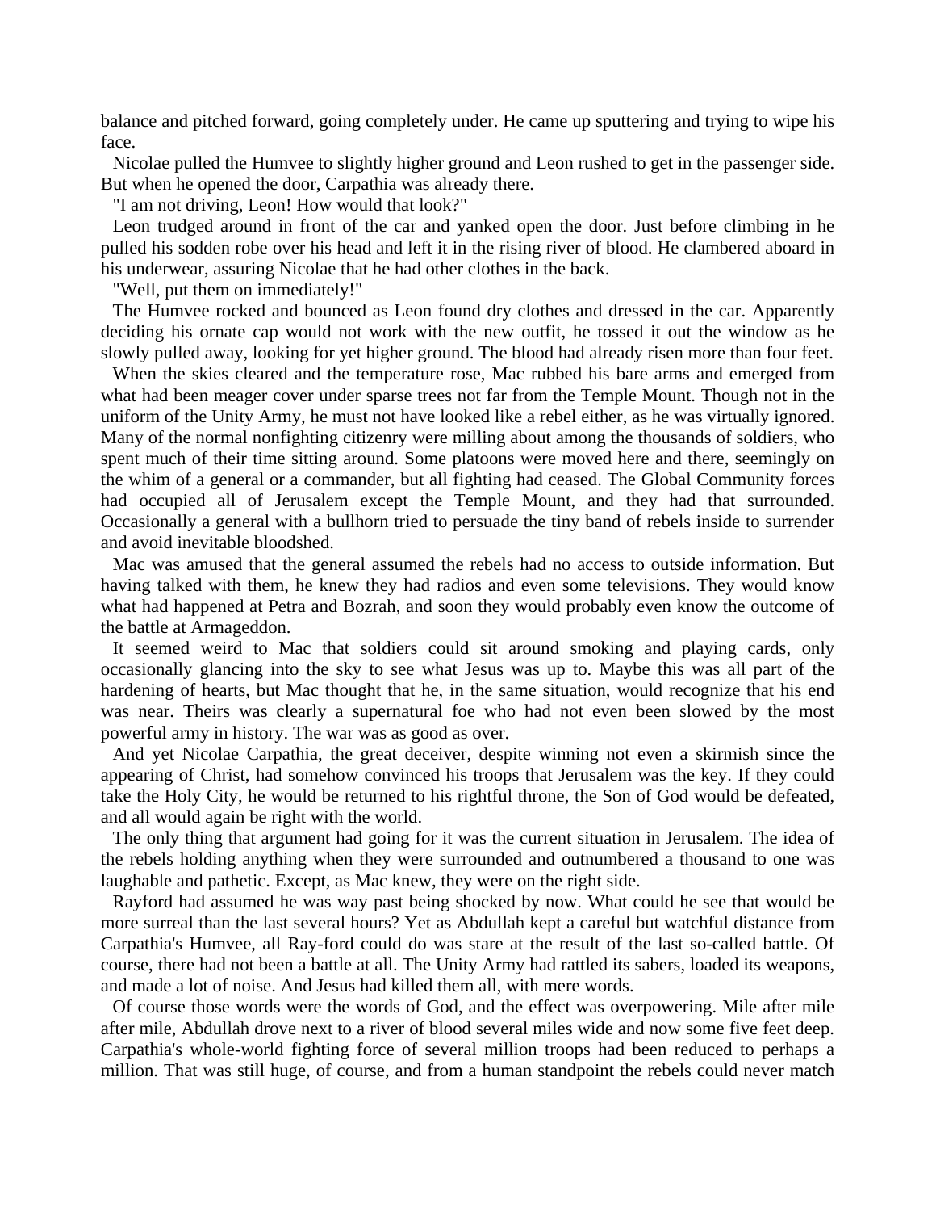balance and pitched forward, going completely under. He came up sputtering and trying to wipe his face.

Nicolae pulled the Humvee to slightly higher ground and Leon rushed to get in the passenger side. But when he opened the door, Carpathia was already there.

"I am not driving, Leon! How would that look?"

Leon trudged around in front of the car and yanked open the door. Just before climbing in he pulled his sodden robe over his head and left it in the rising river of blood. He clambered aboard in his underwear, assuring Nicolae that he had other clothes in the back.

"Well, put them on immediately!"

The Humvee rocked and bounced as Leon found dry clothes and dressed in the car. Apparently deciding his ornate cap would not work with the new outfit, he tossed it out the window as he slowly pulled away, looking for yet higher ground. The blood had already risen more than four feet.

When the skies cleared and the temperature rose, Mac rubbed his bare arms and emerged from what had been meager cover under sparse trees not far from the Temple Mount. Though not in the uniform of the Unity Army, he must not have looked like a rebel either, as he was virtually ignored. Many of the normal nonfighting citizenry were milling about among the thousands of soldiers, who spent much of their time sitting around. Some platoons were moved here and there, seemingly on the whim of a general or a commander, but all fighting had ceased. The Global Community forces had occupied all of Jerusalem except the Temple Mount, and they had that surrounded. Occasionally a general with a bullhorn tried to persuade the tiny band of rebels inside to surrender and avoid inevitable bloodshed.

Mac was amused that the general assumed the rebels had no access to outside information. But having talked with them, he knew they had radios and even some televisions. They would know what had happened at Petra and Bozrah, and soon they would probably even know the outcome of the battle at Armageddon.

It seemed weird to Mac that soldiers could sit around smoking and playing cards, only occasionally glancing into the sky to see what Jesus was up to. Maybe this was all part of the hardening of hearts, but Mac thought that he, in the same situation, would recognize that his end was near. Theirs was clearly a supernatural foe who had not even been slowed by the most powerful army in history. The war was as good as over.

And yet Nicolae Carpathia, the great deceiver, despite winning not even a skirmish since the appearing of Christ, had somehow convinced his troops that Jerusalem was the key. If they could take the Holy City, he would be returned to his rightful throne, the Son of God would be defeated, and all would again be right with the world.

The only thing that argument had going for it was the current situation in Jerusalem. The idea of the rebels holding anything when they were surrounded and outnumbered a thousand to one was laughable and pathetic. Except, as Mac knew, they were on the right side.

Rayford had assumed he was way past being shocked by now. What could he see that would be more surreal than the last several hours? Yet as Abdullah kept a careful but watchful distance from Carpathia's Humvee, all Ray-ford could do was stare at the result of the last so-called battle. Of course, there had not been a battle at all. The Unity Army had rattled its sabers, loaded its weapons, and made a lot of noise. And Jesus had killed them all, with mere words.

Of course those words were the words of God, and the effect was overpowering. Mile after mile after mile, Abdullah drove next to a river of blood several miles wide and now some five feet deep. Carpathia's whole-world fighting force of several million troops had been reduced to perhaps a million. That was still huge, of course, and from a human standpoint the rebels could never match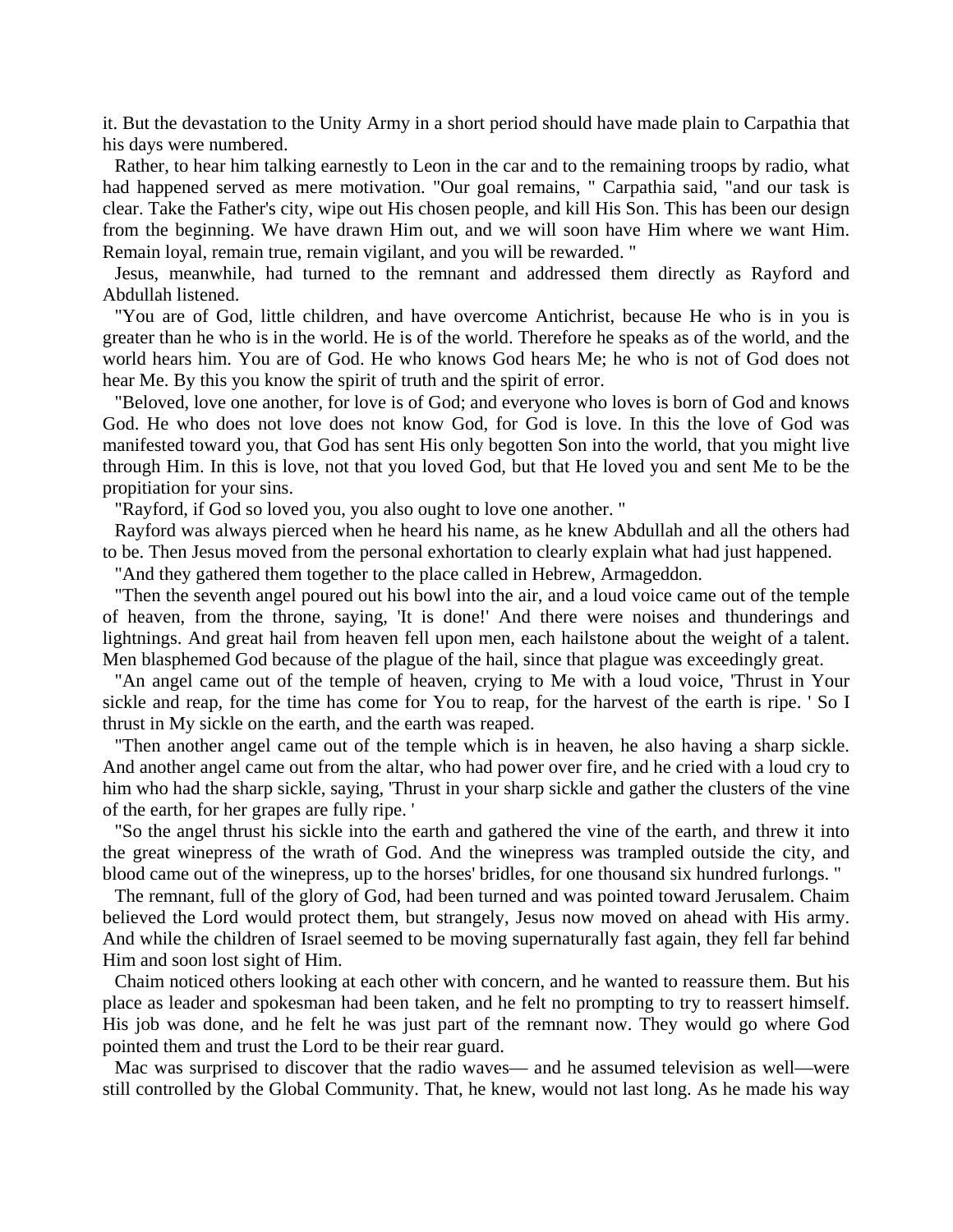it. But the devastation to the Unity Army in a short period should have made plain to Carpathia that his days were numbered.

Rather, to hear him talking earnestly to Leon in the car and to the remaining troops by radio, what had happened served as mere motivation. "Our goal remains, " Carpathia said, "and our task is clear. Take the Father's city, wipe out His chosen people, and kill His Son. This has been our design from the beginning. We have drawn Him out, and we will soon have Him where we want Him. Remain loyal, remain true, remain vigilant, and you will be rewarded. "

Jesus, meanwhile, had turned to the remnant and addressed them directly as Rayford and Abdullah listened.

"You are of God, little children, and have overcome Antichrist, because He who is in you is greater than he who is in the world. He is of the world. Therefore he speaks as of the world, and the world hears him. You are of God. He who knows God hears Me; he who is not of God does not hear Me. By this you know the spirit of truth and the spirit of error.

"Beloved, love one another, for love is of God; and everyone who loves is born of God and knows God. He who does not love does not know God, for God is love. In this the love of God was manifested toward you, that God has sent His only begotten Son into the world, that you might live through Him. In this is love, not that you loved God, but that He loved you and sent Me to be the propitiation for your sins.

"Rayford, if God so loved you, you also ought to love one another. "

Rayford was always pierced when he heard his name, as he knew Abdullah and all the others had to be. Then Jesus moved from the personal exhortation to clearly explain what had just happened.

"And they gathered them together to the place called in Hebrew, Armageddon.

"Then the seventh angel poured out his bowl into the air, and a loud voice came out of the temple of heaven, from the throne, saying, 'It is done!' And there were noises and thunderings and lightnings. And great hail from heaven fell upon men, each hailstone about the weight of a talent. Men blasphemed God because of the plague of the hail, since that plague was exceedingly great.

"An angel came out of the temple of heaven, crying to Me with a loud voice, 'Thrust in Your sickle and reap, for the time has come for You to reap, for the harvest of the earth is ripe. ' So I thrust in My sickle on the earth, and the earth was reaped.

"Then another angel came out of the temple which is in heaven, he also having a sharp sickle. And another angel came out from the altar, who had power over fire, and he cried with a loud cry to him who had the sharp sickle, saying, 'Thrust in your sharp sickle and gather the clusters of the vine of the earth, for her grapes are fully ripe. '

"So the angel thrust his sickle into the earth and gathered the vine of the earth, and threw it into the great winepress of the wrath of God. And the winepress was trampled outside the city, and blood came out of the winepress, up to the horses' bridles, for one thousand six hundred furlongs. "

The remnant, full of the glory of God, had been turned and was pointed toward Jerusalem. Chaim believed the Lord would protect them, but strangely, Jesus now moved on ahead with His army. And while the children of Israel seemed to be moving supernaturally fast again, they fell far behind Him and soon lost sight of Him.

Chaim noticed others looking at each other with concern, and he wanted to reassure them. But his place as leader and spokesman had been taken, and he felt no prompting to try to reassert himself. His job was done, and he felt he was just part of the remnant now. They would go where God pointed them and trust the Lord to be their rear guard.

Mac was surprised to discover that the radio waves— and he assumed television as well—were still controlled by the Global Community. That, he knew, would not last long. As he made his way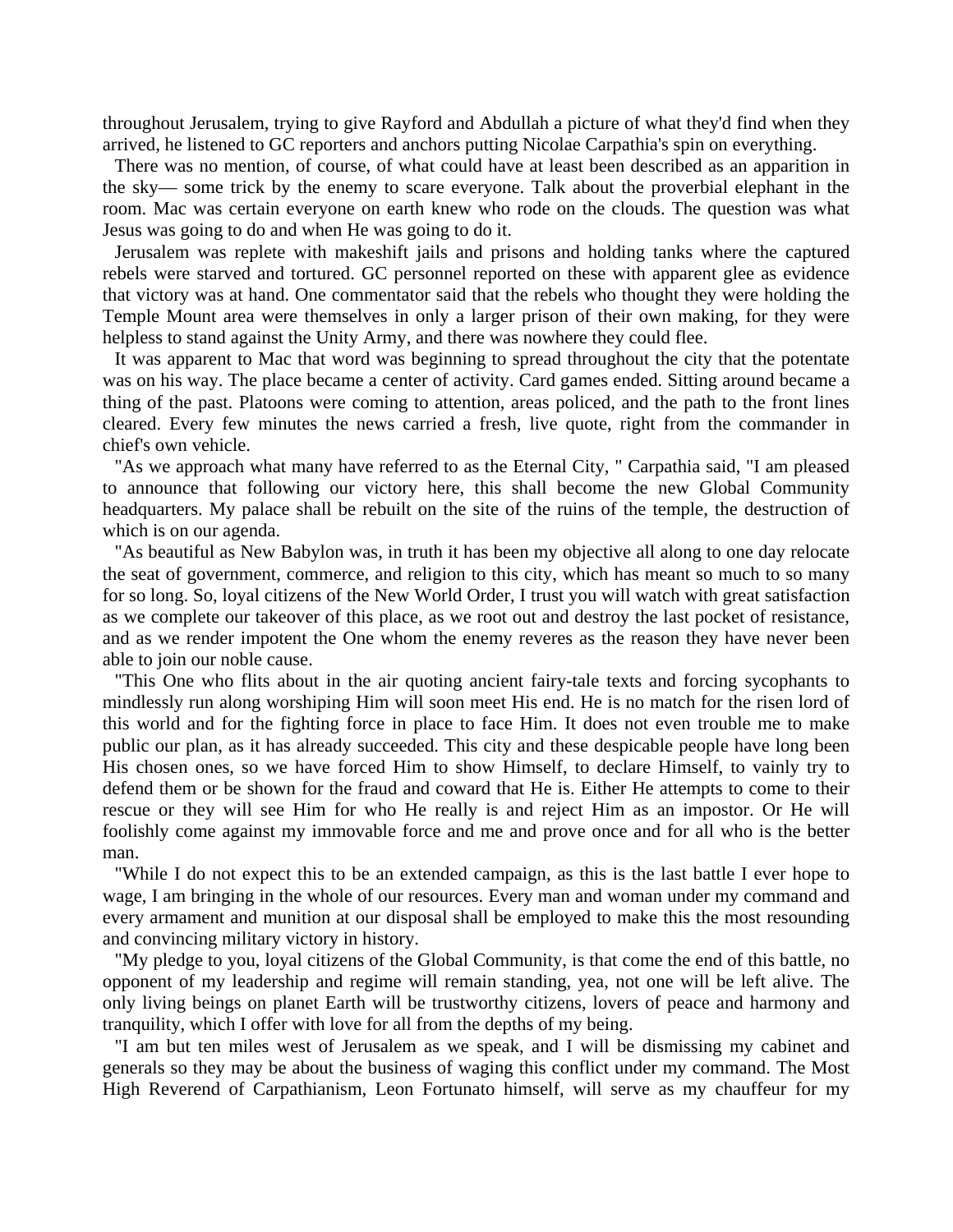throughout Jerusalem, trying to give Rayford and Abdullah a picture of what they'd find when they arrived, he listened to GC reporters and anchors putting Nicolae Carpathia's spin on everything.

There was no mention, of course, of what could have at least been described as an apparition in the sky— some trick by the enemy to scare everyone. Talk about the proverbial elephant in the room. Mac was certain everyone on earth knew who rode on the clouds. The question was what Jesus was going to do and when He was going to do it.

Jerusalem was replete with makeshift jails and prisons and holding tanks where the captured rebels were starved and tortured. GC personnel reported on these with apparent glee as evidence that victory was at hand. One commentator said that the rebels who thought they were holding the Temple Mount area were themselves in only a larger prison of their own making, for they were helpless to stand against the Unity Army, and there was nowhere they could flee.

It was apparent to Mac that word was beginning to spread throughout the city that the potentate was on his way. The place became a center of activity. Card games ended. Sitting around became a thing of the past. Platoons were coming to attention, areas policed, and the path to the front lines cleared. Every few minutes the news carried a fresh, live quote, right from the commander in chief's own vehicle.

"As we approach what many have referred to as the Eternal City, " Carpathia said, "I am pleased to announce that following our victory here, this shall become the new Global Community headquarters. My palace shall be rebuilt on the site of the ruins of the temple, the destruction of which is on our agenda.

"As beautiful as New Babylon was, in truth it has been my objective all along to one day relocate the seat of government, commerce, and religion to this city, which has meant so much to so many for so long. So, loyal citizens of the New World Order, I trust you will watch with great satisfaction as we complete our takeover of this place, as we root out and destroy the last pocket of resistance, and as we render impotent the One whom the enemy reveres as the reason they have never been able to join our noble cause.

"This One who flits about in the air quoting ancient fairy-tale texts and forcing sycophants to mindlessly run along worshiping Him will soon meet His end. He is no match for the risen lord of this world and for the fighting force in place to face Him. It does not even trouble me to make public our plan, as it has already succeeded. This city and these despicable people have long been His chosen ones, so we have forced Him to show Himself, to declare Himself, to vainly try to defend them or be shown for the fraud and coward that He is. Either He attempts to come to their rescue or they will see Him for who He really is and reject Him as an impostor. Or He will foolishly come against my immovable force and me and prove once and for all who is the better man.

"While I do not expect this to be an extended campaign, as this is the last battle I ever hope to wage, I am bringing in the whole of our resources. Every man and woman under my command and every armament and munition at our disposal shall be employed to make this the most resounding and convincing military victory in history.

"My pledge to you, loyal citizens of the Global Community, is that come the end of this battle, no opponent of my leadership and regime will remain standing, yea, not one will be left alive. The only living beings on planet Earth will be trustworthy citizens, lovers of peace and harmony and tranquility, which I offer with love for all from the depths of my being.

"I am but ten miles west of Jerusalem as we speak, and I will be dismissing my cabinet and generals so they may be about the business of waging this conflict under my command. The Most High Reverend of Carpathianism, Leon Fortunato himself, will serve as my chauffeur for my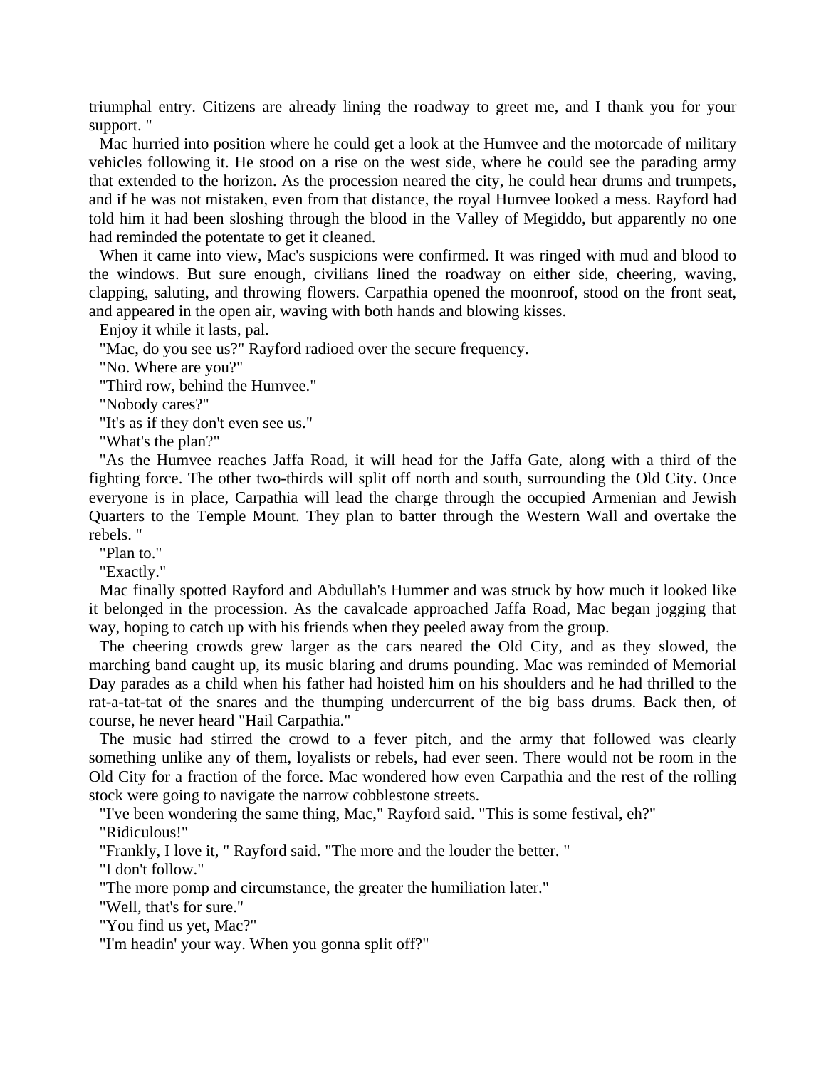triumphal entry. Citizens are already lining the roadway to greet me, and I thank you for your support. "

Mac hurried into position where he could get a look at the Humvee and the motorcade of military vehicles following it. He stood on a rise on the west side, where he could see the parading army that extended to the horizon. As the procession neared the city, he could hear drums and trumpets, and if he was not mistaken, even from that distance, the royal Humvee looked a mess. Rayford had told him it had been sloshing through the blood in the Valley of Megiddo, but apparently no one had reminded the potentate to get it cleaned.

When it came into view, Mac's suspicions were confirmed. It was ringed with mud and blood to the windows. But sure enough, civilians lined the roadway on either side, cheering, waving, clapping, saluting, and throwing flowers. Carpathia opened the moonroof, stood on the front seat, and appeared in the open air, waving with both hands and blowing kisses.

Enjoy it while it lasts, pal.

"Mac, do you see us?" Rayford radioed over the secure frequency.

"No. Where are you?"

"Third row, behind the Humvee."

"Nobody cares?"

"It's as if they don't even see us."

"What's the plan?"

"As the Humvee reaches Jaffa Road, it will head for the Jaffa Gate, along with a third of the fighting force. The other two-thirds will split off north and south, surrounding the Old City. Once everyone is in place, Carpathia will lead the charge through the occupied Armenian and Jewish Quarters to the Temple Mount. They plan to batter through the Western Wall and overtake the rebels. "

"Plan to."

"Exactly."

Mac finally spotted Rayford and Abdullah's Hummer and was struck by how much it looked like it belonged in the procession. As the cavalcade approached Jaffa Road, Mac began jogging that way, hoping to catch up with his friends when they peeled away from the group.

The cheering crowds grew larger as the cars neared the Old City, and as they slowed, the marching band caught up, its music blaring and drums pounding. Mac was reminded of Memorial Day parades as a child when his father had hoisted him on his shoulders and he had thrilled to the rat-a-tat-tat of the snares and the thumping undercurrent of the big bass drums. Back then, of course, he never heard "Hail Carpathia."

The music had stirred the crowd to a fever pitch, and the army that followed was clearly something unlike any of them, loyalists or rebels, had ever seen. There would not be room in the Old City for a fraction of the force. Mac wondered how even Carpathia and the rest of the rolling stock were going to navigate the narrow cobblestone streets.

"I've been wondering the same thing, Mac," Rayford said. "This is some festival, eh?"

"Ridiculous!"

"Frankly, I love it, " Rayford said. "The more and the louder the better. "

"I don't follow."

"The more pomp and circumstance, the greater the humiliation later."

"Well, that's for sure."

"You find us yet, Mac?"

"I'm headin' your way. When you gonna split off?"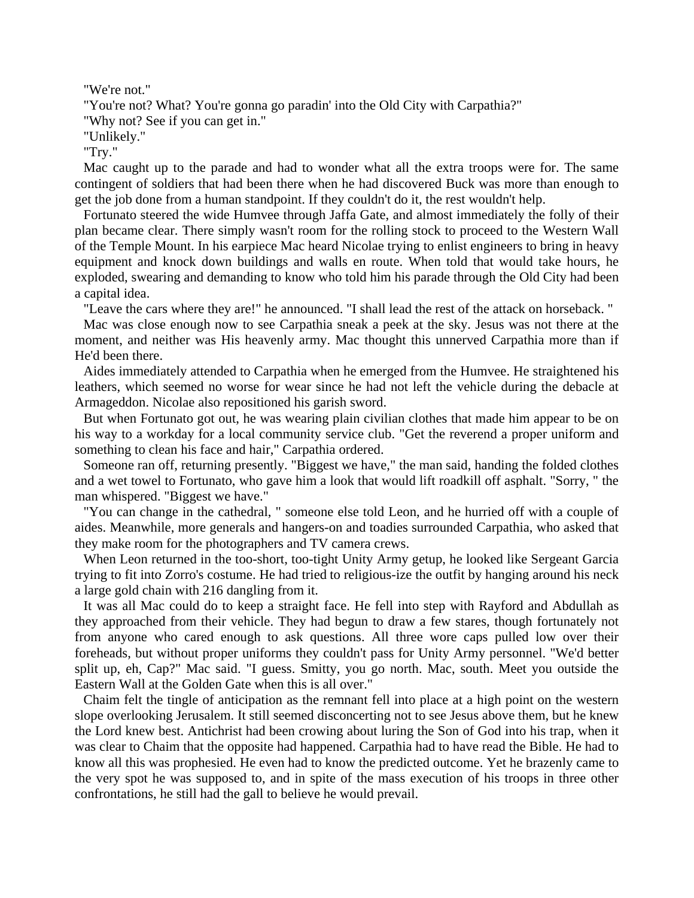"We're not."

"You're not? What? You're gonna go paradin' into the Old City with Carpathia?"

"Why not? See if you can get in."

"Unlikely."

"Try."

Mac caught up to the parade and had to wonder what all the extra troops were for. The same contingent of soldiers that had been there when he had discovered Buck was more than enough to get the job done from a human standpoint. If they couldn't do it, the rest wouldn't help.

Fortunato steered the wide Humvee through Jaffa Gate, and almost immediately the folly of their plan became clear. There simply wasn't room for the rolling stock to proceed to the Western Wall of the Temple Mount. In his earpiece Mac heard Nicolae trying to enlist engineers to bring in heavy equipment and knock down buildings and walls en route. When told that would take hours, he exploded, swearing and demanding to know who told him his parade through the Old City had been a capital idea.

"Leave the cars where they are!" he announced. "I shall lead the rest of the attack on horseback. "

Mac was close enough now to see Carpathia sneak a peek at the sky. Jesus was not there at the moment, and neither was His heavenly army. Mac thought this unnerved Carpathia more than if He'd been there.

Aides immediately attended to Carpathia when he emerged from the Humvee. He straightened his leathers, which seemed no worse for wear since he had not left the vehicle during the debacle at Armageddon. Nicolae also repositioned his garish sword.

But when Fortunato got out, he was wearing plain civilian clothes that made him appear to be on his way to a workday for a local community service club. "Get the reverend a proper uniform and something to clean his face and hair," Carpathia ordered.

Someone ran off, returning presently. "Biggest we have," the man said, handing the folded clothes and a wet towel to Fortunato, who gave him a look that would lift roadkill off asphalt. "Sorry, " the man whispered. "Biggest we have."

"You can change in the cathedral, " someone else told Leon, and he hurried off with a couple of aides. Meanwhile, more generals and hangers-on and toadies surrounded Carpathia, who asked that they make room for the photographers and TV camera crews.

When Leon returned in the too-short, too-tight Unity Army getup, he looked like Sergeant Garcia trying to fit into Zorro's costume. He had tried to religious-ize the outfit by hanging around his neck a large gold chain with 216 dangling from it.

It was all Mac could do to keep a straight face. He fell into step with Rayford and Abdullah as they approached from their vehicle. They had begun to draw a few stares, though fortunately not from anyone who cared enough to ask questions. All three wore caps pulled low over their foreheads, but without proper uniforms they couldn't pass for Unity Army personnel. "We'd better split up, eh, Cap?" Mac said. "I guess. Smitty, you go north. Mac, south. Meet you outside the Eastern Wall at the Golden Gate when this is all over."

Chaim felt the tingle of anticipation as the remnant fell into place at a high point on the western slope overlooking Jerusalem. It still seemed disconcerting not to see Jesus above them, but he knew the Lord knew best. Antichrist had been crowing about luring the Son of God into his trap, when it was clear to Chaim that the opposite had happened. Carpathia had to have read the Bible. He had to know all this was prophesied. He even had to know the predicted outcome. Yet he brazenly came to the very spot he was supposed to, and in spite of the mass execution of his troops in three other confrontations, he still had the gall to believe he would prevail.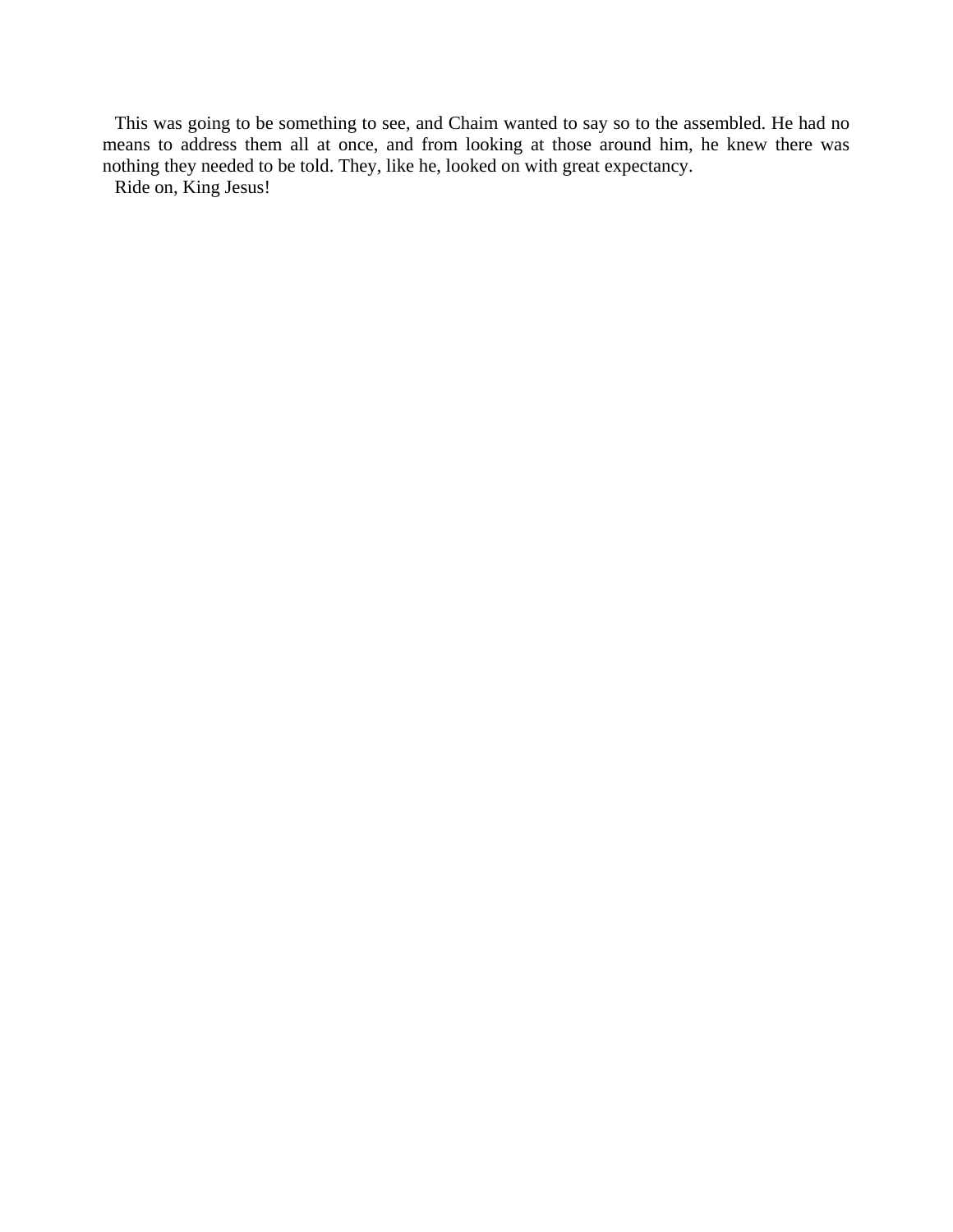This was going to be something to see, and Chaim wanted to say so to the assembled. He had no means to address them all at once, and from looking at those around him, he knew there was nothing they needed to be told. They, like he, looked on with great expectancy.

Ride on, King Jesus!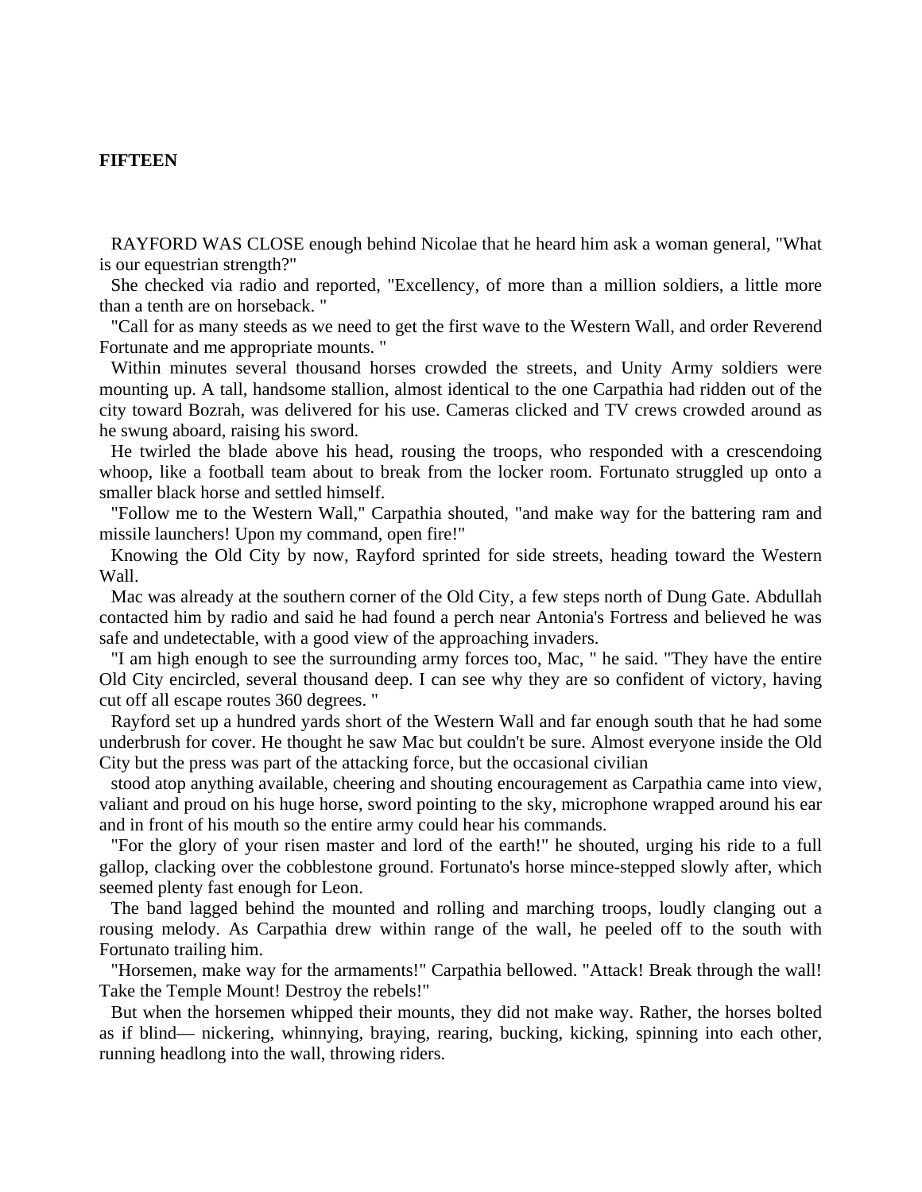## FIFTEEN

RAYFORD WAS CLOSE enough behind Nicolae that he heard him ask a woman general, "What is our equestrian strength?"

She checked via radio and reported, "Excellency, of more than a million soldiers, a little more than a tenth are on horseback. "

"Call for as many steeds as we need to get the first wave to the Western Wall, and order Reverend Fortunate and me appropriate mounts. "

Within minutes several thousand horses crowded the streets, and Unity Army soldiers were mounting up. A tall, handsome stallion, almost identical to the one Carpathia had ridden out of the city toward Bozrah, was delivered for his use. Cameras clicked and TV crews crowded around as he swung aboard, raising his sword.

He twirled the blade above his head, rousing the troops, who responded with a crescendoing whoop, like a football team about to break from the locker room. Fortunato struggled up onto a smaller black horse and settled himself.

"Follow me to the Western Wall," Carpathia shouted, "and make way for the battering ram and missile launchers! Upon my command, open fire!"

Knowing the Old City by now, Rayford sprinted for side streets, heading toward the Western Wall.

Mac was already at the southern corner of the Old City, a few steps north of Dung Gate. Abdullah contacted him by radio and said he had found a perch near Antonia's Fortress and believed he was safe and undetectable, with a good view of the approaching invaders.

"I am high enough to see the surrounding army forces too, Mac, " he said. "They have the entire Old City encircled, several thousand deep. I can see why they are so confident of victory, having cut off all escape routes 360 degrees. "

Rayford set up a hundred yards short of the Western Wall and far enough south that he had some underbrush for cover. He thought he saw Mac but couldn't be sure. Almost everyone inside the Old City but the press was part of the attacking force, but the occasional civilian stood atop anything available, cheering and shouting encouragement as Carpathia came into view, valiant and proud on his huge horse, sword pointing to the sky, microphone wrapped around his ear and in front of his mouth so the entire army could hear his commands.

"For the glory of your risen master and lord of the earth!" he shouted, urging his ride to a full gallop, clacking over the cobblestone ground. Fortunato's horse mince-stepped slowly after, which seemed plenty fast enough for Leon.

The band lagged behind the mounted and rolling and marching troops, loudly clanging out a rousing melody. As Carpathia drew within range of the wall, he peeled off to the south with Fortunato trailing him.

"Horsemen, make way for the armaments!" Carpathia bellowed. "Attack! Break through the wall! Take the Temple Mount! Destroy the rebels!"

But when the horsemen whipped their mounts, they did not make way. Rather, the horses bolted as if blind— nickering, whinnying, braying, rearing, bucking, kicking, spinning into each other, running headlong into the wall, throwing riders.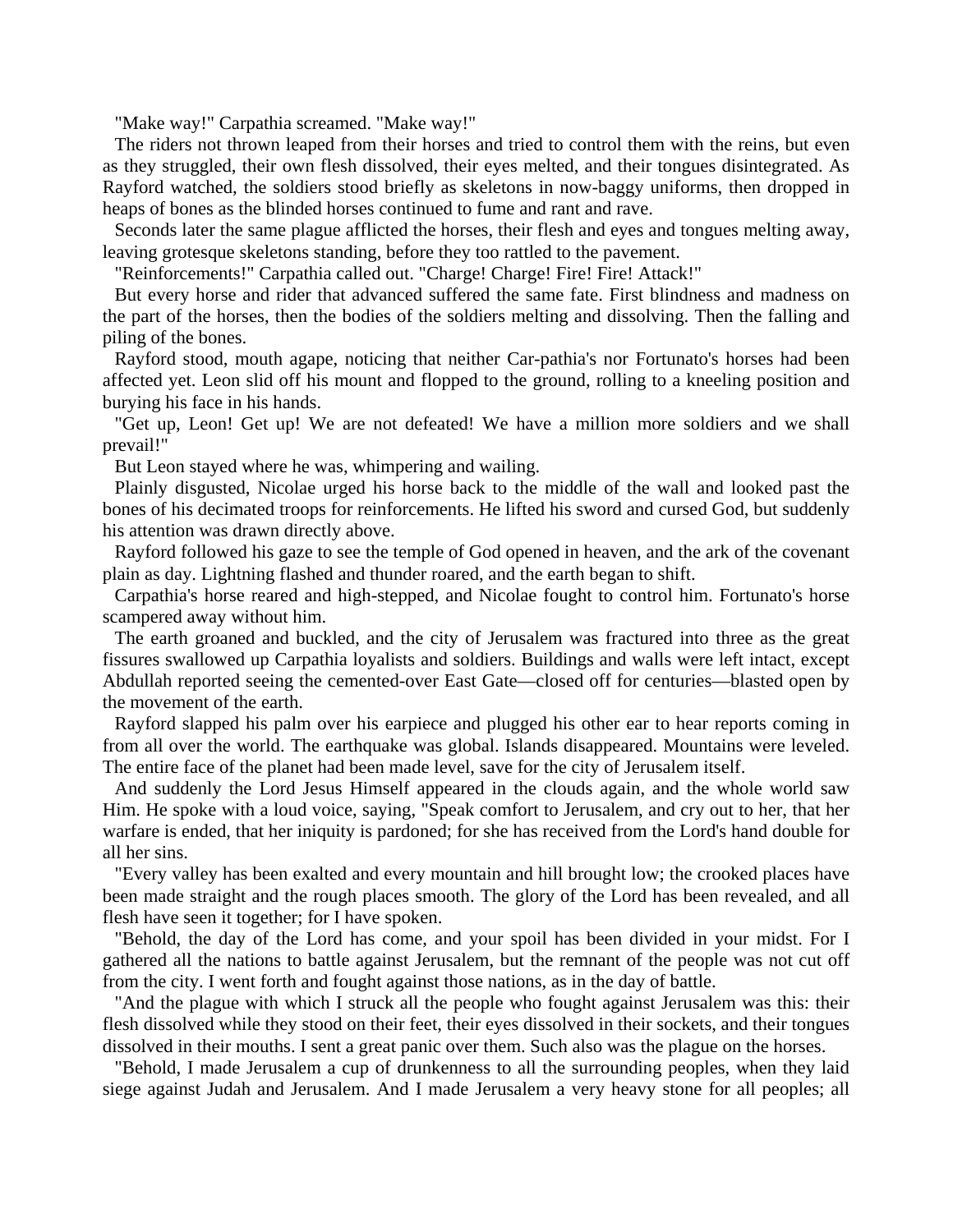"Make way!" Carpathia screamed. "Make way!"

The riders not thrown leaped from their horses and tried to control them with the reins, but even as they struggled, their own flesh dissolved, their eyes melted, and their tongues disintegrated. As Rayford watched, the soldiers stood briefly as skeletons in now-baggy uniforms, then dropped in heaps of bones as the blinded horses continued to fume and rant and rave.

Seconds later the same plague afflicted the horses, their flesh and eyes and tongues melting away, leaving grotesque skeletons standing, before they too rattled to the pavement.

"Reinforcements!" Carpathia called out. "Charge! Charge! Fire! Fire! Attack!"

But every horse and rider that advanced suffered the same fate. First blindness and madness on the part of the horses, then the bodies of the soldiers melting and dissolving. Then the falling and piling of the bones.

Rayford stood, mouth agape, noticing that neither Car-pathia's nor Fortunato's horses had been affected yet. Leon slid off his mount and flopped to the ground, rolling to a kneeling position and burying his face in his hands.

"Get up, Leon! Get up! We are not defeated! We have a million more soldiers and we shall prevail!"

But Leon stayed where he was, whimpering and wailing.

Plainly disgusted, Nicolae urged his horse back to the middle of the wall and looked past the bones of his decimated troops for reinforcements. He lifted his sword and cursed God, but suddenly his attention was drawn directly above.

Rayford followed his gaze to see the temple of God opened in heaven, and the ark of the covenant plain as day. Lightning flashed and thunder roared, and the earth began to shift.

Carpathia's horse reared and high-stepped, and Nicolae fought to control him. Fortunato's horse scampered away without him.

The earth groaned and buckled, and the city of Jerusalem was fractured into three as the great fissures swallowed up Carpathia loyalists and soldiers. Buildings and walls were left intact, except Abdullah reported seeing the cemented-over East Gate—closed off for centuries—blasted open by the movement of the earth.

Rayford slapped his palm over his earpiece and plugged his other ear to hear reports coming in from all over the world. The earthquake was global. Islands disappeared. Mountains were leveled. The entire face of the planet had been made level, save for the city of Jerusalem itself.

And suddenly the Lord Jesus Himself appeared in the clouds again, and the whole world saw Him. He spoke with a loud voice, saying, "Speak comfort to Jerusalem, and cry out to her, that her warfare is ended, that her iniquity is pardoned; for she has received from the Lord's hand double for all her sins.

"Every valley has been exalted and every mountain and hill brought low; the crooked places have been made straight and the rough places smooth. The glory of the Lord has been revealed, and all flesh have seen it together; for I have spoken.

"Behold, the day of the Lord has come, and your spoil has been divided in your midst. For I gathered all the nations to battle against Jerusalem, but the remnant of the people was not cut off from the city. I went forth and fought against those nations, as in the day of battle.

"And the plague with which I struck all the people who fought against Jerusalem was this: their flesh dissolved while they stood on their feet, their eyes dissolved in their sockets, and their tongues dissolved in their mouths. I sent a great panic over them. Such also was the plague on the horses.

"Behold, I made Jerusalem a cup of drunkenness to all the surrounding peoples, when they laid siege against Judah and Jerusalem. And I made Jerusalem a very heavy stone for all peoples; all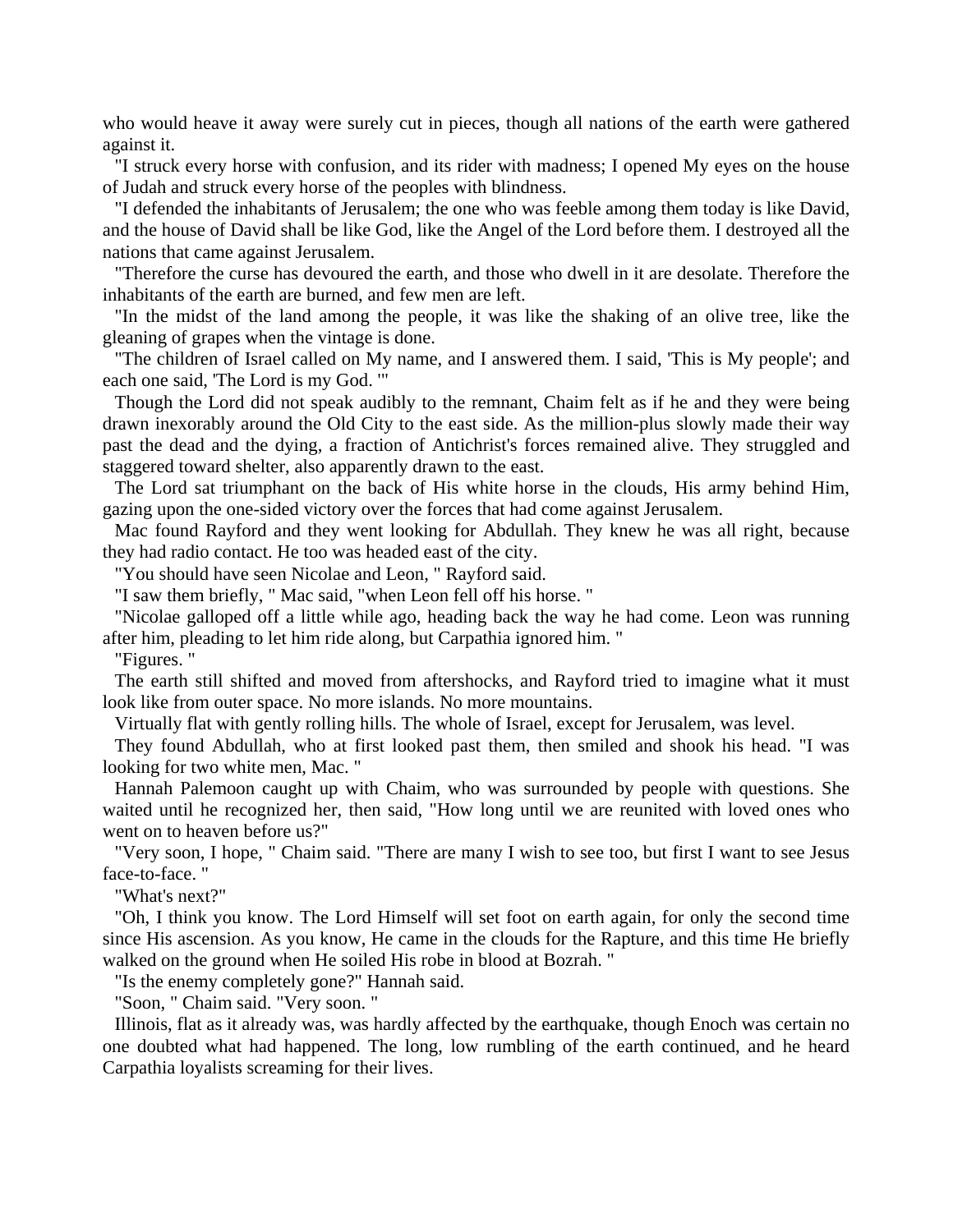who would heave it away were surely cut in pieces, though all nations of the earth were gathered against it.

"I struck every horse with confusion, and its rider with madness; I opened My eyes on the house of Judah and struck every horse of the peoples with blindness.

"I defended the inhabitants of Jerusalem; the one who was feeble among them today is like David, and the house of David shall be like God, like the Angel of the Lord before them. I destroyed all the nations that came against Jerusalem.

"Therefore the curse has devoured the earth, and those who dwell in it are desolate. Therefore the inhabitants of the earth are burned, and few men are left.

"In the midst of the land among the people, it was like the shaking of an olive tree, like the gleaning of grapes when the vintage is done.

"The children of Israel called on My name, and I answered them. I said, 'This is My people'; and each one said, 'The Lord is my God. '"

Though the Lord did not speak audibly to the remnant, Chaim felt as if he and they were being drawn inexorably around the Old City to the east side. As the million-plus slowly made their way past the dead and the dying, a fraction of Antichrist's forces remained alive. They struggled and staggered toward shelter, also apparently drawn to the east.

The Lord sat triumphant on the back of His white horse in the clouds, His army behind Him, gazing upon the one-sided victory over the forces that had come against Jerusalem.

Mac found Rayford and they went looking for Abdullah. They knew he was all right, because they had radio contact. He too was headed east of the city.

"You should have seen Nicolae and Leon, " Rayford said.

"I saw them briefly, " Mac said, "when Leon fell off his horse. "

"Nicolae galloped off a little while ago, heading back the way he had come. Leon was running after him, pleading to let him ride along, but Carpathia ignored him. "

"Figures. "

The earth still shifted and moved from aftershocks, and Rayford tried to imagine what it must look like from outer space. No more islands. No more mountains.

Virtually flat with gently rolling hills. The whole of Israel, except for Jerusalem, was level.

They found Abdullah, who at first looked past them, then smiled and shook his head. "I was looking for two white men, Mac. "

Hannah Palemoon caught up with Chaim, who was surrounded by people with questions. She waited until he recognized her, then said, "How long until we are reunited with loved ones who went on to heaven before us?"

"Very soon, I hope, " Chaim said. "There are many I wish to see too, but first I want to see Jesus face-to-face. "

"What's next?"

"Oh, I think you know. The Lord Himself will set foot on earth again, for only the second time since His ascension. As you know, He came in the clouds for the Rapture, and this time He briefly walked on the ground when He soiled His robe in blood at Bozrah. "

"Is the enemy completely gone?" Hannah said.

"Soon, " Chaim said. "Very soon. "

Illinois, flat as it already was, was hardly affected by the earthquake, though Enoch was certain no one doubted what had happened. The long, low rumbling of the earth continued, and he heard Carpathia loyalists screaming for their lives.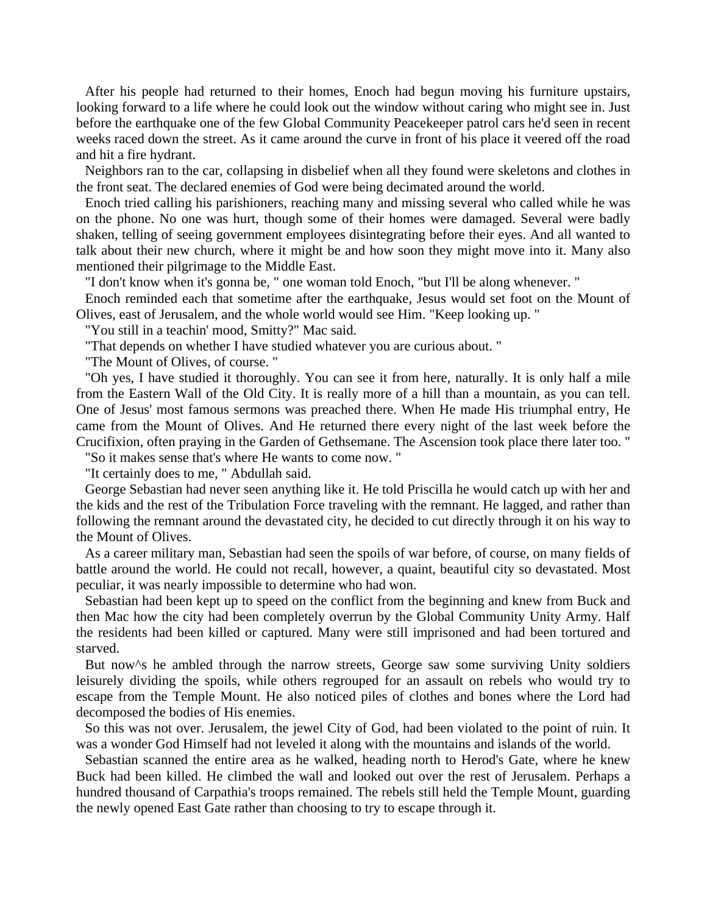After his people had returned to their homes, Enoch had begun moving his furniture upstairs, looking forward to a life where he could look out the window without caring who might see in. Just before the earthquake one of the few Global Community Peacekeeper patrol cars he'd seen in recent weeks raced down the street. As it came around the curve in front of his place it veered off the road and hit a fire hydrant.

Neighbors ran to the car, collapsing in disbelief when all they found were skeletons and clothes in the front seat. The declared enemies of God were being decimated around the world.

Enoch tried calling his parishioners, reaching many and missing several who called while he was on the phone. No one was hurt, though some of their homes were damaged. Several were badly shaken, telling of seeing government employees disintegrating before their eyes. And all wanted to talk about their new church, where it might be and how soon they might move into it. Many also mentioned their pilgrimage to the Middle East.

"I don't know when it's gonna be, " one woman told Enoch, "but I'll be along whenever. "

Enoch reminded each that sometime after the earthquake, Jesus would set foot on the Mount of Olives, east of Jerusalem, and the whole world would see Him. "Keep looking up. "

"You still in a teachin' mood, Smitty?" Mac said.

"That depends on whether I have studied whatever you are curious about. "

"The Mount of Olives, of course. "

"Oh yes, I have studied it thoroughly. You can see it from here, naturally. It is only half a mile from the Eastern Wall of the Old City. It is really more of a hill than a mountain, as you can tell. One of Jesus' most famous sermons was preached there. When He made His triumphal entry, He came from the Mount of Olives. And He returned there every night of the last week before the Crucifixion, often praying in the Garden of Gethsemane. The Ascension took place there later too. "

"So it makes sense that's where He wants to come now. "

"It certainly does to me, " Abdullah said.

George Sebastian had never seen anything like it. He told Priscilla he would catch up with her and the kids and the rest of the Tribulation Force traveling with the remnant. He lagged, and rather than following the remnant around the devastated city, he decided to cut directly through it on his way to the Mount of Olives.

As a career military man, Sebastian had seen the spoils of war before, of course, on many fields of battle around the world. He could not recall, however, a quaint, beautiful city so devastated. Most peculiar, it was nearly impossible to determine who had won.

Sebastian had been kept up to speed on the conflict from the beginning and knew from Buck and then Mac how the city had been completely overrun by the Global Community Unity Army. Half the residents had been killed or captured. Many were still imprisoned and had been tortured and starved.

But now^s he ambled through the narrow streets, George saw some surviving Unity soldiers leisurely dividing the spoils, while others regrouped for an assault on rebels who would try to escape from the Temple Mount. He also noticed piles of clothes and bones where the Lord had decomposed the bodies of His enemies.

So this was not over. Jerusalem, the jewel City of God, had been violated to the point of ruin. It was a wonder God Himself had not leveled it along with the mountains and islands of the world.

Sebastian scanned the entire area as he walked, heading north to Herod's Gate, where he knew Buck had been killed. He climbed the wall and looked out over the rest of Jerusalem. Perhaps a hundred thousand of Carpathia's troops remained. The rebels still held the Temple Mount, guarding the newly opened East Gate rather than choosing to try to escape through it.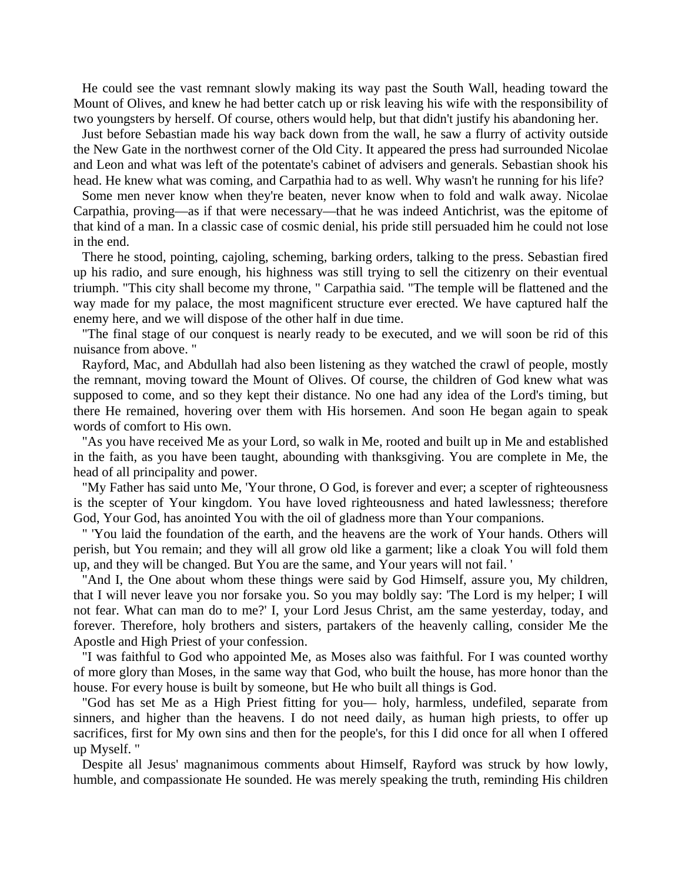He could see the vast remnant slowly making its way past the South Wall, heading toward the Mount of Olives, and knew he had better catch up or risk leaving his wife with the responsibility of two youngsters by herself. Of course, others would help, but that didn't justify his abandoning her.

Just before Sebastian made his way back down from the wall, he saw a flurry of activity outside the New Gate in the northwest corner of the Old City. It appeared the press had surrounded Nicolae and Leon and what was left of the potentate's cabinet of advisers and generals. Sebastian shook his head. He knew what was coming, and Carpathia had to as well. Why wasn't he running for his life?

Some men never know when they're beaten, never know when to fold and walk away. Nicolae Carpathia, proving—as if that were necessary—that he was indeed Antichrist, was the epitome of that kind of a man. In a classic case of cosmic denial, his pride still persuaded him he could not lose in the end.

There he stood, pointing, cajoling, scheming, barking orders, talking to the press. Sebastian fired up his radio, and sure enough, his highness was still trying to sell the citizenry on their eventual triumph. "This city shall become my throne, " Carpathia said. "The temple will be flattened and the way made for my palace, the most magnificent structure ever erected. We have captured half the enemy here, and we will dispose of the other half in due time.

"The final stage of our conquest is nearly ready to be executed, and we will soon be rid of this nuisance from above. "

Rayford, Mac, and Abdullah had also been listening as they watched the crawl of people, mostly the remnant, moving toward the Mount of Olives. Of course, the children of God knew what was supposed to come, and so they kept their distance. No one had any idea of the Lord's timing, but there He remained, hovering over them with His horsemen. And soon He began again to speak words of comfort to His own.

"As you have received Me as your Lord, so walk in Me, rooted and built up in Me and established in the faith, as you have been taught, abounding with thanksgiving. You are complete in Me, the head of all principality and power.

"My Father has said unto Me, 'Your throne, O God, is forever and ever; a scepter of righteousness is the scepter of Your kingdom. You have loved righteousness and hated lawlessness; therefore God, Your God, has anointed You with the oil of gladness more than Your companions.

" 'You laid the foundation of the earth, and the heavens are the work of Your hands. Others will perish, but You remain; and they will all grow old like a garment; like a cloak You will fold them up, and they will be changed. But You are the same, and Your years will not fail. '

"And I, the One about whom these things were said by God Himself, assure you, My children, that I will never leave you nor forsake you. So you may boldly say: 'The Lord is my helper; I will not fear. What can man do to me?' I, your Lord Jesus Christ, am the same yesterday, today, and forever. Therefore, holy brothers and sisters, partakers of the heavenly calling, consider Me the Apostle and High Priest of your confession.

"I was faithful to God who appointed Me, as Moses also was faithful. For I was counted worthy of more glory than Moses, in the same way that God, who built the house, has more honor than the house. For every house is built by someone, but He who built all things is God.

"God has set Me as a High Priest fitting for you— holy, harmless, undefiled, separate from sinners, and higher than the heavens. I do not need daily, as human high priests, to offer up sacrifices, first for My own sins and then for the people's, for this I did once for all when I offered up Myself. "

Despite all Jesus' magnanimous comments about Himself, Rayford was struck by how lowly, humble, and compassionate He sounded. He was merely speaking the truth, reminding His children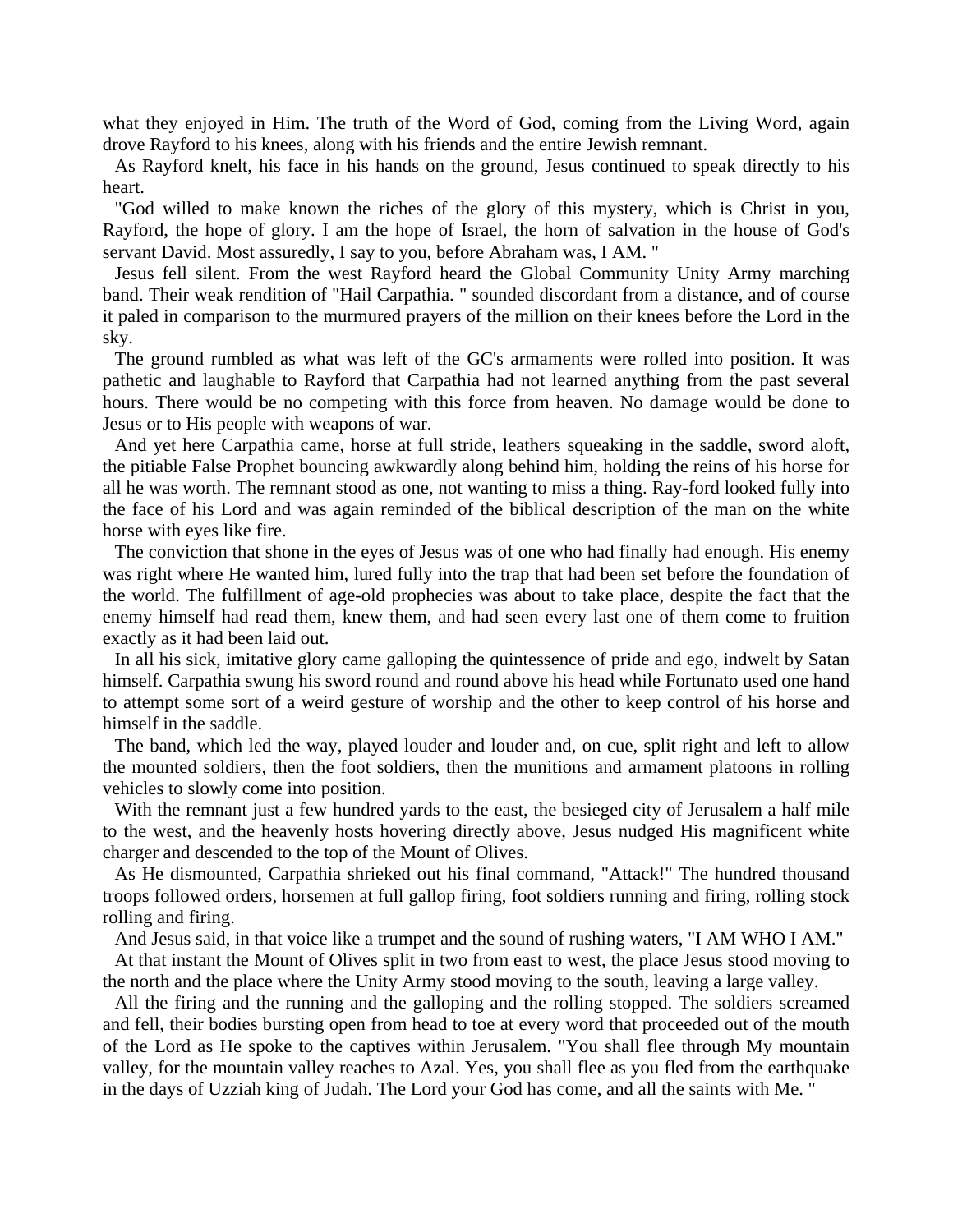what they enjoyed in Him. The truth of the Word of God, coming from the Living Word, again drove Rayford to his knees, along with his friends and the entire Jewish remnant.

As Rayford knelt, his face in his hands on the ground, Jesus continued to speak directly to his heart.

"God willed to make known the riches of the glory of this mystery, which is Christ in you, Rayford, the hope of glory. I am the hope of Israel, the horn of salvation in the house of God's servant David. Most assuredly, I say to you, before Abraham was, I AM. "

Jesus fell silent. From the west Rayford heard the Global Community Unity Army marching band. Their weak rendition of "Hail Carpathia. " sounded discordant from a distance, and of course it paled in comparison to the murmured prayers of the million on their knees before the Lord in the sky.

The ground rumbled as what was left of the GC's armaments were rolled into position. It was pathetic and laughable to Rayford that Carpathia had not learned anything from the past several hours. There would be no competing with this force from heaven. No damage would be done to Jesus or to His people with weapons of war.

And yet here Carpathia came, horse at full stride, leathers squeaking in the saddle, sword aloft, the pitiable False Prophet bouncing awkwardly along behind him, holding the reins of his horse for all he was worth. The remnant stood as one, not wanting to miss a thing. Ray-ford looked fully into the face of his Lord and was again reminded of the biblical description of the man on the white horse with eyes like fire.

The conviction that shone in the eyes of Jesus was of one who had finally had enough. His enemy was right where He wanted him, lured fully into the trap that had been set before the foundation of the world. The fulfillment of age-old prophecies was about to take place, despite the fact that the enemy himself had read them, knew them, and had seen every last one of them come to fruition exactly as it had been laid out.

In all his sick, imitative glory came galloping the quintessence of pride and ego, indwelt by Satan himself. Carpathia swung his sword round and round above his head while Fortunato used one hand to attempt some sort of a weird gesture of worship and the other to keep control of his horse and himself in the saddle.

The band, which led the way, played louder and louder and, on cue, split right and left to allow the mounted soldiers, then the foot soldiers, then the munitions and armament platoons in rolling vehicles to slowly come into position.

With the remnant just a few hundred yards to the east, the besieged city of Jerusalem a half mile to the west, and the heavenly hosts hovering directly above, Jesus nudged His magnificent white charger and descended to the top of the Mount of Olives.

As He dismounted, Carpathia shrieked out his final command, "Attack!" The hundred thousand troops followed orders, horsemen at full gallop firing, foot soldiers running and firing, rolling stock rolling and firing.

And Jesus said, in that voice like a trumpet and the sound of rushing waters, "I AM WHO I AM."

At that instant the Mount of Olives split in two from east to west, the place Jesus stood moving to the north and the place where the Unity Army stood moving to the south, leaving a large valley.

All the firing and the running and the galloping and the rolling stopped. The soldiers screamed and fell, their bodies bursting open from head to toe at every word that proceeded out of the mouth of the Lord as He spoke to the captives within Jerusalem. "You shall flee through My mountain valley, for the mountain valley reaches to Azal. Yes, you shall flee as you fled from the earthquake in the days of Uzziah king of Judah. The Lord your God has come, and all the saints with Me. "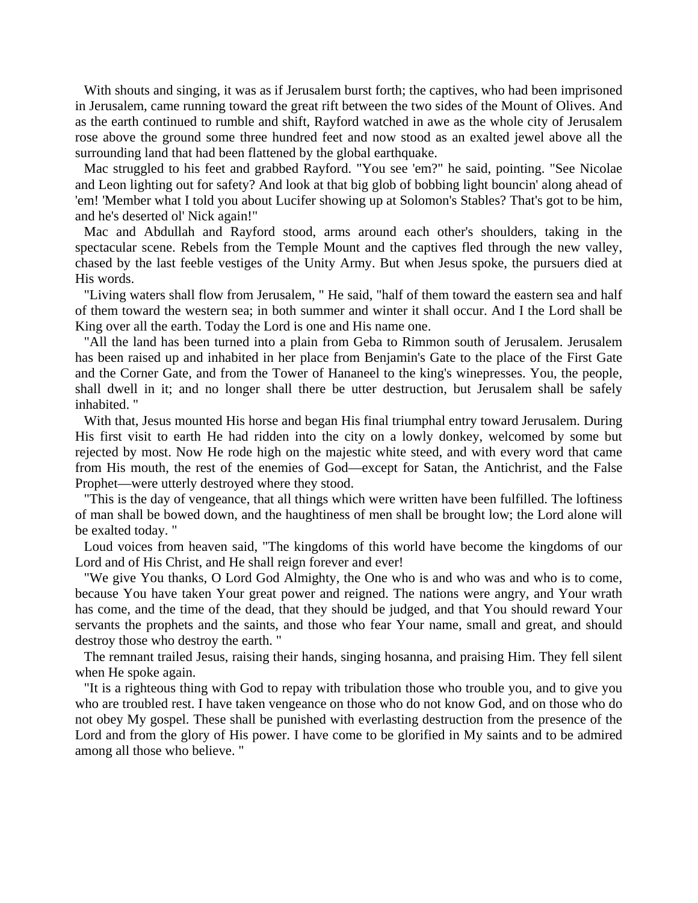With shouts and singing, it was as if Jerusalem burst forth; the captives, who had been imprisoned in Jerusalem, came running toward the great rift between the two sides of the Mount of Olives. And as the earth continued to rumble and shift, Rayford watched in awe as the whole city of Jerusalem rose above the ground some three hundred feet and now stood as an exalted jewel above all the surrounding land that had been flattened by the global earthquake.

Mac struggled to his feet and grabbed Rayford. "You see 'em?" he said, pointing. "See Nicolae and Leon lighting out for safety? And look at that big glob of bobbing light bouncin' along ahead of 'em! 'Member what I told you about Lucifer showing up at Solomon's Stables? That's got to be him, and he's deserted ol' Nick again!"

Mac and Abdullah and Rayford stood, arms around each other's shoulders, taking in the spectacular scene. Rebels from the Temple Mount and the captives fled through the new valley, chased by the last feeble vestiges of the Unity Army. But when Jesus spoke, the pursuers died at His words.

"Living waters shall flow from Jerusalem, " He said, "half of them toward the eastern sea and half of them toward the western sea; in both summer and winter it shall occur. And I the Lord shall be King over all the earth. Today the Lord is one and His name one.

"All the land has been turned into a plain from Geba to Rimmon south of Jerusalem. Jerusalem has been raised up and inhabited in her place from Benjamin's Gate to the place of the First Gate and the Corner Gate, and from the Tower of Hananeel to the king's winepresses. You, the people, shall dwell in it; and no longer shall there be utter destruction, but Jerusalem shall be safely inhabited. "

With that, Jesus mounted His horse and began His final triumphal entry toward Jerusalem. During His first visit to earth He had ridden into the city on a lowly donkey, welcomed by some but rejected by most. Now He rode high on the majestic white steed, and with every word that came from His mouth, the rest of the enemies of God—except for Satan, the Antichrist, and the False Prophet—were utterly destroyed where they stood.

"This is the day of vengeance, that all things which were written have been fulfilled. The loftiness of man shall be bowed down, and the haughtiness of men shall be brought low; the Lord alone will be exalted today. "

Loud voices from heaven said, "The kingdoms of this world have become the kingdoms of our Lord and of His Christ, and He shall reign forever and ever!

"We give You thanks, O Lord God Almighty, the One who is and who was and who is to come, because You have taken Your great power and reigned. The nations were angry, and Your wrath has come, and the time of the dead, that they should be judged, and that You should reward Your servants the prophets and the saints, and those who fear Your name, small and great, and should destroy those who destroy the earth. "

The remnant trailed Jesus, raising their hands, singing hosanna, and praising Him. They fell silent when He spoke again.

"It is a righteous thing with God to repay with tribulation those who trouble you, and to give you who are troubled rest. I have taken vengeance on those who do not know God, and on those who do not obey My gospel. These shall be punished with everlasting destruction from the presence of the Lord and from the glory of His power. I have come to be glorified in My saints and to be admired among all those who believe. "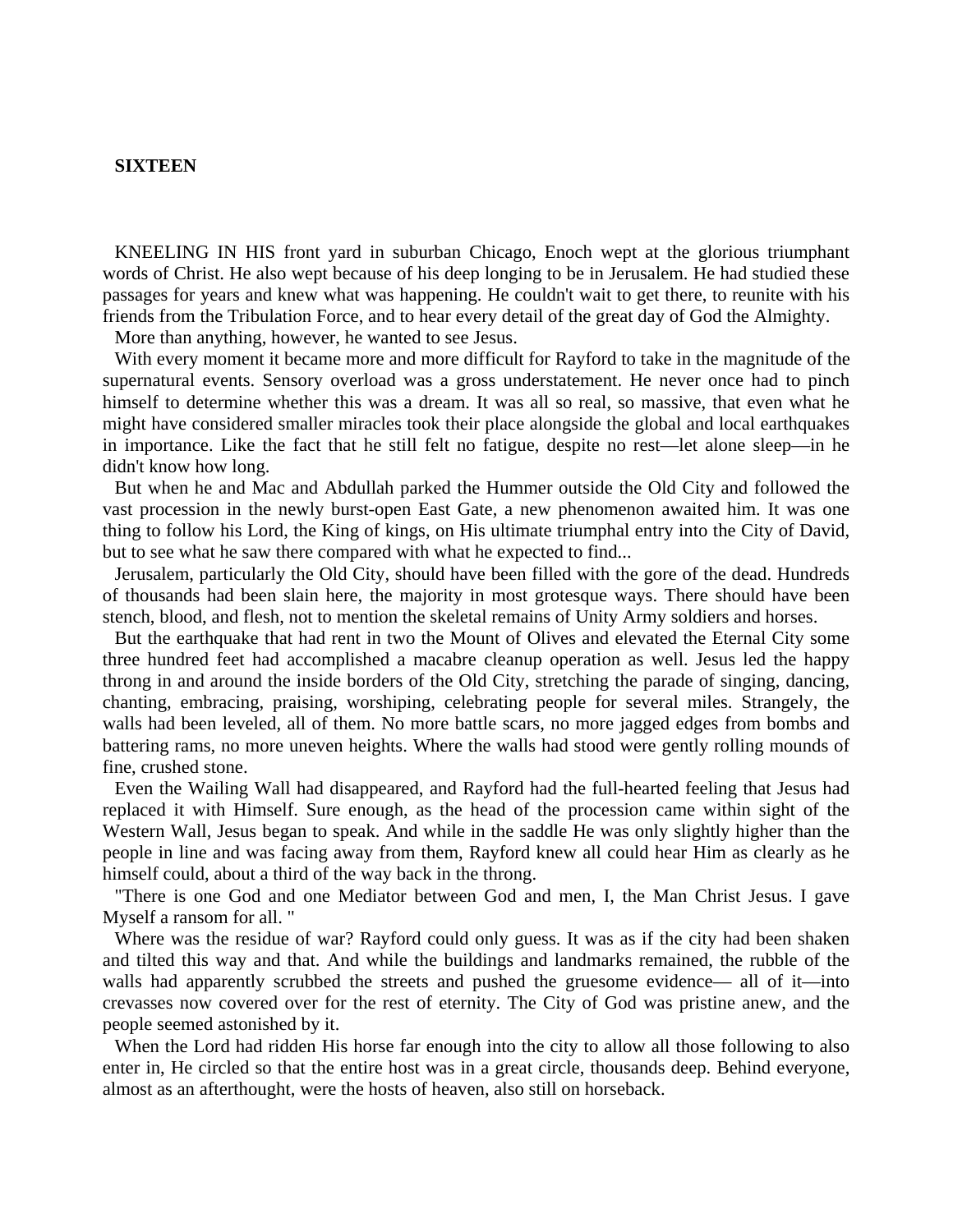## SIXTEEN

KNEELING IN HIS front yard in suburban Chicago, Enoch wept at the glorious triumphant words of Christ. He also wept because of his deep longing to be in Jerusalem. He had studied these passages for years and knew what was happening. He couldn't wait to get there, to reunite with his friends from the Tribulation Force, and to hear every detail of the great day of God the Almighty.

More than anything, however, he wanted to see Jesus.

With every moment it became more and more difficult for Rayford to take in the magnitude of the supernatural events. Sensory overload was a gross understatement. He never once had to pinch himself to determine whether this was a dream. It was all so real, so massive, that even what he might have considered smaller miracles took their place alongside the global and local earthquakes in importance. Like the fact that he still felt no fatigue, despite no rest—let alone sleep—in he didn't know how long.

But when he and Mac and Abdullah parked the Hummer outside the Old City and followed the vast procession in the newly burst-open East Gate, a new phenomenon awaited him. It was one thing to follow his Lord, the King of kings, on His ultimate triumphal entry into the City of David, but to see what he saw there compared with what he expected to find...

Jerusalem, particularly the Old City, should have been filled with the gore of the dead. Hundreds of thousands had been slain here, the majority in most grotesque ways. There should have been stench, blood, and flesh, not to mention the skeletal remains of Unity Army soldiers and horses.

But the earthquake that had rent in two the Mount of Olives and elevated the Eternal City some three hundred feet had accomplished a macabre cleanup operation as well. Jesus led the happy throng in and around the inside borders of the Old City, stretching the parade of singing, dancing, chanting, embracing, praising, worshiping, celebrating people for several miles. Strangely, the walls had been leveled, all of them. No more battle scars, no more jagged edges from bombs and battering rams, no more uneven heights. Where the walls had stood were gently rolling mounds of fine, crushed stone.

Even the Wailing Wall had disappeared, and Rayford had the full-hearted feeling that Jesus had replaced it with Himself. Sure enough, as the head of the procession came within sight of the Western Wall, Jesus began to speak. And while in the saddle He was only slightly higher than the people in line and was facing away from them, Rayford knew all could hear Him as clearly as he himself could, about a third of the way back in the throng.

"There is one God and one Mediator between God and men, I, the Man Christ Jesus. I gave Myself a ransom for all. "

Where was the residue of war? Rayford could only guess. It was as if the city had been shaken and tilted this way and that. And while the buildings and landmarks remained, the rubble of the walls had apparently scrubbed the streets and pushed the gruesome evidence— all of it—into crevasses now covered over for the rest of eternity. The City of God was pristine anew, and the people seemed astonished by it.

When the Lord had ridden His horse far enough into the city to allow all those following to also enter in, He circled so that the entire host was in a great circle, thousands deep. Behind everyone, almost as an afterthought, were the hosts of heaven, also still on horseback.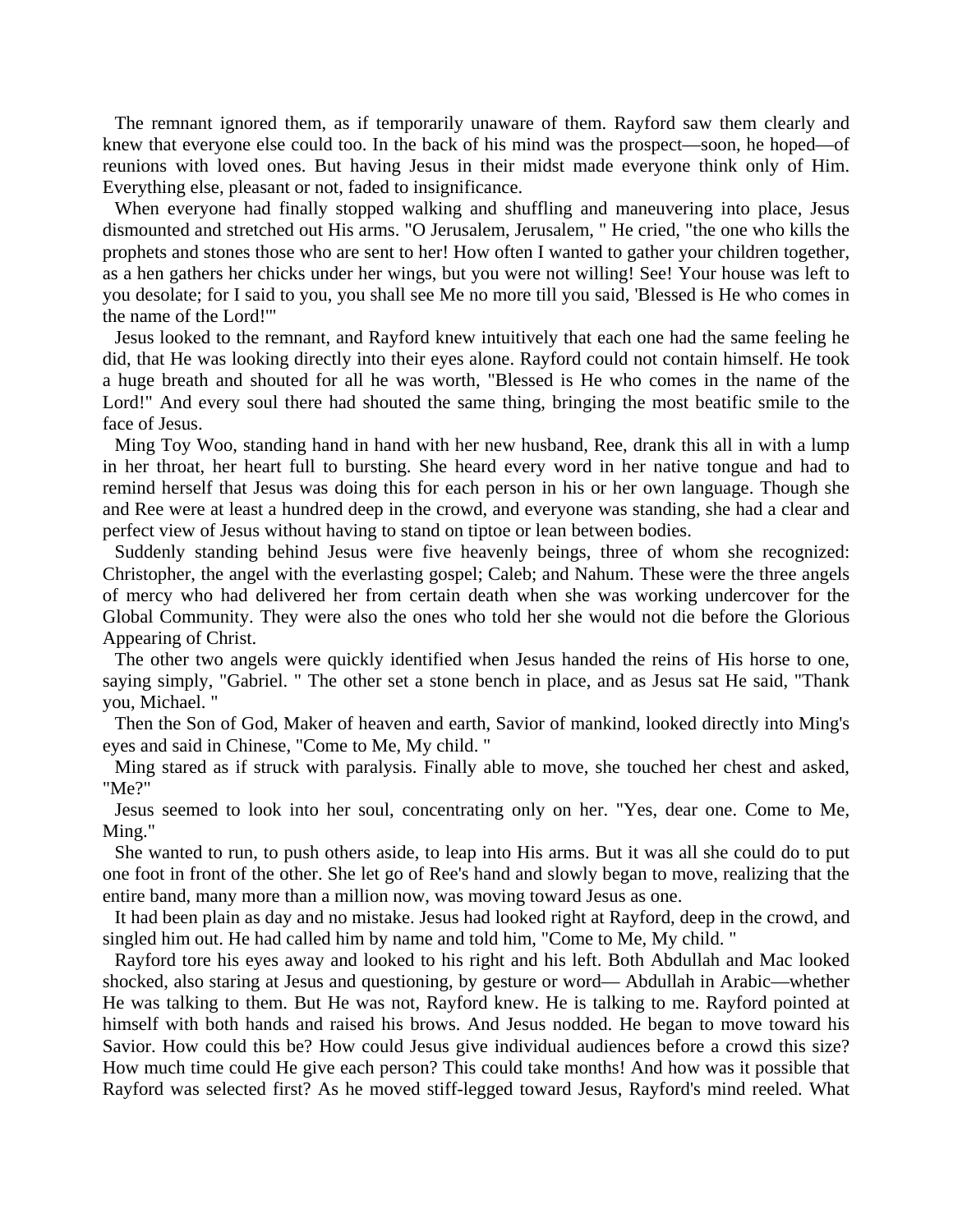The remnant ignored them, as if temporarily unaware of them. Rayford saw them clearly and knew that everyone else could too. In the back of his mind was the prospect—soon, he hoped—of reunions with loved ones. But having Jesus in their midst made everyone think only of Him. Everything else, pleasant or not, faded to insignificance.

When everyone had finally stopped walking and shuffling and maneuvering into place, Jesus dismounted and stretched out His arms. "O Jerusalem, Jerusalem, " He cried, "the one who kills the prophets and stones those who are sent to her! How often I wanted to gather your children together, as a hen gathers her chicks under her wings, but you were not willing! See! Your house was left to you desolate; for I said to you, you shall see Me no more till you said, 'Blessed is He who comes in the name of the Lord!'"

Jesus looked to the remnant, and Rayford knew intuitively that each one had the same feeling he did, that He was looking directly into their eyes alone. Rayford could not contain himself. He took a huge breath and shouted for all he was worth, "Blessed is He who comes in the name of the Lord!" And every soul there had shouted the same thing, bringing the most beatific smile to the face of Jesus.

Ming Toy Woo, standing hand in hand with her new husband, Ree, drank this all in with a lump in her throat, her heart full to bursting. She heard every word in her native tongue and had to remind herself that Jesus was doing this for each person in his or her own language. Though she and Ree were at least a hundred deep in the crowd, and everyone was standing, she had a clear and perfect view of Jesus without having to stand on tiptoe or lean between bodies.

Suddenly standing behind Jesus were five heavenly beings, three of whom she recognized: Christopher, the angel with the everlasting gospel; Caleb; and Nahum. These were the three angels of mercy who had delivered her from certain death when she was working undercover for the Global Community. They were also the ones who told her she would not die before the Glorious Appearing of Christ.

The other two angels were quickly identified when Jesus handed the reins of His horse to one, saying simply, "Gabriel. " The other set a stone bench in place, and as Jesus sat He said, "Thank you, Michael. "

Then the Son of God, Maker of heaven and earth, Savior of mankind, looked directly into Ming's eyes and said in Chinese, "Come to Me, My child. "

Ming stared as if struck with paralysis. Finally able to move, she touched her chest and asked, "Me?"

Jesus seemed to look into her soul, concentrating only on her. "Yes, dear one. Come to Me, Ming."

She wanted to run, to push others aside, to leap into His arms. But it was all she could do to put one foot in front of the other. She let go of Ree's hand and slowly began to move, realizing that the entire band, many more than a million now, was moving toward Jesus as one.

It had been plain as day and no mistake. Jesus had looked right at Rayford, deep in the crowd, and singled him out. He had called him by name and told him, "Come to Me, My child. "

Rayford tore his eyes away and looked to his right and his left. Both Abdullah and Mac looked shocked, also staring at Jesus and questioning, by gesture or word— Abdullah in Arabic—whether He was talking to them. But He was not, Rayford knew. He is talking to me. Rayford pointed at himself with both hands and raised his brows. And Jesus nodded. He began to move toward his Savior. How could this be? How could Jesus give individual audiences before a crowd this size? How much time could He give each person? This could take months! And how was it possible that Rayford was selected first? As he moved stiff-legged toward Jesus, Rayford's mind reeled. What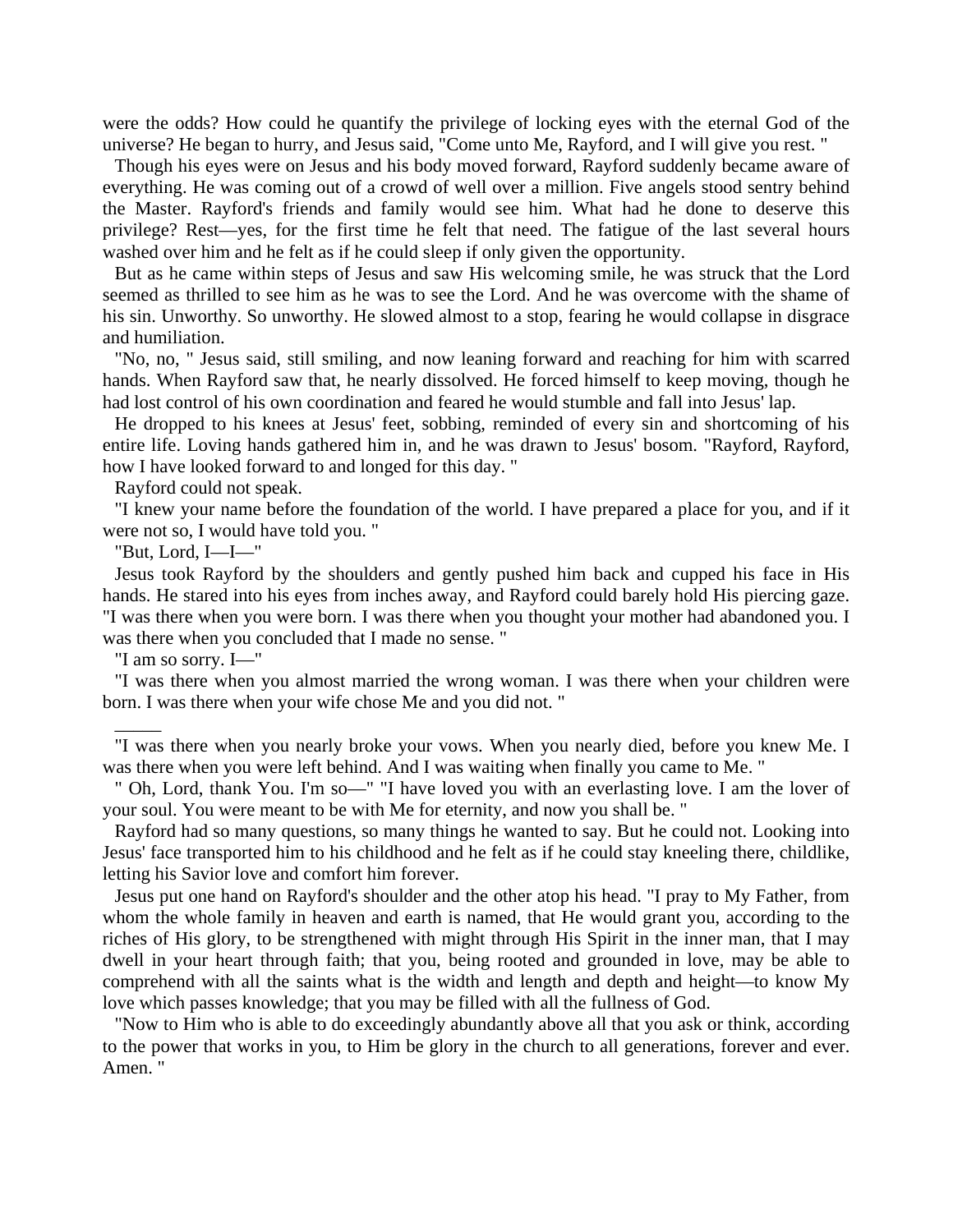were the odds? How could he quantify the privilege of locking eyes with the eternal God of the universe? He began to hurry, and Jesus said, "Come unto Me, Rayford, and I will give you rest. "

Though his eyes were on Jesus and his body moved forward, Rayford suddenly became aware of everything. He was coming out of a crowd of well over a million. Five angels stood sentry behind the Master. Rayford's friends and family would see him. What had he done to deserve this privilege? Rest—yes, for the first time he felt that need. The fatigue of the last several hours washed over him and he felt as if he could sleep if only given the opportunity.

But as he came within steps of Jesus and saw His welcoming smile, he was struck that the Lord seemed as thrilled to see him as he was to see the Lord. And he was overcome with the shame of his sin. Unworthy. So unworthy. He slowed almost to a stop, fearing he would collapse in disgrace and humiliation.

"No, no, " Jesus said, still smiling, and now leaning forward and reaching for him with scarred hands. When Rayford saw that, he nearly dissolved. He forced himself to keep moving, though he had lost control of his own coordination and feared he would stumble and fall into Jesus' lap.

He dropped to his knees at Jesus' feet, sobbing, reminded of every sin and shortcoming of his entire life. Loving hands gathered him in, and he was drawn to Jesus' bosom. "Rayford, Rayford, how I have looked forward to and longed for this day. "

Rayford could not speak.

"I knew your name before the foundation of the world. I have prepared a place for you, and if it were not so, I would have told you. "

"But, Lord, I—I—"

Jesus took Rayford by the shoulders and gently pushed him back and cupped his face in His hands. He stared into his eyes from inches away, and Rayford could barely hold His piercing gaze. "I was there when you were born. I was there when you thought your mother had abandoned you. I was there when you concluded that I made no sense. "

"I am so sorry. I—"

"I was there when you almost married the wrong woman. I was there when your children were born. I was there when your wife chose Me and you did not. "

_____

"I was there when you nearly broke your vows. When you nearly died, before you knew Me. I was there when you were left behind. And I was waiting when finally you came to Me. "

" Oh, Lord, thank You. I'm so—" "I have loved you with an everlasting love. I am the lover of your soul. You were meant to be with Me for eternity, and now you shall be. "

Rayford had so many questions, so many things he wanted to say. But he could not. Looking into Jesus' face transported him to his childhood and he felt as if he could stay kneeling there, childlike, letting his Savior love and comfort him forever.

Jesus put one hand on Rayford's shoulder and the other atop his head. "I pray to My Father, from whom the whole family in heaven and earth is named, that He would grant you, according to the riches of His glory, to be strengthened with might through His Spirit in the inner man, that I may dwell in your heart through faith; that you, being rooted and grounded in love, may be able to comprehend with all the saints what is the width and length and depth and height—to know My love which passes knowledge; that you may be filled with all the fullness of God.

"Now to Him who is able to do exceedingly abundantly above all that you ask or think, according to the power that works in you, to Him be glory in the church to all generations, forever and ever. Amen. "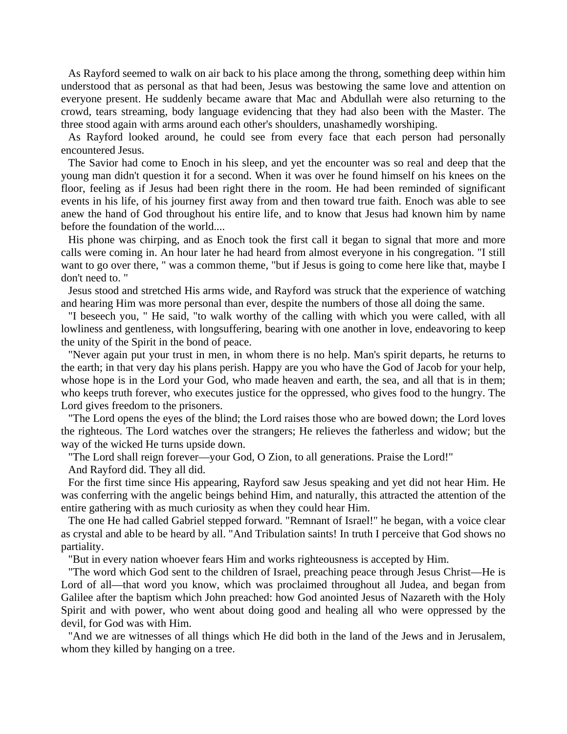As Rayford seemed to walk on air back to his place among the throng, something deep within him understood that as personal as that had been, Jesus was bestowing the same love and attention on everyone present. He suddenly became aware that Mac and Abdullah were also returning to the crowd, tears streaming, body language evidencing that they had also been with the Master. The three stood again with arms around each other's shoulders, unashamedly worshiping.

As Rayford looked around, he could see from every face that each person had personally encountered Jesus.

The Savior had come to Enoch in his sleep, and yet the encounter was so real and deep that the young man didn't question it for a second. When it was over he found himself on his knees on the floor, feeling as if Jesus had been right there in the room. He had been reminded of significant events in his life, of his journey first away from and then toward true faith. Enoch was able to see anew the hand of God throughout his entire life, and to know that Jesus had known him by name before the foundation of the world....

His phone was chirping, and as Enoch took the first call it began to signal that more and more calls were coming in. An hour later he had heard from almost everyone in his congregation. "I still want to go over there, " was a common theme, "but if Jesus is going to come here like that, maybe I don't need to. "

Jesus stood and stretched His arms wide, and Rayford was struck that the experience of watching and hearing Him was more personal than ever, despite the numbers of those all doing the same.

"I beseech you, " He said, "to walk worthy of the calling with which you were called, with all lowliness and gentleness, with longsuffering, bearing with one another in love, endeavoring to keep the unity of the Spirit in the bond of peace.

"Never again put your trust in men, in whom there is no help. Man's spirit departs, he returns to the earth; in that very day his plans perish. Happy are you who have the God of Jacob for your help, whose hope is in the Lord your God, who made heaven and earth, the sea, and all that is in them; who keeps truth forever, who executes justice for the oppressed, who gives food to the hungry. The Lord gives freedom to the prisoners.

"The Lord opens the eyes of the blind; the Lord raises those who are bowed down; the Lord loves the righteous. The Lord watches over the strangers; He relieves the fatherless and widow; but the way of the wicked He turns upside down.

"The Lord shall reign forever—your God, O Zion, to all generations. Praise the Lord!"

And Rayford did. They all did.

For the first time since His appearing, Rayford saw Jesus speaking and yet did not hear Him. He was conferring with the angelic beings behind Him, and naturally, this attracted the attention of the entire gathering with as much curiosity as when they could hear Him.

The one He had called Gabriel stepped forward. "Remnant of Israel!" he began, with a voice clear as crystal and able to be heard by all. "And Tribulation saints! In truth I perceive that God shows no partiality.

"But in every nation whoever fears Him and works righteousness is accepted by Him.

"The word which God sent to the children of Israel, preaching peace through Jesus Christ—He is Lord of all—that word you know, which was proclaimed throughout all Judea, and began from Galilee after the baptism which John preached: how God anointed Jesus of Nazareth with the Holy Spirit and with power, who went about doing good and healing all who were oppressed by the devil, for God was with Him.

"And we are witnesses of all things which He did both in the land of the Jews and in Jerusalem, whom they killed by hanging on a tree.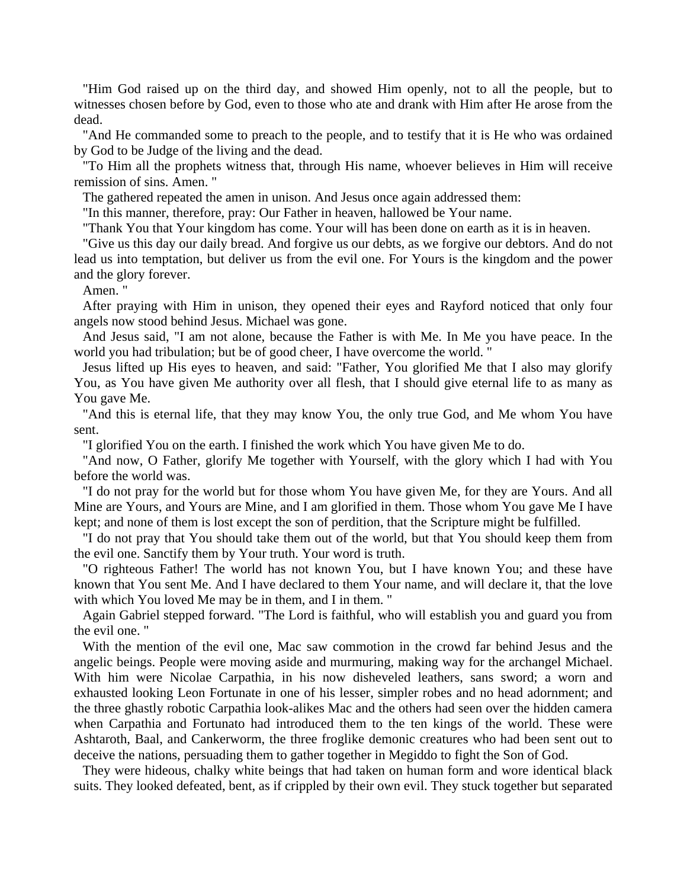"Him God raised up on the third day, and showed Him openly, not to all the people, but to witnesses chosen before by God, even to those who ate and drank with Him after He arose from the dead.

"And He commanded some to preach to the people, and to testify that it is He who was ordained by God to be Judge of the living and the dead.

"To Him all the prophets witness that, through His name, whoever believes in Him will receive remission of sins. Amen. "

The gathered repeated the amen in unison. And Jesus once again addressed them:

"In this manner, therefore, pray: Our Father in heaven, hallowed be Your name.

"Thank You that Your kingdom has come. Your will has been done on earth as it is in heaven.

"Give us this day our daily bread. And forgive us our debts, as we forgive our debtors. And do not lead us into temptation, but deliver us from the evil one. For Yours is the kingdom and the power and the glory forever.

Amen. "

After praying with Him in unison, they opened their eyes and Rayford noticed that only four angels now stood behind Jesus. Michael was gone.

And Jesus said, "I am not alone, because the Father is with Me. In Me you have peace. In the world you had tribulation; but be of good cheer, I have overcome the world. "

Jesus lifted up His eyes to heaven, and said: "Father, You glorified Me that I also may glorify You, as You have given Me authority over all flesh, that I should give eternal life to as many as You gave Me.

"And this is eternal life, that they may know You, the only true God, and Me whom You have sent.

"I glorified You on the earth. I finished the work which You have given Me to do.

"And now, O Father, glorify Me together with Yourself, with the glory which I had with You before the world was.

"I do not pray for the world but for those whom You have given Me, for they are Yours. And all Mine are Yours, and Yours are Mine, and I am glorified in them. Those whom You gave Me I have kept; and none of them is lost except the son of perdition, that the Scripture might be fulfilled.

"I do not pray that You should take them out of the world, but that You should keep them from the evil one. Sanctify them by Your truth. Your word is truth.

"O righteous Father! The world has not known You, but I have known You; and these have known that You sent Me. And I have declared to them Your name, and will declare it, that the love with which You loved Me may be in them, and I in them. "

Again Gabriel stepped forward. "The Lord is faithful, who will establish you and guard you from the evil one. "

With the mention of the evil one, Mac saw commotion in the crowd far behind Jesus and the angelic beings. People were moving aside and murmuring, making way for the archangel Michael. With him were Nicolae Carpathia, in his now disheveled leathers, sans sword; a worn and exhausted looking Leon Fortunate in one of his lesser, simpler robes and no head adornment; and the three ghastly robotic Carpathia look-alikes Mac and the others had seen over the hidden camera when Carpathia and Fortunato had introduced them to the ten kings of the world. These were Ashtaroth, Baal, and Cankerworm, the three froglike demonic creatures who had been sent out to deceive the nations, persuading them to gather together in Megiddo to fight the Son of God.

They were hideous, chalky white beings that had taken on human form and wore identical black suits. They looked defeated, bent, as if crippled by their own evil. They stuck together but separated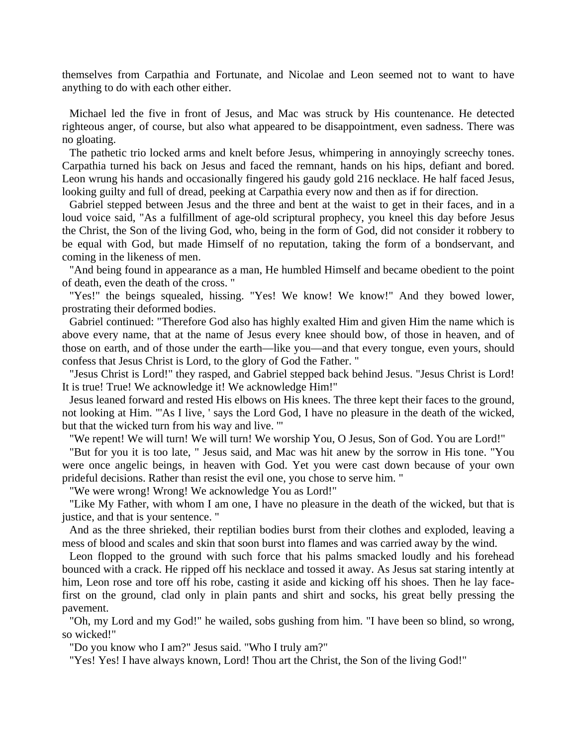themselves from Carpathia and Fortunate, and Nicolae and Leon seemed not to want to have anything to do with each other either.

Michael led the five in front of Jesus, and Mac was struck by His countenance. He detected righteous anger, of course, but also what appeared to be disappointment, even sadness. There was no gloating.

The pathetic trio locked arms and knelt before Jesus, whimpering in annoyingly screechy tones. Carpathia turned his back on Jesus and faced the remnant, hands on his hips, defiant and bored. Leon wrung his hands and occasionally fingered his gaudy gold 216 necklace. He half faced Jesus, looking guilty and full of dread, peeking at Carpathia every now and then as if for direction.

Gabriel stepped between Jesus and the three and bent at the waist to get in their faces, and in a loud voice said, "As a fulfillment of age-old scriptural prophecy, you kneel this day before Jesus the Christ, the Son of the living God, who, being in the form of God, did not consider it robbery to be equal with God, but made Himself of no reputation, taking the form of a bondservant, and coming in the likeness of men.

"And being found in appearance as a man, He humbled Himself and became obedient to the point of death, even the death of the cross. "

"Yes!" the beings squealed, hissing. "Yes! We know! We know!" And they bowed lower, prostrating their deformed bodies.

Gabriel continued: "Therefore God also has highly exalted Him and given Him the name which is above every name, that at the name of Jesus every knee should bow, of those in heaven, and of those on earth, and of those under the earth—like you—and that every tongue, even yours, should confess that Jesus Christ is Lord, to the glory of God the Father. "

"Jesus Christ is Lord!" they rasped, and Gabriel stepped back behind Jesus. "Jesus Christ is Lord! It is true! True! We acknowledge it! We acknowledge Him!"

Jesus leaned forward and rested His elbows on His knees. The three kept their faces to the ground, not looking at Him. "'As I live, ' says the Lord God, I have no pleasure in the death of the wicked, but that the wicked turn from his way and live. '"

"We repent! We will turn! We will turn! We worship You, O Jesus, Son of God. You are Lord!"

"But for you it is too late, " Jesus said, and Mac was hit anew by the sorrow in His tone. "You were once angelic beings, in heaven with God. Yet you were cast down because of your own prideful decisions. Rather than resist the evil one, you chose to serve him. "

"We were wrong! Wrong! We acknowledge You as Lord!"

"Like My Father, with whom I am one, I have no pleasure in the death of the wicked, but that is justice, and that is your sentence. "

And as the three shrieked, their reptilian bodies burst from their clothes and exploded, leaving a mess of blood and scales and skin that soon burst into flames and was carried away by the wind.

Leon flopped to the ground with such force that his palms smacked loudly and his forehead bounced with a crack. He ripped off his necklace and tossed it away. As Jesus sat staring intently at him, Leon rose and tore off his robe, casting it aside and kicking off his shoes. Then he lay face-first on the ground, clad only in plain pants and shirt and socks, his great belly pressing the pavement.

"Oh, my Lord and my God!" he wailed, sobs gushing from him. "I have been so blind, so wrong, so wicked!"

"Do you know who I am?" Jesus said. "Who I truly am?"

"Yes! Yes! I have always known, Lord! Thou art the Christ, the Son of the living God!"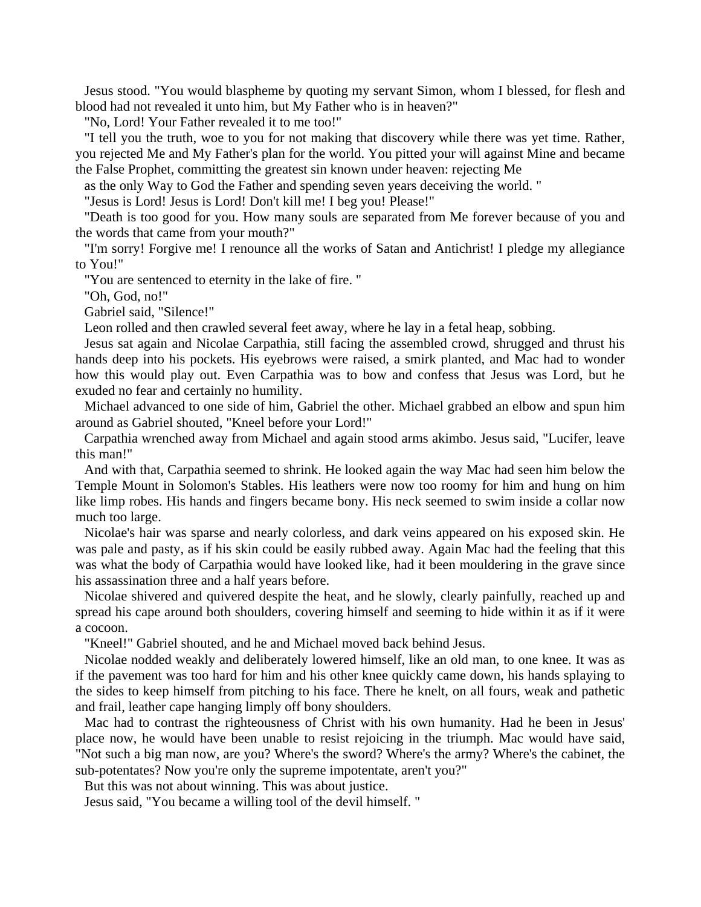Jesus stood. "You would blaspheme by quoting my servant Simon, whom I blessed, for flesh and blood had not revealed it unto him, but My Father who is in heaven?"

"No, Lord! Your Father revealed it to me too!"

"I tell you the truth, woe to you for not making that discovery while there was yet time. Rather, you rejected Me and My Father's plan for the world. You pitted your will against Mine and became the False Prophet, committing the greatest sin known under heaven: rejecting Me as the only Way to God the Father and spending seven years deceiving the world. "

"Jesus is Lord! Jesus is Lord! Don't kill me! I beg you! Please!"

"Death is too good for you. How many souls are separated from Me forever because of you and the words that came from your mouth?"

"I'm sorry! Forgive me! I renounce all the works of Satan and Antichrist! I pledge my allegiance to You!"

"You are sentenced to eternity in the lake of fire. "

"Oh, God, no!"

Gabriel said, "Silence!"

Leon rolled and then crawled several feet away, where he lay in a fetal heap, sobbing.

Jesus sat again and Nicolae Carpathia, still facing the assembled crowd, shrugged and thrust his hands deep into his pockets. His eyebrows were raised, a smirk planted, and Mac had to wonder how this would play out. Even Carpathia was to bow and confess that Jesus was Lord, but he exuded no fear and certainly no humility.

Michael advanced to one side of him, Gabriel the other. Michael grabbed an elbow and spun him around as Gabriel shouted, "Kneel before your Lord!"

Carpathia wrenched away from Michael and again stood arms akimbo. Jesus said, "Lucifer, leave this man!"

And with that, Carpathia seemed to shrink. He looked again the way Mac had seen him below the Temple Mount in Solomon's Stables. His leathers were now too roomy for him and hung on him like limp robes. His hands and fingers became bony. His neck seemed to swim inside a collar now much too large.

Nicolae's hair was sparse and nearly colorless, and dark veins appeared on his exposed skin. He was pale and pasty, as if his skin could be easily rubbed away. Again Mac had the feeling that this was what the body of Carpathia would have looked like, had it been mouldering in the grave since his assassination three and a half years before.

Nicolae shivered and quivered despite the heat, and he slowly, clearly painfully, reached up and spread his cape around both shoulders, covering himself and seeming to hide within it as if it were a cocoon.

"Kneel!" Gabriel shouted, and he and Michael moved back behind Jesus.

Nicolae nodded weakly and deliberately lowered himself, like an old man, to one knee. It was as if the pavement was too hard for him and his other knee quickly came down, his hands splaying to the sides to keep himself from pitching to his face. There he knelt, on all fours, weak and pathetic and frail, leather cape hanging limply off bony shoulders.

Mac had to contrast the righteousness of Christ with his own humanity. Had he been in Jesus' place now, he would have been unable to resist rejoicing in the triumph. Mac would have said, "Not such a big man now, are you? Where's the sword? Where's the army? Where's the cabinet, the sub-potentates? Now you're only the supreme impotentate, aren't you?"

But this was not about winning. This was about justice.

Jesus said, "You became a willing tool of the devil himself. "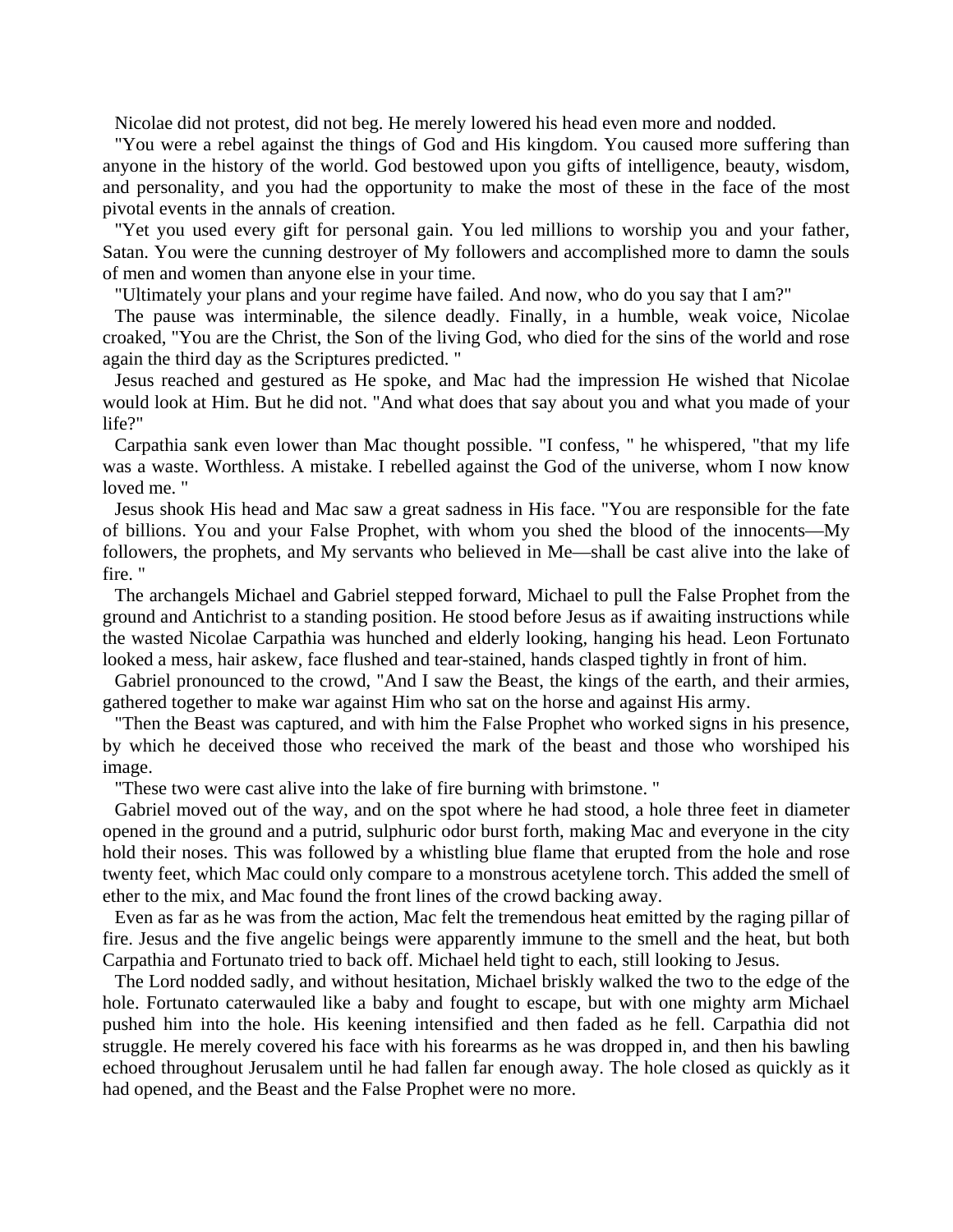Nicolae did not protest, did not beg. He merely lowered his head even more and nodded.

"You were a rebel against the things of God and His kingdom. You caused more suffering than anyone in the history of the world. God bestowed upon you gifts of intelligence, beauty, wisdom, and personality, and you had the opportunity to make the most of these in the face of the most pivotal events in the annals of creation.

"Yet you used every gift for personal gain. You led millions to worship you and your father, Satan. You were the cunning destroyer of My followers and accomplished more to damn the souls of men and women than anyone else in your time.

"Ultimately your plans and your regime have failed. And now, who do you say that I am?"

The pause was interminable, the silence deadly. Finally, in a humble, weak voice, Nicolae croaked, "You are the Christ, the Son of the living God, who died for the sins of the world and rose again the third day as the Scriptures predicted. "

Jesus reached and gestured as He spoke, and Mac had the impression He wished that Nicolae would look at Him. But he did not. "And what does that say about you and what you made of your life?"

Carpathia sank even lower than Mac thought possible. "I confess, " he whispered, "that my life was a waste. Worthless. A mistake. I rebelled against the God of the universe, whom I now know loved me. "

Jesus shook His head and Mac saw a great sadness in His face. "You are responsible for the fate of billions. You and your False Prophet, with whom you shed the blood of the innocents—My followers, the prophets, and My servants who believed in Me—shall be cast alive into the lake of fire. "

The archangels Michael and Gabriel stepped forward, Michael to pull the False Prophet from the ground and Antichrist to a standing position. He stood before Jesus as if awaiting instructions while the wasted Nicolae Carpathia was hunched and elderly looking, hanging his head. Leon Fortunato looked a mess, hair askew, face flushed and tear-stained, hands clasped tightly in front of him.

Gabriel pronounced to the crowd, "And I saw the Beast, the kings of the earth, and their armies, gathered together to make war against Him who sat on the horse and against His army.

"Then the Beast was captured, and with him the False Prophet who worked signs in his presence, by which he deceived those who received the mark of the beast and those who worshiped his image.

"These two were cast alive into the lake of fire burning with brimstone. "

Gabriel moved out of the way, and on the spot where he had stood, a hole three feet in diameter opened in the ground and a putrid, sulphuric odor burst forth, making Mac and everyone in the city hold their noses. This was followed by a whistling blue flame that erupted from the hole and rose twenty feet, which Mac could only compare to a monstrous acetylene torch. This added the smell of ether to the mix, and Mac found the front lines of the crowd backing away.

Even as far as he was from the action, Mac felt the tremendous heat emitted by the raging pillar of fire. Jesus and the five angelic beings were apparently immune to the smell and the heat, but both Carpathia and Fortunato tried to back off. Michael held tight to each, still looking to Jesus.

The Lord nodded sadly, and without hesitation, Michael briskly walked the two to the edge of the hole. Fortunato caterwauled like a baby and fought to escape, but with one mighty arm Michael pushed him into the hole. His keening intensified and then faded as he fell. Carpathia did not struggle. He merely covered his face with his forearms as he was dropped in, and then his bawling echoed throughout Jerusalem until he had fallen far enough away. The hole closed as quickly as it had opened, and the Beast and the False Prophet were no more.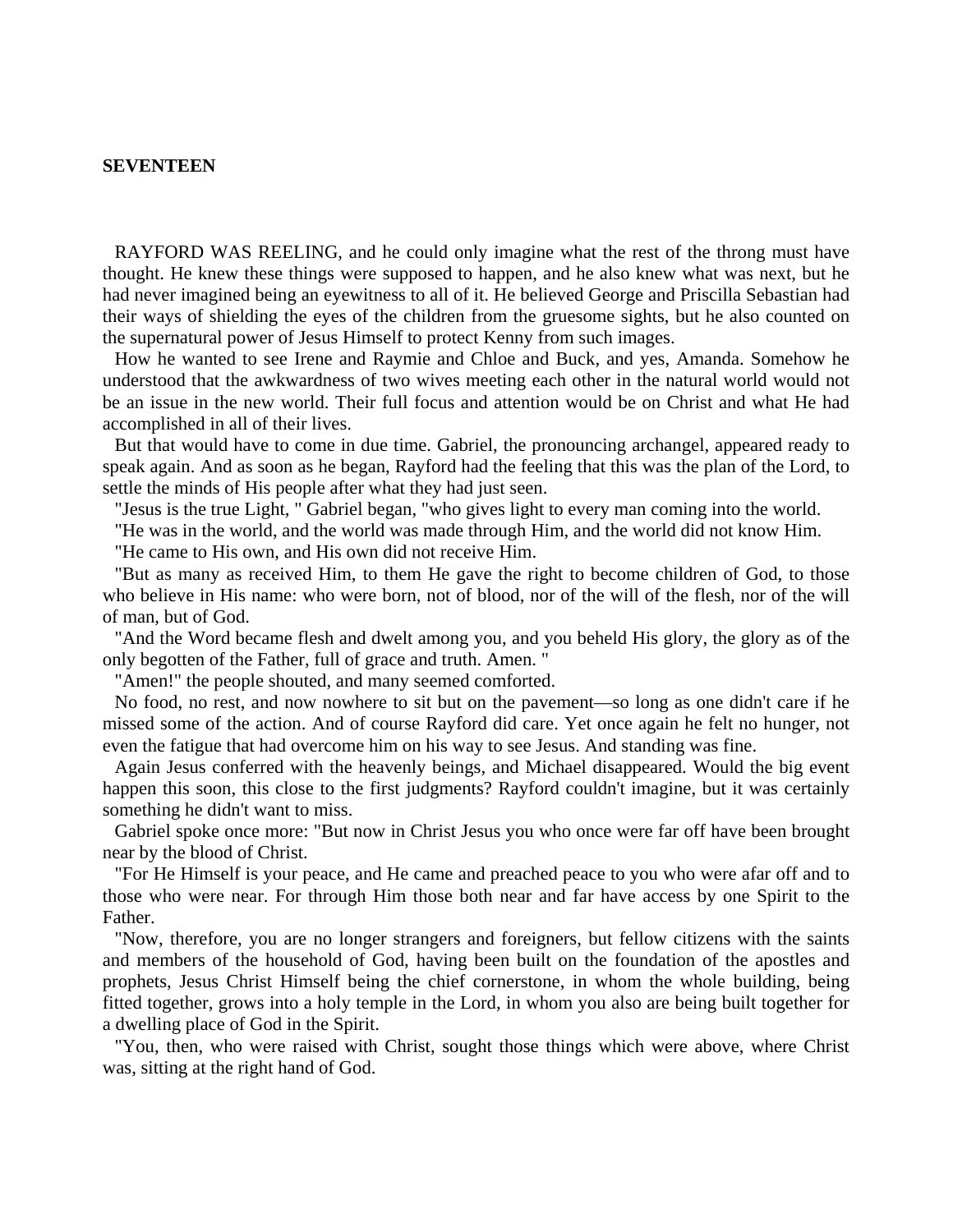## SEVENTEEN

RAYFORD WAS REELING, and he could only imagine what the rest of the throng must have thought. He knew these things were supposed to happen, and he also knew what was next, but he had never imagined being an eyewitness to all of it. He believed George and Priscilla Sebastian had their ways of shielding the eyes of the children from the gruesome sights, but he also counted on the supernatural power of Jesus Himself to protect Kenny from such images.

How he wanted to see Irene and Raymie and Chloe and Buck, and yes, Amanda. Somehow he understood that the awkwardness of two wives meeting each other in the natural world would not be an issue in the new world. Their full focus and attention would be on Christ and what He had accomplished in all of their lives.

But that would have to come in due time. Gabriel, the pronouncing archangel, appeared ready to speak again. And as soon as he began, Rayford had the feeling that this was the plan of the Lord, to settle the minds of His people after what they had just seen.

"Jesus is the true Light, " Gabriel began, "who gives light to every man coming into the world.

"He was in the world, and the world was made through Him, and the world did not know Him.

"He came to His own, and His own did not receive Him.

"But as many as received Him, to them He gave the right to become children of God, to those who believe in His name: who were born, not of blood, nor of the will of the flesh, nor of the will of man, but of God.

"And the Word became flesh and dwelt among you, and you beheld His glory, the glory as of the only begotten of the Father, full of grace and truth. Amen. "

"Amen!" the people shouted, and many seemed comforted.

No food, no rest, and now nowhere to sit but on the pavement—so long as one didn't care if he missed some of the action. And of course Rayford did care. Yet once again he felt no hunger, not even the fatigue that had overcome him on his way to see Jesus. And standing was fine.

Again Jesus conferred with the heavenly beings, and Michael disappeared. Would the big event happen this soon, this close to the first judgments? Rayford couldn't imagine, but it was certainly something he didn't want to miss.

Gabriel spoke once more: "But now in Christ Jesus you who once were far off have been brought near by the blood of Christ.

"For He Himself is your peace, and He came and preached peace to you who were afar off and to those who were near. For through Him those both near and far have access by one Spirit to the Father.

"Now, therefore, you are no longer strangers and foreigners, but fellow citizens with the saints and members of the household of God, having been built on the foundation of the apostles and prophets, Jesus Christ Himself being the chief cornerstone, in whom the whole building, being fitted together, grows into a holy temple in the Lord, in whom you also are being built together for a dwelling place of God in the Spirit.

"You, then, who were raised with Christ, sought those things which were above, where Christ was, sitting at the right hand of God.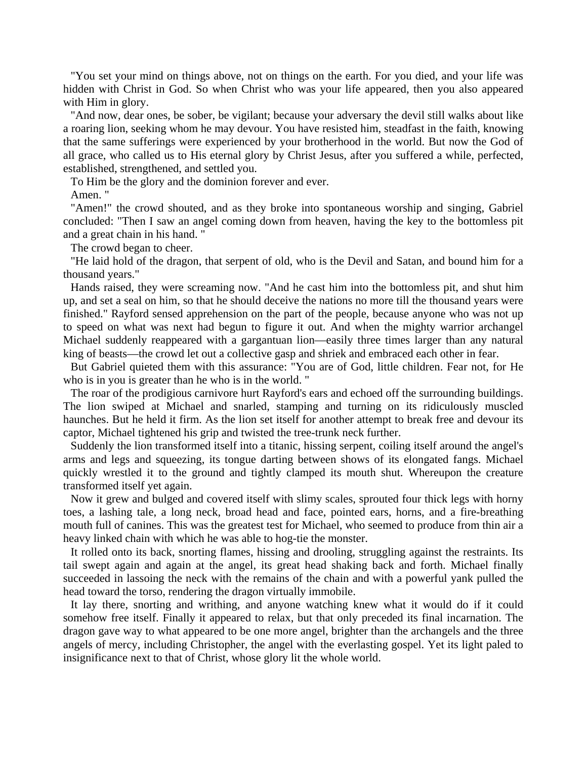"You set your mind on things above, not on things on the earth. For you died, and your life was hidden with Christ in God. So when Christ who was your life appeared, then you also appeared with Him in glory.

"And now, dear ones, be sober, be vigilant; because your adversary the devil still walks about like a roaring lion, seeking whom he may devour. You have resisted him, steadfast in the faith, knowing that the same sufferings were experienced by your brotherhood in the world. But now the God of all grace, who called us to His eternal glory by Christ Jesus, after you suffered a while, perfected, established, strengthened, and settled you.

To Him be the glory and the dominion forever and ever.

Amen. "

"Amen!" the crowd shouted, and as they broke into spontaneous worship and singing, Gabriel concluded: "Then I saw an angel coming down from heaven, having the key to the bottomless pit and a great chain in his hand. "

The crowd began to cheer.

"He laid hold of the dragon, that serpent of old, who is the Devil and Satan, and bound him for a thousand years."

Hands raised, they were screaming now. "And he cast him into the bottomless pit, and shut him up, and set a seal on him, so that he should deceive the nations no more till the thousand years were finished." Rayford sensed apprehension on the part of the people, because anyone who was not up to speed on what was next had begun to figure it out. And when the mighty warrior archangel Michael suddenly reappeared with a gargantuan lion—easily three times larger than any natural king of beasts—the crowd let out a collective gasp and shriek and embraced each other in fear.

But Gabriel quieted them with this assurance: "You are of God, little children. Fear not, for He who is in you is greater than he who is in the world. "

The roar of the prodigious carnivore hurt Rayford's ears and echoed off the surrounding buildings. The lion swiped at Michael and snarled, stamping and turning on its ridiculously muscled haunches. But he held it firm. As the lion set itself for another attempt to break free and devour its captor, Michael tightened his grip and twisted the tree-trunk neck further.

Suddenly the lion transformed itself into a titanic, hissing serpent, coiling itself around the angel's arms and legs and squeezing, its tongue darting between shows of its elongated fangs. Michael quickly wrestled it to the ground and tightly clamped its mouth shut. Whereupon the creature transformed itself yet again.

Now it grew and bulged and covered itself with slimy scales, sprouted four thick legs with horny toes, a lashing tale, a long neck, broad head and face, pointed ears, horns, and a fire-breathing mouth full of canines. This was the greatest test for Michael, who seemed to produce from thin air a heavy linked chain with which he was able to hog-tie the monster.

It rolled onto its back, snorting flames, hissing and drooling, struggling against the restraints. Its tail swept again and again at the angel, its great head shaking back and forth. Michael finally succeeded in lassoing the neck with the remains of the chain and with a powerful yank pulled the head toward the torso, rendering the dragon virtually immobile.

It lay there, snorting and writhing, and anyone watching knew what it would do if it could somehow free itself. Finally it appeared to relax, but that only preceded its final incarnation. The dragon gave way to what appeared to be one more angel, brighter than the archangels and the three angels of mercy, including Christopher, the angel with the everlasting gospel. Yet its light paled to insignificance next to that of Christ, whose glory lit the whole world.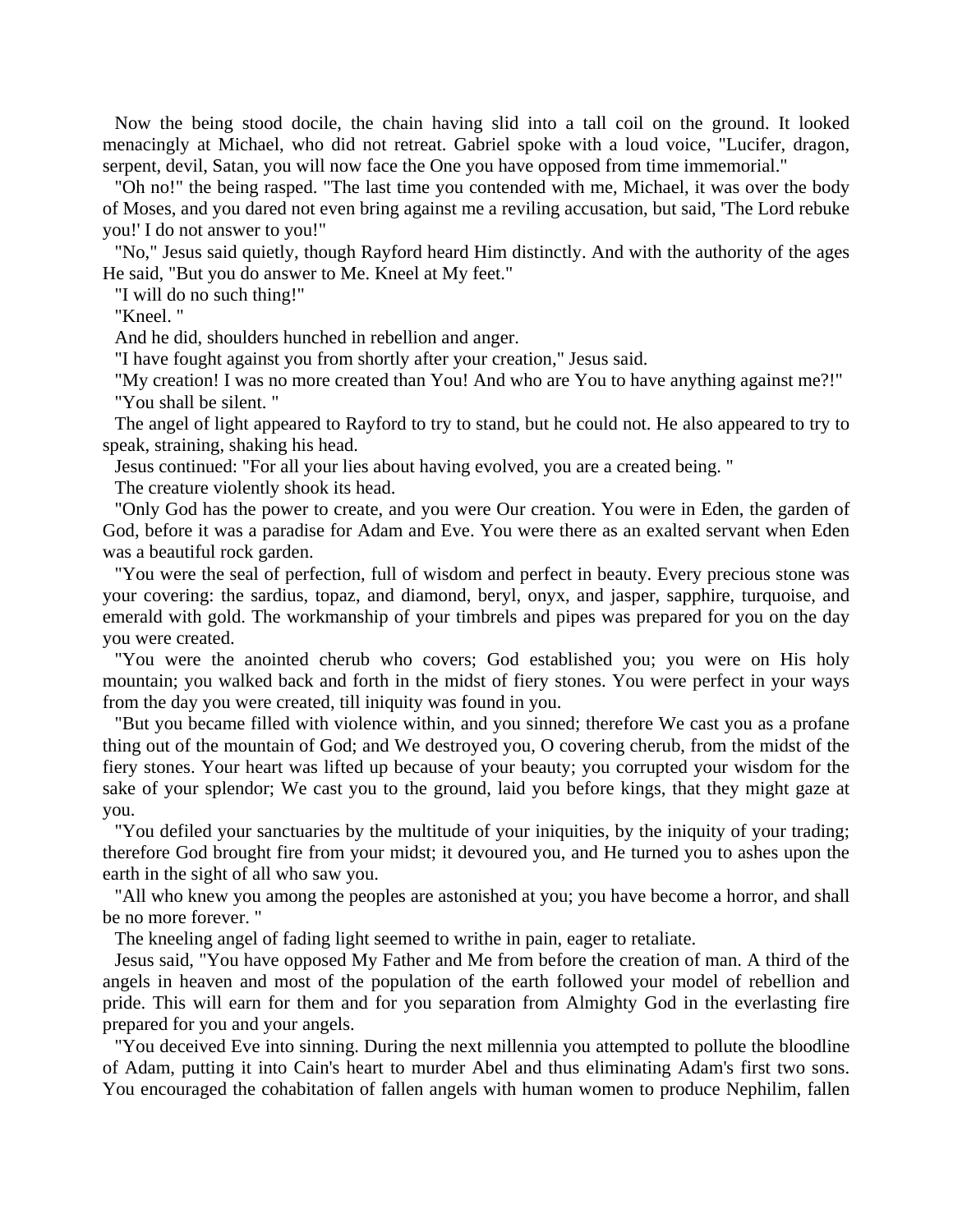Now the being stood docile, the chain having slid into a tall coil on the ground. It looked menacingly at Michael, who did not retreat. Gabriel spoke with a loud voice, "Lucifer, dragon, serpent, devil, Satan, you will now face the One you have opposed from time immemorial."

"Oh no!" the being rasped. "The last time you contended with me, Michael, it was over the body of Moses, and you dared not even bring against me a reviling accusation, but said, 'The Lord rebuke you!' I do not answer to you!"

"No," Jesus said quietly, though Rayford heard Him distinctly. And with the authority of the ages He said, "But you do answer to Me. Kneel at My feet."

"I will do no such thing!"

"Kneel. "

And he did, shoulders hunched in rebellion and anger.

"I have fought against you from shortly after your creation," Jesus said.

"My creation! I was no more created than You! And who are You to have anything against me?!"

"You shall be silent. "

The angel of light appeared to Rayford to try to stand, but he could not. He also appeared to try to speak, straining, shaking his head.

Jesus continued: "For all your lies about having evolved, you are a created being. "

The creature violently shook its head.

"Only God has the power to create, and you were Our creation. You were in Eden, the garden of God, before it was a paradise for Adam and Eve. You were there as an exalted servant when Eden was a beautiful rock garden.

"You were the seal of perfection, full of wisdom and perfect in beauty. Every precious stone was your covering: the sardius, topaz, and diamond, beryl, onyx, and jasper, sapphire, turquoise, and emerald with gold. The workmanship of your timbrels and pipes was prepared for you on the day you were created.

"You were the anointed cherub who covers; God established you; you were on His holy mountain; you walked back and forth in the midst of fiery stones. You were perfect in your ways from the day you were created, till iniquity was found in you.

"But you became filled with violence within, and you sinned; therefore We cast you as a profane thing out of the mountain of God; and We destroyed you, O covering cherub, from the midst of the fiery stones. Your heart was lifted up because of your beauty; you corrupted your wisdom for the sake of your splendor; We cast you to the ground, laid you before kings, that they might gaze at you.

"You defiled your sanctuaries by the multitude of your iniquities, by the iniquity of your trading; therefore God brought fire from your midst; it devoured you, and He turned you to ashes upon the earth in the sight of all who saw you.

"All who knew you among the peoples are astonished at you; you have become a horror, and shall be no more forever. "

The kneeling angel of fading light seemed to writhe in pain, eager to retaliate.

Jesus said, "You have opposed My Father and Me from before the creation of man. A third of the angels in heaven and most of the population of the earth followed your model of rebellion and pride. This will earn for them and for you separation from Almighty God in the everlasting fire prepared for you and your angels.

"You deceived Eve into sinning. During the next millennia you attempted to pollute the bloodline of Adam, putting it into Cain's heart to murder Abel and thus eliminating Adam's first two sons. You encouraged the cohabitation of fallen angels with human women to produce Nephilim, fallen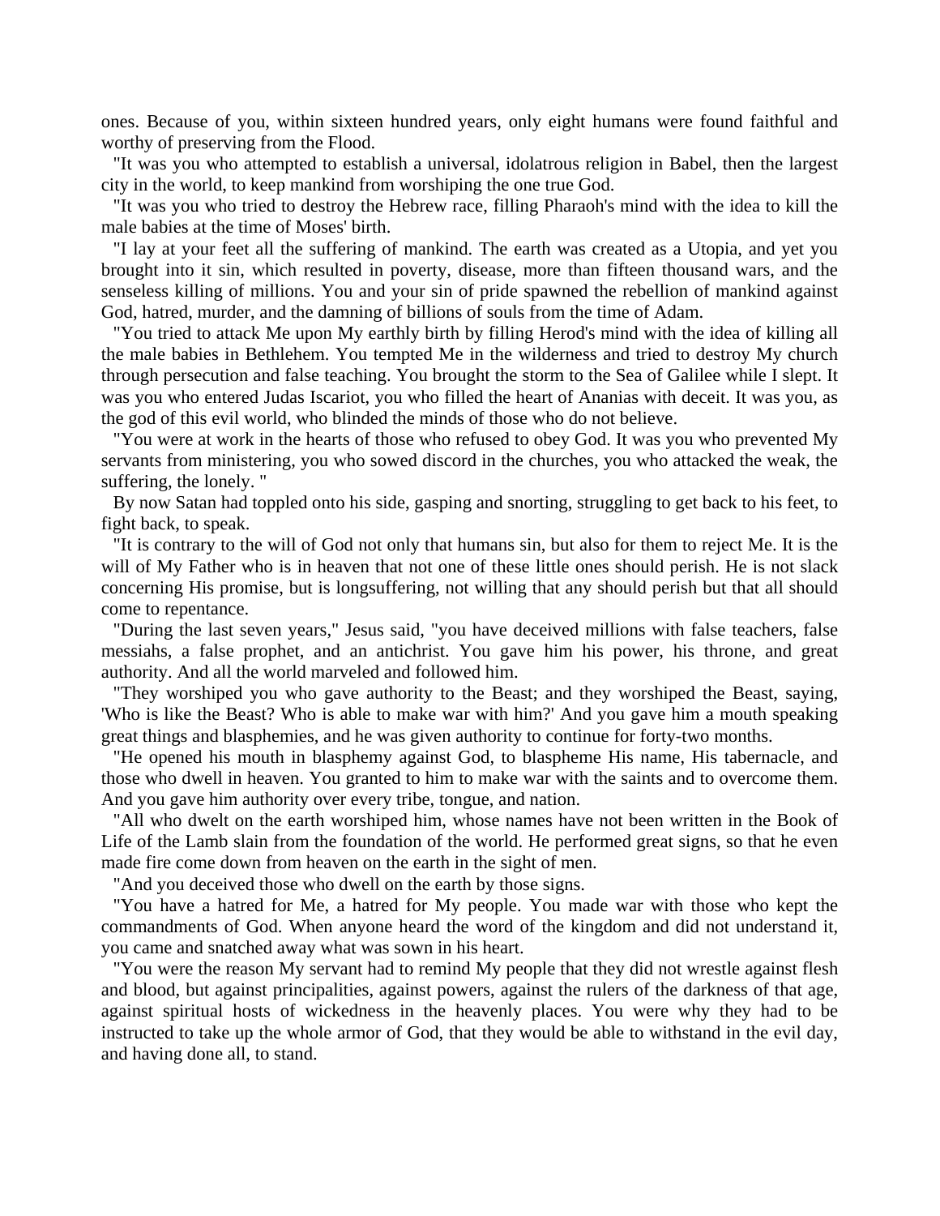ones. Because of you, within sixteen hundred years, only eight humans were found faithful and worthy of preserving from the Flood.

"It was you who attempted to establish a universal, idolatrous religion in Babel, then the largest city in the world, to keep mankind from worshiping the one true God.

"It was you who tried to destroy the Hebrew race, filling Pharaoh's mind with the idea to kill the male babies at the time of Moses' birth.

"I lay at your feet all the suffering of mankind. The earth was created as a Utopia, and yet you brought into it sin, which resulted in poverty, disease, more than fifteen thousand wars, and the senseless killing of millions. You and your sin of pride spawned the rebellion of mankind against God, hatred, murder, and the damning of billions of souls from the time of Adam.

"You tried to attack Me upon My earthly birth by filling Herod's mind with the idea of killing all the male babies in Bethlehem. You tempted Me in the wilderness and tried to destroy My church through persecution and false teaching. You brought the storm to the Sea of Galilee while I slept. It was you who entered Judas Iscariot, you who filled the heart of Ananias with deceit. It was you, as the god of this evil world, who blinded the minds of those who do not believe.

"You were at work in the hearts of those who refused to obey God. It was you who prevented My servants from ministering, you who sowed discord in the churches, you who attacked the weak, the suffering, the lonely. "

By now Satan had toppled onto his side, gasping and snorting, struggling to get back to his feet, to fight back, to speak.

"It is contrary to the will of God not only that humans sin, but also for them to reject Me. It is the will of My Father who is in heaven that not one of these little ones should perish. He is not slack concerning His promise, but is longsuffering, not willing that any should perish but that all should come to repentance.

"During the last seven years," Jesus said, "you have deceived millions with false teachers, false messiahs, a false prophet, and an antichrist. You gave him his power, his throne, and great authority. And all the world marveled and followed him.

"They worshiped you who gave authority to the Beast; and they worshiped the Beast, saying, 'Who is like the Beast? Who is able to make war with him?' And you gave him a mouth speaking great things and blasphemies, and he was given authority to continue for forty-two months.

"He opened his mouth in blasphemy against God, to blaspheme His name, His tabernacle, and those who dwell in heaven. You granted to him to make war with the saints and to overcome them. And you gave him authority over every tribe, tongue, and nation.

"All who dwelt on the earth worshiped him, whose names have not been written in the Book of Life of the Lamb slain from the foundation of the world. He performed great signs, so that he even made fire come down from heaven on the earth in the sight of men.

"And you deceived those who dwell on the earth by those signs.

"You have a hatred for Me, a hatred for My people. You made war with those who kept the commandments of God. When anyone heard the word of the kingdom and did not understand it, you came and snatched away what was sown in his heart.

"You were the reason My servant had to remind My people that they did not wrestle against flesh and blood, but against principalities, against powers, against the rulers of the darkness of that age, against spiritual hosts of wickedness in the heavenly places. You were why they had to be instructed to take up the whole armor of God, that they would be able to withstand in the evil day, and having done all, to stand.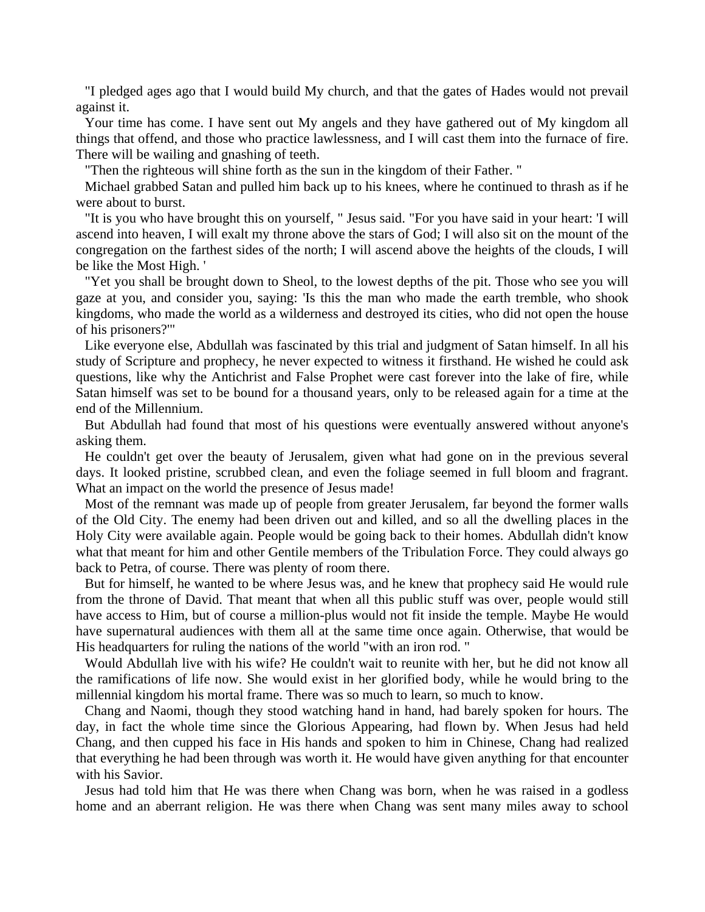"I pledged ages ago that I would build My church, and that the gates of Hades would not prevail against it.

Your time has come. I have sent out My angels and they have gathered out of My kingdom all things that offend, and those who practice lawlessness, and I will cast them into the furnace of fire. There will be wailing and gnashing of teeth.

"Then the righteous will shine forth as the sun in the kingdom of their Father. "

Michael grabbed Satan and pulled him back up to his knees, where he continued to thrash as if he were about to burst.

"It is you who have brought this on yourself, " Jesus said. "For you have said in your heart: 'I will ascend into heaven, I will exalt my throne above the stars of God; I will also sit on the mount of the congregation on the farthest sides of the north; I will ascend above the heights of the clouds, I will be like the Most High. '

"Yet you shall be brought down to Sheol, to the lowest depths of the pit. Those who see you will gaze at you, and consider you, saying: 'Is this the man who made the earth tremble, who shook kingdoms, who made the world as a wilderness and destroyed its cities, who did not open the house of his prisoners?'"

Like everyone else, Abdullah was fascinated by this trial and judgment of Satan himself. In all his study of Scripture and prophecy, he never expected to witness it firsthand. He wished he could ask questions, like why the Antichrist and False Prophet were cast forever into the lake of fire, while Satan himself was set to be bound for a thousand years, only to be released again for a time at the end of the Millennium.

But Abdullah had found that most of his questions were eventually answered without anyone's asking them.

He couldn't get over the beauty of Jerusalem, given what had gone on in the previous several days. It looked pristine, scrubbed clean, and even the foliage seemed in full bloom and fragrant. What an impact on the world the presence of Jesus made!

Most of the remnant was made up of people from greater Jerusalem, far beyond the former walls of the Old City. The enemy had been driven out and killed, and so all the dwelling places in the Holy City were available again. People would be going back to their homes. Abdullah didn't know what that meant for him and other Gentile members of the Tribulation Force. They could always go back to Petra, of course. There was plenty of room there.

But for himself, he wanted to be where Jesus was, and he knew that prophecy said He would rule from the throne of David. That meant that when all this public stuff was over, people would still have access to Him, but of course a million-plus would not fit inside the temple. Maybe He would have supernatural audiences with them all at the same time once again. Otherwise, that would be His headquarters for ruling the nations of the world "with an iron rod. "

Would Abdullah live with his wife? He couldn't wait to reunite with her, but he did not know all the ramifications of life now. She would exist in her glorified body, while he would bring to the millennial kingdom his mortal frame. There was so much to learn, so much to know.

Chang and Naomi, though they stood watching hand in hand, had barely spoken for hours. The day, in fact the whole time since the Glorious Appearing, had flown by. When Jesus had held Chang, and then cupped his face in His hands and spoken to him in Chinese, Chang had realized that everything he had been through was worth it. He would have given anything for that encounter with his Savior.

Jesus had told him that He was there when Chang was born, when he was raised in a godless home and an aberrant religion. He was there when Chang was sent many miles away to school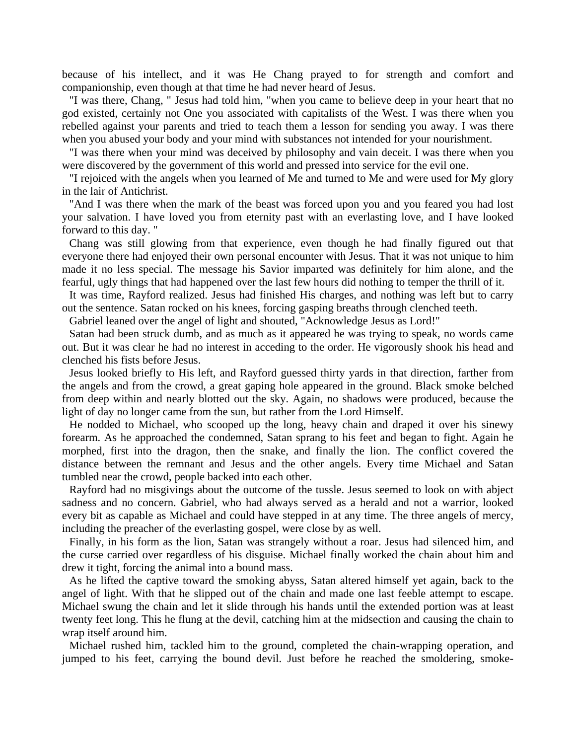because of his intellect, and it was He Chang prayed to for strength and comfort and companionship, even though at that time he had never heard of Jesus.

"I was there, Chang, " Jesus had told him, "when you came to believe deep in your heart that no god existed, certainly not One you associated with capitalists of the West. I was there when you rebelled against your parents and tried to teach them a lesson for sending you away. I was there when you abused your body and your mind with substances not intended for your nourishment.

"I was there when your mind was deceived by philosophy and vain deceit. I was there when you were discovered by the government of this world and pressed into service for the evil one.

"I rejoiced with the angels when you learned of Me and turned to Me and were used for My glory in the lair of Antichrist.

"And I was there when the mark of the beast was forced upon you and you feared you had lost your salvation. I have loved you from eternity past with an everlasting love, and I have looked forward to this day. "

Chang was still glowing from that experience, even though he had finally figured out that everyone there had enjoyed their own personal encounter with Jesus. That it was not unique to him made it no less special. The message his Savior imparted was definitely for him alone, and the fearful, ugly things that had happened over the last few hours did nothing to temper the thrill of it.

It was time, Rayford realized. Jesus had finished His charges, and nothing was left but to carry out the sentence. Satan rocked on his knees, forcing gasping breaths through clenched teeth.

Gabriel leaned over the angel of light and shouted, "Acknowledge Jesus as Lord!"

Satan had been struck dumb, and as much as it appeared he was trying to speak, no words came out. But it was clear he had no interest in acceding to the order. He vigorously shook his head and clenched his fists before Jesus.

Jesus looked briefly to His left, and Rayford guessed thirty yards in that direction, farther from the angels and from the crowd, a great gaping hole appeared in the ground. Black smoke belched from deep within and nearly blotted out the sky. Again, no shadows were produced, because the light of day no longer came from the sun, but rather from the Lord Himself.

He nodded to Michael, who scooped up the long, heavy chain and draped it over his sinewy forearm. As he approached the condemned, Satan sprang to his feet and began to fight. Again he morphed, first into the dragon, then the snake, and finally the lion. The conflict covered the distance between the remnant and Jesus and the other angels. Every time Michael and Satan tumbled near the crowd, people backed into each other.

Rayford had no misgivings about the outcome of the tussle. Jesus seemed to look on with abject sadness and no concern. Gabriel, who had always served as a herald and not a warrior, looked every bit as capable as Michael and could have stepped in at any time. The three angels of mercy, including the preacher of the everlasting gospel, were close by as well.

Finally, in his form as the lion, Satan was strangely without a roar. Jesus had silenced him, and the curse carried over regardless of his disguise. Michael finally worked the chain about him and drew it tight, forcing the animal into a bound mass.

As he lifted the captive toward the smoking abyss, Satan altered himself yet again, back to the angel of light. With that he slipped out of the chain and made one last feeble attempt to escape. Michael swung the chain and let it slide through his hands until the extended portion was at least twenty feet long. This he flung at the devil, catching him at the midsection and causing the chain to wrap itself around him.

Michael rushed him, tackled him to the ground, completed the chain-wrapping operation, and jumped to his feet, carrying the bound devil. Just before he reached the smoldering, smoke-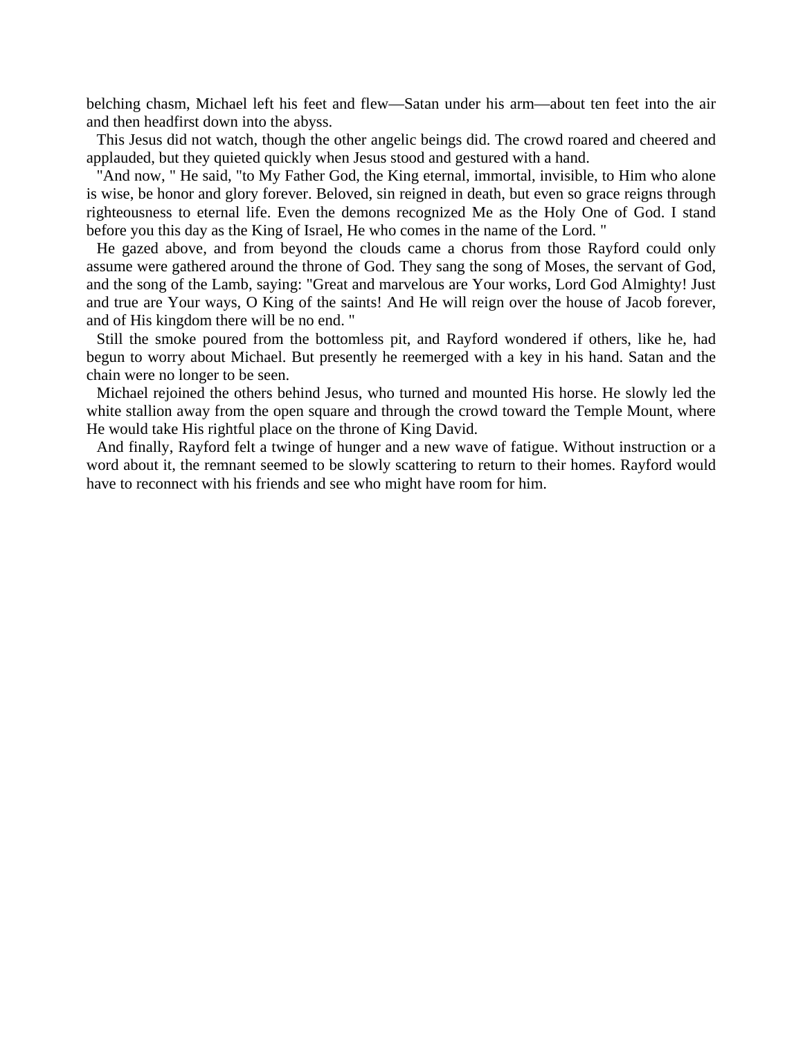belching chasm, Michael left his feet and flew—Satan under his arm—about ten feet into the air and then headfirst down into the abyss.

This Jesus did not watch, though the other angelic beings did. The crowd roared and cheered and applauded, but they quieted quickly when Jesus stood and gestured with a hand.

"And now, " He said, "to My Father God, the King eternal, immortal, invisible, to Him who alone is wise, be honor and glory forever. Beloved, sin reigned in death, but even so grace reigns through righteousness to eternal life. Even the demons recognized Me as the Holy One of God. I stand before you this day as the King of Israel, He who comes in the name of the Lord. "

He gazed above, and from beyond the clouds came a chorus from those Rayford could only assume were gathered around the throne of God. They sang the song of Moses, the servant of God, and the song of the Lamb, saying: "Great and marvelous are Your works, Lord God Almighty! Just and true are Your ways, O King of the saints! And He will reign over the house of Jacob forever, and of His kingdom there will be no end. "

Still the smoke poured from the bottomless pit, and Rayford wondered if others, like he, had begun to worry about Michael. But presently he reemerged with a key in his hand. Satan and the chain were no longer to be seen.

Michael rejoined the others behind Jesus, who turned and mounted His horse. He slowly led the white stallion away from the open square and through the crowd toward the Temple Mount, where He would take His rightful place on the throne of King David.

And finally, Rayford felt a twinge of hunger and a new wave of fatigue. Without instruction or a word about it, the remnant seemed to be slowly scattering to return to their homes. Rayford would have to reconnect with his friends and see who might have room for him.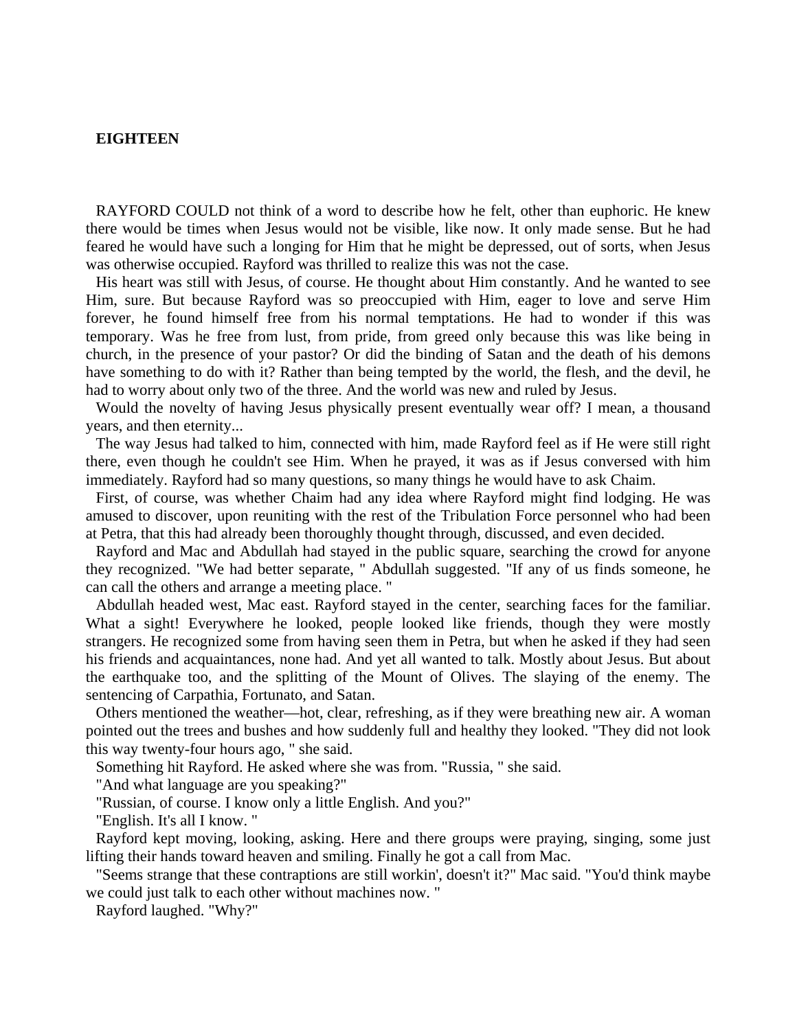**EIGHTEEN**

RAYFORD COULD not think of a word to describe how he felt, other than euphoric. He knew there would be times when Jesus would not be visible, like now. It only made sense. But he had feared he would have such a longing for Him that he might be depressed, out of sorts, when Jesus was otherwise occupied. Rayford was thrilled to realize this was not the case.

His heart was still with Jesus, of course. He thought about Him constantly. And he wanted to see Him, sure. But because Rayford was so preoccupied with Him, eager to love and serve Him forever, he found himself free from his normal temptations. He had to wonder if this was temporary. Was he free from lust, from pride, from greed only because this was like being in church, in the presence of your pastor? Or did the binding of Satan and the death of his demons have something to do with it? Rather than being tempted by the world, the flesh, and the devil, he had to worry about only two of the three. And the world was new and ruled by Jesus.

Would the novelty of having Jesus physically present eventually wear off? I mean, a thousand years, and then eternity...

The way Jesus had talked to him, connected with him, made Rayford feel as if He were still right there, even though he couldn't see Him. When he prayed, it was as if Jesus conversed with him immediately. Rayford had so many questions, so many things he would have to ask Chaim.

First, of course, was whether Chaim had any idea where Rayford might find lodging. He was amused to discover, upon reuniting with the rest of the Tribulation Force personnel who had been at Petra, that this had already been thoroughly thought through, discussed, and even decided.

Rayford and Mac and Abdullah had stayed in the public square, searching the crowd for anyone they recognized. "We had better separate, " Abdullah suggested. "If any of us finds someone, he can call the others and arrange a meeting place. "

Abdullah headed west, Mac east. Rayford stayed in the center, searching faces for the familiar. What a sight! Everywhere he looked, people looked like friends, though they were mostly strangers. He recognized some from having seen them in Petra, but when he asked if they had seen his friends and acquaintances, none had. And yet all wanted to talk. Mostly about Jesus. But about the earthquake too, and the splitting of the Mount of Olives. The slaying of the enemy. The sentencing of Carpathia, Fortunato, and Satan.

Others mentioned the weather—hot, clear, refreshing, as if they were breathing new air. A woman pointed out the trees and bushes and how suddenly full and healthy they looked. "They did not look this way twenty-four hours ago, " she said.

Something hit Rayford. He asked where she was from. "Russia, " she said.

"And what language are you speaking?"

"Russian, of course. I know only a little English. And you?"

"English. It's all I know. "

Rayford kept moving, looking, asking. Here and there groups were praying, singing, some just lifting their hands toward heaven and smiling. Finally he got a call from Mac.

"Seems strange that these contraptions are still workin', doesn't it?" Mac said. "You'd think maybe we could just talk to each other without machines now. "

Rayford laughed. "Why?"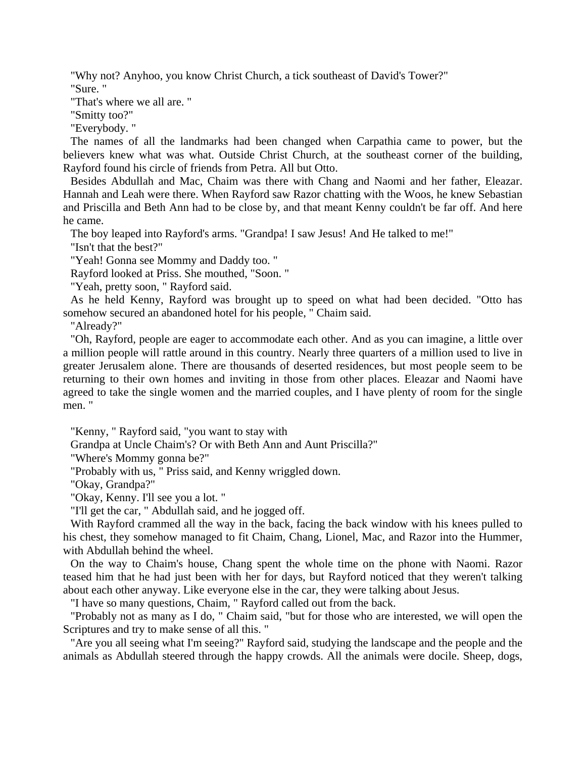"Why not? Anyhoo, you know Christ Church, a tick southeast of David's Tower?"

"Sure. "

"That's where we all are. "

"Smitty too?"

"Everybody. "

The names of all the landmarks had been changed when Carpathia came to power, but the believers knew what was what. Outside Christ Church, at the southeast corner of the building, Rayford found his circle of friends from Petra. All but Otto.

Besides Abdullah and Mac, Chaim was there with Chang and Naomi and her father, Eleazar. Hannah and Leah were there. When Rayford saw Razor chatting with the Woos, he knew Sebastian and Priscilla and Beth Ann had to be close by, and that meant Kenny couldn't be far off. And here he came.

The boy leaped into Rayford's arms. "Grandpa! I saw Jesus! And He talked to me!"

"Isn't that the best?"

"Yeah! Gonna see Mommy and Daddy too. "

Rayford looked at Priss. She mouthed, "Soon. "

"Yeah, pretty soon, " Rayford said.

As he held Kenny, Rayford was brought up to speed on what had been decided. "Otto has somehow secured an abandoned hotel for his people, " Chaim said.

"Already?"

"Oh, Rayford, people are eager to accommodate each other. And as you can imagine, a little over a million people will rattle around in this country. Nearly three quarters of a million used to live in greater Jerusalem alone. There are thousands of deserted residences, but most people seem to be returning to their own homes and inviting in those from other places. Eleazar and Naomi have agreed to take the single women and the married couples, and I have plenty of room for the single men. "

"Kenny, " Rayford said, "you want to stay with

Grandpa at Uncle Chaim's? Or with Beth Ann and Aunt Priscilla?"

"Where's Mommy gonna be?"

"Probably with us, " Priss said, and Kenny wriggled down.

"Okay, Grandpa?"

"Okay, Kenny. I'll see you a lot. "

"I'll get the car, " Abdullah said, and he jogged off.

With Rayford crammed all the way in the back, facing the back window with his knees pulled to his chest, they somehow managed to fit Chaim, Chang, Lionel, Mac, and Razor into the Hummer, with Abdullah behind the wheel.

On the way to Chaim's house, Chang spent the whole time on the phone with Naomi. Razor teased him that he had just been with her for days, but Rayford noticed that they weren't talking about each other anyway. Like everyone else in the car, they were talking about Jesus.

"I have so many questions, Chaim, " Rayford called out from the back.

"Probably not as many as I do, " Chaim said, "but for those who are interested, we will open the Scriptures and try to make sense of all this. "

"Are you all seeing what I'm seeing?" Rayford said, studying the landscape and the people and the animals as Abdullah steered through the happy crowds. All the animals were docile. Sheep, dogs,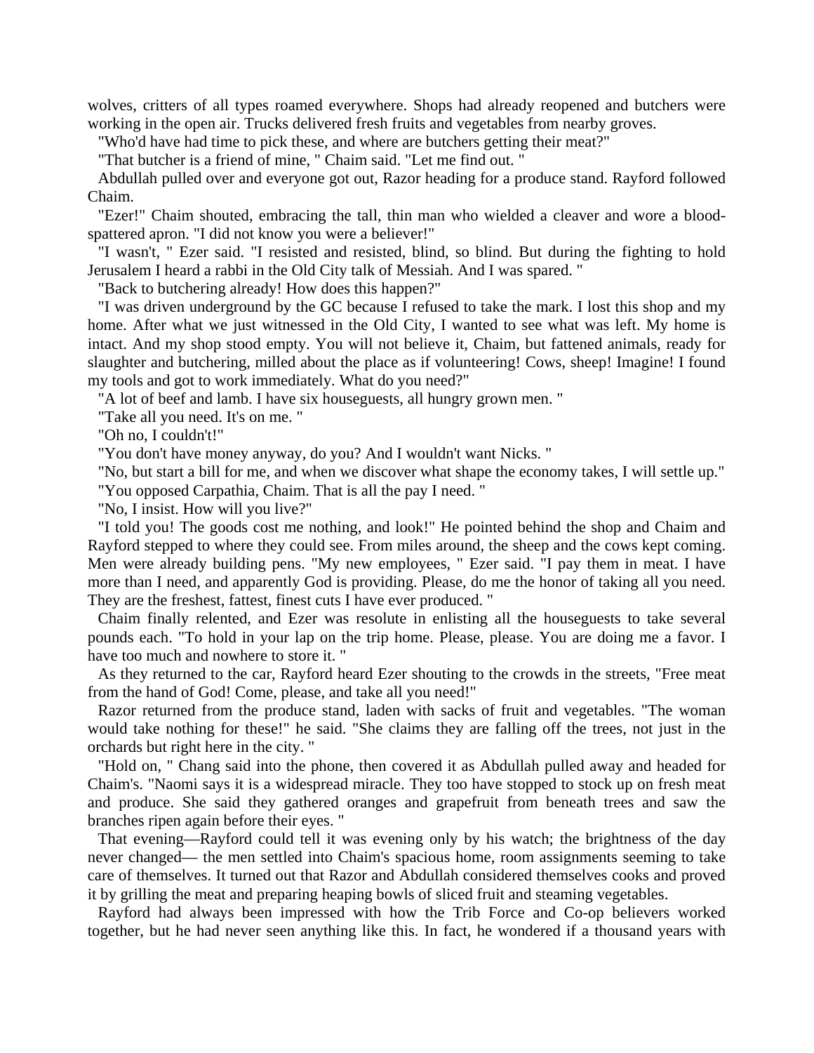wolves, critters of all types roamed everywhere. Shops had already reopened and butchers were working in the open air. Trucks delivered fresh fruits and vegetables from nearby groves.

"Who'd have had time to pick these, and where are butchers getting their meat?"

"That butcher is a friend of mine, " Chaim said. "Let me find out. "

Abdullah pulled over and everyone got out, Razor heading for a produce stand. Rayford followed Chaim.

"Ezer!" Chaim shouted, embracing the tall, thin man who wielded a cleaver and wore a blood-spattered apron. "I did not know you were a believer!"

"I wasn't, " Ezer said. "I resisted and resisted, blind, so blind. But during the fighting to hold Jerusalem I heard a rabbi in the Old City talk of Messiah. And I was spared. "

"Back to butchering already! How does this happen?"

"I was driven underground by the GC because I refused to take the mark. I lost this shop and my home. After what we just witnessed in the Old City, I wanted to see what was left. My home is intact. And my shop stood empty. You will not believe it, Chaim, but fattened animals, ready for slaughter and butchering, milled about the place as if volunteering! Cows, sheep! Imagine! I found my tools and got to work immediately. What do you need?"

"A lot of beef and lamb. I have six houseguests, all hungry grown men. "

"Take all you need. It's on me. "

"Oh no, I couldn't!"

"You don't have money anyway, do you? And I wouldn't want Nicks. "

"No, but start a bill for me, and when we discover what shape the economy takes, I will settle up."

"You opposed Carpathia, Chaim. That is all the pay I need. "

"No, I insist. How will you live?"

"I told you! The goods cost me nothing, and look!" He pointed behind the shop and Chaim and Rayford stepped to where they could see. From miles around, the sheep and the cows kept coming. Men were already building pens. "My new employees, " Ezer said. "I pay them in meat. I have more than I need, and apparently God is providing. Please, do me the honor of taking all you need. They are the freshest, fattest, finest cuts I have ever produced. "

Chaim finally relented, and Ezer was resolute in enlisting all the houseguests to take several pounds each. "To hold in your lap on the trip home. Please, please. You are doing me a favor. I have too much and nowhere to store it. "

As they returned to the car, Rayford heard Ezer shouting to the crowds in the streets, "Free meat from the hand of God! Come, please, and take all you need!"

Razor returned from the produce stand, laden with sacks of fruit and vegetables. "The woman would take nothing for these!" he said. "She claims they are falling off the trees, not just in the orchards but right here in the city. "

"Hold on, " Chang said into the phone, then covered it as Abdullah pulled away and headed for Chaim's. "Naomi says it is a widespread miracle. They too have stopped to stock up on fresh meat and produce. She said they gathered oranges and grapefruit from beneath trees and saw the branches ripen again before their eyes. "

That evening—Rayford could tell it was evening only by his watch; the brightness of the day never changed— the men settled into Chaim's spacious home, room assignments seeming to take care of themselves. It turned out that Razor and Abdullah considered themselves cooks and proved it by grilling the meat and preparing heaping bowls of sliced fruit and steaming vegetables.

Rayford had always been impressed with how the Trib Force and Co-op believers worked together, but he had never seen anything like this. In fact, he wondered if a thousand years with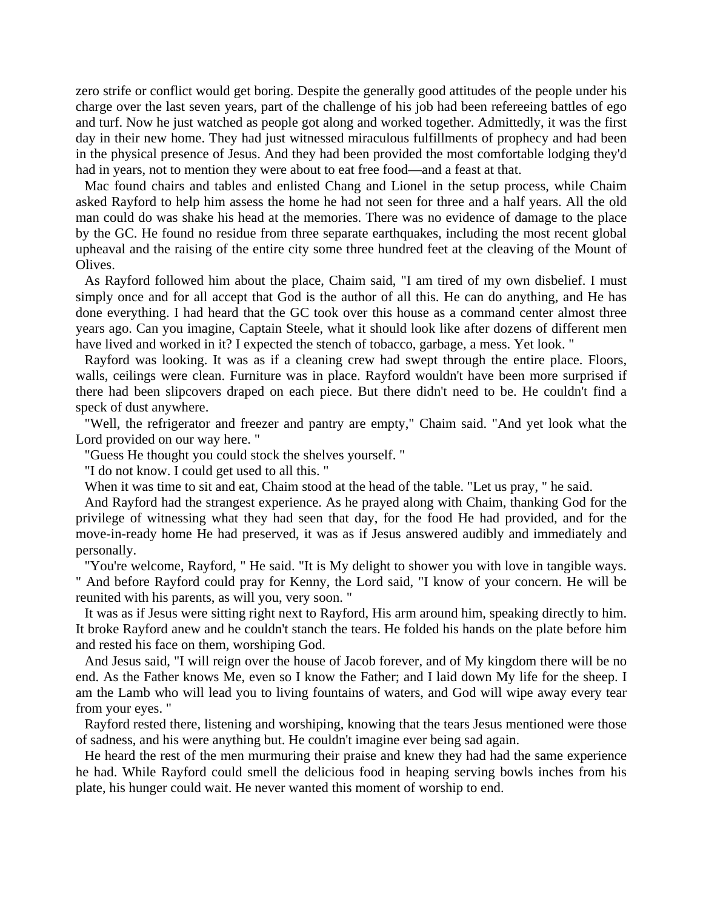zero strife or conflict would get boring. Despite the generally good attitudes of the people under his charge over the last seven years, part of the challenge of his job had been refereeing battles of ego and turf. Now he just watched as people got along and worked together. Admittedly, it was the first day in their new home. They had just witnessed miraculous fulfillments of prophecy and had been in the physical presence of Jesus. And they had been provided the most comfortable lodging they'd had in years, not to mention they were about to eat free food—and a feast at that.

Mac found chairs and tables and enlisted Chang and Lionel in the setup process, while Chaim asked Rayford to help him assess the home he had not seen for three and a half years. All the old man could do was shake his head at the memories. There was no evidence of damage to the place by the GC. He found no residue from three separate earthquakes, including the most recent global upheaval and the raising of the entire city some three hundred feet at the cleaving of the Mount of Olives.

As Rayford followed him about the place, Chaim said, "I am tired of my own disbelief. I must simply once and for all accept that God is the author of all this. He can do anything, and He has done everything. I had heard that the GC took over this house as a command center almost three years ago. Can you imagine, Captain Steele, what it should look like after dozens of different men have lived and worked in it? I expected the stench of tobacco, garbage, a mess. Yet look. "

Rayford was looking. It was as if a cleaning crew had swept through the entire place. Floors, walls, ceilings were clean. Furniture was in place. Rayford wouldn't have been more surprised if there had been slipcovers draped on each piece. But there didn't need to be. He couldn't find a speck of dust anywhere.

"Well, the refrigerator and freezer and pantry are empty," Chaim said. "And yet look what the Lord provided on our way here. "

"Guess He thought you could stock the shelves yourself. "

"I do not know. I could get used to all this. "

When it was time to sit and eat, Chaim stood at the head of the table. "Let us pray, " he said.

And Rayford had the strangest experience. As he prayed along with Chaim, thanking God for the privilege of witnessing what they had seen that day, for the food He had provided, and for the move-in-ready home He had preserved, it was as if Jesus answered audibly and immediately and personally.

"You're welcome, Rayford, " He said. "It is My delight to shower you with love in tangible ways. " And before Rayford could pray for Kenny, the Lord said, "I know of your concern. He will be reunited with his parents, as will you, very soon. "

It was as if Jesus were sitting right next to Rayford, His arm around him, speaking directly to him. It broke Rayford anew and he couldn't stanch the tears. He folded his hands on the plate before him and rested his face on them, worshiping God.

And Jesus said, "I will reign over the house of Jacob forever, and of My kingdom there will be no end. As the Father knows Me, even so I know the Father; and I laid down My life for the sheep. I am the Lamb who will lead you to living fountains of waters, and God will wipe away every tear from your eyes. "

Rayford rested there, listening and worshiping, knowing that the tears Jesus mentioned were those of sadness, and his were anything but. He couldn't imagine ever being sad again.

He heard the rest of the men murmuring their praise and knew they had had the same experience he had. While Rayford could smell the delicious food in heaping serving bowls inches from his plate, his hunger could wait. He never wanted this moment of worship to end.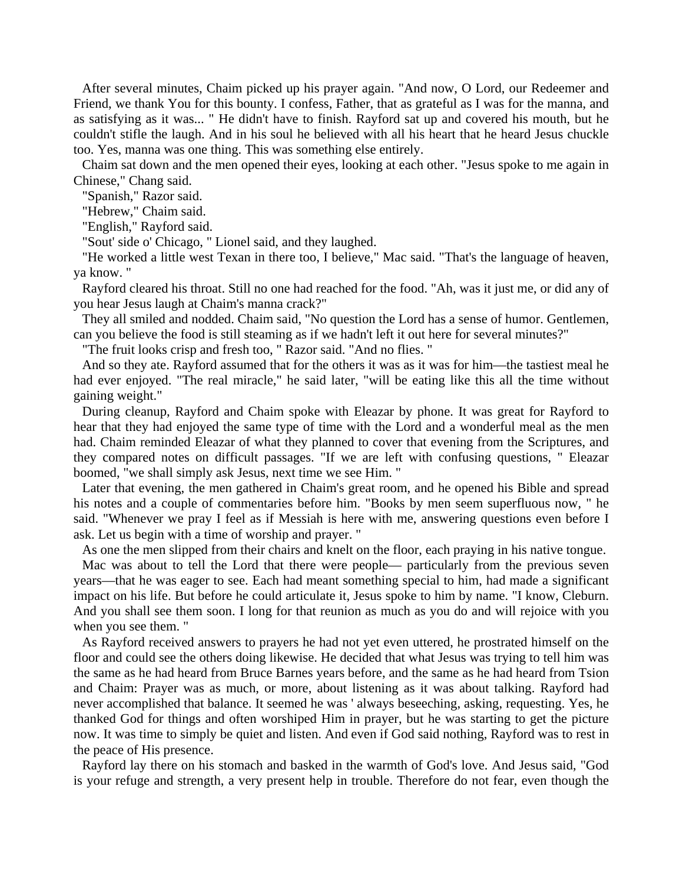After several minutes, Chaim picked up his prayer again. "And now, O Lord, our Redeemer and Friend, we thank You for this bounty. I confess, Father, that as grateful as I was for the manna, and as satisfying as it was... " He didn't have to finish. Rayford sat up and covered his mouth, but he couldn't stifle the laugh. And in his soul he believed with all his heart that he heard Jesus chuckle too. Yes, manna was one thing. This was something else entirely.

Chaim sat down and the men opened their eyes, looking at each other. "Jesus spoke to me again in Chinese," Chang said.

"Spanish," Razor said.

"Hebrew," Chaim said.

"English," Rayford said.

"Sout' side o' Chicago, " Lionel said, and they laughed.

"He worked a little west Texan in there too, I believe," Mac said. "That's the language of heaven, ya know. "

Rayford cleared his throat. Still no one had reached for the food. "Ah, was it just me, or did any of you hear Jesus laugh at Chaim's manna crack?"

They all smiled and nodded. Chaim said, "No question the Lord has a sense of humor. Gentlemen, can you believe the food is still steaming as if we hadn't left it out here for several minutes?"

"The fruit looks crisp and fresh too, " Razor said. "And no flies. "

And so they ate. Rayford assumed that for the others it was as it was for him—the tastiest meal he had ever enjoyed. "The real miracle," he said later, "will be eating like this all the time without gaining weight."

During cleanup, Rayford and Chaim spoke with Eleazar by phone. It was great for Rayford to hear that they had enjoyed the same type of time with the Lord and a wonderful meal as the men had. Chaim reminded Eleazar of what they planned to cover that evening from the Scriptures, and they compared notes on difficult passages. "If we are left with confusing questions, " Eleazar boomed, "we shall simply ask Jesus, next time we see Him. "

Later that evening, the men gathered in Chaim's great room, and he opened his Bible and spread his notes and a couple of commentaries before him. "Books by men seem superfluous now, " he said. "Whenever we pray I feel as if Messiah is here with me, answering questions even before I ask. Let us begin with a time of worship and prayer. "

As one the men slipped from their chairs and knelt on the floor, each praying in his native tongue.

Mac was about to tell the Lord that there were people— particularly from the previous seven years—that he was eager to see. Each had meant something special to him, had made a significant impact on his life. But before he could articulate it, Jesus spoke to him by name. "I know, Cleburn. And you shall see them soon. I long for that reunion as much as you do and will rejoice with you when you see them. "

As Rayford received answers to prayers he had not yet even uttered, he prostrated himself on the floor and could see the others doing likewise. He decided that what Jesus was trying to tell him was the same as he had heard from Bruce Barnes years before, and the same as he had heard from Tsion and Chaim: Prayer was as much, or more, about listening as it was about talking. Rayford had never accomplished that balance. It seemed he was ' always beseeching, asking, requesting. Yes, he thanked God for things and often worshiped Him in prayer, but he was starting to get the picture now. It was time to simply be quiet and listen. And even if God said nothing, Rayford was to rest in the peace of His presence.

Rayford lay there on his stomach and basked in the warmth of God's love. And Jesus said, "God is your refuge and strength, a very present help in trouble. Therefore do not fear, even though the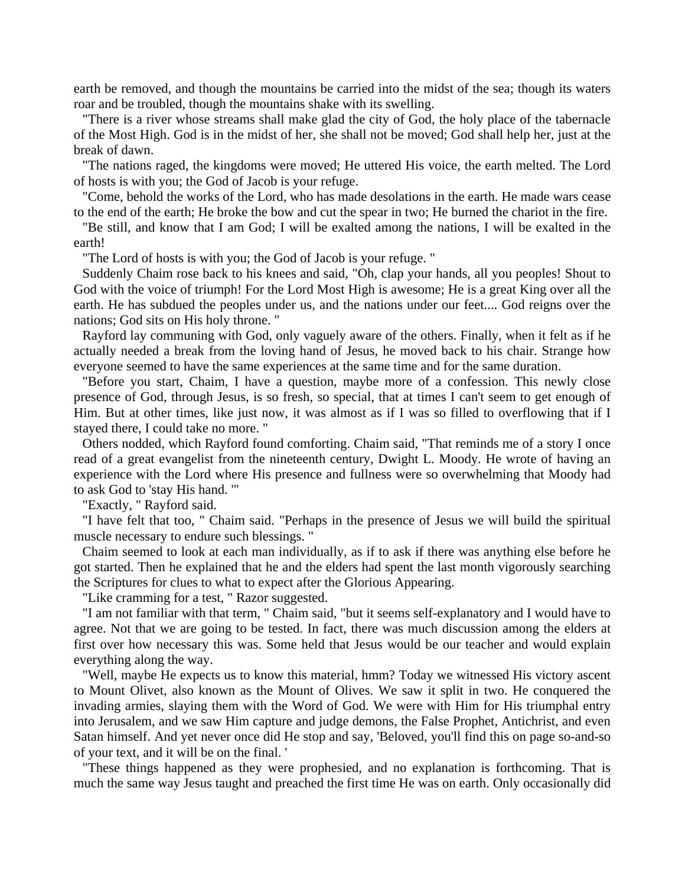earth be removed, and though the mountains be carried into the midst of the sea; though its waters roar and be troubled, though the mountains shake with its swelling.

"There is a river whose streams shall make glad the city of God, the holy place of the tabernacle of the Most High. God is in the midst of her, she shall not be moved; God shall help her, just at the break of dawn.

"The nations raged, the kingdoms were moved; He uttered His voice, the earth melted. The Lord of hosts is with you; the God of Jacob is your refuge.

"Come, behold the works of the Lord, who has made desolations in the earth. He made wars cease to the end of the earth; He broke the bow and cut the spear in two; He burned the chariot in the fire.

"Be still, and know that I am God; I will be exalted among the nations, I will be exalted in the earth!

"The Lord of hosts is with you; the God of Jacob is your refuge. "

Suddenly Chaim rose back to his knees and said, "Oh, clap your hands, all you peoples! Shout to God with the voice of triumph! For the Lord Most High is awesome; He is a great King over all the earth. He has subdued the peoples under us, and the nations under our feet.... God reigns over the nations; God sits on His holy throne. "

Rayford lay communing with God, only vaguely aware of the others. Finally, when it felt as if he actually needed a break from the loving hand of Jesus, he moved back to his chair. Strange how everyone seemed to have the same experiences at the same time and for the same duration.

"Before you start, Chaim, I have a question, maybe more of a confession. This newly close presence of God, through Jesus, is so fresh, so special, that at times I can't seem to get enough of Him. But at other times, like just now, it was almost as if I was so filled to overflowing that if I stayed there, I could take no more. "

Others nodded, which Rayford found comforting. Chaim said, "That reminds me of a story I once read of a great evangelist from the nineteenth century, Dwight L. Moody. He wrote of having an experience with the Lord where His presence and fullness were so overwhelming that Moody had to ask God to 'stay His hand. '"

"Exactly, " Rayford said.

"I have felt that too, " Chaim said. "Perhaps in the presence of Jesus we will build the spiritual muscle necessary to endure such blessings. "

Chaim seemed to look at each man individually, as if to ask if there was anything else before he got started. Then he explained that he and the elders had spent the last month vigorously searching the Scriptures for clues to what to expect after the Glorious Appearing.

"Like cramming for a test, " Razor suggested.

"I am not familiar with that term, " Chaim said, "but it seems self-explanatory and I would have to agree. Not that we are going to be tested. In fact, there was much discussion among the elders at first over how necessary this was. Some held that Jesus would be our teacher and would explain everything along the way.

"Well, maybe He expects us to know this material, hmm? Today we witnessed His victory ascent to Mount Olivet, also known as the Mount of Olives. We saw it split in two. He conquered the invading armies, slaying them with the Word of God. We were with Him for His triumphal entry into Jerusalem, and we saw Him capture and judge demons, the False Prophet, Antichrist, and even Satan himself. And yet never once did He stop and say, 'Beloved, you'll find this on page so-and-so of your text, and it will be on the final. '

"These things happened as they were prophesied, and no explanation is forthcoming. That is much the same way Jesus taught and preached the first time He was on earth. Only occasionally did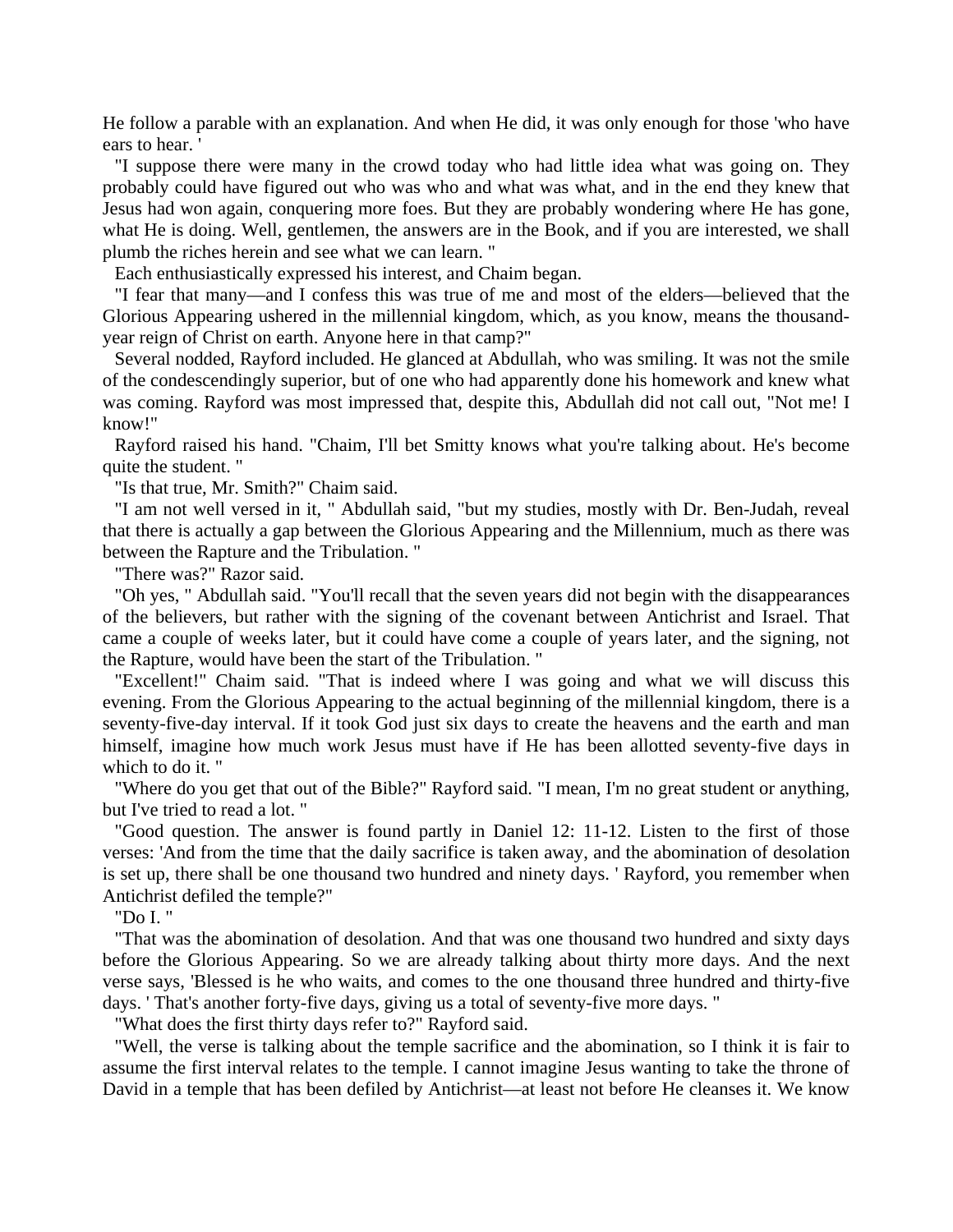He follow a parable with an explanation. And when He did, it was only enough for those 'who have ears to hear. '

"I suppose there were many in the crowd today who had little idea what was going on. They probably could have figured out who was who and what was what, and in the end they knew that Jesus had won again, conquering more foes. But they are probably wondering where He has gone, what He is doing. Well, gentlemen, the answers are in the Book, and if you are interested, we shall plumb the riches herein and see what we can learn. "

Each enthusiastically expressed his interest, and Chaim began.

"I fear that many—and I confess this was true of me and most of the elders—believed that the Glorious Appearing ushered in the millennial kingdom, which, as you know, means the thousand-year reign of Christ on earth. Anyone here in that camp?"

Several nodded, Rayford included. He glanced at Abdullah, who was smiling. It was not the smile of the condescendingly superior, but of one who had apparently done his homework and knew what was coming. Rayford was most impressed that, despite this, Abdullah did not call out, "Not me! I know!"

Rayford raised his hand. "Chaim, I'll bet Smitty knows what you're talking about. He's become quite the student. "

"Is that true, Mr. Smith?" Chaim said.

"I am not well versed in it, " Abdullah said, "but my studies, mostly with Dr. Ben-Judah, reveal that there is actually a gap between the Glorious Appearing and the Millennium, much as there was between the Rapture and the Tribulation. "

"There was?" Razor said.

"Oh yes, " Abdullah said. "You'll recall that the seven years did not begin with the disappearances of the believers, but rather with the signing of the covenant between Antichrist and Israel. That came a couple of weeks later, but it could have come a couple of years later, and the signing, not the Rapture, would have been the start of the Tribulation. "

"Excellent!" Chaim said. "That is indeed where I was going and what we will discuss this evening. From the Glorious Appearing to the actual beginning of the millennial kingdom, there is a seventy-five-day interval. If it took God just six days to create the heavens and the earth and man himself, imagine how much work Jesus must have if He has been allotted seventy-five days in which to do it. "

"Where do you get that out of the Bible?" Rayford said. "I mean, I'm no great student or anything, but I've tried to read a lot. "

"Good question. The answer is found partly in Daniel 12: 11-12. Listen to the first of those verses: 'And from the time that the daily sacrifice is taken away, and the abomination of desolation is set up, there shall be one thousand two hundred and ninety days. ' Rayford, you remember when Antichrist defiled the temple?"

"Do I. "

"That was the abomination of desolation. And that was one thousand two hundred and sixty days before the Glorious Appearing. So we are already talking about thirty more days. And the next verse says, 'Blessed is he who waits, and comes to the one thousand three hundred and thirty-five days. ' That's another forty-five days, giving us a total of seventy-five more days. "

"What does the first thirty days refer to?" Rayford said.

"Well, the verse is talking about the temple sacrifice and the abomination, so I think it is fair to assume the first interval relates to the temple. I cannot imagine Jesus wanting to take the throne of David in a temple that has been defiled by Antichrist—at least not before He cleanses it. We know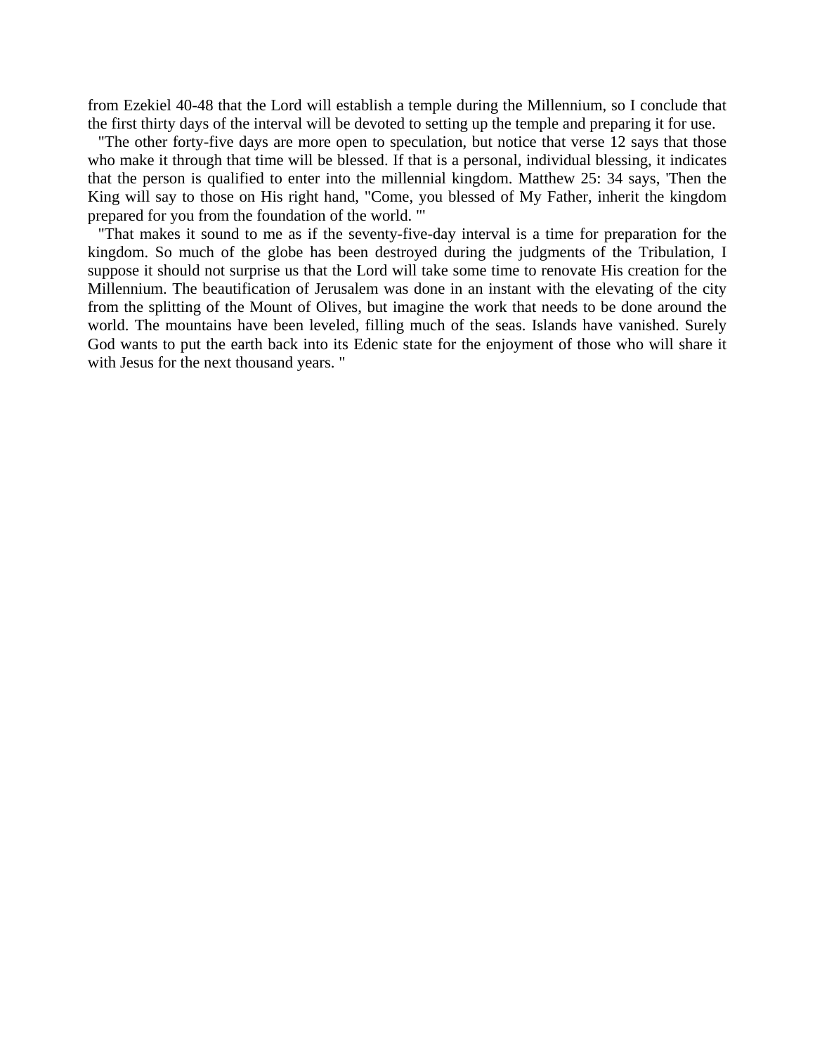from Ezekiel 40-48 that the Lord will establish a temple during the Millennium, so I conclude that the first thirty days of the interval will be devoted to setting up the temple and preparing it for use.

"The other forty-five days are more open to speculation, but notice that verse 12 says that those who make it through that time will be blessed. If that is a personal, individual blessing, it indicates that the person is qualified to enter into the millennial kingdom. Matthew 25: 34 says, 'Then the King will say to those on His right hand, "Come, you blessed of My Father, inherit the kingdom prepared for you from the foundation of the world. "'

"That makes it sound to me as if the seventy-five-day interval is a time for preparation for the kingdom. So much of the globe has been destroyed during the judgments of the Tribulation, I suppose it should not surprise us that the Lord will take some time to renovate His creation for the Millennium. The beautification of Jerusalem was done in an instant with the elevating of the city from the splitting of the Mount of Olives, but imagine the work that needs to be done around the world. The mountains have been leveled, filling much of the seas. Islands have vanished. Surely God wants to put the earth back into its Edenic state for the enjoyment of those who will share it with Jesus for the next thousand years. "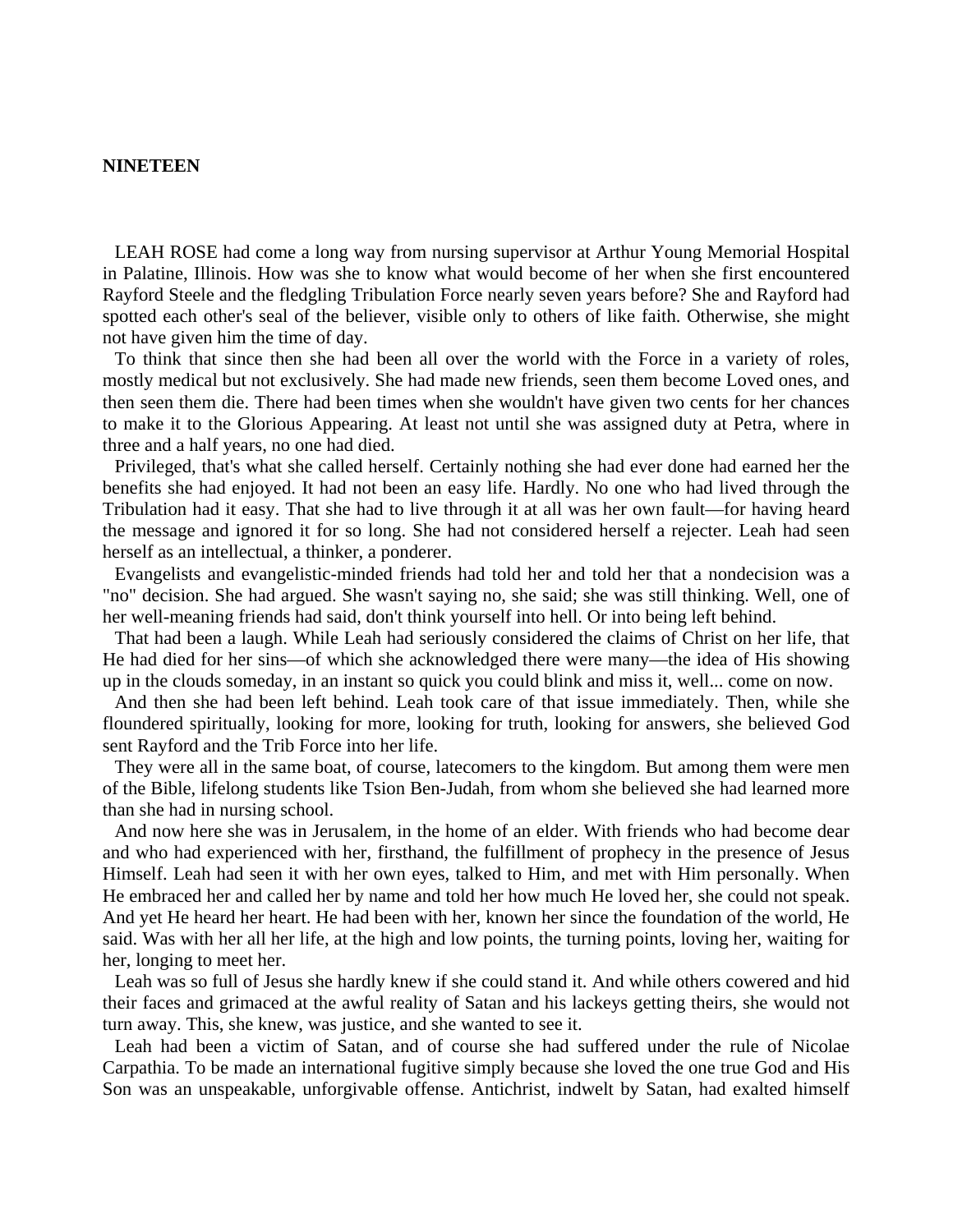**NINETEEN**

LEAH ROSE had come a long way from nursing supervisor at Arthur Young Memorial Hospital in Palatine, Illinois. How was she to know what would become of her when she first encountered Rayford Steele and the fledgling Tribulation Force nearly seven years before? She and Rayford had spotted each other's seal of the believer, visible only to others of like faith. Otherwise, she might not have given him the time of day.

To think that since then she had been all over the world with the Force in a variety of roles, mostly medical but not exclusively. She had made new friends, seen them become Loved ones, and then seen them die. There had been times when she wouldn't have given two cents for her chances to make it to the Glorious Appearing. At least not until she was assigned duty at Petra, where in three and a half years, no one had died.

Privileged, that's what she called herself. Certainly nothing she had ever done had earned her the benefits she had enjoyed. It had not been an easy life. Hardly. No one who had lived through the Tribulation had it easy. That she had to live through it at all was her own fault—for having heard the message and ignored it for so long. She had not considered herself a rejecter. Leah had seen herself as an intellectual, a thinker, a ponderer.

Evangelists and evangelistic-minded friends had told her and told her that a nondecision was a "no" decision. She had argued. She wasn't saying no, she said; she was still thinking. Well, one of her well-meaning friends had said, don't think yourself into hell. Or into being left behind.

That had been a laugh. While Leah had seriously considered the claims of Christ on her life, that He had died for her sins—of which she acknowledged there were many—the idea of His showing up in the clouds someday, in an instant so quick you could blink and miss it, well... come on now.

And then she had been left behind. Leah took care of that issue immediately. Then, while she floundered spiritually, looking for more, looking for truth, looking for answers, she believed God sent Rayford and the Trib Force into her life.

They were all in the same boat, of course, latecomers to the kingdom. But among them were men of the Bible, lifelong students like Tsion Ben-Judah, from whom she believed she had learned more than she had in nursing school.

And now here she was in Jerusalem, in the home of an elder. With friends who had become dear and who had experienced with her, firsthand, the fulfillment of prophecy in the presence of Jesus Himself. Leah had seen it with her own eyes, talked to Him, and met with Him personally. When He embraced her and called her by name and told her how much He loved her, she could not speak. And yet He heard her heart. He had been with her, known her since the foundation of the world, He said. Was with her all her life, at the high and low points, the turning points, loving her, waiting for her, longing to meet her.

Leah was so full of Jesus she hardly knew if she could stand it. And while others cowered and hid their faces and grimaced at the awful reality of Satan and his lackeys getting theirs, she would not turn away. This, she knew, was justice, and she wanted to see it.

Leah had been a victim of Satan, and of course she had suffered under the rule of Nicolae Carpathia. To be made an international fugitive simply because she loved the one true God and His Son was an unspeakable, unforgivable offense. Antichrist, indwelt by Satan, had exalted himself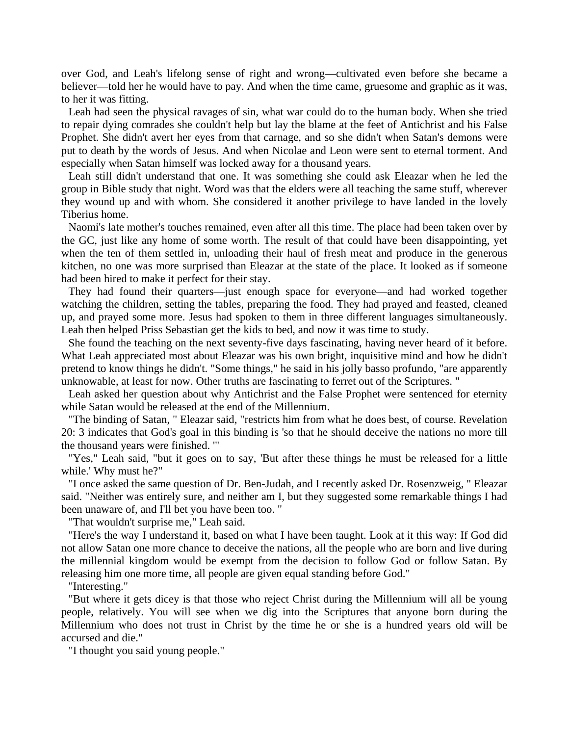over God, and Leah's lifelong sense of right and wrong—cultivated even before she became a believer—told her he would have to pay. And when the time came, gruesome and graphic as it was, to her it was fitting.

Leah had seen the physical ravages of sin, what war could do to the human body. When she tried to repair dying comrades she couldn't help but lay the blame at the feet of Antichrist and his False Prophet. She didn't avert her eyes from that carnage, and so she didn't when Satan's demons were put to death by the words of Jesus. And when Nicolae and Leon were sent to eternal torment. And especially when Satan himself was locked away for a thousand years.

Leah still didn't understand that one. It was something she could ask Eleazar when he led the group in Bible study that night. Word was that the elders were all teaching the same stuff, wherever they wound up and with whom. She considered it another privilege to have landed in the lovely Tiberius home.

Naomi's late mother's touches remained, even after all this time. The place had been taken over by the GC, just like any home of some worth. The result of that could have been disappointing, yet when the ten of them settled in, unloading their haul of fresh meat and produce in the generous kitchen, no one was more surprised than Eleazar at the state of the place. It looked as if someone had been hired to make it perfect for their stay.

They had found their quarters—just enough space for everyone—and had worked together watching the children, setting the tables, preparing the food. They had prayed and feasted, cleaned up, and prayed some more. Jesus had spoken to them in three different languages simultaneously. Leah then helped Priss Sebastian get the kids to bed, and now it was time to study.

She found the teaching on the next seventy-five days fascinating, having never heard of it before. What Leah appreciated most about Eleazar was his own bright, inquisitive mind and how he didn't pretend to know things he didn't. "Some things," he said in his jolly basso profundo, "are apparently unknowable, at least for now. Other truths are fascinating to ferret out of the Scriptures. "

Leah asked her question about why Antichrist and the False Prophet were sentenced for eternity while Satan would be released at the end of the Millennium.

"The binding of Satan, " Eleazar said, "restricts him from what he does best, of course. Revelation 20: 3 indicates that God's goal in this binding is 'so that he should deceive the nations no more till the thousand years were finished. '"

"Yes," Leah said, "but it goes on to say, 'But after these things he must be released for a little while.' Why must he?"

"I once asked the same question of Dr. Ben-Judah, and I recently asked Dr. Rosenzweig, " Eleazar said. "Neither was entirely sure, and neither am I, but they suggested some remarkable things I had been unaware of, and I'll bet you have been too. "

"That wouldn't surprise me," Leah said.

"Here's the way I understand it, based on what I have been taught. Look at it this way: If God did not allow Satan one more chance to deceive the nations, all the people who are born and live during the millennial kingdom would be exempt from the decision to follow God or follow Satan. By releasing him one more time, all people are given equal standing before God."

"Interesting."

"But where it gets dicey is that those who reject Christ during the Millennium will all be young people, relatively. You will see when we dig into the Scriptures that anyone born during the Millennium who does not trust in Christ by the time he or she is a hundred years old will be accursed and die."

"I thought you said young people."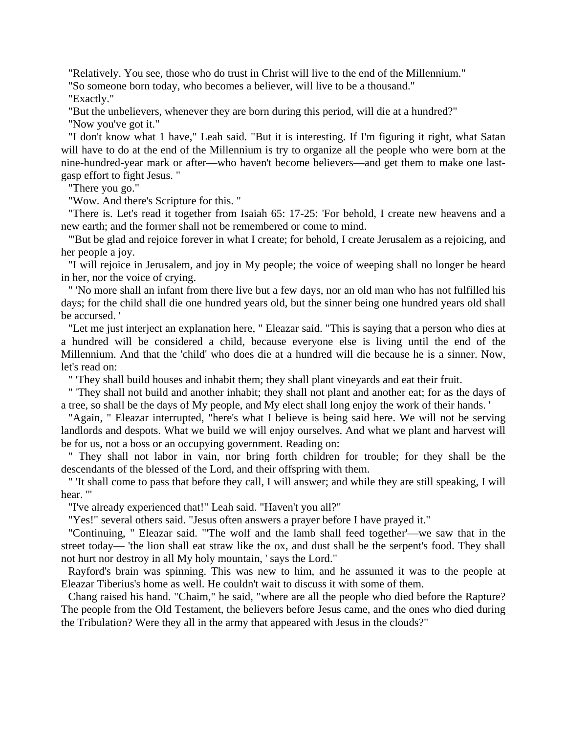"Relatively. You see, those who do trust in Christ will live to the end of the Millennium."

"So someone born today, who becomes a believer, will live to be a thousand."

"Exactly."

"But the unbelievers, whenever they are born during this period, will die at a hundred?"

"Now you've got it."

"I don't know what 1 have," Leah said. "But it is interesting. If I'm figuring it right, what Satan will have to do at the end of the Millennium is try to organize all the people who were born at the nine-hundred-year mark or after—who haven't become believers—and get them to make one last-gasp effort to fight Jesus. "

"There you go."

"Wow. And there's Scripture for this. "

"There is. Let's read it together from Isaiah 65: 17-25: 'For behold, I create new heavens and a new earth; and the former shall not be remembered or come to mind.

"'But be glad and rejoice forever in what I create; for behold, I create Jerusalem as a rejoicing, and her people a joy.

"I will rejoice in Jerusalem, and joy in My people; the voice of weeping shall no longer be heard in her, nor the voice of crying.

" 'No more shall an infant from there live but a few days, nor an old man who has not fulfilled his days; for the child shall die one hundred years old, but the sinner being one hundred years old shall be accursed. '

"Let me just interject an explanation here, " Eleazar said. "This is saying that a person who dies at a hundred will be considered a child, because everyone else is living until the end of the Millennium. And that the 'child' who does die at a hundred will die because he is a sinner. Now, let's read on:

" 'They shall build houses and inhabit them; they shall plant vineyards and eat their fruit.

" 'They shall not build and another inhabit; they shall not plant and another eat; for as the days of a tree, so shall be the days of My people, and My elect shall long enjoy the work of their hands. '

"Again, " Eleazar interrupted, "here's what I believe is being said here. We will not be serving landlords and despots. What we build we will enjoy ourselves. And what we plant and harvest will be for us, not a boss or an occupying government. Reading on:

" They shall not labor in vain, nor bring forth children for trouble; for they shall be the descendants of the blessed of the Lord, and their offspring with them.

" 'It shall come to pass that before they call, I will answer; and while they are still speaking, I will hear. '"

"I've already experienced that!" Leah said. "Haven't you all?"

"Yes!" several others said. "Jesus often answers a prayer before I have prayed it."

"Continuing, " Eleazar said. "'The wolf and the lamb shall feed together'—we saw that in the street today— 'the lion shall eat straw like the ox, and dust shall be the serpent's food. They shall not hurt nor destroy in all My holy mountain, ' says the Lord."

Rayford's brain was spinning. This was new to him, and he assumed it was to the people at Eleazar Tiberius's home as well. He couldn't wait to discuss it with some of them.

Chang raised his hand. "Chaim," he said, "where are all the people who died before the Rapture? The people from the Old Testament, the believers before Jesus came, and the ones who died during the Tribulation? Were they all in the army that appeared with Jesus in the clouds?"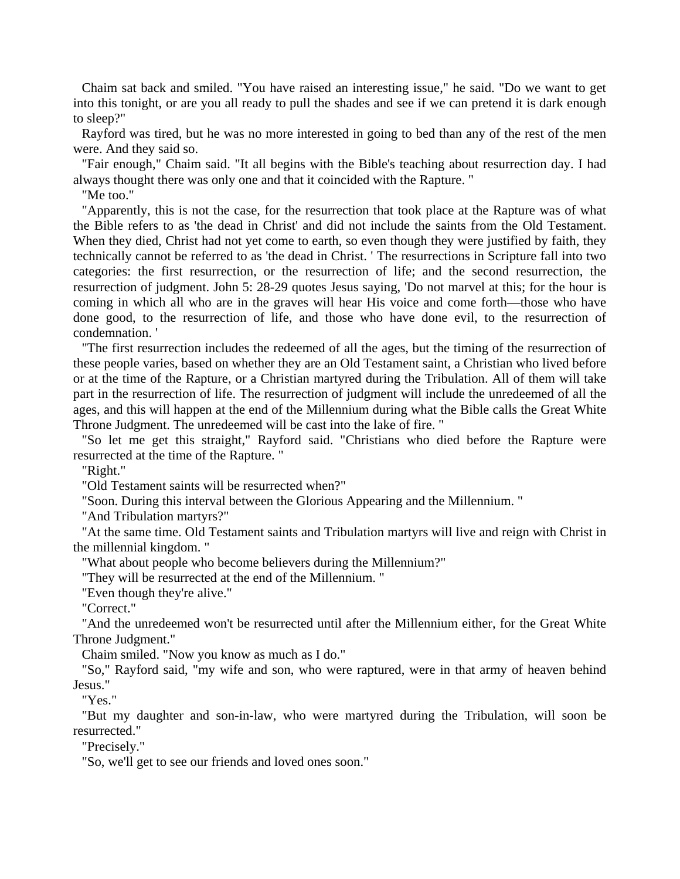Chaim sat back and smiled. "You have raised an interesting issue," he said. "Do we want to get into this tonight, or are you all ready to pull the shades and see if we can pretend it is dark enough to sleep?"

Rayford was tired, but he was no more interested in going to bed than any of the rest of the men were. And they said so.

"Fair enough," Chaim said. "It all begins with the Bible's teaching about resurrection day. I had always thought there was only one and that it coincided with the Rapture. "

"Me too."

"Apparently, this is not the case, for the resurrection that took place at the Rapture was of what the Bible refers to as 'the dead in Christ' and did not include the saints from the Old Testament. When they died, Christ had not yet come to earth, so even though they were justified by faith, they technically cannot be referred to as 'the dead in Christ. ' The resurrections in Scripture fall into two categories: the first resurrection, or the resurrection of life; and the second resurrection, the resurrection of judgment. John 5: 28-29 quotes Jesus saying, 'Do not marvel at this; for the hour is coming in which all who are in the graves will hear His voice and come forth—those who have done good, to the resurrection of life, and those who have done evil, to the resurrection of condemnation. '

"The first resurrection includes the redeemed of all the ages, but the timing of the resurrection of these people varies, based on whether they are an Old Testament saint, a Christian who lived before or at the time of the Rapture, or a Christian martyred during the Tribulation. All of them will take part in the resurrection of life. The resurrection of judgment will include the unredeemed of all the ages, and this will happen at the end of the Millennium during what the Bible calls the Great White Throne Judgment. The unredeemed will be cast into the lake of fire. "

"So let me get this straight," Rayford said. "Christians who died before the Rapture were resurrected at the time of the Rapture. "

"Right."

"Old Testament saints will be resurrected when?"

"Soon. During this interval between the Glorious Appearing and the Millennium. "

"And Tribulation martyrs?"

"At the same time. Old Testament saints and Tribulation martyrs will live and reign with Christ in the millennial kingdom. "

"What about people who become believers during the Millennium?"

"They will be resurrected at the end of the Millennium. "

"Even though they're alive."

"Correct."

"And the unredeemed won't be resurrected until after the Millennium either, for the Great White Throne Judgment."

Chaim smiled. "Now you know as much as I do."

"So," Rayford said, "my wife and son, who were raptured, were in that army of heaven behind Jesus."

"Yes."

"But my daughter and son-in-law, who were martyred during the Tribulation, will soon be resurrected."

"Precisely."

"So, we'll get to see our friends and loved ones soon."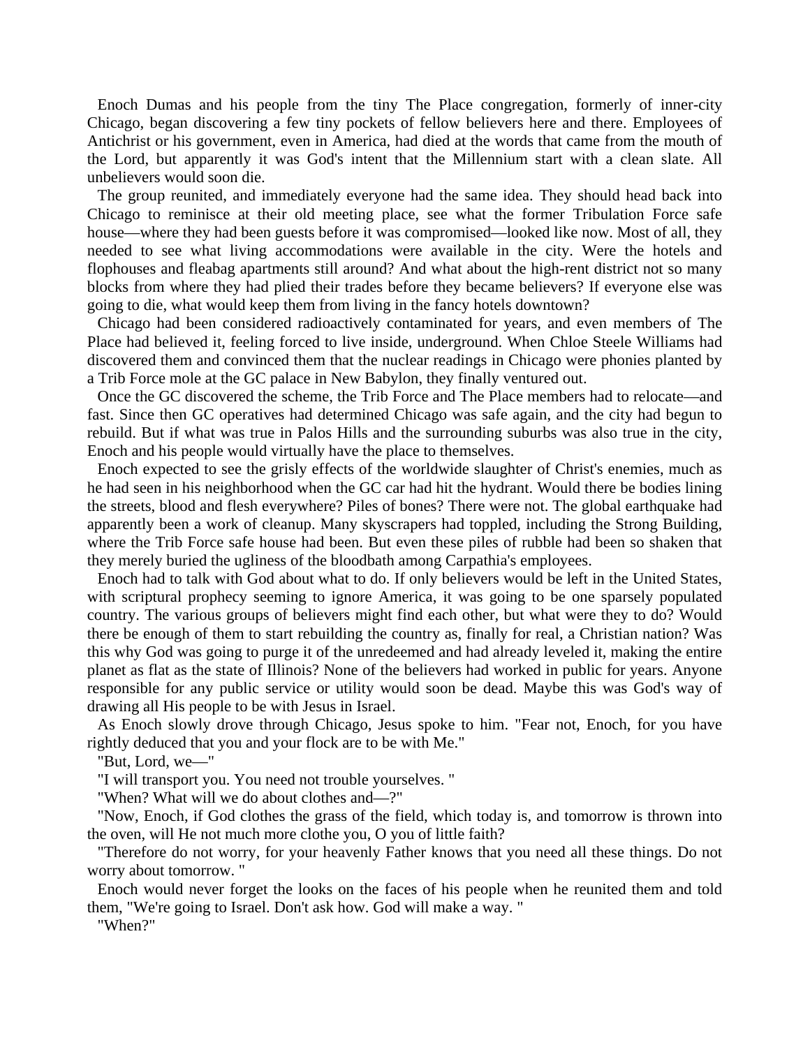Enoch Dumas and his people from the tiny The Place congregation, formerly of inner-city Chicago, began discovering a few tiny pockets of fellow believers here and there. Employees of Antichrist or his government, even in America, had died at the words that came from the mouth of the Lord, but apparently it was God's intent that the Millennium start with a clean slate. All unbelievers would soon die.

The group reunited, and immediately everyone had the same idea. They should head back into Chicago to reminisce at their old meeting place, see what the former Tribulation Force safe house—where they had been guests before it was compromised—looked like now. Most of all, they needed to see what living accommodations were available in the city. Were the hotels and flophouses and fleabag apartments still around? And what about the high-rent district not so many blocks from where they had plied their trades before they became believers? If everyone else was going to die, what would keep them from living in the fancy hotels downtown?

Chicago had been considered radioactively contaminated for years, and even members of The Place had believed it, feeling forced to live inside, underground. When Chloe Steele Williams had discovered them and convinced them that the nuclear readings in Chicago were phonies planted by a Trib Force mole at the GC palace in New Babylon, they finally ventured out.

Once the GC discovered the scheme, the Trib Force and The Place members had to relocate—and fast. Since then GC operatives had determined Chicago was safe again, and the city had begun to rebuild. But if what was true in Palos Hills and the surrounding suburbs was also true in the city, Enoch and his people would virtually have the place to themselves.

Enoch expected to see the grisly effects of the worldwide slaughter of Christ's enemies, much as he had seen in his neighborhood when the GC car had hit the hydrant. Would there be bodies lining the streets, blood and flesh everywhere? Piles of bones? There were not. The global earthquake had apparently been a work of cleanup. Many skyscrapers had toppled, including the Strong Building, where the Trib Force safe house had been. But even these piles of rubble had been so shaken that they merely buried the ugliness of the bloodbath among Carpathia's employees.

Enoch had to talk with God about what to do. If only believers would be left in the United States, with scriptural prophecy seeming to ignore America, it was going to be one sparsely populated country. The various groups of believers might find each other, but what were they to do? Would there be enough of them to start rebuilding the country as, finally for real, a Christian nation? Was this why God was going to purge it of the unredeemed and had already leveled it, making the entire planet as flat as the state of Illinois? None of the believers had worked in public for years. Anyone responsible for any public service or utility would soon be dead. Maybe this was God's way of drawing all His people to be with Jesus in Israel.

As Enoch slowly drove through Chicago, Jesus spoke to him. "Fear not, Enoch, for you have rightly deduced that you and your flock are to be with Me."

"But, Lord, we—"

"I will transport you. You need not trouble yourselves. "

"When? What will we do about clothes and—?"

"Now, Enoch, if God clothes the grass of the field, which today is, and tomorrow is thrown into the oven, will He not much more clothe you, O you of little faith?

"Therefore do not worry, for your heavenly Father knows that you need all these things. Do not worry about tomorrow. "

Enoch would never forget the looks on the faces of his people when he reunited them and told them, "We're going to Israel. Don't ask how. God will make a way. "

"When?"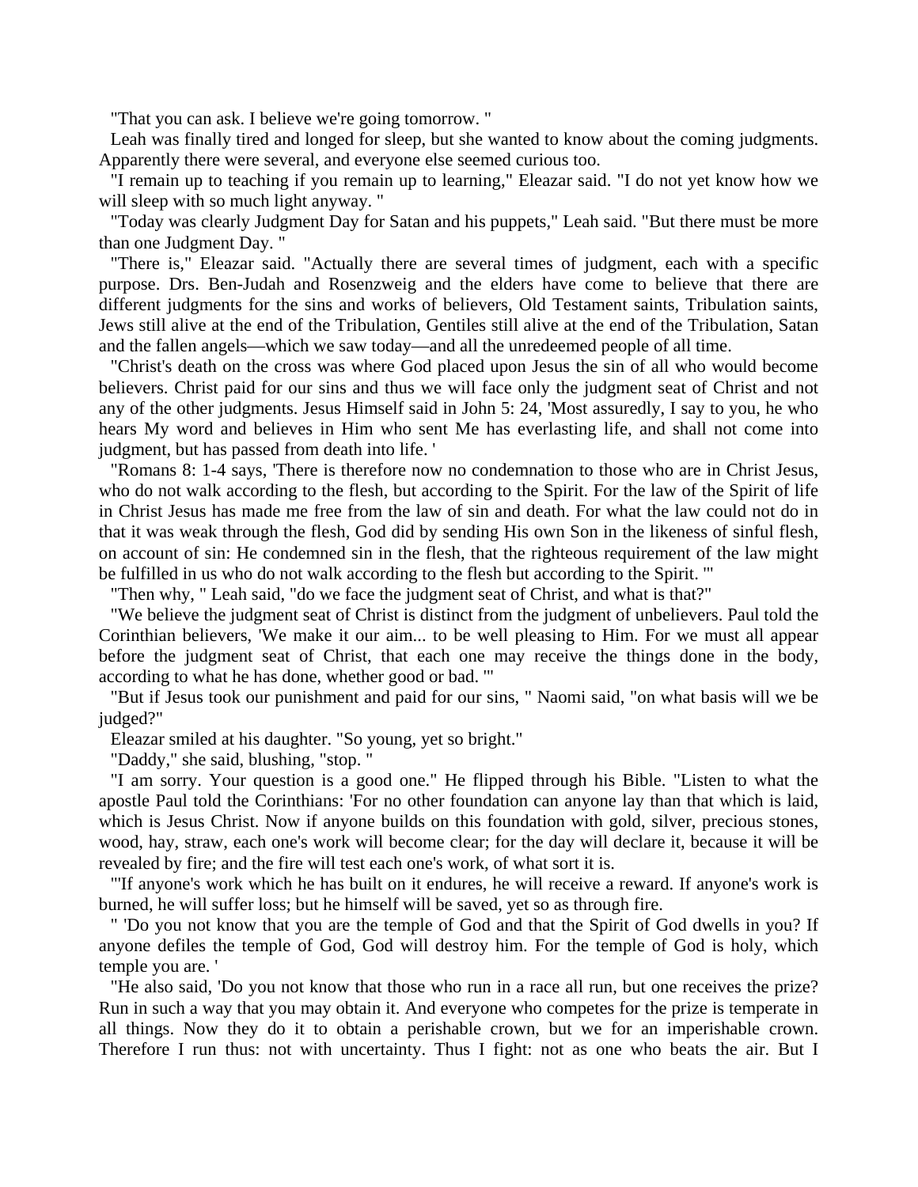"That you can ask. I believe we're going tomorrow. "

Leah was finally tired and longed for sleep, but she wanted to know about the coming judgments. Apparently there were several, and everyone else seemed curious too.

"I remain up to teaching if you remain up to learning," Eleazar said. "I do not yet know how we will sleep with so much light anyway. "

"Today was clearly Judgment Day for Satan and his puppets," Leah said. "But there must be more than one Judgment Day. "

"There is," Eleazar said. "Actually there are several times of judgment, each with a specific purpose. Drs. Ben-Judah and Rosenzweig and the elders have come to believe that there are different judgments for the sins and works of believers, Old Testament saints, Tribulation saints, Jews still alive at the end of the Tribulation, Gentiles still alive at the end of the Tribulation, Satan and the fallen angels—which we saw today—and all the unredeemed people of all time.

"Christ's death on the cross was where God placed upon Jesus the sin of all who would become believers. Christ paid for our sins and thus we will face only the judgment seat of Christ and not any of the other judgments. Jesus Himself said in John 5: 24, 'Most assuredly, I say to you, he who hears My word and believes in Him who sent Me has everlasting life, and shall not come into judgment, but has passed from death into life. '

"Romans 8: 1-4 says, 'There is therefore now no condemnation to those who are in Christ Jesus, who do not walk according to the flesh, but according to the Spirit. For the law of the Spirit of life in Christ Jesus has made me free from the law of sin and death. For what the law could not do in that it was weak through the flesh, God did by sending His own Son in the likeness of sinful flesh, on account of sin: He condemned sin in the flesh, that the righteous requirement of the law might be fulfilled in us who do not walk according to the flesh but according to the Spirit. '"

"Then why, " Leah said, "do we face the judgment seat of Christ, and what is that?"

"We believe the judgment seat of Christ is distinct from the judgment of unbelievers. Paul told the Corinthian believers, 'We make it our aim... to be well pleasing to Him. For we must all appear before the judgment seat of Christ, that each one may receive the things done in the body, according to what he has done, whether good or bad. '"

"But if Jesus took our punishment and paid for our sins, " Naomi said, "on what basis will we be judged?"

Eleazar smiled at his daughter. "So young, yet so bright."

"Daddy," she said, blushing, "stop. "

"I am sorry. Your question is a good one." He flipped through his Bible. "Listen to what the apostle Paul told the Corinthians: 'For no other foundation can anyone lay than that which is laid, which is Jesus Christ. Now if anyone builds on this foundation with gold, silver, precious stones, wood, hay, straw, each one's work will become clear; for the day will declare it, because it will be revealed by fire; and the fire will test each one's work, of what sort it is.

"'If anyone's work which he has built on it endures, he will receive a reward. If anyone's work is burned, he will suffer loss; but he himself will be saved, yet so as through fire.

" 'Do you not know that you are the temple of God and that the Spirit of God dwells in you? If anyone defiles the temple of God, God will destroy him. For the temple of God is holy, which temple you are. '

"He also said, 'Do you not know that those who run in a race all run, but one receives the prize? Run in such a way that you may obtain it. And everyone who competes for the prize is temperate in all things. Now they do it to obtain a perishable crown, but we for an imperishable crown. Therefore I run thus: not with uncertainty. Thus I fight: not as one who beats the air. But I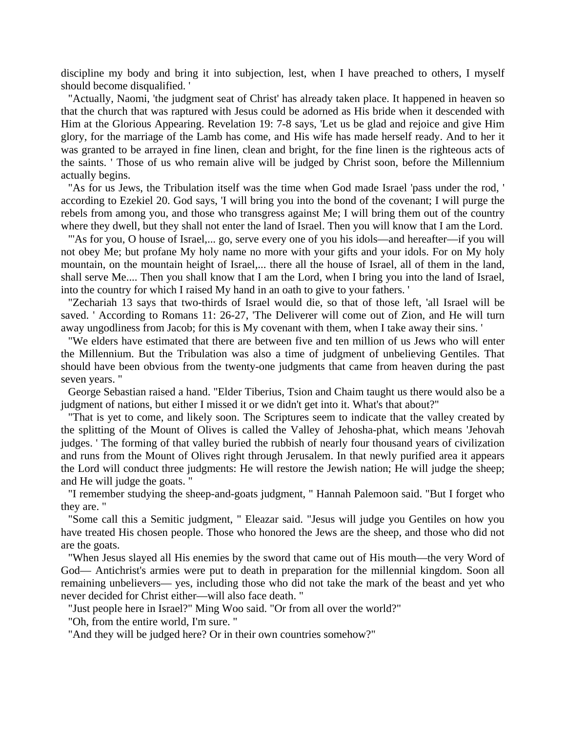discipline my body and bring it into subjection, lest, when I have preached to others, I myself should become disqualified. '

"Actually, Naomi, 'the judgment seat of Christ' has already taken place. It happened in heaven so that the church that was raptured with Jesus could be adorned as His bride when it descended with Him at the Glorious Appearing. Revelation 19: 7-8 says, 'Let us be glad and rejoice and give Him glory, for the marriage of the Lamb has come, and His wife has made herself ready. And to her it was granted to be arrayed in fine linen, clean and bright, for the fine linen is the righteous acts of the saints. ' Those of us who remain alive will be judged by Christ soon, before the Millennium actually begins.

"As for us Jews, the Tribulation itself was the time when God made Israel 'pass under the rod, ' according to Ezekiel 20. God says, 'I will bring you into the bond of the covenant; I will purge the rebels from among you, and those who transgress against Me; I will bring them out of the country where they dwell, but they shall not enter the land of Israel. Then you will know that I am the Lord.

"'As for you, O house of Israel,... go, serve every one of you his idols—and hereafter—if you will not obey Me; but profane My holy name no more with your gifts and your idols. For on My holy mountain, on the mountain height of Israel,... there all the house of Israel, all of them in the land, shall serve Me.... Then you shall know that I am the Lord, when I bring you into the land of Israel, into the country for which I raised My hand in an oath to give to your fathers. '

"Zechariah 13 says that two-thirds of Israel would die, so that of those left, 'all Israel will be saved. ' According to Romans 11: 26-27, 'The Deliverer will come out of Zion, and He will turn away ungodliness from Jacob; for this is My covenant with them, when I take away their sins. '

"We elders have estimated that there are between five and ten million of us Jews who will enter the Millennium. But the Tribulation was also a time of judgment of unbelieving Gentiles. That should have been obvious from the twenty-one judgments that came from heaven during the past seven years. "

George Sebastian raised a hand. "Elder Tiberius, Tsion and Chaim taught us there would also be a judgment of nations, but either I missed it or we didn't get into it. What's that about?"

"That is yet to come, and likely soon. The Scriptures seem to indicate that the valley created by the splitting of the Mount of Olives is called the Valley of Jehosha-phat, which means 'Jehovah judges. ' The forming of that valley buried the rubbish of nearly four thousand years of civilization and runs from the Mount of Olives right through Jerusalem. In that newly purified area it appears the Lord will conduct three judgments: He will restore the Jewish nation; He will judge the sheep; and He will judge the goats. "

"I remember studying the sheep-and-goats judgment, " Hannah Palemoon said. "But I forget who they are. "

"Some call this a Semitic judgment, " Eleazar said. "Jesus will judge you Gentiles on how you have treated His chosen people. Those who honored the Jews are the sheep, and those who did not are the goats.

"When Jesus slayed all His enemies by the sword that came out of His mouth—the very Word of God— Antichrist's armies were put to death in preparation for the millennial kingdom. Soon all remaining unbelievers— yes, including those who did not take the mark of the beast and yet who never decided for Christ either—will also face death. "

"Just people here in Israel?" Ming Woo said. "Or from all over the world?"

"Oh, from the entire world, I'm sure. "

"And they will be judged here? Or in their own countries somehow?"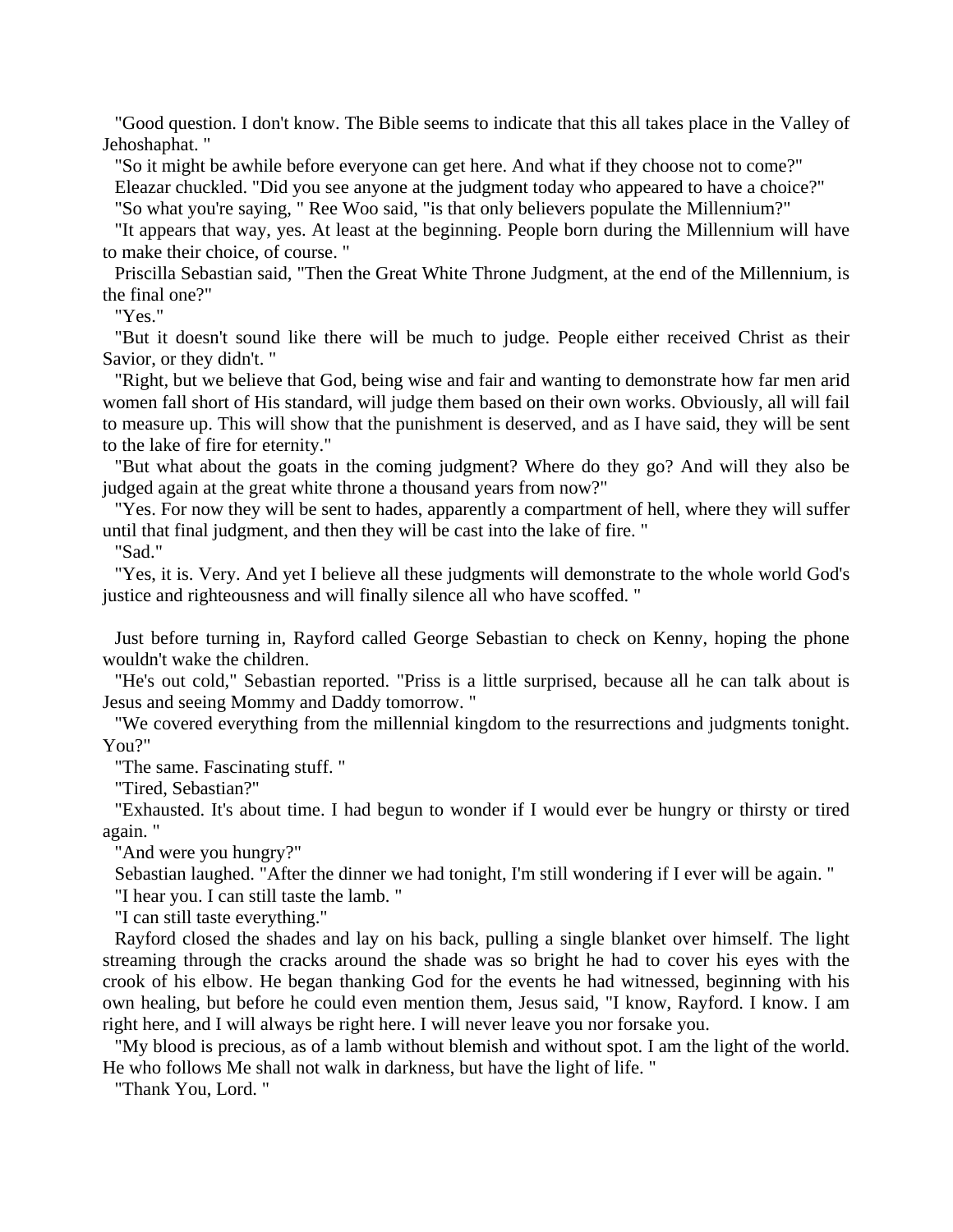"Good question. I don't know. The Bible seems to indicate that this all takes place in the Valley of Jehoshaphat. "

"So it might be awhile before everyone can get here. And what if they choose not to come?"

Eleazar chuckled. "Did you see anyone at the judgment today who appeared to have a choice?"

"So what you're saying, " Ree Woo said, "is that only believers populate the Millennium?"

"It appears that way, yes. At least at the beginning. People born during the Millennium will have to make their choice, of course. "

Priscilla Sebastian said, "Then the Great White Throne Judgment, at the end of the Millennium, is the final one?"

"Yes."

"But it doesn't sound like there will be much to judge. People either received Christ as their Savior, or they didn't. "

"Right, but we believe that God, being wise and fair and wanting to demonstrate how far men arid women fall short of His standard, will judge them based on their own works. Obviously, all will fail to measure up. This will show that the punishment is deserved, and as I have said, they will be sent to the lake of fire for eternity."

"But what about the goats in the coming judgment? Where do they go? And will they also be judged again at the great white throne a thousand years from now?"

"Yes. For now they will be sent to hades, apparently a compartment of hell, where they will suffer until that final judgment, and then they will be cast into the lake of fire. "

"Sad."

"Yes, it is. Very. And yet I believe all these judgments will demonstrate to the whole world God's justice and righteousness and will finally silence all who have scoffed. "

Just before turning in, Rayford called George Sebastian to check on Kenny, hoping the phone wouldn't wake the children.

"He's out cold," Sebastian reported. "Priss is a little surprised, because all he can talk about is Jesus and seeing Mommy and Daddy tomorrow. "

"We covered everything from the millennial kingdom to the resurrections and judgments tonight. You?"

"The same. Fascinating stuff. "

"Tired, Sebastian?"

"Exhausted. It's about time. I had begun to wonder if I would ever be hungry or thirsty or tired again. "

"And were you hungry?"

Sebastian laughed. "After the dinner we had tonight, I'm still wondering if I ever will be again. "

"I hear you. I can still taste the lamb. "

"I can still taste everything."

Rayford closed the shades and lay on his back, pulling a single blanket over himself. The light streaming through the cracks around the shade was so bright he had to cover his eyes with the crook of his elbow. He began thanking God for the events he had witnessed, beginning with his own healing, but before he could even mention them, Jesus said, "I know, Rayford. I know. I am right here, and I will always be right here. I will never leave you nor forsake you.

"My blood is precious, as of a lamb without blemish and without spot. I am the light of the world. He who follows Me shall not walk in darkness, but have the light of life. "

"Thank You, Lord. "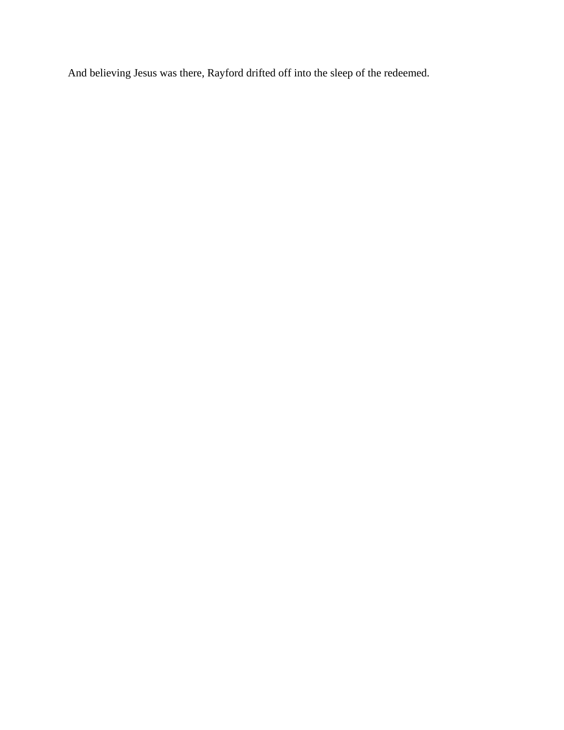And believing Jesus was there, Rayford drifted off into the sleep of the redeemed.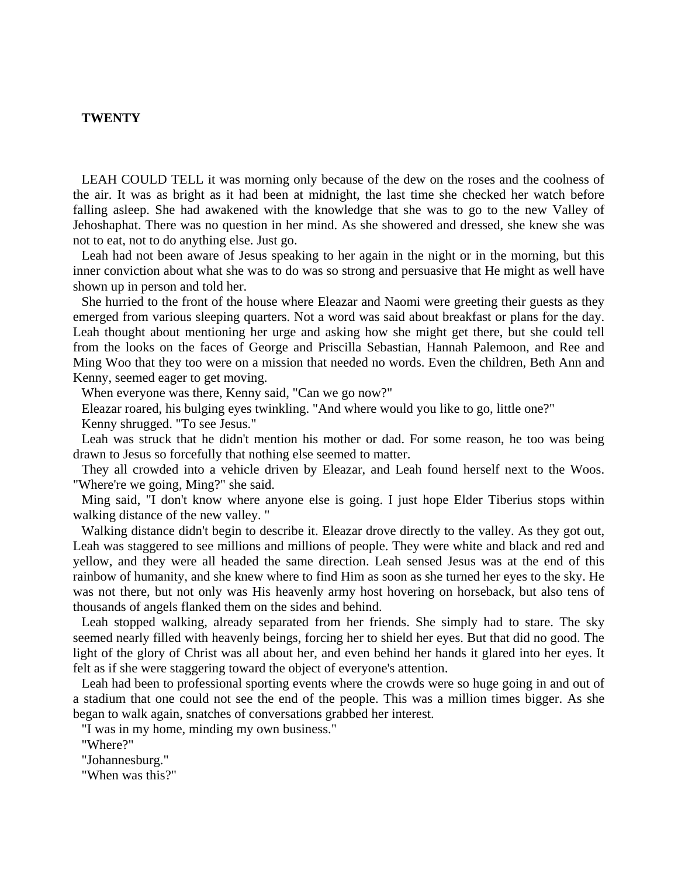# TWENTY

LEAH COULD TELL it was morning only because of the dew on the roses and the coolness of the air. It was as bright as it had been at midnight, the last time she checked her watch before falling asleep. She had awakened with the knowledge that she was to go to the new Valley of Jehoshaphat. There was no question in her mind. As she showered and dressed, she knew she was not to eat, not to do anything else. Just go.

Leah had not been aware of Jesus speaking to her again in the night or in the morning, but this inner conviction about what she was to do was so strong and persuasive that He might as well have shown up in person and told her.

She hurried to the front of the house where Eleazar and Naomi were greeting their guests as they emerged from various sleeping quarters. Not a word was said about breakfast or plans for the day. Leah thought about mentioning her urge and asking how she might get there, but she could tell from the looks on the faces of George and Priscilla Sebastian, Hannah Palemoon, and Ree and Ming Woo that they too were on a mission that needed no words. Even the children, Beth Ann and Kenny, seemed eager to get moving.

When everyone was there, Kenny said, "Can we go now?"

Eleazar roared, his bulging eyes twinkling. "And where would you like to go, little one?"

Kenny shrugged. "To see Jesus."

Leah was struck that he didn't mention his mother or dad. For some reason, he too was being drawn to Jesus so forcefully that nothing else seemed to matter.

They all crowded into a vehicle driven by Eleazar, and Leah found herself next to the Woos. "Where're we going, Ming?" she said.

Ming said, "I don't know where anyone else is going. I just hope Elder Tiberius stops within walking distance of the new valley. "

Walking distance didn't begin to describe it. Eleazar drove directly to the valley. As they got out, Leah was staggered to see millions and millions of people. They were white and black and red and yellow, and they were all headed the same direction. Leah sensed Jesus was at the end of this rainbow of humanity, and she knew where to find Him as soon as she turned her eyes to the sky. He was not there, but not only was His heavenly army host hovering on horseback, but also tens of thousands of angels flanked them on the sides and behind.

Leah stopped walking, already separated from her friends. She simply had to stare. The sky seemed nearly filled with heavenly beings, forcing her to shield her eyes. But that did no good. The light of the glory of Christ was all about her, and even behind her hands it glared into her eyes. It felt as if she were staggering toward the object of everyone's attention.

Leah had been to professional sporting events where the crowds were so huge going in and out of a stadium that one could not see the end of the people. This was a million times bigger. As she began to walk again, snatches of conversations grabbed her interest.

"I was in my home, minding my own business."

"Where?"

"Johannesburg."

"When was this?"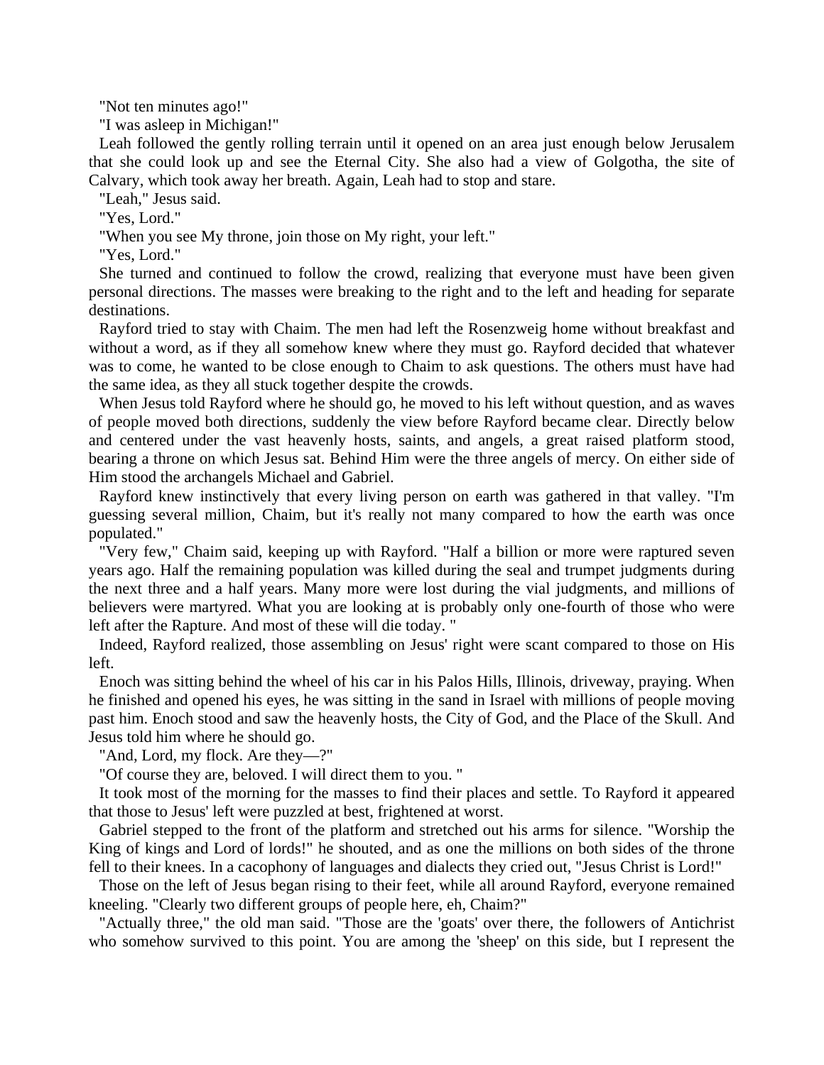"Not ten minutes ago!"

"I was asleep in Michigan!"

Leah followed the gently rolling terrain until it opened on an area just enough below Jerusalem that she could look up and see the Eternal City. She also had a view of Golgotha, the site of Calvary, which took away her breath. Again, Leah had to stop and stare.

"Leah," Jesus said.

"Yes, Lord."

"When you see My throne, join those on My right, your left."

"Yes, Lord."

She turned and continued to follow the crowd, realizing that everyone must have been given personal directions. The masses were breaking to the right and to the left and heading for separate destinations.

Rayford tried to stay with Chaim. The men had left the Rosenzweig home without breakfast and without a word, as if they all somehow knew where they must go. Rayford decided that whatever was to come, he wanted to be close enough to Chaim to ask questions. The others must have had the same idea, as they all stuck together despite the crowds.

When Jesus told Rayford where he should go, he moved to his left without question, and as waves of people moved both directions, suddenly the view before Rayford became clear. Directly below and centered under the vast heavenly hosts, saints, and angels, a great raised platform stood, bearing a throne on which Jesus sat. Behind Him were the three angels of mercy. On either side of Him stood the archangels Michael and Gabriel.

Rayford knew instinctively that every living person on earth was gathered in that valley. "I'm guessing several million, Chaim, but it's really not many compared to how the earth was once populated."

"Very few," Chaim said, keeping up with Rayford. "Half a billion or more were raptured seven years ago. Half the remaining population was killed during the seal and trumpet judgments during the next three and a half years. Many more were lost during the vial judgments, and millions of believers were martyred. What you are looking at is probably only one-fourth of those who were left after the Rapture. And most of these will die today. "

Indeed, Rayford realized, those assembling on Jesus' right were scant compared to those on His left.

Enoch was sitting behind the wheel of his car in his Palos Hills, Illinois, driveway, praying. When he finished and opened his eyes, he was sitting in the sand in Israel with millions of people moving past him. Enoch stood and saw the heavenly hosts, the City of God, and the Place of the Skull. And Jesus told him where he should go.

"And, Lord, my flock. Are they—?"

"Of course they are, beloved. I will direct them to you. "

It took most of the morning for the masses to find their places and settle. To Rayford it appeared that those to Jesus' left were puzzled at best, frightened at worst.

Gabriel stepped to the front of the platform and stretched out his arms for silence. "Worship the King of kings and Lord of lords!" he shouted, and as one the millions on both sides of the throne fell to their knees. In a cacophony of languages and dialects they cried out, "Jesus Christ is Lord!"

Those on the left of Jesus began rising to their feet, while all around Rayford, everyone remained kneeling. "Clearly two different groups of people here, eh, Chaim?"

"Actually three," the old man said. "Those are the 'goats' over there, the followers of Antichrist who somehow survived to this point. You are among the 'sheep' on this side, but I represent the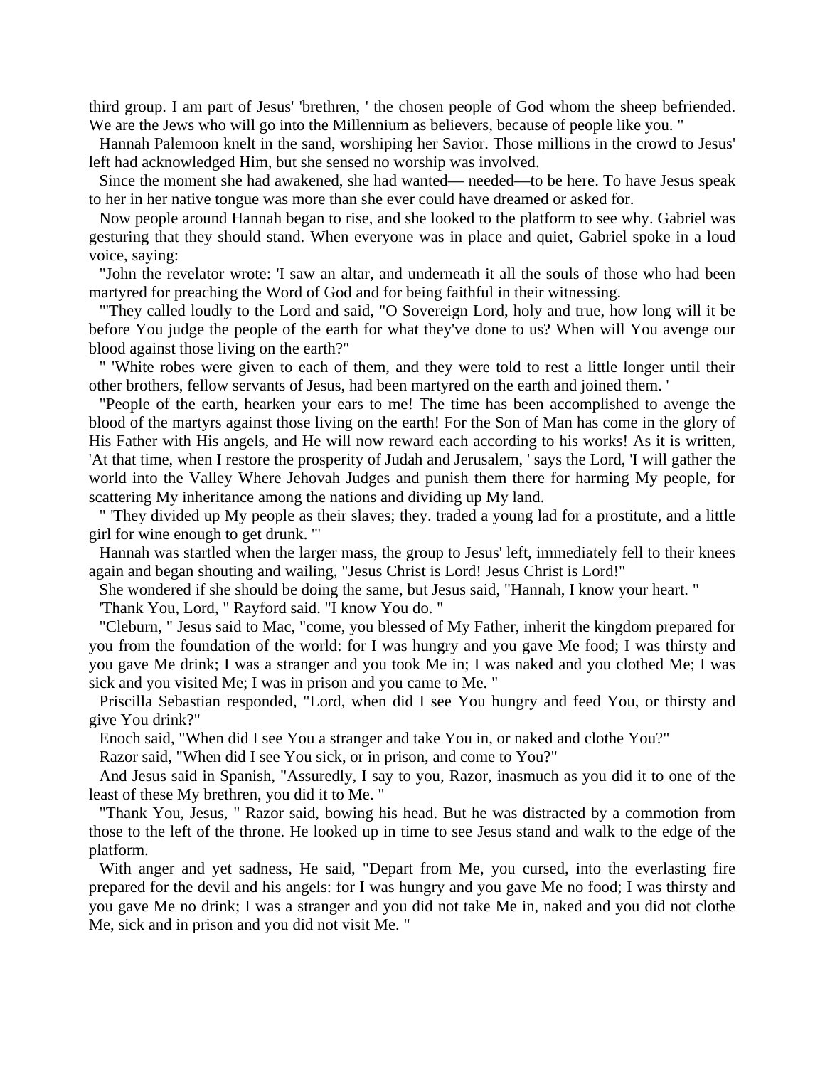third group. I am part of Jesus' 'brethren, ' the chosen people of God whom the sheep befriended. We are the Jews who will go into the Millennium as believers, because of people like you. "

Hannah Palemoon knelt in the sand, worshiping her Savior. Those millions in the crowd to Jesus' left had acknowledged Him, but she sensed no worship was involved.

Since the moment she had awakened, she had wanted— needed—to be here. To have Jesus speak to her in her native tongue was more than she ever could have dreamed or asked for.

Now people around Hannah began to rise, and she looked to the platform to see why. Gabriel was gesturing that they should stand. When everyone was in place and quiet, Gabriel spoke in a loud voice, saying:

"John the revelator wrote: 'I saw an altar, and underneath it all the souls of those who had been martyred for preaching the Word of God and for being faithful in their witnessing.

"'They called loudly to the Lord and said, "O Sovereign Lord, holy and true, how long will it be before You judge the people of the earth for what they've done to us? When will You avenge our blood against those living on the earth?"

" 'White robes were given to each of them, and they were told to rest a little longer until their other brothers, fellow servants of Jesus, had been martyred on the earth and joined them. '

"People of the earth, hearken your ears to me! The time has been accomplished to avenge the blood of the martyrs against those living on the earth! For the Son of Man has come in the glory of His Father with His angels, and He will now reward each according to his works! As it is written, 'At that time, when I restore the prosperity of Judah and Jerusalem, ' says the Lord, 'I will gather the world into the Valley Where Jehovah Judges and punish them there for harming My people, for scattering My inheritance among the nations and dividing up My land.

" 'They divided up My people as their slaves; they. traded a young lad for a prostitute, and a little girl for wine enough to get drunk. '"

Hannah was startled when the larger mass, the group to Jesus' left, immediately fell to their knees again and began shouting and wailing, "Jesus Christ is Lord! Jesus Christ is Lord!"

She wondered if she should be doing the same, but Jesus said, "Hannah, I know your heart. "

'Thank You, Lord, " Rayford said. "I know You do. "

"Cleburn, " Jesus said to Mac, "come, you blessed of My Father, inherit the kingdom prepared for you from the foundation of the world: for I was hungry and you gave Me food; I was thirsty and you gave Me drink; I was a stranger and you took Me in; I was naked and you clothed Me; I was sick and you visited Me; I was in prison and you came to Me. "

Priscilla Sebastian responded, "Lord, when did I see You hungry and feed You, or thirsty and give You drink?"

Enoch said, "When did I see You a stranger and take You in, or naked and clothe You?"

Razor said, "When did I see You sick, or in prison, and come to You?"

And Jesus said in Spanish, "Assuredly, I say to you, Razor, inasmuch as you did it to one of the least of these My brethren, you did it to Me. "

"Thank You, Jesus, " Razor said, bowing his head. But he was distracted by a commotion from those to the left of the throne. He looked up in time to see Jesus stand and walk to the edge of the platform.

With anger and yet sadness, He said, "Depart from Me, you cursed, into the everlasting fire prepared for the devil and his angels: for I was hungry and you gave Me no food; I was thirsty and you gave Me no drink; I was a stranger and you did not take Me in, naked and you did not clothe Me, sick and in prison and you did not visit Me. "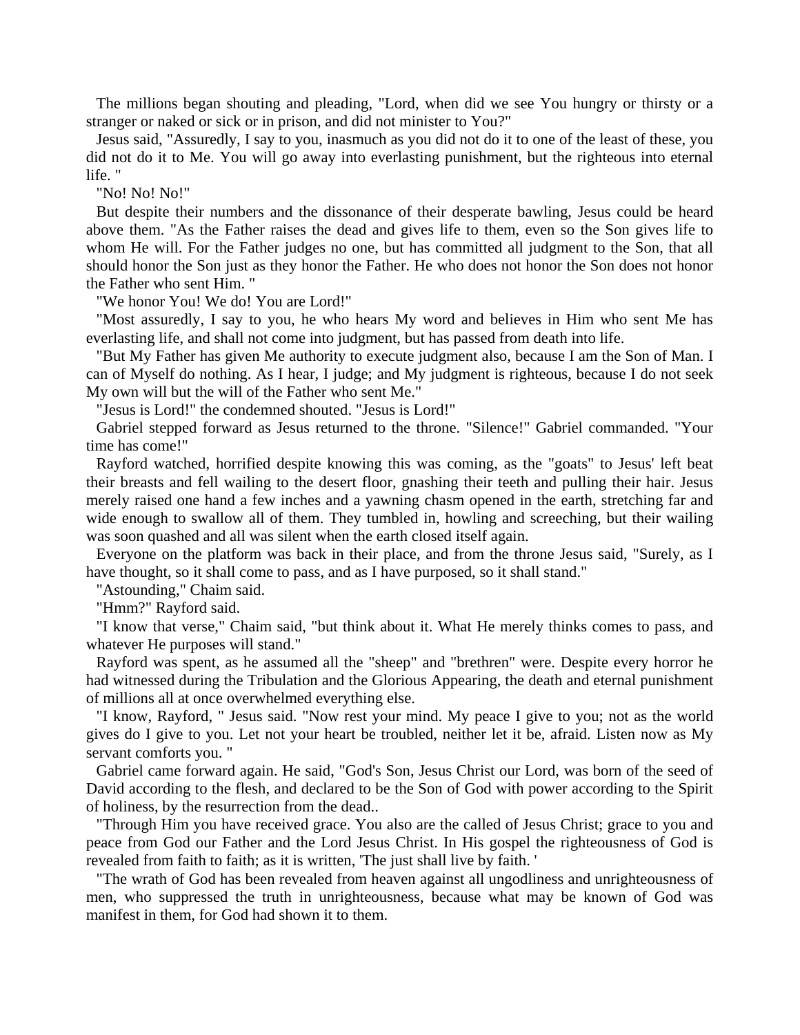The millions began shouting and pleading, "Lord, when did we see You hungry or thirsty or a stranger or naked or sick or in prison, and did not minister to You?"

Jesus said, "Assuredly, I say to you, inasmuch as you did not do it to one of the least of these, you did not do it to Me. You will go away into everlasting punishment, but the righteous into eternal life. "

"No! No! No!"

But despite their numbers and the dissonance of their desperate bawling, Jesus could be heard above them. "As the Father raises the dead and gives life to them, even so the Son gives life to whom He will. For the Father judges no one, but has committed all judgment to the Son, that all should honor the Son just as they honor the Father. He who does not honor the Son does not honor the Father who sent Him. "

"We honor You! We do! You are Lord!"

"Most assuredly, I say to you, he who hears My word and believes in Him who sent Me has everlasting life, and shall not come into judgment, but has passed from death into life.

"But My Father has given Me authority to execute judgment also, because I am the Son of Man. I can of Myself do nothing. As I hear, I judge; and My judgment is righteous, because I do not seek My own will but the will of the Father who sent Me."

"Jesus is Lord!" the condemned shouted. "Jesus is Lord!"

Gabriel stepped forward as Jesus returned to the throne. "Silence!" Gabriel commanded. "Your time has come!"

Rayford watched, horrified despite knowing this was coming, as the "goats" to Jesus' left beat their breasts and fell wailing to the desert floor, gnashing their teeth and pulling their hair. Jesus merely raised one hand a few inches and a yawning chasm opened in the earth, stretching far and wide enough to swallow all of them. They tumbled in, howling and screeching, but their wailing was soon quashed and all was silent when the earth closed itself again.

Everyone on the platform was back in their place, and from the throne Jesus said, "Surely, as I have thought, so it shall come to pass, and as I have purposed, so it shall stand."

"Astounding," Chaim said.

"Hmm?" Rayford said.

"I know that verse," Chaim said, "but think about it. What He merely thinks comes to pass, and whatever He purposes will stand."

Rayford was spent, as he assumed all the "sheep" and "brethren" were. Despite every horror he had witnessed during the Tribulation and the Glorious Appearing, the death and eternal punishment of millions all at once overwhelmed everything else.

"I know, Rayford, " Jesus said. "Now rest your mind. My peace I give to you; not as the world gives do I give to you. Let not your heart be troubled, neither let it be, afraid. Listen now as My servant comforts you. "

Gabriel came forward again. He said, "God's Son, Jesus Christ our Lord, was born of the seed of David according to the flesh, and declared to be the Son of God with power according to the Spirit of holiness, by the resurrection from the dead..

"Through Him you have received grace. You also are the called of Jesus Christ; grace to you and peace from God our Father and the Lord Jesus Christ. In His gospel the righteousness of God is revealed from faith to faith; as it is written, 'The just shall live by faith. '

"The wrath of God has been revealed from heaven against all ungodliness and unrighteousness of men, who suppressed the truth in unrighteousness, because what may be known of God was manifest in them, for God had shown it to them.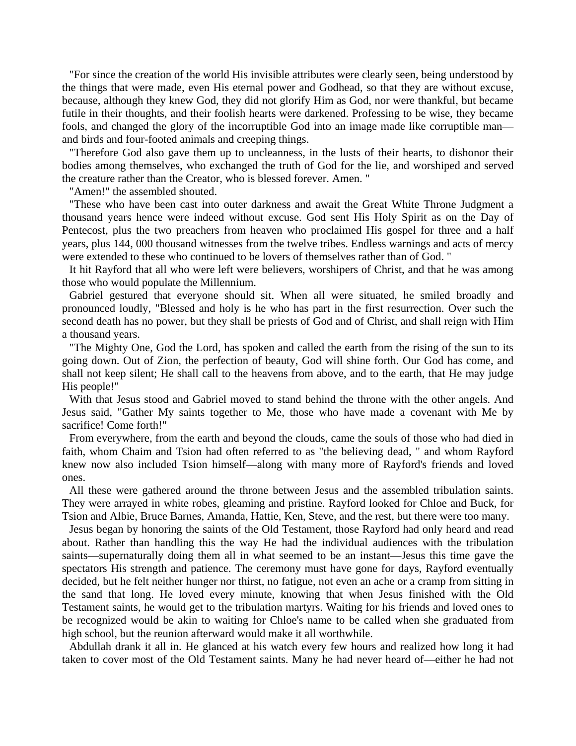"For since the creation of the world His invisible attributes were clearly seen, being understood by the things that were made, even His eternal power and Godhead, so that they are without excuse, because, although they knew God, they did not glorify Him as God, nor were thankful, but became futile in their thoughts, and their foolish hearts were darkened. Professing to be wise, they became fools, and changed the glory of the incorruptible God into an image made like corruptible man—and birds and four-footed animals and creeping things.

"Therefore God also gave them up to uncleanness, in the lusts of their hearts, to dishonor their bodies among themselves, who exchanged the truth of God for the lie, and worshiped and served the creature rather than the Creator, who is blessed forever. Amen. "

"Amen!" the assembled shouted.

"These who have been cast into outer darkness and await the Great White Throne Judgment a thousand years hence were indeed without excuse. God sent His Holy Spirit as on the Day of Pentecost, plus the two preachers from heaven who proclaimed His gospel for three and a half years, plus 144, 000 thousand witnesses from the twelve tribes. Endless warnings and acts of mercy were extended to these who continued to be lovers of themselves rather than of God. "

It hit Rayford that all who were left were believers, worshipers of Christ, and that he was among those who would populate the Millennium.

Gabriel gestured that everyone should sit. When all were situated, he smiled broadly and pronounced loudly, "Blessed and holy is he who has part in the first resurrection. Over such the second death has no power, but they shall be priests of God and of Christ, and shall reign with Him a thousand years.

"The Mighty One, God the Lord, has spoken and called the earth from the rising of the sun to its going down. Out of Zion, the perfection of beauty, God will shine forth. Our God has come, and shall not keep silent; He shall call to the heavens from above, and to the earth, that He may judge His people!"

With that Jesus stood and Gabriel moved to stand behind the throne with the other angels. And Jesus said, "Gather My saints together to Me, those who have made a covenant with Me by sacrifice! Come forth!"

From everywhere, from the earth and beyond the clouds, came the souls of those who had died in faith, whom Chaim and Tsion had often referred to as "the believing dead, " and whom Rayford knew now also included Tsion himself—along with many more of Rayford's friends and loved ones.

All these were gathered around the throne between Jesus and the assembled tribulation saints. They were arrayed in white robes, gleaming and pristine. Rayford looked for Chloe and Buck, for Tsion and Albie, Bruce Barnes, Amanda, Hattie, Ken, Steve, and the rest, but there were too many.

Jesus began by honoring the saints of the Old Testament, those Rayford had only heard and read about. Rather than handling this the way He had the individual audiences with the tribulation saints—supernaturally doing them all in what seemed to be an instant—Jesus this time gave the spectators His strength and patience. The ceremony must have gone for days, Rayford eventually decided, but he felt neither hunger nor thirst, no fatigue, not even an ache or a cramp from sitting in the sand that long. He loved every minute, knowing that when Jesus finished with the Old Testament saints, he would get to the tribulation martyrs. Waiting for his friends and loved ones to be recognized would be akin to waiting for Chloe's name to be called when she graduated from high school, but the reunion afterward would make it all worthwhile.

Abdullah drank it all in. He glanced at his watch every few hours and realized how long it had taken to cover most of the Old Testament saints. Many he had never heard of—either he had not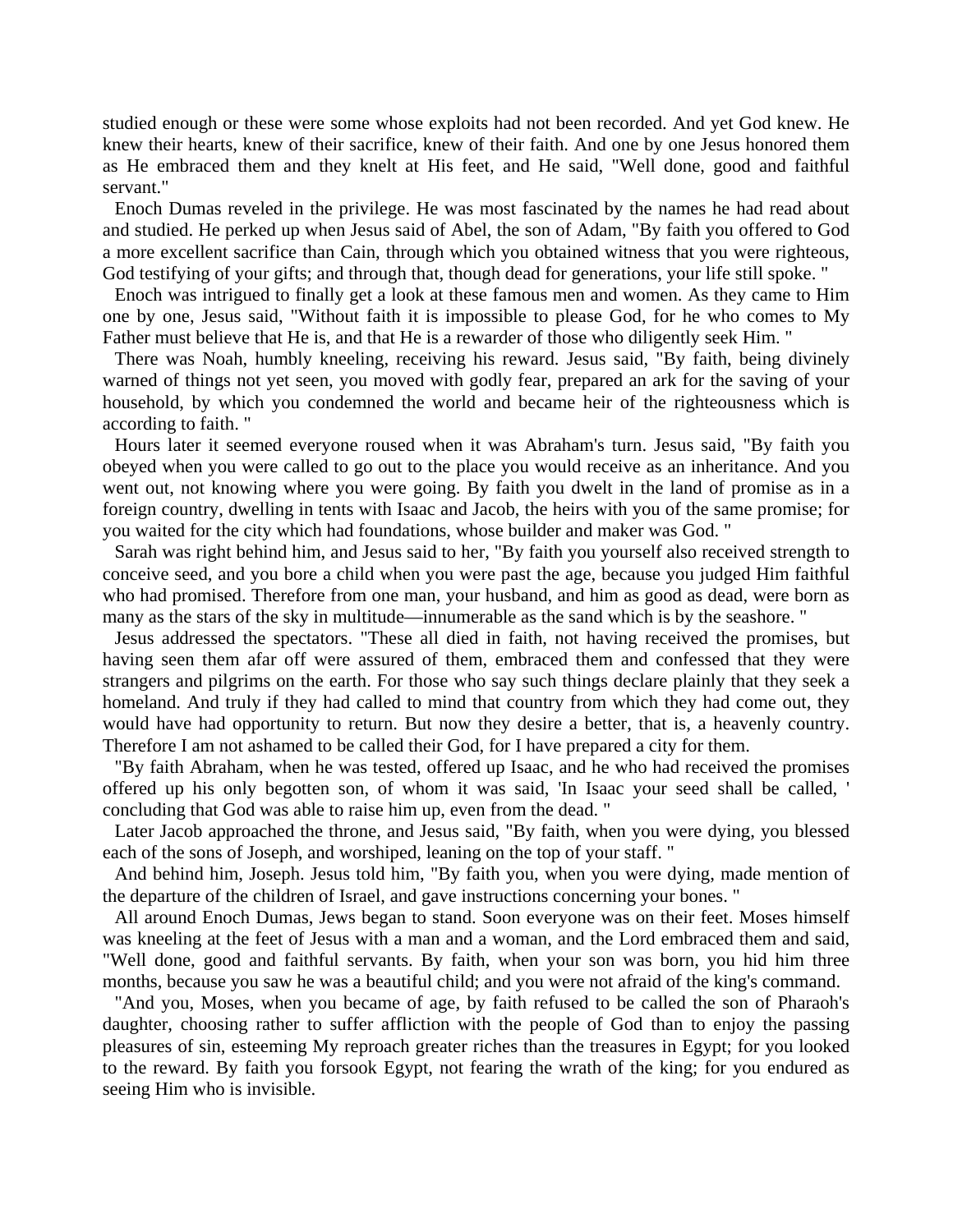studied enough or these were some whose exploits had not been recorded. And yet God knew. He knew their hearts, knew of their sacrifice, knew of their faith. And one by one Jesus honored them as He embraced them and they knelt at His feet, and He said, "Well done, good and faithful servant."

Enoch Dumas reveled in the privilege. He was most fascinated by the names he had read about and studied. He perked up when Jesus said of Abel, the son of Adam, "By faith you offered to God a more excellent sacrifice than Cain, through which you obtained witness that you were righteous, God testifying of your gifts; and through that, though dead for generations, your life still spoke. "

Enoch was intrigued to finally get a look at these famous men and women. As they came to Him one by one, Jesus said, "Without faith it is impossible to please God, for he who comes to My Father must believe that He is, and that He is a rewarder of those who diligently seek Him. "

There was Noah, humbly kneeling, receiving his reward. Jesus said, "By faith, being divinely warned of things not yet seen, you moved with godly fear, prepared an ark for the saving of your household, by which you condemned the world and became heir of the righteousness which is according to faith. "

Hours later it seemed everyone roused when it was Abraham's turn. Jesus said, "By faith you obeyed when you were called to go out to the place you would receive as an inheritance. And you went out, not knowing where you were going. By faith you dwelt in the land of promise as in a foreign country, dwelling in tents with Isaac and Jacob, the heirs with you of the same promise; for you waited for the city which had foundations, whose builder and maker was God. "

Sarah was right behind him, and Jesus said to her, "By faith you yourself also received strength to conceive seed, and you bore a child when you were past the age, because you judged Him faithful who had promised. Therefore from one man, your husband, and him as good as dead, were born as many as the stars of the sky in multitude—innumerable as the sand which is by the seashore. "

Jesus addressed the spectators. "These all died in faith, not having received the promises, but having seen them afar off were assured of them, embraced them and confessed that they were strangers and pilgrims on the earth. For those who say such things declare plainly that they seek a homeland. And truly if they had called to mind that country from which they had come out, they would have had opportunity to return. But now they desire a better, that is, a heavenly country. Therefore I am not ashamed to be called their God, for I have prepared a city for them.

"By faith Abraham, when he was tested, offered up Isaac, and he who had received the promises offered up his only begotten son, of whom it was said, 'In Isaac your seed shall be called, ' concluding that God was able to raise him up, even from the dead. "

Later Jacob approached the throne, and Jesus said, "By faith, when you were dying, you blessed each of the sons of Joseph, and worshiped, leaning on the top of your staff. "

And behind him, Joseph. Jesus told him, "By faith you, when you were dying, made mention of the departure of the children of Israel, and gave instructions concerning your bones. "

All around Enoch Dumas, Jews began to stand. Soon everyone was on their feet. Moses himself was kneeling at the feet of Jesus with a man and a woman, and the Lord embraced them and said, "Well done, good and faithful servants. By faith, when your son was born, you hid him three months, because you saw he was a beautiful child; and you were not afraid of the king's command.

"And you, Moses, when you became of age, by faith refused to be called the son of Pharaoh's daughter, choosing rather to suffer affliction with the people of God than to enjoy the passing pleasures of sin, esteeming My reproach greater riches than the treasures in Egypt; for you looked to the reward. By faith you forsook Egypt, not fearing the wrath of the king; for you endured as seeing Him who is invisible.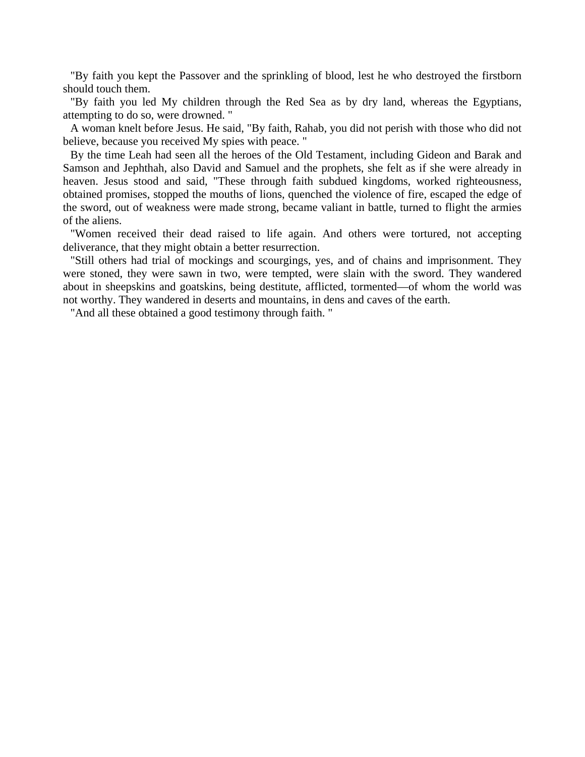"By faith you kept the Passover and the sprinkling of blood, lest he who destroyed the firstborn should touch them.

"By faith you led My children through the Red Sea as by dry land, whereas the Egyptians, attempting to do so, were drowned. "

A woman knelt before Jesus. He said, "By faith, Rahab, you did not perish with those who did not believe, because you received My spies with peace. "

By the time Leah had seen all the heroes of the Old Testament, including Gideon and Barak and Samson and Jephthah, also David and Samuel and the prophets, she felt as if she were already in heaven. Jesus stood and said, "These through faith subdued kingdoms, worked righteousness, obtained promises, stopped the mouths of lions, quenched the violence of fire, escaped the edge of the sword, out of weakness were made strong, became valiant in battle, turned to flight the armies of the aliens.

"Women received their dead raised to life again. And others were tortured, not accepting deliverance, that they might obtain a better resurrection.

"Still others had trial of mockings and scourgings, yes, and of chains and imprisonment. They were stoned, they were sawn in two, were tempted, were slain with the sword. They wandered about in sheepskins and goatskins, being destitute, afflicted, tormented—of whom the world was not worthy. They wandered in deserts and mountains, in dens and caves of the earth.

"And all these obtained a good testimony through faith. "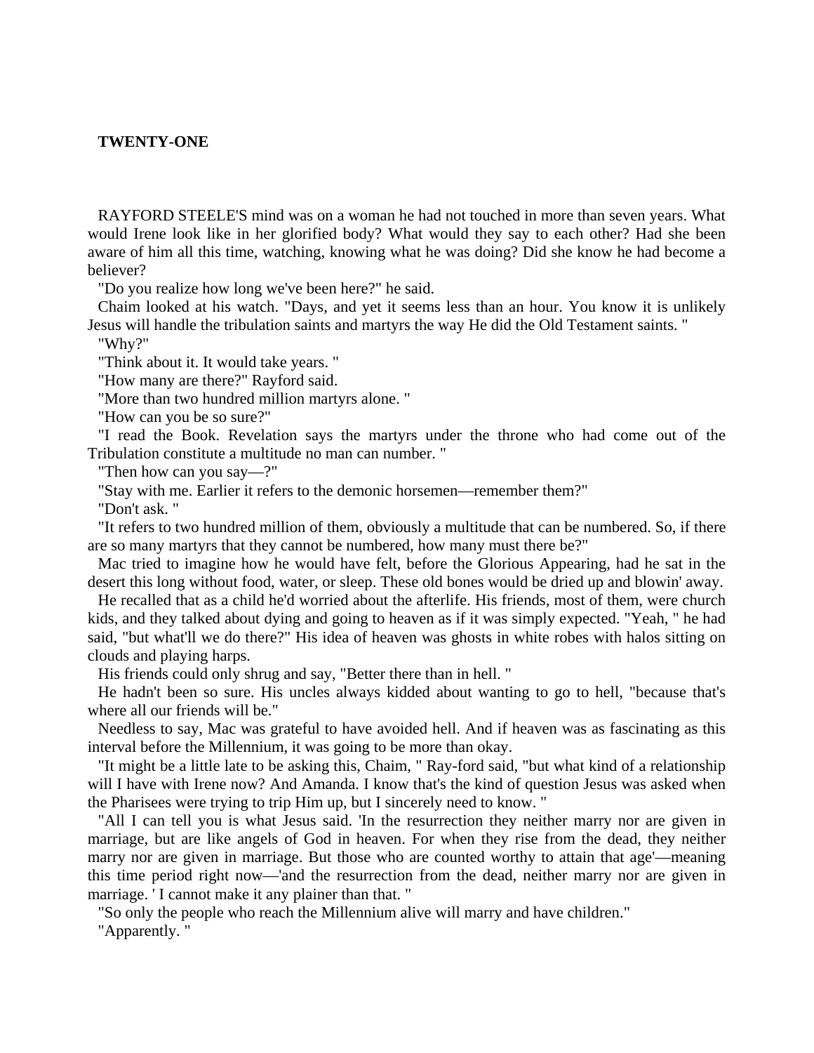**TWENTY-ONE**

RAYFORD STEELE'S mind was on a woman he had not touched in more than seven years. What would Irene look like in her glorified body? What would they say to each other? Had she been aware of him all this time, watching, knowing what he was doing? Did she know he had become a believer?

"Do you realize how long we've been here?" he said.

Chaim looked at his watch. "Days, and yet it seems less than an hour. You know it is unlikely Jesus will handle the tribulation saints and martyrs the way He did the Old Testament saints. "

"Why?"

"Think about it. It would take years. "

"How many are there?" Rayford said.

"More than two hundred million martyrs alone. "

"How can you be so sure?"

"I read the Book. Revelation says the martyrs under the throne who had come out of the Tribulation constitute a multitude no man can number. "

"Then how can you say—?"

"Stay with me. Earlier it refers to the demonic horsemen—remember them?"

"Don't ask. "

"It refers to two hundred million of them, obviously a multitude that can be numbered. So, if there are so many martyrs that they cannot be numbered, how many must there be?"

Mac tried to imagine how he would have felt, before the Glorious Appearing, had he sat in the desert this long without food, water, or sleep. These old bones would be dried up and blowin' away.

He recalled that as a child he'd worried about the afterlife. His friends, most of them, were church kids, and they talked about dying and going to heaven as if it was simply expected. "Yeah, " he had said, "but what'll we do there?" His idea of heaven was ghosts in white robes with halos sitting on clouds and playing harps.

His friends could only shrug and say, "Better there than in hell. "

He hadn't been so sure. His uncles always kidded about wanting to go to hell, "because that's where all our friends will be."

Needless to say, Mac was grateful to have avoided hell. And if heaven was as fascinating as this interval before the Millennium, it was going to be more than okay.

"It might be a little late to be asking this, Chaim, " Ray-ford said, "but what kind of a relationship will I have with Irene now? And Amanda. I know that's the kind of question Jesus was asked when the Pharisees were trying to trip Him up, but I sincerely need to know. "

"All I can tell you is what Jesus said. 'In the resurrection they neither marry nor are given in marriage, but are like angels of God in heaven. For when they rise from the dead, they neither marry nor are given in marriage. But those who are counted worthy to attain that age'—meaning this time period right now—'and the resurrection from the dead, neither marry nor are given in marriage. ' I cannot make it any plainer than that. "

"So only the people who reach the Millennium alive will marry and have children."

"Apparently. "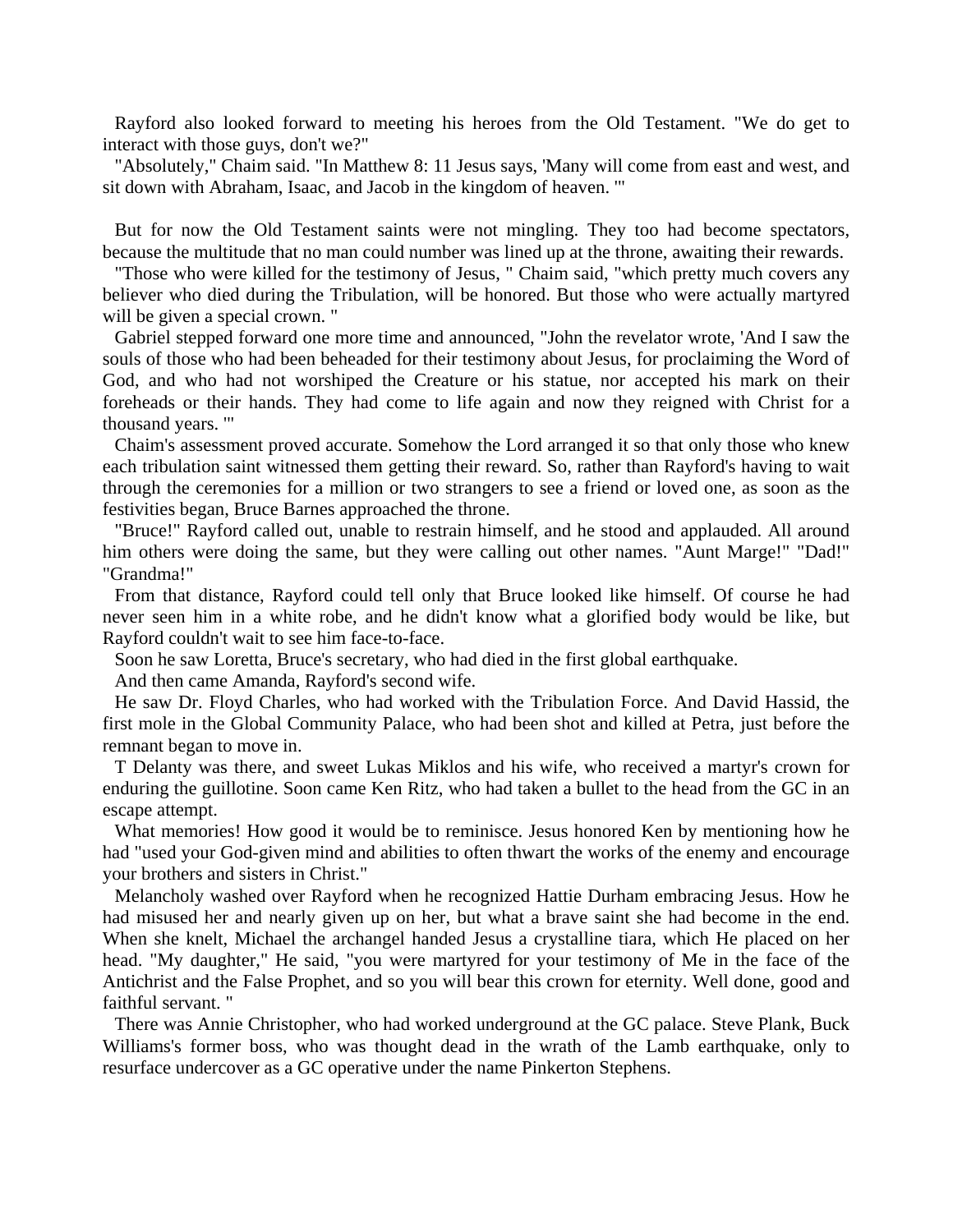Rayford also looked forward to meeting his heroes from the Old Testament. "We do get to interact with those guys, don't we?"

"Absolutely," Chaim said. "In Matthew 8: 11 Jesus says, 'Many will come from east and west, and sit down with Abraham, Isaac, and Jacob in the kingdom of heaven. '"

But for now the Old Testament saints were not mingling. They too had become spectators, because the multitude that no man could number was lined up at the throne, awaiting their rewards.

"Those who were killed for the testimony of Jesus, " Chaim said, "which pretty much covers any believer who died during the Tribulation, will be honored. But those who were actually martyred will be given a special crown. "

Gabriel stepped forward one more time and announced, "John the revelator wrote, 'And I saw the souls of those who had been beheaded for their testimony about Jesus, for proclaiming the Word of God, and who had not worshiped the Creature or his statue, nor accepted his mark on their foreheads or their hands. They had come to life again and now they reigned with Christ for a thousand years. '"

Chaim's assessment proved accurate. Somehow the Lord arranged it so that only those who knew each tribulation saint witnessed them getting their reward. So, rather than Rayford's having to wait through the ceremonies for a million or two strangers to see a friend or loved one, as soon as the festivities began, Bruce Barnes approached the throne.

"Bruce!" Rayford called out, unable to restrain himself, and he stood and applauded. All around him others were doing the same, but they were calling out other names. "Aunt Marge!" "Dad!" "Grandma!"

From that distance, Rayford could tell only that Bruce looked like himself. Of course he had never seen him in a white robe, and he didn't know what a glorified body would be like, but Rayford couldn't wait to see him face-to-face.

Soon he saw Loretta, Bruce's secretary, who had died in the first global earthquake.

And then came Amanda, Rayford's second wife.

He saw Dr. Floyd Charles, who had worked with the Tribulation Force. And David Hassid, the first mole in the Global Community Palace, who had been shot and killed at Petra, just before the remnant began to move in.

T Delanty was there, and sweet Lukas Miklos and his wife, who received a martyr's crown for enduring the guillotine. Soon came Ken Ritz, who had taken a bullet to the head from the GC in an escape attempt.

What memories! How good it would be to reminisce. Jesus honored Ken by mentioning how he had "used your God-given mind and abilities to often thwart the works of the enemy and encourage your brothers and sisters in Christ."

Melancholy washed over Rayford when he recognized Hattie Durham embracing Jesus. How he had misused her and nearly given up on her, but what a brave saint she had become in the end. When she knelt, Michael the archangel handed Jesus a crystalline tiara, which He placed on her head. "My daughter," He said, "you were martyred for your testimony of Me in the face of the Antichrist and the False Prophet, and so you will bear this crown for eternity. Well done, good and faithful servant. "

There was Annie Christopher, who had worked underground at the GC palace. Steve Plank, Buck Williams's former boss, who was thought dead in the wrath of the Lamb earthquake, only to resurface undercover as a GC operative under the name Pinkerton Stephens.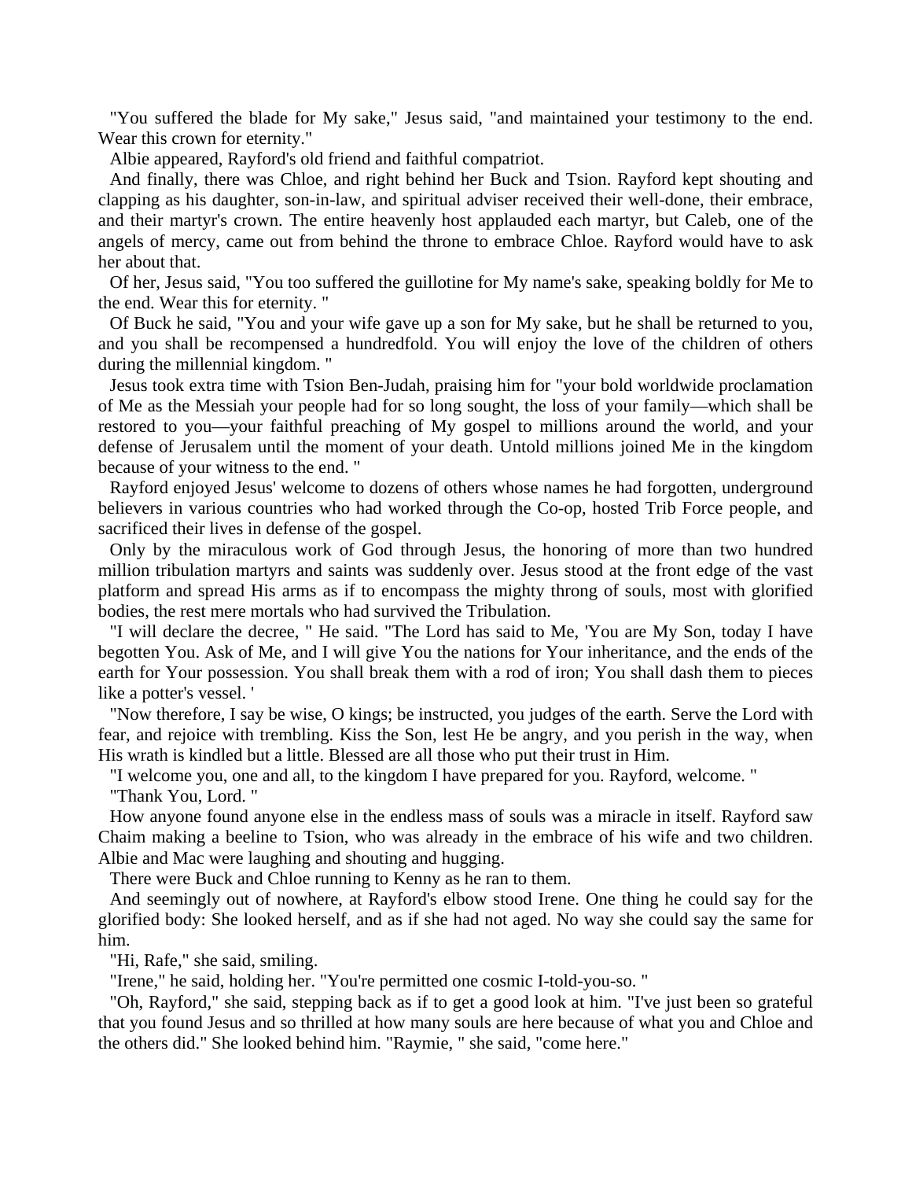"You suffered the blade for My sake," Jesus said, "and maintained your testimony to the end. Wear this crown for eternity."

Albie appeared, Rayford's old friend and faithful compatriot.

And finally, there was Chloe, and right behind her Buck and Tsion. Rayford kept shouting and clapping as his daughter, son-in-law, and spiritual adviser received their well-done, their embrace, and their martyr's crown. The entire heavenly host applauded each martyr, but Caleb, one of the angels of mercy, came out from behind the throne to embrace Chloe. Rayford would have to ask her about that.

Of her, Jesus said, "You too suffered the guillotine for My name's sake, speaking boldly for Me to the end. Wear this for eternity. "

Of Buck he said, "You and your wife gave up a son for My sake, but he shall be returned to you, and you shall be recompensed a hundredfold. You will enjoy the love of the children of others during the millennial kingdom. "

Jesus took extra time with Tsion Ben-Judah, praising him for "your bold worldwide proclamation of Me as the Messiah your people had for so long sought, the loss of your family—which shall be restored to you—your faithful preaching of My gospel to millions around the world, and your defense of Jerusalem until the moment of your death. Untold millions joined Me in the kingdom because of your witness to the end. "

Rayford enjoyed Jesus' welcome to dozens of others whose names he had forgotten, underground believers in various countries who had worked through the Co-op, hosted Trib Force people, and sacrificed their lives in defense of the gospel.

Only by the miraculous work of God through Jesus, the honoring of more than two hundred million tribulation martyrs and saints was suddenly over. Jesus stood at the front edge of the vast platform and spread His arms as if to encompass the mighty throng of souls, most with glorified bodies, the rest mere mortals who had survived the Tribulation.

"I will declare the decree, " He said. "The Lord has said to Me, 'You are My Son, today I have begotten You. Ask of Me, and I will give You the nations for Your inheritance, and the ends of the earth for Your possession. You shall break them with a rod of iron; You shall dash them to pieces like a potter's vessel. '

"Now therefore, I say be wise, O kings; be instructed, you judges of the earth. Serve the Lord with fear, and rejoice with trembling. Kiss the Son, lest He be angry, and you perish in the way, when His wrath is kindled but a little. Blessed are all those who put their trust in Him.

"I welcome you, one and all, to the kingdom I have prepared for you. Rayford, welcome. "

"Thank You, Lord. "

How anyone found anyone else in the endless mass of souls was a miracle in itself. Rayford saw Chaim making a beeline to Tsion, who was already in the embrace of his wife and two children. Albie and Mac were laughing and shouting and hugging.

There were Buck and Chloe running to Kenny as he ran to them.

And seemingly out of nowhere, at Rayford's elbow stood Irene. One thing he could say for the glorified body: She looked herself, and as if she had not aged. No way she could say the same for him.

"Hi, Rafe," she said, smiling.

"Irene," he said, holding her. "You're permitted one cosmic I-told-you-so. "

"Oh, Rayford," she said, stepping back as if to get a good look at him. "I've just been so grateful that you found Jesus and so thrilled at how many souls are here because of what you and Chloe and the others did." She looked behind him. "Raymie, " she said, "come here."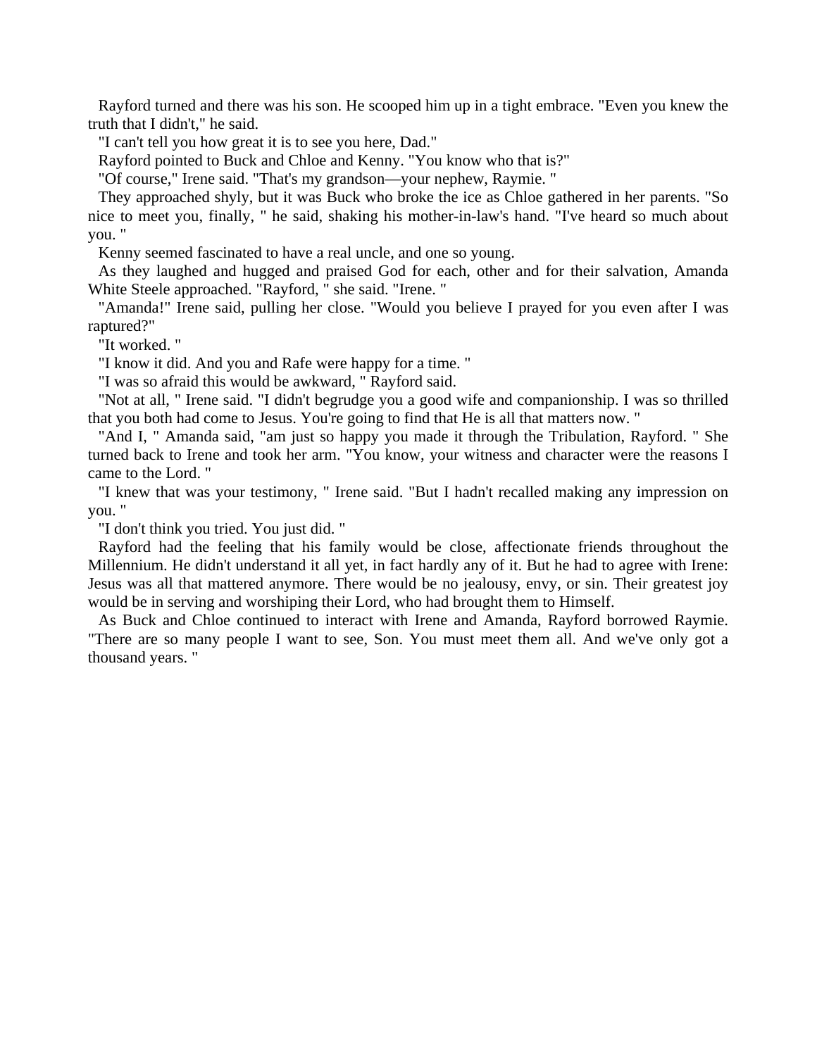Rayford turned and there was his son. He scooped him up in a tight embrace. "Even you knew the truth that I didn't," he said.

"I can't tell you how great it is to see you here, Dad."

Rayford pointed to Buck and Chloe and Kenny. "You know who that is?"

"Of course," Irene said. "That's my grandson—your nephew, Raymie. "

They approached shyly, but it was Buck who broke the ice as Chloe gathered in her parents. "So nice to meet you, finally, " he said, shaking his mother-in-law's hand. "I've heard so much about you. "

Kenny seemed fascinated to have a real uncle, and one so young.

As they laughed and hugged and praised God for each, other and for their salvation, Amanda White Steele approached. "Rayford, " she said. "Irene. "

"Amanda!" Irene said, pulling her close. "Would you believe I prayed for you even after I was raptured?"

"It worked. "

"I know it did. And you and Rafe were happy for a time. "

"I was so afraid this would be awkward, " Rayford said.

"Not at all, " Irene said. "I didn't begrudge you a good wife and companionship. I was so thrilled that you both had come to Jesus. You're going to find that He is all that matters now. "

"And I, " Amanda said, "am just so happy you made it through the Tribulation, Rayford. " She turned back to Irene and took her arm. "You know, your witness and character were the reasons I came to the Lord. "

"I knew that was your testimony, " Irene said. "But I hadn't recalled making any impression on you. "

"I don't think you tried. You just did. "

Rayford had the feeling that his family would be close, affectionate friends throughout the Millennium. He didn't understand it all yet, in fact hardly any of it. But he had to agree with Irene: Jesus was all that mattered anymore. There would be no jealousy, envy, or sin. Their greatest joy would be in serving and worshiping their Lord, who had brought them to Himself.

As Buck and Chloe continued to interact with Irene and Amanda, Rayford borrowed Raymie. "There are so many people I want to see, Son. You must meet them all. And we've only got a thousand years. "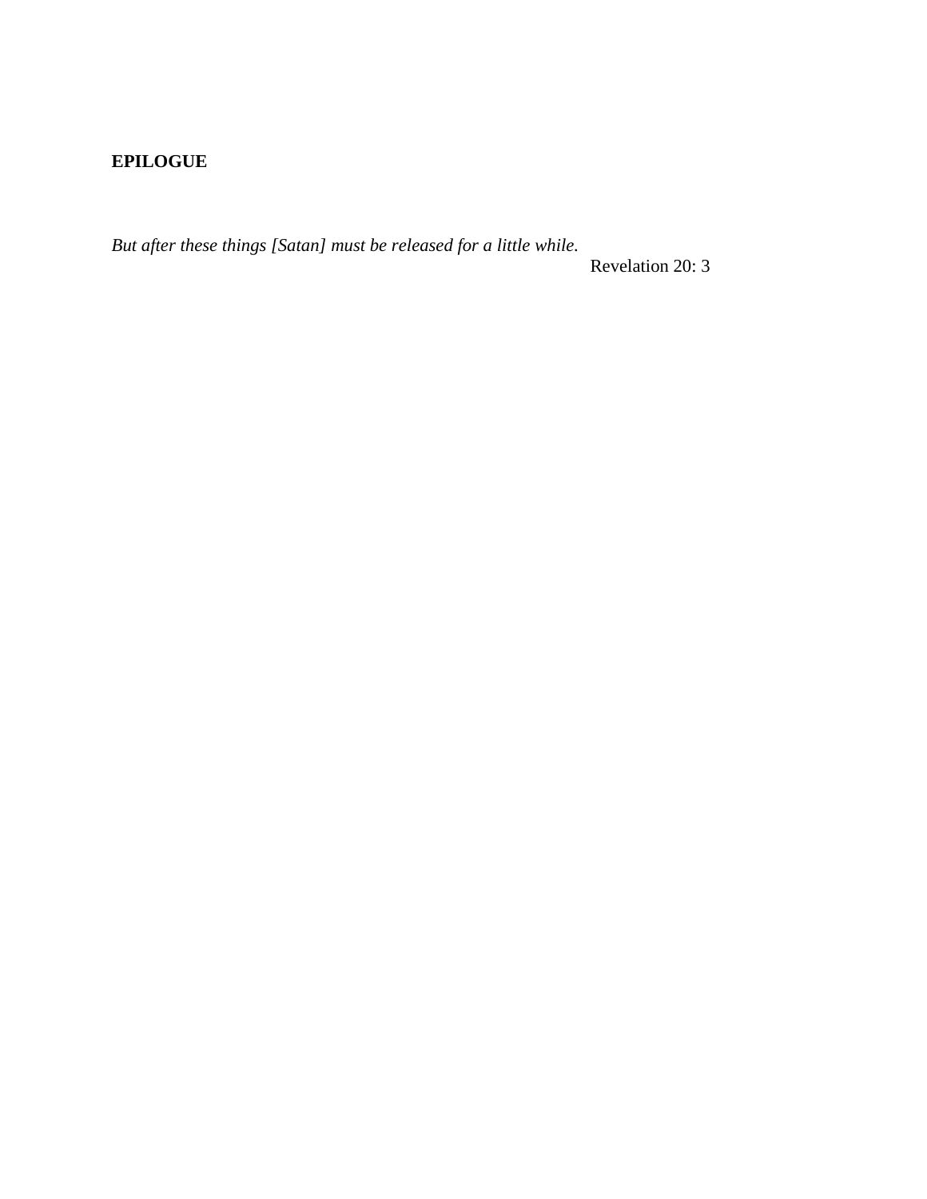# EPILOGUE

*But after these things [Satan] must be released for a little while.*

Revelation 20: 3